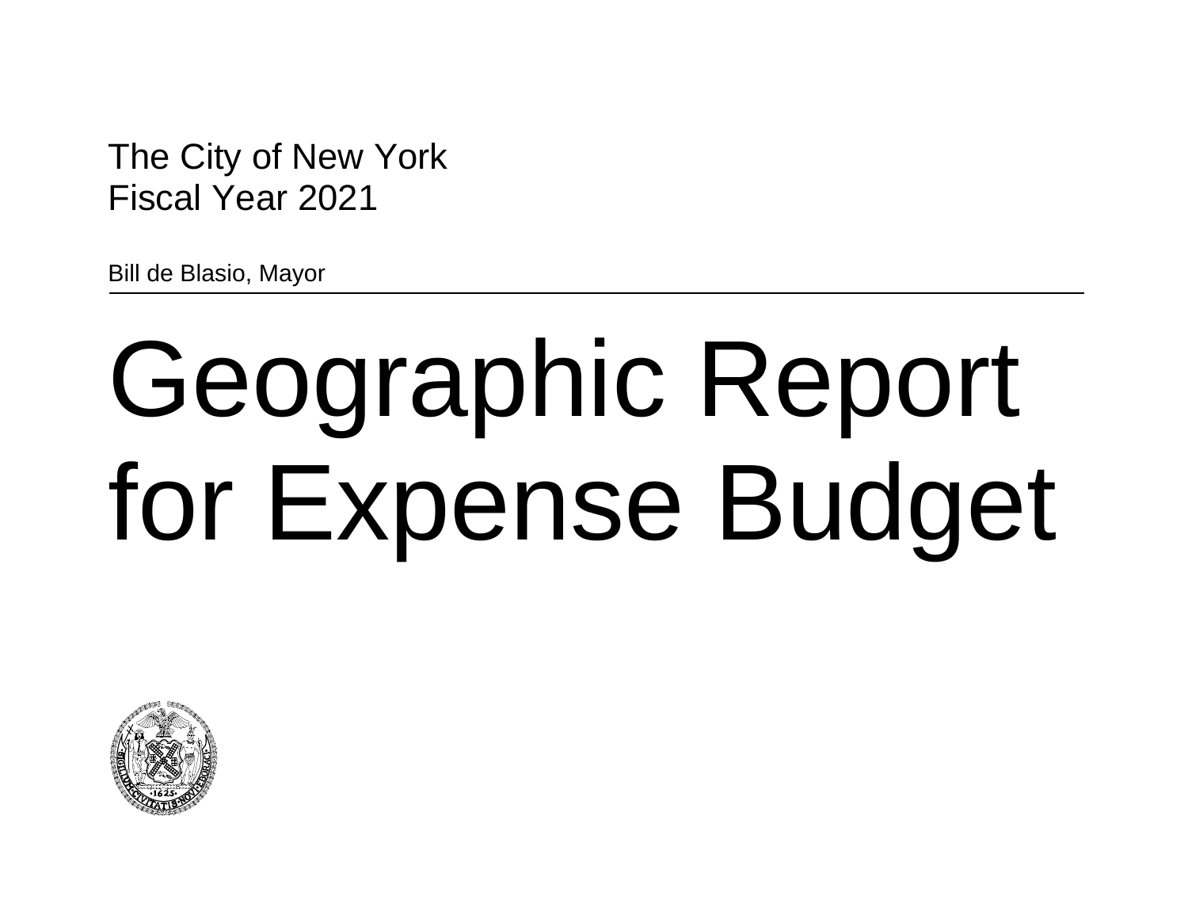The City of New York
Fiscal Year 2021

Bill de Blasio, Mayor

# Geographic Report for Expense Budget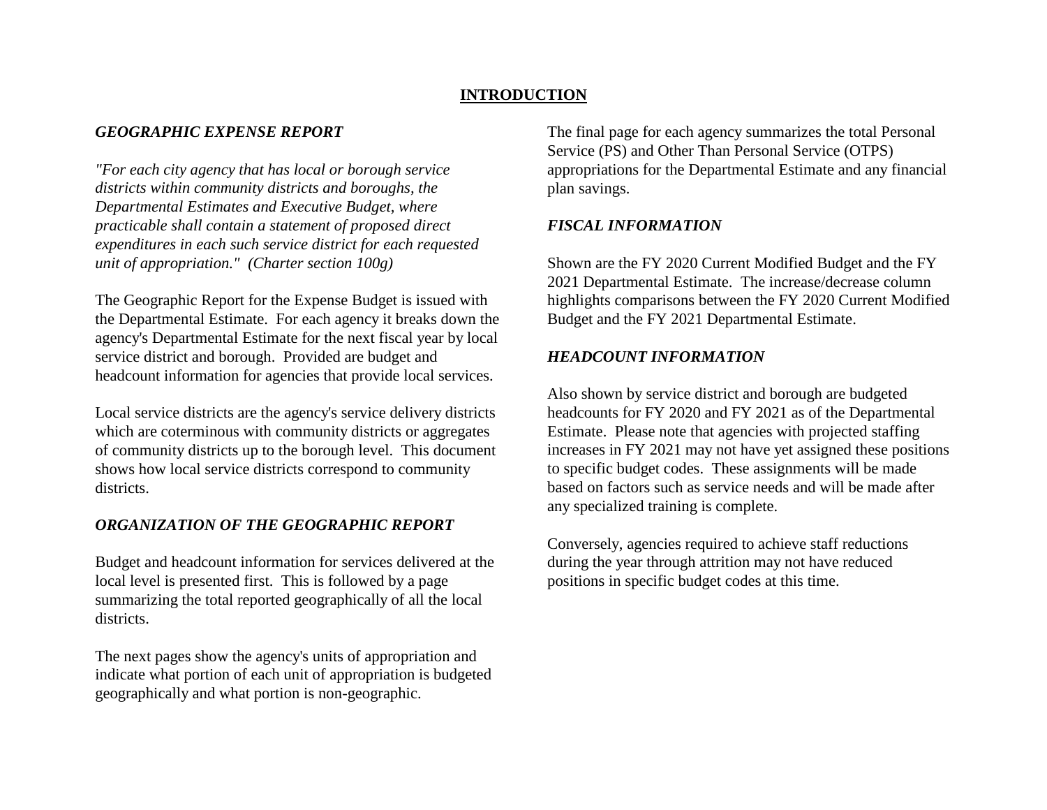# INTRODUCTION

## *GEOGRAPHIC EXPENSE REPORT*

*"For each city agency that has local or borough service districts within community districts and boroughs, the Departmental Estimates and Executive Budget, where practicable shall contain a statement of proposed direct expenditures in each such service district for each requested unit of appropriation." (Charter section 100g)*

The Geographic Report for the Expense Budget is issued with the Departmental Estimate. For each agency it breaks down the agency's Departmental Estimate for the next fiscal year by local service district and borough. Provided are budget and headcount information for agencies that provide local services.

Local service districts are the agency's service delivery districts which are coterminous with community districts or aggregates of community districts up to the borough level. This document shows how local service districts correspond to community districts.

## *ORGANIZATION OF THE GEOGRAPHIC REPORT*

Budget and headcount information for services delivered at the local level is presented first. This is followed by a page summarizing the total reported geographically of all the local districts.

The next pages show the agency's units of appropriation and indicate what portion of each unit of appropriation is budgeted geographically and what portion is non-geographic.

The final page for each agency summarizes the total Personal Service (PS) and Other Than Personal Service (OTPS) appropriations for the Departmental Estimate and any financial plan savings.

## *FISCAL INFORMATION*

Shown are the FY 2020 Current Modified Budget and the FY 2021 Departmental Estimate. The increase/decrease column highlights comparisons between the FY 2020 Current Modified Budget and the FY 2021 Departmental Estimate.

## *HEADCOUNT INFORMATION*

Also shown by service district and borough are budgeted headcounts for FY 2020 and FY 2021 as of the Departmental Estimate. Please note that agencies with projected staffing increases in FY 2021 may not have yet assigned these positions to specific budget codes. These assignments will be made based on factors such as service needs and will be made after any specialized training is complete.

Conversely, agencies required to achieve staff reductions during the year through attrition may not have reduced positions in specific budget codes at this time.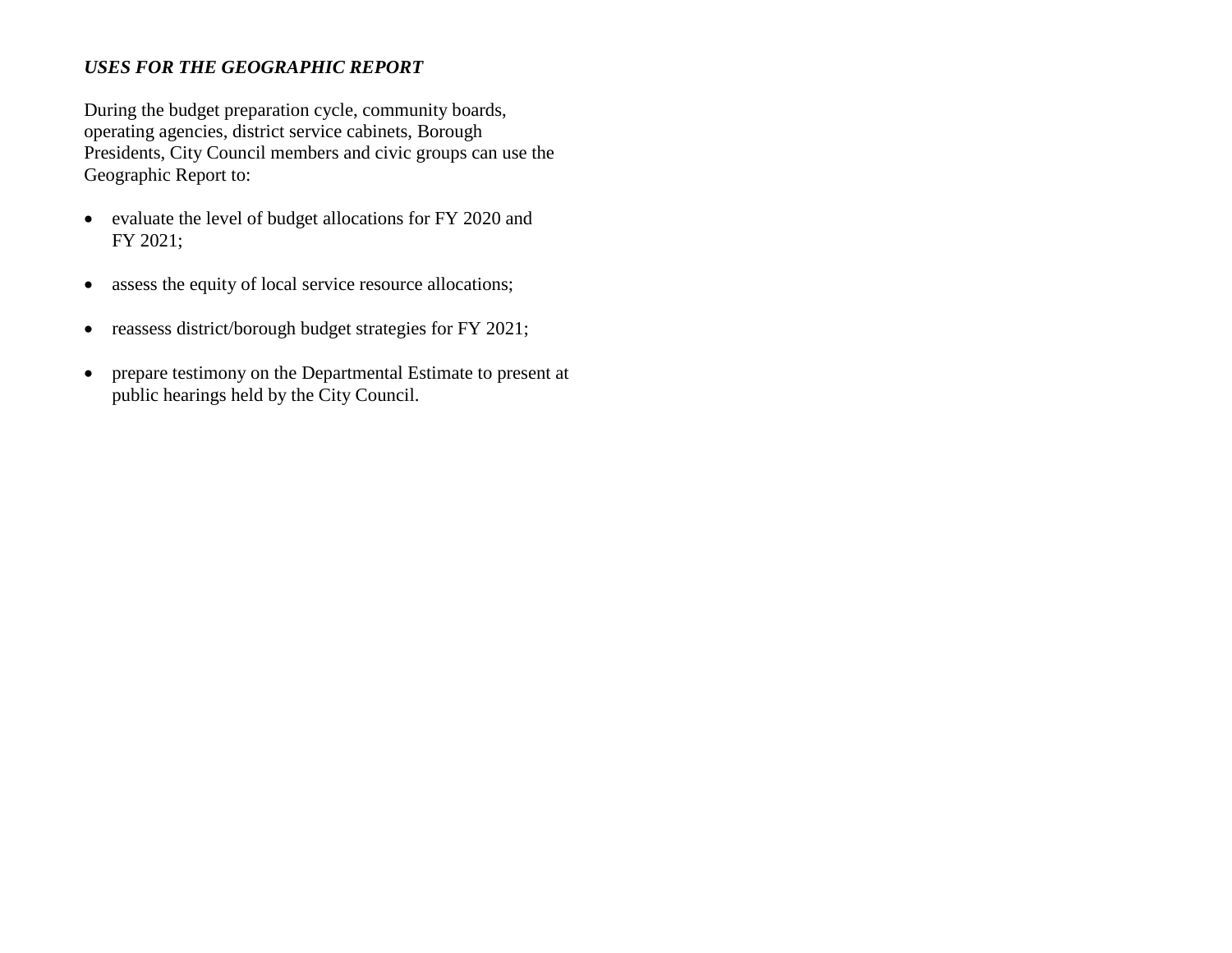***USES FOR THE GEOGRAPHIC REPORT***

During the budget preparation cycle, community boards, operating agencies, district service cabinets, Borough Presidents, City Council members and civic groups can use the Geographic Report to:

- evaluate the level of budget allocations for FY 2020 and FY 2021;
- assess the equity of local service resource allocations;
- reassess district/borough budget strategies for FY 2021;
- prepare testimony on the Departmental Estimate to present at public hearings held by the City Council.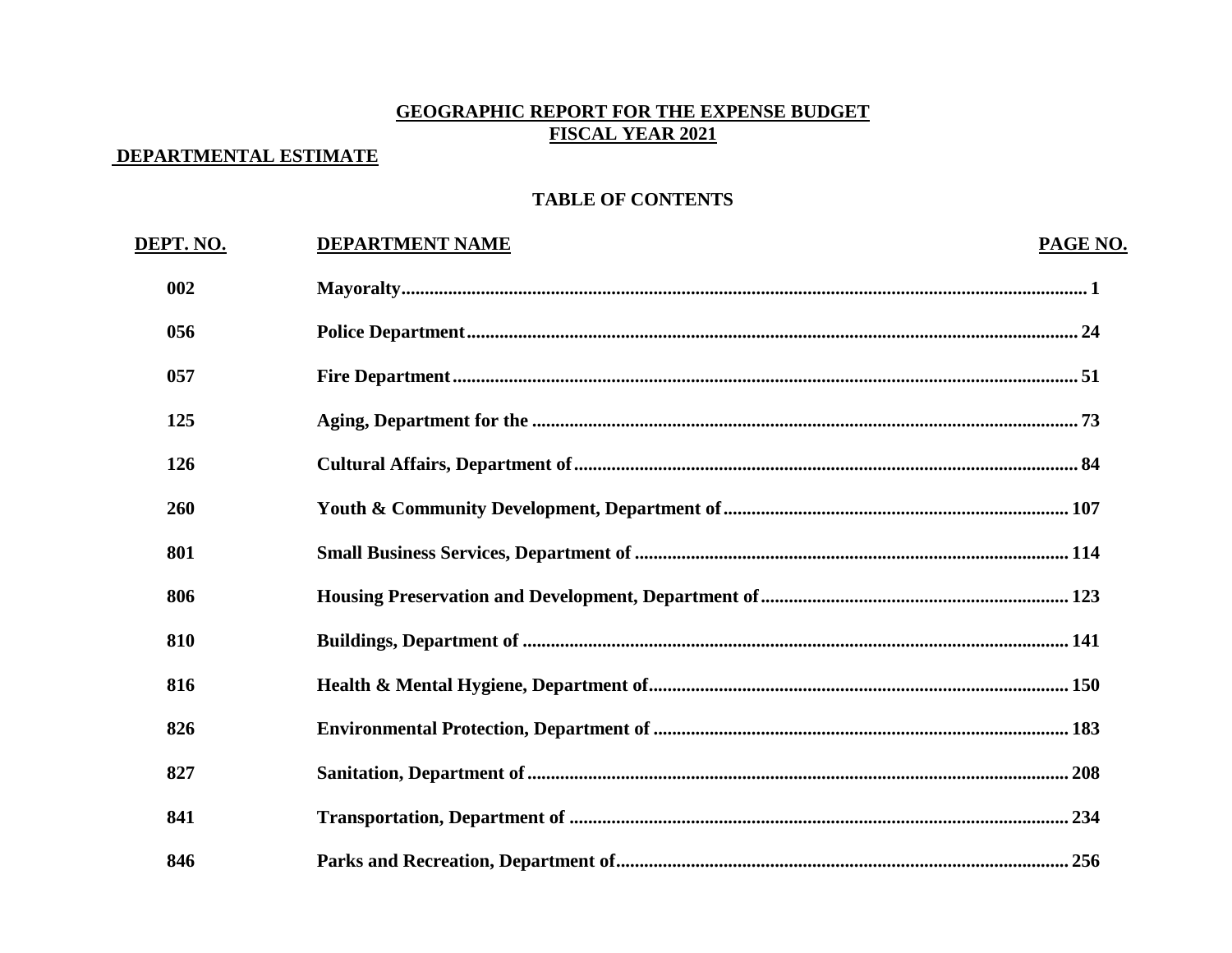# GEOGRAPHIC REPORT FOR THE EXPENSE BUDGET
# FISCAL YEAR 2021

**DEPARTMENTAL ESTIMATE**

## TABLE OF CONTENTS

| DEPT. NO. | DEPARTMENT NAME | PAGE NO. |
|---|---|---|
| 002 | Mayoralty | 1 |
| 056 | Police Department | 24 |
| 057 | Fire Department | 51 |
| 125 | Aging, Department for the | 73 |
| 126 | Cultural Affairs, Department of | 84 |
| 260 | Youth & Community Development, Department of | 107 |
| 801 | Small Business Services, Department of | 114 |
| 806 | Housing Preservation and Development, Department of | 123 |
| 810 | Buildings, Department of | 141 |
| 816 | Health & Mental Hygiene, Department of | 150 |
| 826 | Environmental Protection, Department of | 183 |
| 827 | Sanitation, Department of | 208 |
| 841 | Transportation, Department of | 234 |
| 846 | Parks and Recreation, Department of | 256 |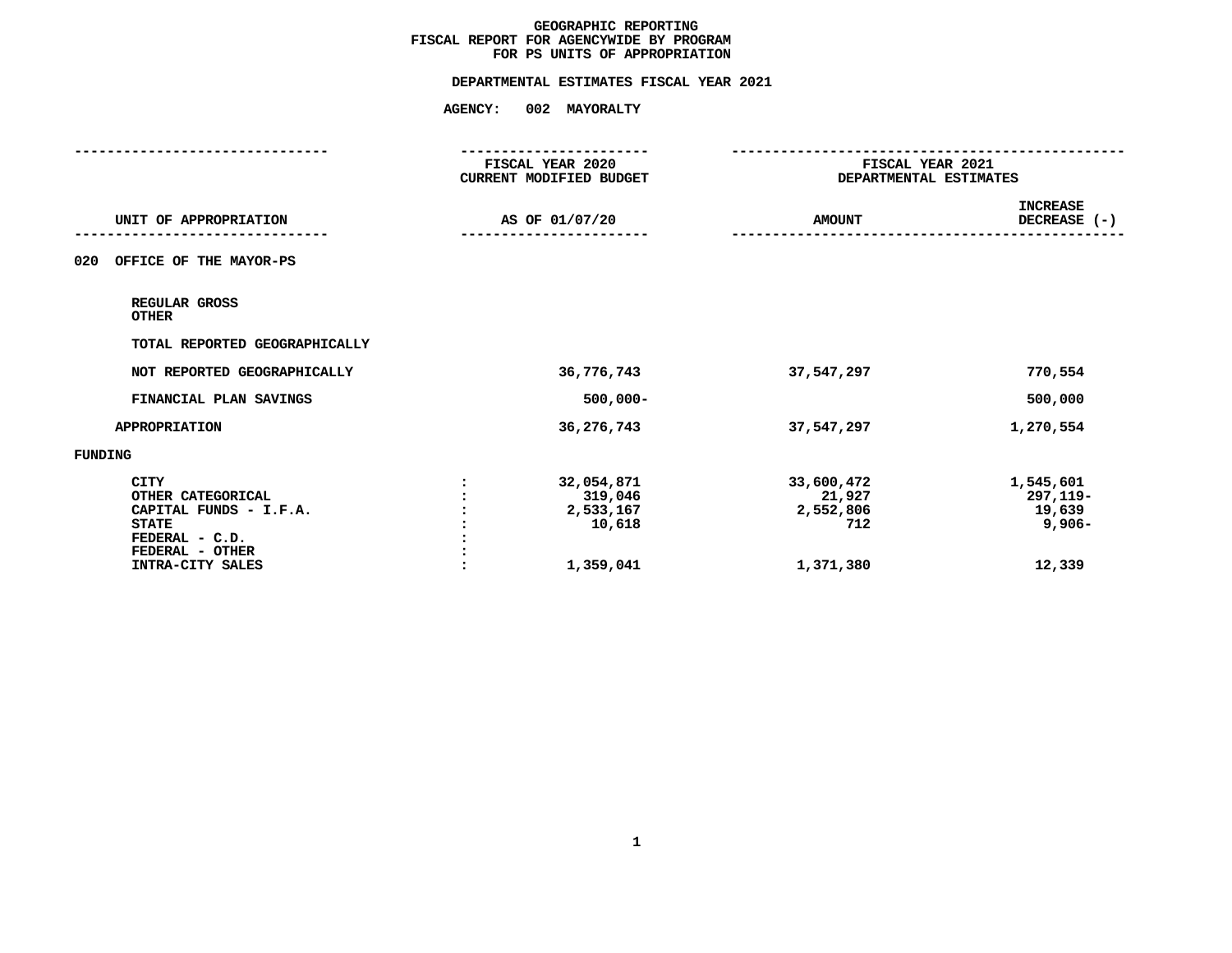**GEOGRAPHIC REPORTING**
**FISCAL REPORT FOR AGENCYWIDE BY PROGRAM**
**FOR PS UNITS OF APPROPRIATION**

**DEPARTMENTAL ESTIMATES FISCAL YEAR 2021**

**AGENCY: 002 MAYORALTY**

| UNIT OF APPROPRIATION | | FISCAL YEAR 2020 CURRENT MODIFIED BUDGET AS OF 01/07/20 | FISCAL YEAR 2021 DEPARTMENTAL ESTIMATES AMOUNT | INCREASE DECREASE (-) |
|---|---|---|---|---|
| **020 OFFICE OF THE MAYOR-PS** | | | | |
| REGULAR GROSS | | | | |
| OTHER | | | | |
| TOTAL REPORTED GEOGRAPHICALLY | | | | |
| NOT REPORTED GEOGRAPHICALLY | | 36,776,743 | 37,547,297 | 770,554 |
| FINANCIAL PLAN SAVINGS | | 500,000- | | 500,000 |
| APPROPRIATION | | 36,276,743 | 37,547,297 | 1,270,554 |
| **FUNDING** | | | | |
| CITY | : | 32,054,871 | 33,600,472 | 1,545,601 |
| OTHER CATEGORICAL | : | 319,046 | 21,927 | 297,119- |
| CAPITAL FUNDS - I.F.A. | : | 2,533,167 | 2,552,806 | 19,639 |
| STATE | : | 10,618 | 712 | 9,906- |
| FEDERAL - C.D. | : | | | |
| FEDERAL - OTHER | : | | | |
| INTRA-CITY SALES | : | 1,359,041 | 1,371,380 | 12,339 |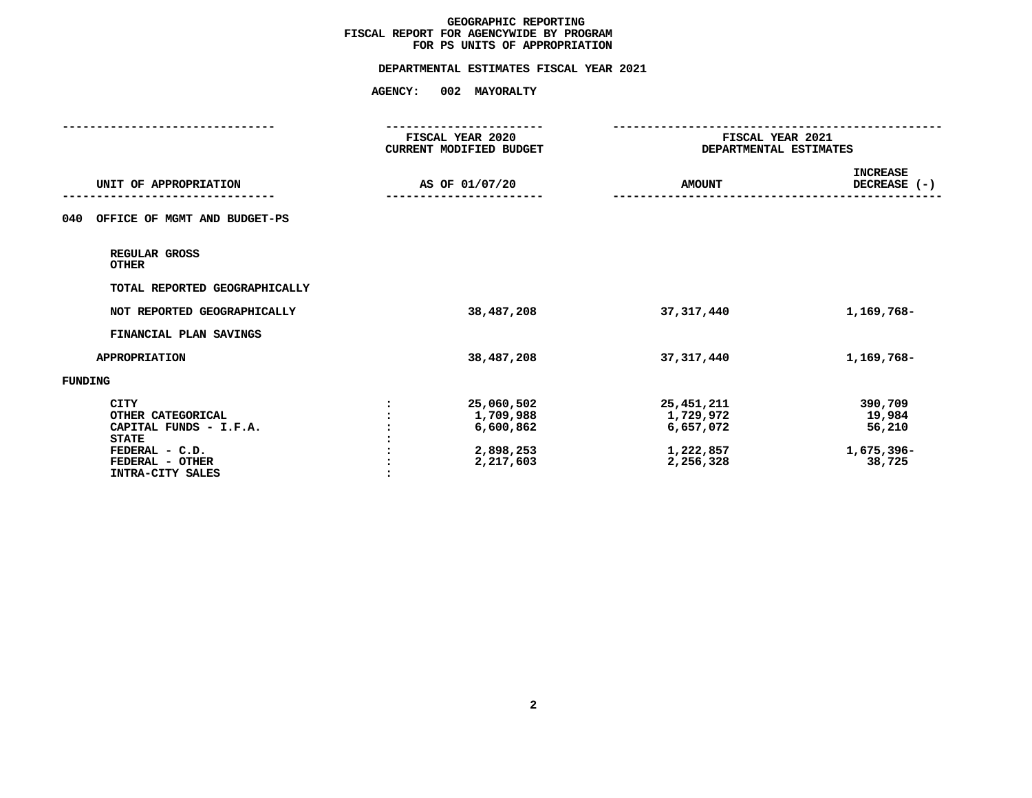# GEOGRAPHIC REPORTING
## FISCAL REPORT FOR AGENCYWIDE BY PROGRAM
## FOR PS UNITS OF APPROPRIATION

### DEPARTMENTAL ESTIMATES FISCAL YEAR 2021

**AGENCY: 002 MAYORALTY**

| UNIT OF APPROPRIATION | FISCAL YEAR 2020 CURRENT MODIFIED BUDGET AS OF 01/07/20 | FISCAL YEAR 2021 DEPARTMENTAL ESTIMATES AMOUNT | INCREASE DECREASE (-) |
|---|---|---|---|
| **040 OFFICE OF MGMT AND BUDGET-PS** | | | |
| REGULAR GROSS | | | |
| OTHER | | | |
| TOTAL REPORTED GEOGRAPHICALLY | | | |
| NOT REPORTED GEOGRAPHICALLY | 38,487,208 | 37,317,440 | 1,169,768- |
| FINANCIAL PLAN SAVINGS | | | |
| APPROPRIATION | 38,487,208 | 37,317,440 | 1,169,768- |
| **FUNDING** | | | |
| CITY | 25,060,502 | 25,451,211 | 390,709 |
| OTHER CATEGORICAL | 1,709,988 | 1,729,972 | 19,984 |
| CAPITAL FUNDS - I.F.A. | 6,600,862 | 6,657,072 | 56,210 |
| STATE | | | |
| FEDERAL - C.D. | 2,898,253 | 1,222,857 | 1,675,396- |
| FEDERAL - OTHER | 2,217,603 | 2,256,328 | 38,725 |
| INTRA-CITY SALES | | | |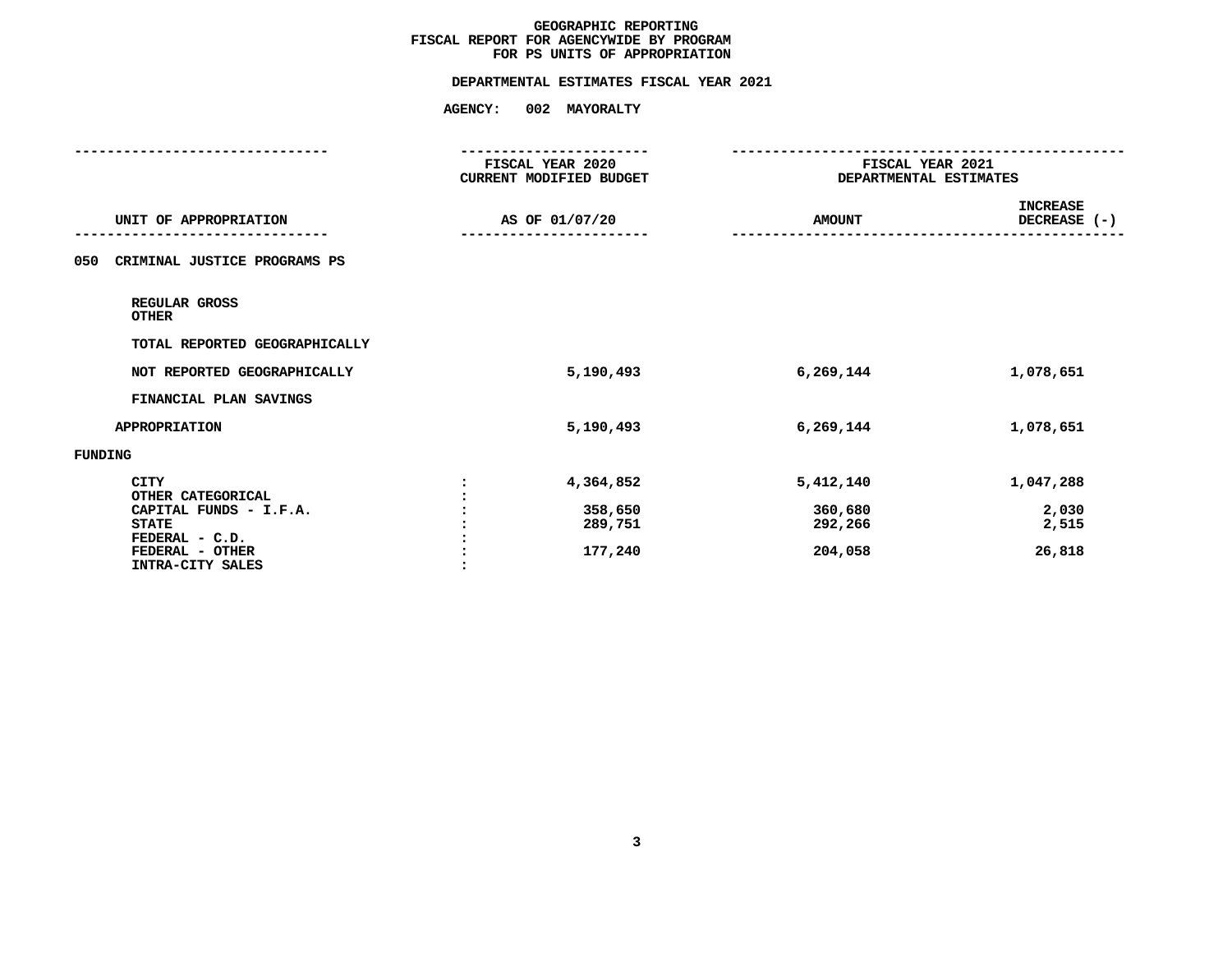# GEOGRAPHIC REPORTING
## FISCAL REPORT FOR AGENCYWIDE BY PROGRAM
## FOR PS UNITS OF APPROPRIATION

### DEPARTMENTAL ESTIMATES FISCAL YEAR 2021

### AGENCY: 002 MAYORALTY

| UNIT OF APPROPRIATION | | FISCAL YEAR 2020 CURRENT MODIFIED BUDGET AS OF 01/07/20 | FISCAL YEAR 2021 DEPARTMENTAL ESTIMATES AMOUNT | INCREASE DECREASE (-) |
|---|---|---|---|---|
| **050 CRIMINAL JUSTICE PROGRAMS PS** | | | | |
| REGULAR GROSS | | | | |
| OTHER | | | | |
| TOTAL REPORTED GEOGRAPHICALLY | | | | |
| NOT REPORTED GEOGRAPHICALLY | | 5,190,493 | 6,269,144 | 1,078,651 |
| FINANCIAL PLAN SAVINGS | | | | |
| APPROPRIATION | | 5,190,493 | 6,269,144 | 1,078,651 |
| **FUNDING** | | | | |
| CITY | : | 4,364,852 | 5,412,140 | 1,047,288 |
| OTHER CATEGORICAL | : | | | |
| CAPITAL FUNDS - I.F.A. | : | 358,650 | 360,680 | 2,030 |
| STATE | : | 289,751 | 292,266 | 2,515 |
| FEDERAL - C.D. | : | | | |
| FEDERAL - OTHER | : | 177,240 | 204,058 | 26,818 |
| INTRA-CITY SALES | : | | | |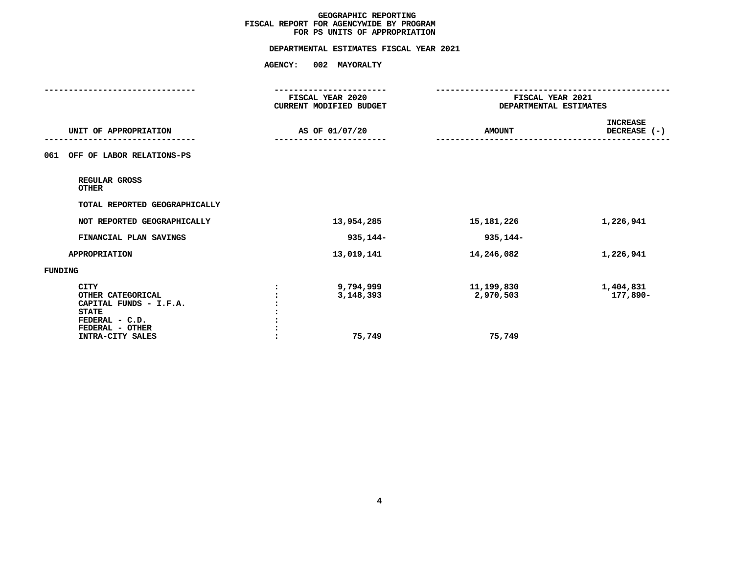# GEOGRAPHIC REPORTING
## FISCAL REPORT FOR AGENCYWIDE BY PROGRAM
## FOR PS UNITS OF APPROPRIATION

**DEPARTMENTAL ESTIMATES FISCAL YEAR 2021**

**AGENCY: 002 MAYORALTY**

| UNIT OF APPROPRIATION | FISCAL YEAR 2020 CURRENT MODIFIED BUDGET AS OF 01/07/20 | FISCAL YEAR 2021 DEPARTMENTAL ESTIMATES AMOUNT | INCREASE DECREASE (-) |
|---|---|---|---|
| **061 OFF OF LABOR RELATIONS-PS** | | | |
| REGULAR GROSS | | | |
| OTHER | | | |
| TOTAL REPORTED GEOGRAPHICALLY | | | |
| NOT REPORTED GEOGRAPHICALLY | 13,954,285 | 15,181,226 | 1,226,941 |
| FINANCIAL PLAN SAVINGS | 935,144- | 935,144- | |
| APPROPRIATION | 13,019,141 | 14,246,082 | 1,226,941 |
| **FUNDING** | | | |
| CITY | 9,794,999 | 11,199,830 | 1,404,831 |
| OTHER CATEGORICAL | 3,148,393 | 2,970,503 | 177,890- |
| CAPITAL FUNDS - I.F.A. | | | |
| STATE | | | |
| FEDERAL - C.D. | | | |
| FEDERAL - OTHER | | | |
| INTRA-CITY SALES | 75,749 | 75,749 | |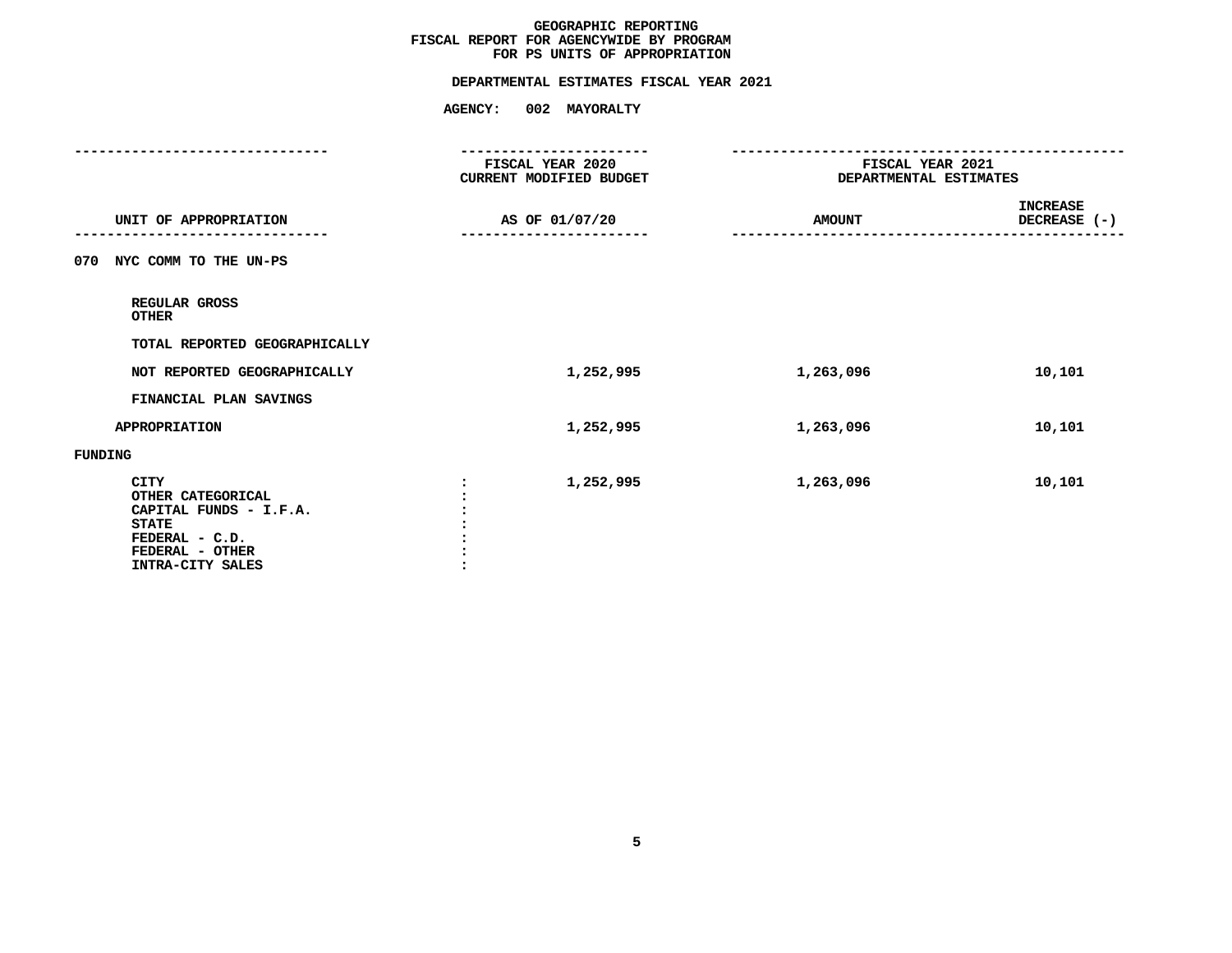# GEOGRAPHIC REPORTING
## FISCAL REPORT FOR AGENCYWIDE BY PROGRAM FOR PS UNITS OF APPROPRIATION

**DEPARTMENTAL ESTIMATES FISCAL YEAR 2021**

**AGENCY: 002 MAYORALTY**

| UNIT OF APPROPRIATION | FISCAL YEAR 2020 CURRENT MODIFIED BUDGET AS OF 01/07/20 | FISCAL YEAR 2021 DEPARTMENTAL ESTIMATES AMOUNT | INCREASE DECREASE (-) |
|---|---|---|---|
| **070 NYC COMM TO THE UN-PS** | | | |
| REGULAR GROSS | | | |
| OTHER | | | |
| TOTAL REPORTED GEOGRAPHICALLY | | | |
| NOT REPORTED GEOGRAPHICALLY | 1,252,995 | 1,263,096 | 10,101 |
| FINANCIAL PLAN SAVINGS | | | |
| APPROPRIATION | 1,252,995 | 1,263,096 | 10,101 |
| **FUNDING** | | | |
| CITY | 1,252,995 | 1,263,096 | 10,101 |
| OTHER CATEGORICAL | | | |
| CAPITAL FUNDS - I.F.A. | | | |
| STATE | | | |
| FEDERAL - C.D. | | | |
| FEDERAL - OTHER | | | |
| INTRA-CITY SALES | | | |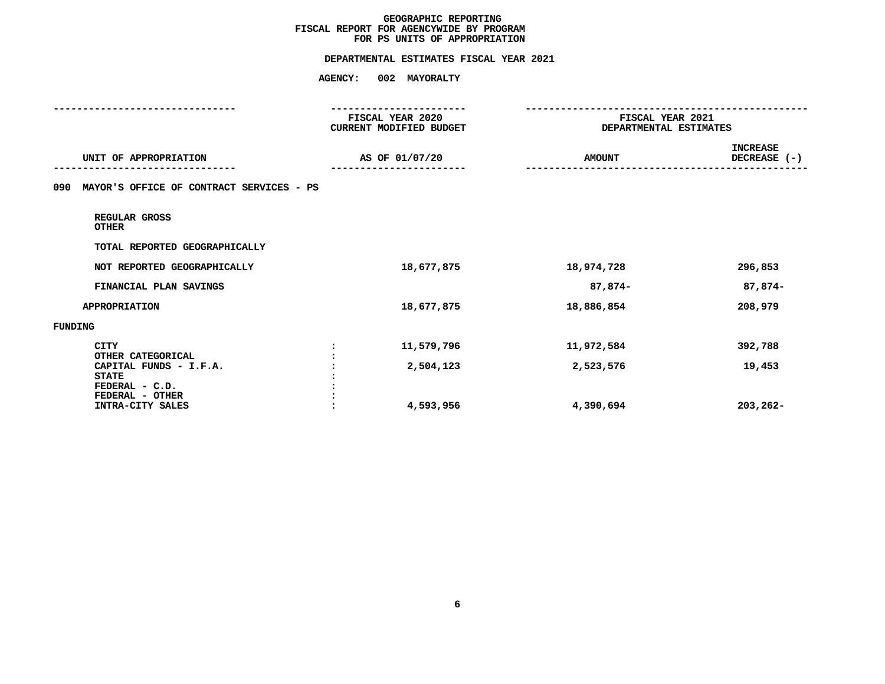# GEOGRAPHIC REPORTING
## FISCAL REPORT FOR AGENCYWIDE BY PROGRAM
## FOR PS UNITS OF APPROPRIATION

**DEPARTMENTAL ESTIMATES FISCAL YEAR 2021**

**AGENCY: 002 MAYORALTY**

| UNIT OF APPROPRIATION | | FISCAL YEAR 2020 CURRENT MODIFIED BUDGET AS OF 01/07/20 | FISCAL YEAR 2021 DEPARTMENTAL ESTIMATES AMOUNT | INCREASE DECREASE (-) |
|---|---|---|---|---|
| **090 MAYOR'S OFFICE OF CONTRACT SERVICES - PS** | | | | |
| REGULAR GROSS | | | | |
| OTHER | | | | |
| TOTAL REPORTED GEOGRAPHICALLY | | | | |
| NOT REPORTED GEOGRAPHICALLY | | 18,677,875 | 18,974,728 | 296,853 |
| FINANCIAL PLAN SAVINGS | | | 87,874- | 87,874- |
| APPROPRIATION | | 18,677,875 | 18,886,854 | 208,979 |
| FUNDING | | | | |
| CITY | : | 11,579,796 | 11,972,584 | 392,788 |
| OTHER CATEGORICAL | : | | | |
| CAPITAL FUNDS - I.F.A. | : | 2,504,123 | 2,523,576 | 19,453 |
| STATE | : | | | |
| FEDERAL - C.D. | : | | | |
| FEDERAL - OTHER | : | | | |
| INTRA-CITY SALES | : | 4,593,956 | 4,390,694 | 203,262- |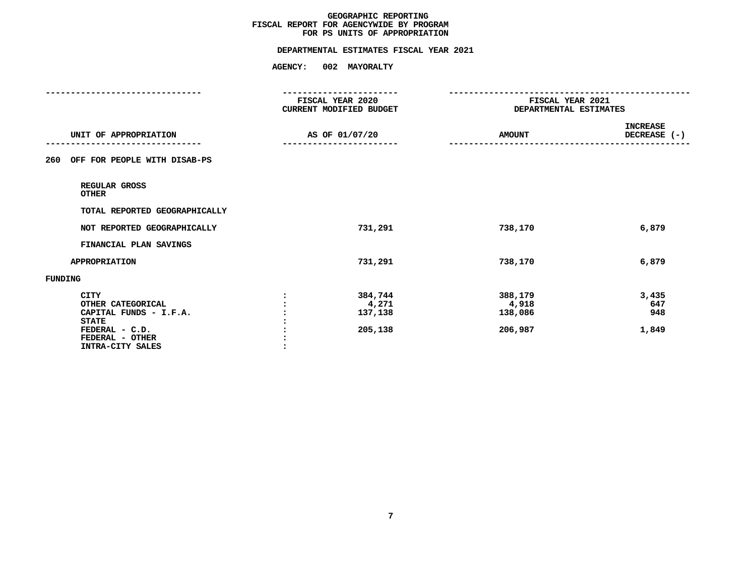# GEOGRAPHIC REPORTING
## FISCAL REPORT FOR AGENCYWIDE BY PROGRAM
## FOR PS UNITS OF APPROPRIATION

### DEPARTMENTAL ESTIMATES FISCAL YEAR 2021

### AGENCY: 002 MAYORALTY

| UNIT OF APPROPRIATION | FISCAL YEAR 2020 CURRENT MODIFIED BUDGET AS OF 01/07/20 | FISCAL YEAR 2021 DEPARTMENTAL ESTIMATES AMOUNT | INCREASE DECREASE (-) |
|---|---|---|---|
| **260 OFF FOR PEOPLE WITH DISAB-PS** | | | |
| REGULAR GROSS | | | |
| OTHER | | | |
| TOTAL REPORTED GEOGRAPHICALLY | | | |
| NOT REPORTED GEOGRAPHICALLY | 731,291 | 738,170 | 6,879 |
| FINANCIAL PLAN SAVINGS | | | |
| APPROPRIATION | 731,291 | 738,170 | 6,879 |
| **FUNDING** | | | |
| CITY | 384,744 | 388,179 | 3,435 |
| OTHER CATEGORICAL | 4,271 | 4,918 | 647 |
| CAPITAL FUNDS - I.F.A. | 137,138 | 138,086 | 948 |
| STATE | | | |
| FEDERAL - C.D. | 205,138 | 206,987 | 1,849 |
| FEDERAL - OTHER | | | |
| INTRA-CITY SALES | | | |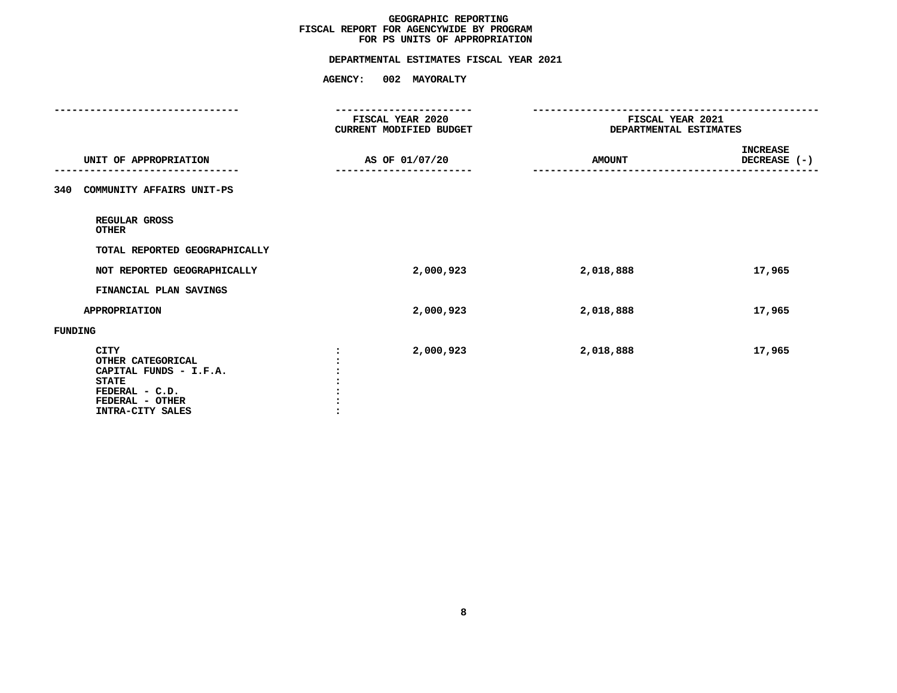# GEOGRAPHIC REPORTING
## FISCAL REPORT FOR AGENCYWIDE BY PROGRAM
## FOR PS UNITS OF APPROPRIATION

### DEPARTMENTAL ESTIMATES FISCAL YEAR 2021

**AGENCY: 002 MAYORALTY**

| UNIT OF APPROPRIATION | FISCAL YEAR 2020 CURRENT MODIFIED BUDGET AS OF 01/07/20 | FISCAL YEAR 2021 DEPARTMENTAL ESTIMATES AMOUNT | INCREASE DECREASE (-) |
|---|---|---|---|
| **340 COMMUNITY AFFAIRS UNIT-PS** | | | |
| REGULAR GROSS | | | |
| OTHER | | | |
| TOTAL REPORTED GEOGRAPHICALLY | | | |
| NOT REPORTED GEOGRAPHICALLY | 2,000,923 | 2,018,888 | 17,965 |
| FINANCIAL PLAN SAVINGS | | | |
| APPROPRIATION | 2,000,923 | 2,018,888 | 17,965 |
| **FUNDING** | | | |
| CITY | 2,000,923 | 2,018,888 | 17,965 |
| OTHER CATEGORICAL | | | |
| CAPITAL FUNDS - I.F.A. | | | |
| STATE | | | |
| FEDERAL - C.D. | | | |
| FEDERAL - OTHER | | | |
| INTRA-CITY SALES | | | |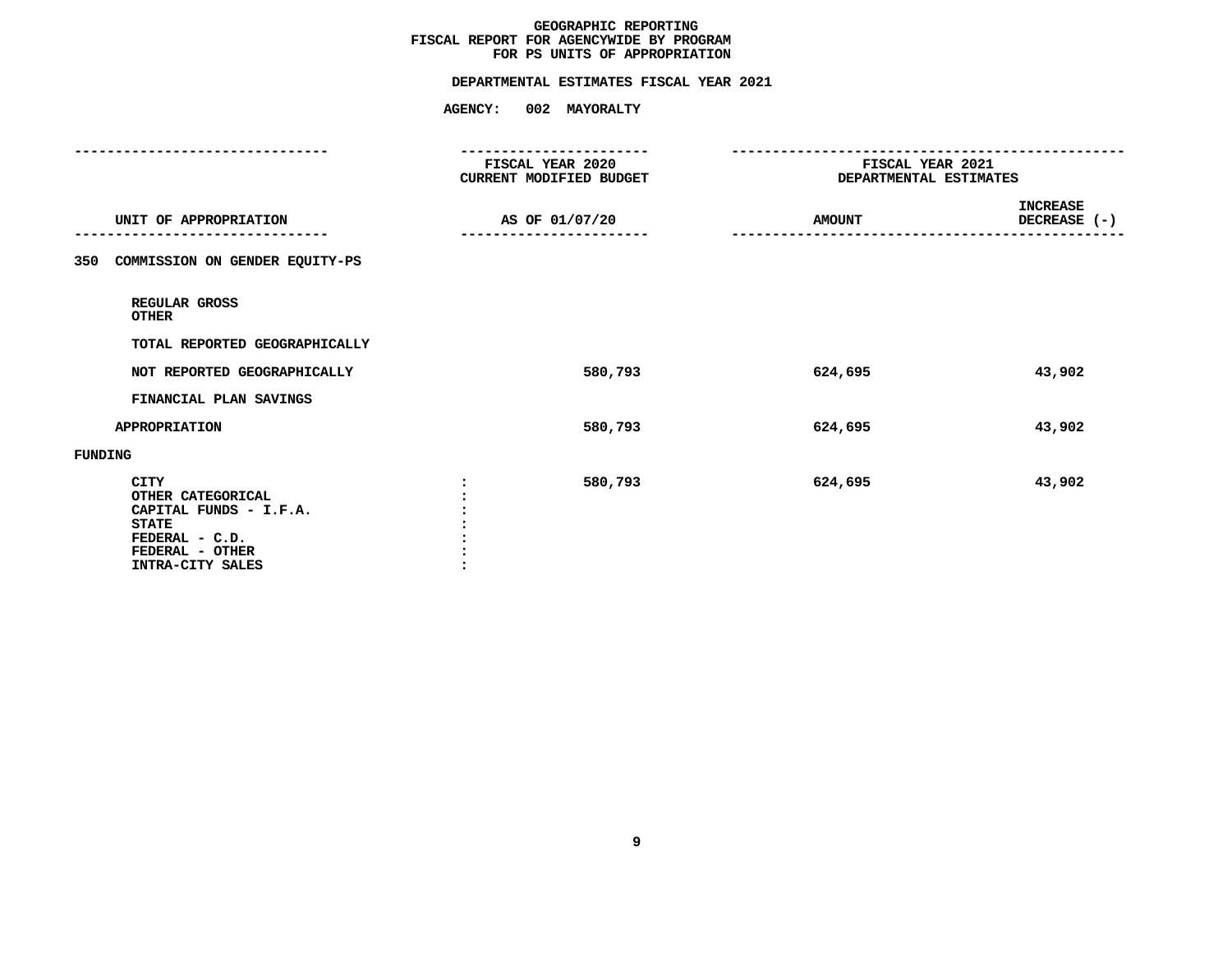# GEOGRAPHIC REPORTING
## FISCAL REPORT FOR AGENCYWIDE BY PROGRAM
## FOR PS UNITS OF APPROPRIATION

**DEPARTMENTAL ESTIMATES FISCAL YEAR 2021**

**AGENCY: 002 MAYORALTY**

| UNIT OF APPROPRIATION | FISCAL YEAR 2020 CURRENT MODIFIED BUDGET AS OF 01/07/20 | FISCAL YEAR 2021 DEPARTMENTAL ESTIMATES AMOUNT | INCREASE DECREASE (-) |
|---|---|---|---|
| **350 COMMISSION ON GENDER EQUITY-PS** | | | |
| REGULAR GROSS | | | |
| OTHER | | | |
| TOTAL REPORTED GEOGRAPHICALLY | | | |
| NOT REPORTED GEOGRAPHICALLY | 580,793 | 624,695 | 43,902 |
| FINANCIAL PLAN SAVINGS | | | |
| APPROPRIATION | 580,793 | 624,695 | 43,902 |
| **FUNDING** | | | |
| CITY | 580,793 | 624,695 | 43,902 |
| OTHER CATEGORICAL | | | |
| CAPITAL FUNDS - I.F.A. | | | |
| STATE | | | |
| FEDERAL - C.D. | | | |
| FEDERAL - OTHER | | | |
| INTRA-CITY SALES | | | |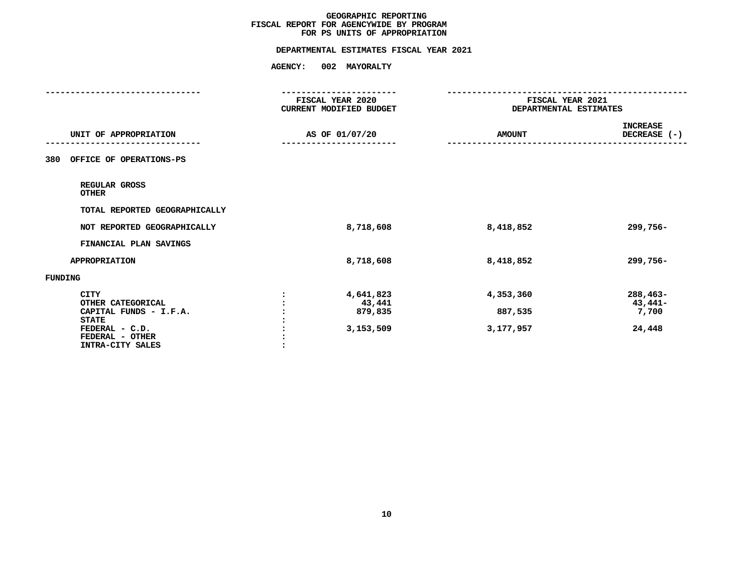# GEOGRAPHIC REPORTING
## FISCAL REPORT FOR AGENCYWIDE BY PROGRAM
## FOR PS UNITS OF APPROPRIATION

**DEPARTMENTAL ESTIMATES FISCAL YEAR 2021**

**AGENCY: 002 MAYORALTY**

| UNIT OF APPROPRIATION | | FISCAL YEAR 2020 CURRENT MODIFIED BUDGET AS OF 01/07/20 | FISCAL YEAR 2021 DEPARTMENTAL ESTIMATES AMOUNT | INCREASE DECREASE (-) |
|---|---|---|---|---|
| 380 OFFICE OF OPERATIONS-PS | | | | |
| REGULAR GROSS | | | | |
| OTHER | | | | |
| TOTAL REPORTED GEOGRAPHICALLY | | | | |
| NOT REPORTED GEOGRAPHICALLY | | 8,718,608 | 8,418,852 | 299,756- |
| FINANCIAL PLAN SAVINGS | | | | |
| APPROPRIATION | | 8,718,608 | 8,418,852 | 299,756- |
| FUNDING | | | | |
| CITY | : | 4,641,823 | 4,353,360 | 288,463- |
| OTHER CATEGORICAL | : | 43,441 | | 43,441- |
| CAPITAL FUNDS - I.F.A. | : | 879,835 | 887,535 | 7,700 |
| STATE | : | | | |
| FEDERAL - C.D. | : | 3,153,509 | 3,177,957 | 24,448 |
| FEDERAL - OTHER | : | | | |
| INTRA-CITY SALES | : | | | |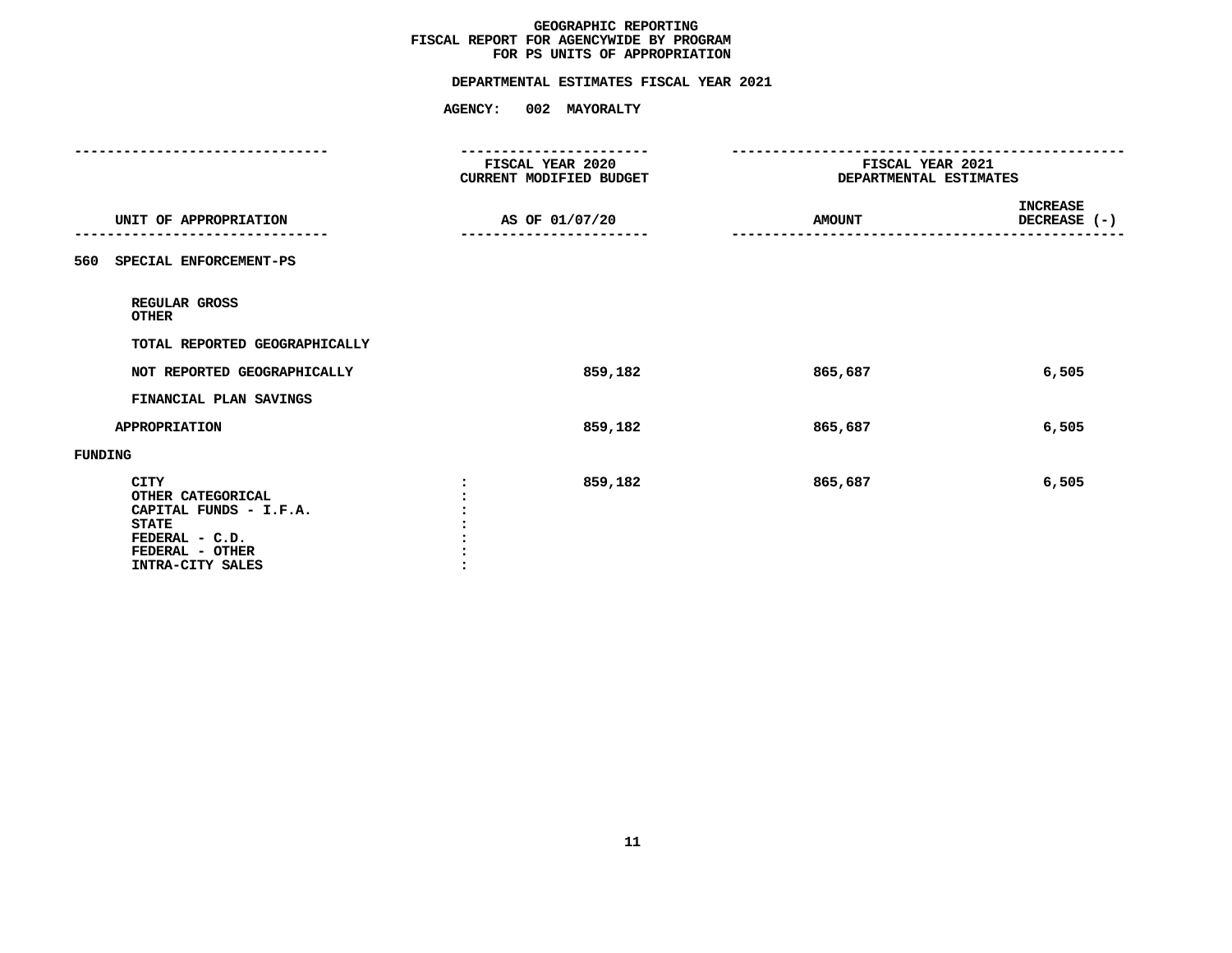# GEOGRAPHIC REPORTING
## FISCAL REPORT FOR AGENCYWIDE BY PROGRAM
## FOR PS UNITS OF APPROPRIATION

### DEPARTMENTAL ESTIMATES FISCAL YEAR 2021

### AGENCY: 002 MAYORALTY

| UNIT OF APPROPRIATION | FISCAL YEAR 2020 CURRENT MODIFIED BUDGET AS OF 01/07/20 | FISCAL YEAR 2021 DEPARTMENTAL ESTIMATES AMOUNT | INCREASE DECREASE (-) |
|---|---|---|---|
| **560 SPECIAL ENFORCEMENT-PS** | | | |
| REGULAR GROSS | | | |
| OTHER | | | |
| TOTAL REPORTED GEOGRAPHICALLY | | | |
| NOT REPORTED GEOGRAPHICALLY | 859,182 | 865,687 | 6,505 |
| FINANCIAL PLAN SAVINGS | | | |
| APPROPRIATION | 859,182 | 865,687 | 6,505 |
| **FUNDING** | | | |
| CITY | 859,182 | 865,687 | 6,505 |
| OTHER CATEGORICAL | | | |
| CAPITAL FUNDS - I.F.A. | | | |
| STATE | | | |
| FEDERAL - C.D. | | | |
| FEDERAL - OTHER | | | |
| INTRA-CITY SALES | | | |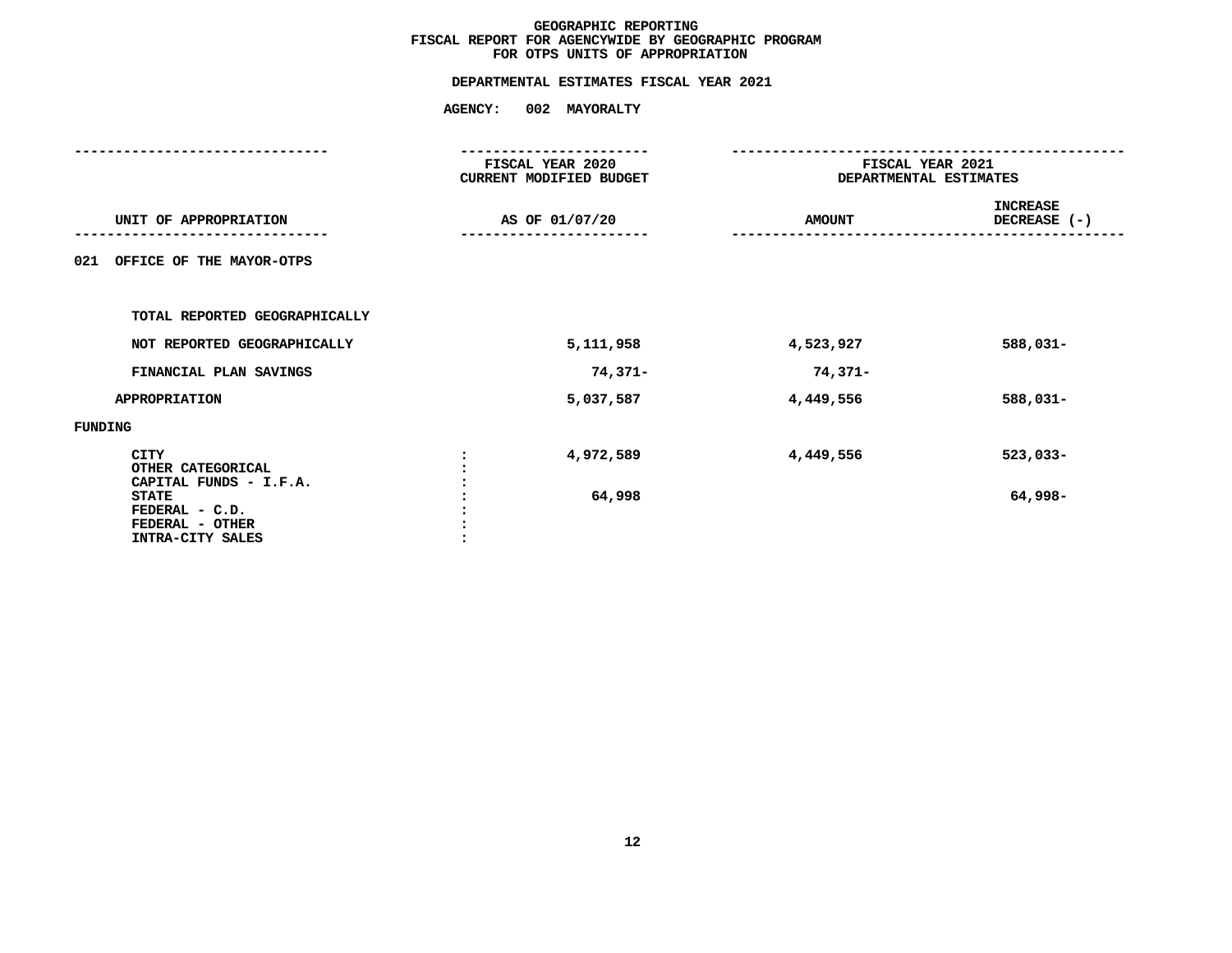# GEOGRAPHIC REPORTING
## FISCAL REPORT FOR AGENCYWIDE BY GEOGRAPHIC PROGRAM
## FOR OTPS UNITS OF APPROPRIATION

### DEPARTMENTAL ESTIMATES FISCAL YEAR 2021

### AGENCY: 002 MAYORALTY

| UNIT OF APPROPRIATION | | FISCAL YEAR 2020 CURRENT MODIFIED BUDGET AS OF 01/07/20 | FISCAL YEAR 2021 DEPARTMENTAL ESTIMATES AMOUNT | INCREASE DECREASE (-) |
|---|---|---|---|---|
| 021 OFFICE OF THE MAYOR-OTPS | | | | |
| TOTAL REPORTED GEOGRAPHICALLY | | | | |
| NOT REPORTED GEOGRAPHICALLY | | 5,111,958 | 4,523,927 | 588,031- |
| FINANCIAL PLAN SAVINGS | | 74,371- | 74,371- | |
| APPROPRIATION | | 5,037,587 | 4,449,556 | 588,031- |
| FUNDING | | | | |
| CITY | : | 4,972,589 | 4,449,556 | 523,033- |
| OTHER CATEGORICAL | : | | | |
| CAPITAL FUNDS - I.F.A. | : | | | |
| STATE | : | 64,998 | | 64,998- |
| FEDERAL - C.D. | : | | | |
| FEDERAL - OTHER | : | | | |
| INTRA-CITY SALES | : | | | |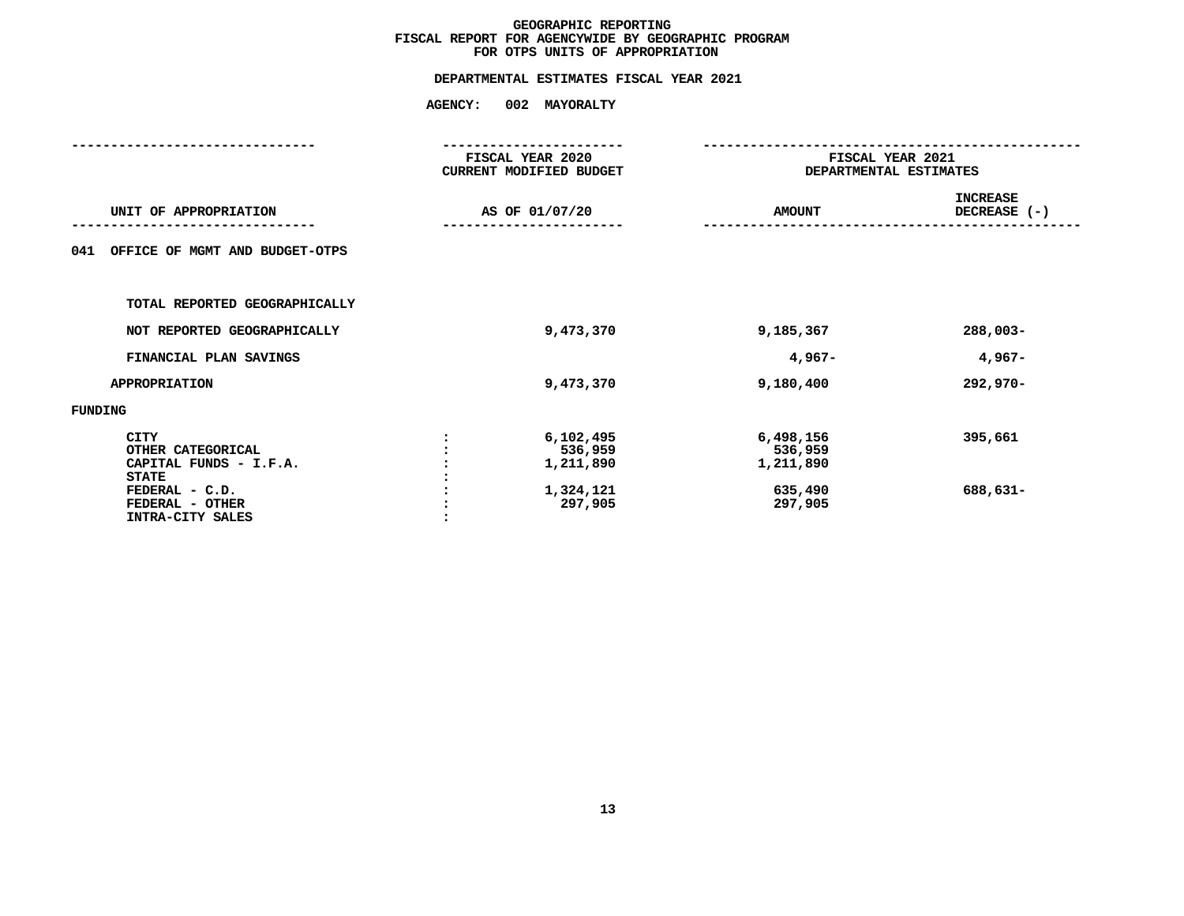**GEOGRAPHIC REPORTING**
**FISCAL REPORT FOR AGENCYWIDE BY GEOGRAPHIC PROGRAM**
**FOR OTPS UNITS OF APPROPRIATION**

**DEPARTMENTAL ESTIMATES FISCAL YEAR 2021**

**AGENCY: 002 MAYORALTY**

| UNIT OF APPROPRIATION | | FISCAL YEAR 2020 CURRENT MODIFIED BUDGET AS OF 01/07/20 | FISCAL YEAR 2021 DEPARTMENTAL ESTIMATES AMOUNT | INCREASE DECREASE (-) |
|---|---|---|---|---|
| 041 OFFICE OF MGMT AND BUDGET-OTPS | | | | |
| TOTAL REPORTED GEOGRAPHICALLY | | | | |
| NOT REPORTED GEOGRAPHICALLY | | 9,473,370 | 9,185,367 | 288,003- |
| FINANCIAL PLAN SAVINGS | | | 4,967- | 4,967- |
| APPROPRIATION | | 9,473,370 | 9,180,400 | 292,970- |
| FUNDING | | | | |
| CITY | : | 6,102,495 | 6,498,156 | 395,661 |
| OTHER CATEGORICAL | : | 536,959 | 536,959 | |
| CAPITAL FUNDS - I.F.A. | : | 1,211,890 | 1,211,890 | |
| STATE | : | | | |
| FEDERAL - C.D. | : | 1,324,121 | 635,490 | 688,631- |
| FEDERAL - OTHER | : | 297,905 | 297,905 | |
| INTRA-CITY SALES | : | | | |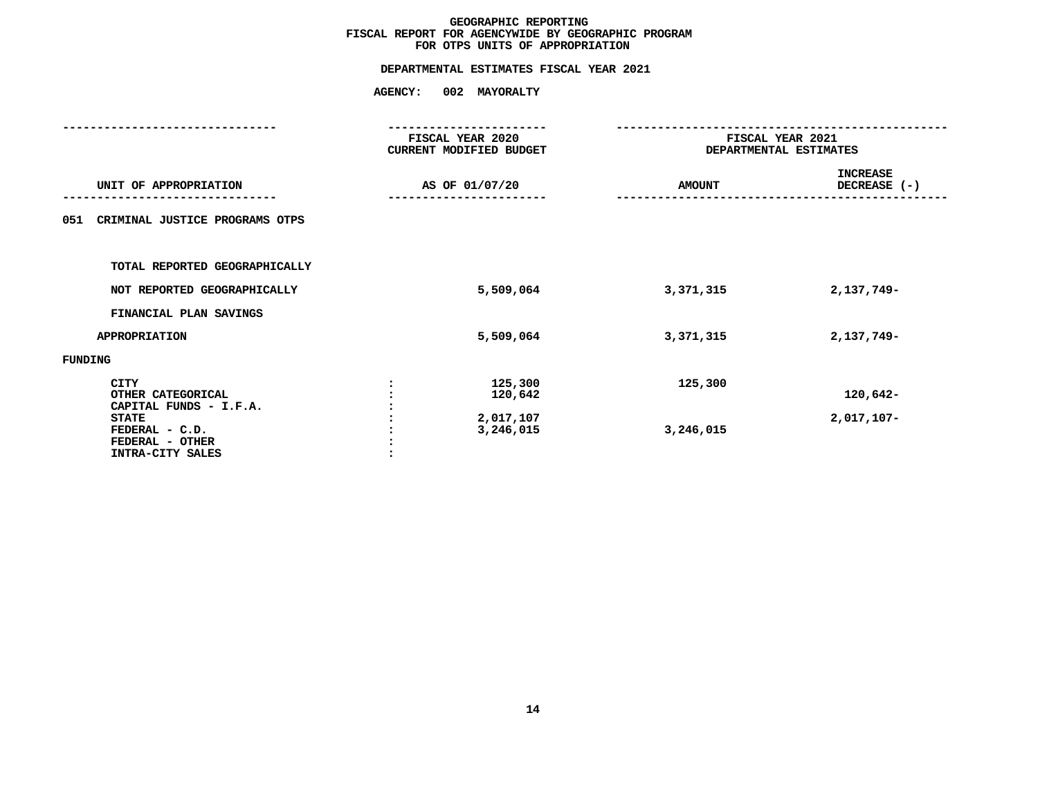**GEOGRAPHIC REPORTING**
**FISCAL REPORT FOR AGENCYWIDE BY GEOGRAPHIC PROGRAM**
**FOR OTPS UNITS OF APPROPRIATION**

**DEPARTMENTAL ESTIMATES FISCAL YEAR 2021**

**AGENCY: 002 MAYORALTY**

| UNIT OF APPROPRIATION | | FISCAL YEAR 2020 CURRENT MODIFIED BUDGET AS OF 01/07/20 | FISCAL YEAR 2021 DEPARTMENTAL ESTIMATES AMOUNT | INCREASE DECREASE (-) |
|---|---|---|---|---|
| 051 CRIMINAL JUSTICE PROGRAMS OTPS | | | | |
| TOTAL REPORTED GEOGRAPHICALLY | | | | |
| NOT REPORTED GEOGRAPHICALLY | | 5,509,064 | 3,371,315 | 2,137,749- |
| FINANCIAL PLAN SAVINGS | | | | |
| APPROPRIATION | | 5,509,064 | 3,371,315 | 2,137,749- |
| FUNDING | | | | |
| CITY | : | 125,300 | 125,300 | |
| OTHER CATEGORICAL | : | 120,642 | | 120,642- |
| CAPITAL FUNDS - I.F.A. | : | | | |
| STATE | : | 2,017,107 | | 2,017,107- |
| FEDERAL - C.D. | : | 3,246,015 | 3,246,015 | |
| FEDERAL - OTHER | : | | | |
| INTRA-CITY SALES | : | | | |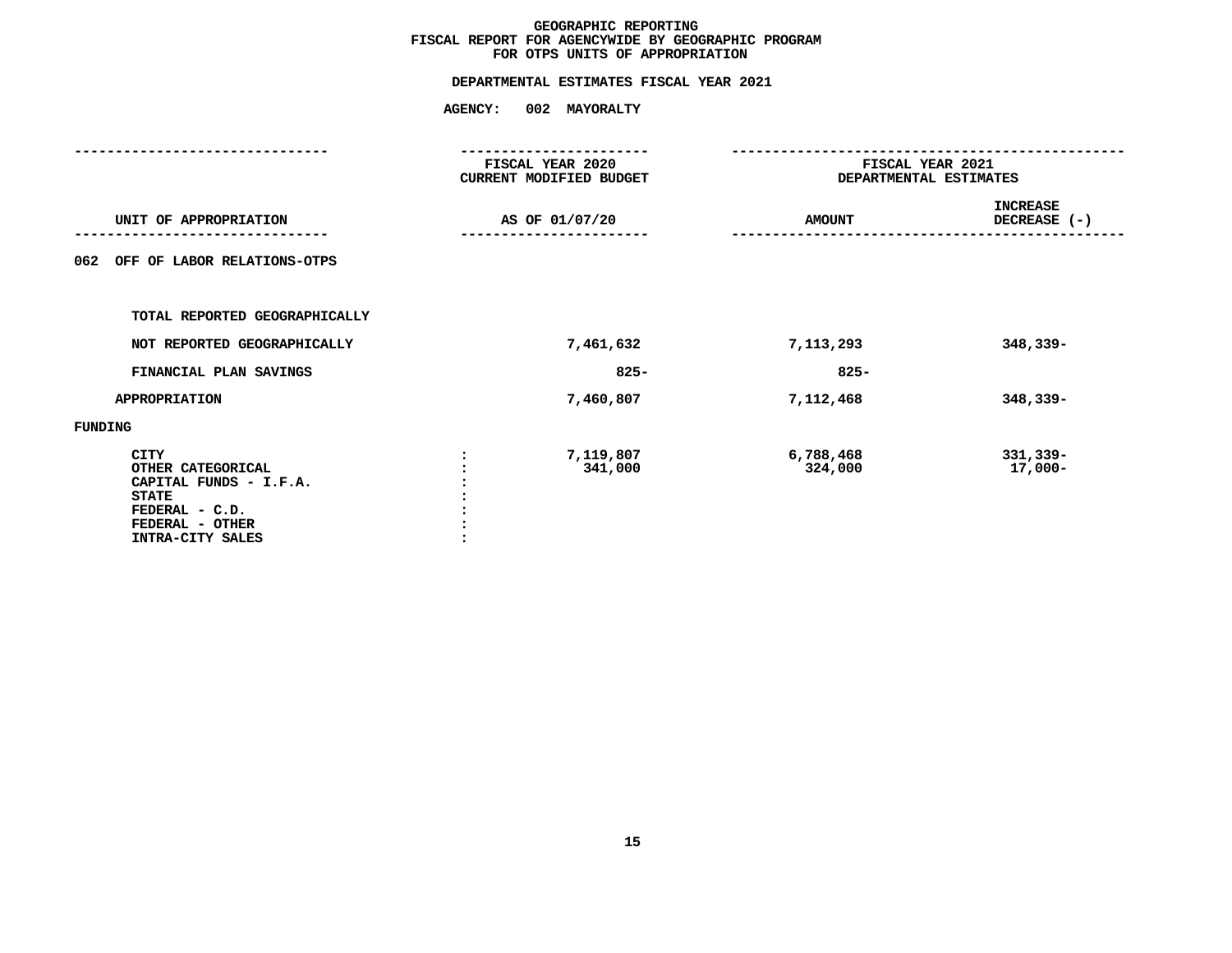# GEOGRAPHIC REPORTING
## FISCAL REPORT FOR AGENCYWIDE BY GEOGRAPHIC PROGRAM
## FOR OTPS UNITS OF APPROPRIATION

### DEPARTMENTAL ESTIMATES FISCAL YEAR 2021

### AGENCY: 002 MAYORALTY

| UNIT OF APPROPRIATION | FISCAL YEAR 2020 CURRENT MODIFIED BUDGET AS OF 01/07/20 | FISCAL YEAR 2021 DEPARTMENTAL ESTIMATES AMOUNT | FISCAL YEAR 2021 DEPARTMENTAL ESTIMATES INCREASE DECREASE (-) |
|---|---|---|---|
| 062 OFF OF LABOR RELATIONS-OTPS | | | |
| TOTAL REPORTED GEOGRAPHICALLY | | | |
| NOT REPORTED GEOGRAPHICALLY | 7,461,632 | 7,113,293 | 348,339- |
| FINANCIAL PLAN SAVINGS | 825- | 825- | |
| APPROPRIATION | 7,460,807 | 7,112,468 | 348,339- |
| FUNDING | | | |
| CITY | 7,119,807 | 6,788,468 | 331,339- |
| OTHER CATEGORICAL | 341,000 | 324,000 | 17,000- |
| CAPITAL FUNDS - I.F.A. | | | |
| STATE | | | |
| FEDERAL - C.D. | | | |
| FEDERAL - OTHER | | | |
| INTRA-CITY SALES | | | |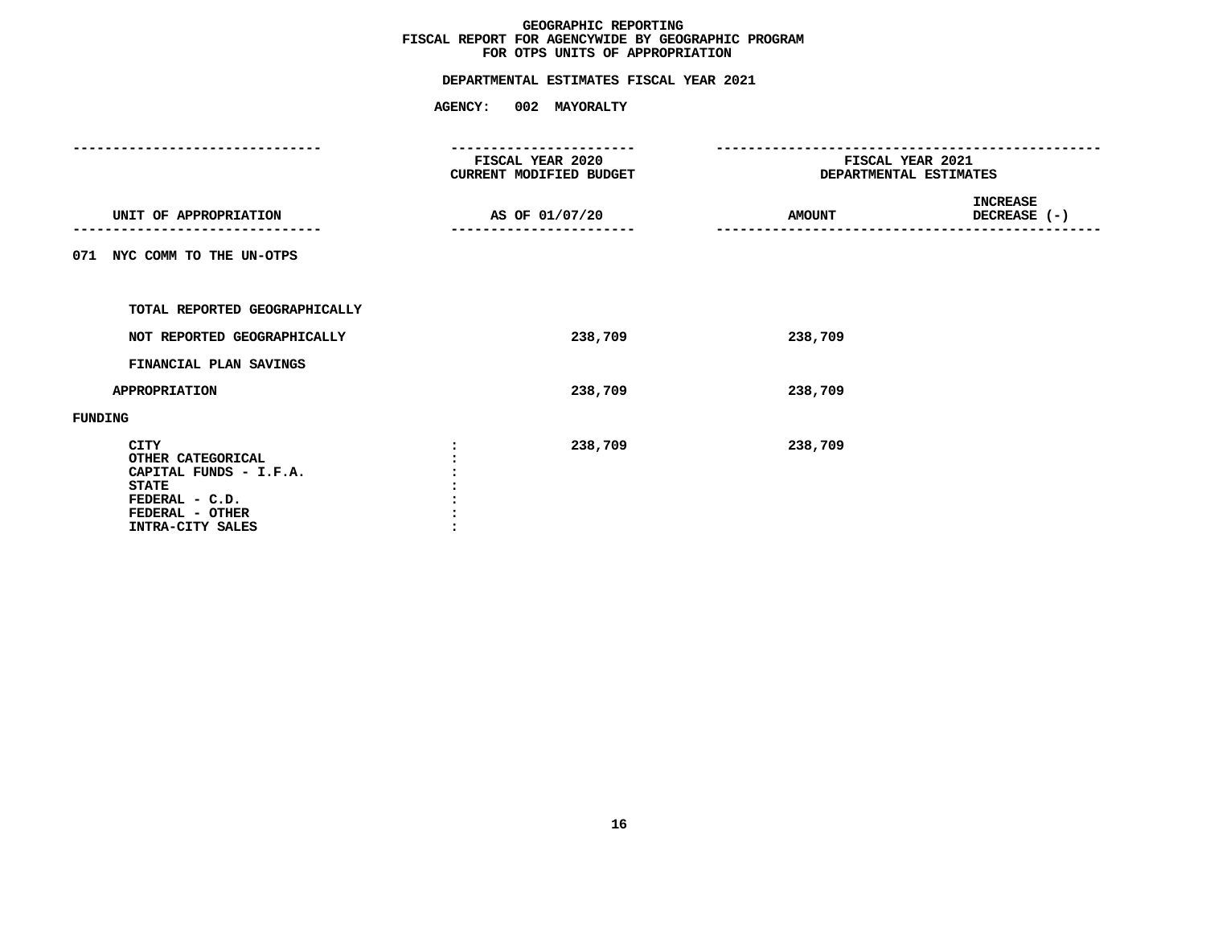# GEOGRAPHIC REPORTING
## FISCAL REPORT FOR AGENCYWIDE BY GEOGRAPHIC PROGRAM
## FOR OTPS UNITS OF APPROPRIATION

### DEPARTMENTAL ESTIMATES FISCAL YEAR 2021

**AGENCY: 002 MAYORALTY**

| UNIT OF APPROPRIATION | FISCAL YEAR 2020 CURRENT MODIFIED BUDGET AS OF 01/07/20 | FISCAL YEAR 2021 DEPARTMENTAL ESTIMATES AMOUNT | INCREASE DECREASE (-) |
|---|---|---|---|
| 071 NYC COMM TO THE UN-OTPS | | | |
| TOTAL REPORTED GEOGRAPHICALLY | | | |
| NOT REPORTED GEOGRAPHICALLY | 238,709 | 238,709 | |
| FINANCIAL PLAN SAVINGS | | | |
| APPROPRIATION | 238,709 | 238,709 | |
| FUNDING | | | |
| CITY | 238,709 | 238,709 | |
| OTHER CATEGORICAL | | | |
| CAPITAL FUNDS - I.F.A. | | | |
| STATE | | | |
| FEDERAL - C.D. | | | |
| FEDERAL - OTHER | | | |
| INTRA-CITY SALES | | | |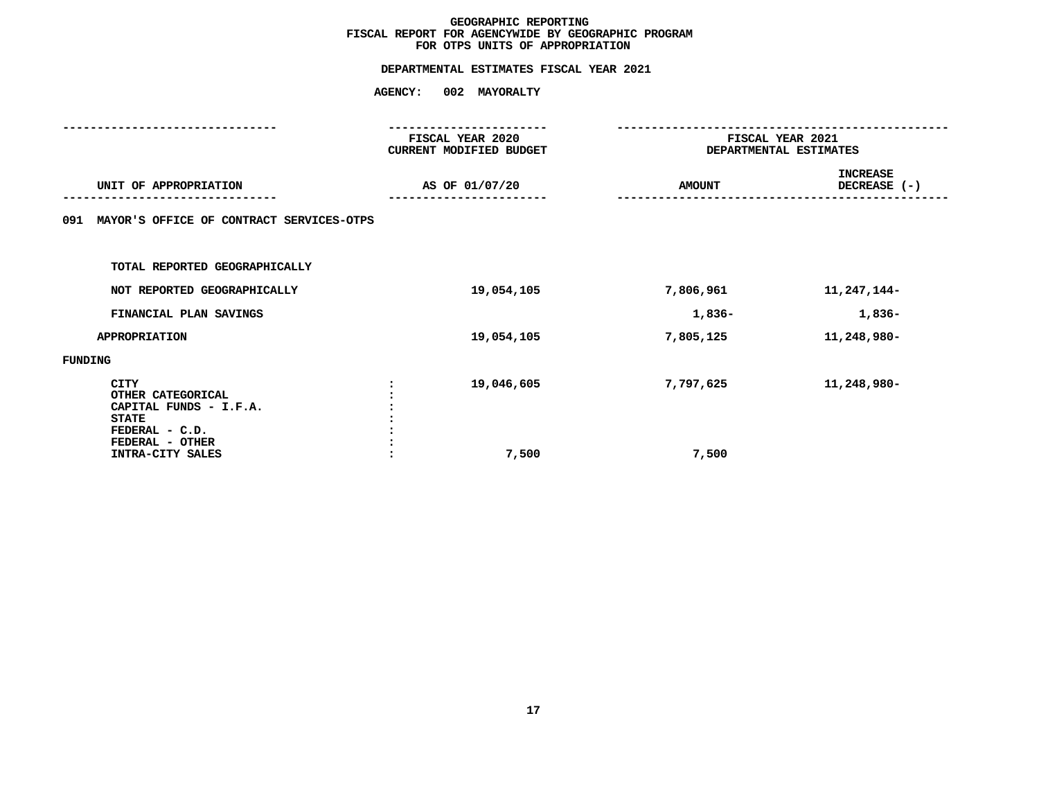# GEOGRAPHIC REPORTING
## FISCAL REPORT FOR AGENCYWIDE BY GEOGRAPHIC PROGRAM
## FOR OTPS UNITS OF APPROPRIATION

**DEPARTMENTAL ESTIMATES FISCAL YEAR 2021**

**AGENCY: 002 MAYORALTY**

| UNIT OF APPROPRIATION | | FISCAL YEAR 2020 CURRENT MODIFIED BUDGET AS OF 01/07/20 | FISCAL YEAR 2021 DEPARTMENTAL ESTIMATES AMOUNT | INCREASE DECREASE (-) |
|---|---|---|---|---|
| 091 MAYOR'S OFFICE OF CONTRACT SERVICES-OTPS | | | | |
| TOTAL REPORTED GEOGRAPHICALLY | | | | |
| NOT REPORTED GEOGRAPHICALLY | | 19,054,105 | 7,806,961 | 11,247,144- |
| FINANCIAL PLAN SAVINGS | | | 1,836- | 1,836- |
| APPROPRIATION | | 19,054,105 | 7,805,125 | 11,248,980- |
| FUNDING | | | | |
| CITY | : | 19,046,605 | 7,797,625 | 11,248,980- |
| OTHER CATEGORICAL | : | | | |
| CAPITAL FUNDS - I.F.A. | : | | | |
| STATE | : | | | |
| FEDERAL - C.D. | : | | | |
| FEDERAL - OTHER | : | | | |
| INTRA-CITY SALES | : | 7,500 | 7,500 | |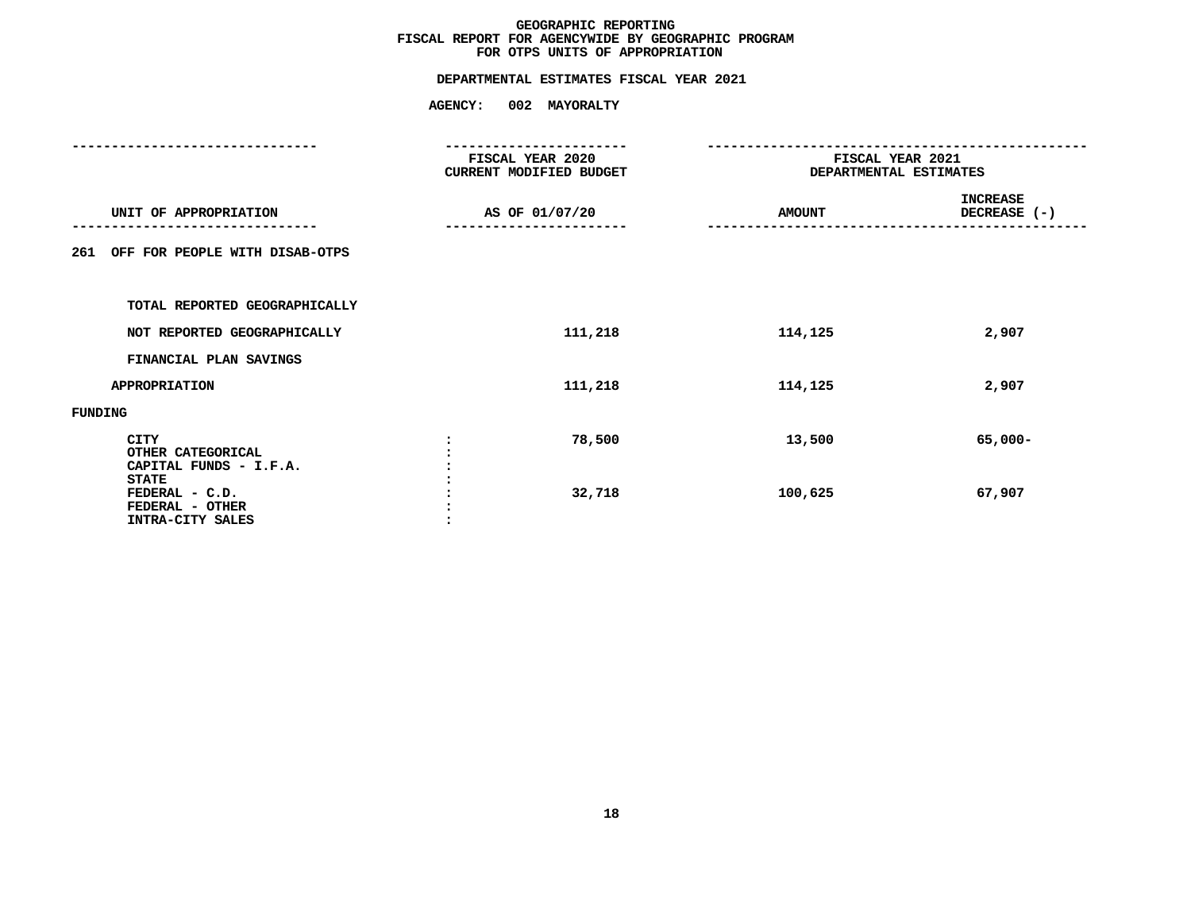# GEOGRAPHIC REPORTING
## FISCAL REPORT FOR AGENCYWIDE BY GEOGRAPHIC PROGRAM
## FOR OTPS UNITS OF APPROPRIATION

**DEPARTMENTAL ESTIMATES FISCAL YEAR 2021**

**AGENCY: 002 MAYORALTY**

| UNIT OF APPROPRIATION | FISCAL YEAR 2020 CURRENT MODIFIED BUDGET AS OF 01/07/20 | FISCAL YEAR 2021 DEPARTMENTAL ESTIMATES AMOUNT | INCREASE DECREASE (-) |
|---|---|---|---|
| 261 OFF FOR PEOPLE WITH DISAB-OTPS | | | |
| TOTAL REPORTED GEOGRAPHICALLY | | | |
| NOT REPORTED GEOGRAPHICALLY | 111,218 | 114,125 | 2,907 |
| FINANCIAL PLAN SAVINGS | | | |
| APPROPRIATION | 111,218 | 114,125 | 2,907 |
| FUNDING | | | |
| CITY | 78,500 | 13,500 | 65,000- |
| OTHER CATEGORICAL | | | |
| CAPITAL FUNDS - I.F.A. | | | |
| STATE | | | |
| FEDERAL - C.D. | 32,718 | 100,625 | 67,907 |
| FEDERAL - OTHER | | | |
| INTRA-CITY SALES | | | |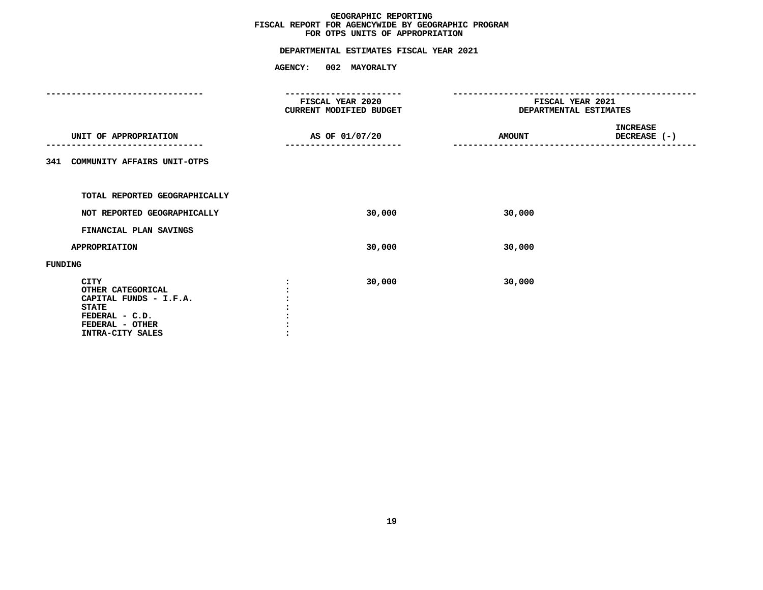# GEOGRAPHIC REPORTING
## FISCAL REPORT FOR AGENCYWIDE BY GEOGRAPHIC PROGRAM
## FOR OTPS UNITS OF APPROPRIATION

### DEPARTMENTAL ESTIMATES FISCAL YEAR 2021

**AGENCY: 002 MAYORALTY**

| UNIT OF APPROPRIATION | FISCAL YEAR 2020 CURRENT MODIFIED BUDGET AS OF 01/07/20 | FISCAL YEAR 2021 DEPARTMENTAL ESTIMATES AMOUNT | INCREASE DECREASE (-) |
|---|---|---|---|
| **341 COMMUNITY AFFAIRS UNIT-OTPS** | | | |
| TOTAL REPORTED GEOGRAPHICALLY | | | |
| NOT REPORTED GEOGRAPHICALLY | 30,000 | 30,000 | |
| FINANCIAL PLAN SAVINGS | | | |
| APPROPRIATION | 30,000 | 30,000 | |
| **FUNDING** | | | |
| CITY : | 30,000 | 30,000 | |
| OTHER CATEGORICAL : | | | |
| CAPITAL FUNDS - I.F.A. : | | | |
| STATE : | | | |
| FEDERAL - C.D. : | | | |
| FEDERAL - OTHER : | | | |
| INTRA-CITY SALES : | | | |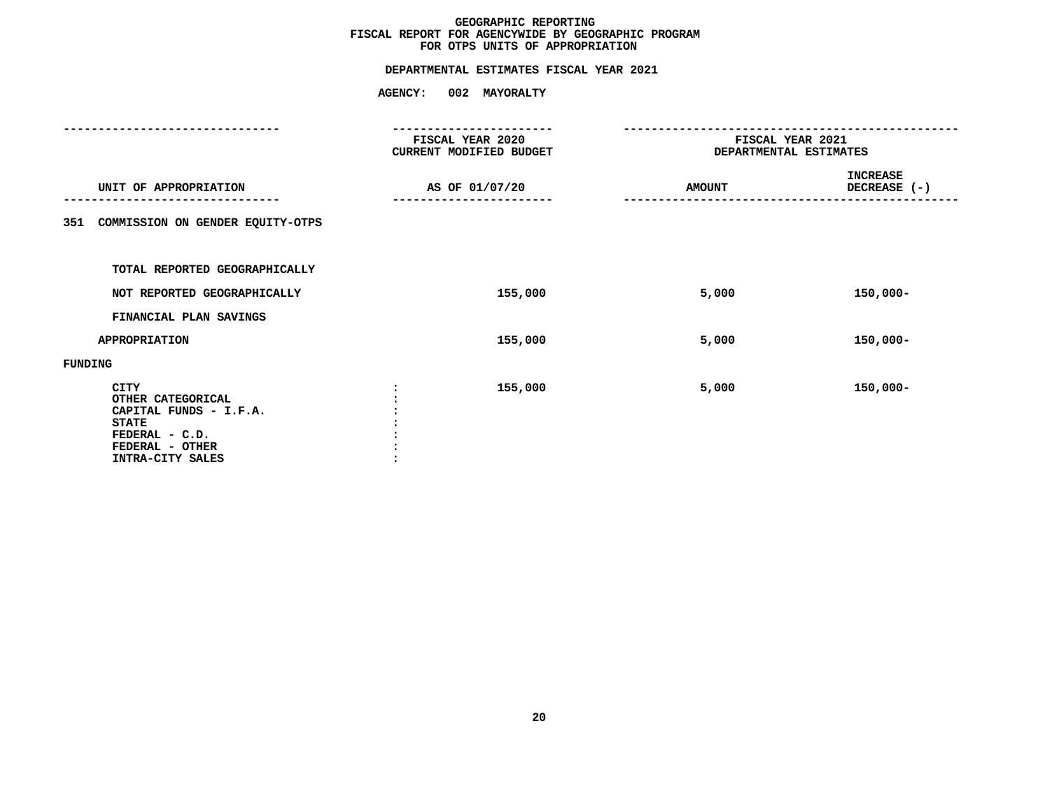# GEOGRAPHIC REPORTING
## FISCAL REPORT FOR AGENCYWIDE BY GEOGRAPHIC PROGRAM
## FOR OTPS UNITS OF APPROPRIATION

### DEPARTMENTAL ESTIMATES FISCAL YEAR 2021

**AGENCY: 002 MAYORALTY**

| UNIT OF APPROPRIATION | FISCAL YEAR 2020 CURRENT MODIFIED BUDGET AS OF 01/07/20 | FISCAL YEAR 2021 DEPARTMENTAL ESTIMATES AMOUNT | INCREASE DECREASE (-) |
|---|---|---|---|
| **351 COMMISSION ON GENDER EQUITY-OTPS** | | | |
| TOTAL REPORTED GEOGRAPHICALLY | | | |
| NOT REPORTED GEOGRAPHICALLY | 155,000 | 5,000 | 150,000- |
| FINANCIAL PLAN SAVINGS | | | |
| APPROPRIATION | 155,000 | 5,000 | 150,000- |
| **FUNDING** | | | |
| CITY | 155,000 | 5,000 | 150,000- |
| OTHER CATEGORICAL | | | |
| CAPITAL FUNDS - I.F.A. | | | |
| STATE | | | |
| FEDERAL - C.D. | | | |
| FEDERAL - OTHER | | | |
| INTRA-CITY SALES | | | |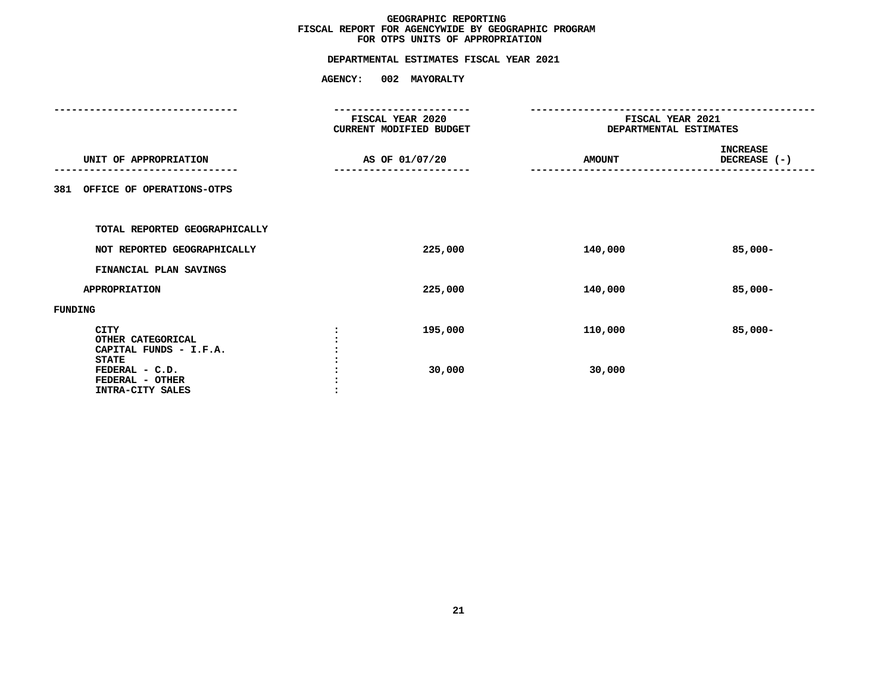# GEOGRAPHIC REPORTING
## FISCAL REPORT FOR AGENCYWIDE BY GEOGRAPHIC PROGRAM
## FOR OTPS UNITS OF APPROPRIATION

### DEPARTMENTAL ESTIMATES FISCAL YEAR 2021

**AGENCY: 002 MAYORALTY**

| UNIT OF APPROPRIATION | | FISCAL YEAR 2020 CURRENT MODIFIED BUDGET AS OF 01/07/20 | FISCAL YEAR 2021 DEPARTMENTAL ESTIMATES AMOUNT | INCREASE DECREASE (-) |
|---|---|---|---|---|
| 381 OFFICE OF OPERATIONS-OTPS | | | | |
| TOTAL REPORTED GEOGRAPHICALLY | | | | |
| NOT REPORTED GEOGRAPHICALLY | | 225,000 | 140,000 | 85,000- |
| FINANCIAL PLAN SAVINGS | | | | |
| APPROPRIATION | | 225,000 | 140,000 | 85,000- |
| FUNDING | | | | |
| CITY | : | 195,000 | 110,000 | 85,000- |
| OTHER CATEGORICAL | : | | | |
| CAPITAL FUNDS - I.F.A. | : | | | |
| STATE | : | | | |
| FEDERAL - C.D. | : | 30,000 | 30,000 | |
| FEDERAL - OTHER | : | | | |
| INTRA-CITY SALES | : | | | |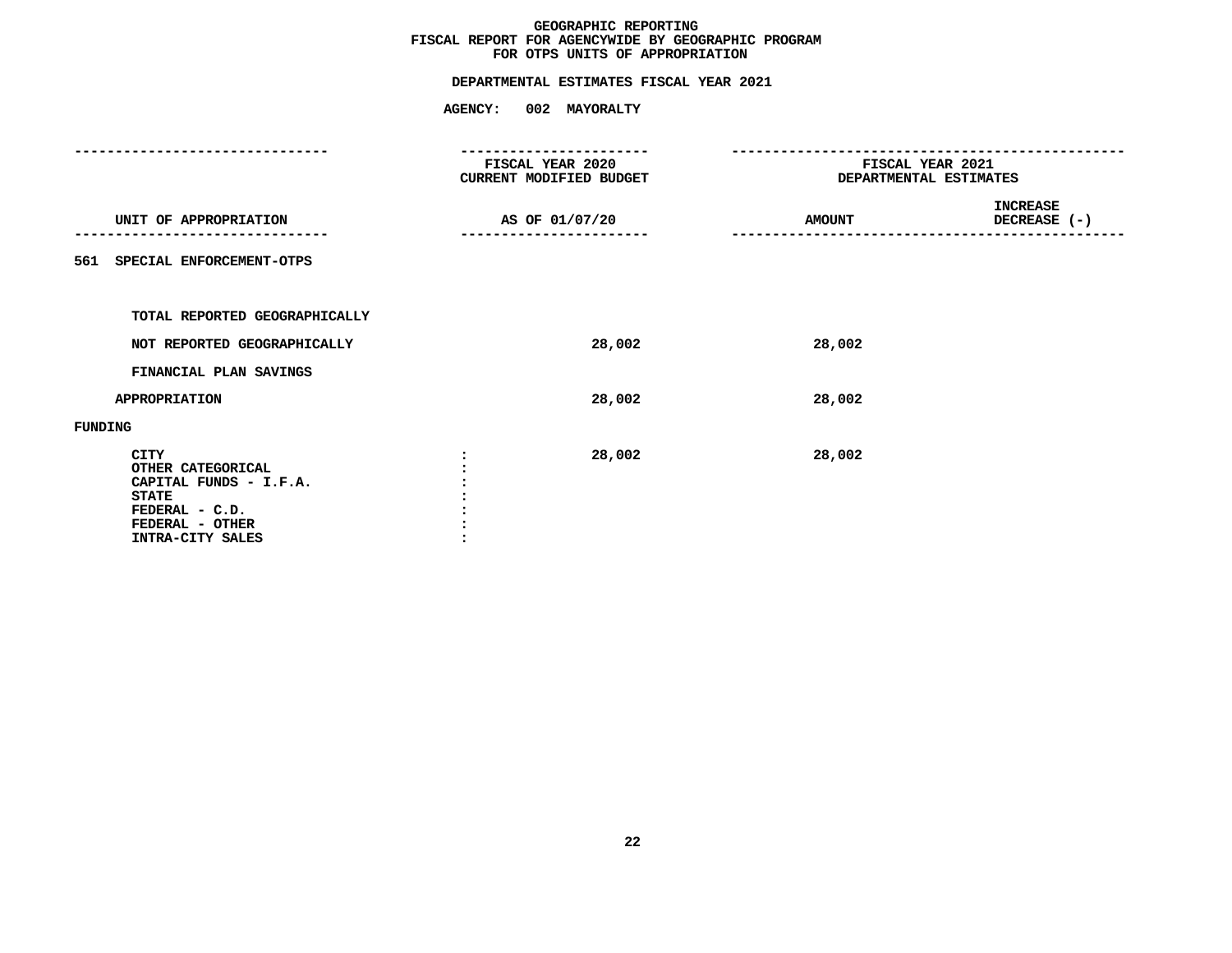# GEOGRAPHIC REPORTING
## FISCAL REPORT FOR AGENCYWIDE BY GEOGRAPHIC PROGRAM
## FOR OTPS UNITS OF APPROPRIATION

### DEPARTMENTAL ESTIMATES FISCAL YEAR 2021

### AGENCY: 002 MAYORALTY

| UNIT OF APPROPRIATION | FISCAL YEAR 2020 CURRENT MODIFIED BUDGET AS OF 01/07/20 | FISCAL YEAR 2021 DEPARTMENTAL ESTIMATES AMOUNT | INCREASE DECREASE (-) |
|---|---|---|---|
| 561 SPECIAL ENFORCEMENT-OTPS | | | |
| TOTAL REPORTED GEOGRAPHICALLY | | | |
| NOT REPORTED GEOGRAPHICALLY | 28,002 | 28,002 | |
| FINANCIAL PLAN SAVINGS | | | |
| APPROPRIATION | 28,002 | 28,002 | |
| FUNDING | | | |
| CITY | 28,002 | 28,002 | |
| OTHER CATEGORICAL | | | |
| CAPITAL FUNDS - I.F.A. | | | |
| STATE | | | |
| FEDERAL - C.D. | | | |
| FEDERAL - OTHER | | | |
| INTRA-CITY SALES | | | |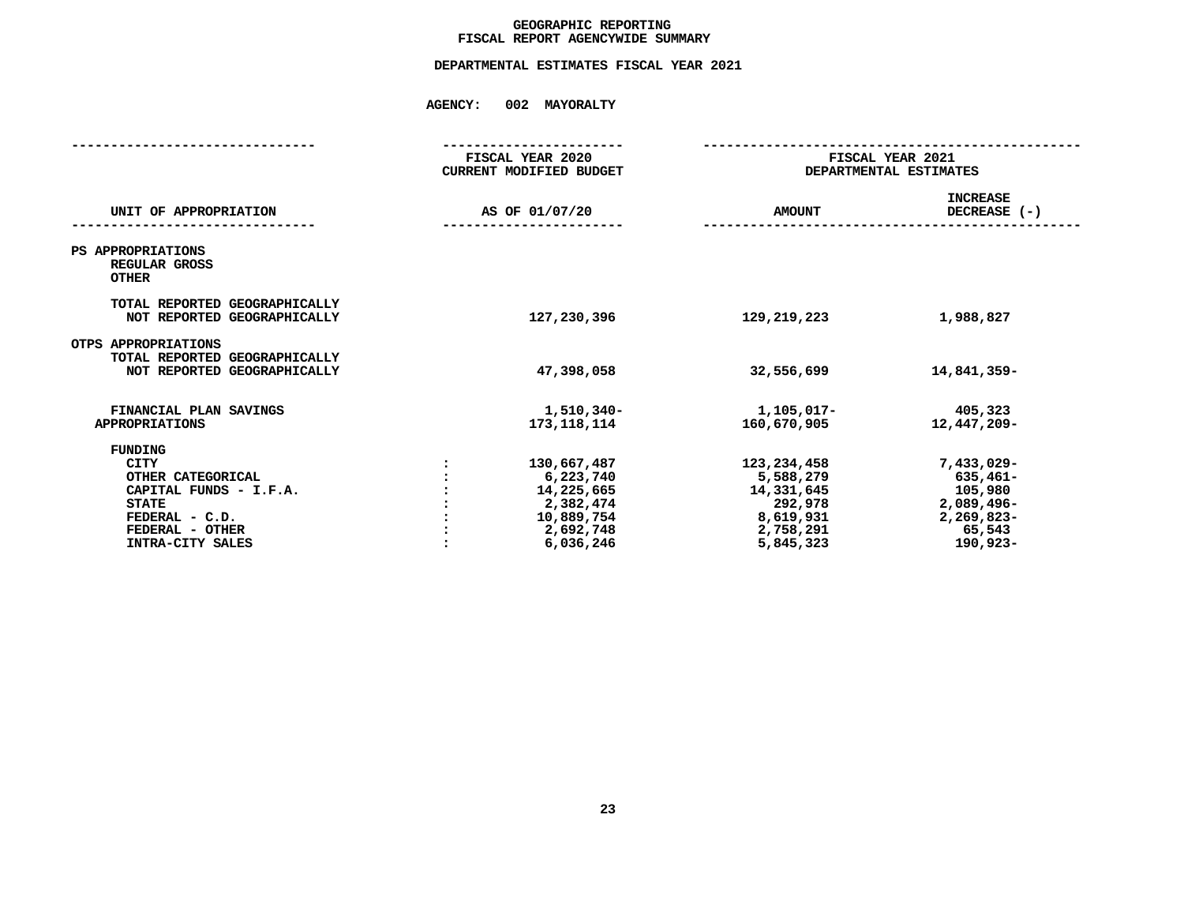# GEOGRAPHIC REPORTING
## FISCAL REPORT AGENCYWIDE SUMMARY

### DEPARTMENTAL ESTIMATES FISCAL YEAR 2021

**AGENCY: 002 MAYORALTY**

| UNIT OF APPROPRIATION | | FISCAL YEAR 2020 CURRENT MODIFIED BUDGET AS OF 01/07/20 | FISCAL YEAR 2021 DEPARTMENTAL ESTIMATES AMOUNT | INCREASE DECREASE (-) |
|---|---|---|---|---|
| PS APPROPRIATIONS | | | | |
| REGULAR GROSS | | | | |
| OTHER | | | | |
| TOTAL REPORTED GEOGRAPHICALLY | | | | |
| NOT REPORTED GEOGRAPHICALLY | | 127,230,396 | 129,219,223 | 1,988,827 |
| OTPS APPROPRIATIONS | | | | |
| TOTAL REPORTED GEOGRAPHICALLY | | | | |
| NOT REPORTED GEOGRAPHICALLY | | 47,398,058 | 32,556,699 | 14,841,359- |
| FINANCIAL PLAN SAVINGS | | 1,510,340- | 1,105,017- | 405,323 |
| APPROPRIATIONS | | 173,118,114 | 160,670,905 | 12,447,209- |
| FUNDING | | | | |
| CITY | : | 130,667,487 | 123,234,458 | 7,433,029- |
| OTHER CATEGORICAL | : | 6,223,740 | 5,588,279 | 635,461- |
| CAPITAL FUNDS - I.F.A. | : | 14,225,665 | 14,331,645 | 105,980 |
| STATE | : | 2,382,474 | 292,978 | 2,089,496- |
| FEDERAL - C.D. | : | 10,889,754 | 8,619,931 | 2,269,823- |
| FEDERAL - OTHER | : | 2,692,748 | 2,758,291 | 65,543 |
| INTRA-CITY SALES | : | 6,036,246 | 5,845,323 | 190,923- |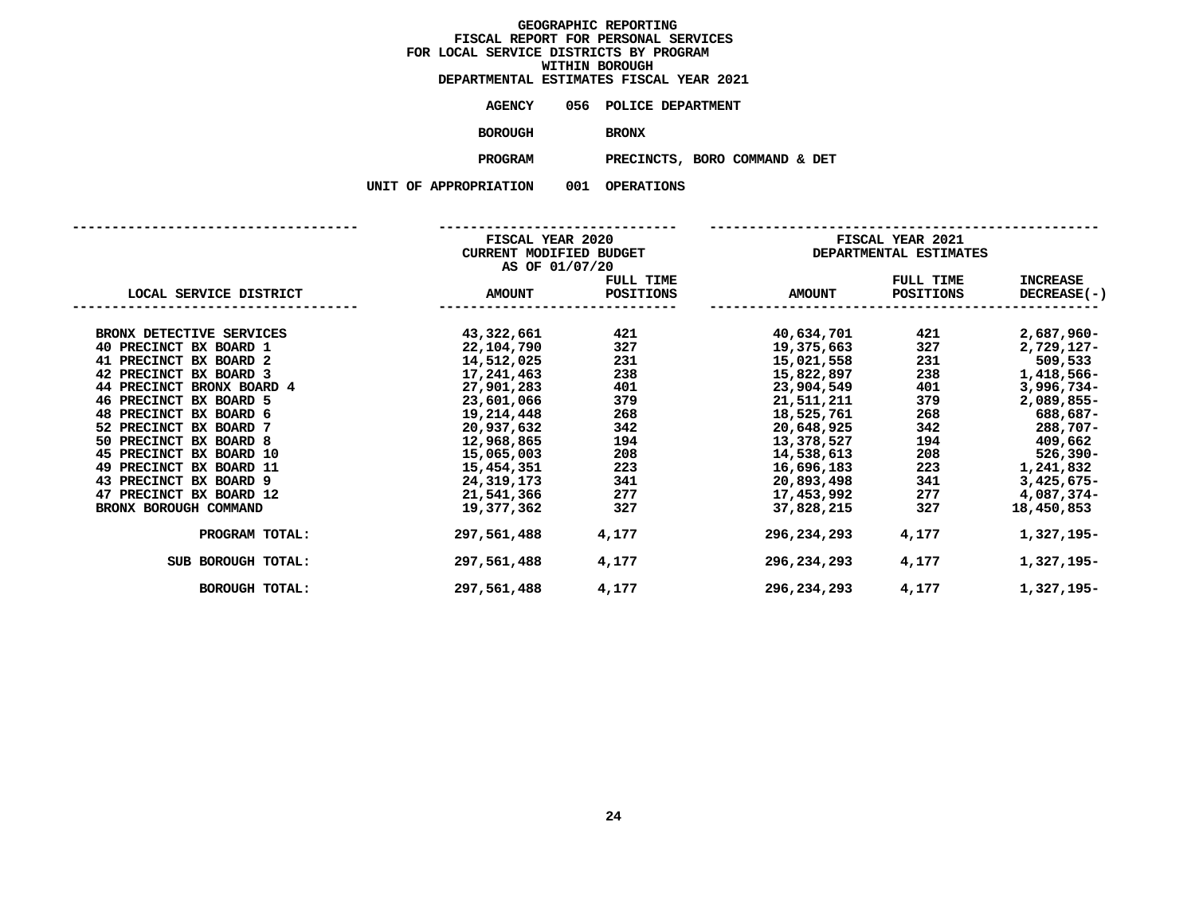# GEOGRAPHIC REPORTING
## FISCAL REPORT FOR PERSONAL SERVICES
## FOR LOCAL SERVICE DISTRICTS BY PROGRAM
## WITHIN BOROUGH
## DEPARTMENTAL ESTIMATES FISCAL YEAR 2021

**AGENCY** 056 POLICE DEPARTMENT

**BOROUGH** BRONX

**PROGRAM** PRECINCTS, BORO COMMAND & DET

**UNIT OF APPROPRIATION** 001 OPERATIONS

| | FISCAL YEAR 2020 CURRENT MODIFIED BUDGET AS OF 01/07/20 | | FISCAL YEAR 2021 DEPARTMENTAL ESTIMATES | | |
|---|---|---|---|---|---|
| LOCAL SERVICE DISTRICT | AMOUNT | FULL TIME POSITIONS | AMOUNT | FULL TIME POSITIONS | INCREASE DECREASE(-) |
| BRONX DETECTIVE SERVICES | 43,322,661 | 421 | 40,634,701 | 421 | 2,687,960- |
| 40 PRECINCT BX BOARD 1 | 22,104,790 | 327 | 19,375,663 | 327 | 2,729,127- |
| 41 PRECINCT BX BOARD 2 | 14,512,025 | 231 | 15,021,558 | 231 | 509,533 |
| 42 PRECINCT BX BOARD 3 | 17,241,463 | 238 | 15,822,897 | 238 | 1,418,566- |
| 44 PRECINCT BRONX BOARD 4 | 27,901,283 | 401 | 23,904,549 | 401 | 3,996,734- |
| 46 PRECINCT BX BOARD 5 | 23,601,066 | 379 | 21,511,211 | 379 | 2,089,855- |
| 48 PRECINCT BX BOARD 6 | 19,214,448 | 268 | 18,525,761 | 268 | 688,687- |
| 52 PRECINCT BX BOARD 7 | 20,937,632 | 342 | 20,648,925 | 342 | 288,707- |
| 50 PRECINCT BX BOARD 8 | 12,968,865 | 194 | 13,378,527 | 194 | 409,662 |
| 45 PRECINCT BX BOARD 10 | 15,065,003 | 208 | 14,538,613 | 208 | 526,390- |
| 49 PRECINCT BX BOARD 11 | 15,454,351 | 223 | 16,696,183 | 223 | 1,241,832 |
| 43 PRECINCT BX BOARD 9 | 24,319,173 | 341 | 20,893,498 | 341 | 3,425,675- |
| 47 PRECINCT BX BOARD 12 | 21,541,366 | 277 | 17,453,992 | 277 | 4,087,374- |
| BRONX BOROUGH COMMAND | 19,377,362 | 327 | 37,828,215 | 327 | 18,450,853 |
| PROGRAM TOTAL: | 297,561,488 | 4,177 | 296,234,293 | 4,177 | 1,327,195- |
| SUB BOROUGH TOTAL: | 297,561,488 | 4,177 | 296,234,293 | 4,177 | 1,327,195- |
| BOROUGH TOTAL: | 297,561,488 | 4,177 | 296,234,293 | 4,177 | 1,327,195- |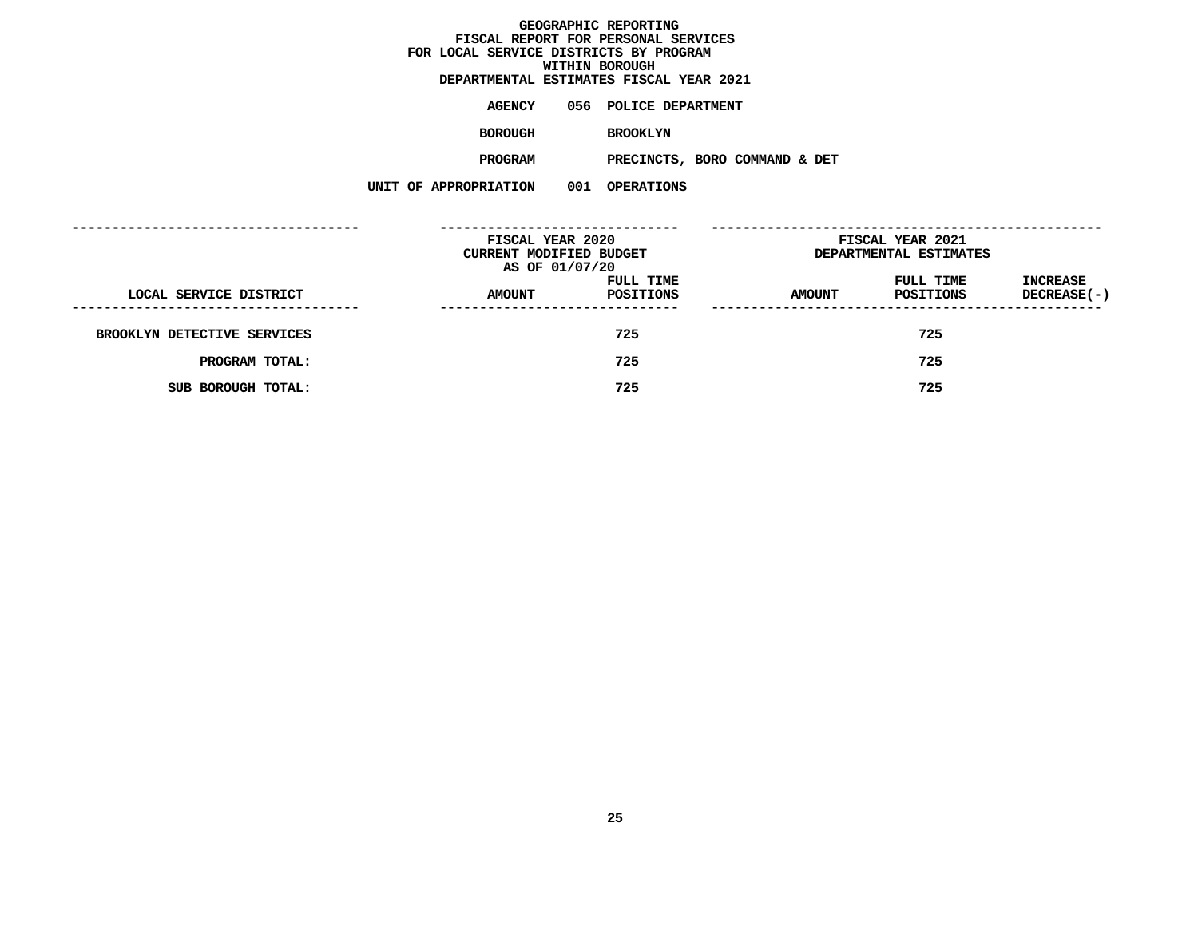# GEOGRAPHIC REPORTING
## FISCAL REPORT FOR PERSONAL SERVICES
## FOR LOCAL SERVICE DISTRICTS BY PROGRAM
## WITHIN BOROUGH
## DEPARTMENTAL ESTIMATES FISCAL YEAR 2021

**AGENCY** 056 POLICE DEPARTMENT

**BOROUGH** BROOKLYN

**PROGRAM** PRECINCTS, BORO COMMAND & DET

**UNIT OF APPROPRIATION** 001 OPERATIONS

| | FISCAL YEAR 2020 CURRENT MODIFIED BUDGET AS OF 01/07/20 | | FISCAL YEAR 2021 DEPARTMENTAL ESTIMATES | | |
|---|---|---|---|---|---|
| LOCAL SERVICE DISTRICT | AMOUNT | FULL TIME POSITIONS | AMOUNT | FULL TIME POSITIONS | INCREASE DECREASE(-) |
| BROOKLYN DETECTIVE SERVICES | | 725 | | 725 | |
| PROGRAM TOTAL: | | 725 | | 725 | |
| SUB BOROUGH TOTAL: | | 725 | | 725 | |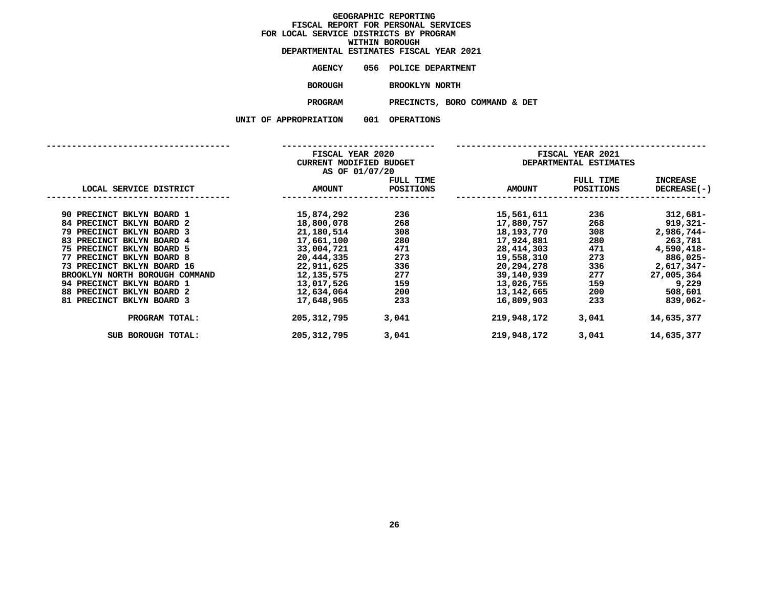# GEOGRAPHIC REPORTING
## FISCAL REPORT FOR PERSONAL SERVICES
## FOR LOCAL SERVICE DISTRICTS BY PROGRAM
## WITHIN BOROUGH
## DEPARTMENTAL ESTIMATES FISCAL YEAR 2021

**AGENCY** 056 POLICE DEPARTMENT

**BOROUGH** BROOKLYN NORTH

**PROGRAM** PRECINCTS, BORO COMMAND & DET

**UNIT OF APPROPRIATION** 001 OPERATIONS

| | FISCAL YEAR 2020 CURRENT MODIFIED BUDGET AS OF 01/07/20 | | FISCAL YEAR 2021 DEPARTMENTAL ESTIMATES | | |
|---|---|---|---|---|---|
| LOCAL SERVICE DISTRICT | AMOUNT | FULL TIME POSITIONS | AMOUNT | FULL TIME POSITIONS | INCREASE DECREASE(-) |
| 90 PRECINCT BKLYN BOARD 1 | 15,874,292 | 236 | 15,561,611 | 236 | 312,681- |
| 84 PRECINCT BKLYN BOARD 2 | 18,800,078 | 268 | 17,880,757 | 268 | 919,321- |
| 79 PRECINCT BKLYN BOARD 3 | 21,180,514 | 308 | 18,193,770 | 308 | 2,986,744- |
| 83 PRECINCT BKLYN BOARD 4 | 17,661,100 | 280 | 17,924,881 | 280 | 263,781 |
| 75 PRECINCT BKLYN BOARD 5 | 33,004,721 | 471 | 28,414,303 | 471 | 4,590,418- |
| 77 PRECINCT BKLYN BOARD 8 | 20,444,335 | 273 | 19,558,310 | 273 | 886,025- |
| 73 PRECINCT BKLYN BOARD 16 | 22,911,625 | 336 | 20,294,278 | 336 | 2,617,347- |
| BROOKLYN NORTH BOROUGH COMMAND | 12,135,575 | 277 | 39,140,939 | 277 | 27,005,364 |
| 94 PRECINCT BKLYN BOARD 1 | 13,017,526 | 159 | 13,026,755 | 159 | 9,229 |
| 88 PRECINCT BKLYN BOARD 2 | 12,634,064 | 200 | 13,142,665 | 200 | 508,601 |
| 81 PRECINCT BKLYN BOARD 3 | 17,648,965 | 233 | 16,809,903 | 233 | 839,062- |
| PROGRAM TOTAL: | 205,312,795 | 3,041 | 219,948,172 | 3,041 | 14,635,377 |
| SUB BOROUGH TOTAL: | 205,312,795 | 3,041 | 219,948,172 | 3,041 | 14,635,377 |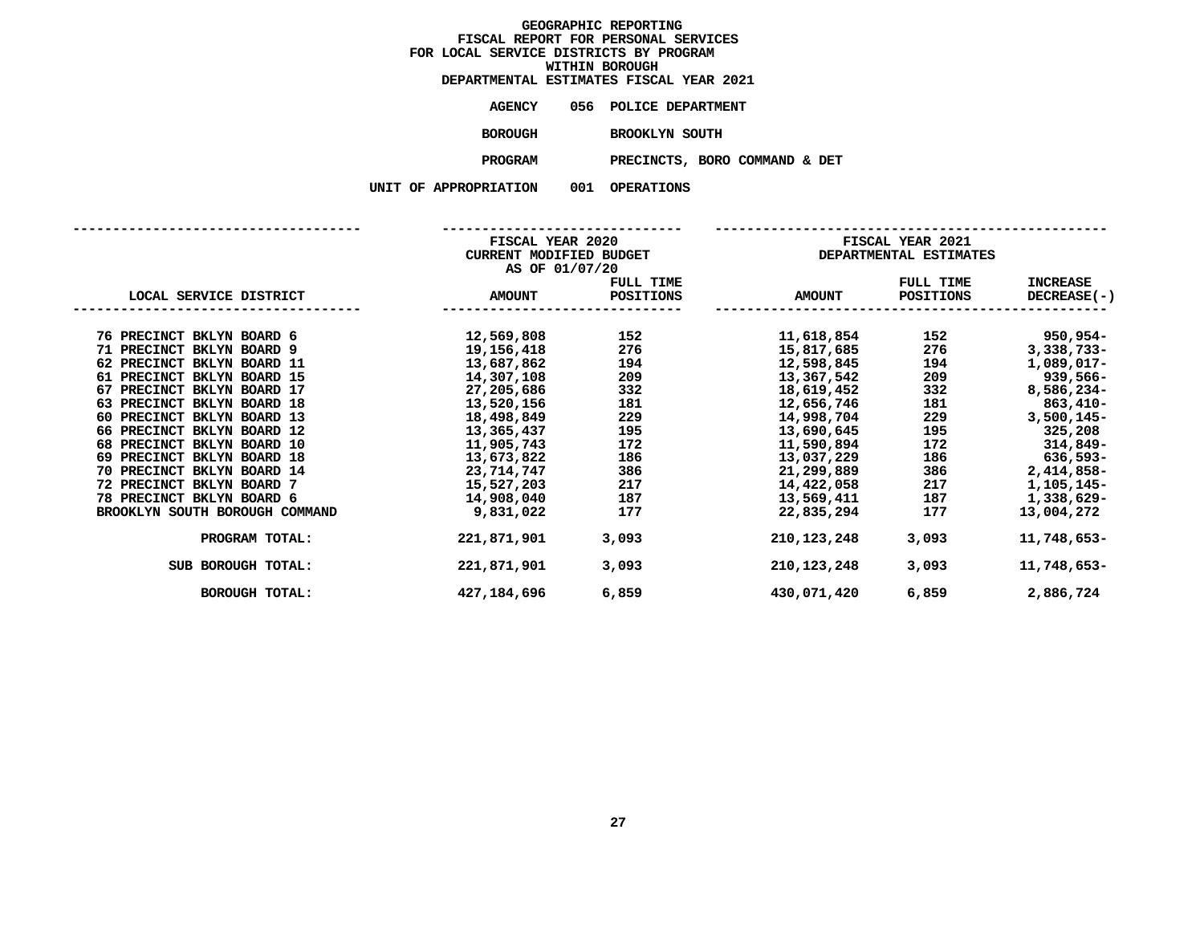# GEOGRAPHIC REPORTING
## FISCAL REPORT FOR PERSONAL SERVICES
## FOR LOCAL SERVICE DISTRICTS BY PROGRAM
## WITHIN BOROUGH
## DEPARTMENTAL ESTIMATES FISCAL YEAR 2021

**AGENCY** 056 POLICE DEPARTMENT

**BOROUGH** BROOKLYN SOUTH

**PROGRAM** PRECINCTS, BORO COMMAND & DET

**UNIT OF APPROPRIATION** 001 OPERATIONS

| LOCAL SERVICE DISTRICT | FISCAL YEAR 2020 CURRENT MODIFIED BUDGET AS OF 01/07/20 AMOUNT | FULL TIME POSITIONS | FISCAL YEAR 2021 DEPARTMENTAL ESTIMATES AMOUNT | FULL TIME POSITIONS | INCREASE DECREASE(-) |
|---|---|---|---|---|---|
| 76 PRECINCT BKLYN BOARD 6 | 12,569,808 | 152 | 11,618,854 | 152 | 950,954- |
| 71 PRECINCT BKLYN BOARD 9 | 19,156,418 | 276 | 15,817,685 | 276 | 3,338,733- |
| 62 PRECINCT BKLYN BOARD 11 | 13,687,862 | 194 | 12,598,845 | 194 | 1,089,017- |
| 61 PRECINCT BKLYN BOARD 15 | 14,307,108 | 209 | 13,367,542 | 209 | 939,566- |
| 67 PRECINCT BKLYN BOARD 17 | 27,205,686 | 332 | 18,619,452 | 332 | 8,586,234- |
| 63 PRECINCT BKLYN BOARD 18 | 13,520,156 | 181 | 12,656,746 | 181 | 863,410- |
| 60 PRECINCT BKLYN BOARD 13 | 18,498,849 | 229 | 14,998,704 | 229 | 3,500,145- |
| 66 PRECINCT BKLYN BOARD 12 | 13,365,437 | 195 | 13,690,645 | 195 | 325,208 |
| 68 PRECINCT BKLYN BOARD 10 | 11,905,743 | 172 | 11,590,894 | 172 | 314,849- |
| 69 PRECINCT BKLYN BOARD 18 | 13,673,822 | 186 | 13,037,229 | 186 | 636,593- |
| 70 PRECINCT BKLYN BOARD 14 | 23,714,747 | 386 | 21,299,889 | 386 | 2,414,858- |
| 72 PRECINCT BKLYN BOARD 7 | 15,527,203 | 217 | 14,422,058 | 217 | 1,105,145- |
| 78 PRECINCT BKLYN BOARD 6 | 14,908,040 | 187 | 13,569,411 | 187 | 1,338,629- |
| BROOKLYN SOUTH BOROUGH COMMAND | 9,831,022 | 177 | 22,835,294 | 177 | 13,004,272 |
| PROGRAM TOTAL: | 221,871,901 | 3,093 | 210,123,248 | 3,093 | 11,748,653- |
| SUB BOROUGH TOTAL: | 221,871,901 | 3,093 | 210,123,248 | 3,093 | 11,748,653- |
| BOROUGH TOTAL: | 427,184,696 | 6,859 | 430,071,420 | 6,859 | 2,886,724 |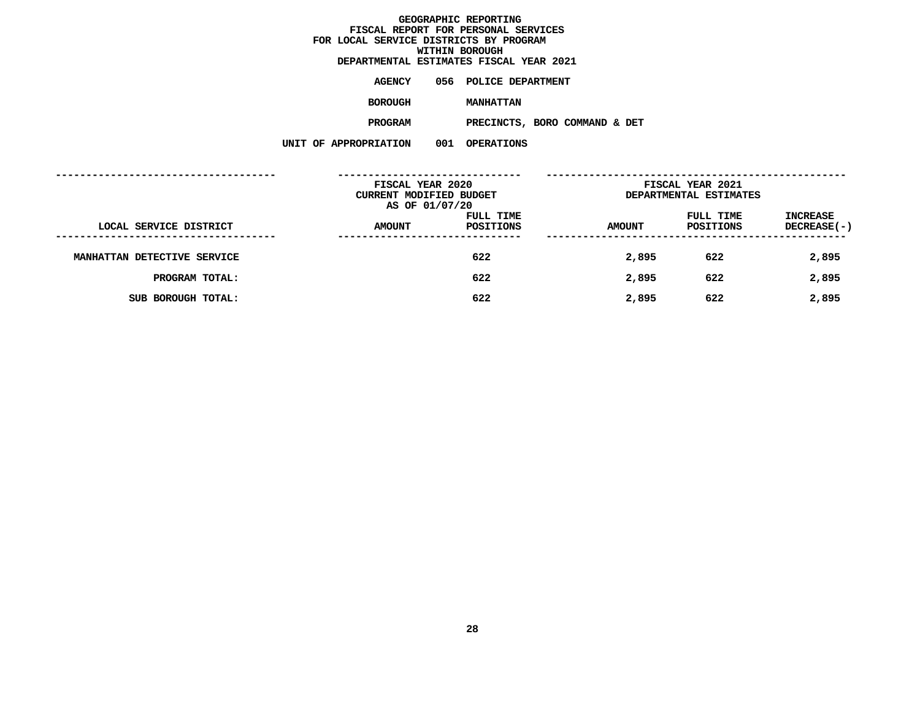**GEOGRAPHIC REPORTING**
**FISCAL REPORT FOR PERSONAL SERVICES**
**FOR LOCAL SERVICE DISTRICTS BY PROGRAM**
**WITHIN BOROUGH**
**DEPARTMENTAL ESTIMATES FISCAL YEAR 2021**

**AGENCY** 056 POLICE DEPARTMENT

**BOROUGH** MANHATTAN

**PROGRAM** PRECINCTS, BORO COMMAND & DET

**UNIT OF APPROPRIATION** 001 OPERATIONS

| | FISCAL YEAR 2020 CURRENT MODIFIED BUDGET AS OF 01/07/20 | | FISCAL YEAR 2021 DEPARTMENTAL ESTIMATES | | |
|---|---|---|---|---|---|
| LOCAL SERVICE DISTRICT | AMOUNT | FULL TIME POSITIONS | AMOUNT | FULL TIME POSITIONS | INCREASE DECREASE(-) |
| MANHATTAN DETECTIVE SERVICE | | 622 | 2,895 | 622 | 2,895 |
| PROGRAM TOTAL: | | 622 | 2,895 | 622 | 2,895 |
| SUB BOROUGH TOTAL: | | 622 | 2,895 | 622 | 2,895 |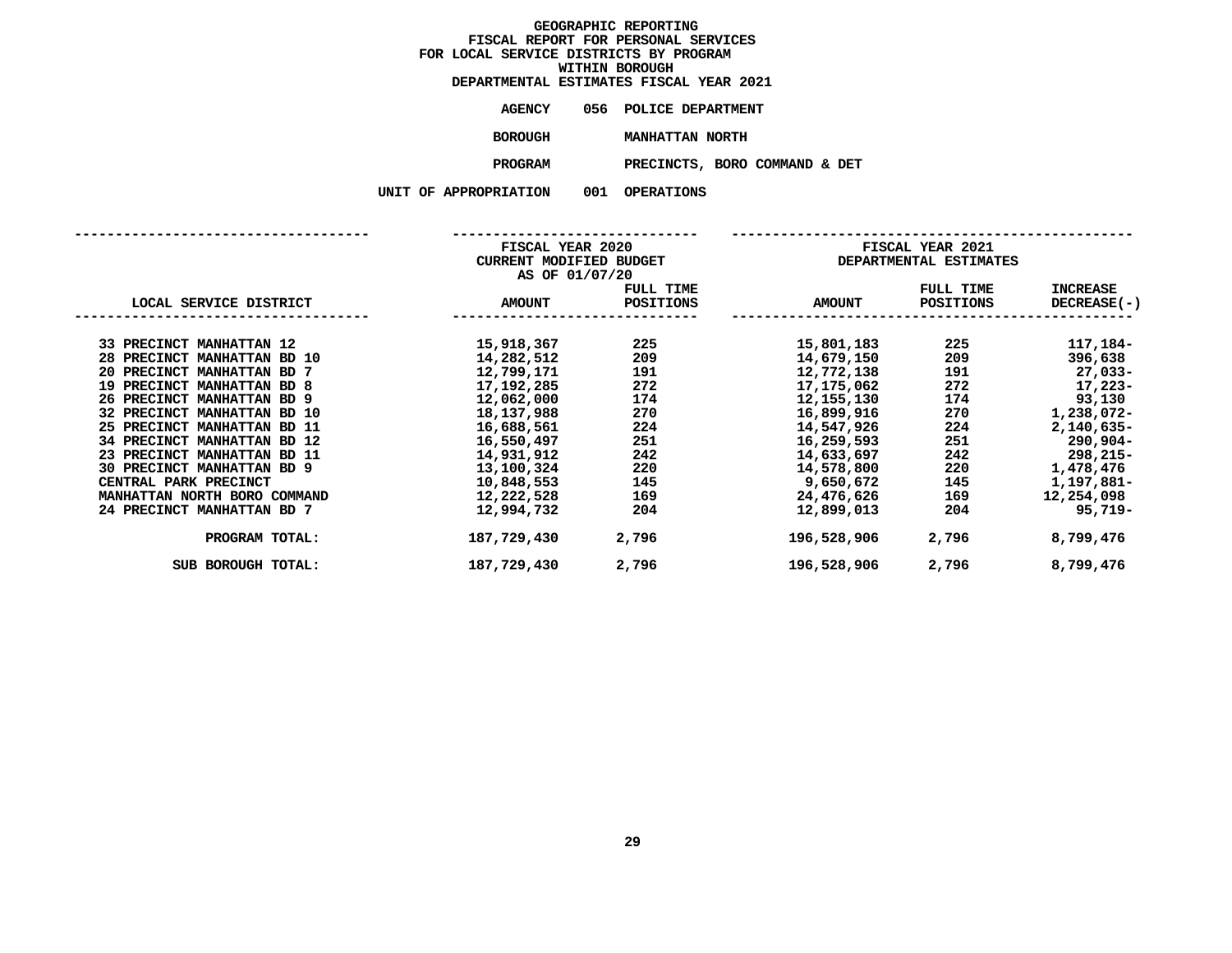# GEOGRAPHIC REPORTING
## FISCAL REPORT FOR PERSONAL SERVICES
## FOR LOCAL SERVICE DISTRICTS BY PROGRAM
## WITHIN BOROUGH
## DEPARTMENTAL ESTIMATES FISCAL YEAR 2021

**AGENCY** 056 POLICE DEPARTMENT

**BOROUGH** MANHATTAN NORTH

**PROGRAM** PRECINCTS, BORO COMMAND & DET

**UNIT OF APPROPRIATION** 001 OPERATIONS

| LOCAL SERVICE DISTRICT | FISCAL YEAR 2020 CURRENT MODIFIED BUDGET AS OF 01/07/20 AMOUNT | FULL TIME POSITIONS | FISCAL YEAR 2021 DEPARTMENTAL ESTIMATES AMOUNT | FULL TIME POSITIONS | INCREASE DECREASE(-) |
|---|---|---|---|---|---|
| 33 PRECINCT MANHATTAN 12 | 15,918,367 | 225 | 15,801,183 | 225 | 117,184- |
| 28 PRECINCT MANHATTAN BD 10 | 14,282,512 | 209 | 14,679,150 | 209 | 396,638 |
| 20 PRECINCT MANHATTAN BD 7 | 12,799,171 | 191 | 12,772,138 | 191 | 27,033- |
| 19 PRECINCT MANHATTAN BD 8 | 17,192,285 | 272 | 17,175,062 | 272 | 17,223- |
| 26 PRECINCT MANHATTAN BD 9 | 12,062,000 | 174 | 12,155,130 | 174 | 93,130 |
| 32 PRECINCT MANHATTAN BD 10 | 18,137,988 | 270 | 16,899,916 | 270 | 1,238,072- |
| 25 PRECINCT MANHATTAN BD 11 | 16,688,561 | 224 | 14,547,926 | 224 | 2,140,635- |
| 34 PRECINCT MANHATTAN BD 12 | 16,550,497 | 251 | 16,259,593 | 251 | 290,904- |
| 23 PRECINCT MANHATTAN BD 11 | 14,931,912 | 242 | 14,633,697 | 242 | 298,215- |
| 30 PRECINCT MANHATTAN BD 9 | 13,100,324 | 220 | 14,578,800 | 220 | 1,478,476 |
| CENTRAL PARK PRECINCT | 10,848,553 | 145 | 9,650,672 | 145 | 1,197,881- |
| MANHATTAN NORTH BORO COMMAND | 12,222,528 | 169 | 24,476,626 | 169 | 12,254,098 |
| 24 PRECINCT MANHATTAN BD 7 | 12,994,732 | 204 | 12,899,013 | 204 | 95,719- |
| PROGRAM TOTAL: | 187,729,430 | 2,796 | 196,528,906 | 2,796 | 8,799,476 |
| SUB BOROUGH TOTAL: | 187,729,430 | 2,796 | 196,528,906 | 2,796 | 8,799,476 |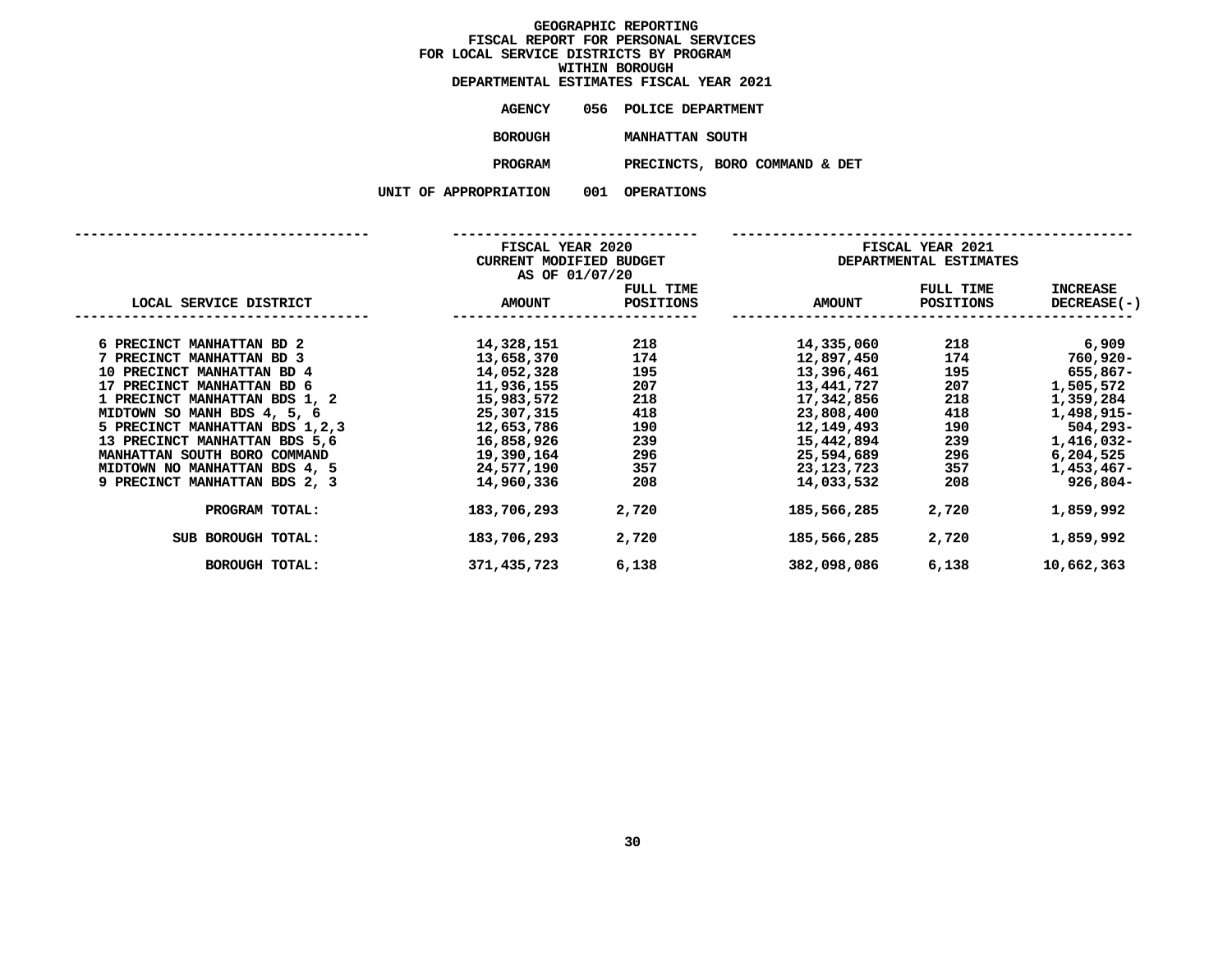# GEOGRAPHIC REPORTING
## FISCAL REPORT FOR PERSONAL SERVICES
## FOR LOCAL SERVICE DISTRICTS BY PROGRAM
## WITHIN BOROUGH
## DEPARTMENTAL ESTIMATES FISCAL YEAR 2021

**AGENCY** 056 POLICE DEPARTMENT

**BOROUGH** MANHATTAN SOUTH

**PROGRAM** PRECINCTS, BORO COMMAND & DET

**UNIT OF APPROPRIATION** 001 OPERATIONS

| LOCAL SERVICE DISTRICT | FISCAL YEAR 2020 CURRENT MODIFIED BUDGET AS OF 01/07/20 AMOUNT | FULL TIME POSITIONS | FISCAL YEAR 2021 DEPARTMENTAL ESTIMATES AMOUNT | FULL TIME POSITIONS | INCREASE DECREASE(-) |
|---|---|---|---|---|---|
| 6 PRECINCT MANHATTAN BD 2 | 14,328,151 | 218 | 14,335,060 | 218 | 6,909 |
| 7 PRECINCT MANHATTAN BD 3 | 13,658,370 | 174 | 12,897,450 | 174 | 760,920- |
| 10 PRECINCT MANHATTAN BD 4 | 14,052,328 | 195 | 13,396,461 | 195 | 655,867- |
| 17 PRECINCT MANHATTAN BD 6 | 11,936,155 | 207 | 13,441,727 | 207 | 1,505,572 |
| 1 PRECINCT MANHATTAN BDS 1, 2 | 15,983,572 | 218 | 17,342,856 | 218 | 1,359,284 |
| MIDTOWN SO MANH BDS 4, 5, 6 | 25,307,315 | 418 | 23,808,400 | 418 | 1,498,915- |
| 5 PRECINCT MANHATTAN BDS 1,2,3 | 12,653,786 | 190 | 12,149,493 | 190 | 504,293- |
| 13 PRECINCT MANHATTAN BDS 5,6 | 16,858,926 | 239 | 15,442,894 | 239 | 1,416,032- |
| MANHATTAN SOUTH BORO COMMAND | 19,390,164 | 296 | 25,594,689 | 296 | 6,204,525 |
| MIDTOWN NO MANHATTAN BDS 4, 5 | 24,577,190 | 357 | 23,123,723 | 357 | 1,453,467- |
| 9 PRECINCT MANHATTAN BDS 2, 3 | 14,960,336 | 208 | 14,033,532 | 208 | 926,804- |
| PROGRAM TOTAL: | 183,706,293 | 2,720 | 185,566,285 | 2,720 | 1,859,992 |
| SUB BOROUGH TOTAL: | 183,706,293 | 2,720 | 185,566,285 | 2,720 | 1,859,992 |
| BOROUGH TOTAL: | 371,435,723 | 6,138 | 382,098,086 | 6,138 | 10,662,363 |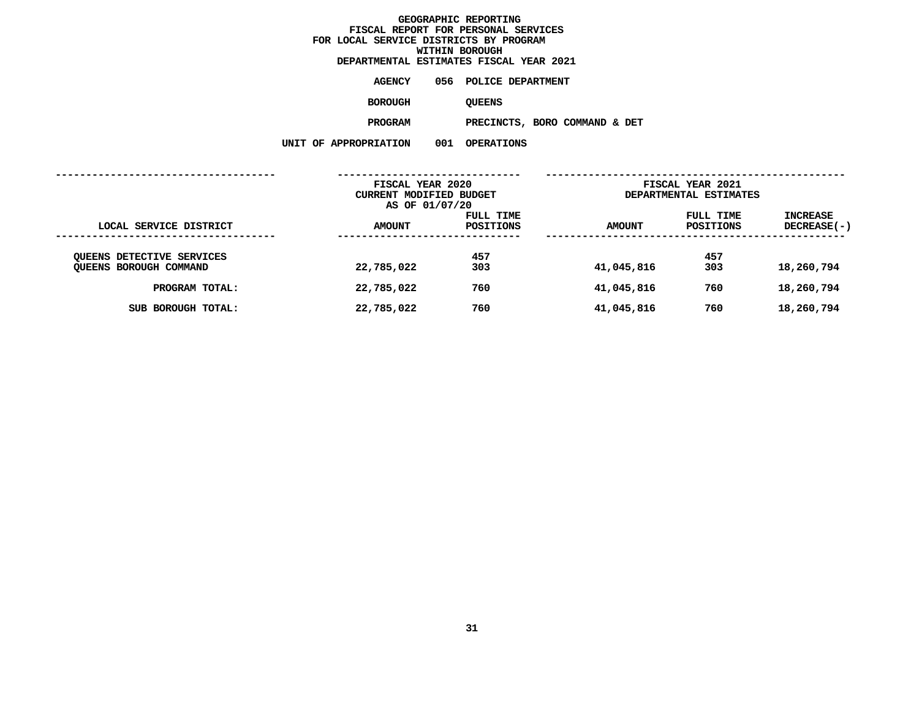# GEOGRAPHIC REPORTING
## FISCAL REPORT FOR PERSONAL SERVICES
## FOR LOCAL SERVICE DISTRICTS BY PROGRAM
## WITHIN BOROUGH
## DEPARTMENTAL ESTIMATES FISCAL YEAR 2021

**AGENCY** 056 POLICE DEPARTMENT

**BOROUGH** QUEENS

**PROGRAM** PRECINCTS, BORO COMMAND & DET

**UNIT OF APPROPRIATION** 001 OPERATIONS

| LOCAL SERVICE DISTRICT | FISCAL YEAR 2020 CURRENT MODIFIED BUDGET AS OF 01/07/20 AMOUNT | FULL TIME POSITIONS | FISCAL YEAR 2021 DEPARTMENTAL ESTIMATES AMOUNT | FULL TIME POSITIONS | INCREASE DECREASE(-) |
|---|---|---|---|---|---|
| QUEENS DETECTIVE SERVICES | | 457 | | 457 | |
| QUEENS BOROUGH COMMAND | 22,785,022 | 303 | 41,045,816 | 303 | 18,260,794 |
| PROGRAM TOTAL: | 22,785,022 | 760 | 41,045,816 | 760 | 18,260,794 |
| SUB BOROUGH TOTAL: | 22,785,022 | 760 | 41,045,816 | 760 | 18,260,794 |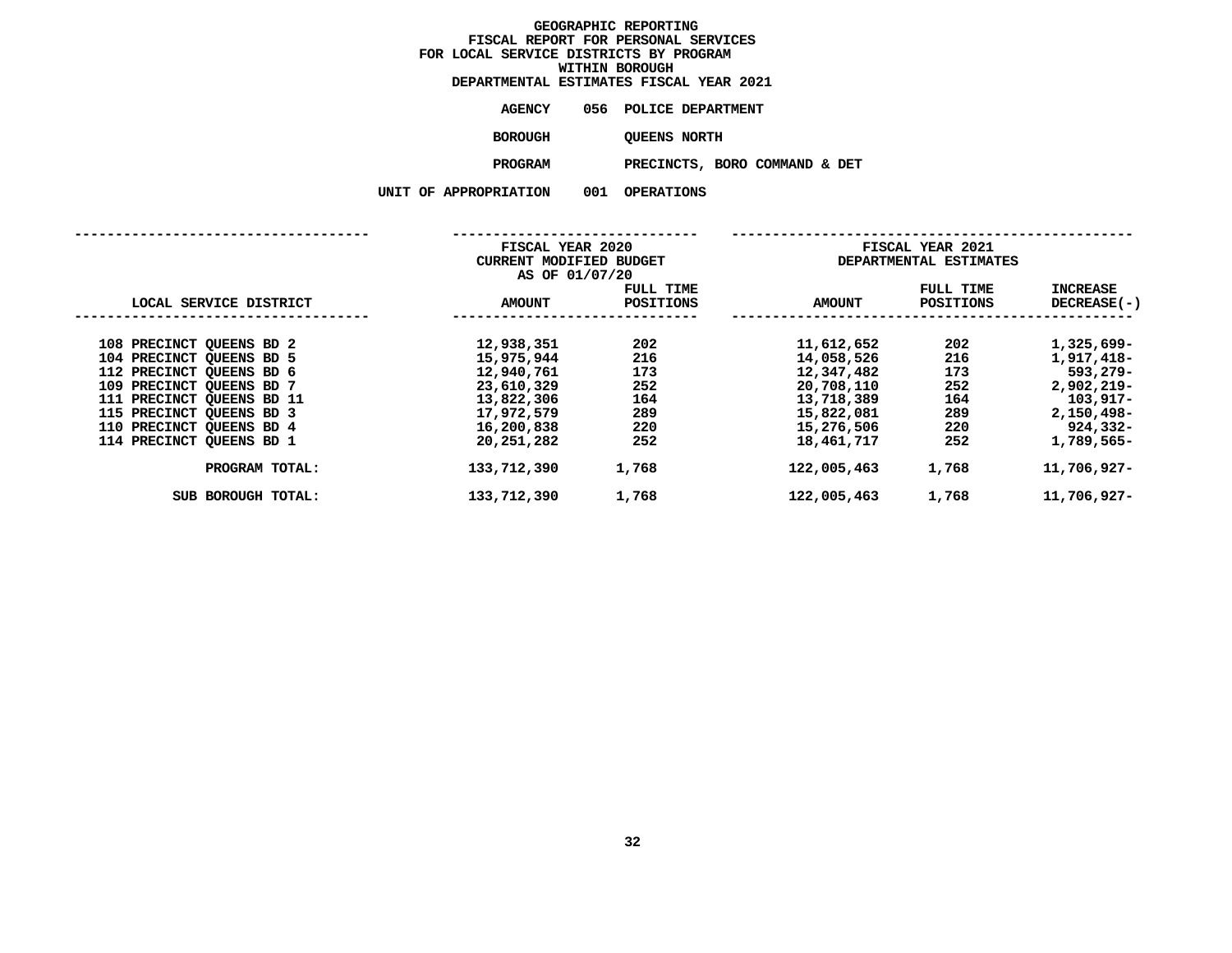# GEOGRAPHIC REPORTING
## FISCAL REPORT FOR PERSONAL SERVICES
## FOR LOCAL SERVICE DISTRICTS BY PROGRAM
## WITHIN BOROUGH
## DEPARTMENTAL ESTIMATES FISCAL YEAR 2021

**AGENCY** 056 POLICE DEPARTMENT

**BOROUGH** QUEENS NORTH

**PROGRAM** PRECINCTS, BORO COMMAND & DET

**UNIT OF APPROPRIATION** 001 OPERATIONS

| LOCAL SERVICE DISTRICT | FISCAL YEAR 2020 CURRENT MODIFIED BUDGET AS OF 01/07/20 AMOUNT | FULL TIME POSITIONS | FISCAL YEAR 2021 DEPARTMENTAL ESTIMATES AMOUNT | FULL TIME POSITIONS | INCREASE DECREASE(-) |
|---|---|---|---|---|---|
| 108 PRECINCT QUEENS BD 2 | 12,938,351 | 202 | 11,612,652 | 202 | 1,325,699- |
| 104 PRECINCT QUEENS BD 5 | 15,975,944 | 216 | 14,058,526 | 216 | 1,917,418- |
| 112 PRECINCT QUEENS BD 6 | 12,940,761 | 173 | 12,347,482 | 173 | 593,279- |
| 109 PRECINCT QUEENS BD 7 | 23,610,329 | 252 | 20,708,110 | 252 | 2,902,219- |
| 111 PRECINCT QUEENS BD 11 | 13,822,306 | 164 | 13,718,389 | 164 | 103,917- |
| 115 PRECINCT QUEENS BD 3 | 17,972,579 | 289 | 15,822,081 | 289 | 2,150,498- |
| 110 PRECINCT QUEENS BD 4 | 16,200,838 | 220 | 15,276,506 | 220 | 924,332- |
| 114 PRECINCT QUEENS BD 1 | 20,251,282 | 252 | 18,461,717 | 252 | 1,789,565- |
| PROGRAM TOTAL: | 133,712,390 | 1,768 | 122,005,463 | 1,768 | 11,706,927- |
| SUB BOROUGH TOTAL: | 133,712,390 | 1,768 | 122,005,463 | 1,768 | 11,706,927- |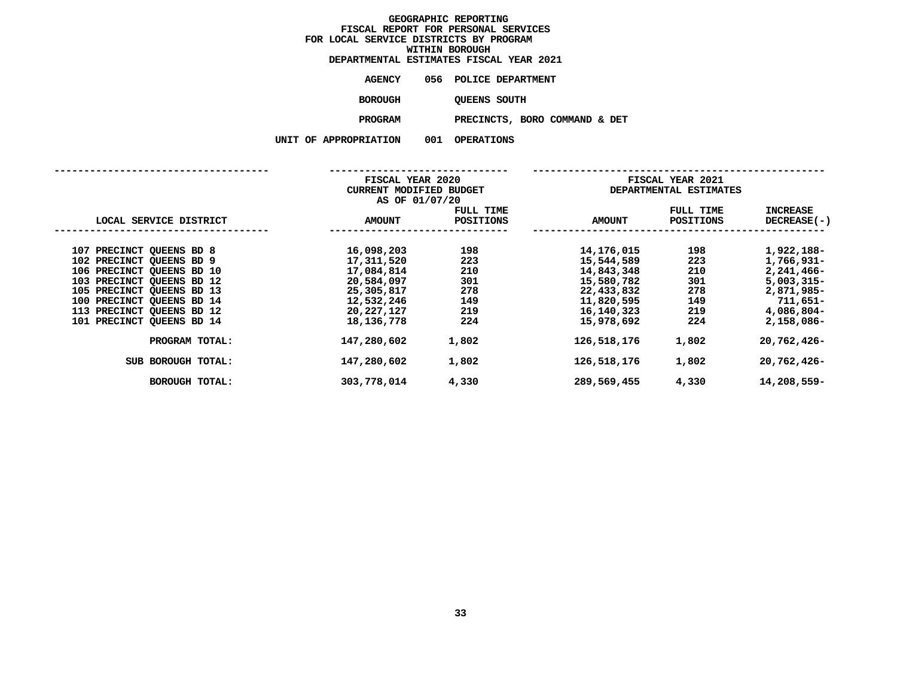# GEOGRAPHIC REPORTING
## FISCAL REPORT FOR PERSONAL SERVICES
## FOR LOCAL SERVICE DISTRICTS BY PROGRAM
## WITHIN BOROUGH
## DEPARTMENTAL ESTIMATES FISCAL YEAR 2021

**AGENCY** 056 POLICE DEPARTMENT

**BOROUGH** QUEENS SOUTH

**PROGRAM** PRECINCTS, BORO COMMAND & DET

**UNIT OF APPROPRIATION** 001 OPERATIONS

| LOCAL SERVICE DISTRICT | FISCAL YEAR 2020 CURRENT MODIFIED BUDGET AS OF 01/07/20 AMOUNT | FULL TIME POSITIONS | FISCAL YEAR 2021 DEPARTMENTAL ESTIMATES AMOUNT | FULL TIME POSITIONS | INCREASE DECREASE(-) |
|---|---|---|---|---|---|
| 107 PRECINCT QUEENS BD 8 | 16,098,203 | 198 | 14,176,015 | 198 | 1,922,188- |
| 102 PRECINCT QUEENS BD 9 | 17,311,520 | 223 | 15,544,589 | 223 | 1,766,931- |
| 106 PRECINCT QUEENS BD 10 | 17,084,814 | 210 | 14,843,348 | 210 | 2,241,466- |
| 103 PRECINCT QUEENS BD 12 | 20,584,097 | 301 | 15,580,782 | 301 | 5,003,315- |
| 105 PRECINCT QUEENS BD 13 | 25,305,817 | 278 | 22,433,832 | 278 | 2,871,985- |
| 100 PRECINCT QUEENS BD 14 | 12,532,246 | 149 | 11,820,595 | 149 | 711,651- |
| 113 PRECINCT QUEENS BD 12 | 20,227,127 | 219 | 16,140,323 | 219 | 4,086,804- |
| 101 PRECINCT QUEENS BD 14 | 18,136,778 | 224 | 15,978,692 | 224 | 2,158,086- |
| PROGRAM TOTAL: | 147,280,602 | 1,802 | 126,518,176 | 1,802 | 20,762,426- |
| SUB BOROUGH TOTAL: | 147,280,602 | 1,802 | 126,518,176 | 1,802 | 20,762,426- |
| BOROUGH TOTAL: | 303,778,014 | 4,330 | 289,569,455 | 4,330 | 14,208,559- |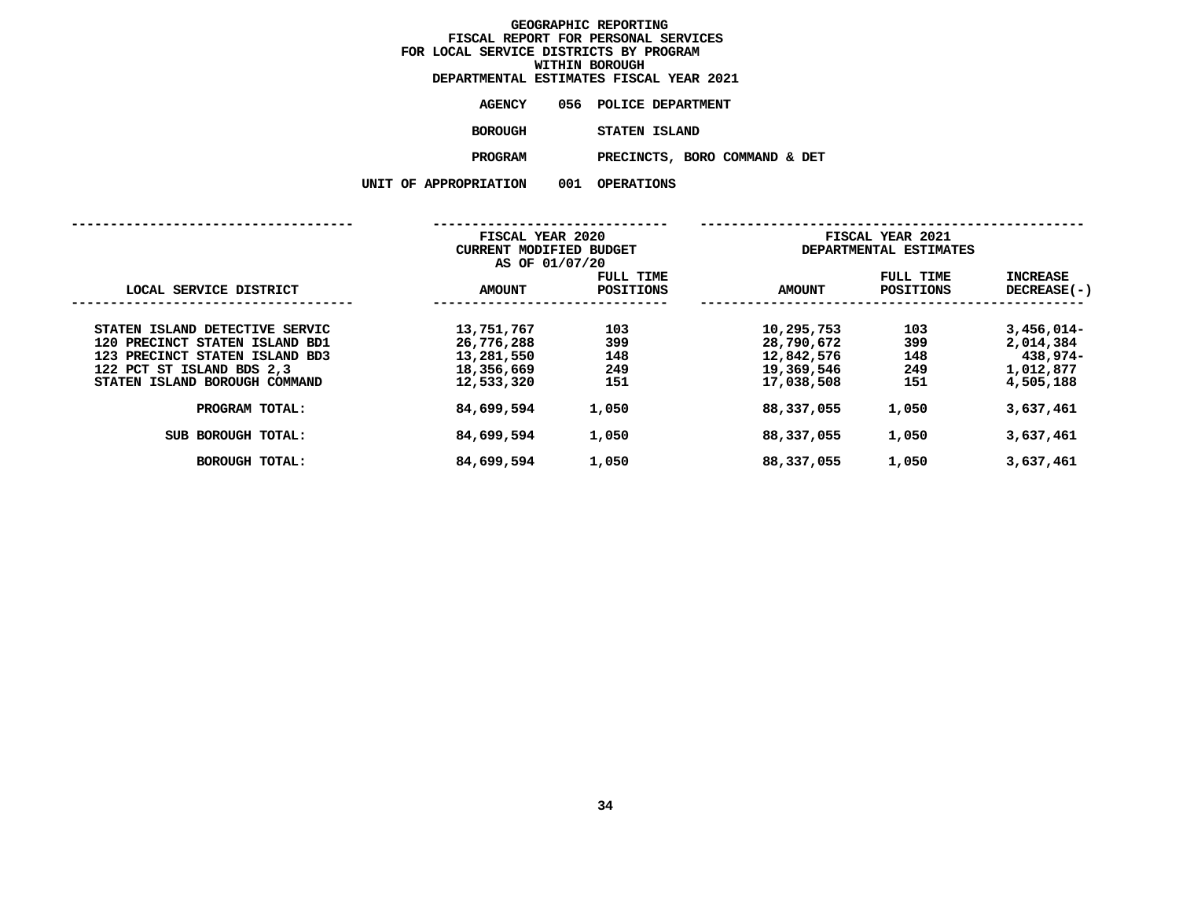# GEOGRAPHIC REPORTING
## FISCAL REPORT FOR PERSONAL SERVICES
## FOR LOCAL SERVICE DISTRICTS BY PROGRAM
## WITHIN BOROUGH
## DEPARTMENTAL ESTIMATES FISCAL YEAR 2021

**AGENCY** 056 POLICE DEPARTMENT

**BOROUGH** STATEN ISLAND

**PROGRAM** PRECINCTS, BORO COMMAND & DET

**UNIT OF APPROPRIATION** 001 OPERATIONS

| LOCAL SERVICE DISTRICT | FISCAL YEAR 2020 CURRENT MODIFIED BUDGET AS OF 01/07/20 AMOUNT | FULL TIME POSITIONS | FISCAL YEAR 2021 DEPARTMENTAL ESTIMATES AMOUNT | FULL TIME POSITIONS | INCREASE DECREASE(-) |
|---|---|---|---|---|---|
| STATEN ISLAND DETECTIVE SERVIC | 13,751,767 | 103 | 10,295,753 | 103 | 3,456,014- |
| 120 PRECINCT STATEN ISLAND BD1 | 26,776,288 | 399 | 28,790,672 | 399 | 2,014,384 |
| 123 PRECINCT STATEN ISLAND BD3 | 13,281,550 | 148 | 12,842,576 | 148 | 438,974- |
| 122 PCT ST ISLAND BDS 2,3 | 18,356,669 | 249 | 19,369,546 | 249 | 1,012,877 |
| STATEN ISLAND BOROUGH COMMAND | 12,533,320 | 151 | 17,038,508 | 151 | 4,505,188 |
| PROGRAM TOTAL: | 84,699,594 | 1,050 | 88,337,055 | 1,050 | 3,637,461 |
| SUB BOROUGH TOTAL: | 84,699,594 | 1,050 | 88,337,055 | 1,050 | 3,637,461 |
| BOROUGH TOTAL: | 84,699,594 | 1,050 | 88,337,055 | 1,050 | 3,637,461 |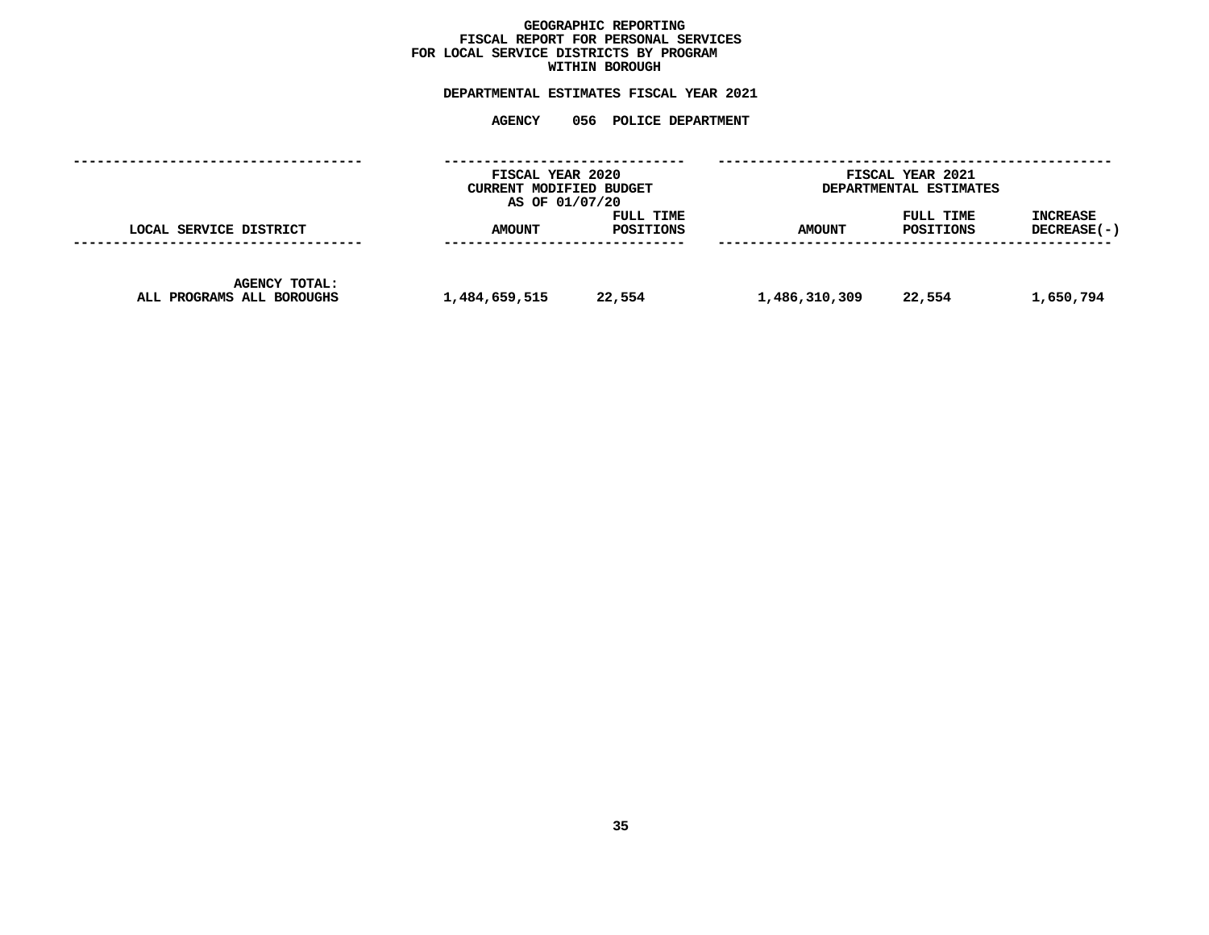**GEOGRAPHIC REPORTING**
**FISCAL REPORT FOR PERSONAL SERVICES**
**FOR LOCAL SERVICE DISTRICTS BY PROGRAM**
**WITHIN BOROUGH**

**DEPARTMENTAL ESTIMATES FISCAL YEAR 2021**

**AGENCY 056 POLICE DEPARTMENT**

| LOCAL SERVICE DISTRICT | FISCAL YEAR 2020 CURRENT MODIFIED BUDGET AS OF 01/07/20 | | FISCAL YEAR 2021 DEPARTMENTAL ESTIMATES | | |
|---|---|---|---|---|---|
| | AMOUNT | FULL TIME POSITIONS | AMOUNT | FULL TIME POSITIONS | INCREASE DECREASE(-) |
| AGENCY TOTAL: ALL PROGRAMS ALL BOROUGHS | 1,484,659,515 | 22,554 | 1,486,310,309 | 22,554 | 1,650,794 |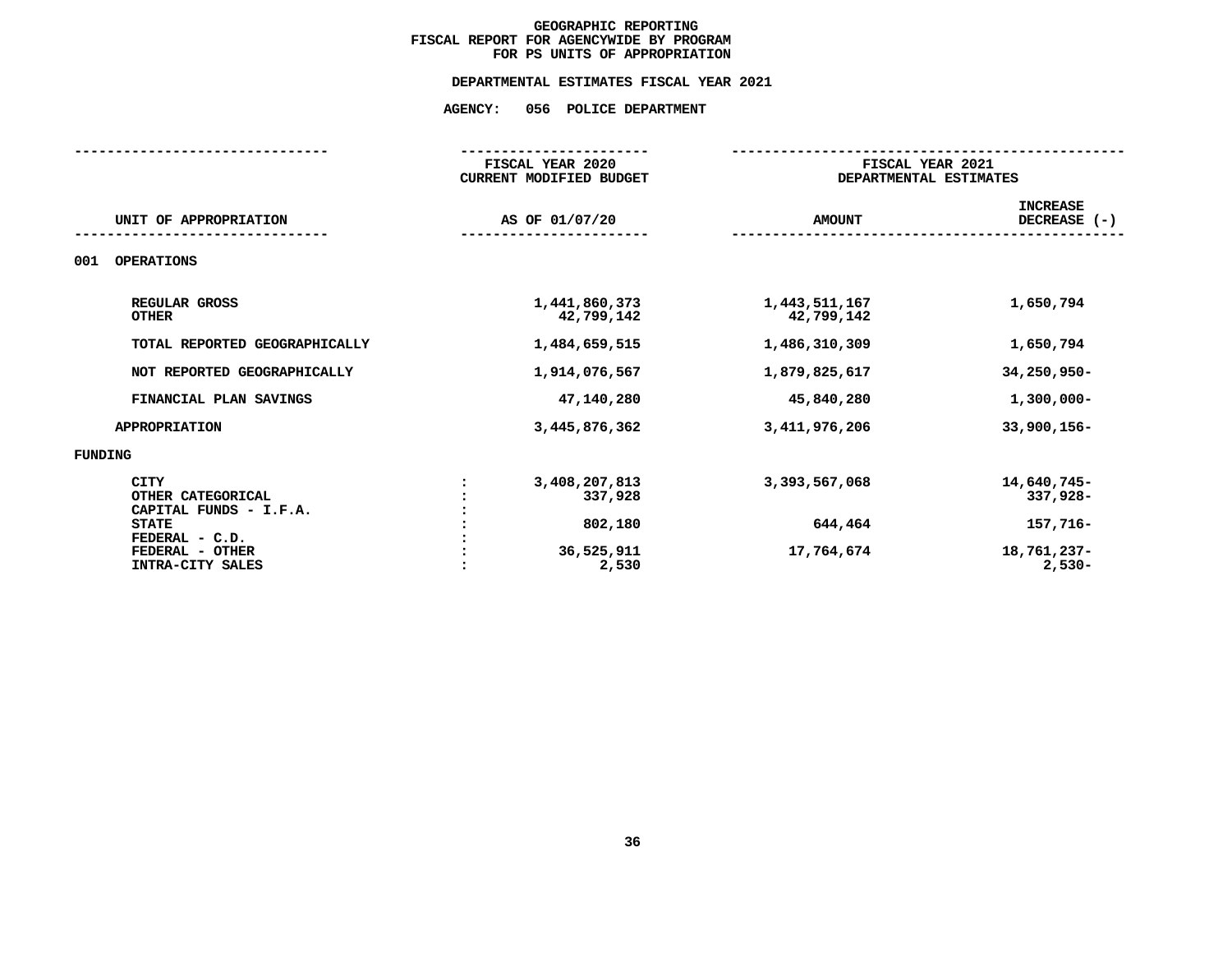# GEOGRAPHIC REPORTING
## FISCAL REPORT FOR AGENCYWIDE BY PROGRAM
## FOR PS UNITS OF APPROPRIATION

### DEPARTMENTAL ESTIMATES FISCAL YEAR 2021

### AGENCY: 056 POLICE DEPARTMENT

| UNIT OF APPROPRIATION | | FISCAL YEAR 2020 CURRENT MODIFIED BUDGET AS OF 01/07/20 | FISCAL YEAR 2021 DEPARTMENTAL ESTIMATES AMOUNT | INCREASE DECREASE (-) |
|---|---|---|---|---|
| **001 OPERATIONS** | | | | |
| REGULAR GROSS | | 1,441,860,373 | 1,443,511,167 | 1,650,794 |
| OTHER | | 42,799,142 | 42,799,142 | |
| TOTAL REPORTED GEOGRAPHICALLY | | 1,484,659,515 | 1,486,310,309 | 1,650,794 |
| NOT REPORTED GEOGRAPHICALLY | | 1,914,076,567 | 1,879,825,617 | 34,250,950- |
| FINANCIAL PLAN SAVINGS | | 47,140,280 | 45,840,280 | 1,300,000- |
| APPROPRIATION | | 3,445,876,362 | 3,411,976,206 | 33,900,156- |
| **FUNDING** | | | | |
| CITY | : | 3,408,207,813 | 3,393,567,068 | 14,640,745- |
| OTHER CATEGORICAL | : | 337,928 | | 337,928- |
| CAPITAL FUNDS - I.F.A. | : | | | |
| STATE | : | 802,180 | 644,464 | 157,716- |
| FEDERAL - C.D. | : | | | |
| FEDERAL - OTHER | : | 36,525,911 | 17,764,674 | 18,761,237- |
| INTRA-CITY SALES | : | 2,530 | | 2,530- |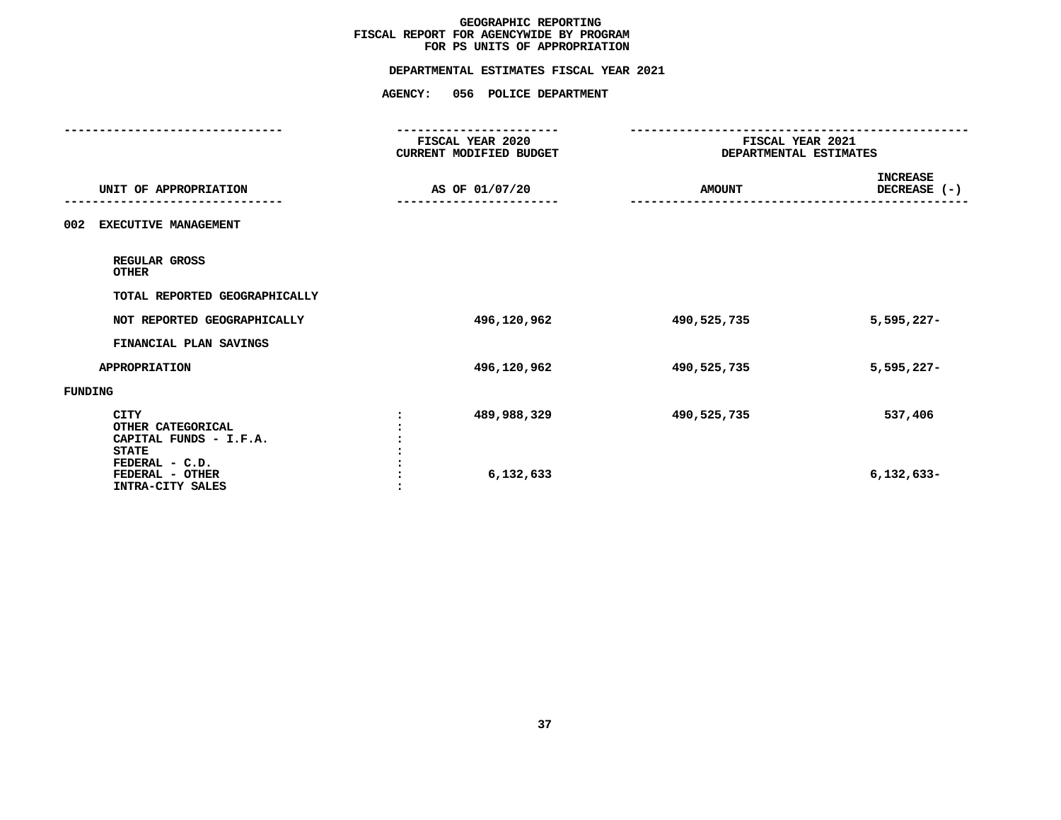# GEOGRAPHIC REPORTING
## FISCAL REPORT FOR AGENCYWIDE BY PROGRAM
## FOR PS UNITS OF APPROPRIATION

**DEPARTMENTAL ESTIMATES FISCAL YEAR 2021**

**AGENCY: 056 POLICE DEPARTMENT**

| UNIT OF APPROPRIATION | FISCAL YEAR 2020 CURRENT MODIFIED BUDGET AS OF 01/07/20 | FISCAL YEAR 2021 DEPARTMENTAL ESTIMATES AMOUNT | INCREASE DECREASE (-) |
|---|---|---|---|
| 002 EXECUTIVE MANAGEMENT | | | |
| REGULAR GROSS | | | |
| OTHER | | | |
| TOTAL REPORTED GEOGRAPHICALLY | | | |
| NOT REPORTED GEOGRAPHICALLY | 496,120,962 | 490,525,735 | 5,595,227- |
| FINANCIAL PLAN SAVINGS | | | |
| APPROPRIATION | 496,120,962 | 490,525,735 | 5,595,227- |
| FUNDING | | | |
| CITY | 489,988,329 | 490,525,735 | 537,406 |
| OTHER CATEGORICAL | | | |
| CAPITAL FUNDS - I.F.A. | | | |
| STATE | | | |
| FEDERAL - C.D. | | | |
| FEDERAL - OTHER | 6,132,633 | | 6,132,633- |
| INTRA-CITY SALES | | | |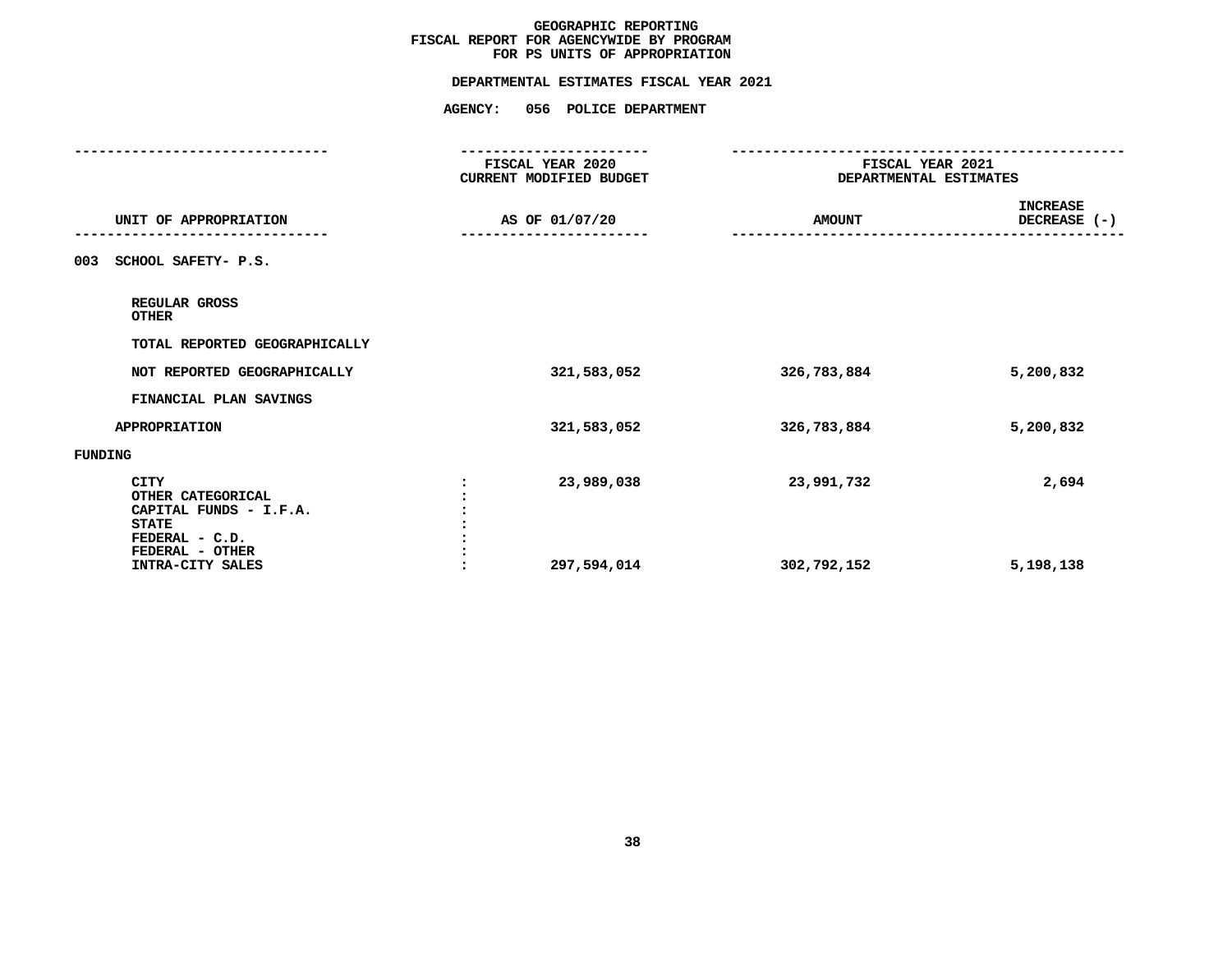**GEOGRAPHIC REPORTING**
**FISCAL REPORT FOR AGENCYWIDE BY PROGRAM**
**FOR PS UNITS OF APPROPRIATION**

**DEPARTMENTAL ESTIMATES FISCAL YEAR 2021**

**AGENCY: 056 POLICE DEPARTMENT**

| UNIT OF APPROPRIATION | | FISCAL YEAR 2020 CURRENT MODIFIED BUDGET AS OF 01/07/20 | FISCAL YEAR 2021 DEPARTMENTAL ESTIMATES AMOUNT | INCREASE DECREASE (-) |
|---|---|---|---|---|
| 003 SCHOOL SAFETY- P.S. | | | | |
| REGULAR GROSS | | | | |
| OTHER | | | | |
| TOTAL REPORTED GEOGRAPHICALLY | | | | |
| NOT REPORTED GEOGRAPHICALLY | | 321,583,052 | 326,783,884 | 5,200,832 |
| FINANCIAL PLAN SAVINGS | | | | |
| APPROPRIATION | | 321,583,052 | 326,783,884 | 5,200,832 |
| FUNDING | | | | |
| CITY | : | 23,989,038 | 23,991,732 | 2,694 |
| OTHER CATEGORICAL | : | | | |
| CAPITAL FUNDS - I.F.A. | : | | | |
| STATE | : | | | |
| FEDERAL - C.D. | : | | | |
| FEDERAL - OTHER | : | | | |
| INTRA-CITY SALES | : | 297,594,014 | 302,792,152 | 5,198,138 |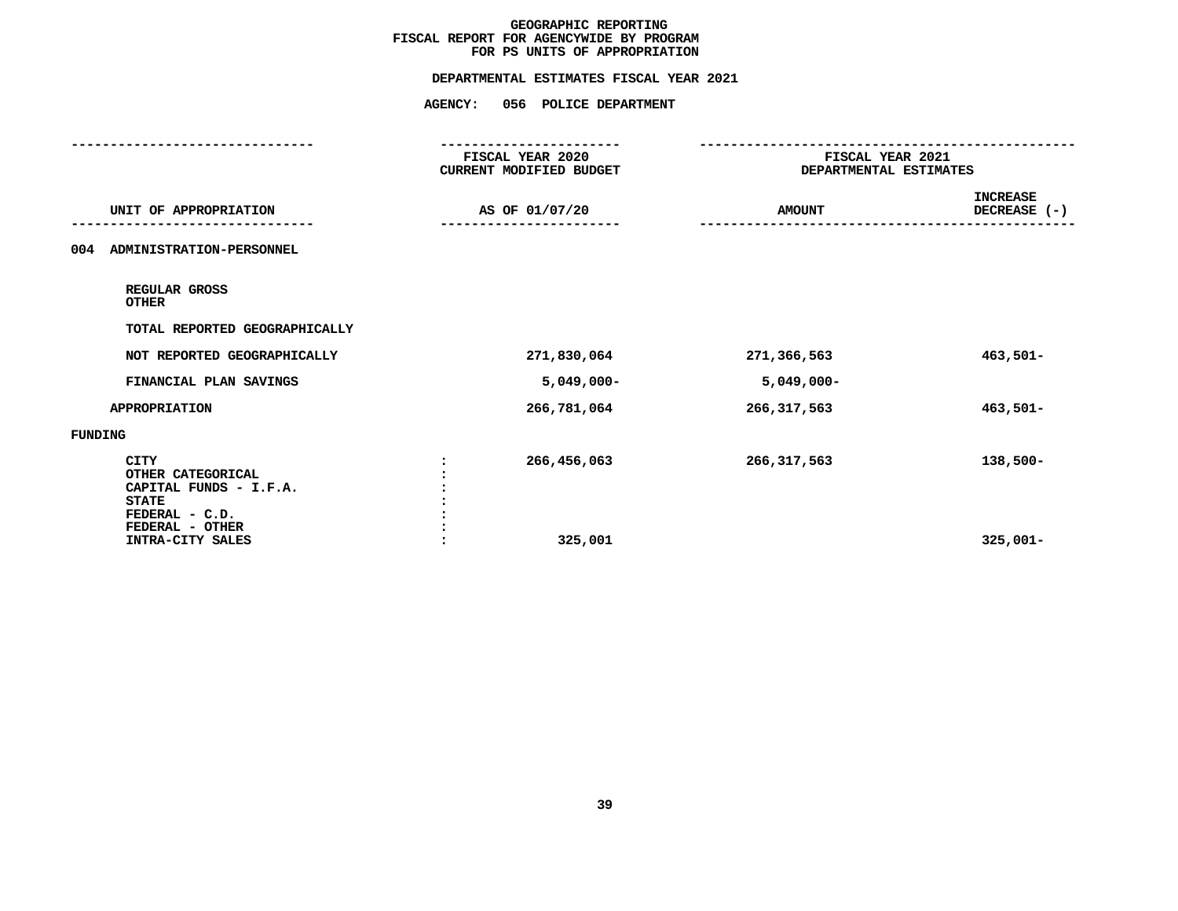# GEOGRAPHIC REPORTING
## FISCAL REPORT FOR AGENCYWIDE BY PROGRAM
## FOR PS UNITS OF APPROPRIATION

### DEPARTMENTAL ESTIMATES FISCAL YEAR 2021

### AGENCY: 056 POLICE DEPARTMENT

| UNIT OF APPROPRIATION | FISCAL YEAR 2020 CURRENT MODIFIED BUDGET AS OF 01/07/20 | FISCAL YEAR 2021 DEPARTMENTAL ESTIMATES AMOUNT | INCREASE DECREASE (-) |
|---|---|---|---|
| 004 ADMINISTRATION-PERSONNEL | | | |
| REGULAR GROSS | | | |
| OTHER | | | |
| TOTAL REPORTED GEOGRAPHICALLY | | | |
| NOT REPORTED GEOGRAPHICALLY | 271,830,064 | 271,366,563 | 463,501- |
| FINANCIAL PLAN SAVINGS | 5,049,000- | 5,049,000- | |
| APPROPRIATION | 266,781,064 | 266,317,563 | 463,501- |
| FUNDING | | | |
| CITY | 266,456,063 | 266,317,563 | 138,500- |
| OTHER CATEGORICAL | | | |
| CAPITAL FUNDS - I.F.A. | | | |
| STATE | | | |
| FEDERAL - C.D. | | | |
| FEDERAL - OTHER | | | |
| INTRA-CITY SALES | 325,001 | | 325,001- |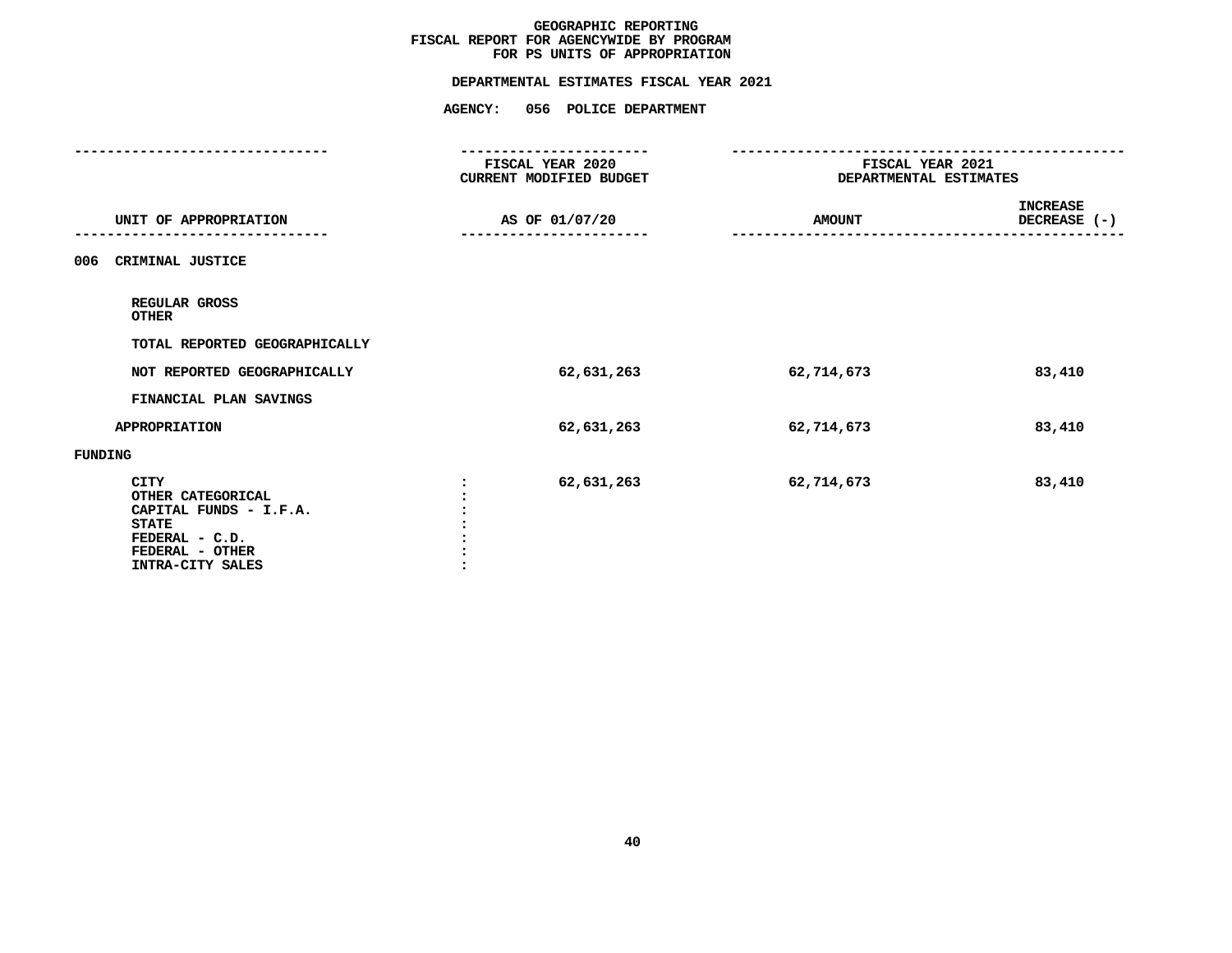# GEOGRAPHIC REPORTING
## FISCAL REPORT FOR AGENCYWIDE BY PROGRAM
## FOR PS UNITS OF APPROPRIATION

### DEPARTMENTAL ESTIMATES FISCAL YEAR 2021

### AGENCY: 056 POLICE DEPARTMENT

| UNIT OF APPROPRIATION | FISCAL YEAR 2020 CURRENT MODIFIED BUDGET AS OF 01/07/20 | FISCAL YEAR 2021 DEPARTMENTAL ESTIMATES AMOUNT | INCREASE DECREASE (-) |
|---|---|---|---|
| 006 CRIMINAL JUSTICE | | | |
| REGULAR GROSS | | | |
| OTHER | | | |
| TOTAL REPORTED GEOGRAPHICALLY | | | |
| NOT REPORTED GEOGRAPHICALLY | 62,631,263 | 62,714,673 | 83,410 |
| FINANCIAL PLAN SAVINGS | | | |
| APPROPRIATION | 62,631,263 | 62,714,673 | 83,410 |
| FUNDING | | | |
| CITY : | 62,631,263 | 62,714,673 | 83,410 |
| OTHER CATEGORICAL : | | | |
| CAPITAL FUNDS - I.F.A. : | | | |
| STATE : | | | |
| FEDERAL - C.D. : | | | |
| FEDERAL - OTHER : | | | |
| INTRA-CITY SALES : | | | |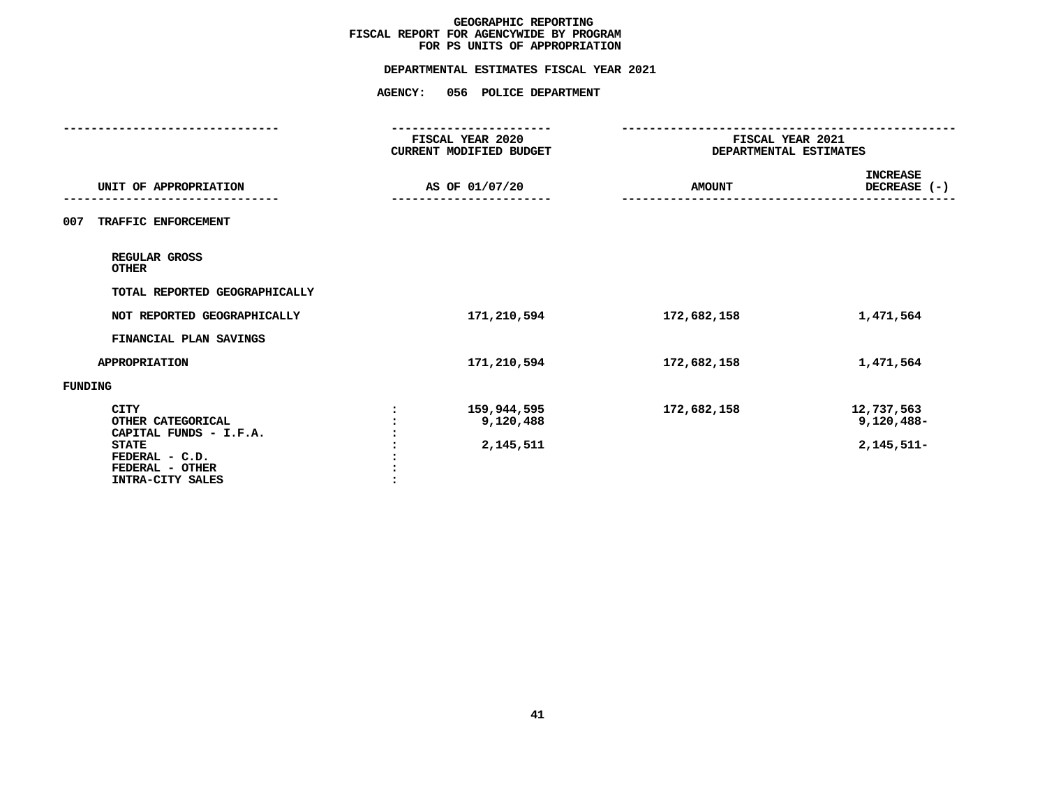# GEOGRAPHIC REPORTING
## FISCAL REPORT FOR AGENCYWIDE BY PROGRAM
## FOR PS UNITS OF APPROPRIATION

### DEPARTMENTAL ESTIMATES FISCAL YEAR 2021

### AGENCY: 056 POLICE DEPARTMENT

| UNIT OF APPROPRIATION | | FISCAL YEAR 2020 CURRENT MODIFIED BUDGET AS OF 01/07/20 | FISCAL YEAR 2021 DEPARTMENTAL ESTIMATES AMOUNT | INCREASE DECREASE (-) |
|---|---|---|---|---|
| 007 TRAFFIC ENFORCEMENT | | | | |
| REGULAR GROSS | | | | |
| OTHER | | | | |
| TOTAL REPORTED GEOGRAPHICALLY | | | | |
| NOT REPORTED GEOGRAPHICALLY | | 171,210,594 | 172,682,158 | 1,471,564 |
| FINANCIAL PLAN SAVINGS | | | | |
| APPROPRIATION | | 171,210,594 | 172,682,158 | 1,471,564 |
| FUNDING | | | | |
| CITY | : | 159,944,595 | 172,682,158 | 12,737,563 |
| OTHER CATEGORICAL | : | 9,120,488 | | 9,120,488- |
| CAPITAL FUNDS - I.F.A. | : | | | |
| STATE | : | 2,145,511 | | 2,145,511- |
| FEDERAL - C.D. | : | | | |
| FEDERAL - OTHER | : | | | |
| INTRA-CITY SALES | : | | | |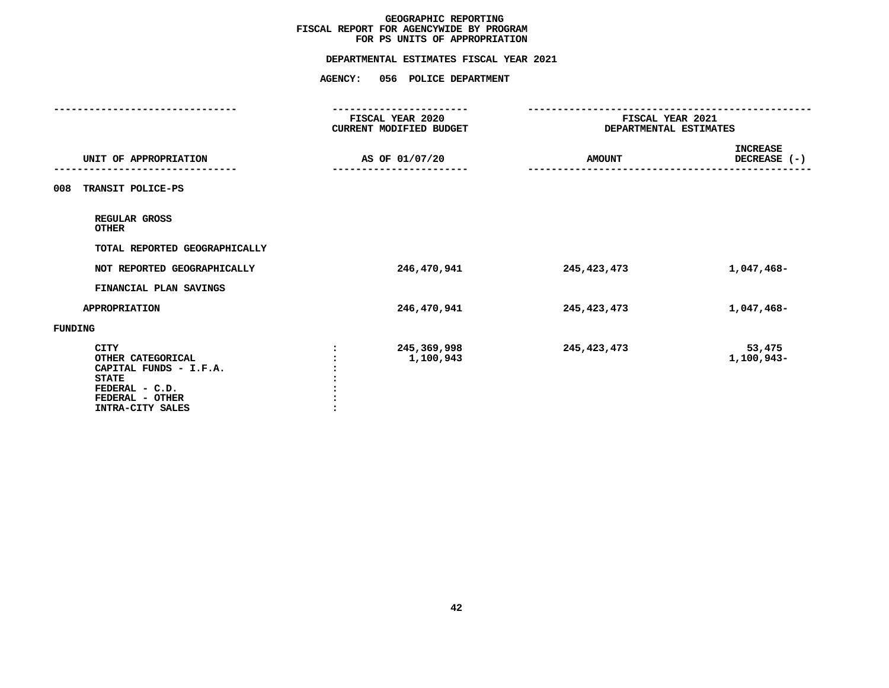# GEOGRAPHIC REPORTING
## FISCAL REPORT FOR AGENCYWIDE BY PROGRAM
## FOR PS UNITS OF APPROPRIATION

### DEPARTMENTAL ESTIMATES FISCAL YEAR 2021

### AGENCY: 056 POLICE DEPARTMENT

| UNIT OF APPROPRIATION | FISCAL YEAR 2020 CURRENT MODIFIED BUDGET AS OF 01/07/20 | FISCAL YEAR 2021 DEPARTMENTAL ESTIMATES AMOUNT | INCREASE DECREASE (-) |
|---|---|---|---|
| 008 TRANSIT POLICE-PS | | | |
| REGULAR GROSS | | | |
| OTHER | | | |
| TOTAL REPORTED GEOGRAPHICALLY | | | |
| NOT REPORTED GEOGRAPHICALLY | 246,470,941 | 245,423,473 | 1,047,468- |
| FINANCIAL PLAN SAVINGS | | | |
| APPROPRIATION | 246,470,941 | 245,423,473 | 1,047,468- |
| FUNDING | | | |
| CITY | 245,369,998 | 245,423,473 | 53,475 |
| OTHER CATEGORICAL | 1,100,943 | | 1,100,943- |
| CAPITAL FUNDS - I.F.A. | | | |
| STATE | | | |
| FEDERAL - C.D. | | | |
| FEDERAL - OTHER | | | |
| INTRA-CITY SALES | | | |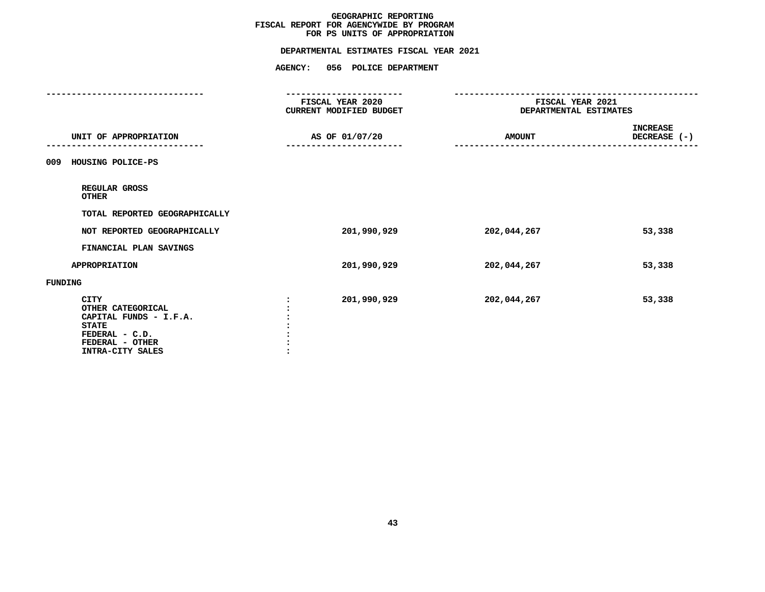# GEOGRAPHIC REPORTING
## FISCAL REPORT FOR AGENCYWIDE BY PROGRAM
## FOR PS UNITS OF APPROPRIATION

### DEPARTMENTAL ESTIMATES FISCAL YEAR 2021

### AGENCY: 056 POLICE DEPARTMENT

| UNIT OF APPROPRIATION | FISCAL YEAR 2020 CURRENT MODIFIED BUDGET AS OF 01/07/20 | FISCAL YEAR 2021 DEPARTMENTAL ESTIMATES AMOUNT | INCREASE DECREASE (-) |
|---|---|---|---|
| 009 HOUSING POLICE-PS | | | |
| REGULAR GROSS | | | |
| OTHER | | | |
| TOTAL REPORTED GEOGRAPHICALLY | | | |
| NOT REPORTED GEOGRAPHICALLY | 201,990,929 | 202,044,267 | 53,338 |
| FINANCIAL PLAN SAVINGS | | | |
| APPROPRIATION | 201,990,929 | 202,044,267 | 53,338 |
| FUNDING | | | |
| CITY | 201,990,929 | 202,044,267 | 53,338 |
| OTHER CATEGORICAL | | | |
| CAPITAL FUNDS - I.F.A. | | | |
| STATE | | | |
| FEDERAL - C.D. | | | |
| FEDERAL - OTHER | | | |
| INTRA-CITY SALES | | | |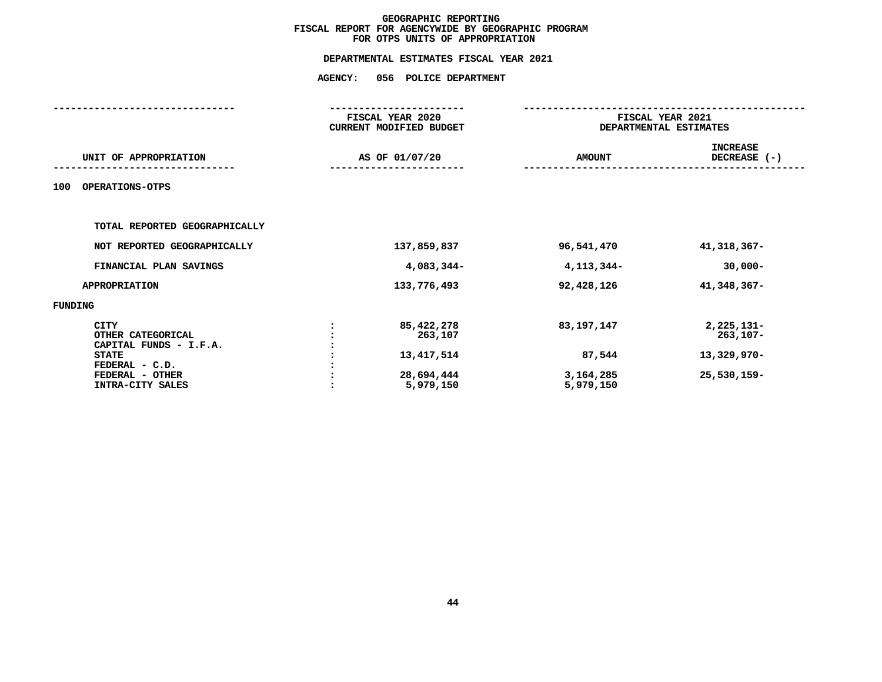# GEOGRAPHIC REPORTING
## FISCAL REPORT FOR AGENCYWIDE BY GEOGRAPHIC PROGRAM
## FOR OTPS UNITS OF APPROPRIATION

### DEPARTMENTAL ESTIMATES FISCAL YEAR 2021

### AGENCY: 056 POLICE DEPARTMENT

| UNIT OF APPROPRIATION | | FISCAL YEAR 2020 CURRENT MODIFIED BUDGET AS OF 01/07/20 | FISCAL YEAR 2021 DEPARTMENTAL ESTIMATES AMOUNT | INCREASE DECREASE (-) |
|---|---|---|---|---|
| **100 OPERATIONS-OTPS** | | | | |
| TOTAL REPORTED GEOGRAPHICALLY | | | | |
| NOT REPORTED GEOGRAPHICALLY | | 137,859,837 | 96,541,470 | 41,318,367- |
| FINANCIAL PLAN SAVINGS | | 4,083,344- | 4,113,344- | 30,000- |
| APPROPRIATION | | 133,776,493 | 92,428,126 | 41,348,367- |
| **FUNDING** | | | | |
| CITY | : | 85,422,278 | 83,197,147 | 2,225,131- |
| OTHER CATEGORICAL | : | 263,107 | | 263,107- |
| CAPITAL FUNDS - I.F.A. | : | | | |
| STATE | : | 13,417,514 | 87,544 | 13,329,970- |
| FEDERAL - C.D. | : | | | |
| FEDERAL - OTHER | : | 28,694,444 | 3,164,285 | 25,530,159- |
| INTRA-CITY SALES | : | 5,979,150 | 5,979,150 | |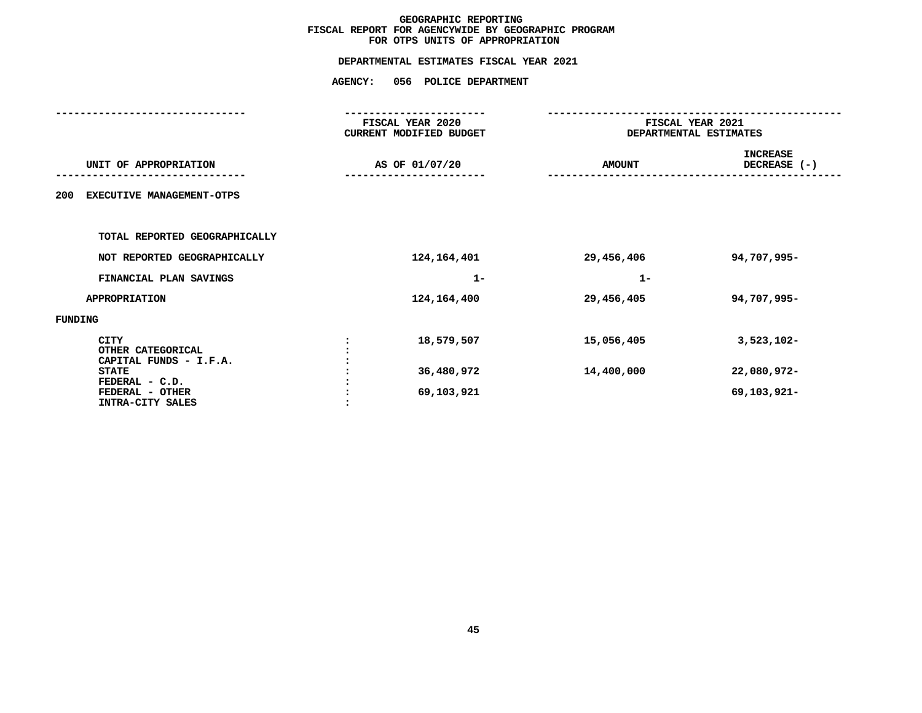# GEOGRAPHIC REPORTING
## FISCAL REPORT FOR AGENCYWIDE BY GEOGRAPHIC PROGRAM
## FOR OTPS UNITS OF APPROPRIATION

### DEPARTMENTAL ESTIMATES FISCAL YEAR 2021

### AGENCY: 056 POLICE DEPARTMENT

| UNIT OF APPROPRIATION | | FISCAL YEAR 2020 CURRENT MODIFIED BUDGET AS OF 01/07/20 | FISCAL YEAR 2021 DEPARTMENTAL ESTIMATES AMOUNT | INCREASE DECREASE (-) |
|---|---|---|---|---|
| **200 EXECUTIVE MANAGEMENT-OTPS** | | | | |
| TOTAL REPORTED GEOGRAPHICALLY | | | | |
| NOT REPORTED GEOGRAPHICALLY | | 124,164,401 | 29,456,406 | 94,707,995- |
| FINANCIAL PLAN SAVINGS | | 1- | 1- | |
| APPROPRIATION | | 124,164,400 | 29,456,405 | 94,707,995- |
| FUNDING | | | | |
| CITY | : | 18,579,507 | 15,056,405 | 3,523,102- |
| OTHER CATEGORICAL | : | | | |
| CAPITAL FUNDS - I.F.A. | : | | | |
| STATE | : | 36,480,972 | 14,400,000 | 22,080,972- |
| FEDERAL - C.D. | : | | | |
| FEDERAL - OTHER | : | 69,103,921 | | 69,103,921- |
| INTRA-CITY SALES | : | | | |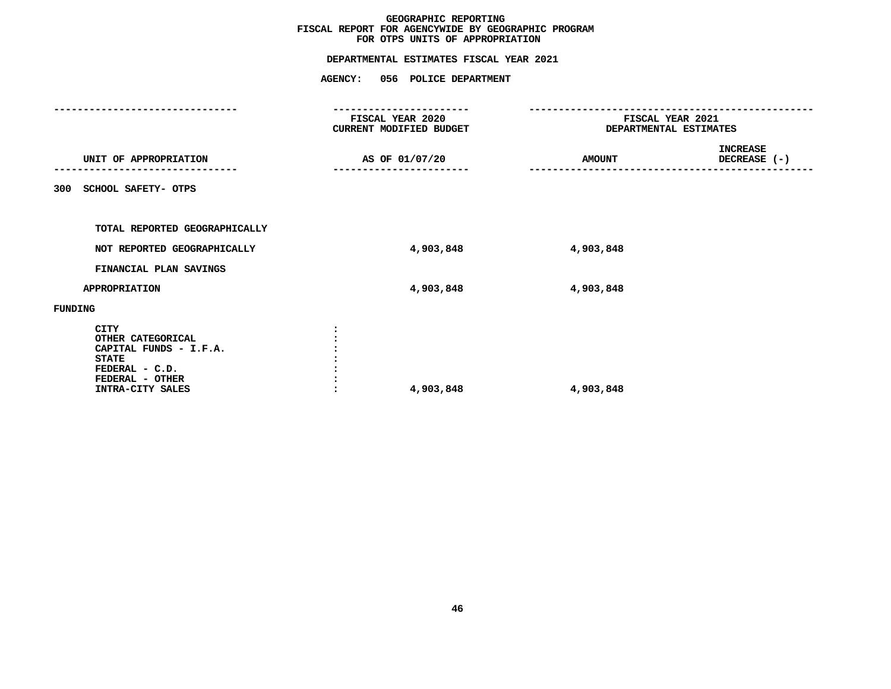# GEOGRAPHIC REPORTING
## FISCAL REPORT FOR AGENCYWIDE BY GEOGRAPHIC PROGRAM
## FOR OTPS UNITS OF APPROPRIATION

### DEPARTMENTAL ESTIMATES FISCAL YEAR 2021

### AGENCY: 056 POLICE DEPARTMENT

| UNIT OF APPROPRIATION | FISCAL YEAR 2020 CURRENT MODIFIED BUDGET AS OF 01/07/20 | FISCAL YEAR 2021 DEPARTMENTAL ESTIMATES AMOUNT | INCREASE DECREASE (-) |
|---|---|---|---|
| 300 SCHOOL SAFETY- OTPS | | | |
| TOTAL REPORTED GEOGRAPHICALLY | | | |
| NOT REPORTED GEOGRAPHICALLY | 4,903,848 | 4,903,848 | |
| FINANCIAL PLAN SAVINGS | | | |
| APPROPRIATION | 4,903,848 | 4,903,848 | |
| FUNDING | | | |
| CITY | | | |
| OTHER CATEGORICAL | | | |
| CAPITAL FUNDS - I.F.A. | | | |
| STATE | | | |
| FEDERAL - C.D. | | | |
| FEDERAL - OTHER | | | |
| INTRA-CITY SALES | 4,903,848 | 4,903,848 | |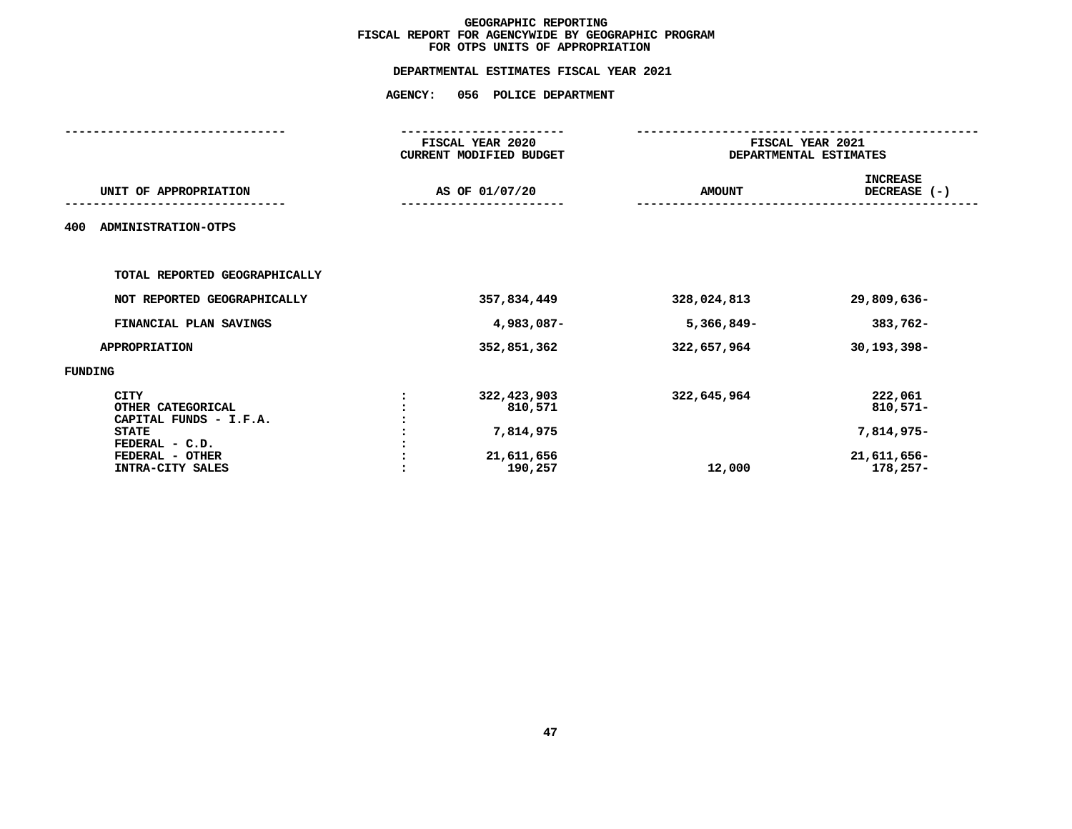# GEOGRAPHIC REPORTING
## FISCAL REPORT FOR AGENCYWIDE BY GEOGRAPHIC PROGRAM
## FOR OTPS UNITS OF APPROPRIATION

**DEPARTMENTAL ESTIMATES FISCAL YEAR 2021**

**AGENCY: 056 POLICE DEPARTMENT**

| UNIT OF APPROPRIATION | | FISCAL YEAR 2020 CURRENT MODIFIED BUDGET AS OF 01/07/20 | FISCAL YEAR 2021 DEPARTMENTAL ESTIMATES AMOUNT | INCREASE DECREASE (-) |
|---|---|---|---|---|
| **400 ADMINISTRATION-OTPS** | | | | |
| TOTAL REPORTED GEOGRAPHICALLY | | | | |
| NOT REPORTED GEOGRAPHICALLY | | 357,834,449 | 328,024,813 | 29,809,636- |
| FINANCIAL PLAN SAVINGS | | 4,983,087- | 5,366,849- | 383,762- |
| APPROPRIATION | | 352,851,362 | 322,657,964 | 30,193,398- |
| FUNDING | | | | |
| CITY | : | 322,423,903 | 322,645,964 | 222,061 |
| OTHER CATEGORICAL | : | 810,571 | | 810,571- |
| CAPITAL FUNDS - I.F.A. | : | | | |
| STATE | : | 7,814,975 | | 7,814,975- |
| FEDERAL - C.D. | : | | | |
| FEDERAL - OTHER | : | 21,611,656 | | 21,611,656- |
| INTRA-CITY SALES | : | 190,257 | 12,000 | 178,257- |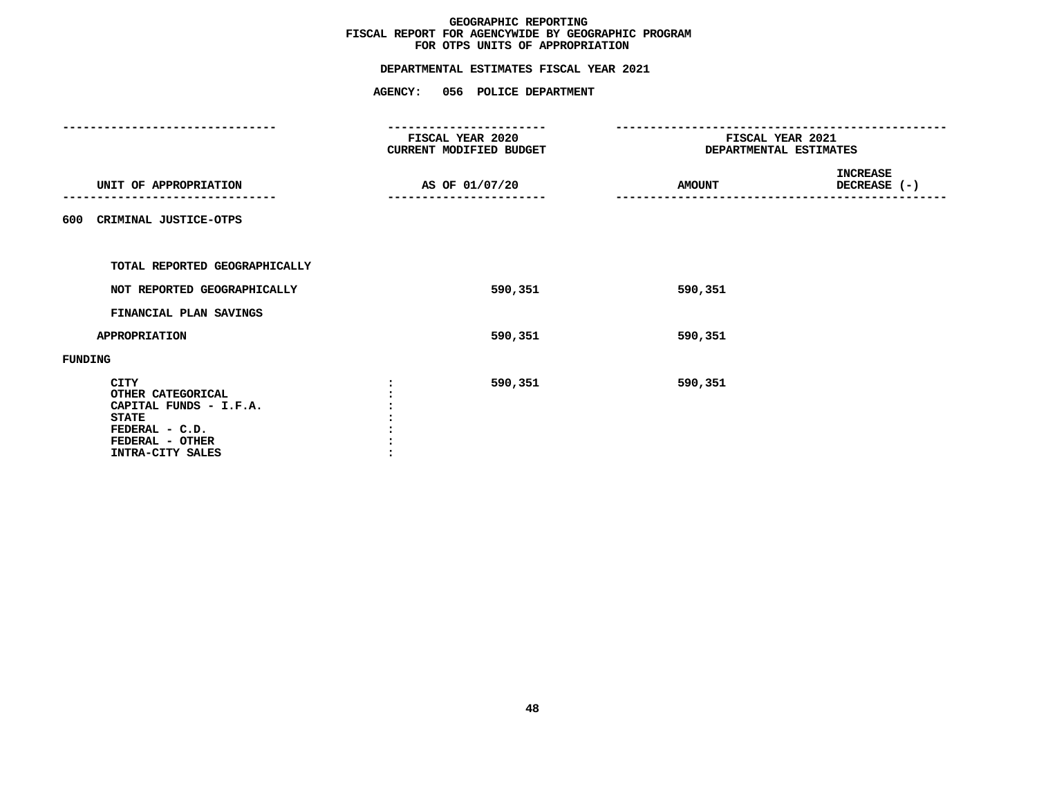# GEOGRAPHIC REPORTING
## FISCAL REPORT FOR AGENCYWIDE BY GEOGRAPHIC PROGRAM
## FOR OTPS UNITS OF APPROPRIATION

### DEPARTMENTAL ESTIMATES FISCAL YEAR 2021

### AGENCY: 056 POLICE DEPARTMENT

| UNIT OF APPROPRIATION | FISCAL YEAR 2020 CURRENT MODIFIED BUDGET AS OF 01/07/20 | FISCAL YEAR 2021 DEPARTMENTAL ESTIMATES AMOUNT | INCREASE DECREASE (-) |
|---|---|---|---|
| 600 CRIMINAL JUSTICE-OTPS | | | |
| TOTAL REPORTED GEOGRAPHICALLY | | | |
| NOT REPORTED GEOGRAPHICALLY | 590,351 | 590,351 | |
| FINANCIAL PLAN SAVINGS | | | |
| APPROPRIATION | 590,351 | 590,351 | |
| FUNDING | | | |
| CITY : | 590,351 | 590,351 | |
| OTHER CATEGORICAL : | | | |
| CAPITAL FUNDS - I.F.A. : | | | |
| STATE : | | | |
| FEDERAL - C.D. : | | | |
| FEDERAL - OTHER : | | | |
| INTRA-CITY SALES : | | | |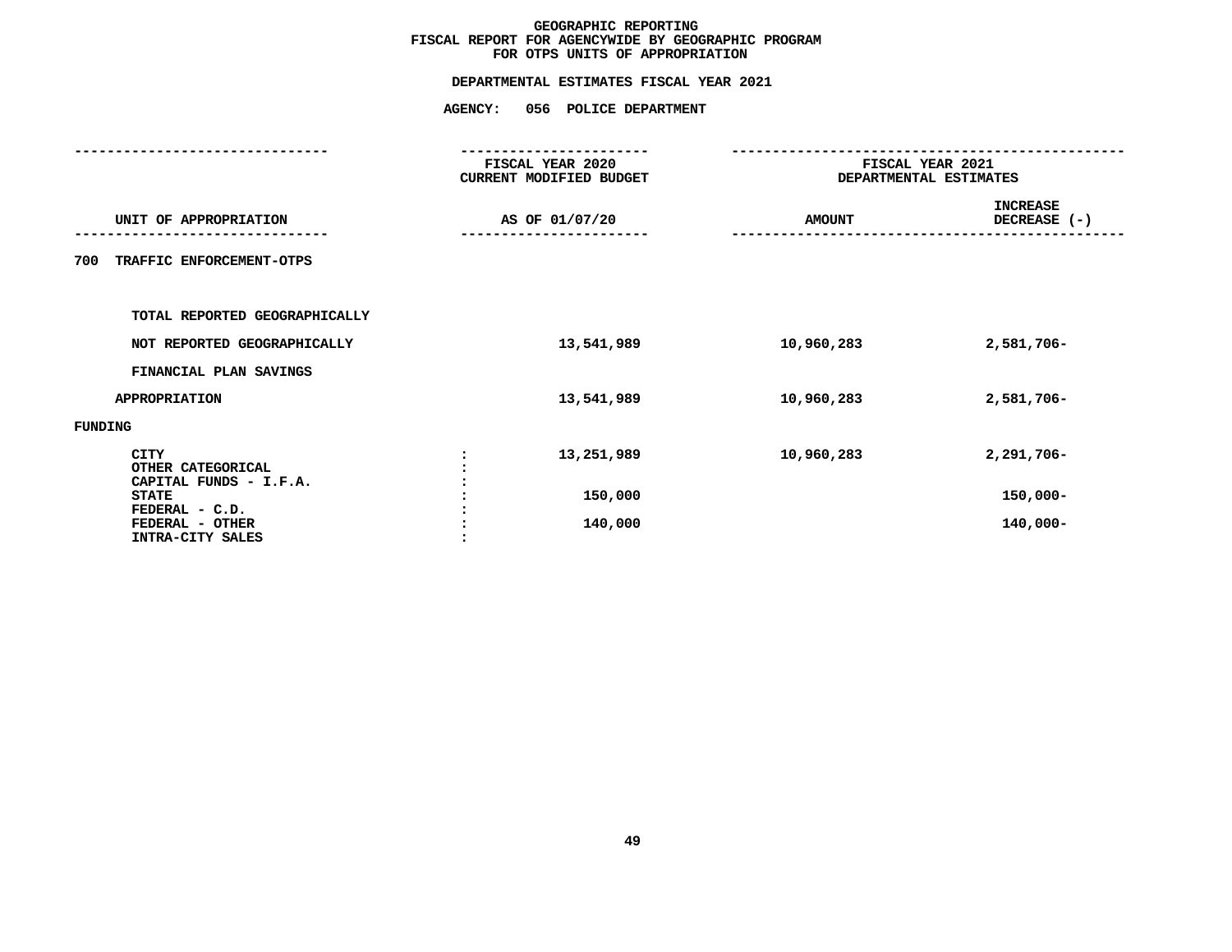# GEOGRAPHIC REPORTING
## FISCAL REPORT FOR AGENCYWIDE BY GEOGRAPHIC PROGRAM
## FOR OTPS UNITS OF APPROPRIATION

### DEPARTMENTAL ESTIMATES FISCAL YEAR 2021

### AGENCY: 056 POLICE DEPARTMENT

| UNIT OF APPROPRIATION | FISCAL YEAR 2020 CURRENT MODIFIED BUDGET AS OF 01/07/20 | FISCAL YEAR 2021 DEPARTMENTAL ESTIMATES AMOUNT | INCREASE DECREASE (-) |
|---|---|---|---|
| 700 TRAFFIC ENFORCEMENT-OTPS | | | |
| TOTAL REPORTED GEOGRAPHICALLY | | | |
| NOT REPORTED GEOGRAPHICALLY | 13,541,989 | 10,960,283 | 2,581,706- |
| FINANCIAL PLAN SAVINGS | | | |
| APPROPRIATION | 13,541,989 | 10,960,283 | 2,581,706- |
| FUNDING | | | |
| CITY | 13,251,989 | 10,960,283 | 2,291,706- |
| OTHER CATEGORICAL | | | |
| CAPITAL FUNDS - I.F.A. | | | |
| STATE | 150,000 | | 150,000- |
| FEDERAL - C.D. | | | |
| FEDERAL - OTHER | 140,000 | | 140,000- |
| INTRA-CITY SALES | | | |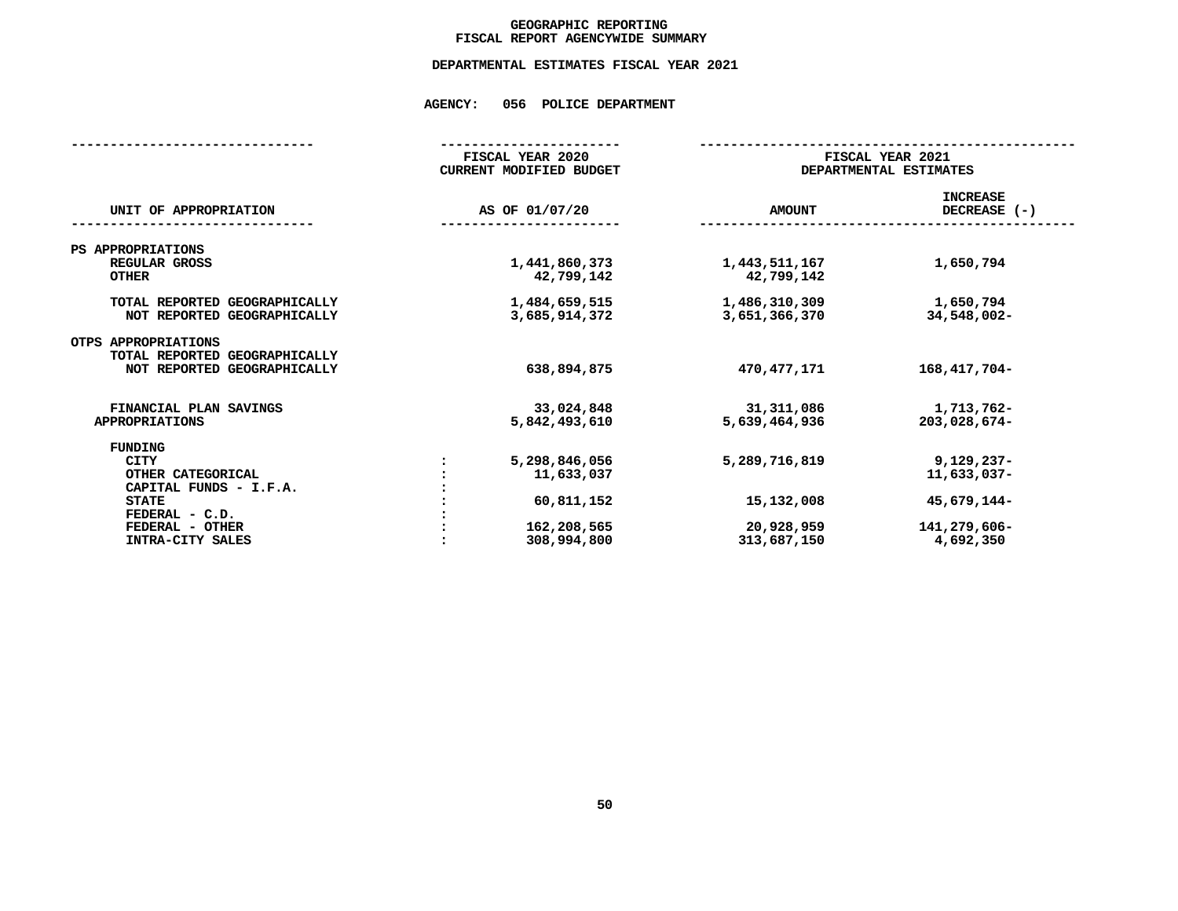# GEOGRAPHIC REPORTING
## FISCAL REPORT AGENCYWIDE SUMMARY

### DEPARTMENTAL ESTIMATES FISCAL YEAR 2021

### AGENCY: 056 POLICE DEPARTMENT

| UNIT OF APPROPRIATION | | FISCAL YEAR 2020 CURRENT MODIFIED BUDGET AS OF 01/07/20 | FISCAL YEAR 2021 DEPARTMENTAL ESTIMATES AMOUNT | INCREASE DECREASE (-) |
|---|---|---|---|---|
| PS APPROPRIATIONS | | | | |
| REGULAR GROSS | | 1,441,860,373 | 1,443,511,167 | 1,650,794 |
| OTHER | | 42,799,142 | 42,799,142 | |
| TOTAL REPORTED GEOGRAPHICALLY | | 1,484,659,515 | 1,486,310,309 | 1,650,794 |
| NOT REPORTED GEOGRAPHICALLY | | 3,685,914,372 | 3,651,366,370 | 34,548,002- |
| OTPS APPROPRIATIONS | | | | |
| TOTAL REPORTED GEOGRAPHICALLY | | | | |
| NOT REPORTED GEOGRAPHICALLY | | 638,894,875 | 470,477,171 | 168,417,704- |
| FINANCIAL PLAN SAVINGS | | 33,024,848 | 31,311,086 | 1,713,762- |
| APPROPRIATIONS | | 5,842,493,610 | 5,639,464,936 | 203,028,674- |
| FUNDING | | | | |
| CITY | : | 5,298,846,056 | 5,289,716,819 | 9,129,237- |
| OTHER CATEGORICAL | : | 11,633,037 | | 11,633,037- |
| CAPITAL FUNDS - I.F.A. | : | | | |
| STATE | : | 60,811,152 | 15,132,008 | 45,679,144- |
| FEDERAL - C.D. | : | | | |
| FEDERAL - OTHER | : | 162,208,565 | 20,928,959 | 141,279,606- |
| INTRA-CITY SALES | : | 308,994,800 | 313,687,150 | 4,692,350 |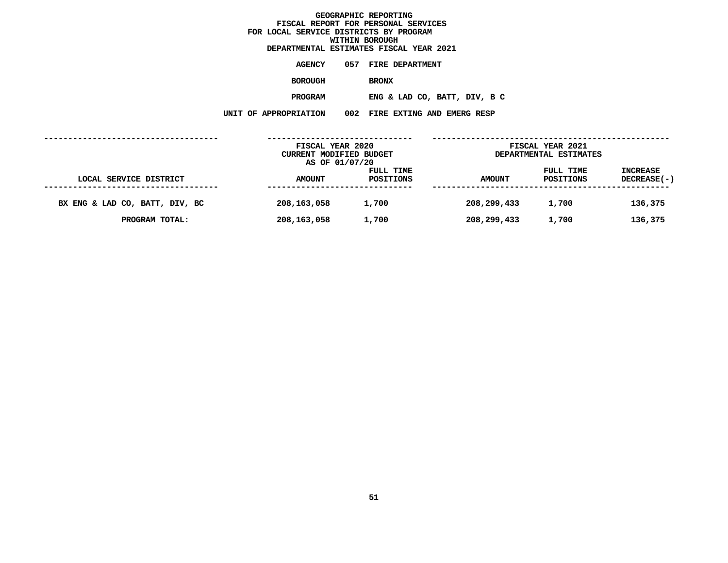**GEOGRAPHIC REPORTING**
**FISCAL REPORT FOR PERSONAL SERVICES**
**FOR LOCAL SERVICE DISTRICTS BY PROGRAM**
**WITHIN BOROUGH**
**DEPARTMENTAL ESTIMATES FISCAL YEAR 2021**

**AGENCY** 057 FIRE DEPARTMENT

**BOROUGH** BRONX

**PROGRAM** ENG & LAD CO, BATT, DIV, B C

**UNIT OF APPROPRIATION** 002 FIRE EXTING AND EMERG RESP

| | FISCAL YEAR 2020 CURRENT MODIFIED BUDGET AS OF 01/07/20 | | FISCAL YEAR 2021 DEPARTMENTAL ESTIMATES | | |
|---|---|---|---|---|---|
| LOCAL SERVICE DISTRICT | AMOUNT | FULL TIME POSITIONS | AMOUNT | FULL TIME POSITIONS | INCREASE DECREASE(-) |
| BX ENG & LAD CO, BATT, DIV, BC | 208,163,058 | 1,700 | 208,299,433 | 1,700 | 136,375 |
| PROGRAM TOTAL: | 208,163,058 | 1,700 | 208,299,433 | 1,700 | 136,375 |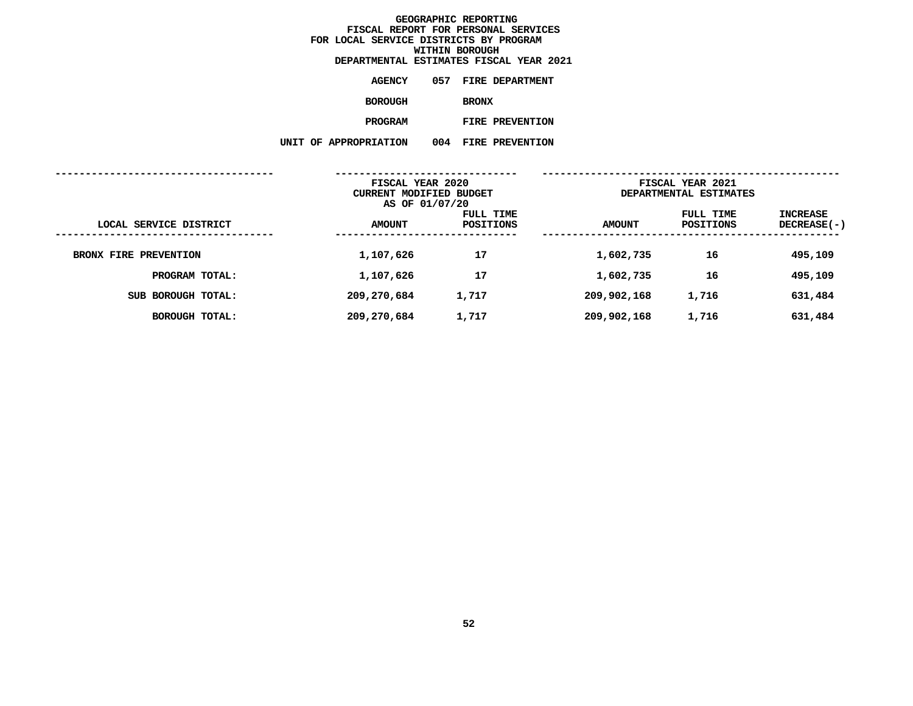# GEOGRAPHIC REPORTING
## FISCAL REPORT FOR PERSONAL SERVICES
## FOR LOCAL SERVICE DISTRICTS BY PROGRAM
## WITHIN BOROUGH
## DEPARTMENTAL ESTIMATES FISCAL YEAR 2021

**AGENCY** 057 FIRE DEPARTMENT

**BOROUGH** BRONX

**PROGRAM** FIRE PREVENTION

**UNIT OF APPROPRIATION** 004 FIRE PREVENTION

| LOCAL SERVICE DISTRICT | FISCAL YEAR 2020 CURRENT MODIFIED BUDGET AS OF 01/07/20 AMOUNT | FULL TIME POSITIONS | FISCAL YEAR 2021 DEPARTMENTAL ESTIMATES AMOUNT | FULL TIME POSITIONS | INCREASE DECREASE(-) |
|---|---|---|---|---|---|
| BRONX FIRE PREVENTION | 1,107,626 | 17 | 1,602,735 | 16 | 495,109 |
| PROGRAM TOTAL: | 1,107,626 | 17 | 1,602,735 | 16 | 495,109 |
| SUB BOROUGH TOTAL: | 209,270,684 | 1,717 | 209,902,168 | 1,716 | 631,484 |
| BOROUGH TOTAL: | 209,270,684 | 1,717 | 209,902,168 | 1,716 | 631,484 |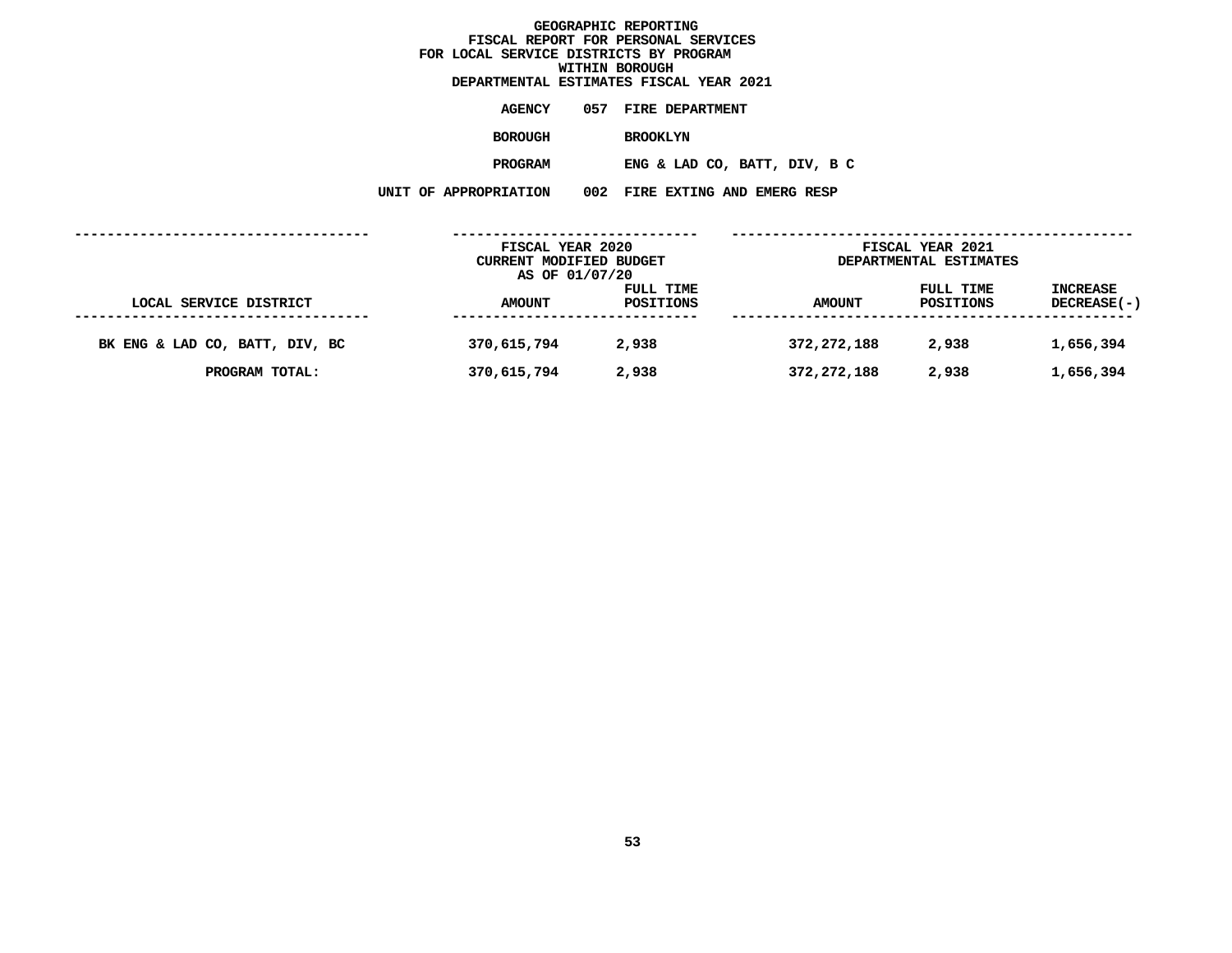# GEOGRAPHIC REPORTING
## FISCAL REPORT FOR PERSONAL SERVICES
## FOR LOCAL SERVICE DISTRICTS BY PROGRAM
## WITHIN BOROUGH
## DEPARTMENTAL ESTIMATES FISCAL YEAR 2021

**AGENCY** 057 FIRE DEPARTMENT

**BOROUGH** BROOKLYN

**PROGRAM** ENG & LAD CO, BATT, DIV, B C

**UNIT OF APPROPRIATION** 002 FIRE EXTING AND EMERG RESP

| | FISCAL YEAR 2020 CURRENT MODIFIED BUDGET AS OF 01/07/20 | | FISCAL YEAR 2021 DEPARTMENTAL ESTIMATES | | |
|---|---|---|---|---|---|
| LOCAL SERVICE DISTRICT | AMOUNT | FULL TIME POSITIONS | AMOUNT | FULL TIME POSITIONS | INCREASE DECREASE(-) |
| BK ENG & LAD CO, BATT, DIV, BC | 370,615,794 | 2,938 | 372,272,188 | 2,938 | 1,656,394 |
| PROGRAM TOTAL: | 370,615,794 | 2,938 | 372,272,188 | 2,938 | 1,656,394 |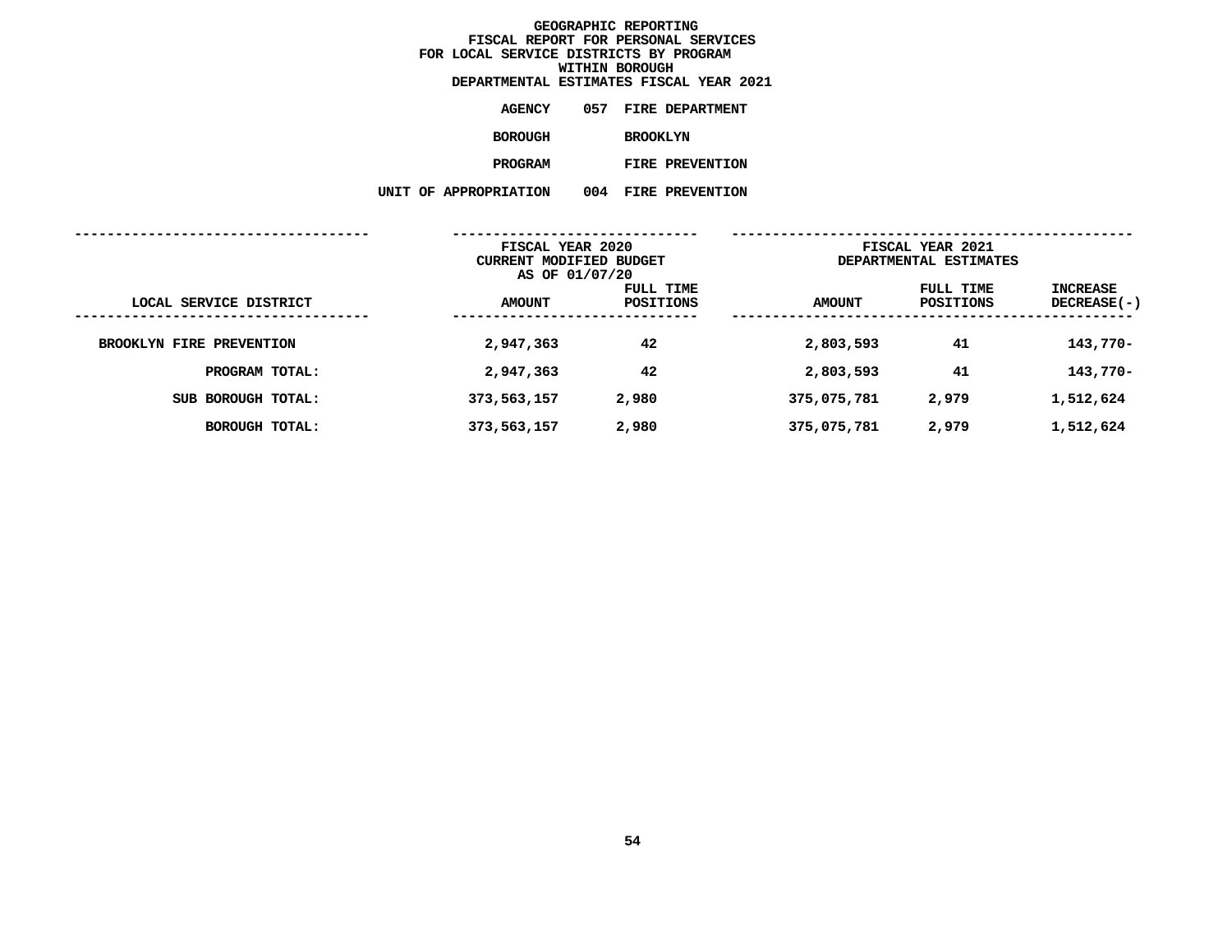# GEOGRAPHIC REPORTING
## FISCAL REPORT FOR PERSONAL SERVICES
## FOR LOCAL SERVICE DISTRICTS BY PROGRAM
## WITHIN BOROUGH
## DEPARTMENTAL ESTIMATES FISCAL YEAR 2021

**AGENCY** 057 FIRE DEPARTMENT

**BOROUGH** BROOKLYN

**PROGRAM** FIRE PREVENTION

**UNIT OF APPROPRIATION** 004 FIRE PREVENTION

| LOCAL SERVICE DISTRICT | FISCAL YEAR 2020 CURRENT MODIFIED BUDGET AS OF 01/07/20 AMOUNT | FULL TIME POSITIONS | FISCAL YEAR 2021 DEPARTMENTAL ESTIMATES AMOUNT | FULL TIME POSITIONS | INCREASE DECREASE(-) |
|---|---|---|---|---|---|
| BROOKLYN FIRE PREVENTION | 2,947,363 | 42 | 2,803,593 | 41 | 143,770- |
| PROGRAM TOTAL: | 2,947,363 | 42 | 2,803,593 | 41 | 143,770- |
| SUB BOROUGH TOTAL: | 373,563,157 | 2,980 | 375,075,781 | 2,979 | 1,512,624 |
| BOROUGH TOTAL: | 373,563,157 | 2,980 | 375,075,781 | 2,979 | 1,512,624 |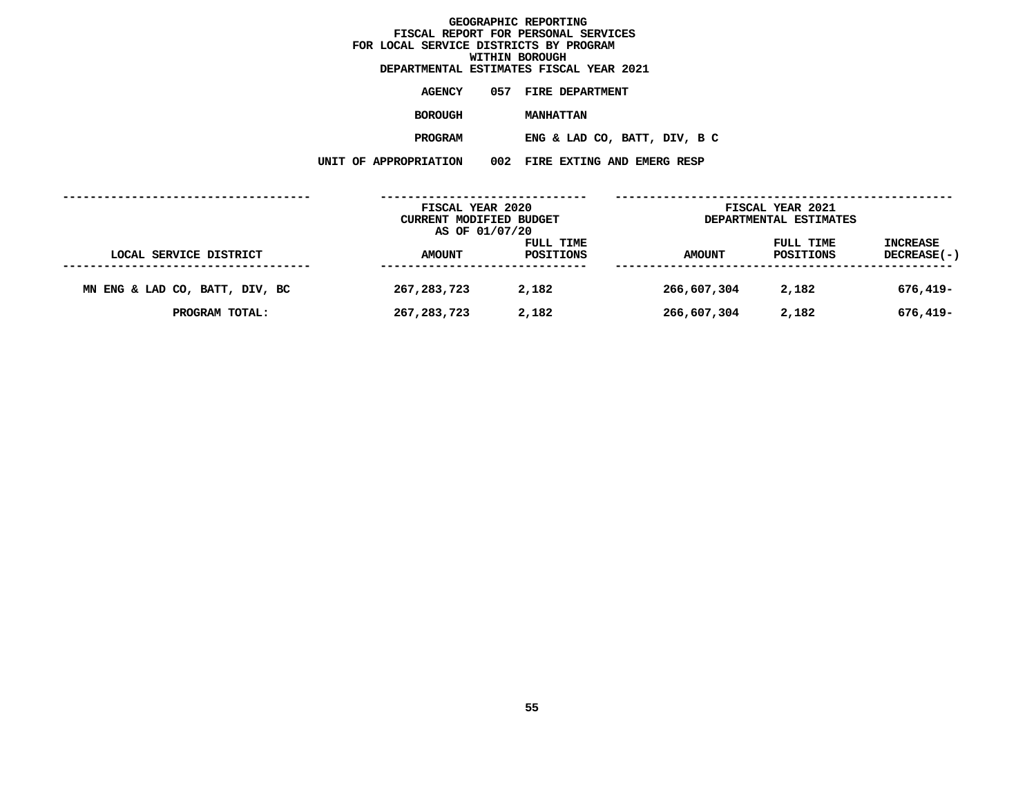**GEOGRAPHIC REPORTING**
**FISCAL REPORT FOR PERSONAL SERVICES**
**FOR LOCAL SERVICE DISTRICTS BY PROGRAM**
**WITHIN BOROUGH**
**DEPARTMENTAL ESTIMATES FISCAL YEAR 2021**

**AGENCY** 057 FIRE DEPARTMENT

**BOROUGH** MANHATTAN

**PROGRAM** ENG & LAD CO, BATT, DIV, B C

**UNIT OF APPROPRIATION** 002 FIRE EXTING AND EMERG RESP

| LOCAL SERVICE DISTRICT | FISCAL YEAR 2020 CURRENT MODIFIED BUDGET AS OF 01/07/20 AMOUNT | FULL TIME POSITIONS | FISCAL YEAR 2021 DEPARTMENTAL ESTIMATES AMOUNT | FULL TIME POSITIONS | INCREASE DECREASE(-) |
|---|---|---|---|---|---|
| MN ENG & LAD CO, BATT, DIV, BC | 267,283,723 | 2,182 | 266,607,304 | 2,182 | 676,419- |
| PROGRAM TOTAL: | 267,283,723 | 2,182 | 266,607,304 | 2,182 | 676,419- |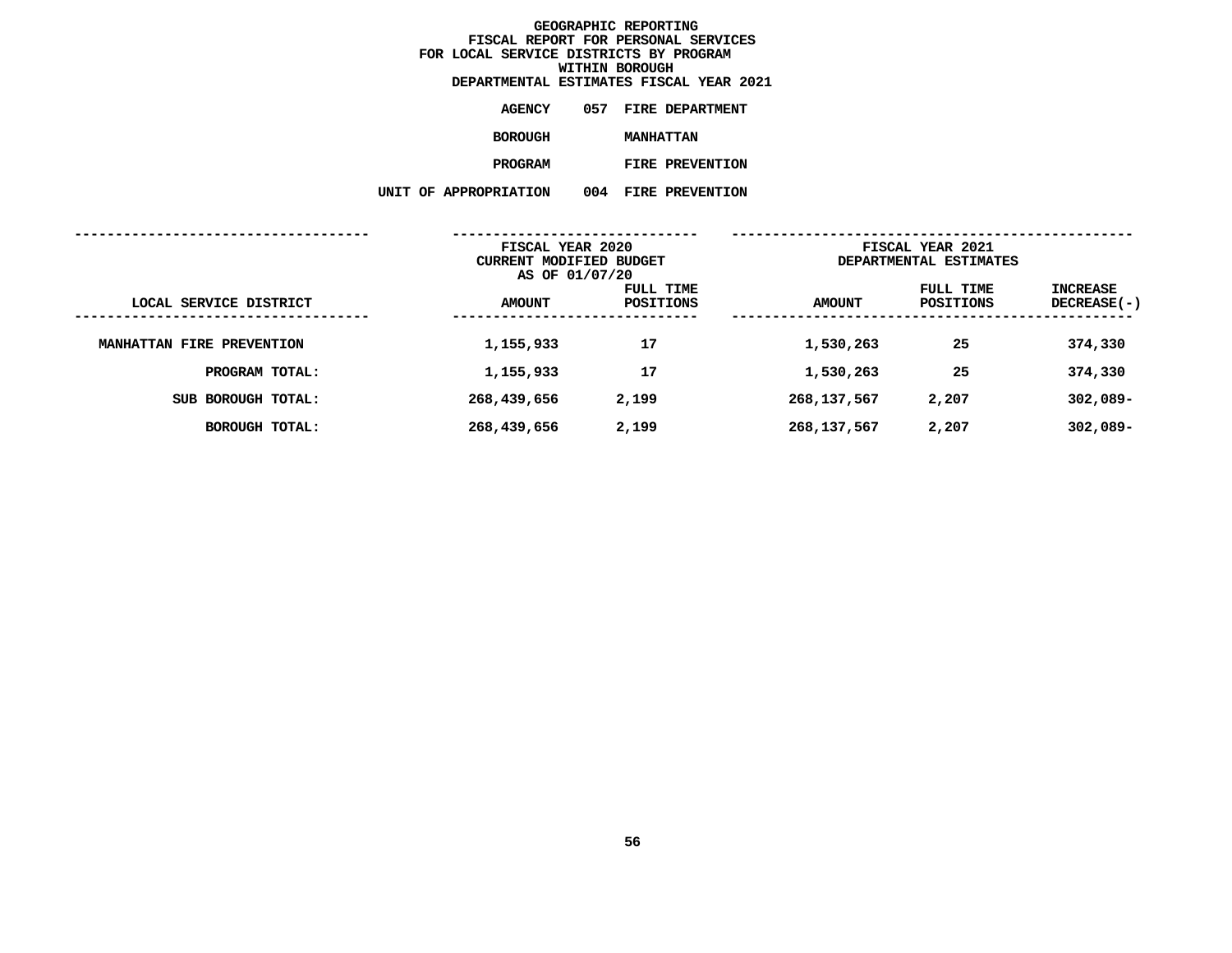# GEOGRAPHIC REPORTING
## FISCAL REPORT FOR PERSONAL SERVICES
## FOR LOCAL SERVICE DISTRICTS BY PROGRAM
## WITHIN BOROUGH
## DEPARTMENTAL ESTIMATES FISCAL YEAR 2021

**AGENCY** 057 FIRE DEPARTMENT

**BOROUGH** MANHATTAN

**PROGRAM** FIRE PREVENTION

**UNIT OF APPROPRIATION** 004 FIRE PREVENTION

| | FISCAL YEAR 2020 CURRENT MODIFIED BUDGET AS OF 01/07/20 | | FISCAL YEAR 2021 DEPARTMENTAL ESTIMATES | | |
|---|---|---|---|---|---|
| LOCAL SERVICE DISTRICT | AMOUNT | FULL TIME POSITIONS | AMOUNT | FULL TIME POSITIONS | INCREASE DECREASE(-) |
| MANHATTAN FIRE PREVENTION | 1,155,933 | 17 | 1,530,263 | 25 | 374,330 |
| PROGRAM TOTAL: | 1,155,933 | 17 | 1,530,263 | 25 | 374,330 |
| SUB BOROUGH TOTAL: | 268,439,656 | 2,199 | 268,137,567 | 2,207 | 302,089- |
| BOROUGH TOTAL: | 268,439,656 | 2,199 | 268,137,567 | 2,207 | 302,089- |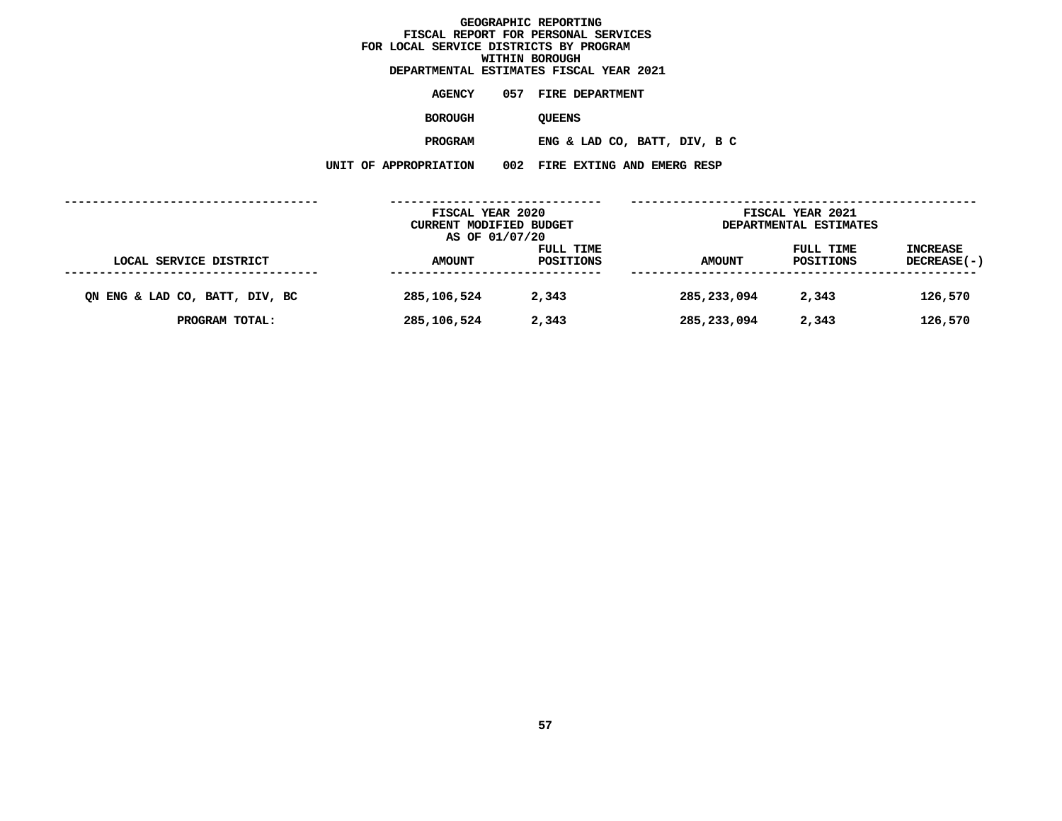# GEOGRAPHIC REPORTING
## FISCAL REPORT FOR PERSONAL SERVICES
## FOR LOCAL SERVICE DISTRICTS BY PROGRAM
## WITHIN BOROUGH
## DEPARTMENTAL ESTIMATES FISCAL YEAR 2021

**AGENCY** 057 FIRE DEPARTMENT

**BOROUGH** QUEENS

**PROGRAM** ENG & LAD CO, BATT, DIV, B C

**UNIT OF APPROPRIATION** 002 FIRE EXTING AND EMERG RESP

| LOCAL SERVICE DISTRICT | FISCAL YEAR 2020 CURRENT MODIFIED BUDGET AS OF 01/07/20 AMOUNT | FULL TIME POSITIONS | FISCAL YEAR 2021 DEPARTMENTAL ESTIMATES AMOUNT | FULL TIME POSITIONS | INCREASE DECREASE(-) |
|---|---|---|---|---|---|
| QN ENG & LAD CO, BATT, DIV, BC | 285,106,524 | 2,343 | 285,233,094 | 2,343 | 126,570 |
| PROGRAM TOTAL: | 285,106,524 | 2,343 | 285,233,094 | 2,343 | 126,570 |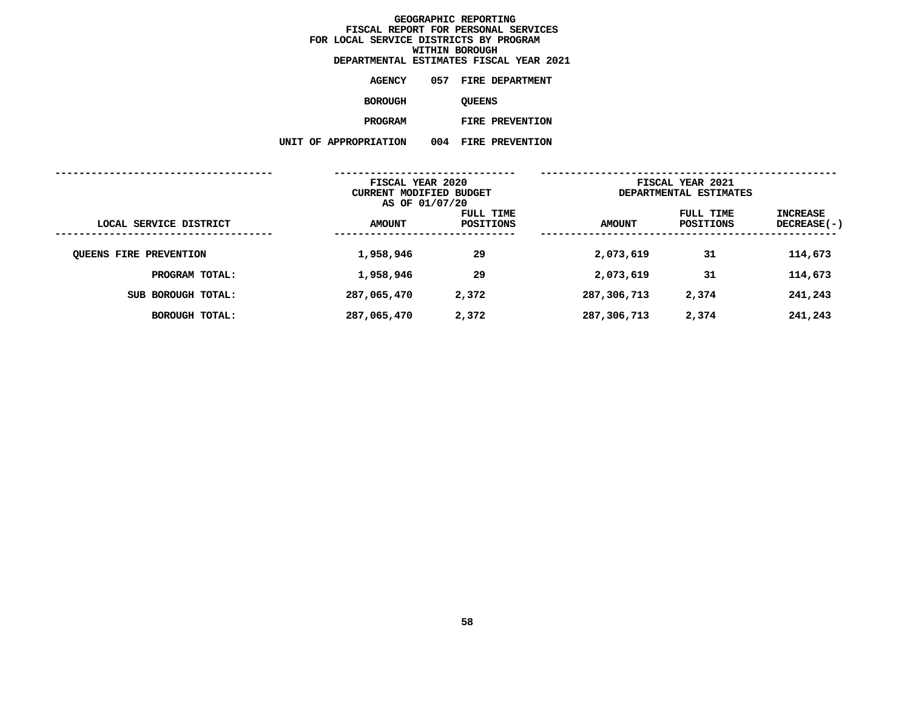# GEOGRAPHIC REPORTING
## FISCAL REPORT FOR PERSONAL SERVICES
## FOR LOCAL SERVICE DISTRICTS BY PROGRAM
## WITHIN BOROUGH
## DEPARTMENTAL ESTIMATES FISCAL YEAR 2021

**AGENCY** 057 FIRE DEPARTMENT

**BOROUGH** QUEENS

**PROGRAM** FIRE PREVENTION

**UNIT OF APPROPRIATION** 004 FIRE PREVENTION

| LOCAL SERVICE DISTRICT | FISCAL YEAR 2020 CURRENT MODIFIED BUDGET AS OF 01/07/20 AMOUNT | FULL TIME POSITIONS | FISCAL YEAR 2021 DEPARTMENTAL ESTIMATES AMOUNT | FULL TIME POSITIONS | INCREASE DECREASE(-) |
|---|---|---|---|---|---|
| QUEENS FIRE PREVENTION | 1,958,946 | 29 | 2,073,619 | 31 | 114,673 |
| PROGRAM TOTAL: | 1,958,946 | 29 | 2,073,619 | 31 | 114,673 |
| SUB BOROUGH TOTAL: | 287,065,470 | 2,372 | 287,306,713 | 2,374 | 241,243 |
| BOROUGH TOTAL: | 287,065,470 | 2,372 | 287,306,713 | 2,374 | 241,243 |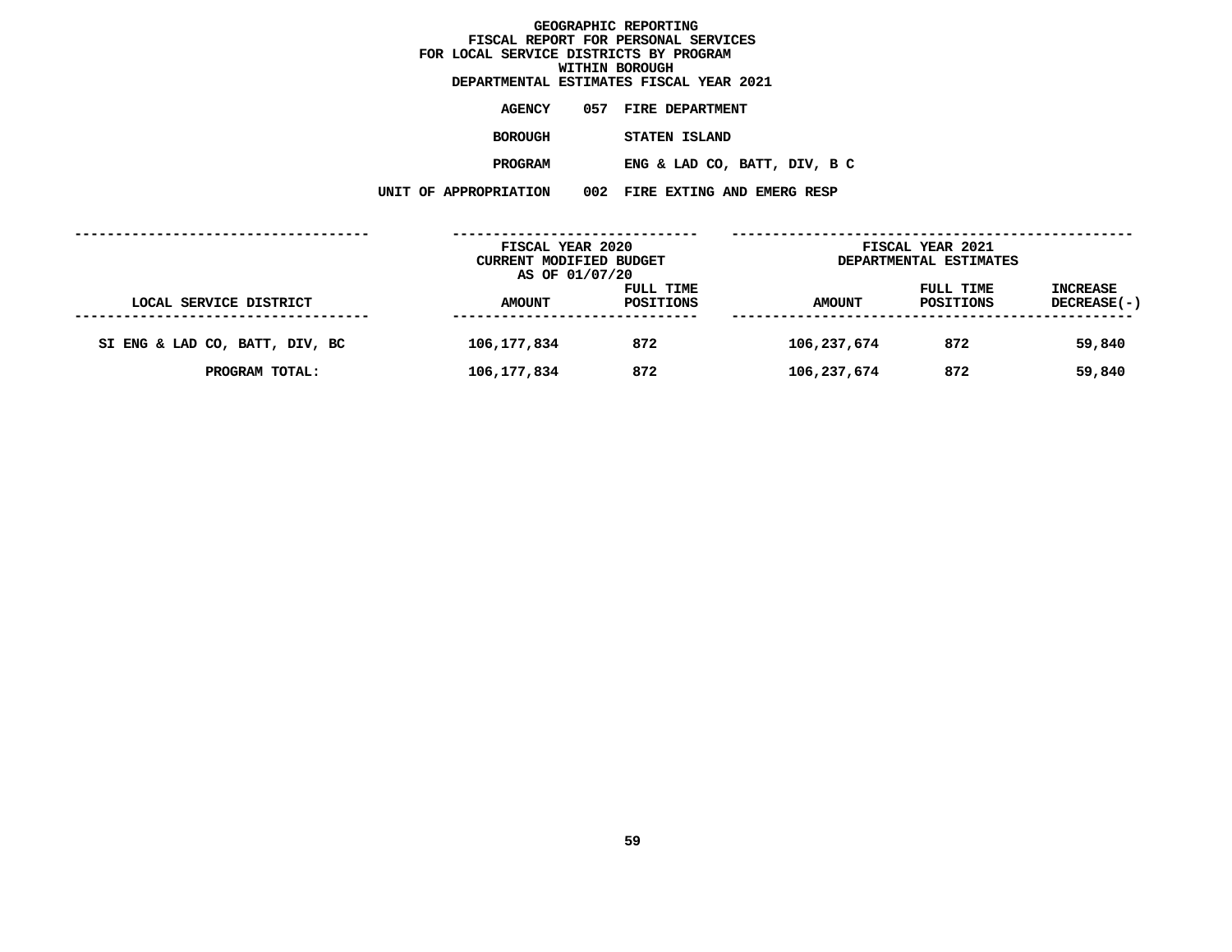# GEOGRAPHIC REPORTING
## FISCAL REPORT FOR PERSONAL SERVICES
## FOR LOCAL SERVICE DISTRICTS BY PROGRAM
## WITHIN BOROUGH
## DEPARTMENTAL ESTIMATES FISCAL YEAR 2021

**AGENCY** 057 FIRE DEPARTMENT

**BOROUGH** STATEN ISLAND

**PROGRAM** ENG & LAD CO, BATT, DIV, B C

**UNIT OF APPROPRIATION** 002 FIRE EXTING AND EMERG RESP

| | FISCAL YEAR 2020 CURRENT MODIFIED BUDGET AS OF 01/07/20 | | FISCAL YEAR 2021 DEPARTMENTAL ESTIMATES | | |
|---|---|---|---|---|---|
| LOCAL SERVICE DISTRICT | AMOUNT | FULL TIME POSITIONS | AMOUNT | FULL TIME POSITIONS | INCREASE DECREASE(-) |
| SI ENG & LAD CO, BATT, DIV, BC | 106,177,834 | 872 | 106,237,674 | 872 | 59,840 |
| PROGRAM TOTAL: | 106,177,834 | 872 | 106,237,674 | 872 | 59,840 |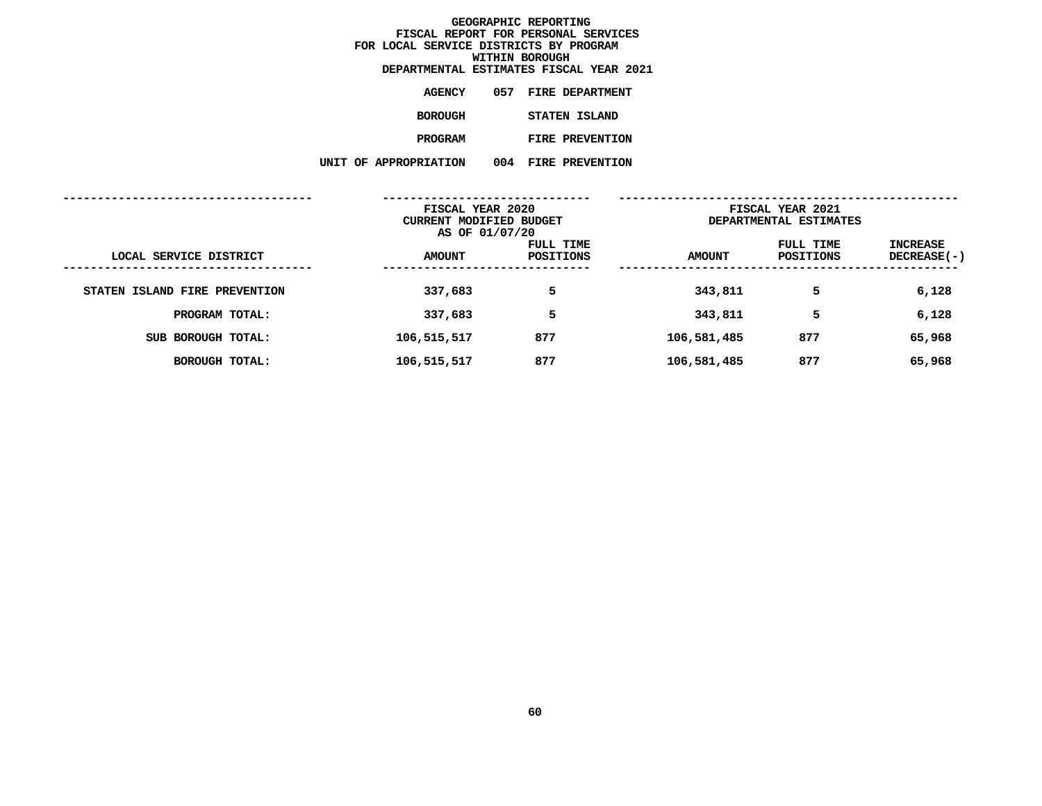# GEOGRAPHIC REPORTING
## FISCAL REPORT FOR PERSONAL SERVICES
## FOR LOCAL SERVICE DISTRICTS BY PROGRAM
## WITHIN BOROUGH
## DEPARTMENTAL ESTIMATES FISCAL YEAR 2021

**AGENCY** 057 FIRE DEPARTMENT

**BOROUGH** STATEN ISLAND

**PROGRAM** FIRE PREVENTION

**UNIT OF APPROPRIATION** 004 FIRE PREVENTION

| LOCAL SERVICE DISTRICT | FISCAL YEAR 2020 CURRENT MODIFIED BUDGET AS OF 01/07/20 AMOUNT | FULL TIME POSITIONS | FISCAL YEAR 2021 DEPARTMENTAL ESTIMATES AMOUNT | FULL TIME POSITIONS | INCREASE DECREASE(-) |
|---|---|---|---|---|---|
| STATEN ISLAND FIRE PREVENTION | 337,683 | 5 | 343,811 | 5 | 6,128 |
| PROGRAM TOTAL: | 337,683 | 5 | 343,811 | 5 | 6,128 |
| SUB BOROUGH TOTAL: | 106,515,517 | 877 | 106,581,485 | 877 | 65,968 |
| BOROUGH TOTAL: | 106,515,517 | 877 | 106,581,485 | 877 | 65,968 |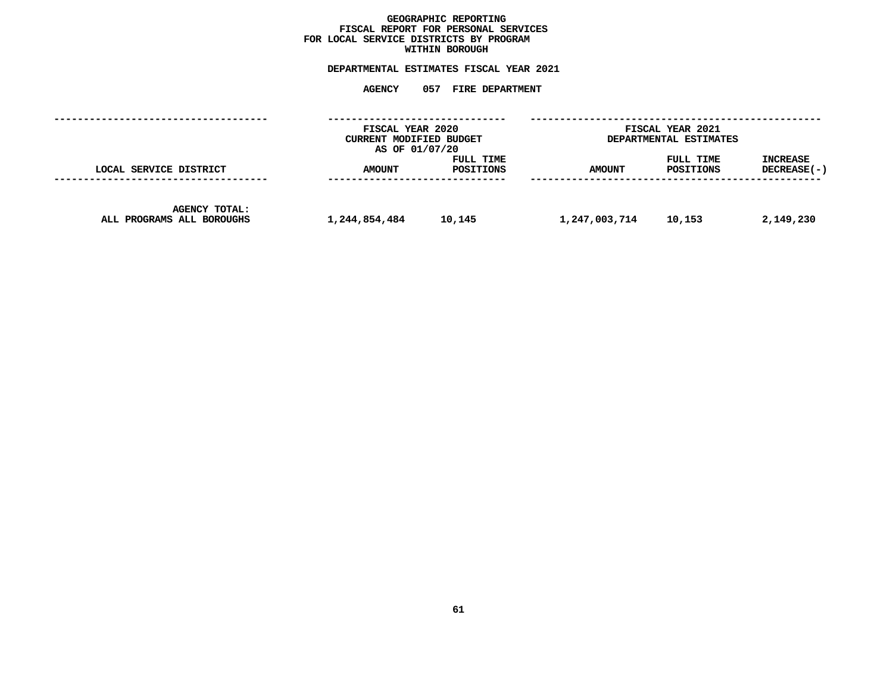# GEOGRAPHIC REPORTING
## FISCAL REPORT FOR PERSONAL SERVICES
## FOR LOCAL SERVICE DISTRICTS BY PROGRAM
## WITHIN BOROUGH

**DEPARTMENTAL ESTIMATES FISCAL YEAR 2021**

**AGENCY 057 FIRE DEPARTMENT**

| | FISCAL YEAR 2020 CURRENT MODIFIED BUDGET AS OF 01/07/20 | | FISCAL YEAR 2021 DEPARTMENTAL ESTIMATES | | |
|---|---|---|---|---|---|
| LOCAL SERVICE DISTRICT | AMOUNT | FULL TIME POSITIONS | AMOUNT | FULL TIME POSITIONS | INCREASE DECREASE(-) |
| AGENCY TOTAL: ALL PROGRAMS ALL BOROUGHS | 1,244,854,484 | 10,145 | 1,247,003,714 | 10,153 | 2,149,230 |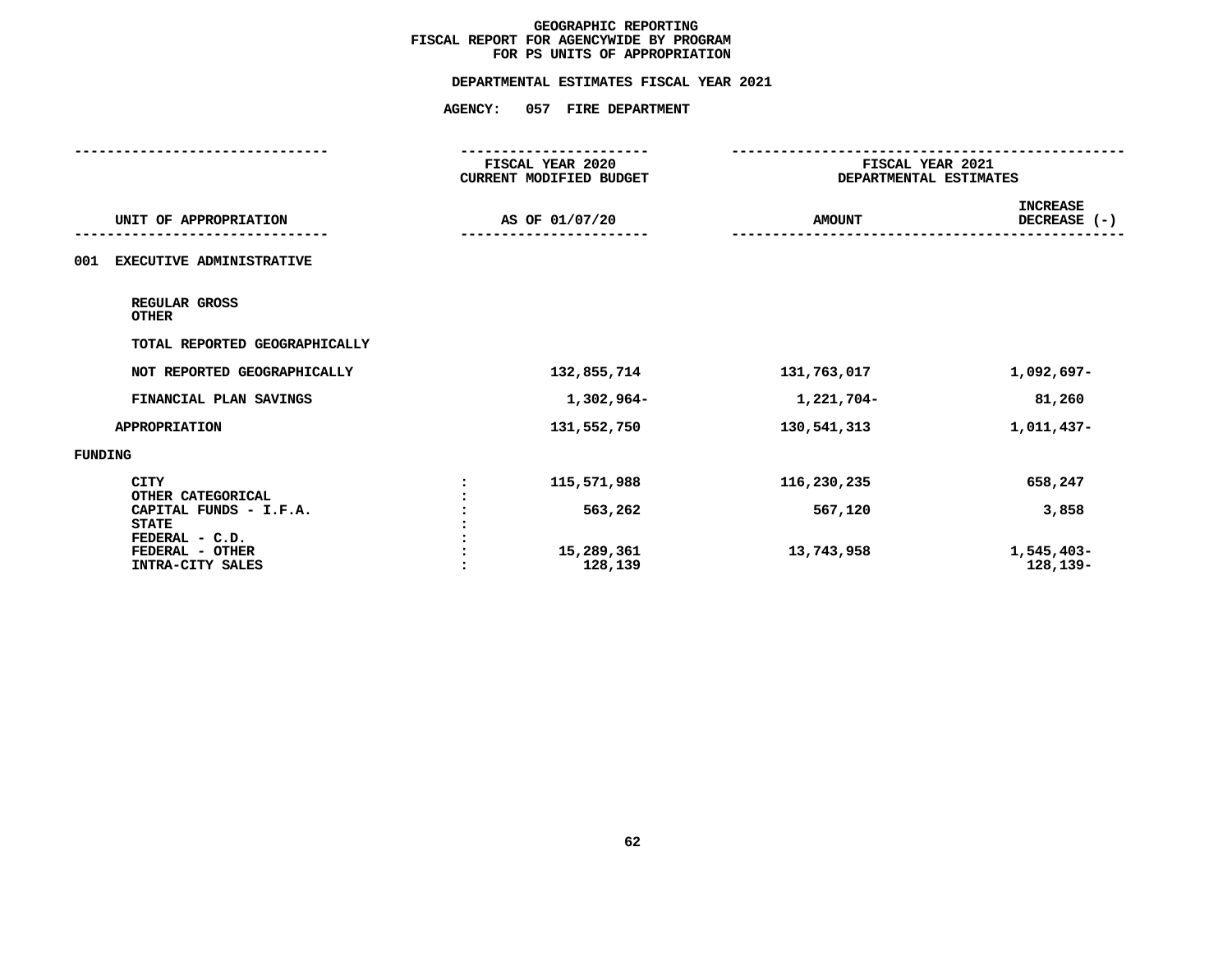# GEOGRAPHIC REPORTING
## FISCAL REPORT FOR AGENCYWIDE BY PROGRAM
## FOR PS UNITS OF APPROPRIATION

### DEPARTMENTAL ESTIMATES FISCAL YEAR 2021

### AGENCY: 057 FIRE DEPARTMENT

| UNIT OF APPROPRIATION | FISCAL YEAR 2020 CURRENT MODIFIED BUDGET AS OF 01/07/20 | FISCAL YEAR 2021 DEPARTMENTAL ESTIMATES AMOUNT | INCREASE DECREASE (-) |
|---|---|---|---|
| 001 EXECUTIVE ADMINISTRATIVE | | | |
| REGULAR GROSS | | | |
| OTHER | | | |
| TOTAL REPORTED GEOGRAPHICALLY | | | |
| NOT REPORTED GEOGRAPHICALLY | 132,855,714 | 131,763,017 | 1,092,697- |
| FINANCIAL PLAN SAVINGS | 1,302,964- | 1,221,704- | 81,260 |
| APPROPRIATION | 131,552,750 | 130,541,313 | 1,011,437- |
| FUNDING | | | |
| CITY | 115,571,988 | 116,230,235 | 658,247 |
| OTHER CATEGORICAL | | | |
| CAPITAL FUNDS - I.F.A. | 563,262 | 567,120 | 3,858 |
| STATE | | | |
| FEDERAL - C.D. | | | |
| FEDERAL - OTHER | 15,289,361 | 13,743,958 | 1,545,403- |
| INTRA-CITY SALES | 128,139 | | 128,139- |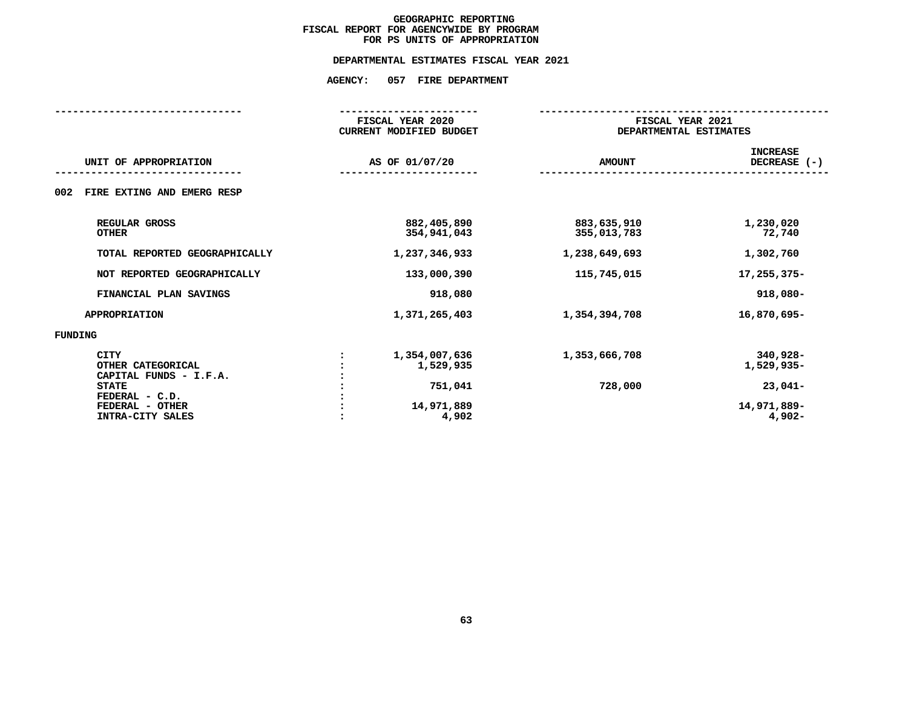**GEOGRAPHIC REPORTING**
**FISCAL REPORT FOR AGENCYWIDE BY PROGRAM**
**FOR PS UNITS OF APPROPRIATION**

**DEPARTMENTAL ESTIMATES FISCAL YEAR 2021**

**AGENCY: 057 FIRE DEPARTMENT**

| UNIT OF APPROPRIATION | | FISCAL YEAR 2020 CURRENT MODIFIED BUDGET AS OF 01/07/20 | FISCAL YEAR 2021 DEPARTMENTAL ESTIMATES AMOUNT | INCREASE DECREASE (-) |
|---|---|---|---|---|
| 002 FIRE EXTING AND EMERG RESP | | | | |
| REGULAR GROSS | | 882,405,890 | 883,635,910 | 1,230,020 |
| OTHER | | 354,941,043 | 355,013,783 | 72,740 |
| TOTAL REPORTED GEOGRAPHICALLY | | 1,237,346,933 | 1,238,649,693 | 1,302,760 |
| NOT REPORTED GEOGRAPHICALLY | | 133,000,390 | 115,745,015 | 17,255,375- |
| FINANCIAL PLAN SAVINGS | | 918,080 | | 918,080- |
| APPROPRIATION | | 1,371,265,403 | 1,354,394,708 | 16,870,695- |
| FUNDING | | | | |
| CITY | : | 1,354,007,636 | 1,353,666,708 | 340,928- |
| OTHER CATEGORICAL | : | 1,529,935 | | 1,529,935- |
| CAPITAL FUNDS - I.F.A. | : | | | |
| STATE | : | 751,041 | 728,000 | 23,041- |
| FEDERAL - C.D. | : | | | |
| FEDERAL - OTHER | : | 14,971,889 | | 14,971,889- |
| INTRA-CITY SALES | : | 4,902 | | 4,902- |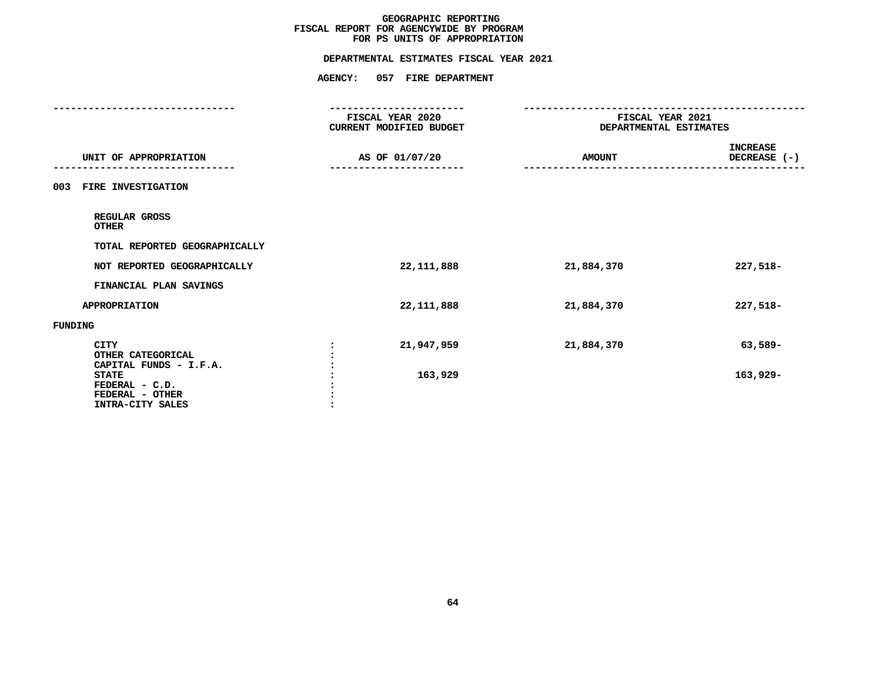# GEOGRAPHIC REPORTING
## FISCAL REPORT FOR AGENCYWIDE BY PROGRAM
## FOR PS UNITS OF APPROPRIATION

### DEPARTMENTAL ESTIMATES FISCAL YEAR 2021

### AGENCY: 057 FIRE DEPARTMENT

| UNIT OF APPROPRIATION | | FISCAL YEAR 2020 CURRENT MODIFIED BUDGET AS OF 01/07/20 | FISCAL YEAR 2021 DEPARTMENTAL ESTIMATES AMOUNT | INCREASE DECREASE (-) |
|---|---|---|---|---|
| **003 FIRE INVESTIGATION** | | | | |
| REGULAR GROSS | | | | |
| OTHER | | | | |
| TOTAL REPORTED GEOGRAPHICALLY | | | | |
| NOT REPORTED GEOGRAPHICALLY | | 22,111,888 | 21,884,370 | 227,518- |
| FINANCIAL PLAN SAVINGS | | | | |
| APPROPRIATION | | 22,111,888 | 21,884,370 | 227,518- |
| **FUNDING** | | | | |
| CITY | : | 21,947,959 | 21,884,370 | 63,589- |
| OTHER CATEGORICAL | : | | | |
| CAPITAL FUNDS - I.F.A. | : | | | |
| STATE | : | 163,929 | | 163,929- |
| FEDERAL - C.D. | : | | | |
| FEDERAL - OTHER | : | | | |
| INTRA-CITY SALES | : | | | |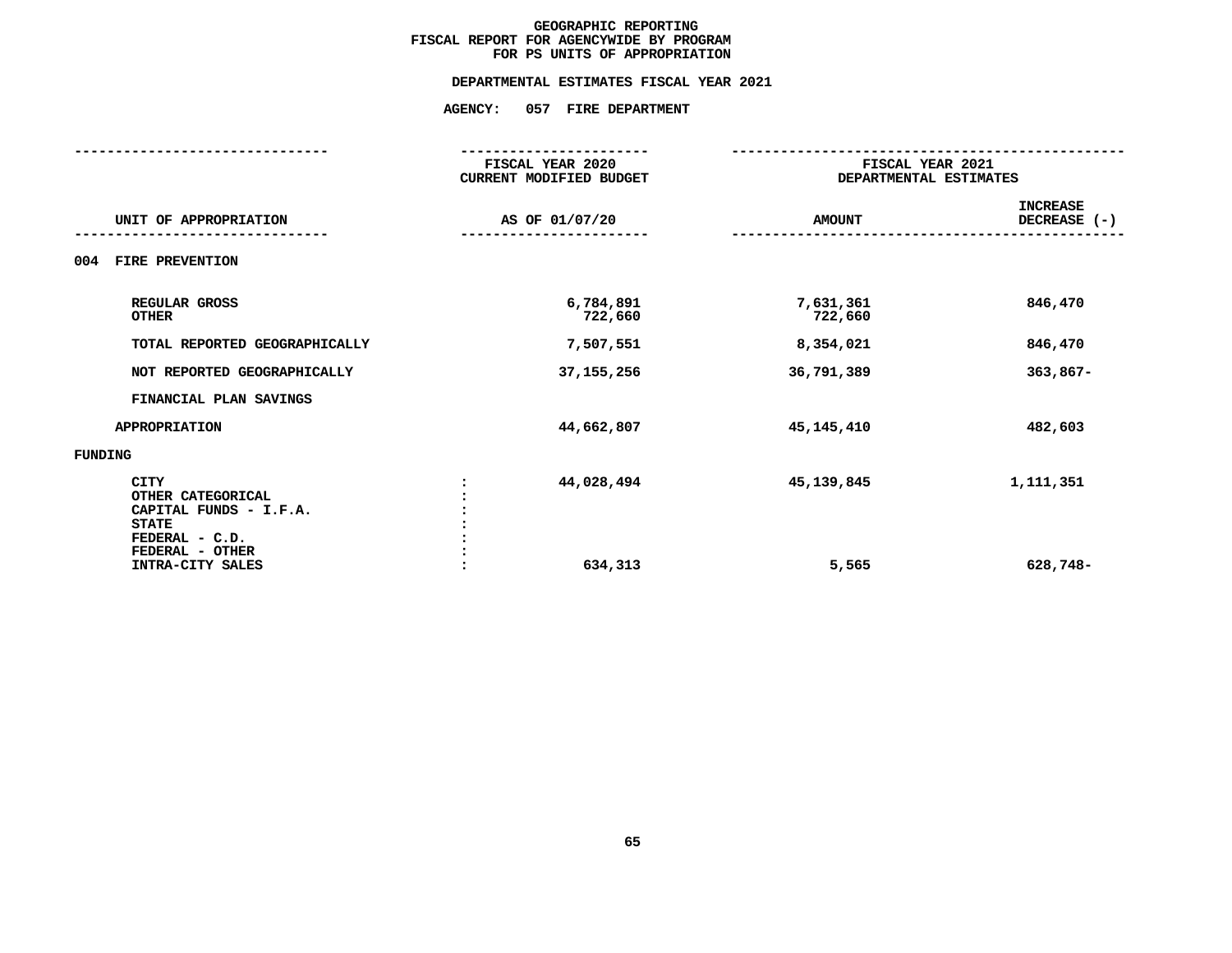# GEOGRAPHIC REPORTING
## FISCAL REPORT FOR AGENCYWIDE BY PROGRAM
## FOR PS UNITS OF APPROPRIATION

**DEPARTMENTAL ESTIMATES FISCAL YEAR 2021**

**AGENCY: 057 FIRE DEPARTMENT**

| UNIT OF APPROPRIATION | | FISCAL YEAR 2020 CURRENT MODIFIED BUDGET AS OF 01/07/20 | FISCAL YEAR 2021 DEPARTMENTAL ESTIMATES AMOUNT | INCREASE DECREASE (-) |
|---|---|---|---|---|
| **004 FIRE PREVENTION** | | | | |
| REGULAR GROSS | | 6,784,891 | 7,631,361 | 846,470 |
| OTHER | | 722,660 | 722,660 | |
| TOTAL REPORTED GEOGRAPHICALLY | | 7,507,551 | 8,354,021 | 846,470 |
| NOT REPORTED GEOGRAPHICALLY | | 37,155,256 | 36,791,389 | 363,867- |
| FINANCIAL PLAN SAVINGS | | | | |
| APPROPRIATION | | 44,662,807 | 45,145,410 | 482,603 |
| **FUNDING** | | | | |
| CITY | : | 44,028,494 | 45,139,845 | 1,111,351 |
| OTHER CATEGORICAL | : | | | |
| CAPITAL FUNDS - I.F.A. | : | | | |
| STATE | : | | | |
| FEDERAL - C.D. | : | | | |
| FEDERAL - OTHER | : | | | |
| INTRA-CITY SALES | : | 634,313 | 5,565 | 628,748- |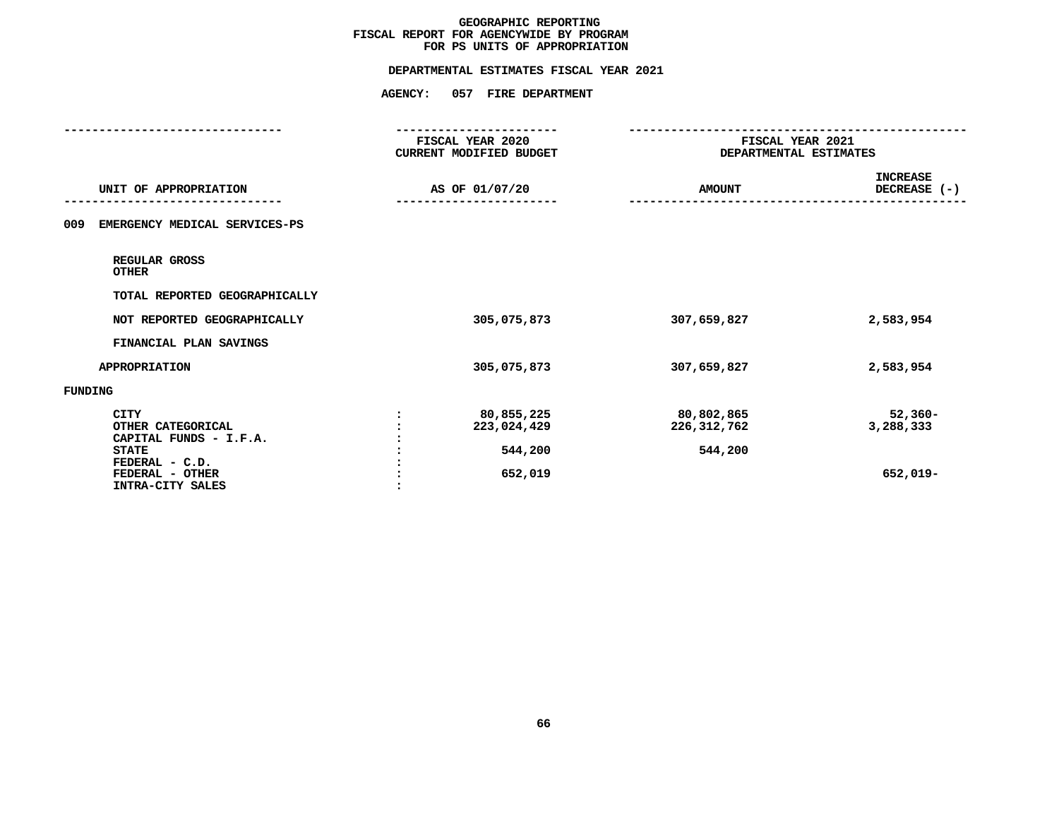# GEOGRAPHIC REPORTING
## FISCAL REPORT FOR AGENCYWIDE BY PROGRAM
## FOR PS UNITS OF APPROPRIATION

### DEPARTMENTAL ESTIMATES FISCAL YEAR 2021

### AGENCY: 057 FIRE DEPARTMENT

| UNIT OF APPROPRIATION | | FISCAL YEAR 2020 CURRENT MODIFIED BUDGET AS OF 01/07/20 | FISCAL YEAR 2021 DEPARTMENTAL ESTIMATES AMOUNT | INCREASE DECREASE (-) |
|---|---|---|---|---|
| **009 EMERGENCY MEDICAL SERVICES-PS** | | | | |
| REGULAR GROSS | | | | |
| OTHER | | | | |
| TOTAL REPORTED GEOGRAPHICALLY | | | | |
| NOT REPORTED GEOGRAPHICALLY | | 305,075,873 | 307,659,827 | 2,583,954 |
| FINANCIAL PLAN SAVINGS | | | | |
| APPROPRIATION | | 305,075,873 | 307,659,827 | 2,583,954 |
| **FUNDING** | | | | |
| CITY | : | 80,855,225 | 80,802,865 | 52,360- |
| OTHER CATEGORICAL | : | 223,024,429 | 226,312,762 | 3,288,333 |
| CAPITAL FUNDS - I.F.A. | : | | | |
| STATE | : | 544,200 | 544,200 | |
| FEDERAL - C.D. | : | | | |
| FEDERAL - OTHER | : | 652,019 | | 652,019- |
| INTRA-CITY SALES | : | | | |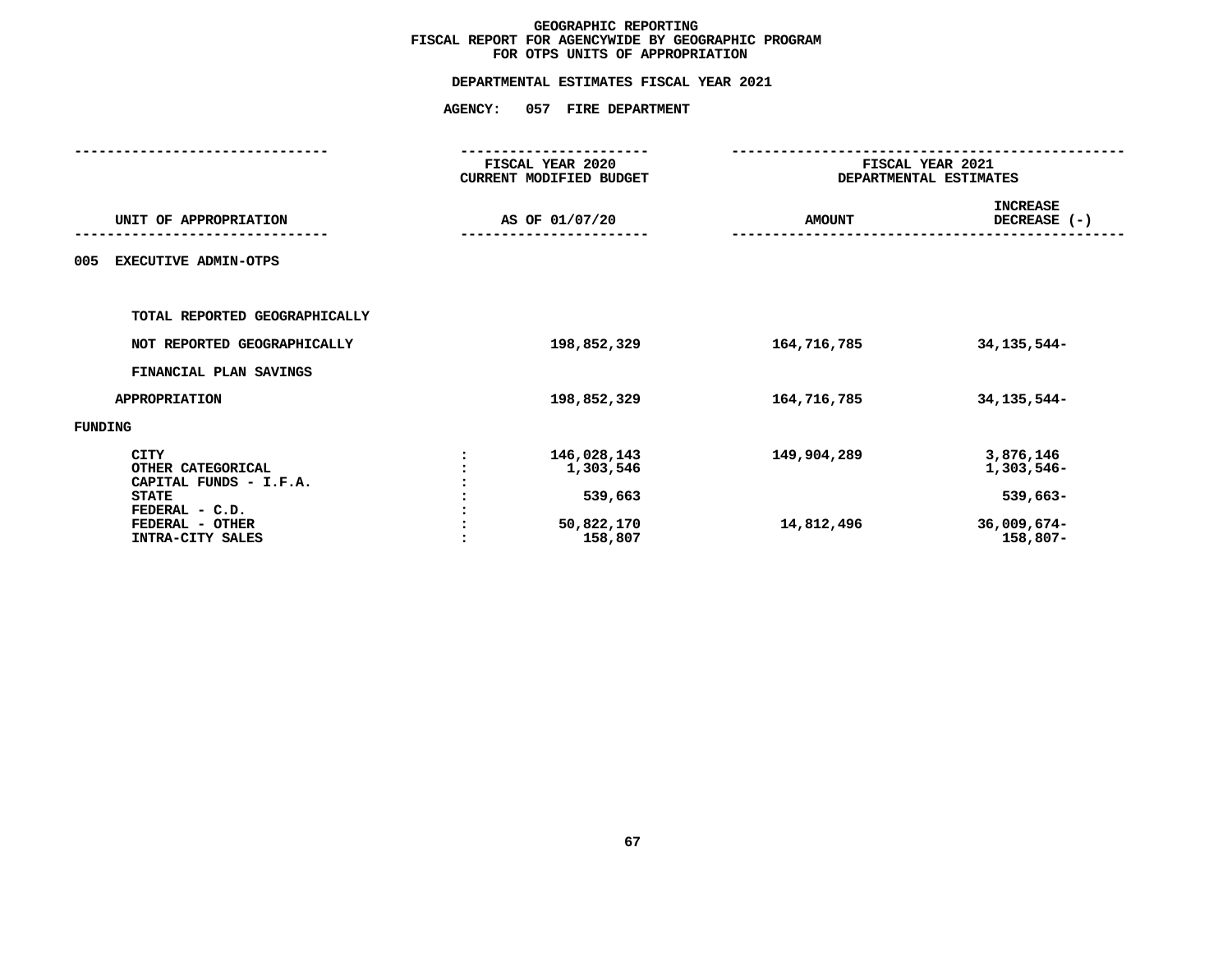# GEOGRAPHIC REPORTING
## FISCAL REPORT FOR AGENCYWIDE BY GEOGRAPHIC PROGRAM
## FOR OTPS UNITS OF APPROPRIATION

### DEPARTMENTAL ESTIMATES FISCAL YEAR 2021

### AGENCY: 057 FIRE DEPARTMENT

| UNIT OF APPROPRIATION | | FISCAL YEAR 2020 CURRENT MODIFIED BUDGET AS OF 01/07/20 | FISCAL YEAR 2021 DEPARTMENTAL ESTIMATES AMOUNT | INCREASE DECREASE (-) |
|---|---|---|---|---|
| 005 EXECUTIVE ADMIN-OTPS | | | | |
| TOTAL REPORTED GEOGRAPHICALLY | | | | |
| NOT REPORTED GEOGRAPHICALLY | | 198,852,329 | 164,716,785 | 34,135,544- |
| FINANCIAL PLAN SAVINGS | | | | |
| APPROPRIATION | | 198,852,329 | 164,716,785 | 34,135,544- |
| FUNDING | | | | |
| CITY | : | 146,028,143 | 149,904,289 | 3,876,146 |
| OTHER CATEGORICAL | : | 1,303,546 | | 1,303,546- |
| CAPITAL FUNDS - I.F.A. | : | | | |
| STATE | : | 539,663 | | 539,663- |
| FEDERAL - C.D. | : | | | |
| FEDERAL - OTHER | : | 50,822,170 | 14,812,496 | 36,009,674- |
| INTRA-CITY SALES | : | 158,807 | | 158,807- |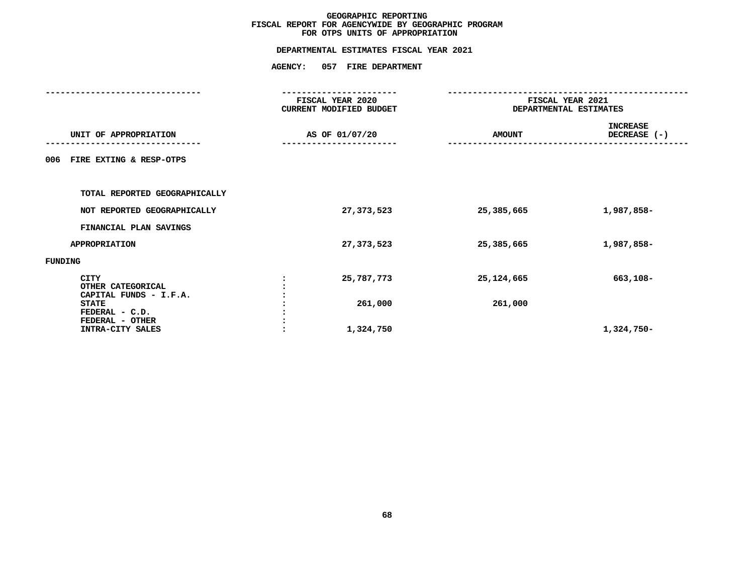# GEOGRAPHIC REPORTING
## FISCAL REPORT FOR AGENCYWIDE BY GEOGRAPHIC PROGRAM
## FOR OTPS UNITS OF APPROPRIATION

### DEPARTMENTAL ESTIMATES FISCAL YEAR 2021

### AGENCY: 057 FIRE DEPARTMENT

| UNIT OF APPROPRIATION | FISCAL YEAR 2020 CURRENT MODIFIED BUDGET AS OF 01/07/20 | FISCAL YEAR 2021 DEPARTMENTAL ESTIMATES AMOUNT | INCREASE DECREASE (-) |
|---|---|---|---|
| 006 FIRE EXTING & RESP-OTPS | | | |
| TOTAL REPORTED GEOGRAPHICALLY | | | |
| NOT REPORTED GEOGRAPHICALLY | 27,373,523 | 25,385,665 | 1,987,858- |
| FINANCIAL PLAN SAVINGS | | | |
| APPROPRIATION | 27,373,523 | 25,385,665 | 1,987,858- |
| FUNDING | | | |
| CITY : | 25,787,773 | 25,124,665 | 663,108- |
| OTHER CATEGORICAL : | | | |
| CAPITAL FUNDS - I.F.A. : | | | |
| STATE : | 261,000 | 261,000 | |
| FEDERAL - C.D. : | | | |
| FEDERAL - OTHER : | | | |
| INTRA-CITY SALES : | 1,324,750 | | 1,324,750- |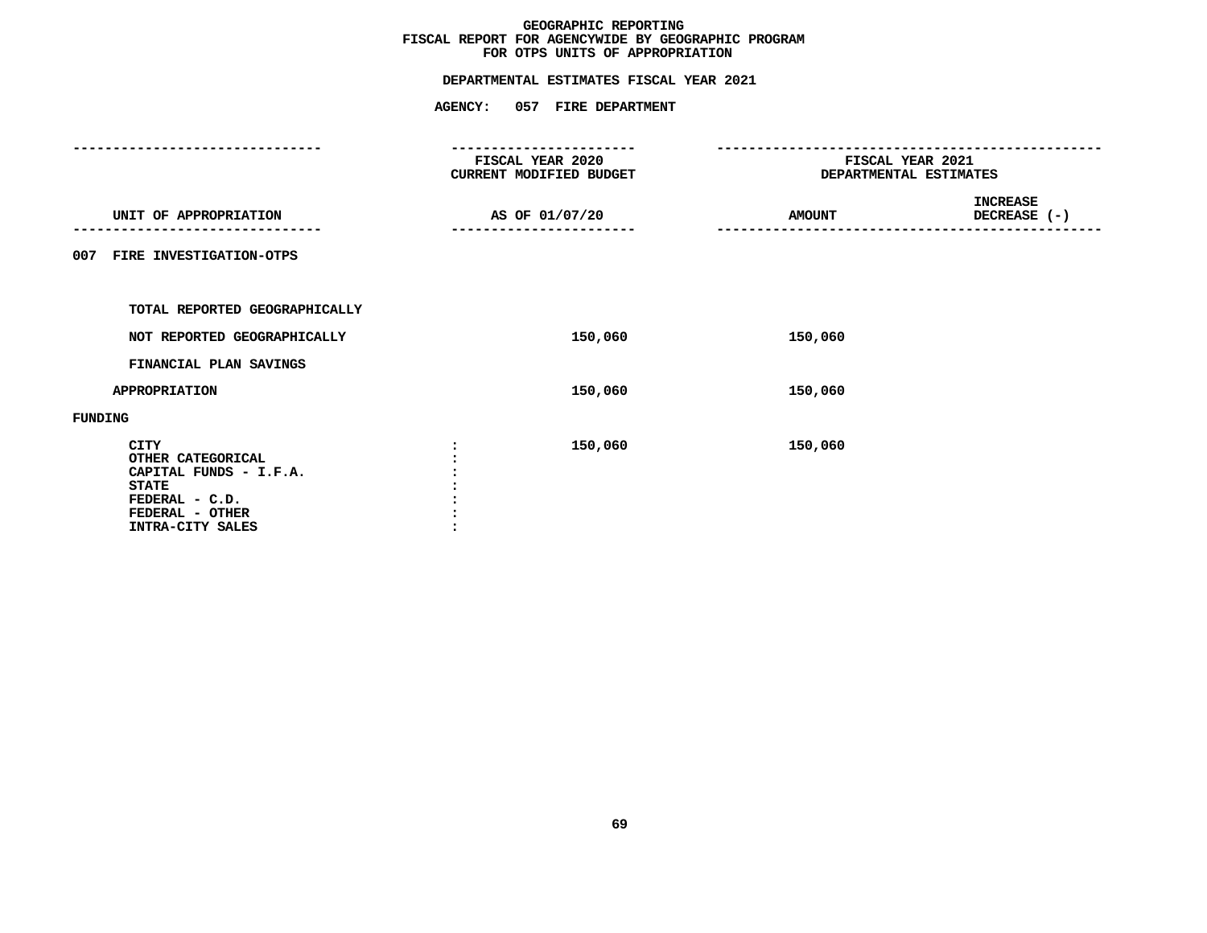# GEOGRAPHIC REPORTING
## FISCAL REPORT FOR AGENCYWIDE BY GEOGRAPHIC PROGRAM
## FOR OTPS UNITS OF APPROPRIATION

### DEPARTMENTAL ESTIMATES FISCAL YEAR 2021

### AGENCY: 057 FIRE DEPARTMENT

| UNIT OF APPROPRIATION | FISCAL YEAR 2020 CURRENT MODIFIED BUDGET AS OF 01/07/20 | FISCAL YEAR 2021 DEPARTMENTAL ESTIMATES AMOUNT | INCREASE DECREASE (-) |
|---|---|---|---|
| **007 FIRE INVESTIGATION-OTPS** | | | |
| TOTAL REPORTED GEOGRAPHICALLY | | | |
| NOT REPORTED GEOGRAPHICALLY | 150,060 | 150,060 | |
| FINANCIAL PLAN SAVINGS | | | |
| APPROPRIATION | 150,060 | 150,060 | |
| **FUNDING** | | | |
| CITY | 150,060 | 150,060 | |
| OTHER CATEGORICAL | | | |
| CAPITAL FUNDS - I.F.A. | | | |
| STATE | | | |
| FEDERAL - C.D. | | | |
| FEDERAL - OTHER | | | |
| INTRA-CITY SALES | | | |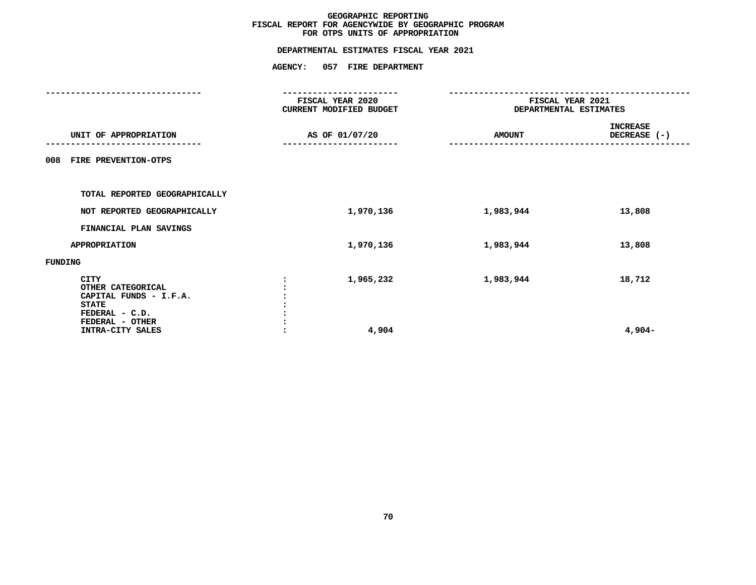# GEOGRAPHIC REPORTING
## FISCAL REPORT FOR AGENCYWIDE BY GEOGRAPHIC PROGRAM
## FOR OTPS UNITS OF APPROPRIATION

**DEPARTMENTAL ESTIMATES FISCAL YEAR 2021**

**AGENCY: 057 FIRE DEPARTMENT**

| UNIT OF APPROPRIATION | FISCAL YEAR 2020 CURRENT MODIFIED BUDGET AS OF 01/07/20 | FISCAL YEAR 2021 DEPARTMENTAL ESTIMATES AMOUNT | INCREASE DECREASE (-) |
|---|---|---|---|
| **008 FIRE PREVENTION-OTPS** | | | |
| TOTAL REPORTED GEOGRAPHICALLY | | | |
| NOT REPORTED GEOGRAPHICALLY | 1,970,136 | 1,983,944 | 13,808 |
| FINANCIAL PLAN SAVINGS | | | |
| APPROPRIATION | 1,970,136 | 1,983,944 | 13,808 |
| **FUNDING** | | | |
| CITY | 1,965,232 | 1,983,944 | 18,712 |
| OTHER CATEGORICAL | | | |
| CAPITAL FUNDS - I.F.A. | | | |
| STATE | | | |
| FEDERAL - C.D. | | | |
| FEDERAL - OTHER | | | |
| INTRA-CITY SALES | 4,904 | | 4,904- |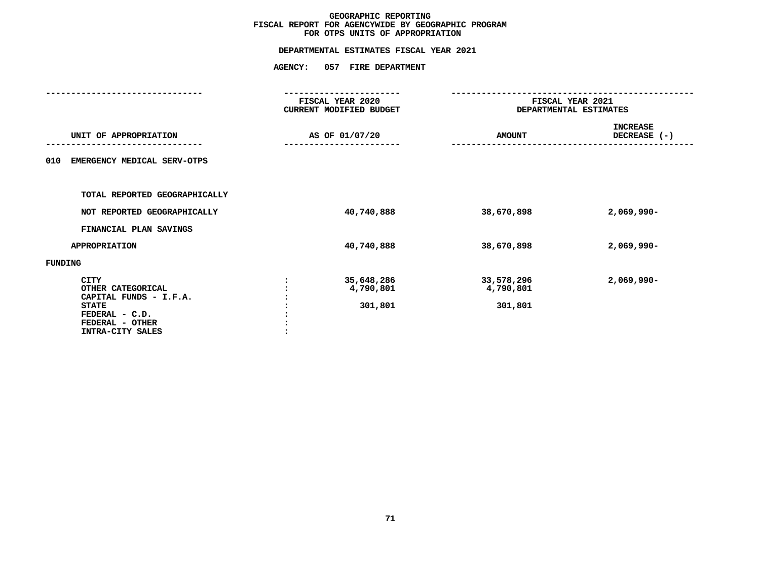# GEOGRAPHIC REPORTING
## FISCAL REPORT FOR AGENCYWIDE BY GEOGRAPHIC PROGRAM
## FOR OTPS UNITS OF APPROPRIATION

### DEPARTMENTAL ESTIMATES FISCAL YEAR 2021

### AGENCY: 057 FIRE DEPARTMENT

| UNIT OF APPROPRIATION | | FISCAL YEAR 2020 CURRENT MODIFIED BUDGET AS OF 01/07/20 | FISCAL YEAR 2021 DEPARTMENTAL ESTIMATES AMOUNT | INCREASE DECREASE (-) |
|---|---|---|---|---|
| 010 EMERGENCY MEDICAL SERV-OTPS | | | | |
| TOTAL REPORTED GEOGRAPHICALLY | | | | |
| NOT REPORTED GEOGRAPHICALLY | | 40,740,888 | 38,670,898 | 2,069,990- |
| FINANCIAL PLAN SAVINGS | | | | |
| APPROPRIATION | | 40,740,888 | 38,670,898 | 2,069,990- |
| FUNDING | | | | |
| CITY | : | 35,648,286 | 33,578,296 | 2,069,990- |
| OTHER CATEGORICAL | : | 4,790,801 | 4,790,801 | |
| CAPITAL FUNDS - I.F.A. | : | | | |
| STATE | : | 301,801 | 301,801 | |
| FEDERAL - C.D. | : | | | |
| FEDERAL - OTHER | : | | | |
| INTRA-CITY SALES | : | | | |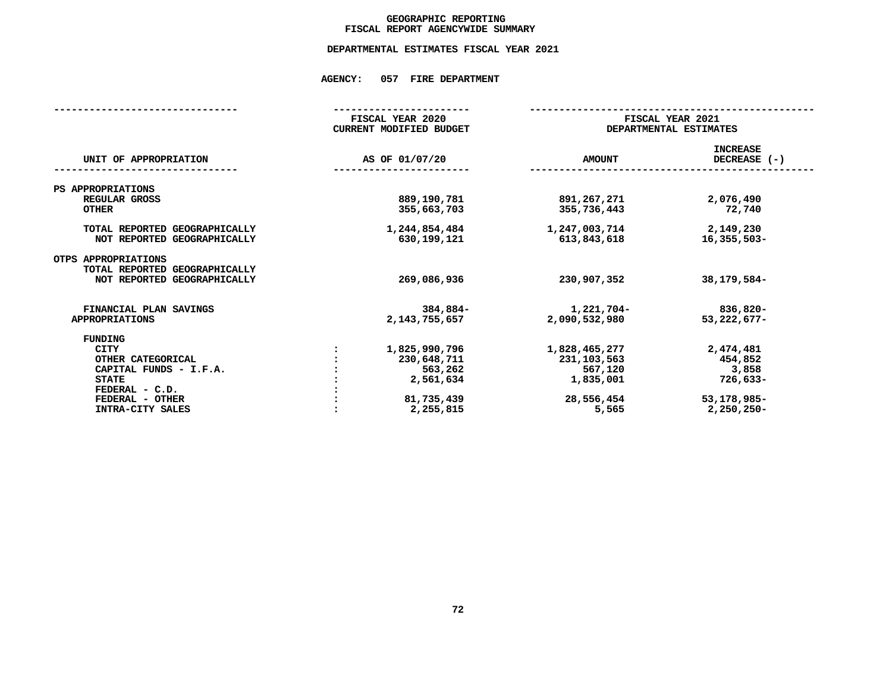# GEOGRAPHIC REPORTING
## FISCAL REPORT AGENCYWIDE SUMMARY

### DEPARTMENTAL ESTIMATES FISCAL YEAR 2021

### AGENCY: 057 FIRE DEPARTMENT

| UNIT OF APPROPRIATION | | FISCAL YEAR 2020 CURRENT MODIFIED BUDGET AS OF 01/07/20 | FISCAL YEAR 2021 DEPARTMENTAL ESTIMATES AMOUNT | INCREASE DECREASE (-) |
|---|---|---|---|---|
| **PS APPROPRIATIONS** | | | | |
| REGULAR GROSS | | 889,190,781 | 891,267,271 | 2,076,490 |
| OTHER | | 355,663,703 | 355,736,443 | 72,740 |
| TOTAL REPORTED GEOGRAPHICALLY | | 1,244,854,484 | 1,247,003,714 | 2,149,230 |
| NOT REPORTED GEOGRAPHICALLY | | 630,199,121 | 613,843,618 | 16,355,503- |
| **OTPS APPROPRIATIONS** | | | | |
| TOTAL REPORTED GEOGRAPHICALLY | | | | |
| NOT REPORTED GEOGRAPHICALLY | | 269,086,936 | 230,907,352 | 38,179,584- |
| FINANCIAL PLAN SAVINGS | | 384,884- | 1,221,704- | 836,820- |
| APPROPRIATIONS | | 2,143,755,657 | 2,090,532,980 | 53,222,677- |
| **FUNDING** | | | | |
| CITY | : | 1,825,990,796 | 1,828,465,277 | 2,474,481 |
| OTHER CATEGORICAL | : | 230,648,711 | 231,103,563 | 454,852 |
| CAPITAL FUNDS - I.F.A. | : | 563,262 | 567,120 | 3,858 |
| STATE | : | 2,561,634 | 1,835,001 | 726,633- |
| FEDERAL - C.D. | : | | | |
| FEDERAL - OTHER | : | 81,735,439 | 28,556,454 | 53,178,985- |
| INTRA-CITY SALES | : | 2,255,815 | 5,565 | 2,250,250- |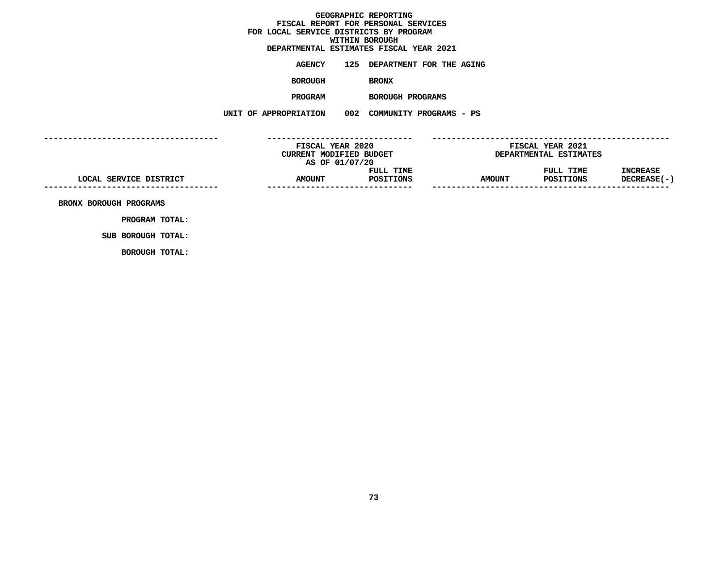# GEOGRAPHIC REPORTING
## FISCAL REPORT FOR PERSONAL SERVICES
## FOR LOCAL SERVICE DISTRICTS BY PROGRAM
## WITHIN BOROUGH
## DEPARTMENTAL ESTIMATES FISCAL YEAR 2021

**AGENCY** 125 DEPARTMENT FOR THE AGING

**BOROUGH** BRONX

**PROGRAM** BOROUGH PROGRAMS

**UNIT OF APPROPRIATION** 002 COMMUNITY PROGRAMS - PS

| LOCAL SERVICE DISTRICT | FISCAL YEAR 2020 CURRENT MODIFIED BUDGET AS OF 01/07/20 | | FISCAL YEAR 2021 DEPARTMENTAL ESTIMATES | | |
|---|---|---|---|---|---|
| | AMOUNT | FULL TIME POSITIONS | AMOUNT | FULL TIME POSITIONS | INCREASE DECREASE(-) |
| BRONX BOROUGH PROGRAMS | | | | | |
| PROGRAM TOTAL: | | | | | |
| SUB BOROUGH TOTAL: | | | | | |
| BOROUGH TOTAL: | | | | | |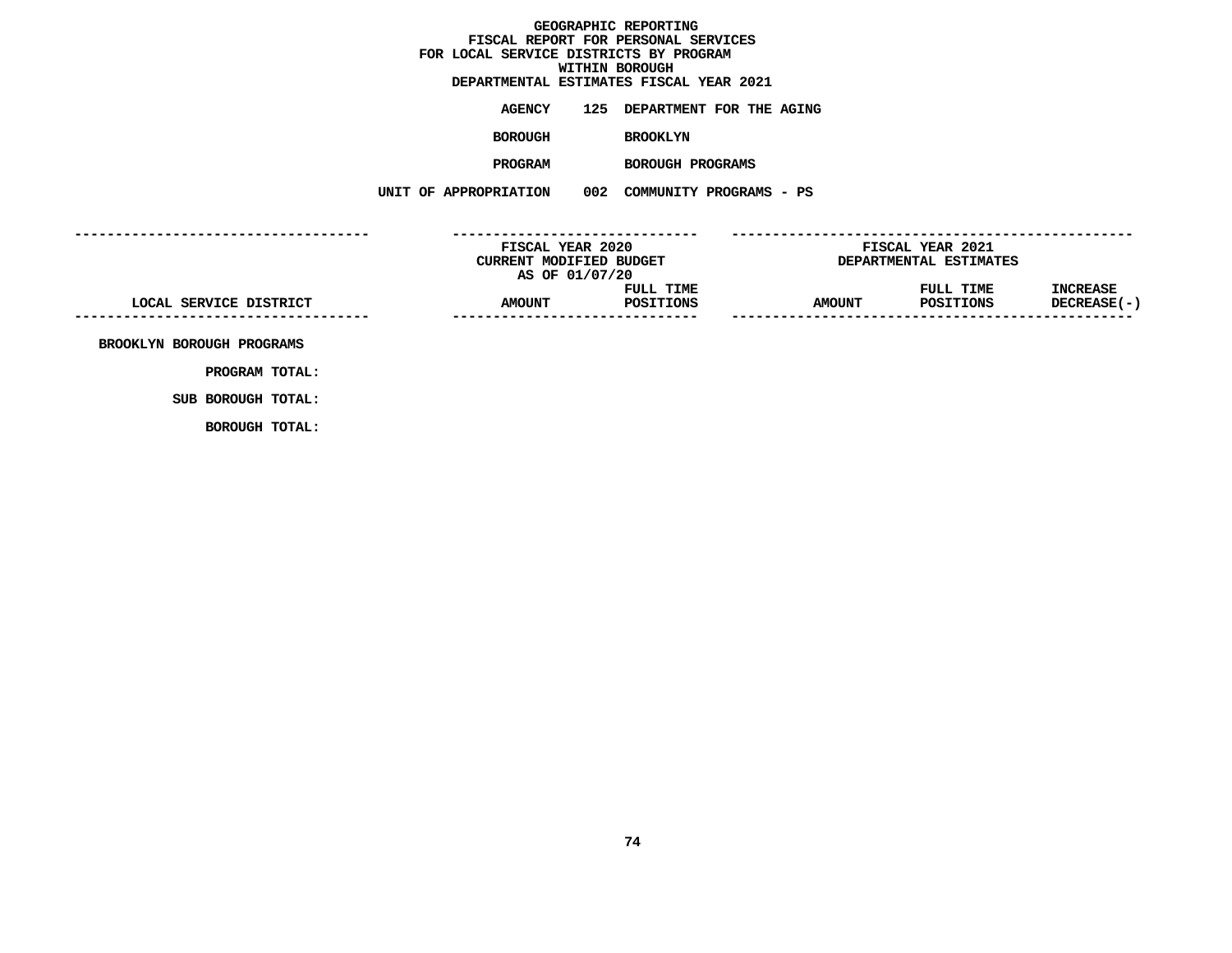# GEOGRAPHIC REPORTING
## FISCAL REPORT FOR PERSONAL SERVICES
## FOR LOCAL SERVICE DISTRICTS BY PROGRAM
## WITHIN BOROUGH
## DEPARTMENTAL ESTIMATES FISCAL YEAR 2021

**AGENCY** 125 DEPARTMENT FOR THE AGING

**BOROUGH** BROOKLYN

**PROGRAM** BOROUGH PROGRAMS

**UNIT OF APPROPRIATION** 002 COMMUNITY PROGRAMS - PS

| | FISCAL YEAR 2020 CURRENT MODIFIED BUDGET AS OF 01/07/20 | | FISCAL YEAR 2021 DEPARTMENTAL ESTIMATES | | |
|---|---|---|---|---|---|
| LOCAL SERVICE DISTRICT | AMOUNT | FULL TIME POSITIONS | AMOUNT | FULL TIME POSITIONS | INCREASE DECREASE(-) |
| BROOKLYN BOROUGH PROGRAMS | | | | | |
| PROGRAM TOTAL: | | | | | |
| SUB BOROUGH TOTAL: | | | | | |
| BOROUGH TOTAL: | | | | | |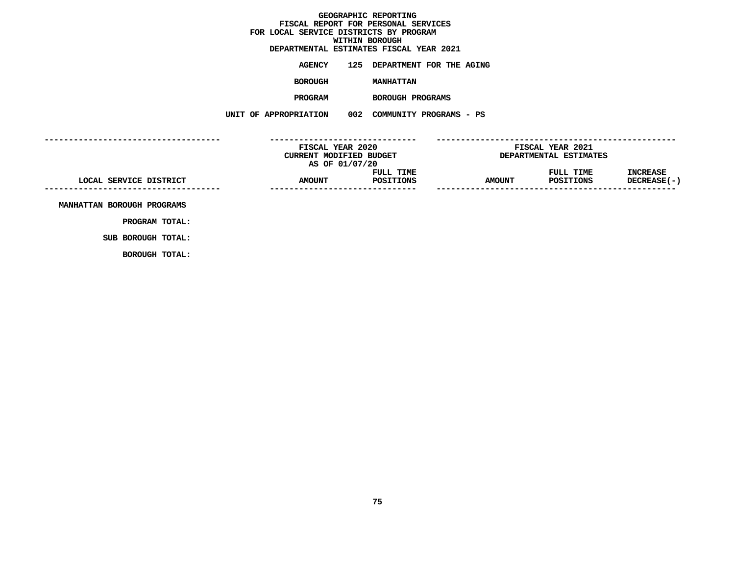**GEOGRAPHIC REPORTING**
**FISCAL REPORT FOR PERSONAL SERVICES**
**FOR LOCAL SERVICE DISTRICTS BY PROGRAM**
**WITHIN BOROUGH**
**DEPARTMENTAL ESTIMATES FISCAL YEAR 2021**

**AGENCY** 125 DEPARTMENT FOR THE AGING

**BOROUGH** MANHATTAN

**PROGRAM** BOROUGH PROGRAMS

**UNIT OF APPROPRIATION** 002 COMMUNITY PROGRAMS - PS

| LOCAL SERVICE DISTRICT | FISCAL YEAR 2020 CURRENT MODIFIED BUDGET AS OF 01/07/20 AMOUNT | FULL TIME POSITIONS | FISCAL YEAR 2021 DEPARTMENTAL ESTIMATES AMOUNT | FULL TIME POSITIONS | INCREASE DECREASE(-) |
|---|---|---|---|---|---|
| MANHATTAN BOROUGH PROGRAMS | | | | | |
| PROGRAM TOTAL: | | | | | |
| SUB BOROUGH TOTAL: | | | | | |
| BOROUGH TOTAL: | | | | | |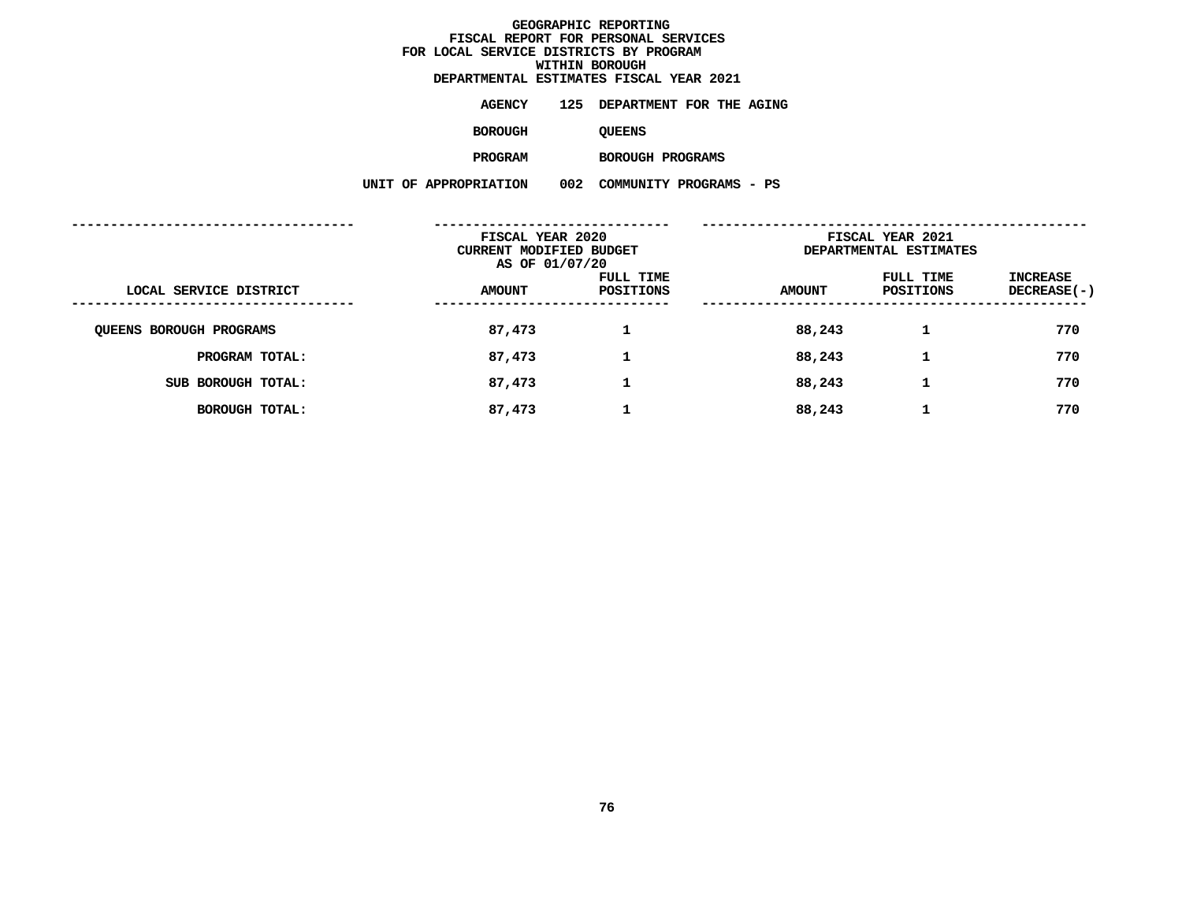**GEOGRAPHIC REPORTING**
**FISCAL REPORT FOR PERSONAL SERVICES**
**FOR LOCAL SERVICE DISTRICTS BY PROGRAM**
**WITHIN BOROUGH**
**DEPARTMENTAL ESTIMATES FISCAL YEAR 2021**

**AGENCY** 125 DEPARTMENT FOR THE AGING

**BOROUGH** QUEENS

**PROGRAM** BOROUGH PROGRAMS

**UNIT OF APPROPRIATION** 002 COMMUNITY PROGRAMS - PS

| LOCAL SERVICE DISTRICT | FISCAL YEAR 2020 CURRENT MODIFIED BUDGET AS OF 01/07/20 AMOUNT | FULL TIME POSITIONS | FISCAL YEAR 2021 DEPARTMENTAL ESTIMATES AMOUNT | FULL TIME POSITIONS | INCREASE DECREASE(-) |
|---|---|---|---|---|---|
| QUEENS BOROUGH PROGRAMS | 87,473 | 1 | 88,243 | 1 | 770 |
| PROGRAM TOTAL: | 87,473 | 1 | 88,243 | 1 | 770 |
| SUB BOROUGH TOTAL: | 87,473 | 1 | 88,243 | 1 | 770 |
| BOROUGH TOTAL: | 87,473 | 1 | 88,243 | 1 | 770 |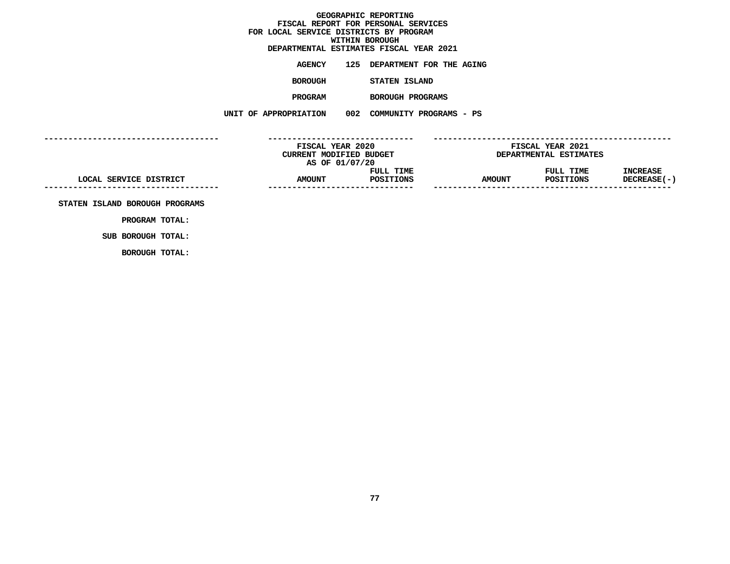**GEOGRAPHIC REPORTING**
**FISCAL REPORT FOR PERSONAL SERVICES**
**FOR LOCAL SERVICE DISTRICTS BY PROGRAM**
**WITHIN BOROUGH**
**DEPARTMENTAL ESTIMATES FISCAL YEAR 2021**

**AGENCY** 125 DEPARTMENT FOR THE AGING

**BOROUGH** STATEN ISLAND

**PROGRAM** BOROUGH PROGRAMS

**UNIT OF APPROPRIATION** 002 COMMUNITY PROGRAMS - PS

| | FISCAL YEAR 2020 CURRENT MODIFIED BUDGET AS OF 01/07/20 | | FISCAL YEAR 2021 DEPARTMENTAL ESTIMATES | | |
|---|---|---|---|---|---|
| LOCAL SERVICE DISTRICT | AMOUNT | FULL TIME POSITIONS | AMOUNT | FULL TIME POSITIONS | INCREASE DECREASE(-) |
| STATEN ISLAND BOROUGH PROGRAMS | | | | | |
| PROGRAM TOTAL: | | | | | |
| SUB BOROUGH TOTAL: | | | | | |
| BOROUGH TOTAL: | | | | | |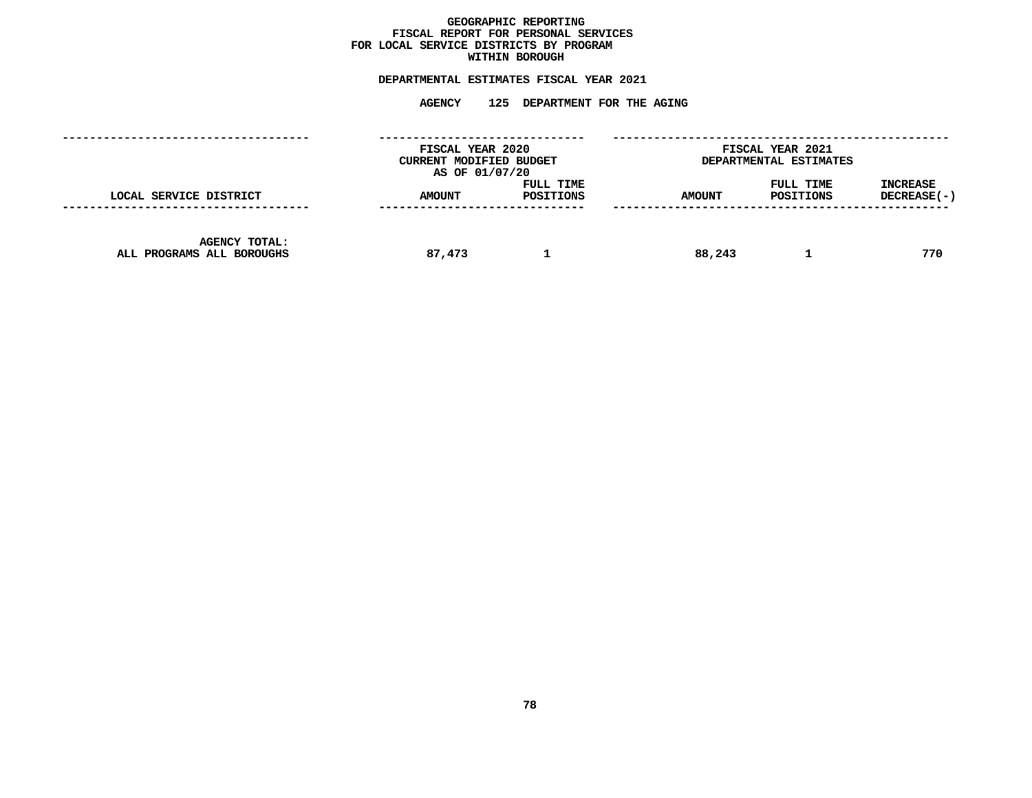# GEOGRAPHIC REPORTING
## FISCAL REPORT FOR PERSONAL SERVICES
## FOR LOCAL SERVICE DISTRICTS BY PROGRAM
## WITHIN BOROUGH

**DEPARTMENTAL ESTIMATES FISCAL YEAR 2021**

**AGENCY 125 DEPARTMENT FOR THE AGING**

| | FISCAL YEAR 2020 CURRENT MODIFIED BUDGET AS OF 01/07/20 | | FISCAL YEAR 2021 DEPARTMENTAL ESTIMATES | | |
|---|---|---|---|---|---|
| LOCAL SERVICE DISTRICT | AMOUNT | FULL TIME POSITIONS | AMOUNT | FULL TIME POSITIONS | INCREASE DECREASE(-) |
| AGENCY TOTAL: ALL PROGRAMS ALL BOROUGHS | 87,473 | 1 | 88,243 | 1 | 770 |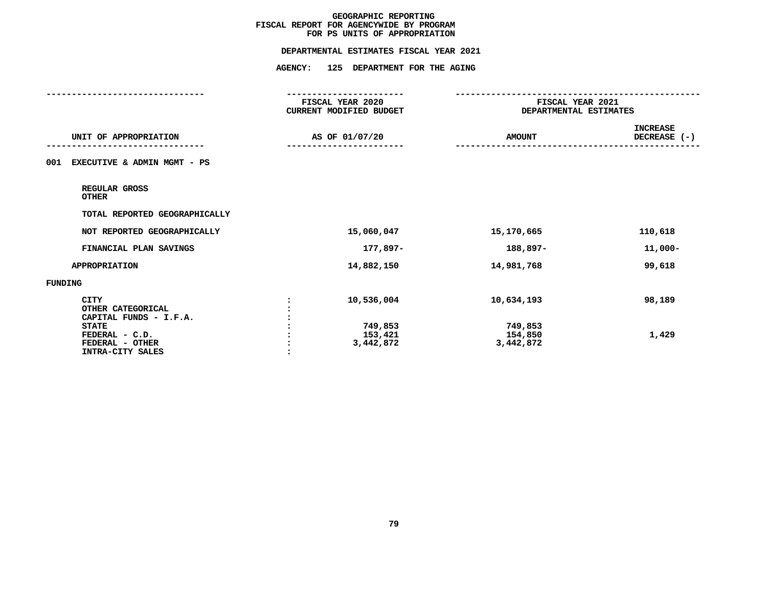# GEOGRAPHIC REPORTING
## FISCAL REPORT FOR AGENCYWIDE BY PROGRAM
## FOR PS UNITS OF APPROPRIATION

**DEPARTMENTAL ESTIMATES FISCAL YEAR 2021**

**AGENCY: 125 DEPARTMENT FOR THE AGING**

| UNIT OF APPROPRIATION | FISCAL YEAR 2020 CURRENT MODIFIED BUDGET AS OF 01/07/20 | FISCAL YEAR 2021 DEPARTMENTAL ESTIMATES AMOUNT | INCREASE DECREASE (-) |
|---|---|---|---|
| 001 EXECUTIVE & ADMIN MGMT - PS | | | |
| REGULAR GROSS | | | |
| OTHER | | | |
| TOTAL REPORTED GEOGRAPHICALLY | | | |
| NOT REPORTED GEOGRAPHICALLY | 15,060,047 | 15,170,665 | 110,618 |
| FINANCIAL PLAN SAVINGS | 177,897- | 188,897- | 11,000- |
| APPROPRIATION | 14,882,150 | 14,981,768 | 99,618 |
| FUNDING | | | |
| CITY | 10,536,004 | 10,634,193 | 98,189 |
| OTHER CATEGORICAL | | | |
| CAPITAL FUNDS - I.F.A. | | | |
| STATE | 749,853 | 749,853 | |
| FEDERAL - C.D. | 153,421 | 154,850 | 1,429 |
| FEDERAL - OTHER | 3,442,872 | 3,442,872 | |
| INTRA-CITY SALES | | | |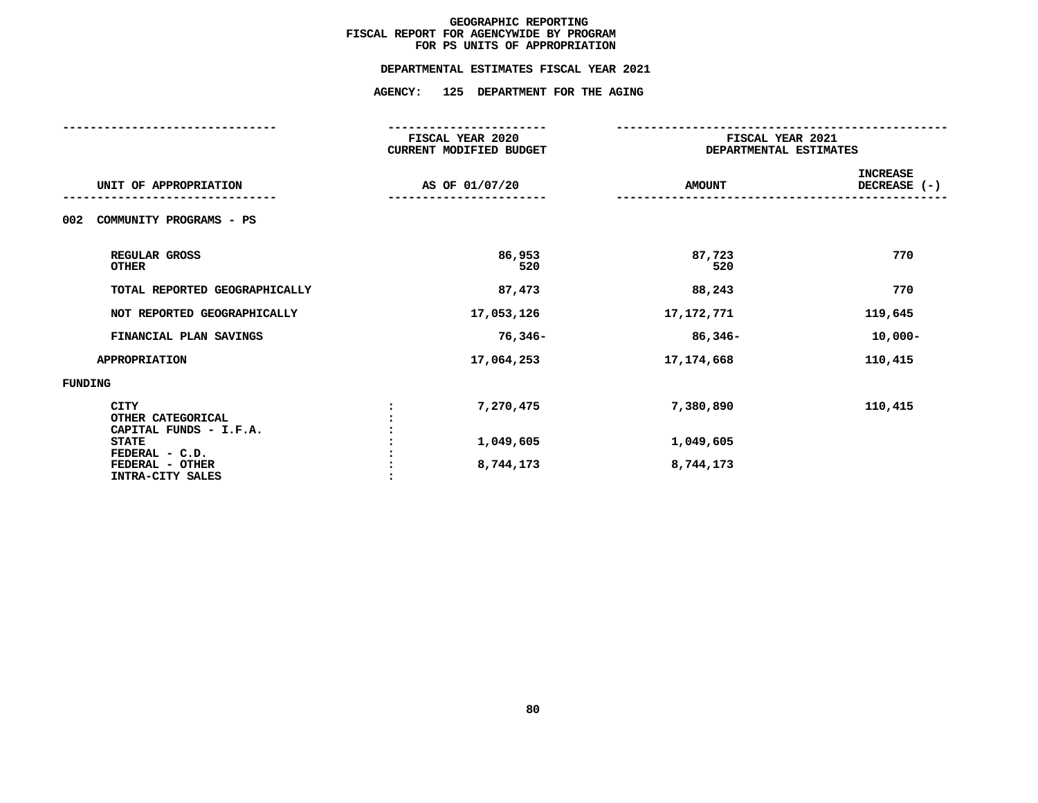# GEOGRAPHIC REPORTING
## FISCAL REPORT FOR AGENCYWIDE BY PROGRAM
## FOR PS UNITS OF APPROPRIATION

**DEPARTMENTAL ESTIMATES FISCAL YEAR 2021**

**AGENCY: 125 DEPARTMENT FOR THE AGING**

| UNIT OF APPROPRIATION | | FISCAL YEAR 2020 CURRENT MODIFIED BUDGET AS OF 01/07/20 | FISCAL YEAR 2021 DEPARTMENTAL ESTIMATES AMOUNT | INCREASE DECREASE (-) |
|---|---|---|---|---|
| 002 COMMUNITY PROGRAMS - PS | | | | |
| REGULAR GROSS | | 86,953 | 87,723 | 770 |
| OTHER | | 520 | 520 | |
| TOTAL REPORTED GEOGRAPHICALLY | | 87,473 | 88,243 | 770 |
| NOT REPORTED GEOGRAPHICALLY | | 17,053,126 | 17,172,771 | 119,645 |
| FINANCIAL PLAN SAVINGS | | 76,346- | 86,346- | 10,000- |
| APPROPRIATION | | 17,064,253 | 17,174,668 | 110,415 |
| FUNDING | | | | |
| CITY | : | 7,270,475 | 7,380,890 | 110,415 |
| OTHER CATEGORICAL | : | | | |
| CAPITAL FUNDS - I.F.A. | : | | | |
| STATE | : | 1,049,605 | 1,049,605 | |
| FEDERAL - C.D. | : | | | |
| FEDERAL - OTHER | : | 8,744,173 | 8,744,173 | |
| INTRA-CITY SALES | : | | | |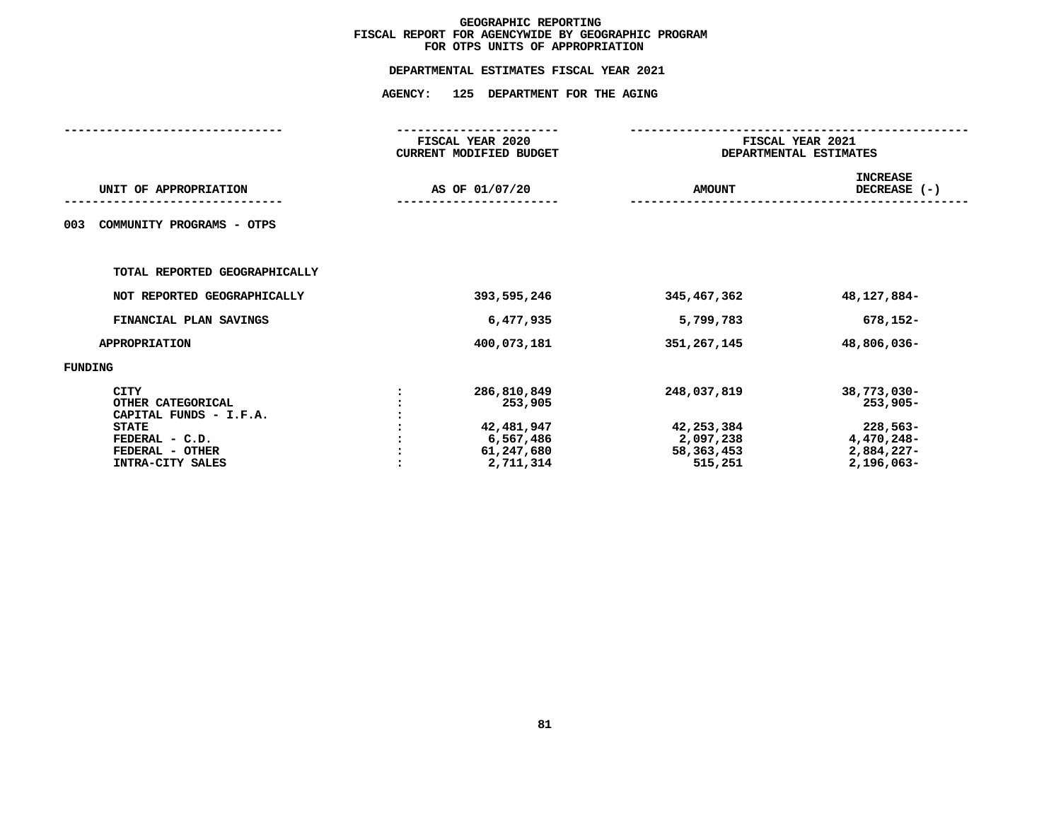# GEOGRAPHIC REPORTING
## FISCAL REPORT FOR AGENCYWIDE BY GEOGRAPHIC PROGRAM
## FOR OTPS UNITS OF APPROPRIATION

### DEPARTMENTAL ESTIMATES FISCAL YEAR 2021

### AGENCY: 125 DEPARTMENT FOR THE AGING

| UNIT OF APPROPRIATION | | FISCAL YEAR 2020 CURRENT MODIFIED BUDGET AS OF 01/07/20 | FISCAL YEAR 2021 DEPARTMENTAL ESTIMATES AMOUNT | INCREASE DECREASE (-) |
|---|---|---|---|---|
| **003 COMMUNITY PROGRAMS - OTPS** | | | | |
| TOTAL REPORTED GEOGRAPHICALLY | | | | |
| NOT REPORTED GEOGRAPHICALLY | | 393,595,246 | 345,467,362 | 48,127,884- |
| FINANCIAL PLAN SAVINGS | | 6,477,935 | 5,799,783 | 678,152- |
| APPROPRIATION | | 400,073,181 | 351,267,145 | 48,806,036- |
| FUNDING | | | | |
| CITY | : | 286,810,849 | 248,037,819 | 38,773,030- |
| OTHER CATEGORICAL | : | 253,905 | | 253,905- |
| CAPITAL FUNDS - I.F.A. | : | | | |
| STATE | : | 42,481,947 | 42,253,384 | 228,563- |
| FEDERAL - C.D. | : | 6,567,486 | 2,097,238 | 4,470,248- |
| FEDERAL - OTHER | : | 61,247,680 | 58,363,453 | 2,884,227- |
| INTRA-CITY SALES | : | 2,711,314 | 515,251 | 2,196,063- |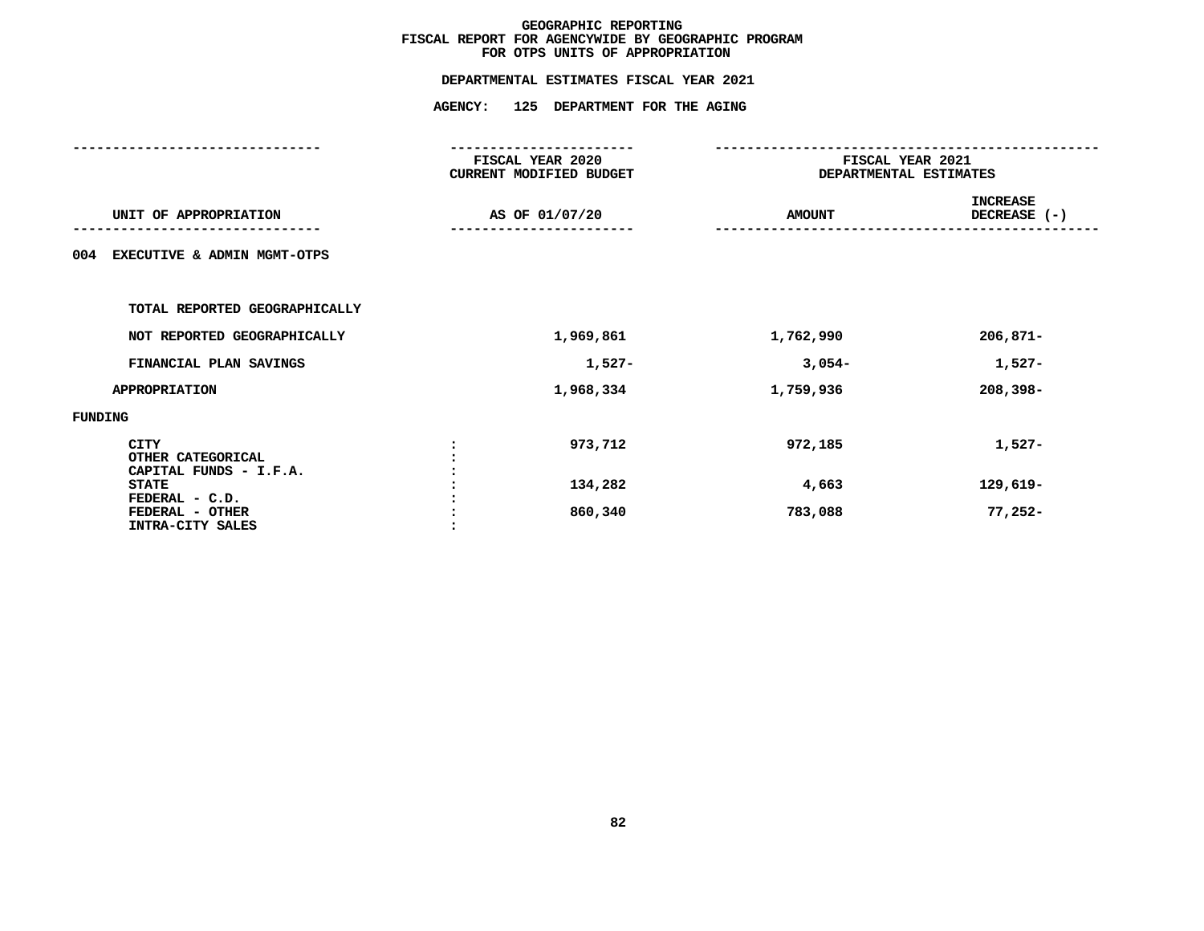# GEOGRAPHIC REPORTING
## FISCAL REPORT FOR AGENCYWIDE BY GEOGRAPHIC PROGRAM
## FOR OTPS UNITS OF APPROPRIATION

### DEPARTMENTAL ESTIMATES FISCAL YEAR 2021

### AGENCY: 125 DEPARTMENT FOR THE AGING

| UNIT OF APPROPRIATION | | FISCAL YEAR 2020 CURRENT MODIFIED BUDGET AS OF 01/07/20 | FISCAL YEAR 2021 DEPARTMENTAL ESTIMATES AMOUNT | INCREASE DECREASE (-) |
|---|---|---|---|---|
| 004 EXECUTIVE & ADMIN MGMT-OTPS | | | | |
| TOTAL REPORTED GEOGRAPHICALLY | | | | |
| NOT REPORTED GEOGRAPHICALLY | | 1,969,861 | 1,762,990 | 206,871- |
| FINANCIAL PLAN SAVINGS | | 1,527- | 3,054- | 1,527- |
| APPROPRIATION | | 1,968,334 | 1,759,936 | 208,398- |
| FUNDING | | | | |
| CITY | : | 973,712 | 972,185 | 1,527- |
| OTHER CATEGORICAL | : | | | |
| CAPITAL FUNDS - I.F.A. | : | | | |
| STATE | : | 134,282 | 4,663 | 129,619- |
| FEDERAL - C.D. | : | | | |
| FEDERAL - OTHER | : | 860,340 | 783,088 | 77,252- |
| INTRA-CITY SALES | : | | | |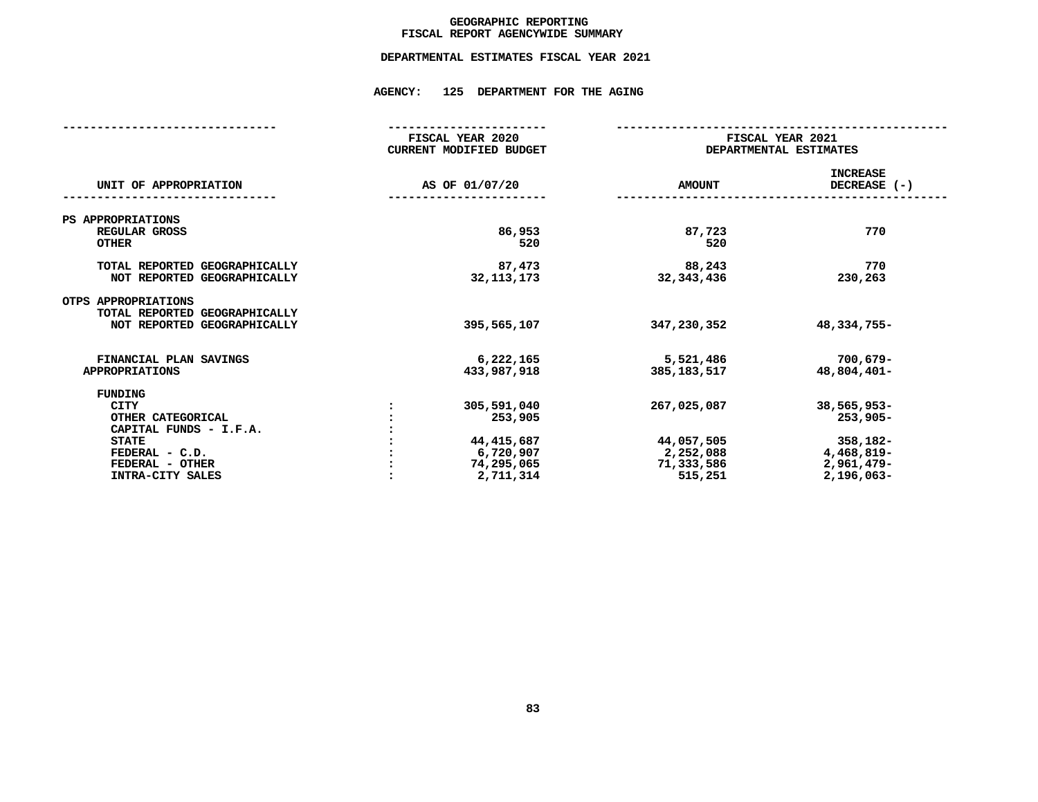# GEOGRAPHIC REPORTING
## FISCAL REPORT AGENCYWIDE SUMMARY

### DEPARTMENTAL ESTIMATES FISCAL YEAR 2021

### AGENCY: 125 DEPARTMENT FOR THE AGING

| UNIT OF APPROPRIATION | | FISCAL YEAR 2020 CURRENT MODIFIED BUDGET AS OF 01/07/20 | FISCAL YEAR 2021 DEPARTMENTAL ESTIMATES AMOUNT | INCREASE DECREASE (-) |
|---|---|---|---|---|
| **PS APPROPRIATIONS** | | | | |
| REGULAR GROSS | | 86,953 | 87,723 | 770 |
| OTHER | | 520 | 520 | |
| TOTAL REPORTED GEOGRAPHICALLY | | 87,473 | 88,243 | 770 |
| NOT REPORTED GEOGRAPHICALLY | | 32,113,173 | 32,343,436 | 230,263 |
| **OTPS APPROPRIATIONS** | | | | |
| TOTAL REPORTED GEOGRAPHICALLY | | | | |
| NOT REPORTED GEOGRAPHICALLY | | 395,565,107 | 347,230,352 | 48,334,755- |
| FINANCIAL PLAN SAVINGS | | 6,222,165 | 5,521,486 | 700,679- |
| APPROPRIATIONS | | 433,987,918 | 385,183,517 | 48,804,401- |
| **FUNDING** | | | | |
| CITY | : | 305,591,040 | 267,025,087 | 38,565,953- |
| OTHER CATEGORICAL | : | 253,905 | | 253,905- |
| CAPITAL FUNDS - I.F.A. | : | | | |
| STATE | : | 44,415,687 | 44,057,505 | 358,182- |
| FEDERAL - C.D. | : | 6,720,907 | 2,252,088 | 4,468,819- |
| FEDERAL - OTHER | : | 74,295,065 | 71,333,586 | 2,961,479- |
| INTRA-CITY SALES | : | 2,711,314 | 515,251 | 2,196,063- |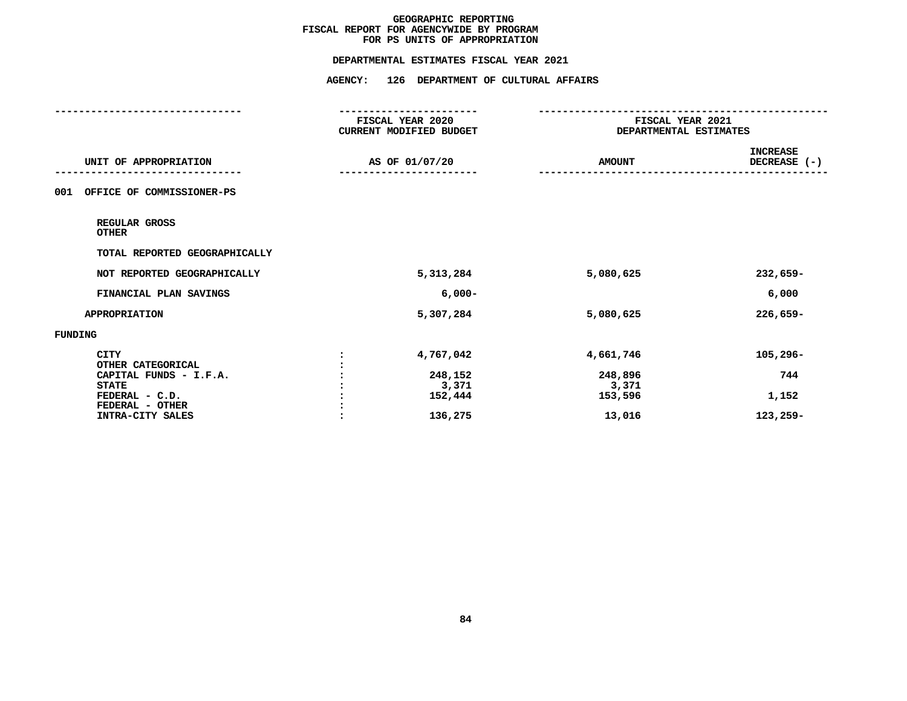# GEOGRAPHIC REPORTING
## FISCAL REPORT FOR AGENCYWIDE BY PROGRAM
## FOR PS UNITS OF APPROPRIATION

**DEPARTMENTAL ESTIMATES FISCAL YEAR 2021**

**AGENCY: 126 DEPARTMENT OF CULTURAL AFFAIRS**

| UNIT OF APPROPRIATION | FISCAL YEAR 2020 CURRENT MODIFIED BUDGET AS OF 01/07/20 | FISCAL YEAR 2021 DEPARTMENTAL ESTIMATES AMOUNT | INCREASE DECREASE (-) |
|---|---|---|---|
| **001 OFFICE OF COMMISSIONER-PS** | | | |
| REGULAR GROSS | | | |
| OTHER | | | |
| TOTAL REPORTED GEOGRAPHICALLY | | | |
| NOT REPORTED GEOGRAPHICALLY | 5,313,284 | 5,080,625 | 232,659- |
| FINANCIAL PLAN SAVINGS | 6,000- | | 6,000 |
| APPROPRIATION | 5,307,284 | 5,080,625 | 226,659- |
| **FUNDING** | | | |
| CITY | 4,767,042 | 4,661,746 | 105,296- |
| OTHER CATEGORICAL | | | |
| CAPITAL FUNDS - I.F.A. | 248,152 | 248,896 | 744 |
| STATE | 3,371 | 3,371 | |
| FEDERAL - C.D. | 152,444 | 153,596 | 1,152 |
| FEDERAL - OTHER | | | |
| INTRA-CITY SALES | 136,275 | 13,016 | 123,259- |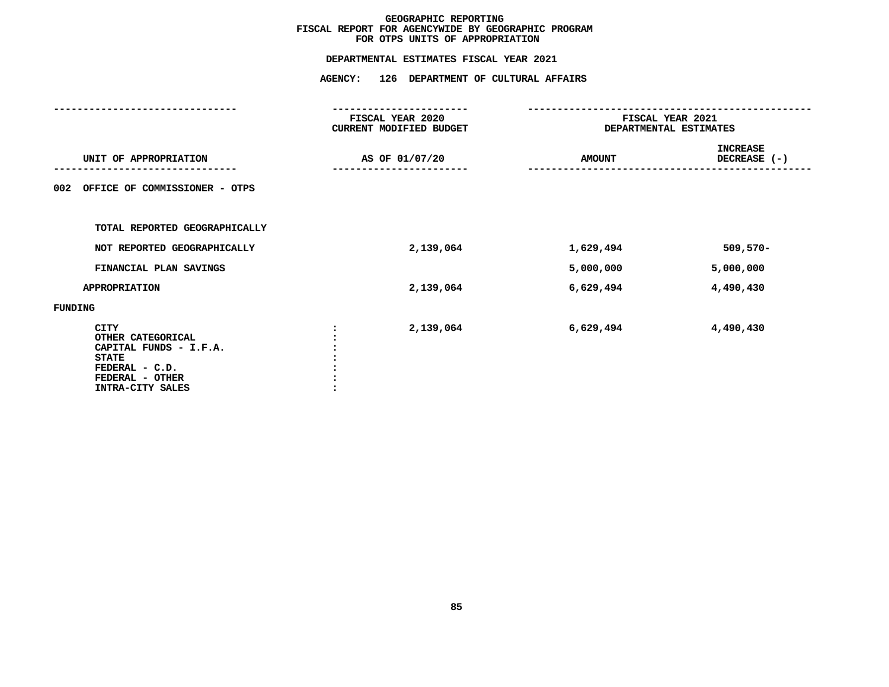GEOGRAPHIC REPORTING
FISCAL REPORT FOR AGENCYWIDE BY GEOGRAPHIC PROGRAM
FOR OTPS UNITS OF APPROPRIATION

DEPARTMENTAL ESTIMATES FISCAL YEAR 2021

AGENCY: 126 DEPARTMENT OF CULTURAL AFFAIRS

| UNIT OF APPROPRIATION | FISCAL YEAR 2020 CURRENT MODIFIED BUDGET AS OF 01/07/20 | FISCAL YEAR 2021 DEPARTMENTAL ESTIMATES AMOUNT | INCREASE DECREASE (-) |
|---|---|---|---|
| 002 OFFICE OF COMMISSIONER - OTPS | | | |
| TOTAL REPORTED GEOGRAPHICALLY | | | |
| NOT REPORTED GEOGRAPHICALLY | 2,139,064 | 1,629,494 | 509,570- |
| FINANCIAL PLAN SAVINGS | | 5,000,000 | 5,000,000 |
| APPROPRIATION | 2,139,064 | 6,629,494 | 4,490,430 |
| FUNDING | | | |
| CITY | 2,139,064 | 6,629,494 | 4,490,430 |
| OTHER CATEGORICAL | | | |
| CAPITAL FUNDS - I.F.A. | | | |
| STATE | | | |
| FEDERAL - C.D. | | | |
| FEDERAL - OTHER | | | |
| INTRA-CITY SALES | | | |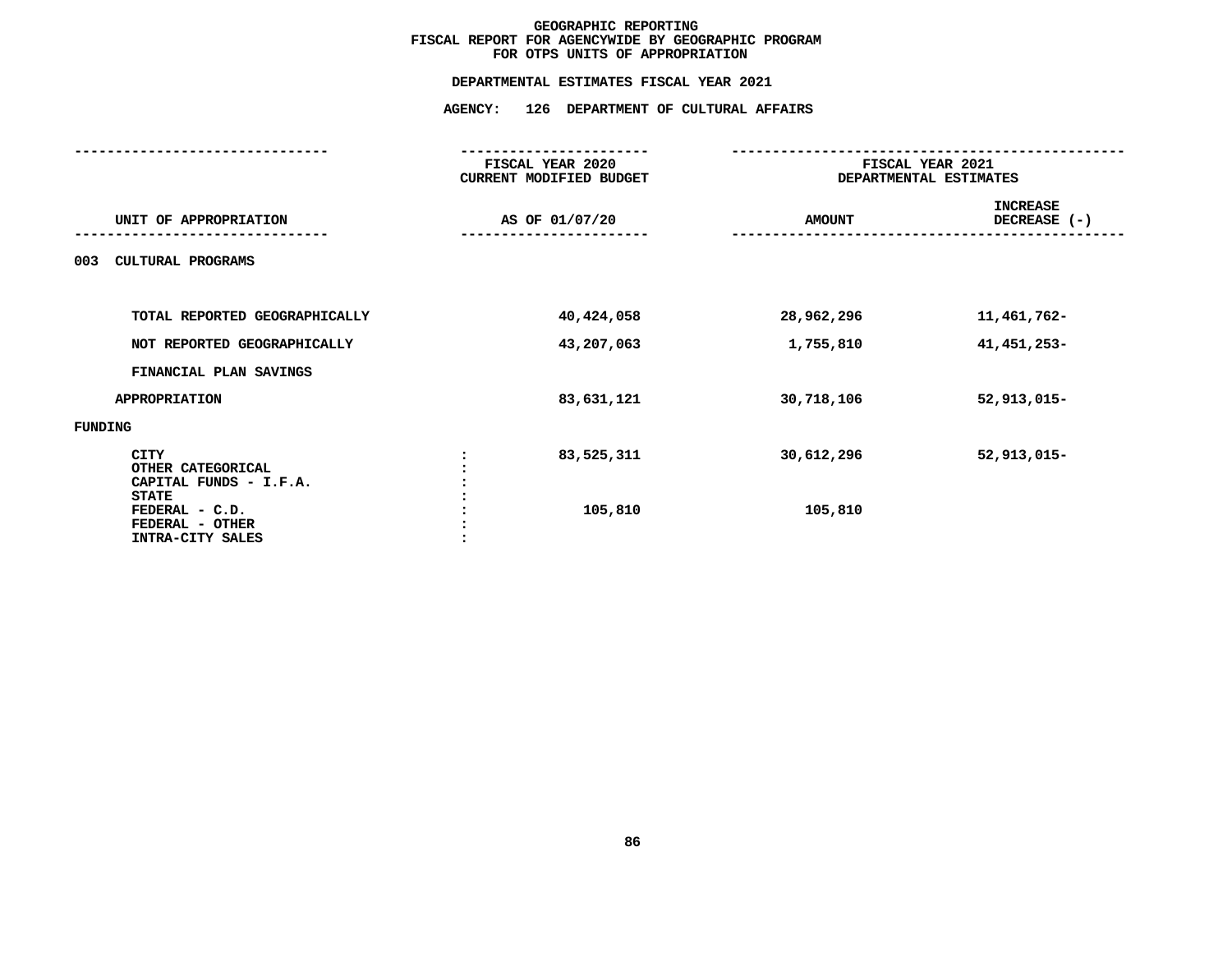# GEOGRAPHIC REPORTING
## FISCAL REPORT FOR AGENCYWIDE BY GEOGRAPHIC PROGRAM
## FOR OTPS UNITS OF APPROPRIATION

### DEPARTMENTAL ESTIMATES FISCAL YEAR 2021

### AGENCY: 126 DEPARTMENT OF CULTURAL AFFAIRS

| UNIT OF APPROPRIATION | FISCAL YEAR 2020 CURRENT MODIFIED BUDGET AS OF 01/07/20 | FISCAL YEAR 2021 DEPARTMENTAL ESTIMATES AMOUNT | INCREASE DECREASE (-) |
|---|---|---|---|
| 003 CULTURAL PROGRAMS | | | |
| TOTAL REPORTED GEOGRAPHICALLY | 40,424,058 | 28,962,296 | 11,461,762- |
| NOT REPORTED GEOGRAPHICALLY | 43,207,063 | 1,755,810 | 41,451,253- |
| FINANCIAL PLAN SAVINGS | | | |
| APPROPRIATION | 83,631,121 | 30,718,106 | 52,913,015- |
| FUNDING | | | |
| CITY | 83,525,311 | 30,612,296 | 52,913,015- |
| OTHER CATEGORICAL | | | |
| CAPITAL FUNDS - I.F.A. | | | |
| STATE | | | |
| FEDERAL - C.D. | 105,810 | 105,810 | |
| FEDERAL - OTHER | | | |
| INTRA-CITY SALES | | | |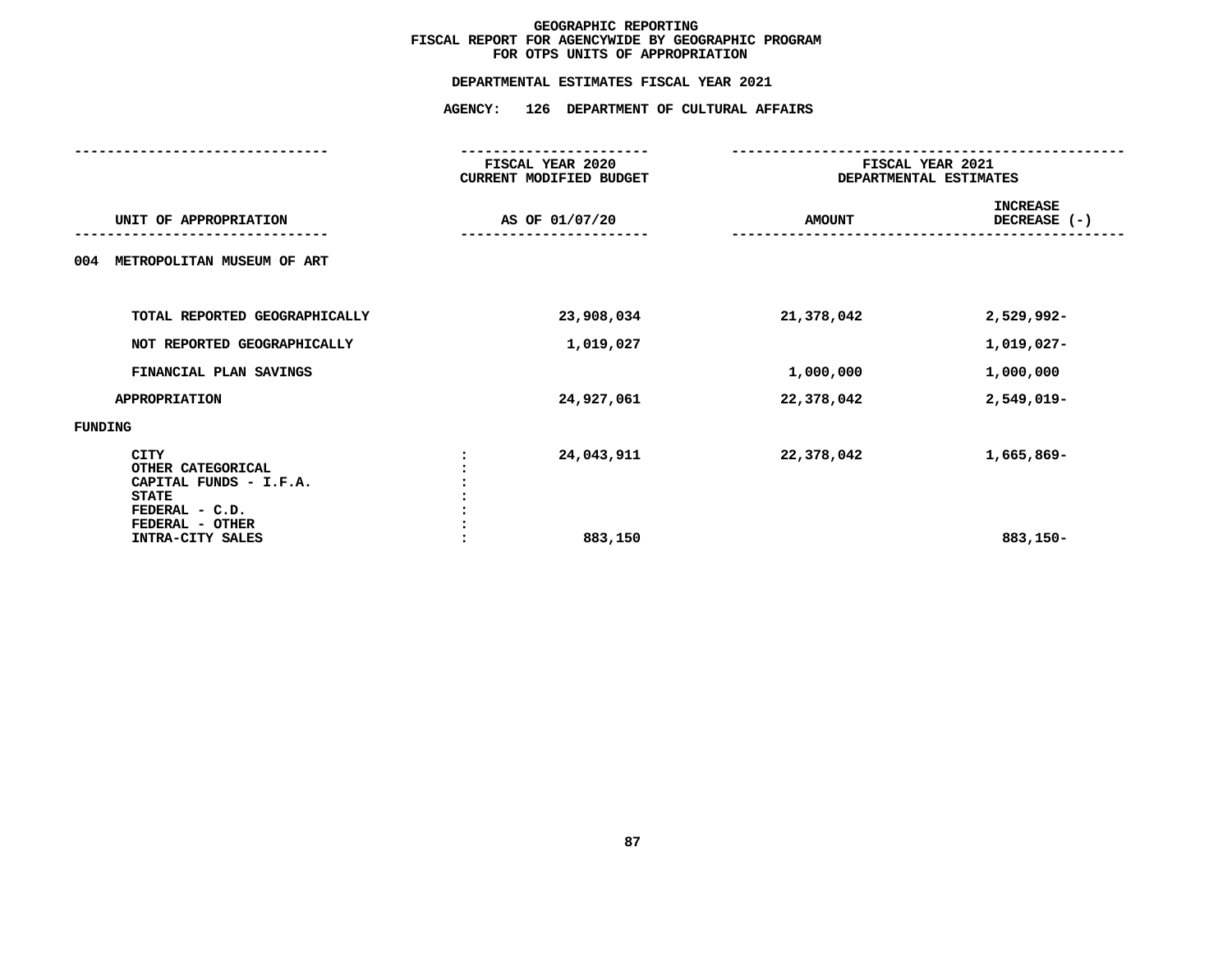# GEOGRAPHIC REPORTING
## FISCAL REPORT FOR AGENCYWIDE BY GEOGRAPHIC PROGRAM
## FOR OTPS UNITS OF APPROPRIATION

### DEPARTMENTAL ESTIMATES FISCAL YEAR 2021

### AGENCY: 126 DEPARTMENT OF CULTURAL AFFAIRS

| UNIT OF APPROPRIATION | FISCAL YEAR 2020 CURRENT MODIFIED BUDGET AS OF 01/07/20 | FISCAL YEAR 2021 DEPARTMENTAL ESTIMATES AMOUNT | INCREASE DECREASE (-) |
|---|---|---|---|
| 004 METROPOLITAN MUSEUM OF ART | | | |
| TOTAL REPORTED GEOGRAPHICALLY | 23,908,034 | 21,378,042 | 2,529,992- |
| NOT REPORTED GEOGRAPHICALLY | 1,019,027 | | 1,019,027- |
| FINANCIAL PLAN SAVINGS | | 1,000,000 | 1,000,000 |
| APPROPRIATION | 24,927,061 | 22,378,042 | 2,549,019- |
| FUNDING | | | |
| CITY | 24,043,911 | 22,378,042 | 1,665,869- |
| OTHER CATEGORICAL | | | |
| CAPITAL FUNDS - I.F.A. | | | |
| STATE | | | |
| FEDERAL - C.D. | | | |
| FEDERAL - OTHER | | | |
| INTRA-CITY SALES | 883,150 | | 883,150- |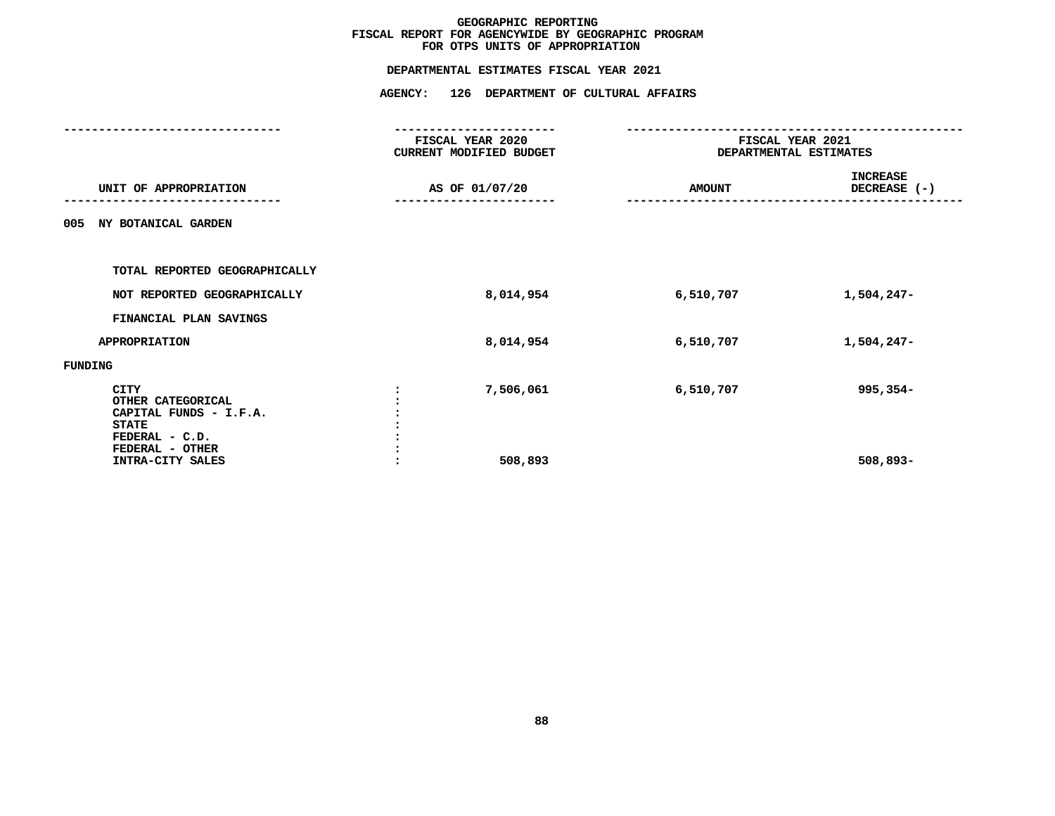GEOGRAPHIC REPORTING
FISCAL REPORT FOR AGENCYWIDE BY GEOGRAPHIC PROGRAM
FOR OTPS UNITS OF APPROPRIATION

DEPARTMENTAL ESTIMATES FISCAL YEAR 2021

AGENCY: 126 DEPARTMENT OF CULTURAL AFFAIRS

| UNIT OF APPROPRIATION | FISCAL YEAR 2020 CURRENT MODIFIED BUDGET AS OF 01/07/20 | FISCAL YEAR 2021 DEPARTMENTAL ESTIMATES AMOUNT | INCREASE DECREASE (-) |
|---|---|---|---|
| 005 NY BOTANICAL GARDEN | | | |
| TOTAL REPORTED GEOGRAPHICALLY | | | |
| NOT REPORTED GEOGRAPHICALLY | 8,014,954 | 6,510,707 | 1,504,247- |
| FINANCIAL PLAN SAVINGS | | | |
| APPROPRIATION | 8,014,954 | 6,510,707 | 1,504,247- |
| FUNDING | | | |
| CITY | 7,506,061 | 6,510,707 | 995,354- |
| OTHER CATEGORICAL | | | |
| CAPITAL FUNDS - I.F.A. | | | |
| STATE | | | |
| FEDERAL - C.D. | | | |
| FEDERAL - OTHER | | | |
| INTRA-CITY SALES | 508,893 | | 508,893- |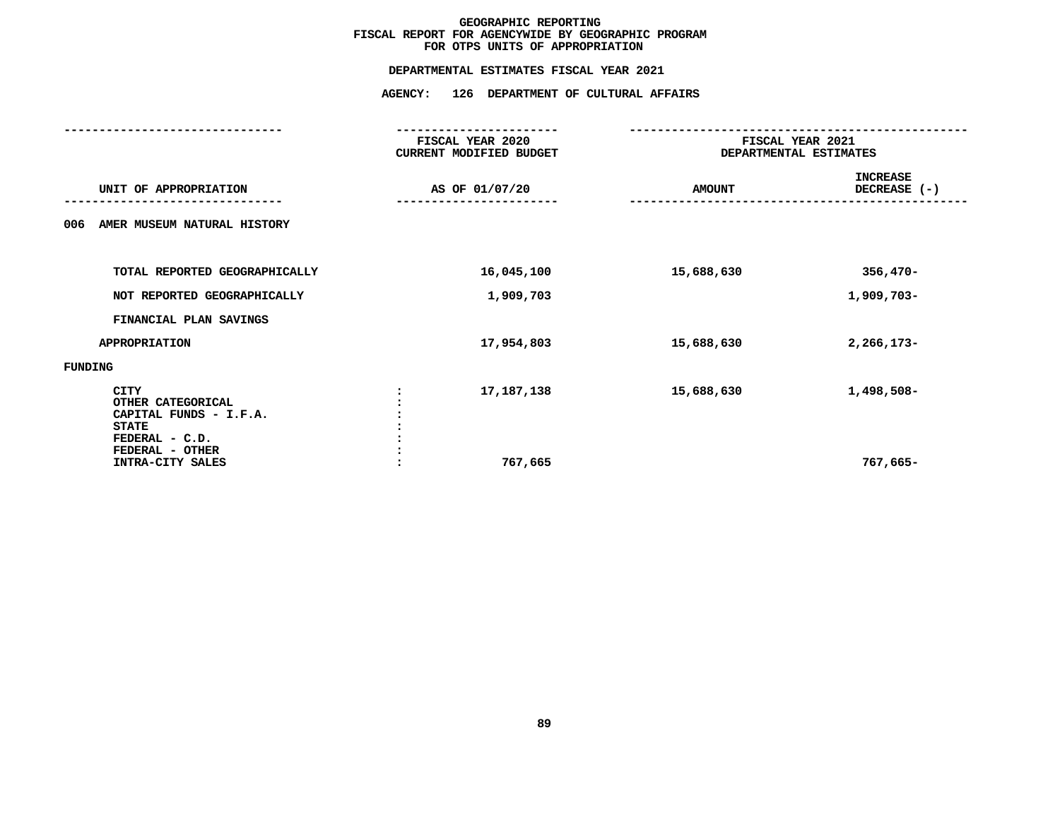GEOGRAPHIC REPORTING
FISCAL REPORT FOR AGENCYWIDE BY GEOGRAPHIC PROGRAM
FOR OTPS UNITS OF APPROPRIATION

DEPARTMENTAL ESTIMATES FISCAL YEAR 2021

AGENCY: 126 DEPARTMENT OF CULTURAL AFFAIRS

| UNIT OF APPROPRIATION | | FISCAL YEAR 2020 CURRENT MODIFIED BUDGET AS OF 01/07/20 | FISCAL YEAR 2021 DEPARTMENTAL ESTIMATES AMOUNT | INCREASE DECREASE (-) |
|---|---|---|---|---|
| 006 AMER MUSEUM NATURAL HISTORY | | | | |
| TOTAL REPORTED GEOGRAPHICALLY | | 16,045,100 | 15,688,630 | 356,470- |
| NOT REPORTED GEOGRAPHICALLY | | 1,909,703 | | 1,909,703- |
| FINANCIAL PLAN SAVINGS | | | | |
| APPROPRIATION | | 17,954,803 | 15,688,630 | 2,266,173- |
| FUNDING | | | | |
| CITY | : | 17,187,138 | 15,688,630 | 1,498,508- |
| OTHER CATEGORICAL | : | | | |
| CAPITAL FUNDS - I.F.A. | : | | | |
| STATE | : | | | |
| FEDERAL - C.D. | : | | | |
| FEDERAL - OTHER | : | | | |
| INTRA-CITY SALES | : | 767,665 | | 767,665- |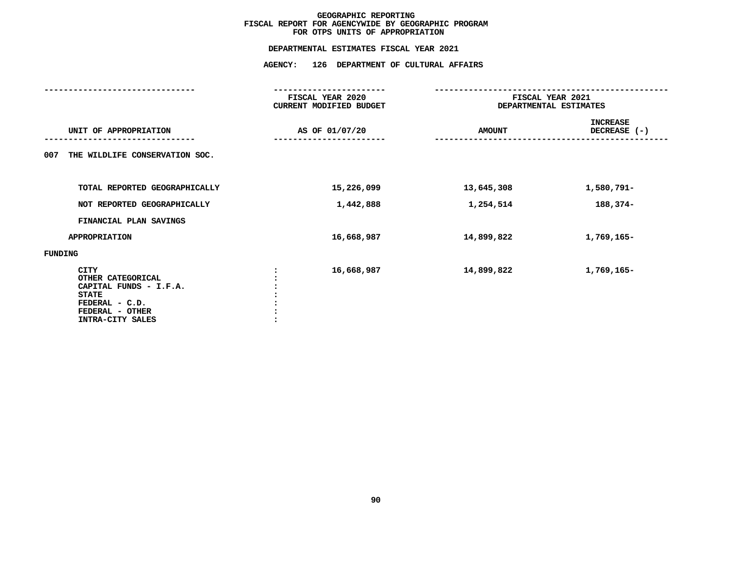# GEOGRAPHIC REPORTING
## FISCAL REPORT FOR AGENCYWIDE BY GEOGRAPHIC PROGRAM
## FOR OTPS UNITS OF APPROPRIATION

### DEPARTMENTAL ESTIMATES FISCAL YEAR 2021

### AGENCY: 126 DEPARTMENT OF CULTURAL AFFAIRS

| UNIT OF APPROPRIATION | FISCAL YEAR 2020 CURRENT MODIFIED BUDGET AS OF 01/07/20 | FISCAL YEAR 2021 DEPARTMENTAL ESTIMATES AMOUNT | INCREASE DECREASE (-) |
|---|---|---|---|
| 007 THE WILDLIFE CONSERVATION SOC. | | | |
| TOTAL REPORTED GEOGRAPHICALLY | 15,226,099 | 13,645,308 | 1,580,791- |
| NOT REPORTED GEOGRAPHICALLY | 1,442,888 | 1,254,514 | 188,374- |
| FINANCIAL PLAN SAVINGS | | | |
| APPROPRIATION | 16,668,987 | 14,899,822 | 1,769,165- |
| FUNDING | | | |
| CITY | 16,668,987 | 14,899,822 | 1,769,165- |
| OTHER CATEGORICAL | | | |
| CAPITAL FUNDS - I.F.A. | | | |
| STATE | | | |
| FEDERAL - C.D. | | | |
| FEDERAL - OTHER | | | |
| INTRA-CITY SALES | | | |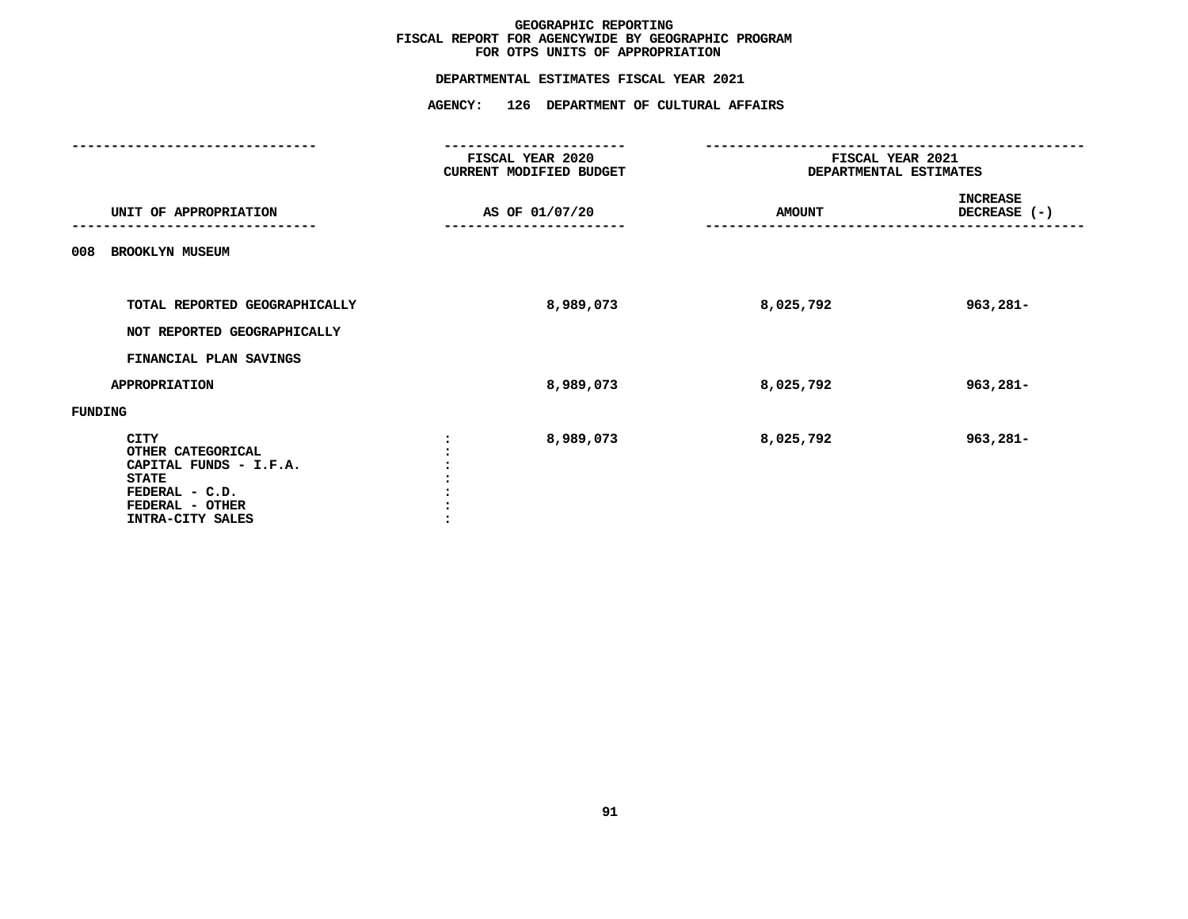# GEOGRAPHIC REPORTING
## FISCAL REPORT FOR AGENCYWIDE BY GEOGRAPHIC PROGRAM
## FOR OTPS UNITS OF APPROPRIATION

### DEPARTMENTAL ESTIMATES FISCAL YEAR 2021

### AGENCY: 126 DEPARTMENT OF CULTURAL AFFAIRS

| UNIT OF APPROPRIATION | FISCAL YEAR 2020 CURRENT MODIFIED BUDGET AS OF 01/07/20 | FISCAL YEAR 2021 DEPARTMENTAL ESTIMATES AMOUNT | INCREASE DECREASE (-) |
|---|---|---|---|
| 008 BROOKLYN MUSEUM | | | |
| TOTAL REPORTED GEOGRAPHICALLY | 8,989,073 | 8,025,792 | 963,281- |
| NOT REPORTED GEOGRAPHICALLY | | | |
| FINANCIAL PLAN SAVINGS | | | |
| APPROPRIATION | 8,989,073 | 8,025,792 | 963,281- |
| FUNDING | | | |
| CITY : | 8,989,073 | 8,025,792 | 963,281- |
| OTHER CATEGORICAL : | | | |
| CAPITAL FUNDS - I.F.A. : | | | |
| STATE : | | | |
| FEDERAL - C.D. : | | | |
| FEDERAL - OTHER : | | | |
| INTRA-CITY SALES : | | | |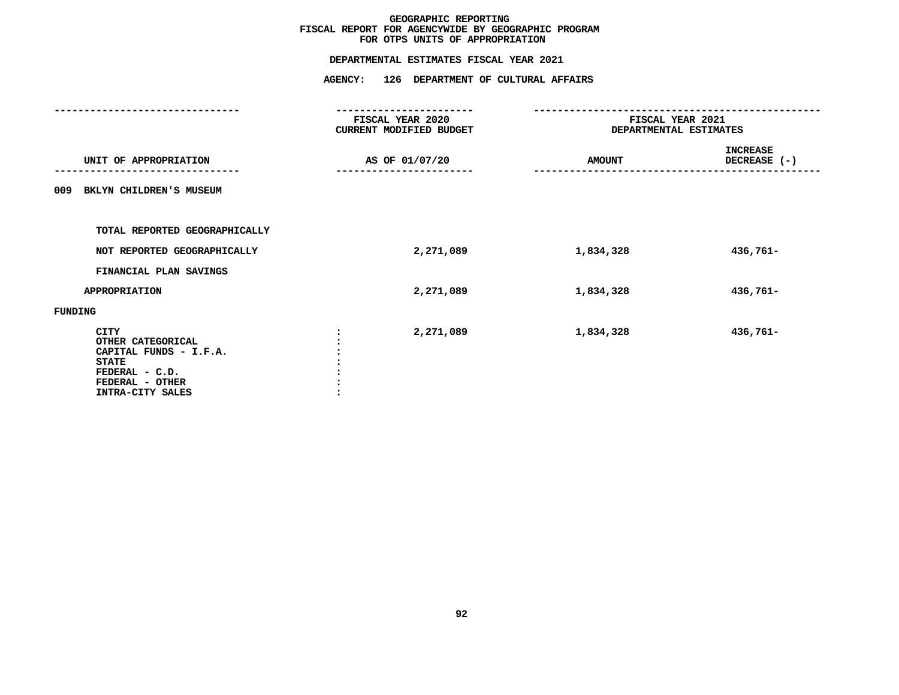# GEOGRAPHIC REPORTING
## FISCAL REPORT FOR AGENCYWIDE BY GEOGRAPHIC PROGRAM
## FOR OTPS UNITS OF APPROPRIATION

### DEPARTMENTAL ESTIMATES FISCAL YEAR 2021

### AGENCY: 126 DEPARTMENT OF CULTURAL AFFAIRS

| UNIT OF APPROPRIATION | FISCAL YEAR 2020 CURRENT MODIFIED BUDGET AS OF 01/07/20 | FISCAL YEAR 2021 DEPARTMENTAL ESTIMATES AMOUNT | INCREASE DECREASE (-) |
|---|---|---|---|
| 009 BKLYN CHILDREN'S MUSEUM | | | |
| TOTAL REPORTED GEOGRAPHICALLY | | | |
| NOT REPORTED GEOGRAPHICALLY | 2,271,089 | 1,834,328 | 436,761- |
| FINANCIAL PLAN SAVINGS | | | |
| APPROPRIATION | 2,271,089 | 1,834,328 | 436,761- |
| FUNDING | | | |
| CITY : | 2,271,089 | 1,834,328 | 436,761- |
| OTHER CATEGORICAL : | | | |
| CAPITAL FUNDS - I.F.A. : | | | |
| STATE : | | | |
| FEDERAL - C.D. : | | | |
| FEDERAL - OTHER : | | | |
| INTRA-CITY SALES : | | | |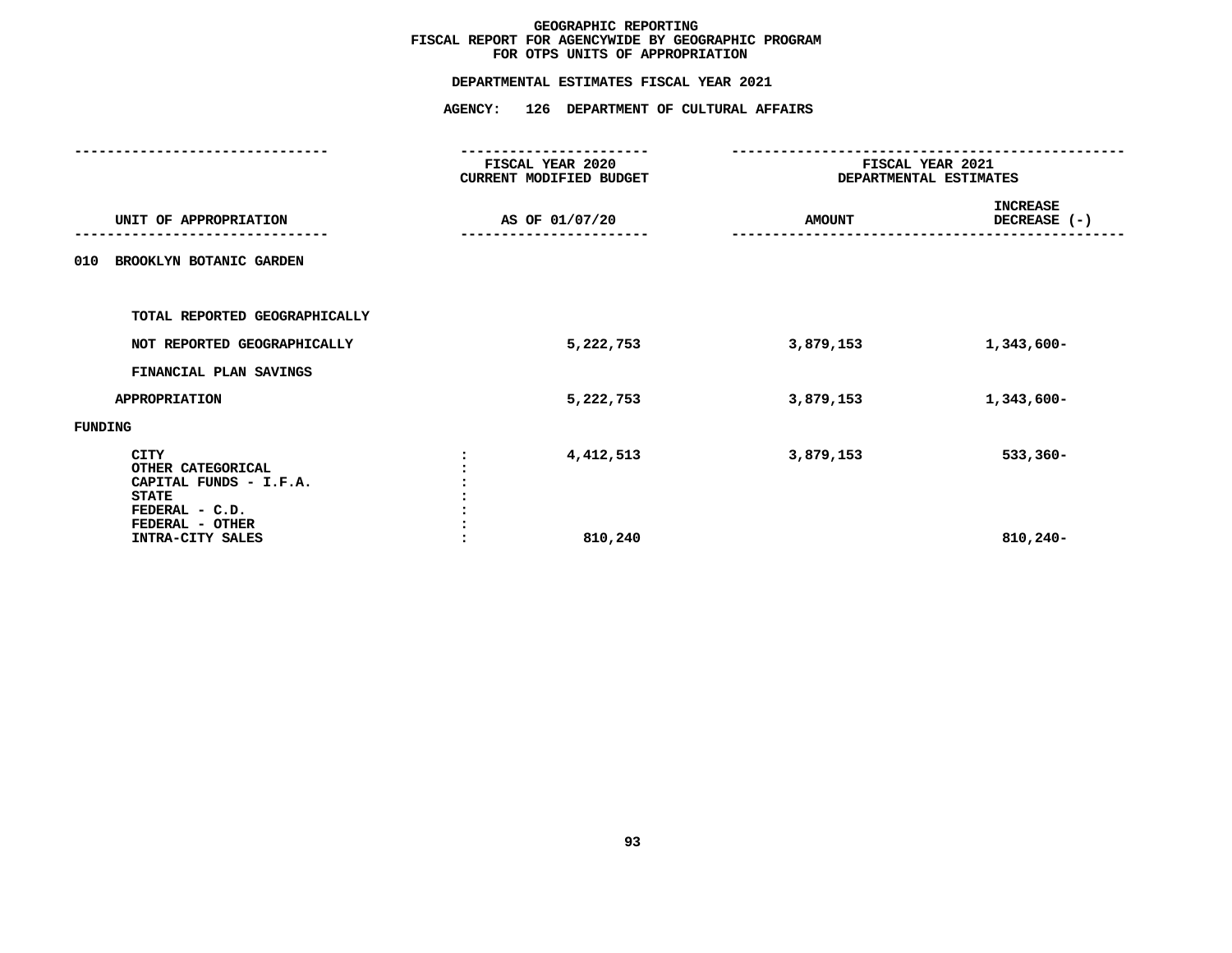# GEOGRAPHIC REPORTING
## FISCAL REPORT FOR AGENCYWIDE BY GEOGRAPHIC PROGRAM
## FOR OTPS UNITS OF APPROPRIATION

### DEPARTMENTAL ESTIMATES FISCAL YEAR 2021

### AGENCY: 126 DEPARTMENT OF CULTURAL AFFAIRS

| UNIT OF APPROPRIATION | FISCAL YEAR 2020 CURRENT MODIFIED BUDGET AS OF 01/07/20 | FISCAL YEAR 2021 DEPARTMENTAL ESTIMATES AMOUNT | INCREASE DECREASE (-) |
|---|---|---|---|
| 010 BROOKLYN BOTANIC GARDEN | | | |
| TOTAL REPORTED GEOGRAPHICALLY | | | |
| NOT REPORTED GEOGRAPHICALLY | 5,222,753 | 3,879,153 | 1,343,600- |
| FINANCIAL PLAN SAVINGS | | | |
| APPROPRIATION | 5,222,753 | 3,879,153 | 1,343,600- |
| FUNDING | | | |
| CITY | 4,412,513 | 3,879,153 | 533,360- |
| OTHER CATEGORICAL | | | |
| CAPITAL FUNDS - I.F.A. | | | |
| STATE | | | |
| FEDERAL - C.D. | | | |
| FEDERAL - OTHER | | | |
| INTRA-CITY SALES | 810,240 | | 810,240- |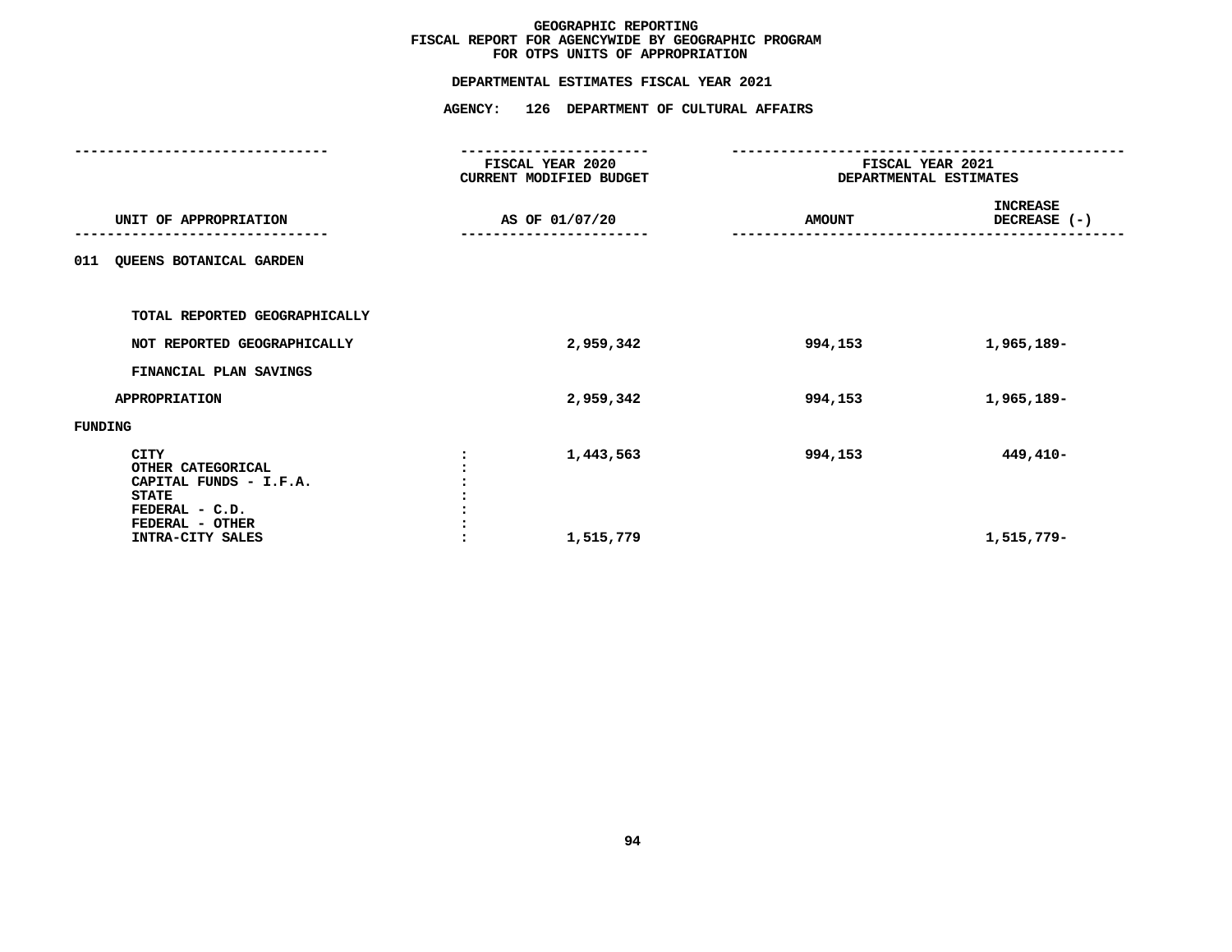# GEOGRAPHIC REPORTING
## FISCAL REPORT FOR AGENCYWIDE BY GEOGRAPHIC PROGRAM
## FOR OTPS UNITS OF APPROPRIATION

### DEPARTMENTAL ESTIMATES FISCAL YEAR 2021

### AGENCY: 126 DEPARTMENT OF CULTURAL AFFAIRS

| UNIT OF APPROPRIATION | FISCAL YEAR 2020 CURRENT MODIFIED BUDGET AS OF 01/07/20 | FISCAL YEAR 2021 DEPARTMENTAL ESTIMATES AMOUNT | FISCAL YEAR 2021 DEPARTMENTAL ESTIMATES INCREASE DECREASE (-) |
|---|---|---|---|
| 011 QUEENS BOTANICAL GARDEN | | | |
| TOTAL REPORTED GEOGRAPHICALLY | | | |
| NOT REPORTED GEOGRAPHICALLY | 2,959,342 | 994,153 | 1,965,189- |
| FINANCIAL PLAN SAVINGS | | | |
| APPROPRIATION | 2,959,342 | 994,153 | 1,965,189- |
| FUNDING | | | |
| CITY | 1,443,563 | 994,153 | 449,410- |
| OTHER CATEGORICAL | | | |
| CAPITAL FUNDS - I.F.A. | | | |
| STATE | | | |
| FEDERAL - C.D. | | | |
| FEDERAL - OTHER | | | |
| INTRA-CITY SALES | 1,515,779 | | 1,515,779- |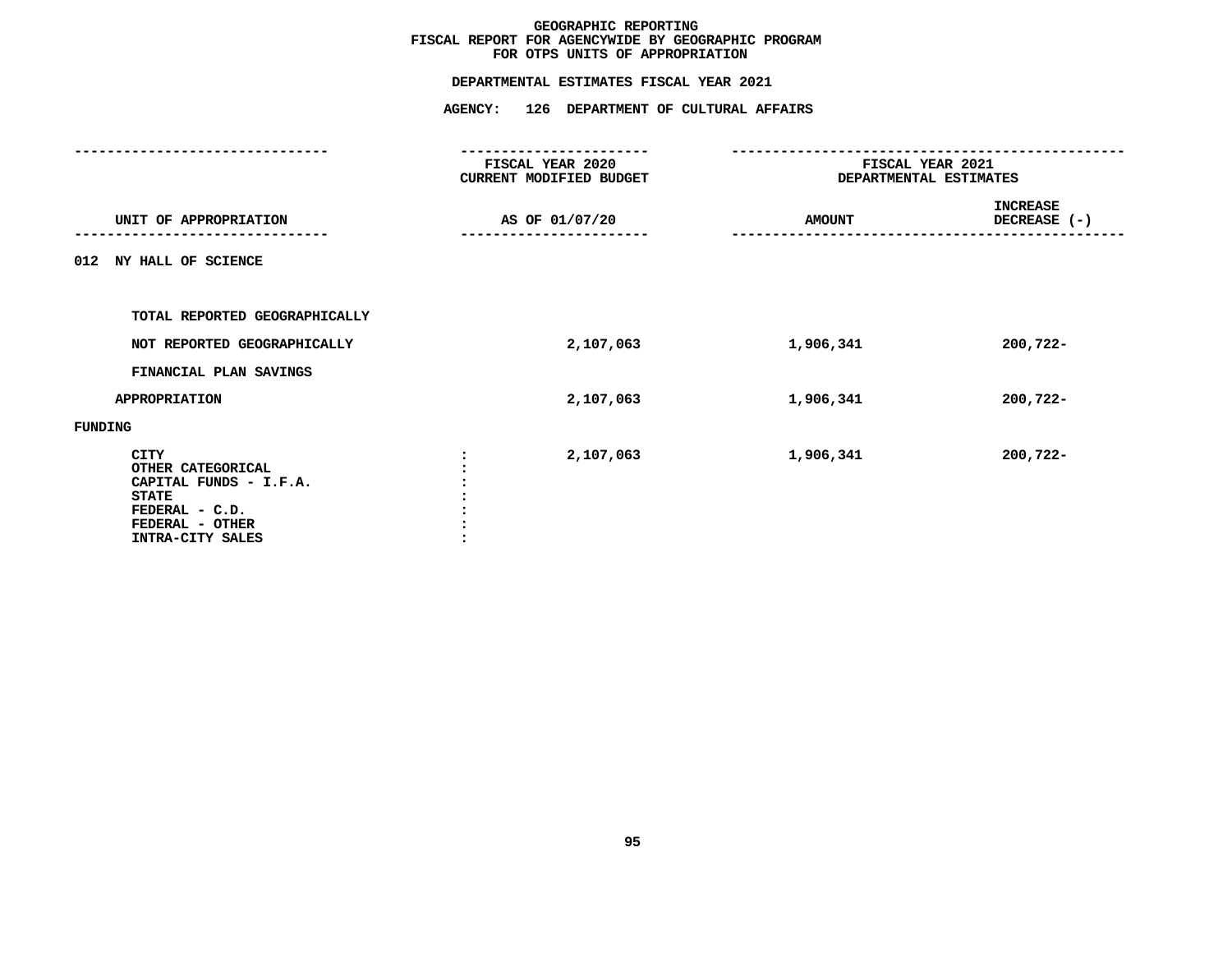# GEOGRAPHIC REPORTING
## FISCAL REPORT FOR AGENCYWIDE BY GEOGRAPHIC PROGRAM
## FOR OTPS UNITS OF APPROPRIATION

### DEPARTMENTAL ESTIMATES FISCAL YEAR 2021

### AGENCY: 126 DEPARTMENT OF CULTURAL AFFAIRS

| UNIT OF APPROPRIATION | FISCAL YEAR 2020 CURRENT MODIFIED BUDGET AS OF 01/07/20 | FISCAL YEAR 2021 DEPARTMENTAL ESTIMATES AMOUNT | INCREASE DECREASE (-) |
|---|---|---|---|
| 012 NY HALL OF SCIENCE | | | |
| TOTAL REPORTED GEOGRAPHICALLY | | | |
| NOT REPORTED GEOGRAPHICALLY | 2,107,063 | 1,906,341 | 200,722- |
| FINANCIAL PLAN SAVINGS | | | |
| APPROPRIATION | 2,107,063 | 1,906,341 | 200,722- |
| FUNDING | | | |
| CITY : | 2,107,063 | 1,906,341 | 200,722- |
| OTHER CATEGORICAL : | | | |
| CAPITAL FUNDS - I.F.A. : | | | |
| STATE : | | | |
| FEDERAL - C.D. : | | | |
| FEDERAL - OTHER : | | | |
| INTRA-CITY SALES : | | | |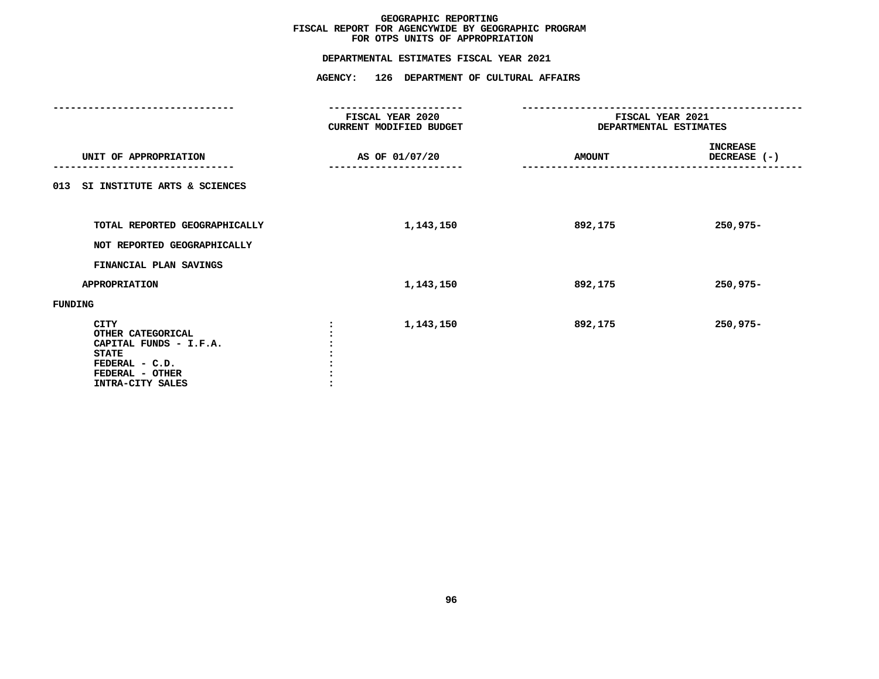# GEOGRAPHIC REPORTING
## FISCAL REPORT FOR AGENCYWIDE BY GEOGRAPHIC PROGRAM
## FOR OTPS UNITS OF APPROPRIATION

### DEPARTMENTAL ESTIMATES FISCAL YEAR 2021

### AGENCY: 126 DEPARTMENT OF CULTURAL AFFAIRS

| UNIT OF APPROPRIATION | FISCAL YEAR 2020 CURRENT MODIFIED BUDGET AS OF 01/07/20 | FISCAL YEAR 2021 DEPARTMENTAL ESTIMATES AMOUNT | INCREASE DECREASE (-) |
|---|---|---|---|
| 013 SI INSTITUTE ARTS & SCIENCES | | | |
| TOTAL REPORTED GEOGRAPHICALLY | 1,143,150 | 892,175 | 250,975- |
| NOT REPORTED GEOGRAPHICALLY | | | |
| FINANCIAL PLAN SAVINGS | | | |
| APPROPRIATION | 1,143,150 | 892,175 | 250,975- |
| FUNDING | | | |
| CITY | 1,143,150 | 892,175 | 250,975- |
| OTHER CATEGORICAL | | | |
| CAPITAL FUNDS - I.F.A. | | | |
| STATE | | | |
| FEDERAL - C.D. | | | |
| FEDERAL - OTHER | | | |
| INTRA-CITY SALES | | | |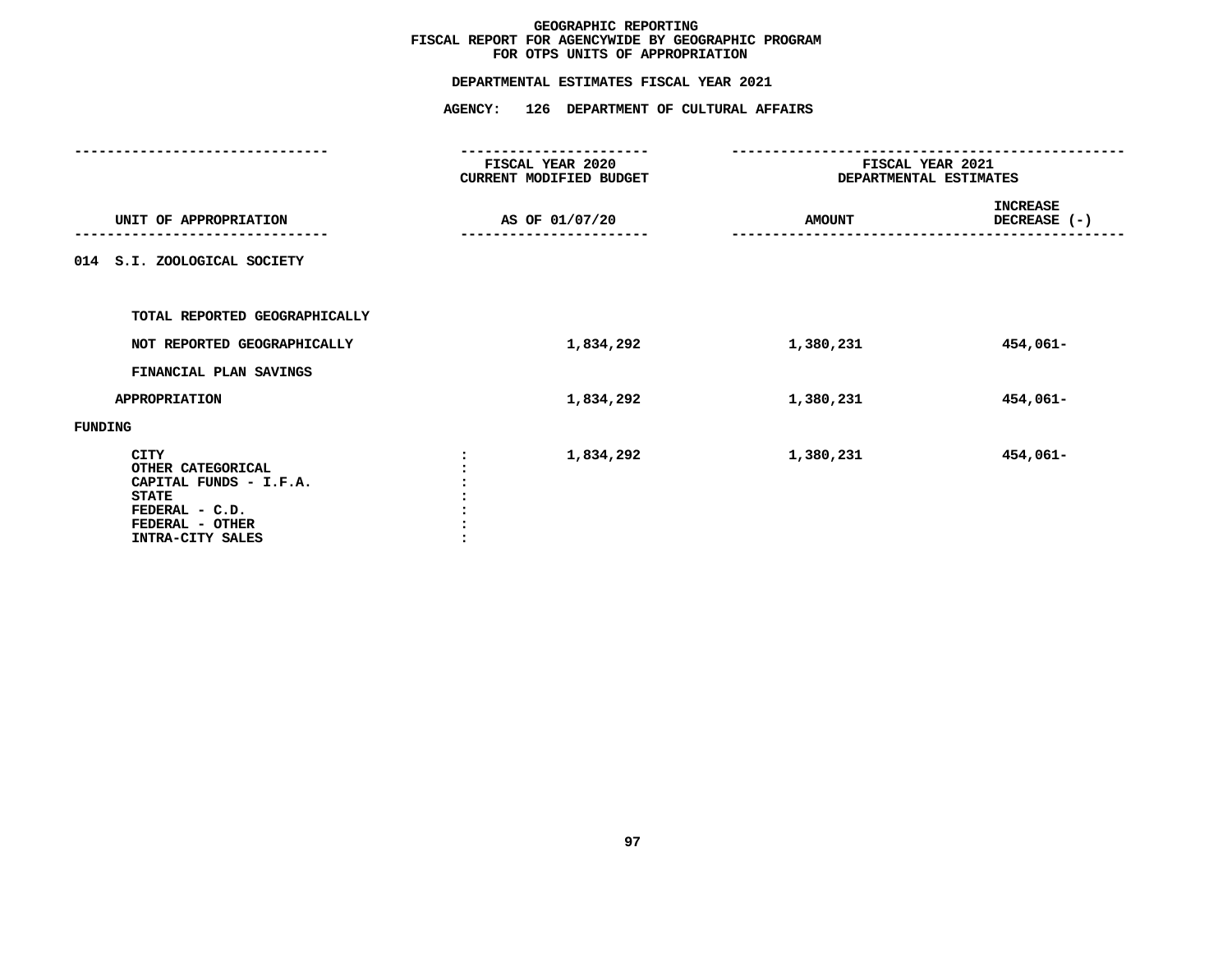# GEOGRAPHIC REPORTING
## FISCAL REPORT FOR AGENCYWIDE BY GEOGRAPHIC PROGRAM
## FOR OTPS UNITS OF APPROPRIATION

### DEPARTMENTAL ESTIMATES FISCAL YEAR 2021

### AGENCY: 126 DEPARTMENT OF CULTURAL AFFAIRS

| UNIT OF APPROPRIATION | FISCAL YEAR 2020 CURRENT MODIFIED BUDGET AS OF 01/07/20 | FISCAL YEAR 2021 DEPARTMENTAL ESTIMATES AMOUNT | INCREASE DECREASE (-) |
|---|---|---|---|
| 014 S.I. ZOOLOGICAL SOCIETY | | | |
| TOTAL REPORTED GEOGRAPHICALLY | | | |
| NOT REPORTED GEOGRAPHICALLY | 1,834,292 | 1,380,231 | 454,061- |
| FINANCIAL PLAN SAVINGS | | | |
| APPROPRIATION | 1,834,292 | 1,380,231 | 454,061- |
| FUNDING | | | |
| CITY : | 1,834,292 | 1,380,231 | 454,061- |
| OTHER CATEGORICAL : | | | |
| CAPITAL FUNDS - I.F.A. : | | | |
| STATE : | | | |
| FEDERAL - C.D. : | | | |
| FEDERAL - OTHER : | | | |
| INTRA-CITY SALES : | | | |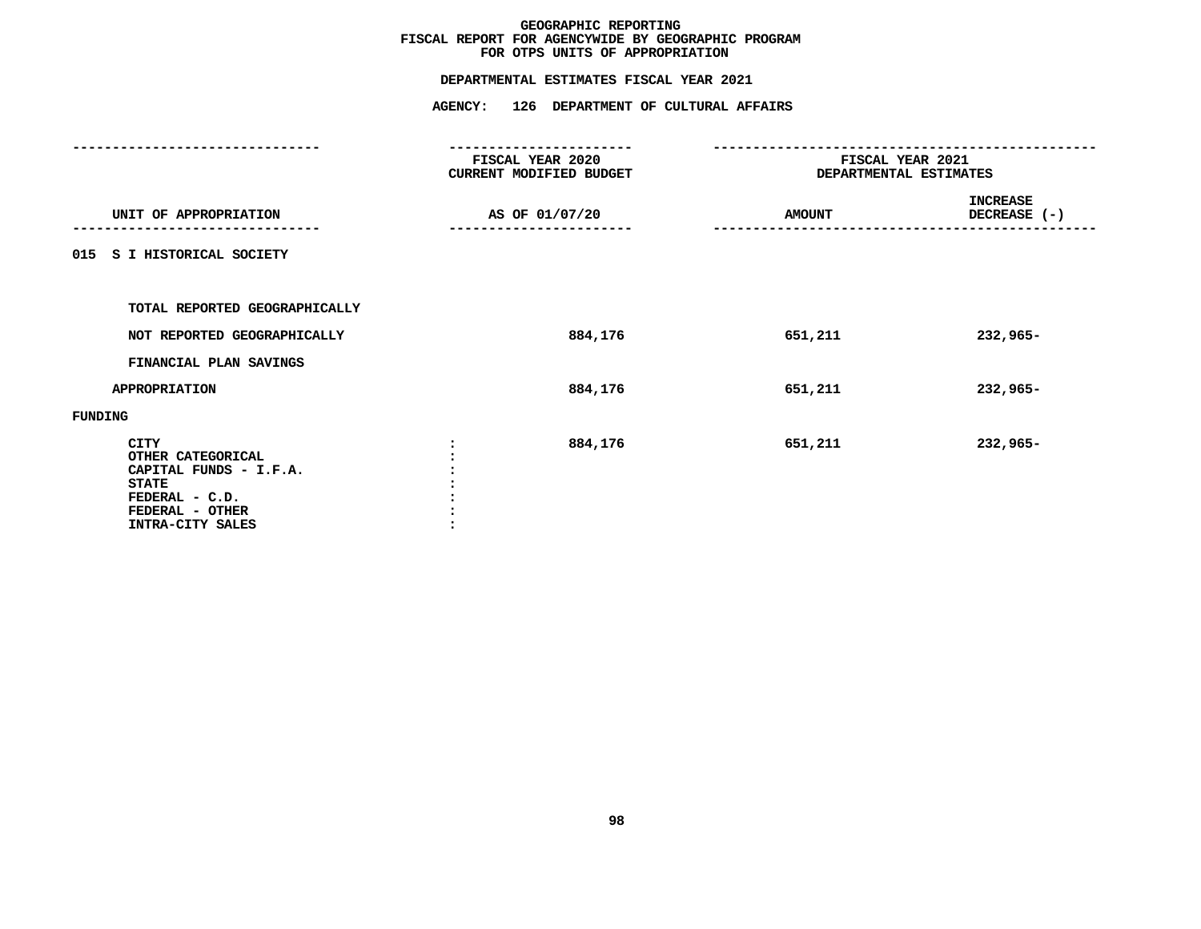# GEOGRAPHIC REPORTING
## FISCAL REPORT FOR AGENCYWIDE BY GEOGRAPHIC PROGRAM
## FOR OTPS UNITS OF APPROPRIATION

### DEPARTMENTAL ESTIMATES FISCAL YEAR 2021

### AGENCY: 126 DEPARTMENT OF CULTURAL AFFAIRS

| UNIT OF APPROPRIATION | FISCAL YEAR 2020 CURRENT MODIFIED BUDGET AS OF 01/07/20 | FISCAL YEAR 2021 DEPARTMENTAL ESTIMATES AMOUNT | INCREASE DECREASE (-) |
|---|---|---|---|
| 015 S I HISTORICAL SOCIETY | | | |
| TOTAL REPORTED GEOGRAPHICALLY | | | |
| NOT REPORTED GEOGRAPHICALLY | 884,176 | 651,211 | 232,965- |
| FINANCIAL PLAN SAVINGS | | | |
| APPROPRIATION | 884,176 | 651,211 | 232,965- |
| FUNDING | | | |
| CITY | 884,176 | 651,211 | 232,965- |
| OTHER CATEGORICAL | | | |
| CAPITAL FUNDS - I.F.A. | | | |
| STATE | | | |
| FEDERAL - C.D. | | | |
| FEDERAL - OTHER | | | |
| INTRA-CITY SALES | | | |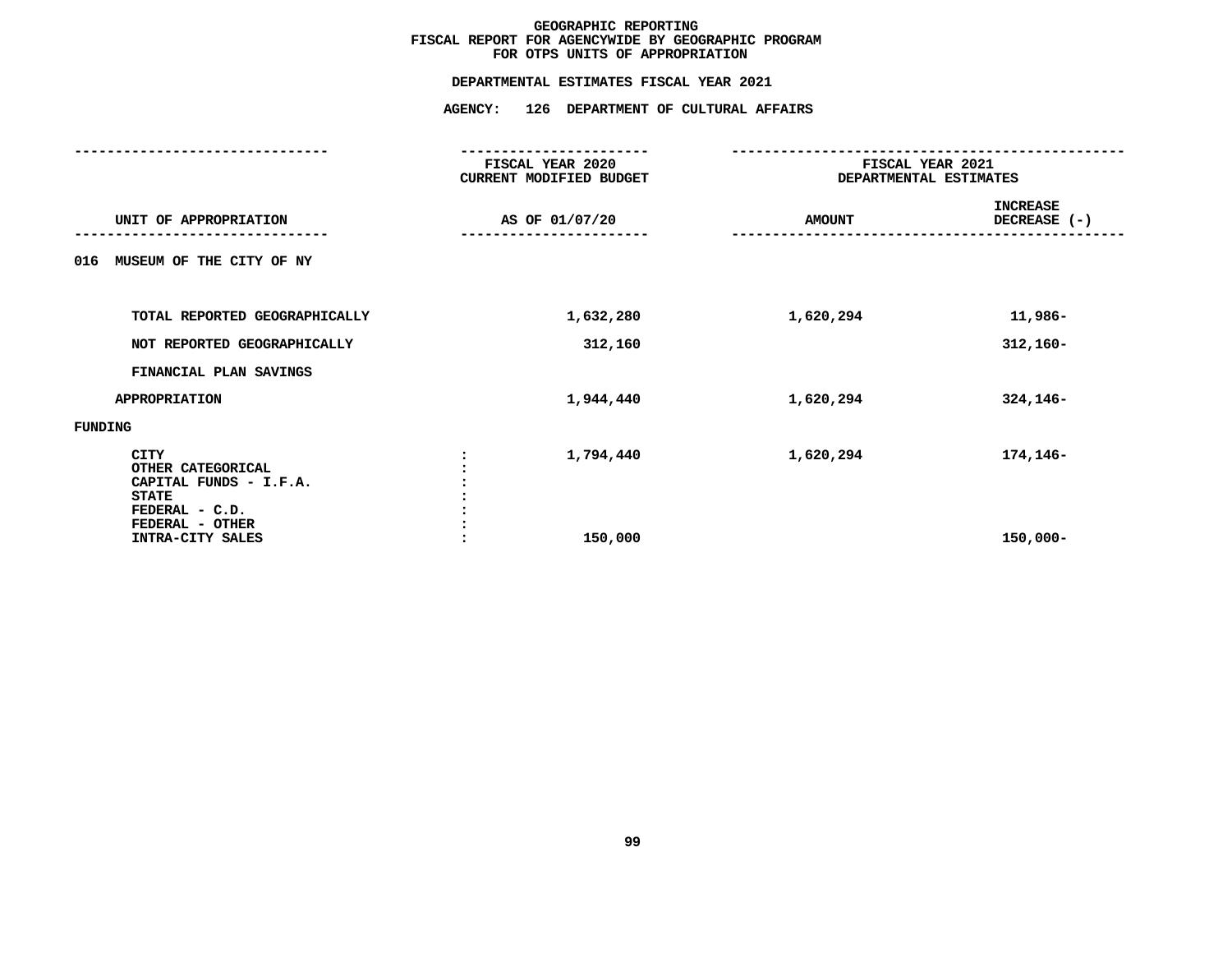# GEOGRAPHIC REPORTING
## FISCAL REPORT FOR AGENCYWIDE BY GEOGRAPHIC PROGRAM
## FOR OTPS UNITS OF APPROPRIATION

### DEPARTMENTAL ESTIMATES FISCAL YEAR 2021

### AGENCY: 126 DEPARTMENT OF CULTURAL AFFAIRS

| UNIT OF APPROPRIATION | FISCAL YEAR 2020 CURRENT MODIFIED BUDGET AS OF 01/07/20 | FISCAL YEAR 2021 DEPARTMENTAL ESTIMATES AMOUNT | INCREASE DECREASE (-) |
|---|---|---|---|
| 016 MUSEUM OF THE CITY OF NY | | | |
| TOTAL REPORTED GEOGRAPHICALLY | 1,632,280 | 1,620,294 | 11,986- |
| NOT REPORTED GEOGRAPHICALLY | 312,160 | | 312,160- |
| FINANCIAL PLAN SAVINGS | | | |
| APPROPRIATION | 1,944,440 | 1,620,294 | 324,146- |
| FUNDING | | | |
| CITY | 1,794,440 | 1,620,294 | 174,146- |
| OTHER CATEGORICAL | | | |
| CAPITAL FUNDS - I.F.A. | | | |
| STATE | | | |
| FEDERAL - C.D. | | | |
| FEDERAL - OTHER | | | |
| INTRA-CITY SALES | 150,000 | | 150,000- |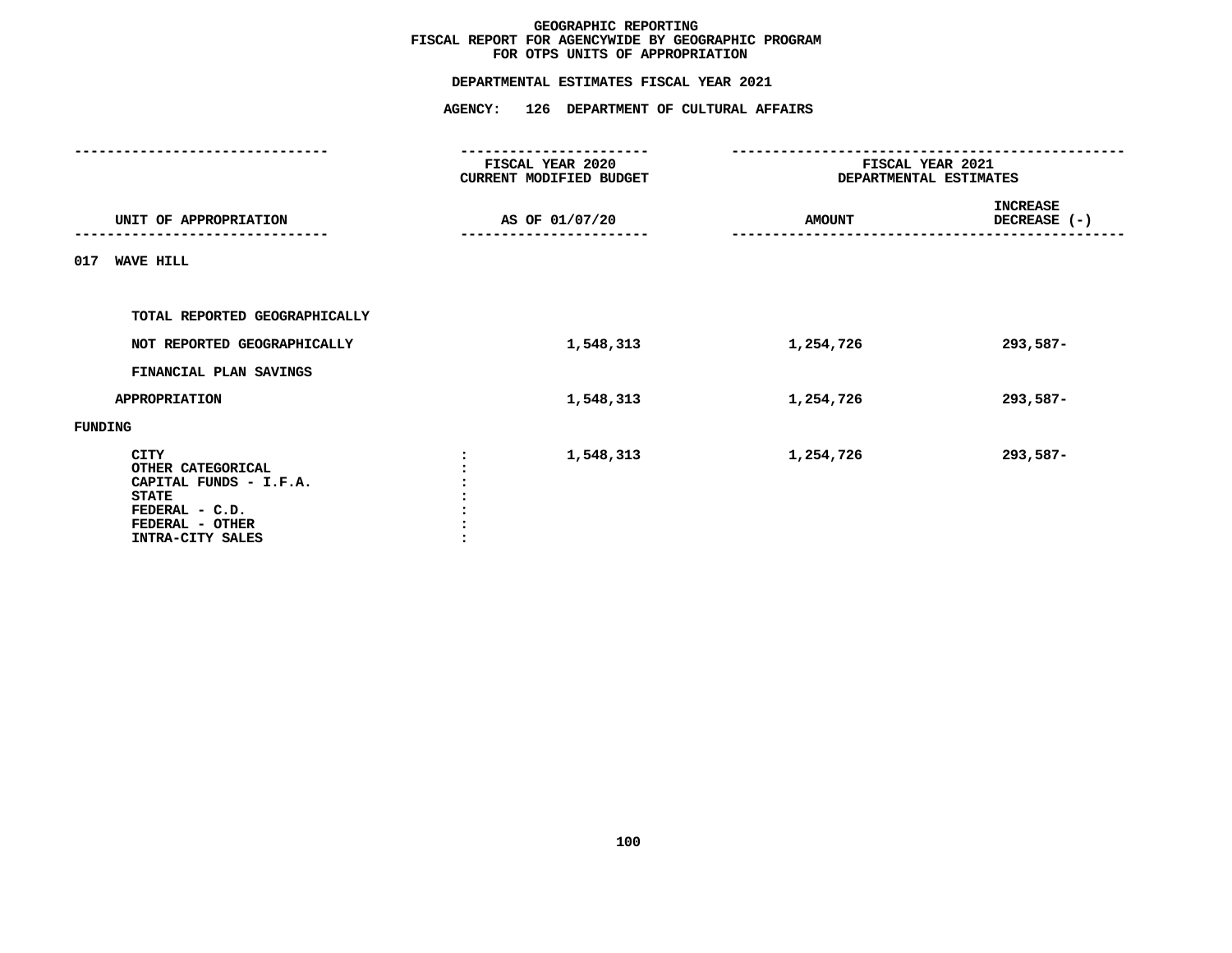# GEOGRAPHIC REPORTING
## FISCAL REPORT FOR AGENCYWIDE BY GEOGRAPHIC PROGRAM
## FOR OTPS UNITS OF APPROPRIATION

### DEPARTMENTAL ESTIMATES FISCAL YEAR 2021

### AGENCY: 126 DEPARTMENT OF CULTURAL AFFAIRS

| UNIT OF APPROPRIATION | FISCAL YEAR 2020 CURRENT MODIFIED BUDGET AS OF 01/07/20 | FISCAL YEAR 2021 DEPARTMENTAL ESTIMATES AMOUNT | INCREASE DECREASE (-) |
|---|---|---|---|
| **017 WAVE HILL** | | | |
| TOTAL REPORTED GEOGRAPHICALLY | | | |
| NOT REPORTED GEOGRAPHICALLY | 1,548,313 | 1,254,726 | 293,587- |
| FINANCIAL PLAN SAVINGS | | | |
| APPROPRIATION | 1,548,313 | 1,254,726 | 293,587- |
| **FUNDING** | | | |
| CITY | 1,548,313 | 1,254,726 | 293,587- |
| OTHER CATEGORICAL | | | |
| CAPITAL FUNDS - I.F.A. | | | |
| STATE | | | |
| FEDERAL - C.D. | | | |
| FEDERAL - OTHER | | | |
| INTRA-CITY SALES | | | |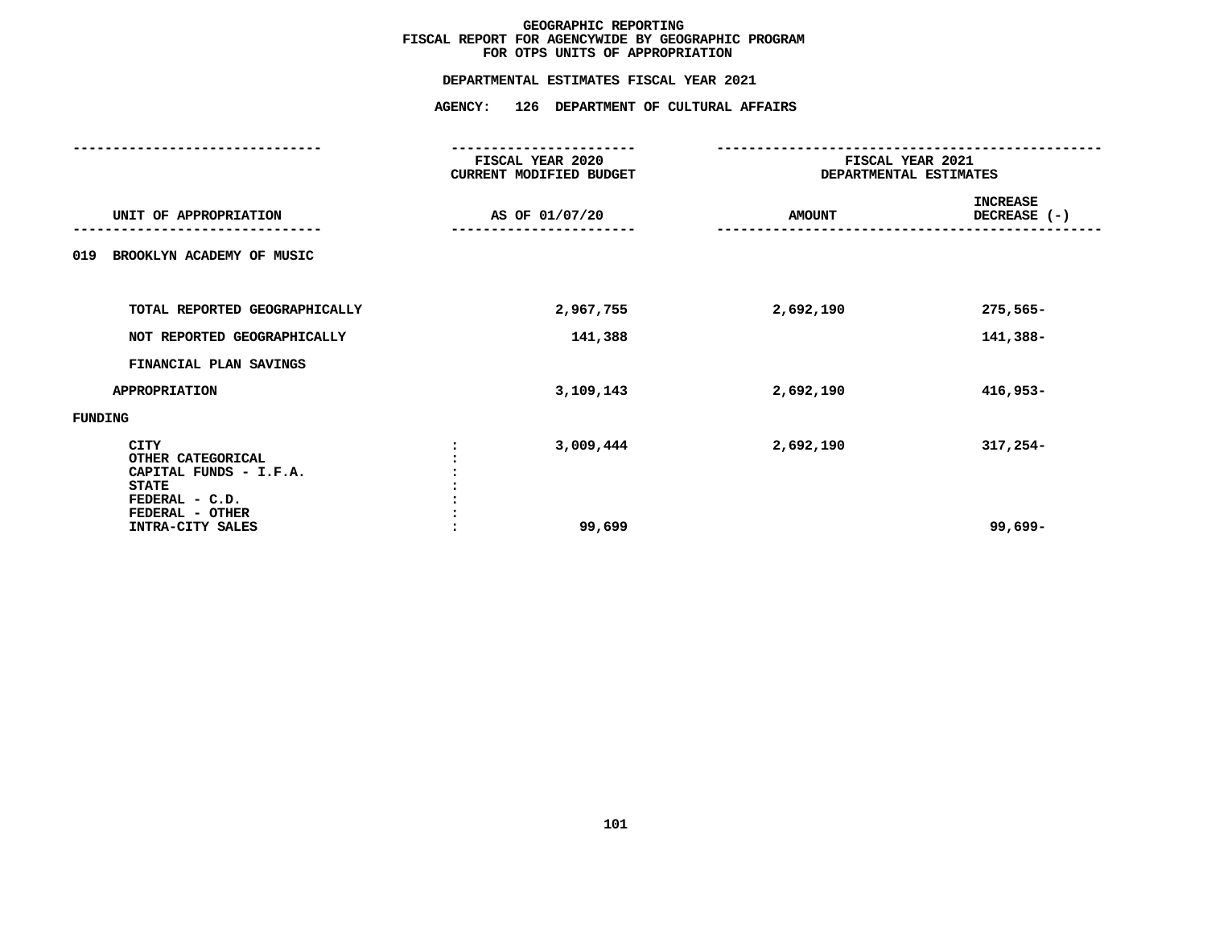# GEOGRAPHIC REPORTING
## FISCAL REPORT FOR AGENCYWIDE BY GEOGRAPHIC PROGRAM
## FOR OTPS UNITS OF APPROPRIATION

### DEPARTMENTAL ESTIMATES FISCAL YEAR 2021

### AGENCY: 126 DEPARTMENT OF CULTURAL AFFAIRS

| UNIT OF APPROPRIATION | FISCAL YEAR 2020 CURRENT MODIFIED BUDGET AS OF 01/07/20 | FISCAL YEAR 2021 DEPARTMENTAL ESTIMATES AMOUNT | INCREASE DECREASE (-) |
|---|---|---|---|
| **019 BROOKLYN ACADEMY OF MUSIC** | | | |
| TOTAL REPORTED GEOGRAPHICALLY | 2,967,755 | 2,692,190 | 275,565- |
| NOT REPORTED GEOGRAPHICALLY | 141,388 | | 141,388- |
| FINANCIAL PLAN SAVINGS | | | |
| APPROPRIATION | 3,109,143 | 2,692,190 | 416,953- |
| **FUNDING** | | | |
| CITY | 3,009,444 | 2,692,190 | 317,254- |
| OTHER CATEGORICAL | | | |
| CAPITAL FUNDS - I.F.A. | | | |
| STATE | | | |
| FEDERAL - C.D. | | | |
| FEDERAL - OTHER | | | |
| INTRA-CITY SALES | 99,699 | | 99,699- |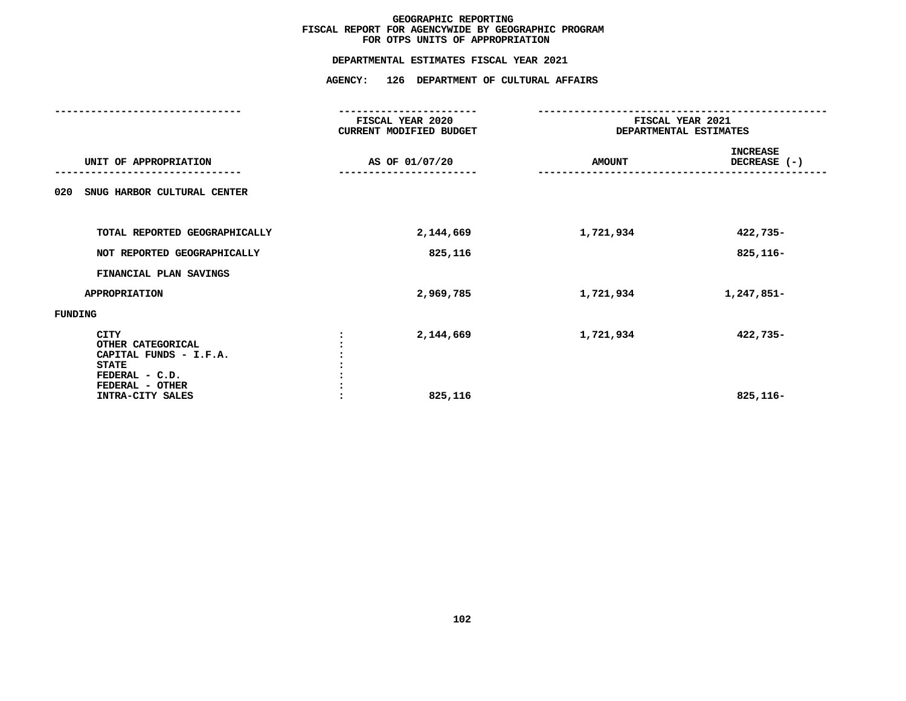# GEOGRAPHIC REPORTING
## FISCAL REPORT FOR AGENCYWIDE BY GEOGRAPHIC PROGRAM
## FOR OTPS UNITS OF APPROPRIATION

**DEPARTMENTAL ESTIMATES FISCAL YEAR 2021**

**AGENCY: 126 DEPARTMENT OF CULTURAL AFFAIRS**

| UNIT OF APPROPRIATION | | FISCAL YEAR 2020 CURRENT MODIFIED BUDGET AS OF 01/07/20 | FISCAL YEAR 2021 DEPARTMENTAL ESTIMATES AMOUNT | INCREASE DECREASE (-) |
|---|---|---|---|---|
| 020 SNUG HARBOR CULTURAL CENTER | | | | |
| TOTAL REPORTED GEOGRAPHICALLY | | 2,144,669 | 1,721,934 | 422,735- |
| NOT REPORTED GEOGRAPHICALLY | | 825,116 | | 825,116- |
| FINANCIAL PLAN SAVINGS | | | | |
| APPROPRIATION | | 2,969,785 | 1,721,934 | 1,247,851- |
| FUNDING | | | | |
| CITY | : | 2,144,669 | 1,721,934 | 422,735- |
| OTHER CATEGORICAL | : | | | |
| CAPITAL FUNDS - I.F.A. | : | | | |
| STATE | : | | | |
| FEDERAL - C.D. | : | | | |
| FEDERAL - OTHER | : | | | |
| INTRA-CITY SALES | : | 825,116 | | 825,116- |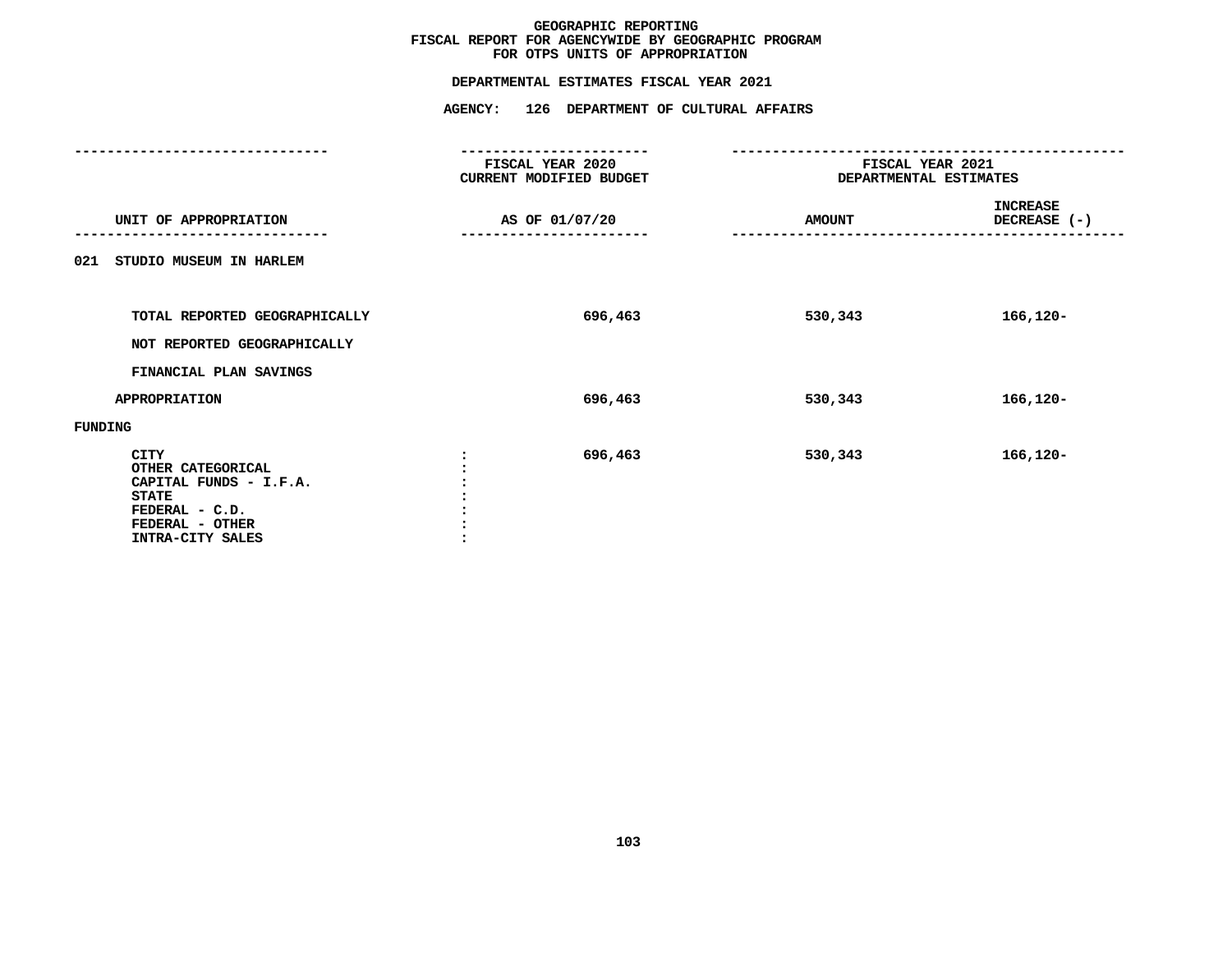# GEOGRAPHIC REPORTING
## FISCAL REPORT FOR AGENCYWIDE BY GEOGRAPHIC PROGRAM
## FOR OTPS UNITS OF APPROPRIATION

### DEPARTMENTAL ESTIMATES FISCAL YEAR 2021

### AGENCY: 126 DEPARTMENT OF CULTURAL AFFAIRS

| UNIT OF APPROPRIATION | FISCAL YEAR 2020 CURRENT MODIFIED BUDGET AS OF 01/07/20 | FISCAL YEAR 2021 DEPARTMENTAL ESTIMATES AMOUNT | INCREASE DECREASE (-) |
|---|---|---|---|
| 021 STUDIO MUSEUM IN HARLEM | | | |
| TOTAL REPORTED GEOGRAPHICALLY | 696,463 | 530,343 | 166,120- |
| NOT REPORTED GEOGRAPHICALLY | | | |
| FINANCIAL PLAN SAVINGS | | | |
| APPROPRIATION | 696,463 | 530,343 | 166,120- |
| FUNDING | | | |
| CITY | 696,463 | 530,343 | 166,120- |
| OTHER CATEGORICAL | | | |
| CAPITAL FUNDS - I.F.A. | | | |
| STATE | | | |
| FEDERAL - C.D. | | | |
| FEDERAL - OTHER | | | |
| INTRA-CITY SALES | | | |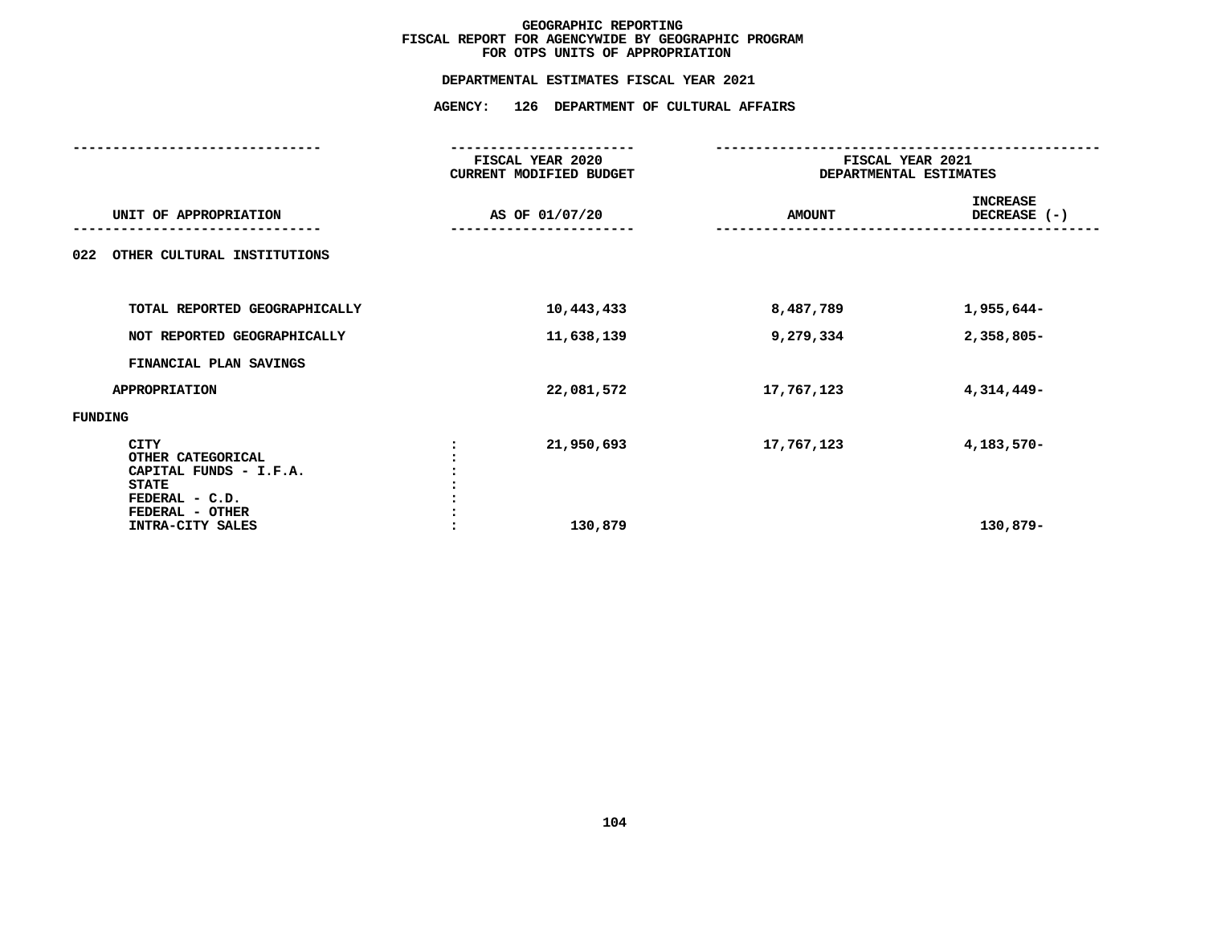# GEOGRAPHIC REPORTING
## FISCAL REPORT FOR AGENCYWIDE BY GEOGRAPHIC PROGRAM
## FOR OTPS UNITS OF APPROPRIATION

**DEPARTMENTAL ESTIMATES FISCAL YEAR 2021**

**AGENCY: 126 DEPARTMENT OF CULTURAL AFFAIRS**

| UNIT OF APPROPRIATION | | FISCAL YEAR 2020 CURRENT MODIFIED BUDGET AS OF 01/07/20 | FISCAL YEAR 2021 DEPARTMENTAL ESTIMATES AMOUNT | INCREASE DECREASE (-) |
|---|---|---|---|---|
| 022 OTHER CULTURAL INSTITUTIONS | | | | |
| TOTAL REPORTED GEOGRAPHICALLY | | 10,443,433 | 8,487,789 | 1,955,644- |
| NOT REPORTED GEOGRAPHICALLY | | 11,638,139 | 9,279,334 | 2,358,805- |
| FINANCIAL PLAN SAVINGS | | | | |
| APPROPRIATION | | 22,081,572 | 17,767,123 | 4,314,449- |
| FUNDING | | | | |
| CITY | : | 21,950,693 | 17,767,123 | 4,183,570- |
| OTHER CATEGORICAL | : | | | |
| CAPITAL FUNDS - I.F.A. | : | | | |
| STATE | : | | | |
| FEDERAL - C.D. | : | | | |
| FEDERAL - OTHER | : | | | |
| INTRA-CITY SALES | : | 130,879 | | 130,879- |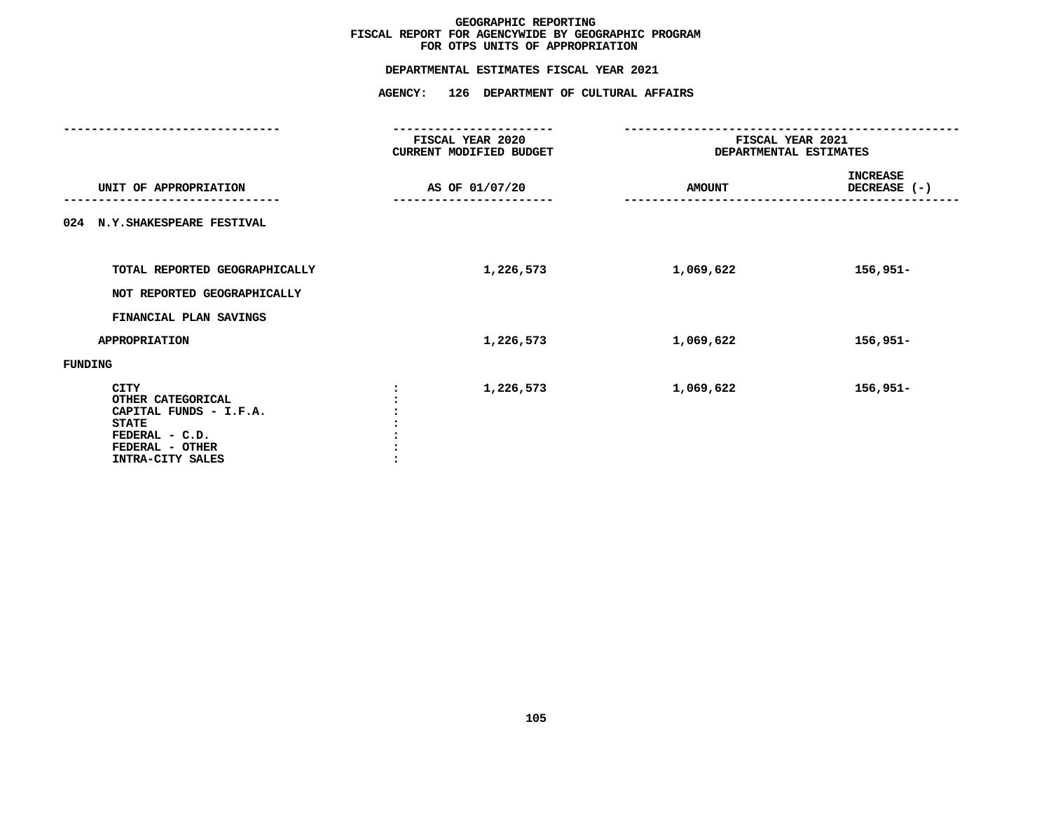# GEOGRAPHIC REPORTING
## FISCAL REPORT FOR AGENCYWIDE BY GEOGRAPHIC PROGRAM
## FOR OTPS UNITS OF APPROPRIATION

### DEPARTMENTAL ESTIMATES FISCAL YEAR 2021

### AGENCY: 126 DEPARTMENT OF CULTURAL AFFAIRS

| UNIT OF APPROPRIATION | FISCAL YEAR 2020 CURRENT MODIFIED BUDGET AS OF 01/07/20 | FISCAL YEAR 2021 DEPARTMENTAL ESTIMATES AMOUNT | INCREASE DECREASE (-) |
|---|---|---|---|
| 024 N.Y.SHAKESPEARE FESTIVAL | | | |
| TOTAL REPORTED GEOGRAPHICALLY | 1,226,573 | 1,069,622 | 156,951- |
| NOT REPORTED GEOGRAPHICALLY | | | |
| FINANCIAL PLAN SAVINGS | | | |
| APPROPRIATION | 1,226,573 | 1,069,622 | 156,951- |
| FUNDING | | | |
| CITY | 1,226,573 | 1,069,622 | 156,951- |
| OTHER CATEGORICAL | | | |
| CAPITAL FUNDS - I.F.A. | | | |
| STATE | | | |
| FEDERAL - C.D. | | | |
| FEDERAL - OTHER | | | |
| INTRA-CITY SALES | | | |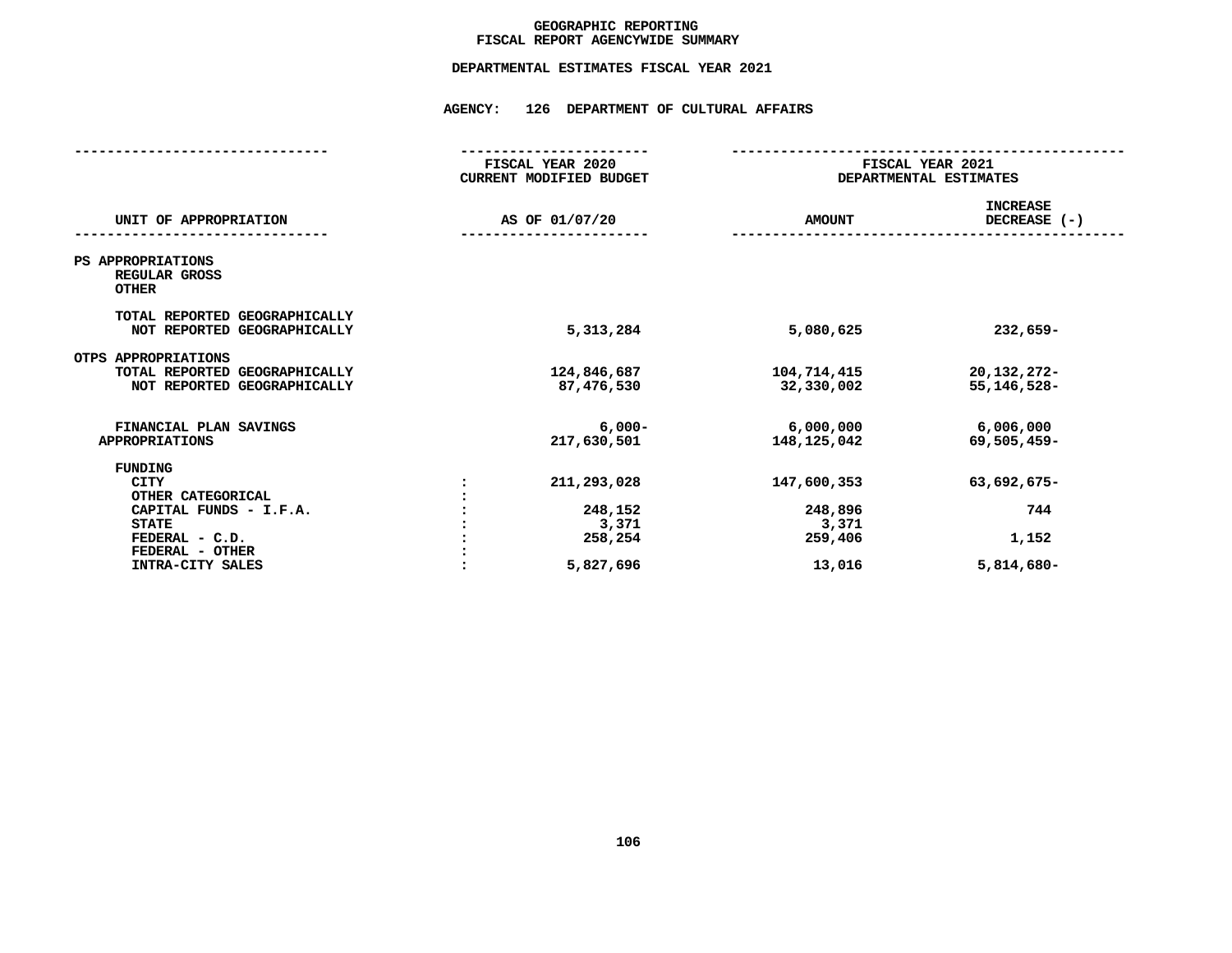# GEOGRAPHIC REPORTING
## FISCAL REPORT AGENCYWIDE SUMMARY

### DEPARTMENTAL ESTIMATES FISCAL YEAR 2021

### AGENCY: 126 DEPARTMENT OF CULTURAL AFFAIRS

| UNIT OF APPROPRIATION | | FISCAL YEAR 2020 CURRENT MODIFIED BUDGET AS OF 01/07/20 | FISCAL YEAR 2021 DEPARTMENTAL ESTIMATES AMOUNT | INCREASE DECREASE (-) |
|---|---|---|---|---|
| PS APPROPRIATIONS | | | | |
| REGULAR GROSS | | | | |
| OTHER | | | | |
| TOTAL REPORTED GEOGRAPHICALLY | | | | |
| NOT REPORTED GEOGRAPHICALLY | | 5,313,284 | 5,080,625 | 232,659- |
| OTPS APPROPRIATIONS | | | | |
| TOTAL REPORTED GEOGRAPHICALLY | | 124,846,687 | 104,714,415 | 20,132,272- |
| NOT REPORTED GEOGRAPHICALLY | | 87,476,530 | 32,330,002 | 55,146,528- |
| FINANCIAL PLAN SAVINGS | | 6,000- | 6,000,000 | 6,006,000 |
| APPROPRIATIONS | | 217,630,501 | 148,125,042 | 69,505,459- |
| FUNDING | | | | |
| CITY | : | 211,293,028 | 147,600,353 | 63,692,675- |
| OTHER CATEGORICAL | : | | | |
| CAPITAL FUNDS - I.F.A. | : | 248,152 | 248,896 | 744 |
| STATE | : | 3,371 | 3,371 | |
| FEDERAL - C.D. | : | 258,254 | 259,406 | 1,152 |
| FEDERAL - OTHER | : | | | |
| INTRA-CITY SALES | : | 5,827,696 | 13,016 | 5,814,680- |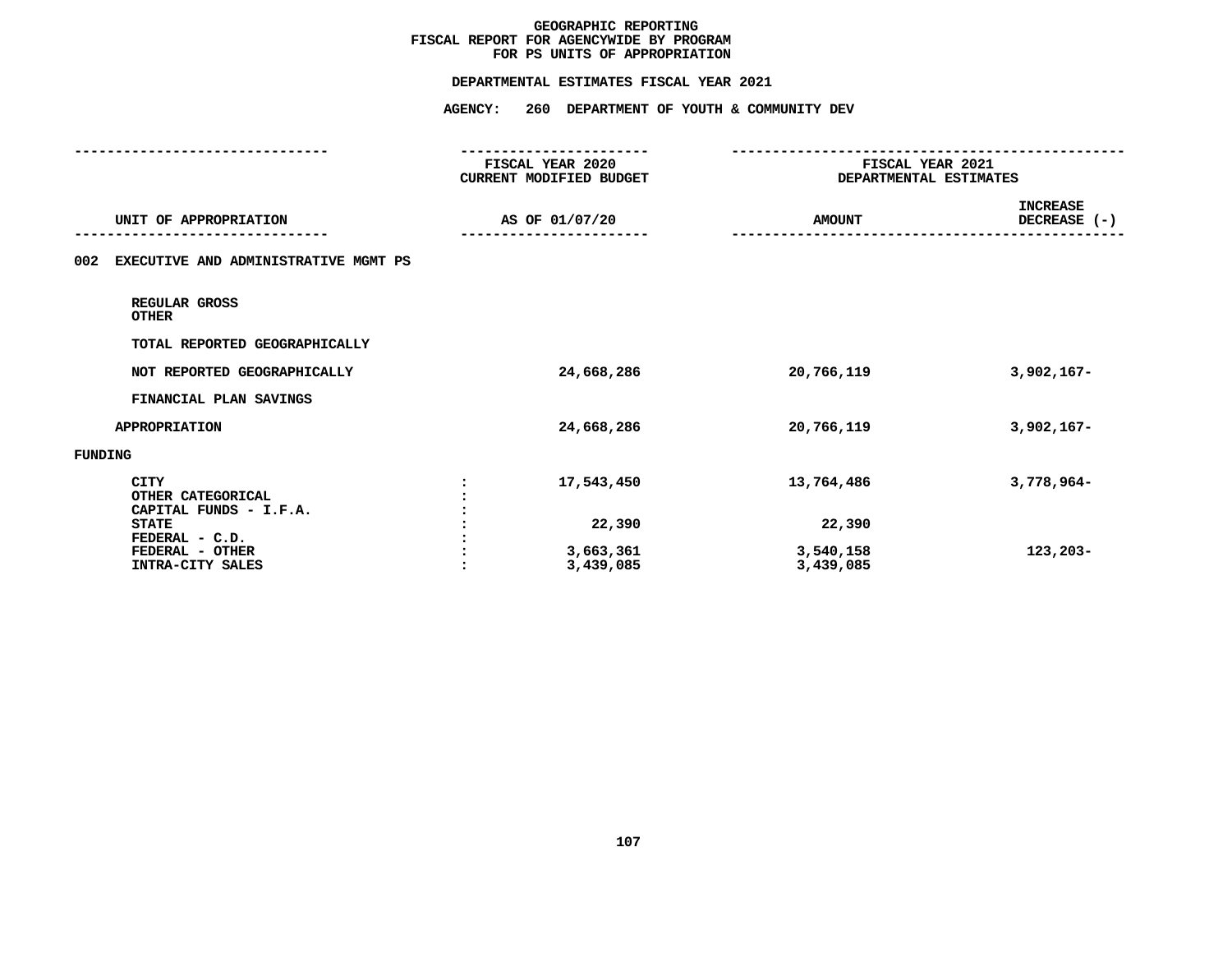# GEOGRAPHIC REPORTING
## FISCAL REPORT FOR AGENCYWIDE BY PROGRAM
## FOR PS UNITS OF APPROPRIATION

### DEPARTMENTAL ESTIMATES FISCAL YEAR 2021

### AGENCY: 260 DEPARTMENT OF YOUTH & COMMUNITY DEV

| UNIT OF APPROPRIATION | | FISCAL YEAR 2020 CURRENT MODIFIED BUDGET AS OF 01/07/20 | FISCAL YEAR 2021 DEPARTMENTAL ESTIMATES AMOUNT | INCREASE DECREASE (-) |
|---|---|---|---|---|
| **002 EXECUTIVE AND ADMINISTRATIVE MGMT PS** | | | | |
| REGULAR GROSS | | | | |
| OTHER | | | | |
| TOTAL REPORTED GEOGRAPHICALLY | | | | |
| NOT REPORTED GEOGRAPHICALLY | | 24,668,286 | 20,766,119 | 3,902,167- |
| FINANCIAL PLAN SAVINGS | | | | |
| APPROPRIATION | | 24,668,286 | 20,766,119 | 3,902,167- |
| **FUNDING** | | | | |
| CITY | : | 17,543,450 | 13,764,486 | 3,778,964- |
| OTHER CATEGORICAL | : | | | |
| CAPITAL FUNDS - I.F.A. | : | | | |
| STATE | : | 22,390 | 22,390 | |
| FEDERAL - C.D. | : | | | |
| FEDERAL - OTHER | : | 3,663,361 | 3,540,158 | 123,203- |
| INTRA-CITY SALES | : | 3,439,085 | 3,439,085 | |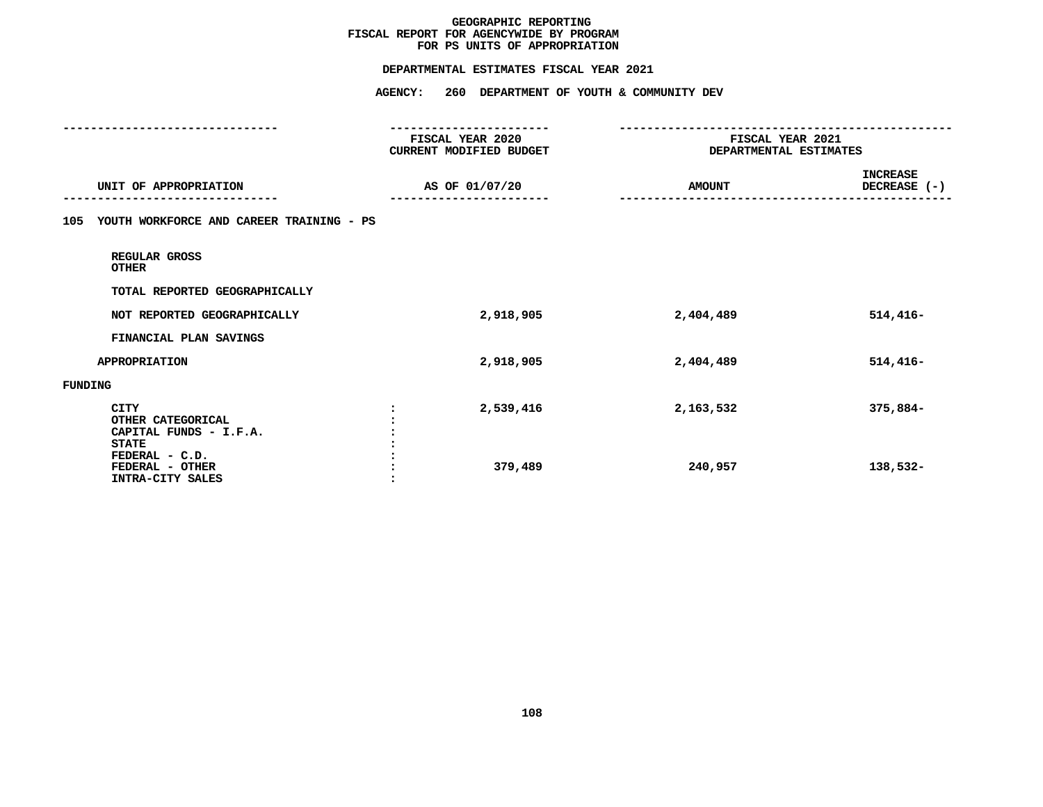# GEOGRAPHIC REPORTING
## FISCAL REPORT FOR AGENCYWIDE BY PROGRAM
## FOR PS UNITS OF APPROPRIATION

**DEPARTMENTAL ESTIMATES FISCAL YEAR 2021**

**AGENCY: 260 DEPARTMENT OF YOUTH & COMMUNITY DEV**

| UNIT OF APPROPRIATION | FISCAL YEAR 2020 CURRENT MODIFIED BUDGET AS OF 01/07/20 | FISCAL YEAR 2021 DEPARTMENTAL ESTIMATES AMOUNT | INCREASE DECREASE (-) |
|---|---|---|---|
| **105 YOUTH WORKFORCE AND CAREER TRAINING - PS** | | | |
| REGULAR GROSS | | | |
| OTHER | | | |
| TOTAL REPORTED GEOGRAPHICALLY | | | |
| NOT REPORTED GEOGRAPHICALLY | 2,918,905 | 2,404,489 | 514,416- |
| FINANCIAL PLAN SAVINGS | | | |
| APPROPRIATION | 2,918,905 | 2,404,489 | 514,416- |
| **FUNDING** | | | |
| CITY | 2,539,416 | 2,163,532 | 375,884- |
| OTHER CATEGORICAL | | | |
| CAPITAL FUNDS - I.F.A. | | | |
| STATE | | | |
| FEDERAL - C.D. | | | |
| FEDERAL - OTHER | 379,489 | 240,957 | 138,532- |
| INTRA-CITY SALES | | | |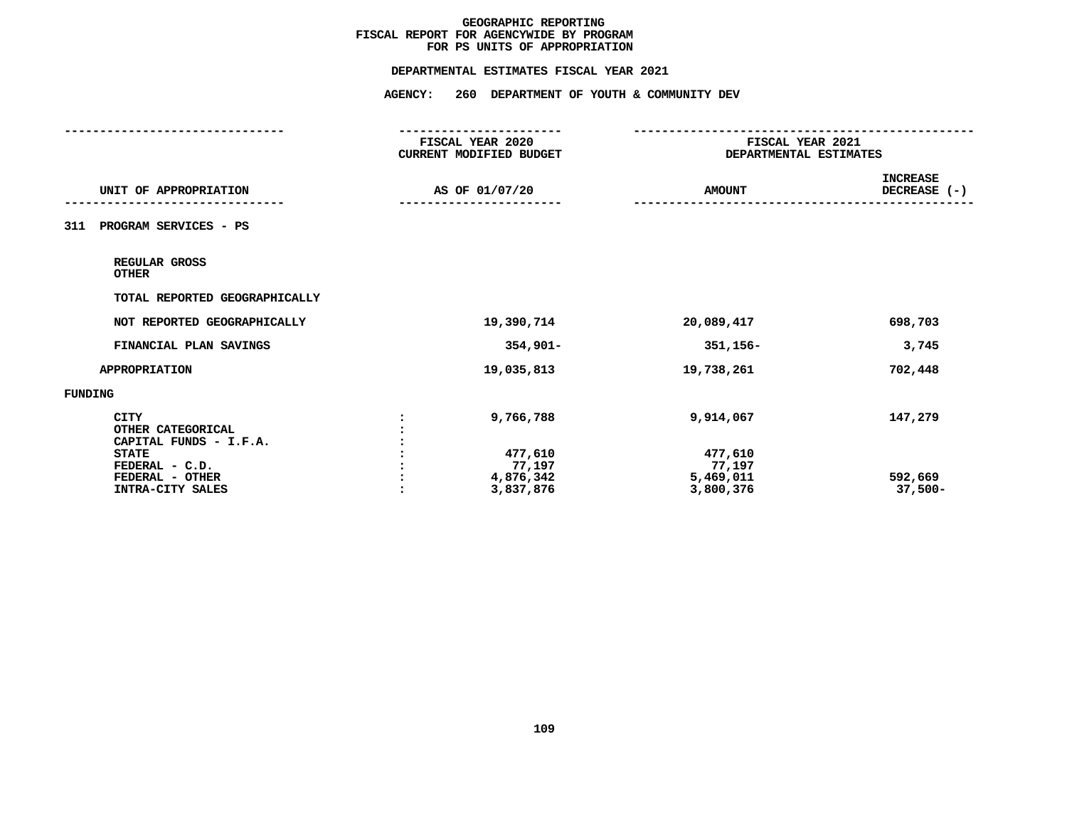# GEOGRAPHIC REPORTING
## FISCAL REPORT FOR AGENCYWIDE BY PROGRAM
## FOR PS UNITS OF APPROPRIATION

**DEPARTMENTAL ESTIMATES FISCAL YEAR 2021**

**AGENCY: 260 DEPARTMENT OF YOUTH & COMMUNITY DEV**

| UNIT OF APPROPRIATION | FISCAL YEAR 2020 CURRENT MODIFIED BUDGET AS OF 01/07/20 | FISCAL YEAR 2021 DEPARTMENTAL ESTIMATES AMOUNT | INCREASE DECREASE (-) |
|---|---|---|---|
| **311 PROGRAM SERVICES - PS** | | | |
| REGULAR GROSS | | | |
| OTHER | | | |
| TOTAL REPORTED GEOGRAPHICALLY | | | |
| NOT REPORTED GEOGRAPHICALLY | 19,390,714 | 20,089,417 | 698,703 |
| FINANCIAL PLAN SAVINGS | 354,901- | 351,156- | 3,745 |
| APPROPRIATION | 19,035,813 | 19,738,261 | 702,448 |
| **FUNDING** | | | |
| CITY | 9,766,788 | 9,914,067 | 147,279 |
| OTHER CATEGORICAL | | | |
| CAPITAL FUNDS - I.F.A. | | | |
| STATE | 477,610 | 477,610 | |
| FEDERAL - C.D. | 77,197 | 77,197 | |
| FEDERAL - OTHER | 4,876,342 | 5,469,011 | 592,669 |
| INTRA-CITY SALES | 3,837,876 | 3,800,376 | 37,500- |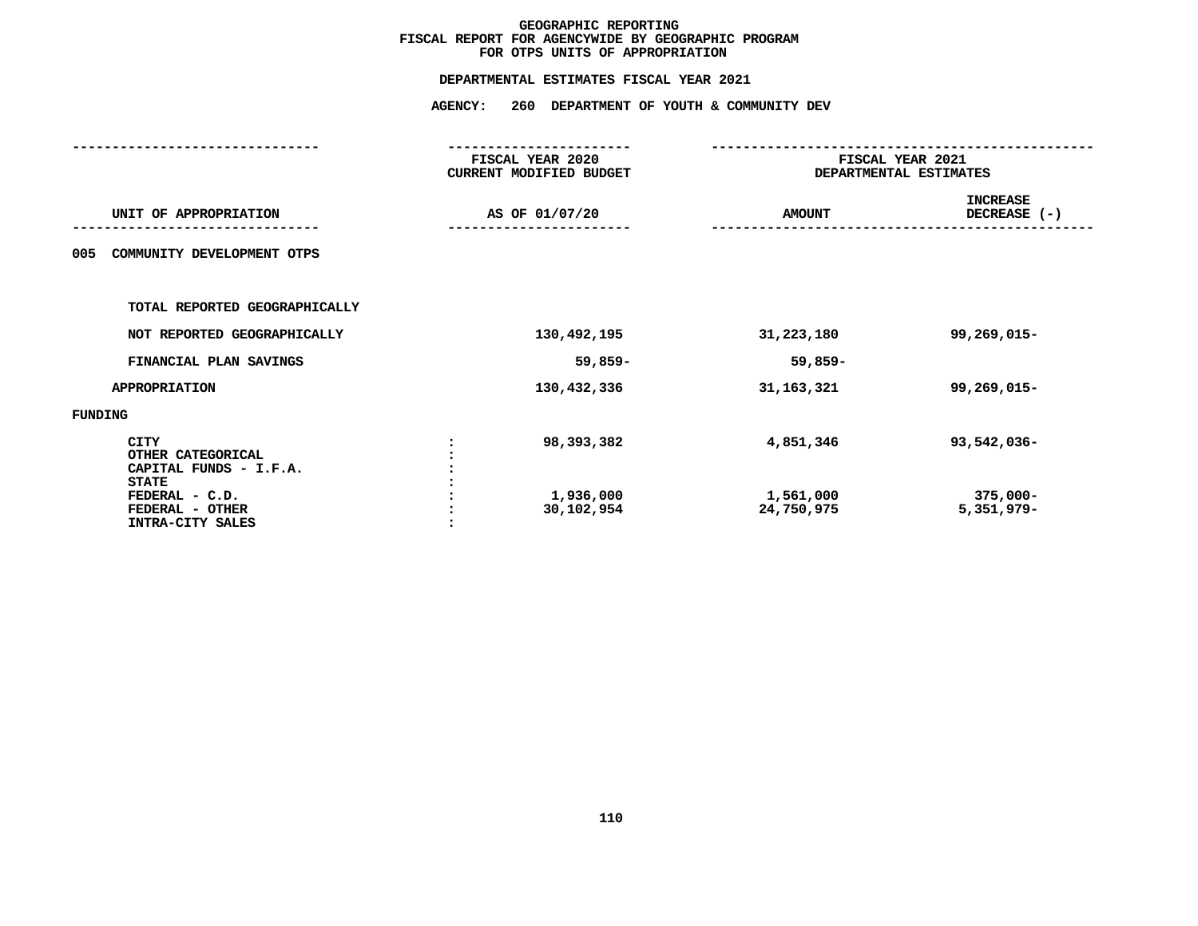# GEOGRAPHIC REPORTING
## FISCAL REPORT FOR AGENCYWIDE BY GEOGRAPHIC PROGRAM
## FOR OTPS UNITS OF APPROPRIATION

### DEPARTMENTAL ESTIMATES FISCAL YEAR 2021

### AGENCY: 260 DEPARTMENT OF YOUTH & COMMUNITY DEV

| UNIT OF APPROPRIATION | FISCAL YEAR 2020 CURRENT MODIFIED BUDGET AS OF 01/07/20 | FISCAL YEAR 2021 DEPARTMENTAL ESTIMATES AMOUNT | INCREASE DECREASE (-) |
|---|---|---|---|
| 005 COMMUNITY DEVELOPMENT OTPS | | | |
| TOTAL REPORTED GEOGRAPHICALLY | | | |
| NOT REPORTED GEOGRAPHICALLY | 130,492,195 | 31,223,180 | 99,269,015- |
| FINANCIAL PLAN SAVINGS | 59,859- | 59,859- | |
| APPROPRIATION | 130,432,336 | 31,163,321 | 99,269,015- |
| FUNDING | | | |
| CITY | 98,393,382 | 4,851,346 | 93,542,036- |
| OTHER CATEGORICAL | | | |
| CAPITAL FUNDS - I.F.A. | | | |
| STATE | | | |
| FEDERAL - C.D. | 1,936,000 | 1,561,000 | 375,000- |
| FEDERAL - OTHER | 30,102,954 | 24,750,975 | 5,351,979- |
| INTRA-CITY SALES | | | |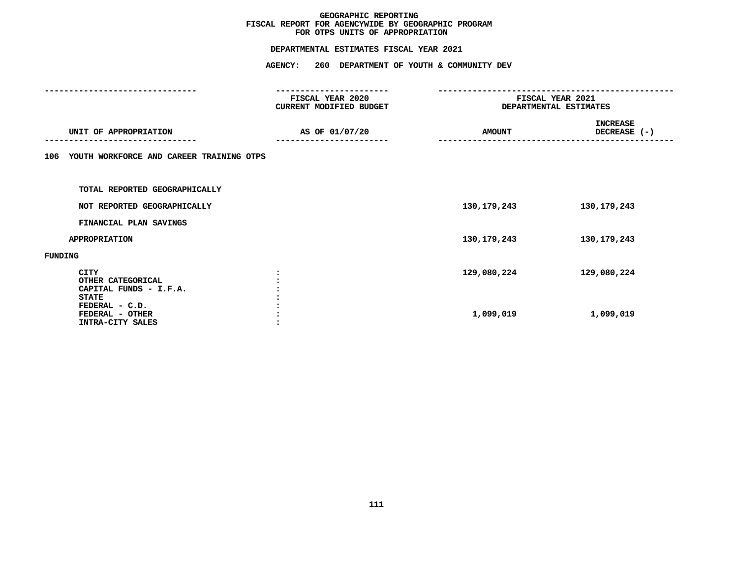# GEOGRAPHIC REPORTING
## FISCAL REPORT FOR AGENCYWIDE BY GEOGRAPHIC PROGRAM
## FOR OTPS UNITS OF APPROPRIATION

**DEPARTMENTAL ESTIMATES FISCAL YEAR 2021**

**AGENCY: 260 DEPARTMENT OF YOUTH & COMMUNITY DEV**

| UNIT OF APPROPRIATION | FISCAL YEAR 2020 CURRENT MODIFIED BUDGET AS OF 01/07/20 | FISCAL YEAR 2021 DEPARTMENTAL ESTIMATES AMOUNT | INCREASE DECREASE (-) |
|---|---|---|---|
| **106 YOUTH WORKFORCE AND CAREER TRAINING OTPS** | | | |
| TOTAL REPORTED GEOGRAPHICALLY | | | |
| NOT REPORTED GEOGRAPHICALLY | | 130,179,243 | 130,179,243 |
| FINANCIAL PLAN SAVINGS | | | |
| APPROPRIATION | | 130,179,243 | 130,179,243 |
| FUNDING | | | |
| CITY | : | 129,080,224 | 129,080,224 |
| OTHER CATEGORICAL | : | | |
| CAPITAL FUNDS - I.F.A. | : | | |
| STATE | : | | |
| FEDERAL - C.D. | : | | |
| FEDERAL - OTHER | : | 1,099,019 | 1,099,019 |
| INTRA-CITY SALES | : | | |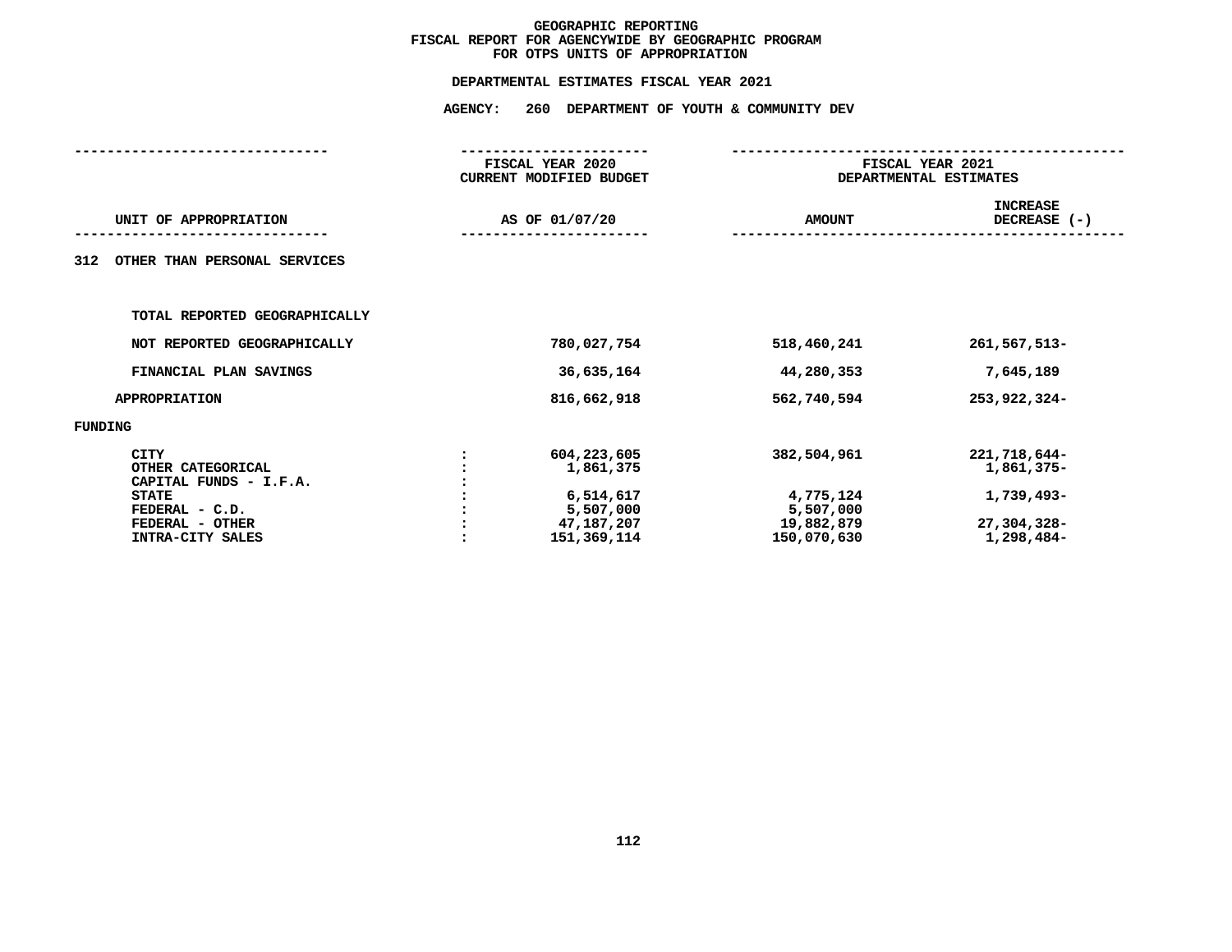# GEOGRAPHIC REPORTING
## FISCAL REPORT FOR AGENCYWIDE BY GEOGRAPHIC PROGRAM
## FOR OTPS UNITS OF APPROPRIATION

### DEPARTMENTAL ESTIMATES FISCAL YEAR 2021

### AGENCY: 260 DEPARTMENT OF YOUTH & COMMUNITY DEV

| UNIT OF APPROPRIATION | | FISCAL YEAR 2020 CURRENT MODIFIED BUDGET AS OF 01/07/20 | FISCAL YEAR 2021 DEPARTMENTAL ESTIMATES AMOUNT | INCREASE DECREASE (-) |
|---|---|---|---|---|
| **312 OTHER THAN PERSONAL SERVICES** | | | | |
| TOTAL REPORTED GEOGRAPHICALLY | | | | |
| NOT REPORTED GEOGRAPHICALLY | | 780,027,754 | 518,460,241 | 261,567,513- |
| FINANCIAL PLAN SAVINGS | | 36,635,164 | 44,280,353 | 7,645,189 |
| APPROPRIATION | | 816,662,918 | 562,740,594 | 253,922,324- |
| **FUNDING** | | | | |
| CITY | : | 604,223,605 | 382,504,961 | 221,718,644- |
| OTHER CATEGORICAL | : | 1,861,375 | | 1,861,375- |
| CAPITAL FUNDS - I.F.A. | : | | | |
| STATE | : | 6,514,617 | 4,775,124 | 1,739,493- |
| FEDERAL - C.D. | : | 5,507,000 | 5,507,000 | |
| FEDERAL - OTHER | : | 47,187,207 | 19,882,879 | 27,304,328- |
| INTRA-CITY SALES | : | 151,369,114 | 150,070,630 | 1,298,484- |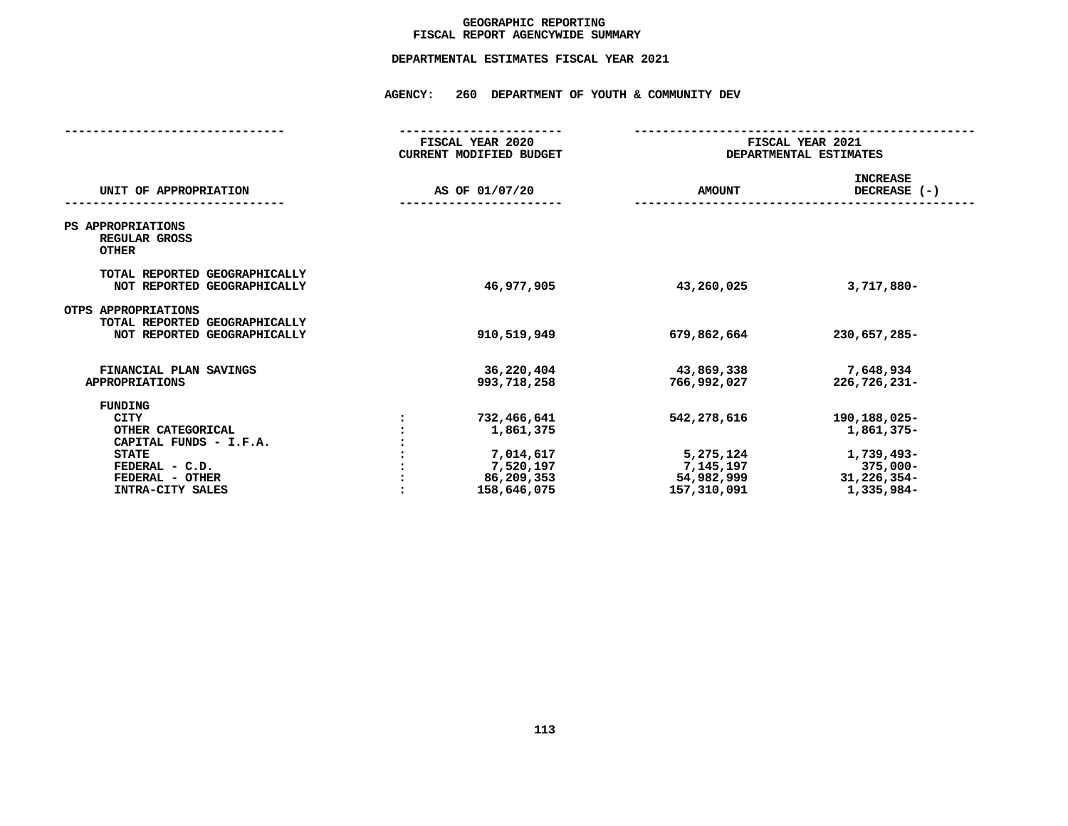# GEOGRAPHIC REPORTING
## FISCAL REPORT AGENCYWIDE SUMMARY

### DEPARTMENTAL ESTIMATES FISCAL YEAR 2021

### AGENCY: 260 DEPARTMENT OF YOUTH & COMMUNITY DEV

| UNIT OF APPROPRIATION | | FISCAL YEAR 2020 CURRENT MODIFIED BUDGET AS OF 01/07/20 | FISCAL YEAR 2021 DEPARTMENTAL ESTIMATES AMOUNT | INCREASE DECREASE (-) |
|---|---|---|---|---|
| PS APPROPRIATIONS | | | | |
| REGULAR GROSS | | | | |
| OTHER | | | | |
| TOTAL REPORTED GEOGRAPHICALLY | | | | |
| NOT REPORTED GEOGRAPHICALLY | | 46,977,905 | 43,260,025 | 3,717,880- |
| OTPS APPROPRIATIONS | | | | |
| TOTAL REPORTED GEOGRAPHICALLY | | | | |
| NOT REPORTED GEOGRAPHICALLY | | 910,519,949 | 679,862,664 | 230,657,285- |
| FINANCIAL PLAN SAVINGS | | 36,220,404 | 43,869,338 | 7,648,934 |
| APPROPRIATIONS | | 993,718,258 | 766,992,027 | 226,726,231- |
| FUNDING | | | | |
| CITY | : | 732,466,641 | 542,278,616 | 190,188,025- |
| OTHER CATEGORICAL | : | 1,861,375 | | 1,861,375- |
| CAPITAL FUNDS - I.F.A. | : | | | |
| STATE | : | 7,014,617 | 5,275,124 | 1,739,493- |
| FEDERAL - C.D. | : | 7,520,197 | 7,145,197 | 375,000- |
| FEDERAL - OTHER | : | 86,209,353 | 54,982,999 | 31,226,354- |
| INTRA-CITY SALES | : | 158,646,075 | 157,310,091 | 1,335,984- |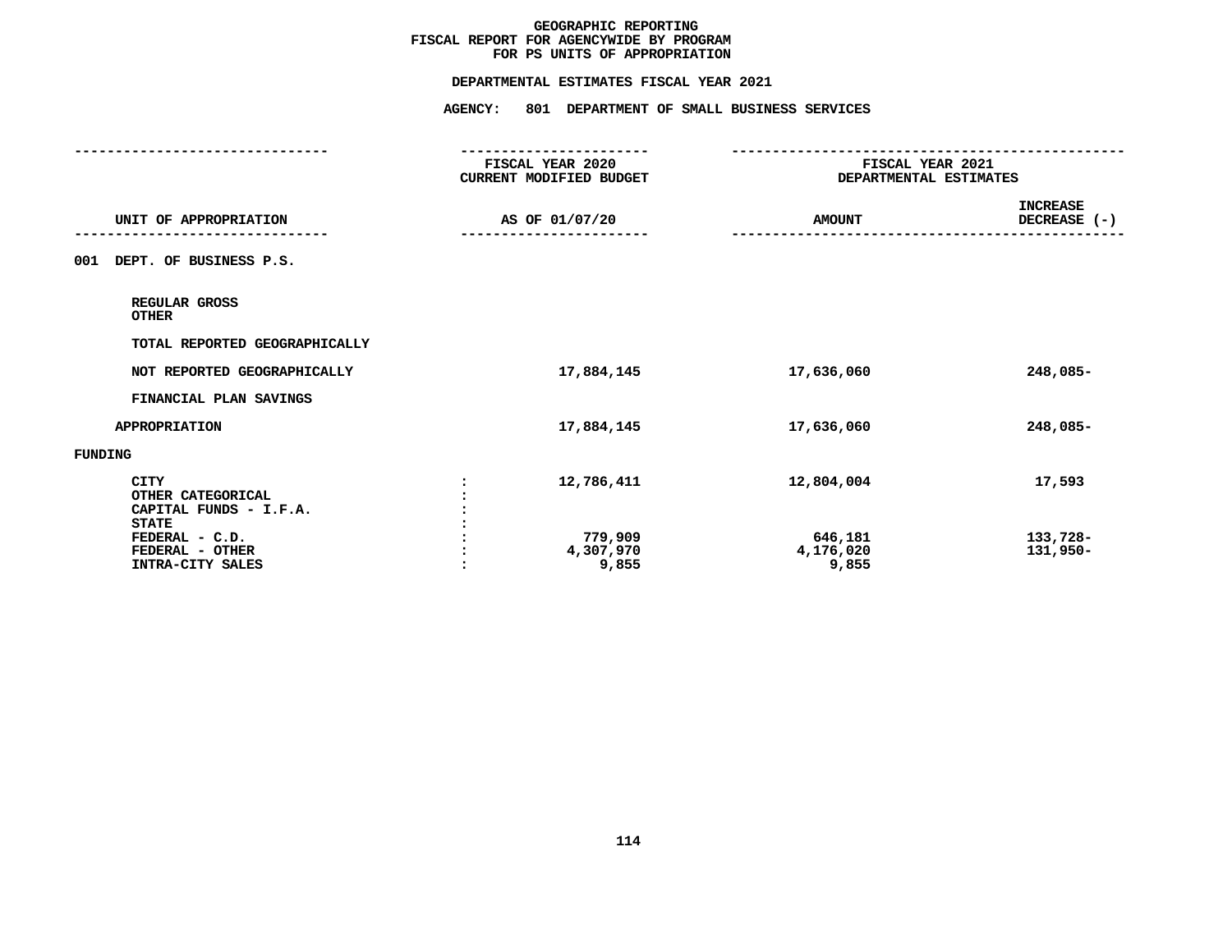# GEOGRAPHIC REPORTING
## FISCAL REPORT FOR AGENCYWIDE BY PROGRAM
## FOR PS UNITS OF APPROPRIATION

### DEPARTMENTAL ESTIMATES FISCAL YEAR 2021

### AGENCY: 801 DEPARTMENT OF SMALL BUSINESS SERVICES

| UNIT OF APPROPRIATION | FISCAL YEAR 2020 CURRENT MODIFIED BUDGET AS OF 01/07/20 | FISCAL YEAR 2021 DEPARTMENTAL ESTIMATES AMOUNT | INCREASE DECREASE (-) |
|---|---|---|---|
| **001 DEPT. OF BUSINESS P.S.** | | | |
| REGULAR GROSS | | | |
| OTHER | | | |
| TOTAL REPORTED GEOGRAPHICALLY | | | |
| NOT REPORTED GEOGRAPHICALLY | 17,884,145 | 17,636,060 | 248,085- |
| FINANCIAL PLAN SAVINGS | | | |
| APPROPRIATION | 17,884,145 | 17,636,060 | 248,085- |
| **FUNDING** | | | |
| CITY | 12,786,411 | 12,804,004 | 17,593 |
| OTHER CATEGORICAL | | | |
| CAPITAL FUNDS - I.F.A. | | | |
| STATE | | | |
| FEDERAL - C.D. | 779,909 | 646,181 | 133,728- |
| FEDERAL - OTHER | 4,307,970 | 4,176,020 | 131,950- |
| INTRA-CITY SALES | 9,855 | 9,855 | |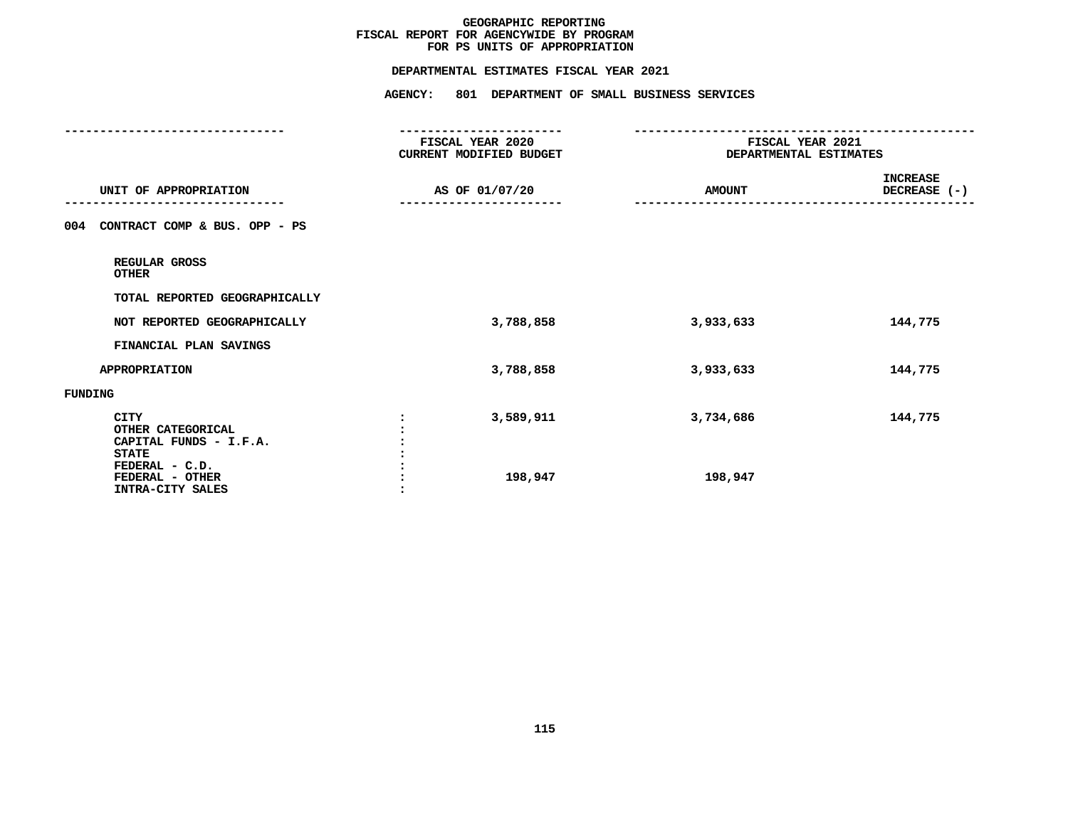# GEOGRAPHIC REPORTING
## FISCAL REPORT FOR AGENCYWIDE BY PROGRAM
## FOR PS UNITS OF APPROPRIATION

### DEPARTMENTAL ESTIMATES FISCAL YEAR 2021

### AGENCY: 801 DEPARTMENT OF SMALL BUSINESS SERVICES

| UNIT OF APPROPRIATION | FISCAL YEAR 2020 CURRENT MODIFIED BUDGET AS OF 01/07/20 | FISCAL YEAR 2021 DEPARTMENTAL ESTIMATES AMOUNT | INCREASE DECREASE (-) |
|---|---|---|---|
| 004 CONTRACT COMP & BUS. OPP - PS | | | |
| REGULAR GROSS | | | |
| OTHER | | | |
| TOTAL REPORTED GEOGRAPHICALLY | | | |
| NOT REPORTED GEOGRAPHICALLY | 3,788,858 | 3,933,633 | 144,775 |
| FINANCIAL PLAN SAVINGS | | | |
| APPROPRIATION | 3,788,858 | 3,933,633 | 144,775 |
| FUNDING | | | |
| CITY | 3,589,911 | 3,734,686 | 144,775 |
| OTHER CATEGORICAL | | | |
| CAPITAL FUNDS - I.F.A. | | | |
| STATE | | | |
| FEDERAL - C.D. | | | |
| FEDERAL - OTHER | 198,947 | 198,947 | |
| INTRA-CITY SALES | | | |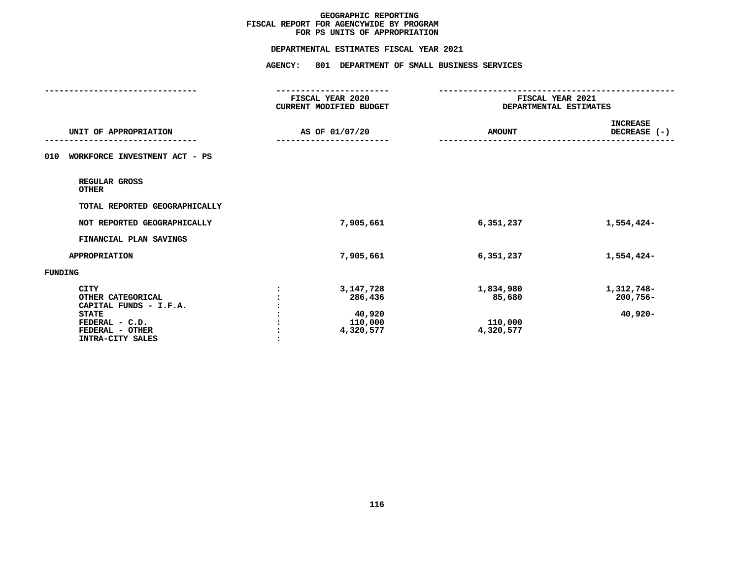# GEOGRAPHIC REPORTING
## FISCAL REPORT FOR AGENCYWIDE BY PROGRAM
## FOR PS UNITS OF APPROPRIATION

**DEPARTMENTAL ESTIMATES FISCAL YEAR 2021**

**AGENCY: 801 DEPARTMENT OF SMALL BUSINESS SERVICES**

| UNIT OF APPROPRIATION | | FISCAL YEAR 2020 CURRENT MODIFIED BUDGET AS OF 01/07/20 | FISCAL YEAR 2021 DEPARTMENTAL ESTIMATES AMOUNT | INCREASE DECREASE (-) |
|---|---|---|---|---|
| **010 WORKFORCE INVESTMENT ACT - PS** | | | | |
| REGULAR GROSS | | | | |
| OTHER | | | | |
| TOTAL REPORTED GEOGRAPHICALLY | | | | |
| NOT REPORTED GEOGRAPHICALLY | | 7,905,661 | 6,351,237 | 1,554,424- |
| FINANCIAL PLAN SAVINGS | | | | |
| APPROPRIATION | | 7,905,661 | 6,351,237 | 1,554,424- |
| **FUNDING** | | | | |
| CITY | : | 3,147,728 | 1,834,980 | 1,312,748- |
| OTHER CATEGORICAL | : | 286,436 | 85,680 | 200,756- |
| CAPITAL FUNDS - I.F.A. | : | | | |
| STATE | : | 40,920 | | 40,920- |
| FEDERAL - C.D. | : | 110,000 | 110,000 | |
| FEDERAL - OTHER | : | 4,320,577 | 4,320,577 | |
| INTRA-CITY SALES | : | | | |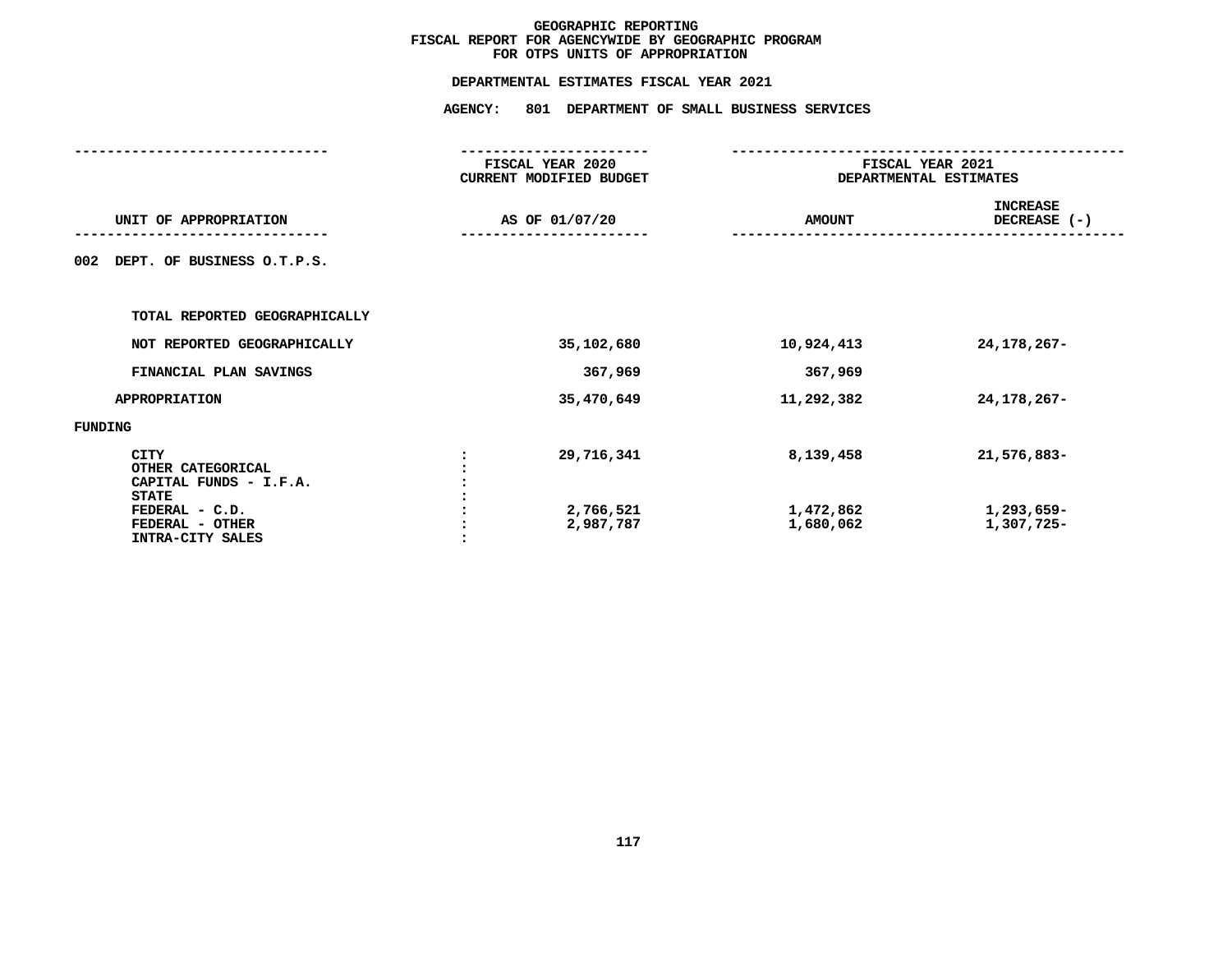# GEOGRAPHIC REPORTING
## FISCAL REPORT FOR AGENCYWIDE BY GEOGRAPHIC PROGRAM
## FOR OTPS UNITS OF APPROPRIATION

### DEPARTMENTAL ESTIMATES FISCAL YEAR 2021

### AGENCY: 801 DEPARTMENT OF SMALL BUSINESS SERVICES

| UNIT OF APPROPRIATION | | FISCAL YEAR 2020 CURRENT MODIFIED BUDGET AS OF 01/07/20 | FISCAL YEAR 2021 DEPARTMENTAL ESTIMATES AMOUNT | INCREASE DECREASE (-) |
|---|---|---|---|---|
| 002 DEPT. OF BUSINESS O.T.P.S. | | | | |
| TOTAL REPORTED GEOGRAPHICALLY | | | | |
| NOT REPORTED GEOGRAPHICALLY | | 35,102,680 | 10,924,413 | 24,178,267- |
| FINANCIAL PLAN SAVINGS | | 367,969 | 367,969 | |
| APPROPRIATION | | 35,470,649 | 11,292,382 | 24,178,267- |
| FUNDING | | | | |
| CITY | : | 29,716,341 | 8,139,458 | 21,576,883- |
| OTHER CATEGORICAL | : | | | |
| CAPITAL FUNDS - I.F.A. | : | | | |
| STATE | : | | | |
| FEDERAL - C.D. | : | 2,766,521 | 1,472,862 | 1,293,659- |
| FEDERAL - OTHER | : | 2,987,787 | 1,680,062 | 1,307,725- |
| INTRA-CITY SALES | : | | | |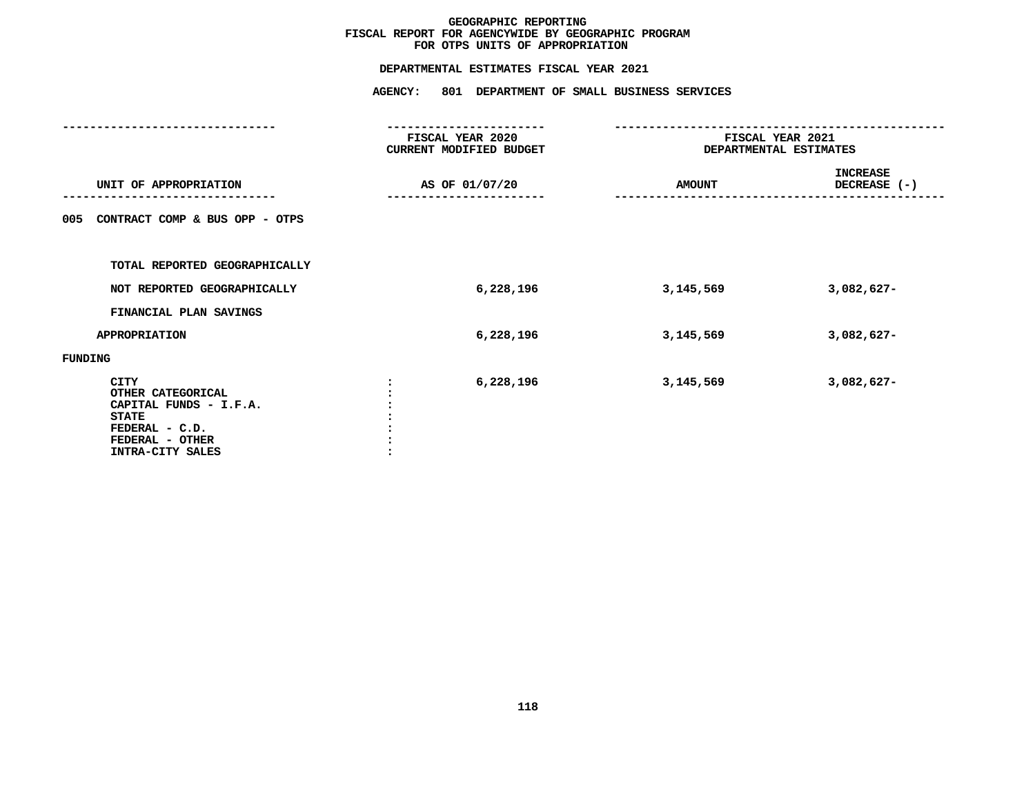# GEOGRAPHIC REPORTING
## FISCAL REPORT FOR AGENCYWIDE BY GEOGRAPHIC PROGRAM
## FOR OTPS UNITS OF APPROPRIATION

### DEPARTMENTAL ESTIMATES FISCAL YEAR 2021

### AGENCY: 801 DEPARTMENT OF SMALL BUSINESS SERVICES

| UNIT OF APPROPRIATION | FISCAL YEAR 2020 CURRENT MODIFIED BUDGET AS OF 01/07/20 | FISCAL YEAR 2021 DEPARTMENTAL ESTIMATES AMOUNT | INCREASE DECREASE (-) |
|---|---|---|---|
| **005 CONTRACT COMP & BUS OPP - OTPS** | | | |
| TOTAL REPORTED GEOGRAPHICALLY | | | |
| NOT REPORTED GEOGRAPHICALLY | 6,228,196 | 3,145,569 | 3,082,627- |
| FINANCIAL PLAN SAVINGS | | | |
| APPROPRIATION | 6,228,196 | 3,145,569 | 3,082,627- |
| **FUNDING** | | | |
| CITY | 6,228,196 | 3,145,569 | 3,082,627- |
| OTHER CATEGORICAL | | | |
| CAPITAL FUNDS - I.F.A. | | | |
| STATE | | | |
| FEDERAL - C.D. | | | |
| FEDERAL - OTHER | | | |
| INTRA-CITY SALES | | | |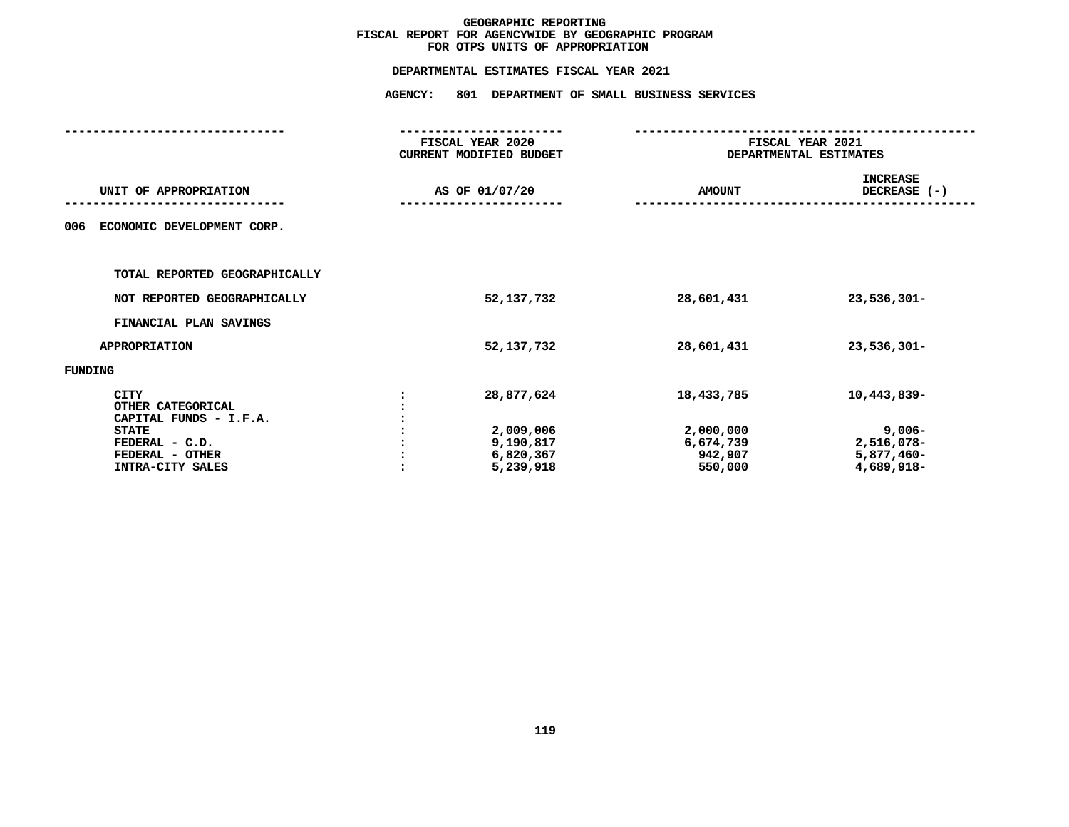# GEOGRAPHIC REPORTING
## FISCAL REPORT FOR AGENCYWIDE BY GEOGRAPHIC PROGRAM
## FOR OTPS UNITS OF APPROPRIATION

### DEPARTMENTAL ESTIMATES FISCAL YEAR 2021

### AGENCY: 801 DEPARTMENT OF SMALL BUSINESS SERVICES

| UNIT OF APPROPRIATION | | FISCAL YEAR 2020 CURRENT MODIFIED BUDGET AS OF 01/07/20 | FISCAL YEAR 2021 DEPARTMENTAL ESTIMATES AMOUNT | INCREASE DECREASE (-) |
|---|---|---|---|---|
| 006 ECONOMIC DEVELOPMENT CORP. | | | | |
| TOTAL REPORTED GEOGRAPHICALLY | | | | |
| NOT REPORTED GEOGRAPHICALLY | | 52,137,732 | 28,601,431 | 23,536,301- |
| FINANCIAL PLAN SAVINGS | | | | |
| APPROPRIATION | | 52,137,732 | 28,601,431 | 23,536,301- |
| FUNDING | | | | |
| CITY | : | 28,877,624 | 18,433,785 | 10,443,839- |
| OTHER CATEGORICAL | : | | | |
| CAPITAL FUNDS - I.F.A. | : | | | |
| STATE | : | 2,009,006 | 2,000,000 | 9,006- |
| FEDERAL - C.D. | : | 9,190,817 | 6,674,739 | 2,516,078- |
| FEDERAL - OTHER | : | 6,820,367 | 942,907 | 5,877,460- |
| INTRA-CITY SALES | : | 5,239,918 | 550,000 | 4,689,918- |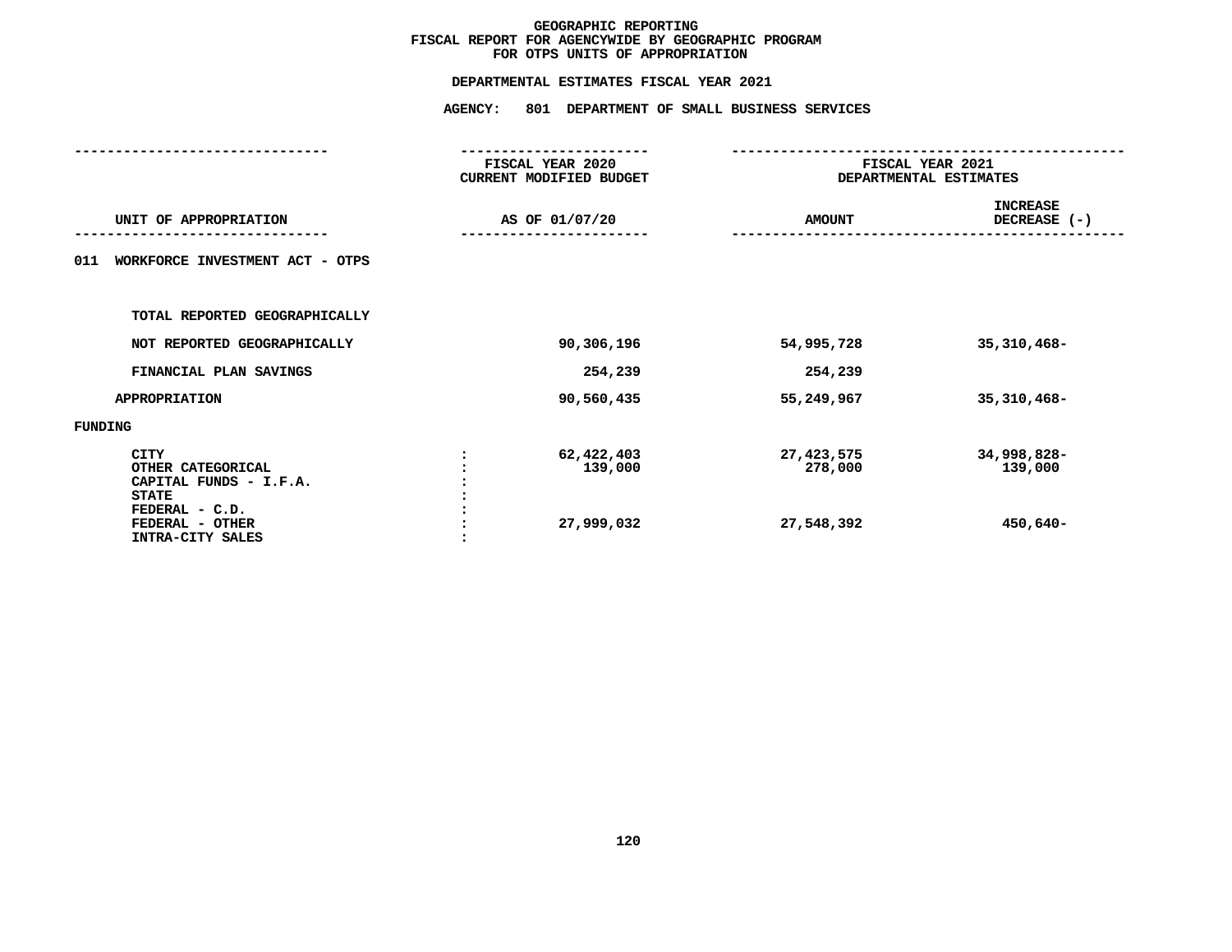# GEOGRAPHIC REPORTING
## FISCAL REPORT FOR AGENCYWIDE BY GEOGRAPHIC PROGRAM
## FOR OTPS UNITS OF APPROPRIATION

### DEPARTMENTAL ESTIMATES FISCAL YEAR 2021

### AGENCY: 801 DEPARTMENT OF SMALL BUSINESS SERVICES

| UNIT OF APPROPRIATION | | FISCAL YEAR 2020 CURRENT MODIFIED BUDGET AS OF 01/07/20 | FISCAL YEAR 2021 DEPARTMENTAL ESTIMATES AMOUNT | INCREASE DECREASE (-) |
|---|---|---|---|---|
| 011 WORKFORCE INVESTMENT ACT - OTPS | | | | |
| TOTAL REPORTED GEOGRAPHICALLY | | | | |
| NOT REPORTED GEOGRAPHICALLY | | 90,306,196 | 54,995,728 | 35,310,468- |
| FINANCIAL PLAN SAVINGS | | 254,239 | 254,239 | |
| APPROPRIATION | | 90,560,435 | 55,249,967 | 35,310,468- |
| FUNDING | | | | |
| CITY | : | 62,422,403 | 27,423,575 | 34,998,828- |
| OTHER CATEGORICAL | : | 139,000 | 278,000 | 139,000 |
| CAPITAL FUNDS - I.F.A. | : | | | |
| STATE | : | | | |
| FEDERAL - C.D. | : | | | |
| FEDERAL - OTHER | : | 27,999,032 | 27,548,392 | 450,640- |
| INTRA-CITY SALES | : | | | |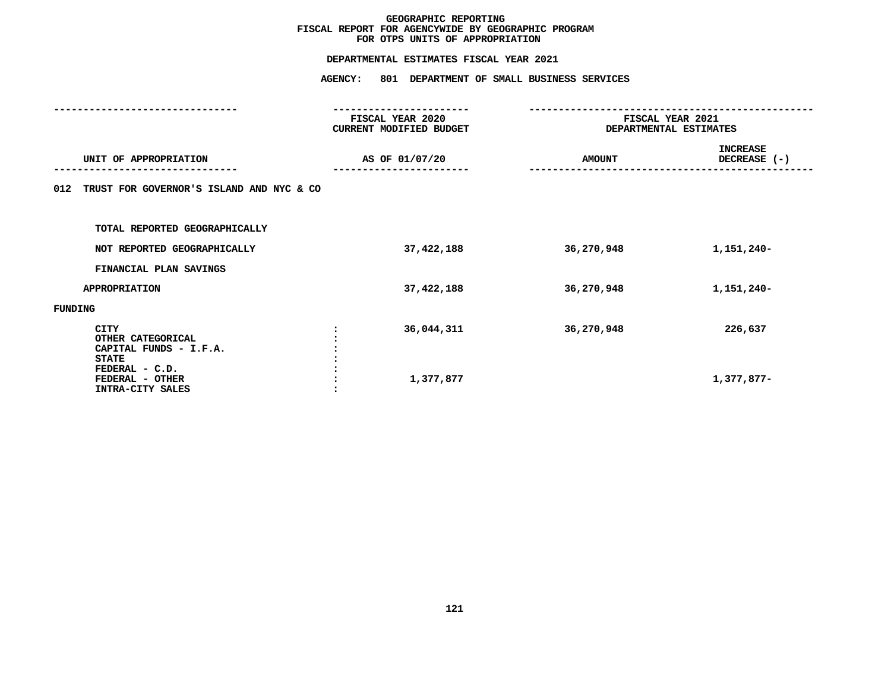# GEOGRAPHIC REPORTING
## FISCAL REPORT FOR AGENCYWIDE BY GEOGRAPHIC PROGRAM
## FOR OTPS UNITS OF APPROPRIATION

**DEPARTMENTAL ESTIMATES FISCAL YEAR 2021**

**AGENCY: 801 DEPARTMENT OF SMALL BUSINESS SERVICES**

| UNIT OF APPROPRIATION | | FISCAL YEAR 2020 CURRENT MODIFIED BUDGET AS OF 01/07/20 | FISCAL YEAR 2021 DEPARTMENTAL ESTIMATES AMOUNT | INCREASE DECREASE (-) |
|---|---|---|---|---|
| 012 TRUST FOR GOVERNOR'S ISLAND AND NYC & CO | | | | |
| TOTAL REPORTED GEOGRAPHICALLY | | | | |
| NOT REPORTED GEOGRAPHICALLY | | 37,422,188 | 36,270,948 | 1,151,240- |
| FINANCIAL PLAN SAVINGS | | | | |
| APPROPRIATION | | 37,422,188 | 36,270,948 | 1,151,240- |
| FUNDING | | | | |
| CITY | : | 36,044,311 | 36,270,948 | 226,637 |
| OTHER CATEGORICAL | : | | | |
| CAPITAL FUNDS - I.F.A. | : | | | |
| STATE | : | | | |
| FEDERAL - C.D. | : | | | |
| FEDERAL - OTHER | : | 1,377,877 | | 1,377,877- |
| INTRA-CITY SALES | : | | | |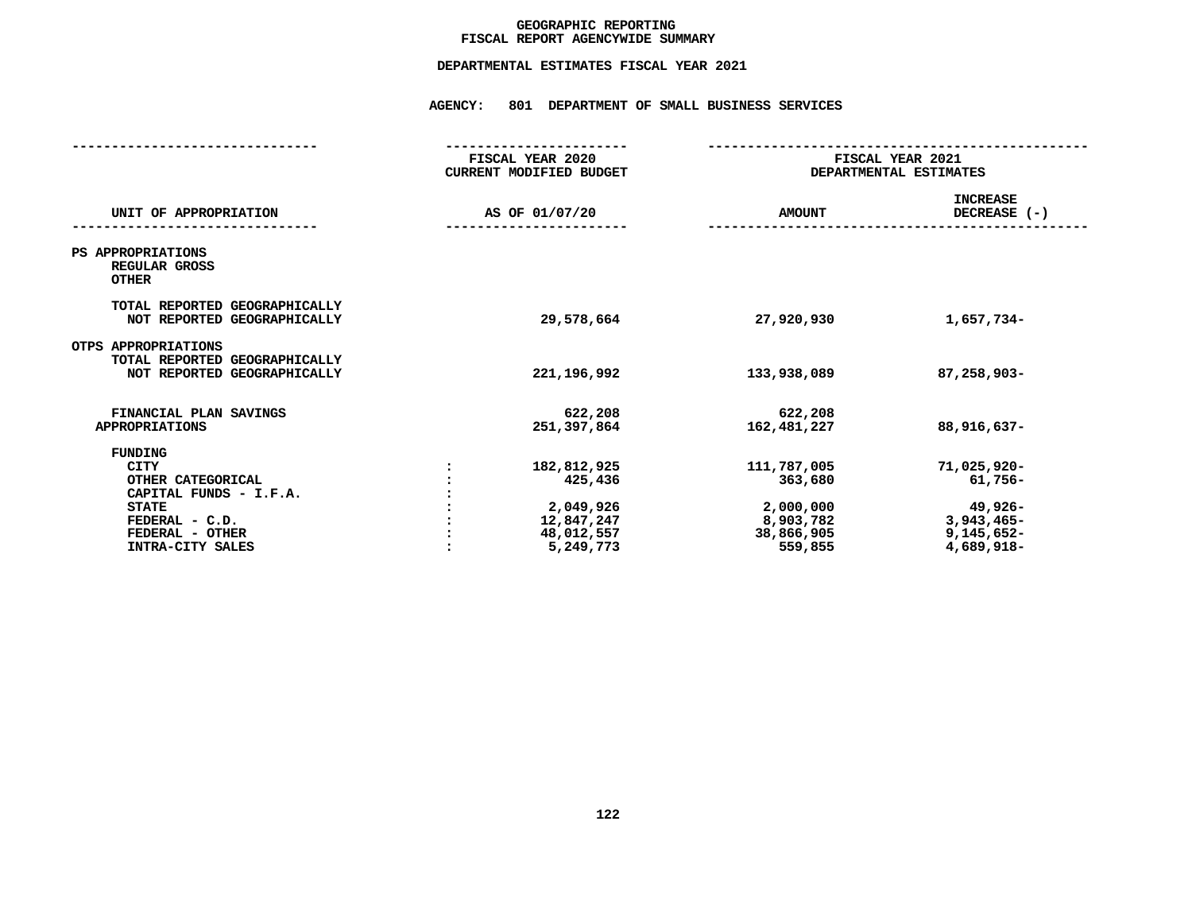# GEOGRAPHIC REPORTING
## FISCAL REPORT AGENCYWIDE SUMMARY

### DEPARTMENTAL ESTIMATES FISCAL YEAR 2021

**AGENCY: 801 DEPARTMENT OF SMALL BUSINESS SERVICES**

| UNIT OF APPROPRIATION | | FISCAL YEAR 2020 CURRENT MODIFIED BUDGET AS OF 01/07/20 | FISCAL YEAR 2021 DEPARTMENTAL ESTIMATES AMOUNT | INCREASE DECREASE (-) |
|---|---|---|---|---|
| PS APPROPRIATIONS | | | | |
| REGULAR GROSS | | | | |
| OTHER | | | | |
| TOTAL REPORTED GEOGRAPHICALLY | | | | |
| NOT REPORTED GEOGRAPHICALLY | | 29,578,664 | 27,920,930 | 1,657,734- |
| OTPS APPROPRIATIONS | | | | |
| TOTAL REPORTED GEOGRAPHICALLY | | | | |
| NOT REPORTED GEOGRAPHICALLY | | 221,196,992 | 133,938,089 | 87,258,903- |
| FINANCIAL PLAN SAVINGS | | 622,208 | 622,208 | |
| APPROPRIATIONS | | 251,397,864 | 162,481,227 | 88,916,637- |
| FUNDING | | | | |
| CITY | : | 182,812,925 | 111,787,005 | 71,025,920- |
| OTHER CATEGORICAL | : | 425,436 | 363,680 | 61,756- |
| CAPITAL FUNDS - I.F.A. | : | | | |
| STATE | : | 2,049,926 | 2,000,000 | 49,926- |
| FEDERAL - C.D. | : | 12,847,247 | 8,903,782 | 3,943,465- |
| FEDERAL - OTHER | : | 48,012,557 | 38,866,905 | 9,145,652- |
| INTRA-CITY SALES | : | 5,249,773 | 559,855 | 4,689,918- |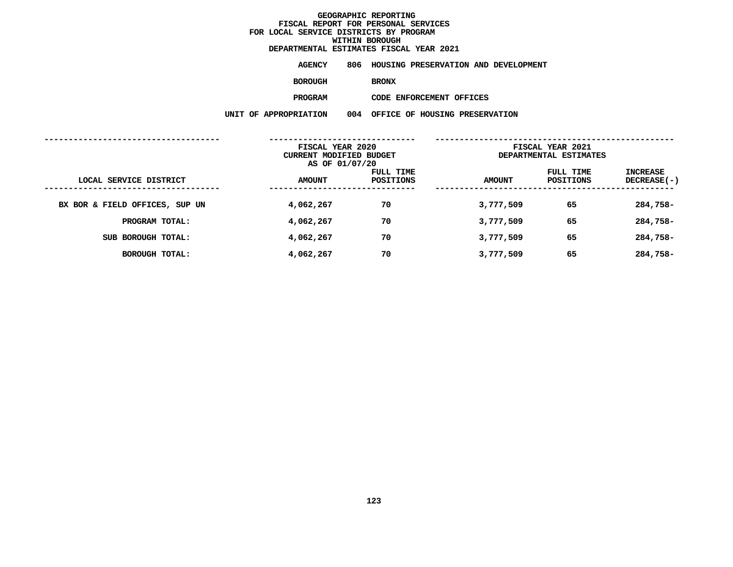# GEOGRAPHIC REPORTING
## FISCAL REPORT FOR PERSONAL SERVICES
## FOR LOCAL SERVICE DISTRICTS BY PROGRAM
## WITHIN BOROUGH
## DEPARTMENTAL ESTIMATES FISCAL YEAR 2021

**AGENCY** 806 HOUSING PRESERVATION AND DEVELOPMENT

**BOROUGH** BRONX

**PROGRAM** CODE ENFORCEMENT OFFICES

**UNIT OF APPROPRIATION** 004 OFFICE OF HOUSING PRESERVATION

| | FISCAL YEAR 2020 CURRENT MODIFIED BUDGET AS OF 01/07/20 | | FISCAL YEAR 2021 DEPARTMENTAL ESTIMATES | | |
|---|---|---|---|---|---|
| LOCAL SERVICE DISTRICT | AMOUNT | FULL TIME POSITIONS | AMOUNT | FULL TIME POSITIONS | INCREASE DECREASE(-) |
| BX BOR & FIELD OFFICES, SUP UN | 4,062,267 | 70 | 3,777,509 | 65 | 284,758- |
| PROGRAM TOTAL: | 4,062,267 | 70 | 3,777,509 | 65 | 284,758- |
| SUB BOROUGH TOTAL: | 4,062,267 | 70 | 3,777,509 | 65 | 284,758- |
| BOROUGH TOTAL: | 4,062,267 | 70 | 3,777,509 | 65 | 284,758- |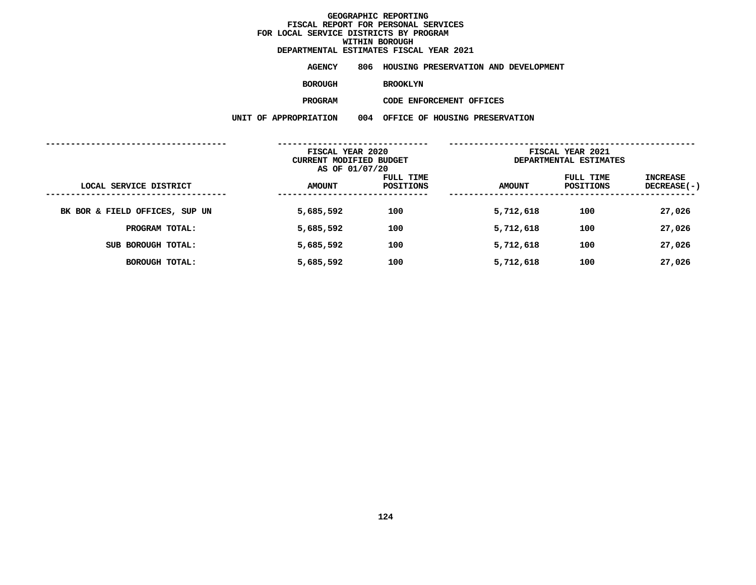# GEOGRAPHIC REPORTING
## FISCAL REPORT FOR PERSONAL SERVICES
## FOR LOCAL SERVICE DISTRICTS BY PROGRAM
## WITHIN BOROUGH
## DEPARTMENTAL ESTIMATES FISCAL YEAR 2021

**AGENCY** 806 HOUSING PRESERVATION AND DEVELOPMENT

**BOROUGH** BROOKLYN

**PROGRAM** CODE ENFORCEMENT OFFICES

**UNIT OF APPROPRIATION** 004 OFFICE OF HOUSING PRESERVATION

| | FISCAL YEAR 2020 CURRENT MODIFIED BUDGET AS OF 01/07/20 | | FISCAL YEAR 2021 DEPARTMENTAL ESTIMATES | | |
|---|---|---|---|---|---|
| LOCAL SERVICE DISTRICT | AMOUNT | FULL TIME POSITIONS | AMOUNT | FULL TIME POSITIONS | INCREASE DECREASE(-) |
| BK BOR & FIELD OFFICES, SUP UN | 5,685,592 | 100 | 5,712,618 | 100 | 27,026 |
| PROGRAM TOTAL: | 5,685,592 | 100 | 5,712,618 | 100 | 27,026 |
| SUB BOROUGH TOTAL: | 5,685,592 | 100 | 5,712,618 | 100 | 27,026 |
| BOROUGH TOTAL: | 5,685,592 | 100 | 5,712,618 | 100 | 27,026 |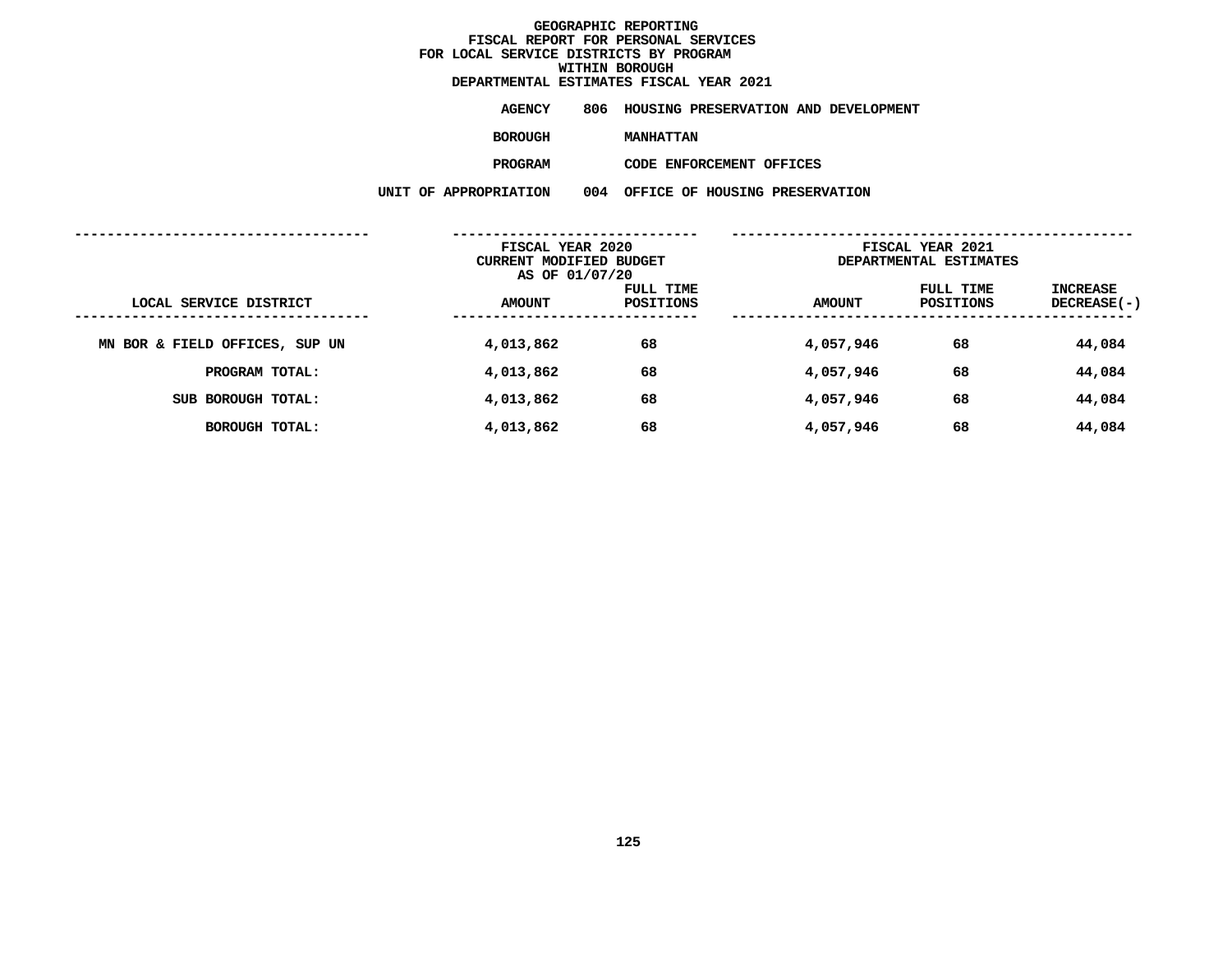# GEOGRAPHIC REPORTING
## FISCAL REPORT FOR PERSONAL SERVICES
## FOR LOCAL SERVICE DISTRICTS BY PROGRAM
## WITHIN BOROUGH
## DEPARTMENTAL ESTIMATES FISCAL YEAR 2021

**AGENCY** 806 HOUSING PRESERVATION AND DEVELOPMENT

**BOROUGH** MANHATTAN

**PROGRAM** CODE ENFORCEMENT OFFICES

**UNIT OF APPROPRIATION** 004 OFFICE OF HOUSING PRESERVATION

| LOCAL SERVICE DISTRICT | FISCAL YEAR 2020 CURRENT MODIFIED BUDGET AS OF 01/07/20 AMOUNT | FULL TIME POSITIONS | FISCAL YEAR 2021 DEPARTMENTAL ESTIMATES AMOUNT | FULL TIME POSITIONS | INCREASE DECREASE(-) |
|---|---|---|---|---|---|
| MN BOR & FIELD OFFICES, SUP UN | 4,013,862 | 68 | 4,057,946 | 68 | 44,084 |
| PROGRAM TOTAL: | 4,013,862 | 68 | 4,057,946 | 68 | 44,084 |
| SUB BOROUGH TOTAL: | 4,013,862 | 68 | 4,057,946 | 68 | 44,084 |
| BOROUGH TOTAL: | 4,013,862 | 68 | 4,057,946 | 68 | 44,084 |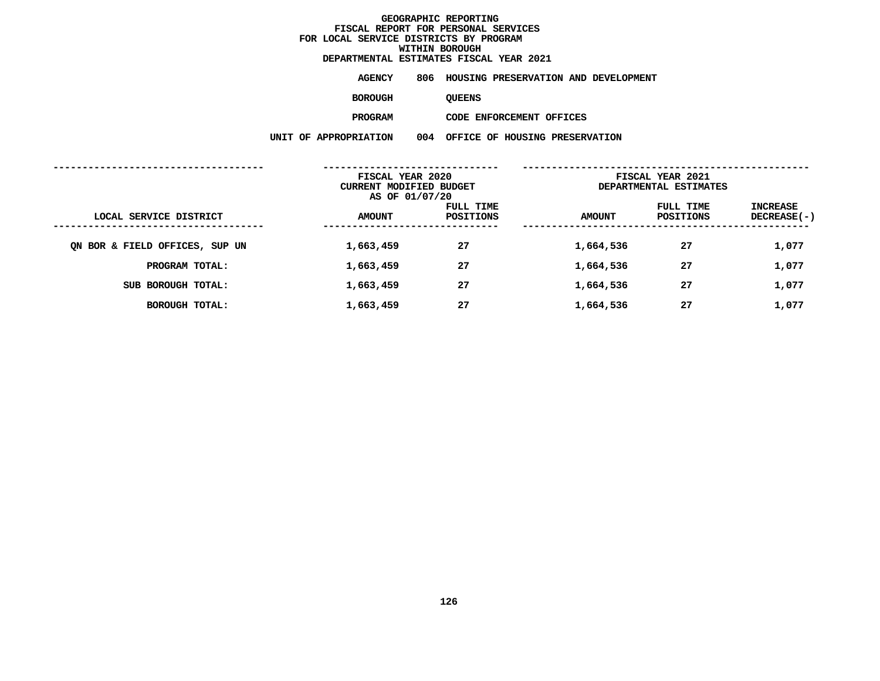# GEOGRAPHIC REPORTING
## FISCAL REPORT FOR PERSONAL SERVICES
## FOR LOCAL SERVICE DISTRICTS BY PROGRAM
## WITHIN BOROUGH
## DEPARTMENTAL ESTIMATES FISCAL YEAR 2021

**AGENCY** 806 HOUSING PRESERVATION AND DEVELOPMENT

**BOROUGH** QUEENS

**PROGRAM** CODE ENFORCEMENT OFFICES

**UNIT OF APPROPRIATION** 004 OFFICE OF HOUSING PRESERVATION

| | FISCAL YEAR 2020 CURRENT MODIFIED BUDGET AS OF 01/07/20 | | FISCAL YEAR 2021 DEPARTMENTAL ESTIMATES | | |
|---|---|---|---|---|---|
| LOCAL SERVICE DISTRICT | AMOUNT | FULL TIME POSITIONS | AMOUNT | FULL TIME POSITIONS | INCREASE DECREASE(-) |
| QN BOR & FIELD OFFICES, SUP UN | 1,663,459 | 27 | 1,664,536 | 27 | 1,077 |
| PROGRAM TOTAL: | 1,663,459 | 27 | 1,664,536 | 27 | 1,077 |
| SUB BOROUGH TOTAL: | 1,663,459 | 27 | 1,664,536 | 27 | 1,077 |
| BOROUGH TOTAL: | 1,663,459 | 27 | 1,664,536 | 27 | 1,077 |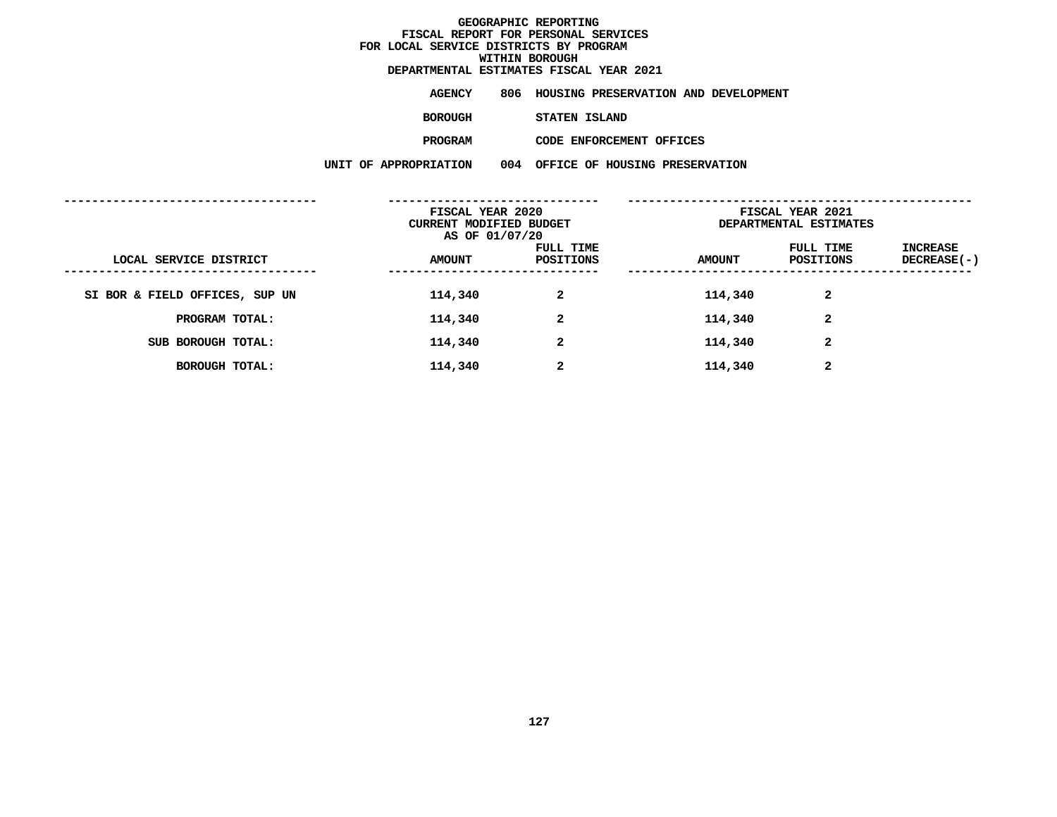# GEOGRAPHIC REPORTING
## FISCAL REPORT FOR PERSONAL SERVICES
## FOR LOCAL SERVICE DISTRICTS BY PROGRAM
## WITHIN BOROUGH
## DEPARTMENTAL ESTIMATES FISCAL YEAR 2021

**AGENCY** 806 HOUSING PRESERVATION AND DEVELOPMENT

**BOROUGH** STATEN ISLAND

**PROGRAM** CODE ENFORCEMENT OFFICES

**UNIT OF APPROPRIATION** 004 OFFICE OF HOUSING PRESERVATION

| LOCAL SERVICE DISTRICT | FISCAL YEAR 2020 CURRENT MODIFIED BUDGET AS OF 01/07/20 AMOUNT | FULL TIME POSITIONS | FISCAL YEAR 2021 DEPARTMENTAL ESTIMATES AMOUNT | FULL TIME POSITIONS | INCREASE DECREASE(-) |
|---|---|---|---|---|---|
| SI BOR & FIELD OFFICES, SUP UN | 114,340 | 2 | 114,340 | 2 | |
| PROGRAM TOTAL: | 114,340 | 2 | 114,340 | 2 | |
| SUB BOROUGH TOTAL: | 114,340 | 2 | 114,340 | 2 | |
| BOROUGH TOTAL: | 114,340 | 2 | 114,340 | 2 | |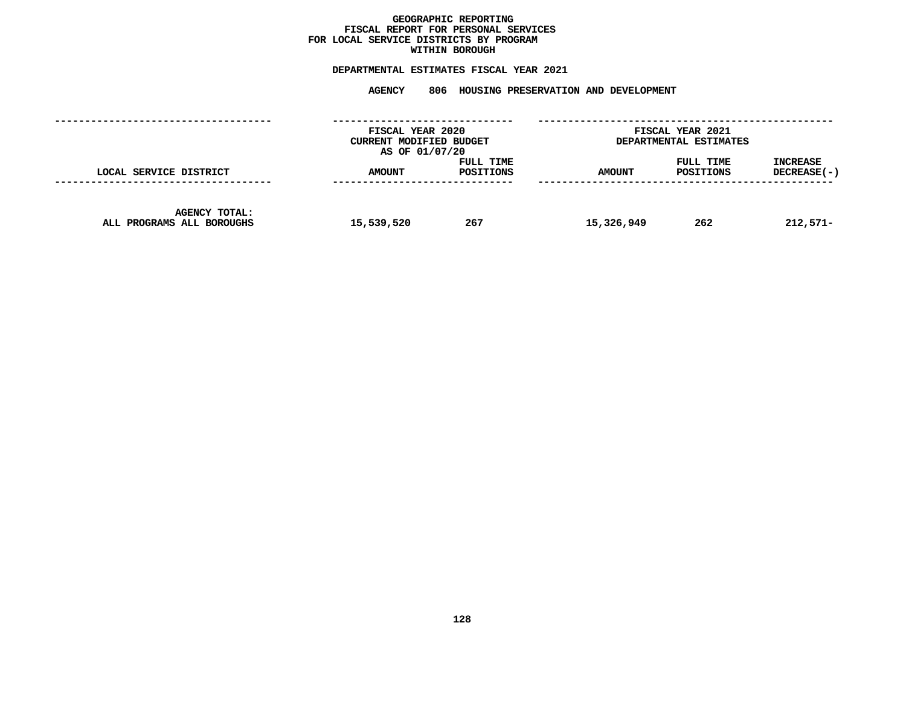# GEOGRAPHIC REPORTING
## FISCAL REPORT FOR PERSONAL SERVICES
## FOR LOCAL SERVICE DISTRICTS BY PROGRAM
## WITHIN BOROUGH

### DEPARTMENTAL ESTIMATES FISCAL YEAR 2021

### AGENCY 806 HOUSING PRESERVATION AND DEVELOPMENT

| LOCAL SERVICE DISTRICT | FISCAL YEAR 2020 CURRENT MODIFIED BUDGET AS OF 01/07/20 AMOUNT | FULL TIME POSITIONS | FISCAL YEAR 2021 DEPARTMENTAL ESTIMATES AMOUNT | FULL TIME POSITIONS | INCREASE DECREASE(-) |
|---|---|---|---|---|---|
| AGENCY TOTAL: ALL PROGRAMS ALL BOROUGHS | 15,539,520 | 267 | 15,326,949 | 262 | 212,571- |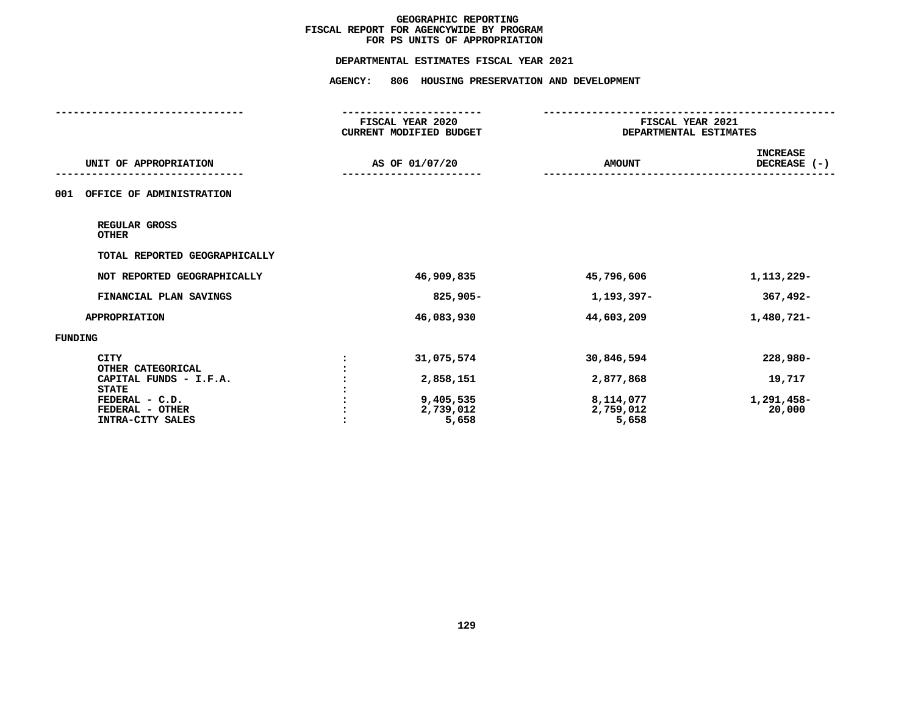# GEOGRAPHIC REPORTING
## FISCAL REPORT FOR AGENCYWIDE BY PROGRAM
## FOR PS UNITS OF APPROPRIATION

**DEPARTMENTAL ESTIMATES FISCAL YEAR 2021**

**AGENCY: 806 HOUSING PRESERVATION AND DEVELOPMENT**

| UNIT OF APPROPRIATION | | FISCAL YEAR 2020 CURRENT MODIFIED BUDGET AS OF 01/07/20 | FISCAL YEAR 2021 DEPARTMENTAL ESTIMATES AMOUNT | INCREASE DECREASE (-) |
|---|---|---|---|---|
| **001 OFFICE OF ADMINISTRATION** | | | | |
| REGULAR GROSS | | | | |
| OTHER | | | | |
| TOTAL REPORTED GEOGRAPHICALLY | | | | |
| NOT REPORTED GEOGRAPHICALLY | | 46,909,835 | 45,796,606 | 1,113,229- |
| FINANCIAL PLAN SAVINGS | | 825,905- | 1,193,397- | 367,492- |
| APPROPRIATION | | 46,083,930 | 44,603,209 | 1,480,721- |
| **FUNDING** | | | | |
| CITY | : | 31,075,574 | 30,846,594 | 228,980- |
| OTHER CATEGORICAL | : | | | |
| CAPITAL FUNDS - I.F.A. | : | 2,858,151 | 2,877,868 | 19,717 |
| STATE | : | | | |
| FEDERAL - C.D. | : | 9,405,535 | 8,114,077 | 1,291,458- |
| FEDERAL - OTHER | : | 2,739,012 | 2,759,012 | 20,000 |
| INTRA-CITY SALES | : | 5,658 | 5,658 | |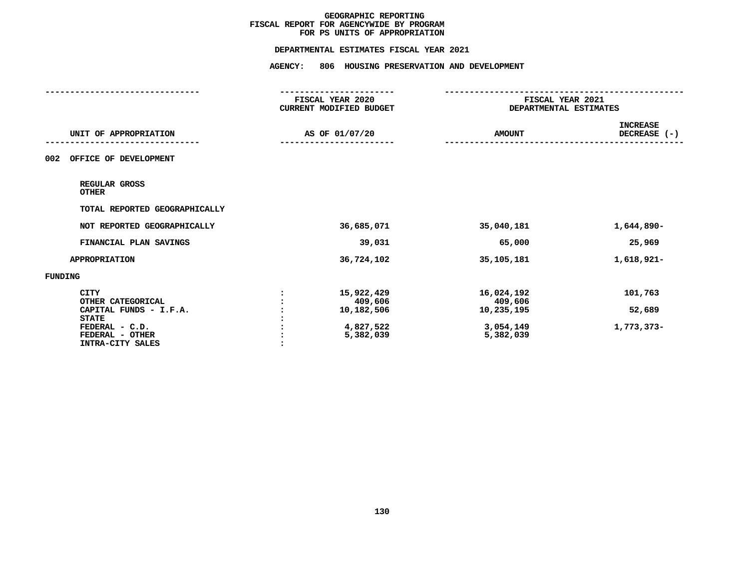# GEOGRAPHIC REPORTING
## FISCAL REPORT FOR AGENCYWIDE BY PROGRAM
## FOR PS UNITS OF APPROPRIATION

### DEPARTMENTAL ESTIMATES FISCAL YEAR 2021

### AGENCY: 806 HOUSING PRESERVATION AND DEVELOPMENT

| UNIT OF APPROPRIATION | | FISCAL YEAR 2020 CURRENT MODIFIED BUDGET AS OF 01/07/20 | FISCAL YEAR 2021 DEPARTMENTAL ESTIMATES AMOUNT | INCREASE DECREASE (-) |
|---|---|---|---|---|
| 002 OFFICE OF DEVELOPMENT | | | | |
| REGULAR GROSS | | | | |
| OTHER | | | | |
| TOTAL REPORTED GEOGRAPHICALLY | | | | |
| NOT REPORTED GEOGRAPHICALLY | | 36,685,071 | 35,040,181 | 1,644,890- |
| FINANCIAL PLAN SAVINGS | | 39,031 | 65,000 | 25,969 |
| APPROPRIATION | | 36,724,102 | 35,105,181 | 1,618,921- |
| FUNDING | | | | |
| CITY | : | 15,922,429 | 16,024,192 | 101,763 |
| OTHER CATEGORICAL | : | 409,606 | 409,606 | |
| CAPITAL FUNDS - I.F.A. | : | 10,182,506 | 10,235,195 | 52,689 |
| STATE | : | | | |
| FEDERAL - C.D. | : | 4,827,522 | 3,054,149 | 1,773,373- |
| FEDERAL - OTHER | : | 5,382,039 | 5,382,039 | |
| INTRA-CITY SALES | : | | | |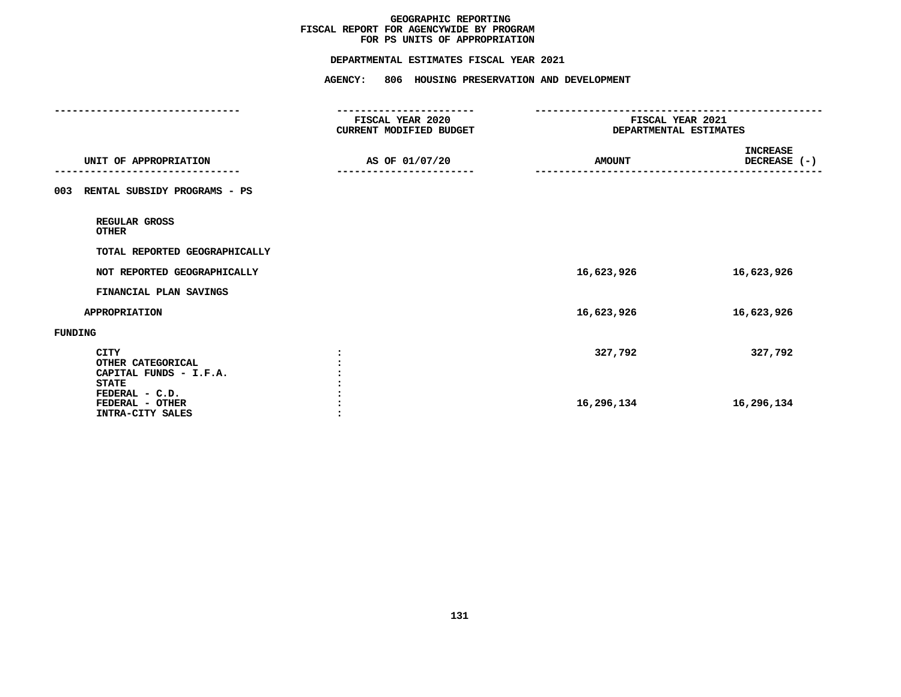# GEOGRAPHIC REPORTING
## FISCAL REPORT FOR AGENCYWIDE BY PROGRAM
## FOR PS UNITS OF APPROPRIATION

### DEPARTMENTAL ESTIMATES FISCAL YEAR 2021

### AGENCY: 806 HOUSING PRESERVATION AND DEVELOPMENT

| UNIT OF APPROPRIATION | FISCAL YEAR 2020 CURRENT MODIFIED BUDGET AS OF 01/07/20 | FISCAL YEAR 2021 DEPARTMENTAL ESTIMATES AMOUNT | INCREASE DECREASE (-) |
|---|---|---|---|
| **003 RENTAL SUBSIDY PROGRAMS - PS** | | | |
| REGULAR GROSS | | | |
| OTHER | | | |
| TOTAL REPORTED GEOGRAPHICALLY | | | |
| NOT REPORTED GEOGRAPHICALLY | | 16,623,926 | 16,623,926 |
| FINANCIAL PLAN SAVINGS | | | |
| APPROPRIATION | | 16,623,926 | 16,623,926 |
| **FUNDING** | | | |
| CITY | : | 327,792 | 327,792 |
| OTHER CATEGORICAL | : | | |
| CAPITAL FUNDS - I.F.A. | : | | |
| STATE | : | | |
| FEDERAL - C.D. | : | | |
| FEDERAL - OTHER | : | 16,296,134 | 16,296,134 |
| INTRA-CITY SALES | : | | |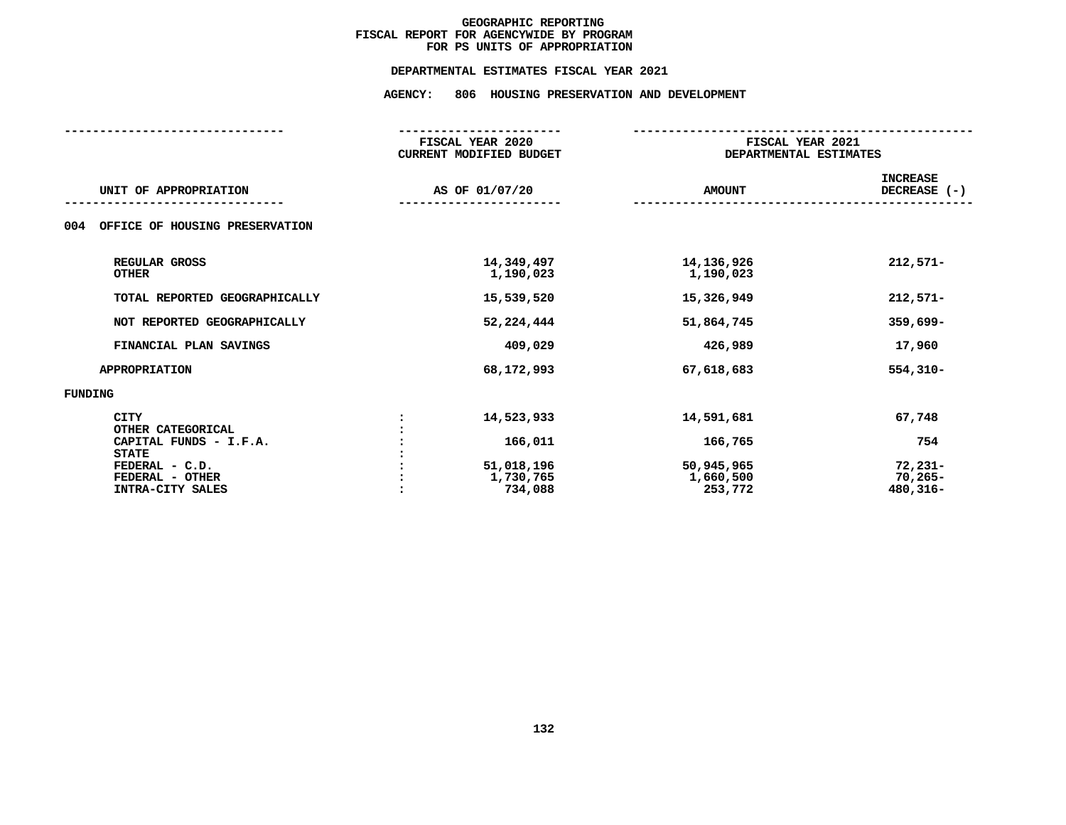# GEOGRAPHIC REPORTING
## FISCAL REPORT FOR AGENCYWIDE BY PROGRAM
## FOR PS UNITS OF APPROPRIATION

### DEPARTMENTAL ESTIMATES FISCAL YEAR 2021

### AGENCY: 806 HOUSING PRESERVATION AND DEVELOPMENT

| UNIT OF APPROPRIATION | | FISCAL YEAR 2020 CURRENT MODIFIED BUDGET AS OF 01/07/20 | FISCAL YEAR 2021 DEPARTMENTAL ESTIMATES AMOUNT | INCREASE DECREASE (-) |
|---|---|---|---|---|
| **004 OFFICE OF HOUSING PRESERVATION** | | | | |
| REGULAR GROSS | | 14,349,497 | 14,136,926 | 212,571- |
| OTHER | | 1,190,023 | 1,190,023 | |
| TOTAL REPORTED GEOGRAPHICALLY | | 15,539,520 | 15,326,949 | 212,571- |
| NOT REPORTED GEOGRAPHICALLY | | 52,224,444 | 51,864,745 | 359,699- |
| FINANCIAL PLAN SAVINGS | | 409,029 | 426,989 | 17,960 |
| APPROPRIATION | | 68,172,993 | 67,618,683 | 554,310- |
| **FUNDING** | | | | |
| CITY | : | 14,523,933 | 14,591,681 | 67,748 |
| OTHER CATEGORICAL | : | | | |
| CAPITAL FUNDS - I.F.A. | : | 166,011 | 166,765 | 754 |
| STATE | : | | | |
| FEDERAL - C.D. | : | 51,018,196 | 50,945,965 | 72,231- |
| FEDERAL - OTHER | : | 1,730,765 | 1,660,500 | 70,265- |
| INTRA-CITY SALES | : | 734,088 | 253,772 | 480,316- |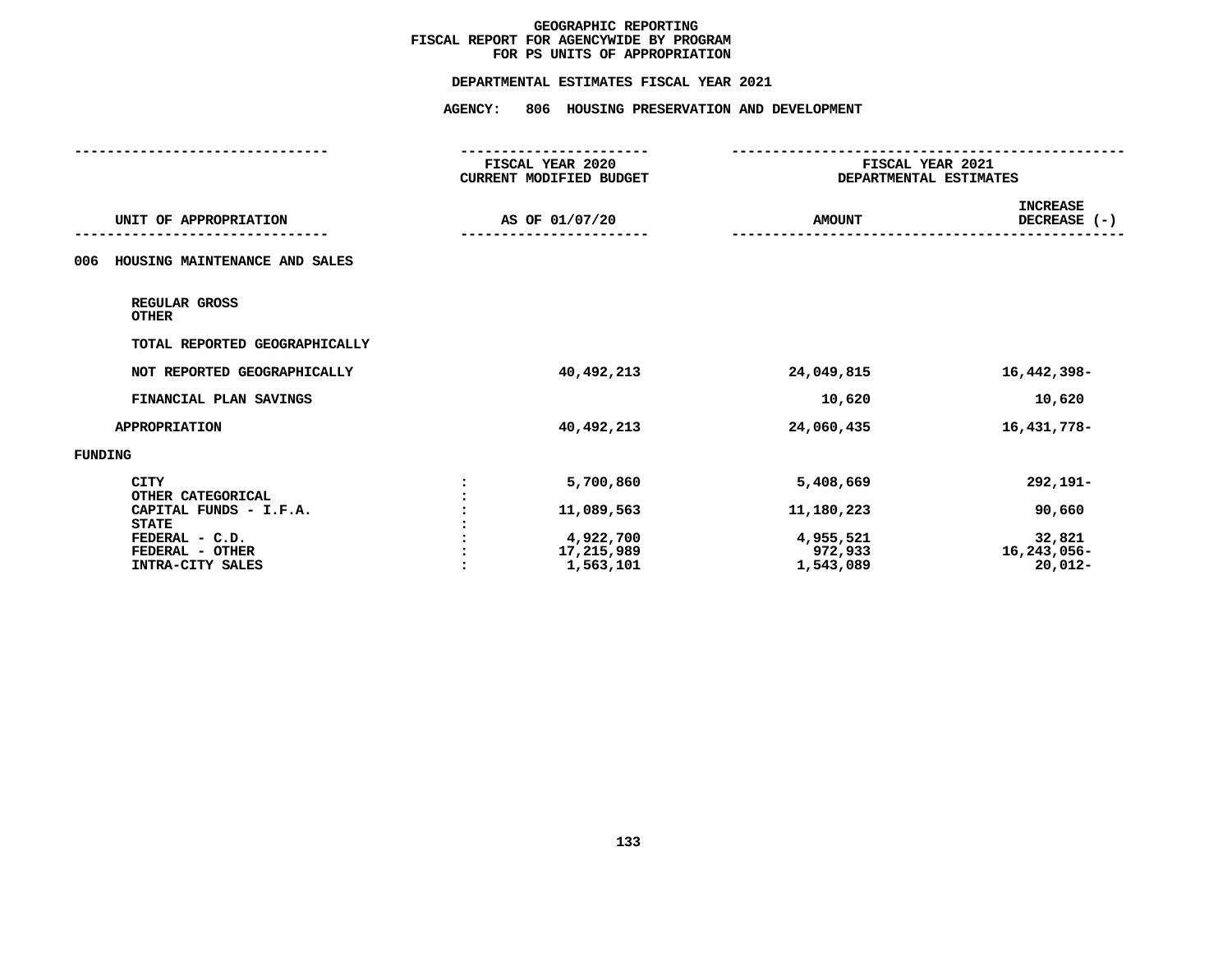# GEOGRAPHIC REPORTING
## FISCAL REPORT FOR AGENCYWIDE BY PROGRAM
## FOR PS UNITS OF APPROPRIATION

### DEPARTMENTAL ESTIMATES FISCAL YEAR 2021

### AGENCY: 806 HOUSING PRESERVATION AND DEVELOPMENT

| UNIT OF APPROPRIATION | | FISCAL YEAR 2020 CURRENT MODIFIED BUDGET AS OF 01/07/20 | FISCAL YEAR 2021 DEPARTMENTAL ESTIMATES AMOUNT | INCREASE DECREASE (-) |
|---|---|---|---|---|
| 006 HOUSING MAINTENANCE AND SALES | | | | |
| REGULAR GROSS | | | | |
| OTHER | | | | |
| TOTAL REPORTED GEOGRAPHICALLY | | | | |
| NOT REPORTED GEOGRAPHICALLY | | 40,492,213 | 24,049,815 | 16,442,398- |
| FINANCIAL PLAN SAVINGS | | | 10,620 | 10,620 |
| APPROPRIATION | | 40,492,213 | 24,060,435 | 16,431,778- |
| FUNDING | | | | |
| CITY | : | 5,700,860 | 5,408,669 | 292,191- |
| OTHER CATEGORICAL | : | | | |
| CAPITAL FUNDS - I.F.A. | : | 11,089,563 | 11,180,223 | 90,660 |
| STATE | : | | | |
| FEDERAL - C.D. | : | 4,922,700 | 4,955,521 | 32,821 |
| FEDERAL - OTHER | : | 17,215,989 | 972,933 | 16,243,056- |
| INTRA-CITY SALES | : | 1,563,101 | 1,543,089 | 20,012- |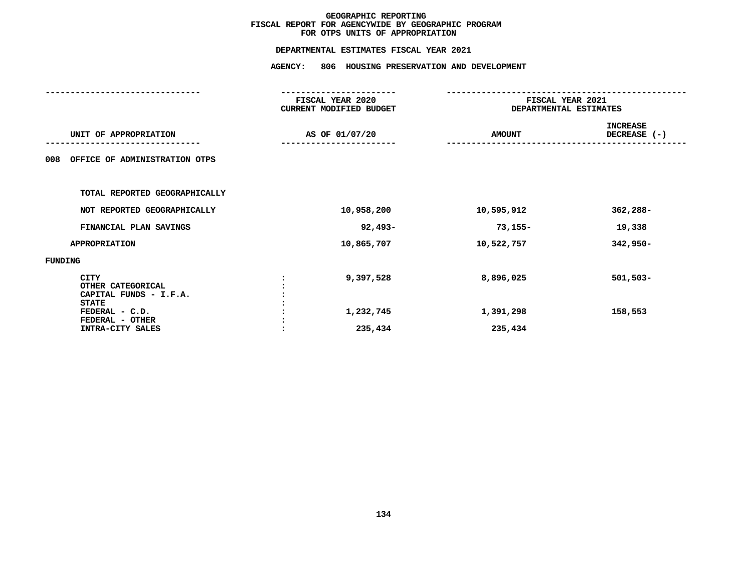# GEOGRAPHIC REPORTING
## FISCAL REPORT FOR AGENCYWIDE BY GEOGRAPHIC PROGRAM
## FOR OTPS UNITS OF APPROPRIATION

### DEPARTMENTAL ESTIMATES FISCAL YEAR 2021

### AGENCY: 806 HOUSING PRESERVATION AND DEVELOPMENT

| UNIT OF APPROPRIATION | | FISCAL YEAR 2020 CURRENT MODIFIED BUDGET AS OF 01/07/20 | FISCAL YEAR 2021 DEPARTMENTAL ESTIMATES AMOUNT | INCREASE DECREASE (-) |
|---|---|---|---|---|
| 008 OFFICE OF ADMINISTRATION OTPS | | | | |
| TOTAL REPORTED GEOGRAPHICALLY | | | | |
| NOT REPORTED GEOGRAPHICALLY | | 10,958,200 | 10,595,912 | 362,288- |
| FINANCIAL PLAN SAVINGS | | 92,493- | 73,155- | 19,338 |
| APPROPRIATION | | 10,865,707 | 10,522,757 | 342,950- |
| FUNDING | | | | |
| CITY | : | 9,397,528 | 8,896,025 | 501,503- |
| OTHER CATEGORICAL | : | | | |
| CAPITAL FUNDS - I.F.A. | : | | | |
| STATE | : | | | |
| FEDERAL - C.D. | : | 1,232,745 | 1,391,298 | 158,553 |
| FEDERAL - OTHER | : | | | |
| INTRA-CITY SALES | : | 235,434 | 235,434 | |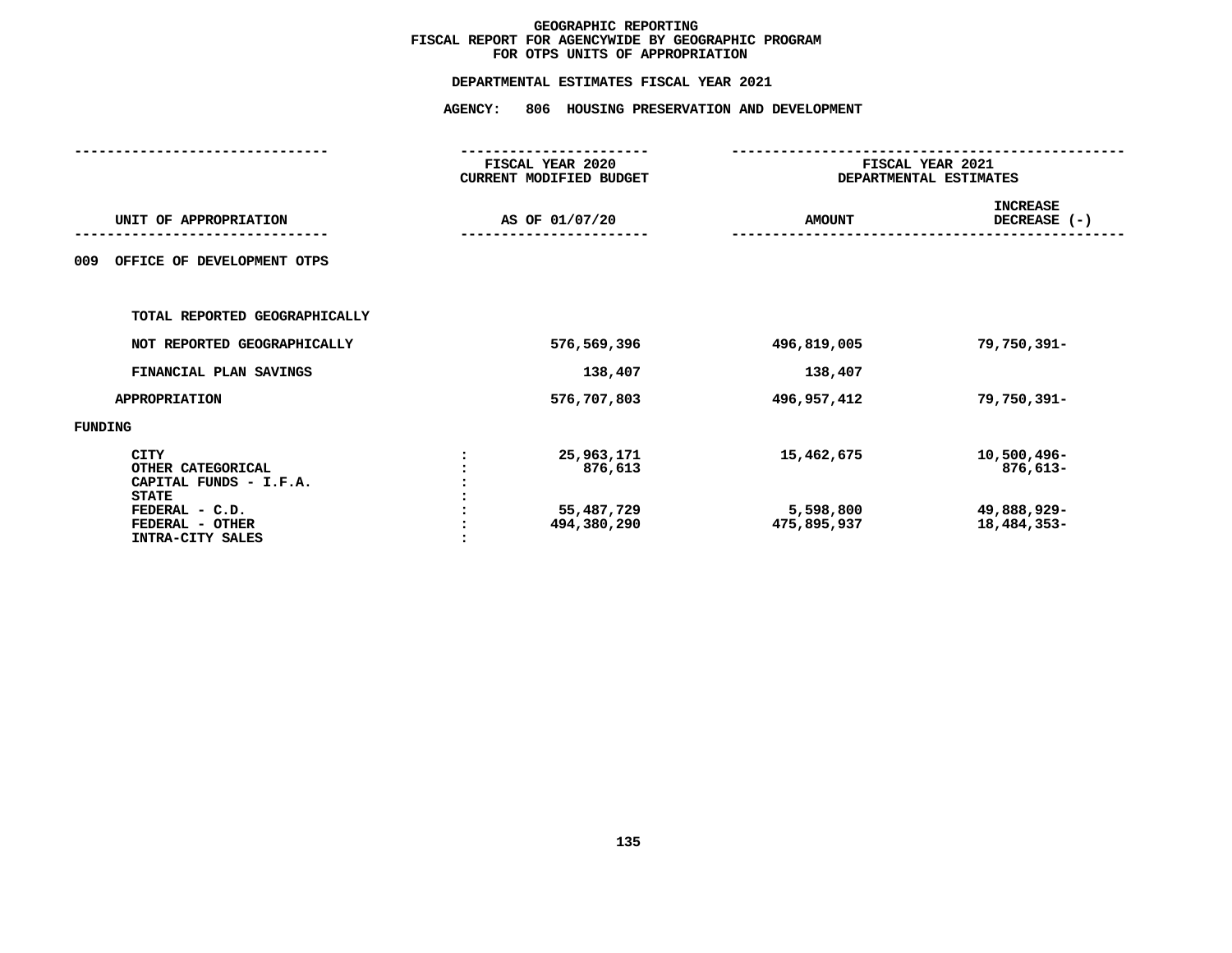# GEOGRAPHIC REPORTING
## FISCAL REPORT FOR AGENCYWIDE BY GEOGRAPHIC PROGRAM
## FOR OTPS UNITS OF APPROPRIATION

### DEPARTMENTAL ESTIMATES FISCAL YEAR 2021

### AGENCY: 806 HOUSING PRESERVATION AND DEVELOPMENT

| UNIT OF APPROPRIATION | | FISCAL YEAR 2020 CURRENT MODIFIED BUDGET AS OF 01/07/20 | FISCAL YEAR 2021 DEPARTMENTAL ESTIMATES AMOUNT | INCREASE DECREASE (-) |
|---|---|---|---|---|
| 009 OFFICE OF DEVELOPMENT OTPS | | | | |
| TOTAL REPORTED GEOGRAPHICALLY | | | | |
| NOT REPORTED GEOGRAPHICALLY | | 576,569,396 | 496,819,005 | 79,750,391- |
| FINANCIAL PLAN SAVINGS | | 138,407 | 138,407 | |
| APPROPRIATION | | 576,707,803 | 496,957,412 | 79,750,391- |
| FUNDING | | | | |
| CITY | : | 25,963,171 | 15,462,675 | 10,500,496- |
| OTHER CATEGORICAL | : | 876,613 | | 876,613- |
| CAPITAL FUNDS - I.F.A. | : | | | |
| STATE | : | | | |
| FEDERAL - C.D. | : | 55,487,729 | 5,598,800 | 49,888,929- |
| FEDERAL - OTHER | : | 494,380,290 | 475,895,937 | 18,484,353- |
| INTRA-CITY SALES | : | | | |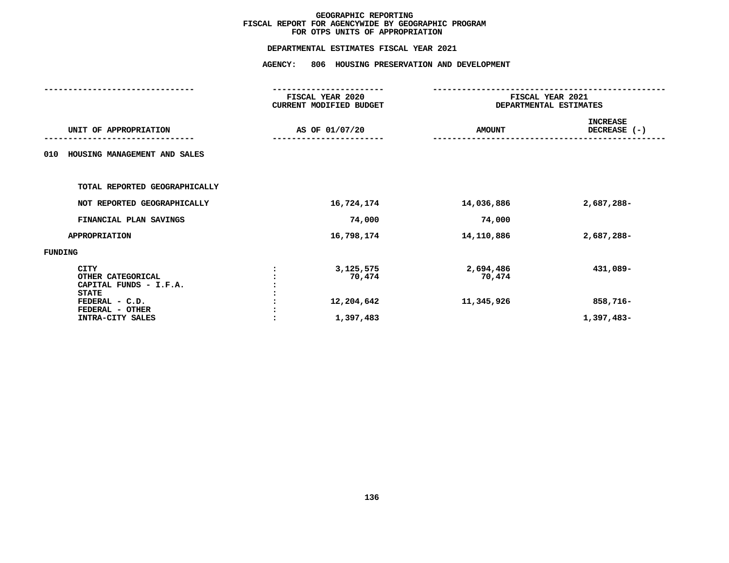# GEOGRAPHIC REPORTING
## FISCAL REPORT FOR AGENCYWIDE BY GEOGRAPHIC PROGRAM
## FOR OTPS UNITS OF APPROPRIATION

### DEPARTMENTAL ESTIMATES FISCAL YEAR 2021

### AGENCY: 806 HOUSING PRESERVATION AND DEVELOPMENT

| UNIT OF APPROPRIATION | | FISCAL YEAR 2020 CURRENT MODIFIED BUDGET AS OF 01/07/20 | FISCAL YEAR 2021 DEPARTMENTAL ESTIMATES AMOUNT | INCREASE DECREASE (-) |
|---|---|---|---|---|
| 010 HOUSING MANAGEMENT AND SALES | | | | |
| TOTAL REPORTED GEOGRAPHICALLY | | | | |
| NOT REPORTED GEOGRAPHICALLY | | 16,724,174 | 14,036,886 | 2,687,288- |
| FINANCIAL PLAN SAVINGS | | 74,000 | 74,000 | |
| APPROPRIATION | | 16,798,174 | 14,110,886 | 2,687,288- |
| FUNDING | | | | |
| CITY | : | 3,125,575 | 2,694,486 | 431,089- |
| OTHER CATEGORICAL | : | 70,474 | 70,474 | |
| CAPITAL FUNDS - I.F.A. | : | | | |
| STATE | : | | | |
| FEDERAL - C.D. | : | 12,204,642 | 11,345,926 | 858,716- |
| FEDERAL - OTHER | : | | | |
| INTRA-CITY SALES | : | 1,397,483 | | 1,397,483- |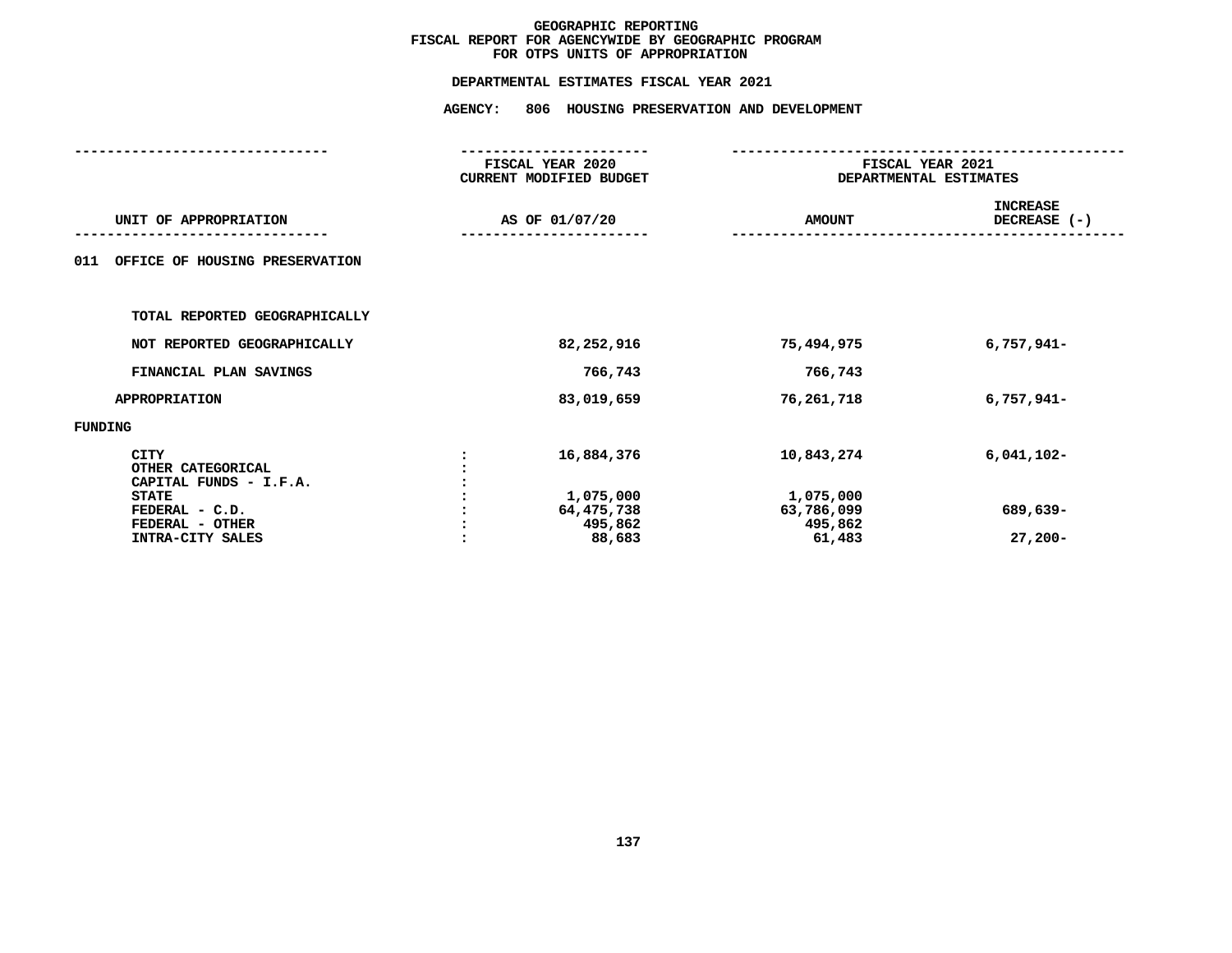# GEOGRAPHIC REPORTING
## FISCAL REPORT FOR AGENCYWIDE BY GEOGRAPHIC PROGRAM
## FOR OTPS UNITS OF APPROPRIATION

### DEPARTMENTAL ESTIMATES FISCAL YEAR 2021

### AGENCY: 806 HOUSING PRESERVATION AND DEVELOPMENT

| UNIT OF APPROPRIATION | | FISCAL YEAR 2020 CURRENT MODIFIED BUDGET AS OF 01/07/20 | FISCAL YEAR 2021 DEPARTMENTAL ESTIMATES AMOUNT | INCREASE DECREASE (-) |
|---|---|---|---|---|
| 011 OFFICE OF HOUSING PRESERVATION | | | | |
| TOTAL REPORTED GEOGRAPHICALLY | | | | |
| NOT REPORTED GEOGRAPHICALLY | | 82,252,916 | 75,494,975 | 6,757,941- |
| FINANCIAL PLAN SAVINGS | | 766,743 | 766,743 | |
| APPROPRIATION | | 83,019,659 | 76,261,718 | 6,757,941- |
| FUNDING | | | | |
| CITY | : | 16,884,376 | 10,843,274 | 6,041,102- |
| OTHER CATEGORICAL | : | | | |
| CAPITAL FUNDS - I.F.A. | : | | | |
| STATE | : | 1,075,000 | 1,075,000 | |
| FEDERAL - C.D. | : | 64,475,738 | 63,786,099 | 689,639- |
| FEDERAL - OTHER | : | 495,862 | 495,862 | |
| INTRA-CITY SALES | : | 88,683 | 61,483 | 27,200- |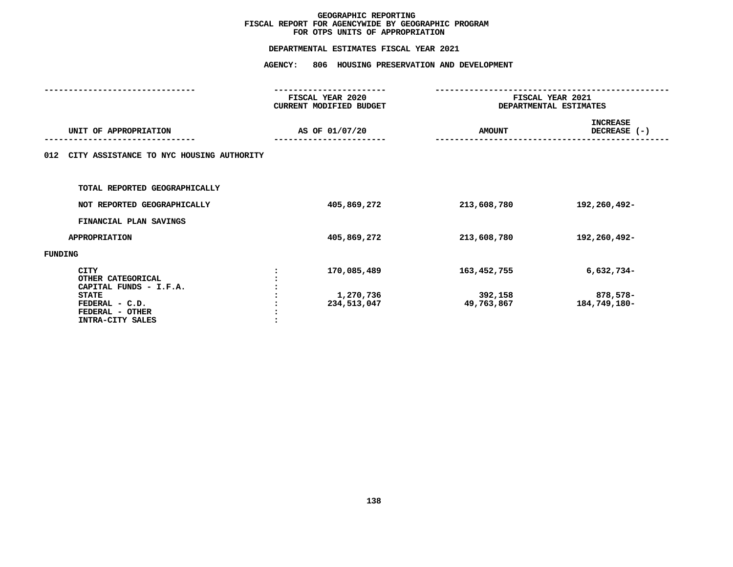# GEOGRAPHIC REPORTING
## FISCAL REPORT FOR AGENCYWIDE BY GEOGRAPHIC PROGRAM
## FOR OTPS UNITS OF APPROPRIATION

### DEPARTMENTAL ESTIMATES FISCAL YEAR 2021

### AGENCY: 806 HOUSING PRESERVATION AND DEVELOPMENT

| UNIT OF APPROPRIATION | | FISCAL YEAR 2020 CURRENT MODIFIED BUDGET AS OF 01/07/20 | FISCAL YEAR 2021 DEPARTMENTAL ESTIMATES AMOUNT | INCREASE DECREASE (-) |
|---|---|---|---|---|
| **012 CITY ASSISTANCE TO NYC HOUSING AUTHORITY** | | | | |
| TOTAL REPORTED GEOGRAPHICALLY | | | | |
| NOT REPORTED GEOGRAPHICALLY | | 405,869,272 | 213,608,780 | 192,260,492- |
| FINANCIAL PLAN SAVINGS | | | | |
| APPROPRIATION | | 405,869,272 | 213,608,780 | 192,260,492- |
| FUNDING | | | | |
| CITY | : | 170,085,489 | 163,452,755 | 6,632,734- |
| OTHER CATEGORICAL | : | | | |
| CAPITAL FUNDS - I.F.A. | : | | | |
| STATE | : | 1,270,736 | 392,158 | 878,578- |
| FEDERAL - C.D. | : | 234,513,047 | 49,763,867 | 184,749,180- |
| FEDERAL - OTHER | : | | | |
| INTRA-CITY SALES | : | | | |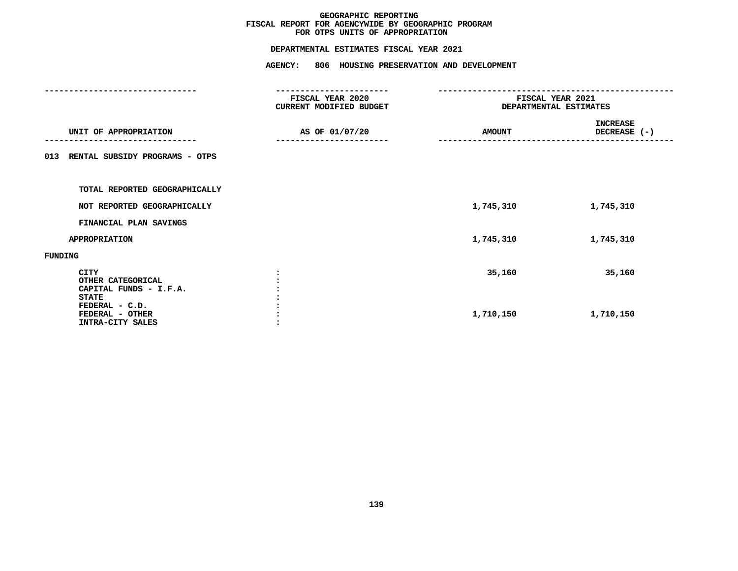# GEOGRAPHIC REPORTING
## FISCAL REPORT FOR AGENCYWIDE BY GEOGRAPHIC PROGRAM
## FOR OTPS UNITS OF APPROPRIATION

### DEPARTMENTAL ESTIMATES FISCAL YEAR 2021

### AGENCY: 806 HOUSING PRESERVATION AND DEVELOPMENT

| UNIT OF APPROPRIATION | FISCAL YEAR 2020 CURRENT MODIFIED BUDGET AS OF 01/07/20 | FISCAL YEAR 2021 DEPARTMENTAL ESTIMATES AMOUNT | INCREASE DECREASE (-) |
|---|---|---|---|
| **013 RENTAL SUBSIDY PROGRAMS - OTPS** | | | |
| TOTAL REPORTED GEOGRAPHICALLY | | | |
| NOT REPORTED GEOGRAPHICALLY | | 1,745,310 | 1,745,310 |
| FINANCIAL PLAN SAVINGS | | | |
| APPROPRIATION | | 1,745,310 | 1,745,310 |
| FUNDING | | | |
| CITY | : | 35,160 | 35,160 |
| OTHER CATEGORICAL | : | | |
| CAPITAL FUNDS - I.F.A. | : | | |
| STATE | : | | |
| FEDERAL - C.D. | : | | |
| FEDERAL - OTHER | : | 1,710,150 | 1,710,150 |
| INTRA-CITY SALES | : | | |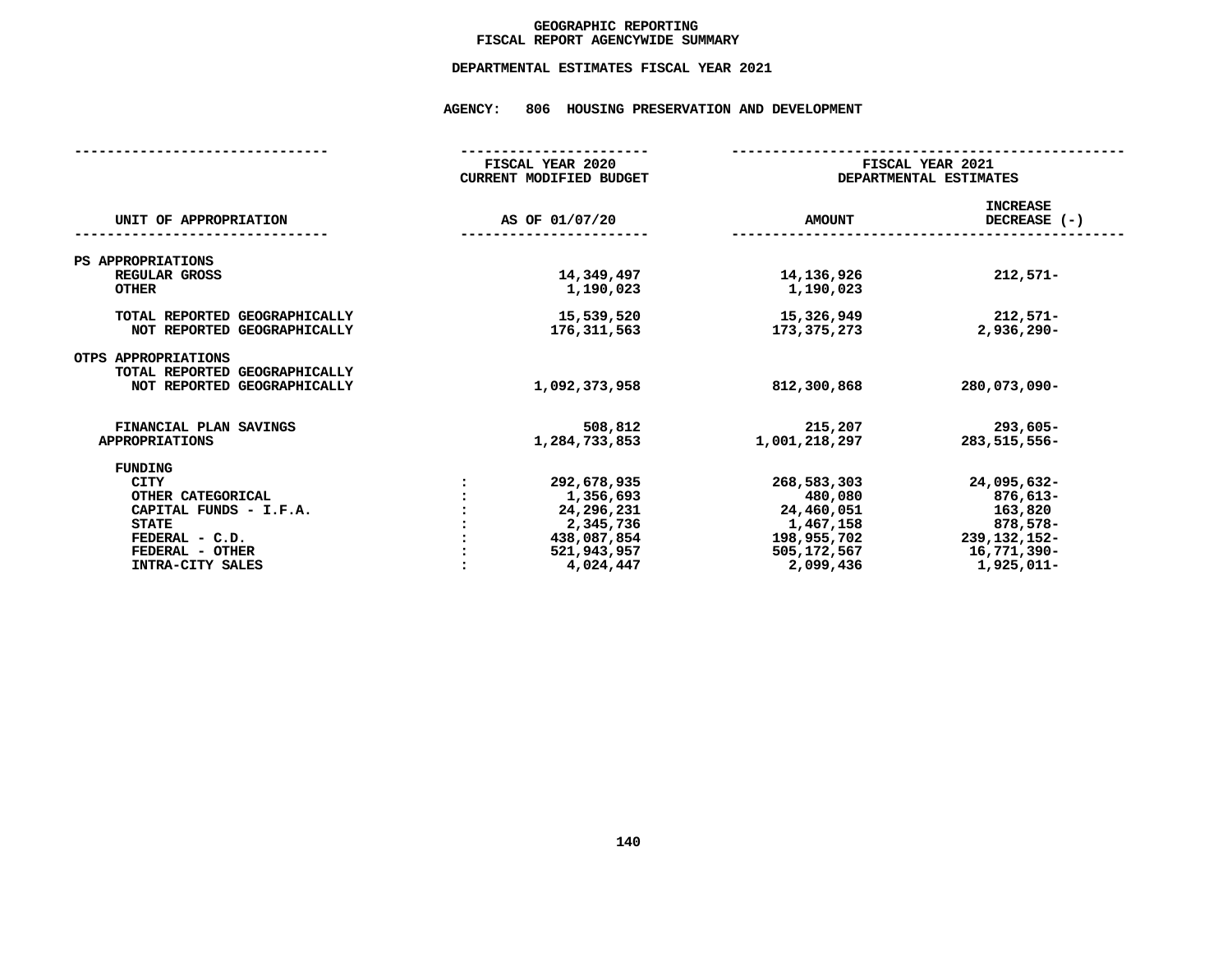# GEOGRAPHIC REPORTING
## FISCAL REPORT AGENCYWIDE SUMMARY

### DEPARTMENTAL ESTIMATES FISCAL YEAR 2021

### AGENCY: 806 HOUSING PRESERVATION AND DEVELOPMENT

| UNIT OF APPROPRIATION | FISCAL YEAR 2020 CURRENT MODIFIED BUDGET AS OF 01/07/20 | FISCAL YEAR 2021 DEPARTMENTAL ESTIMATES AMOUNT | INCREASE DECREASE (-) |
|---|---|---|---|
| **PS APPROPRIATIONS** | | | |
| REGULAR GROSS | 14,349,497 | 14,136,926 | 212,571- |
| OTHER | 1,190,023 | 1,190,023 | |
| TOTAL REPORTED GEOGRAPHICALLY | 15,539,520 | 15,326,949 | 212,571- |
| NOT REPORTED GEOGRAPHICALLY | 176,311,563 | 173,375,273 | 2,936,290- |
| **OTPS APPROPRIATIONS** | | | |
| TOTAL REPORTED GEOGRAPHICALLY | | | |
| NOT REPORTED GEOGRAPHICALLY | 1,092,373,958 | 812,300,868 | 280,073,090- |
| FINANCIAL PLAN SAVINGS | 508,812 | 215,207 | 293,605- |
| APPROPRIATIONS | 1,284,733,853 | 1,001,218,297 | 283,515,556- |
| **FUNDING** | | | |
| CITY | 292,678,935 | 268,583,303 | 24,095,632- |
| OTHER CATEGORICAL | 1,356,693 | 480,080 | 876,613- |
| CAPITAL FUNDS - I.F.A. | 24,296,231 | 24,460,051 | 163,820 |
| STATE | 2,345,736 | 1,467,158 | 878,578- |
| FEDERAL - C.D. | 438,087,854 | 198,955,702 | 239,132,152- |
| FEDERAL - OTHER | 521,943,957 | 505,172,567 | 16,771,390- |
| INTRA-CITY SALES | 4,024,447 | 2,099,436 | 1,925,011- |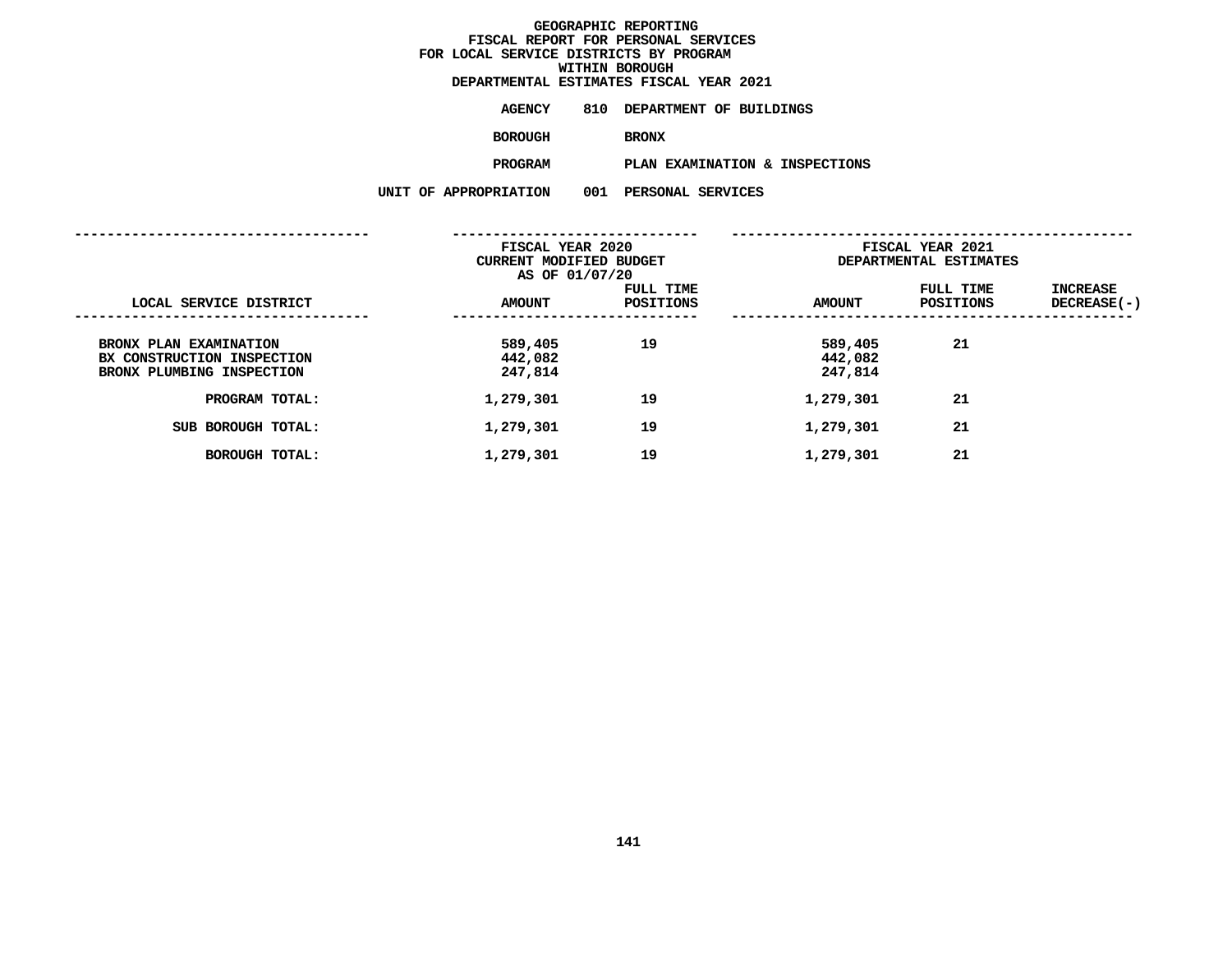GEOGRAPHIC REPORTING
FISCAL REPORT FOR PERSONAL SERVICES
FOR LOCAL SERVICE DISTRICTS BY PROGRAM
WITHIN BOROUGH
DEPARTMENTAL ESTIMATES FISCAL YEAR 2021

**AGENCY** 810 DEPARTMENT OF BUILDINGS

**BOROUGH** BRONX

**PROGRAM** PLAN EXAMINATION & INSPECTIONS

**UNIT OF APPROPRIATION** 001 PERSONAL SERVICES

| LOCAL SERVICE DISTRICT | FISCAL YEAR 2020 CURRENT MODIFIED BUDGET AS OF 01/07/20 AMOUNT | FULL TIME POSITIONS | FISCAL YEAR 2021 DEPARTMENTAL ESTIMATES AMOUNT | FULL TIME POSITIONS | INCREASE DECREASE(-) |
|---|---|---|---|---|---|
| BRONX PLAN EXAMINATION | 589,405 | 19 | 589,405 | 21 | |
| BX CONSTRUCTION INSPECTION | 442,082 | | 442,082 | | |
| BRONX PLUMBING INSPECTION | 247,814 | | 247,814 | | |
| PROGRAM TOTAL: | 1,279,301 | 19 | 1,279,301 | 21 | |
| SUB BOROUGH TOTAL: | 1,279,301 | 19 | 1,279,301 | 21 | |
| BOROUGH TOTAL: | 1,279,301 | 19 | 1,279,301 | 21 | |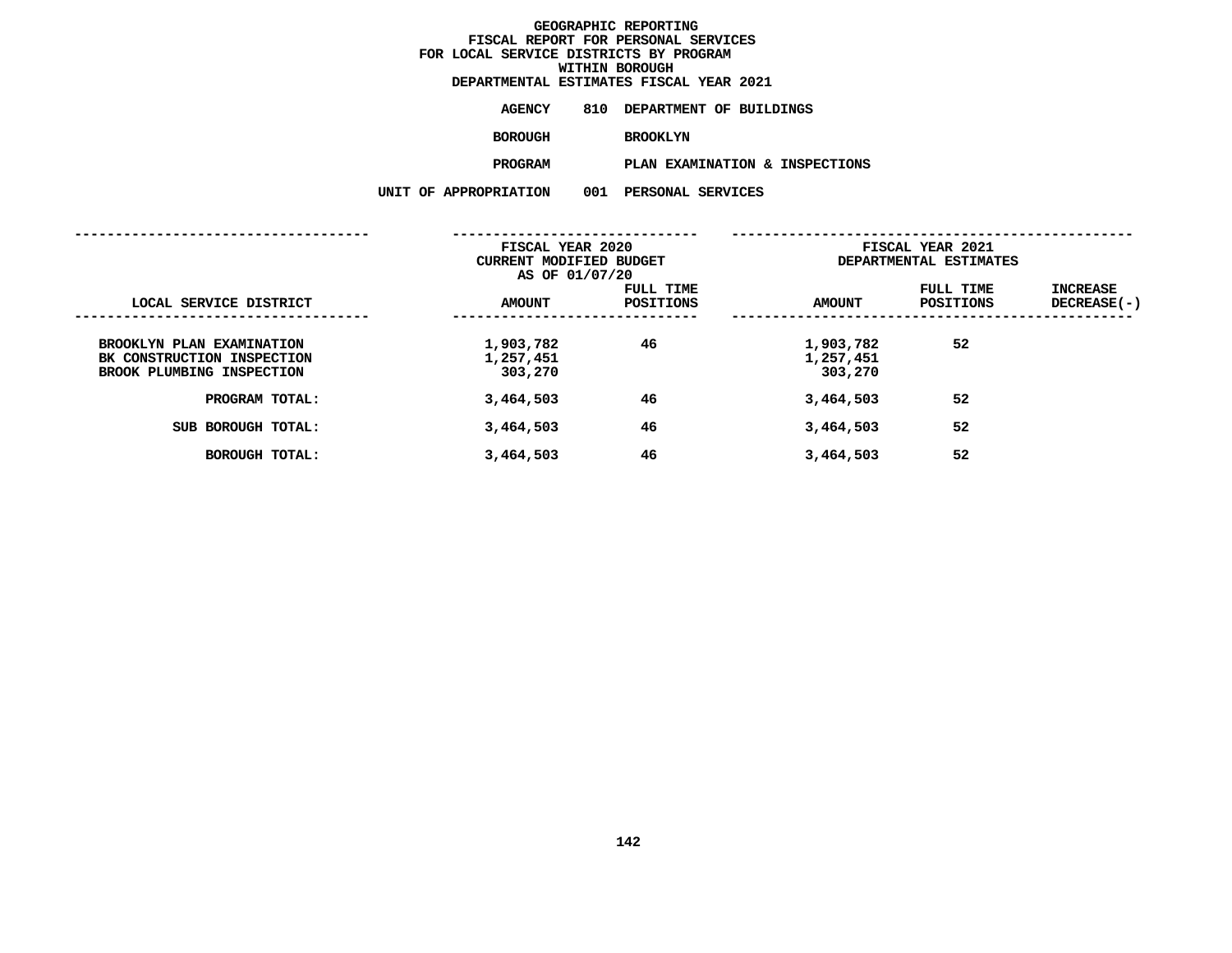# GEOGRAPHIC REPORTING
## FISCAL REPORT FOR PERSONAL SERVICES
## FOR LOCAL SERVICE DISTRICTS BY PROGRAM
## WITHIN BOROUGH
## DEPARTMENTAL ESTIMATES FISCAL YEAR 2021

**AGENCY** 810 DEPARTMENT OF BUILDINGS

**BOROUGH** BROOKLYN

**PROGRAM** PLAN EXAMINATION & INSPECTIONS

**UNIT OF APPROPRIATION** 001 PERSONAL SERVICES

| LOCAL SERVICE DISTRICT | FISCAL YEAR 2020 CURRENT MODIFIED BUDGET AS OF 01/07/20 AMOUNT | FULL TIME POSITIONS | FISCAL YEAR 2021 DEPARTMENTAL ESTIMATES AMOUNT | FULL TIME POSITIONS | INCREASE DECREASE(-) |
|---|---|---|---|---|---|
| BROOKLYN PLAN EXAMINATION | 1,903,782 | 46 | 1,903,782 | 52 | |
| BK CONSTRUCTION INSPECTION | 1,257,451 | | 1,257,451 | | |
| BROOK PLUMBING INSPECTION | 303,270 | | 303,270 | | |
| PROGRAM TOTAL: | 3,464,503 | 46 | 3,464,503 | 52 | |
| SUB BOROUGH TOTAL: | 3,464,503 | 46 | 3,464,503 | 52 | |
| BOROUGH TOTAL: | 3,464,503 | 46 | 3,464,503 | 52 | |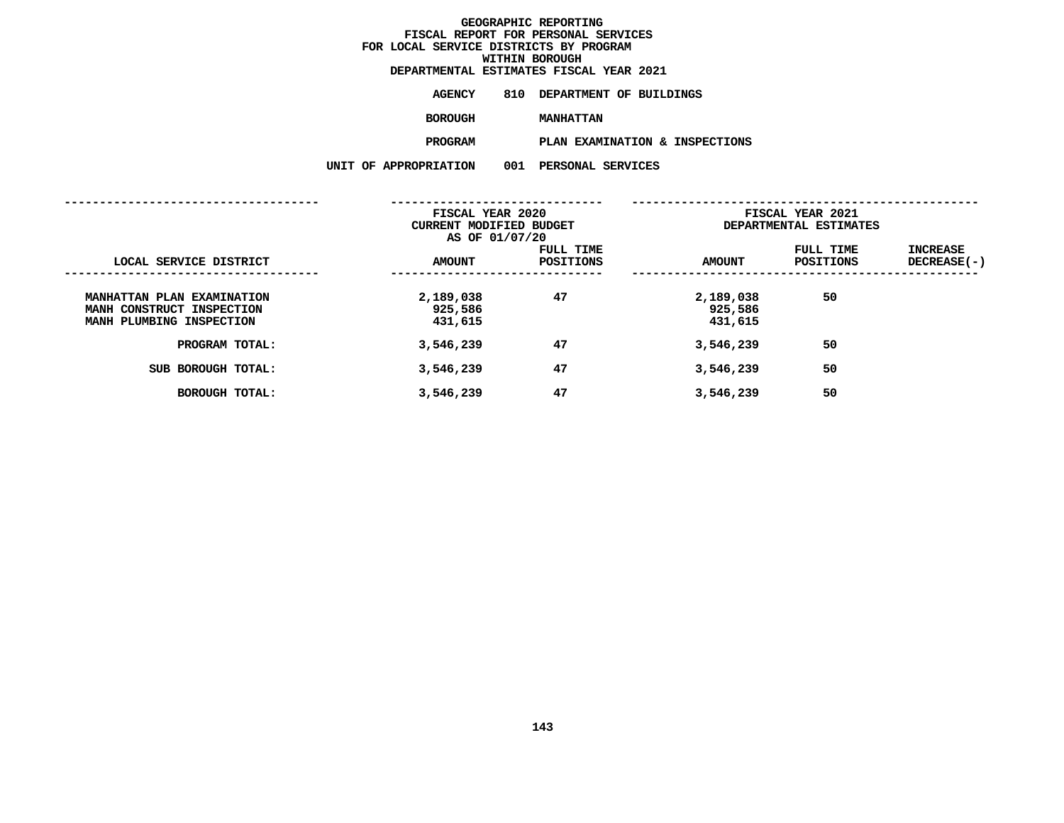**GEOGRAPHIC REPORTING**
**FISCAL REPORT FOR PERSONAL SERVICES**
**FOR LOCAL SERVICE DISTRICTS BY PROGRAM**
**WITHIN BOROUGH**
**DEPARTMENTAL ESTIMATES FISCAL YEAR 2021**

**AGENCY** 810 DEPARTMENT OF BUILDINGS

**BOROUGH** MANHATTAN

**PROGRAM** PLAN EXAMINATION & INSPECTIONS

**UNIT OF APPROPRIATION** 001 PERSONAL SERVICES

| LOCAL SERVICE DISTRICT | FISCAL YEAR 2020 CURRENT MODIFIED BUDGET AS OF 01/07/20 AMOUNT | FULL TIME POSITIONS | FISCAL YEAR 2021 DEPARTMENTAL ESTIMATES AMOUNT | FULL TIME POSITIONS | INCREASE DECREASE(-) |
|---|---|---|---|---|---|
| MANHATTAN PLAN EXAMINATION | 2,189,038 | 47 | 2,189,038 | 50 | |
| MANH CONSTRUCT INSPECTION | 925,586 | | 925,586 | | |
| MANH PLUMBING INSPECTION | 431,615 | | 431,615 | | |
| PROGRAM TOTAL: | 3,546,239 | 47 | 3,546,239 | 50 | |
| SUB BOROUGH TOTAL: | 3,546,239 | 47 | 3,546,239 | 50 | |
| BOROUGH TOTAL: | 3,546,239 | 47 | 3,546,239 | 50 | |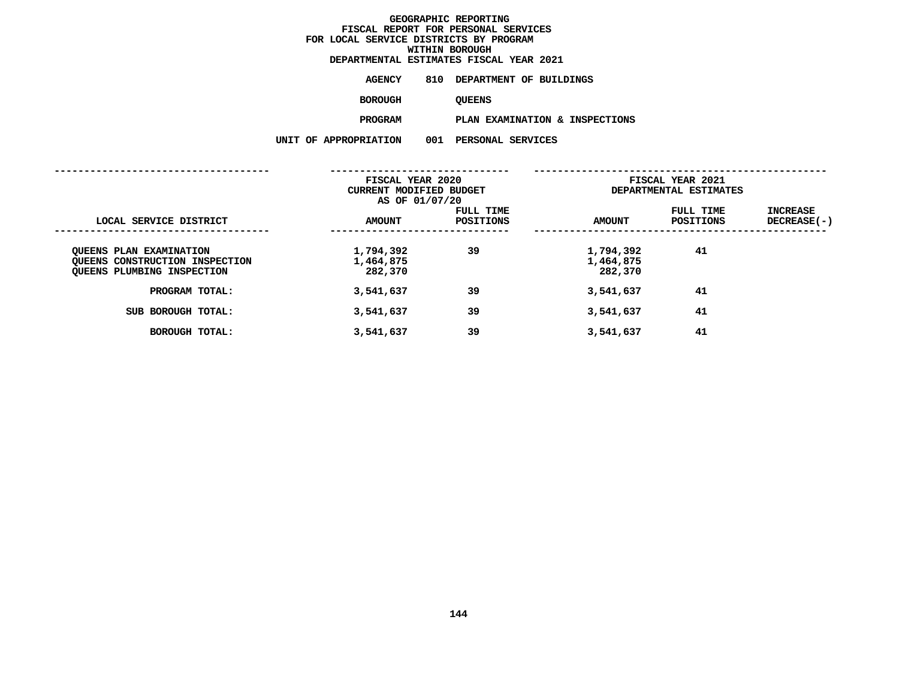# GEOGRAPHIC REPORTING
## FISCAL REPORT FOR PERSONAL SERVICES
## FOR LOCAL SERVICE DISTRICTS BY PROGRAM
## WITHIN BOROUGH
## DEPARTMENTAL ESTIMATES FISCAL YEAR 2021

**AGENCY** 810 DEPARTMENT OF BUILDINGS

**BOROUGH** QUEENS

**PROGRAM** PLAN EXAMINATION & INSPECTIONS

**UNIT OF APPROPRIATION** 001 PERSONAL SERVICES

| LOCAL SERVICE DISTRICT | FISCAL YEAR 2020 CURRENT MODIFIED BUDGET AS OF 01/07/20 AMOUNT | FULL TIME POSITIONS | FISCAL YEAR 2021 DEPARTMENTAL ESTIMATES AMOUNT | FULL TIME POSITIONS | INCREASE DECREASE(-) |
|---|---|---|---|---|---|
| QUEENS PLAN EXAMINATION | 1,794,392 | 39 | 1,794,392 | 41 | |
| QUEENS CONSTRUCTION INSPECTION | 1,464,875 | | 1,464,875 | | |
| QUEENS PLUMBING INSPECTION | 282,370 | | 282,370 | | |
| PROGRAM TOTAL: | 3,541,637 | 39 | 3,541,637 | 41 | |
| SUB BOROUGH TOTAL: | 3,541,637 | 39 | 3,541,637 | 41 | |
| BOROUGH TOTAL: | 3,541,637 | 39 | 3,541,637 | 41 | |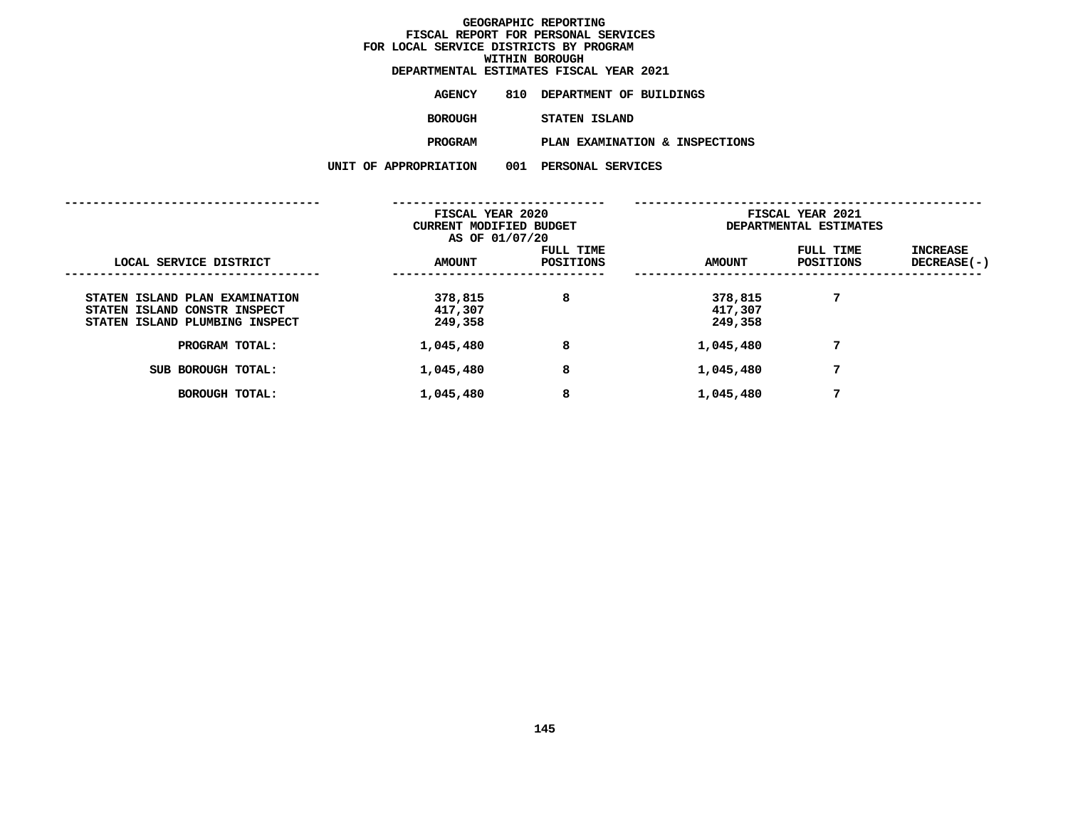# GEOGRAPHIC REPORTING
## FISCAL REPORT FOR PERSONAL SERVICES
## FOR LOCAL SERVICE DISTRICTS BY PROGRAM
## WITHIN BOROUGH
## DEPARTMENTAL ESTIMATES FISCAL YEAR 2021

**AGENCY** 810 DEPARTMENT OF BUILDINGS

**BOROUGH** STATEN ISLAND

**PROGRAM** PLAN EXAMINATION & INSPECTIONS

**UNIT OF APPROPRIATION** 001 PERSONAL SERVICES

| LOCAL SERVICE DISTRICT | FISCAL YEAR 2020 CURRENT MODIFIED BUDGET AS OF 01/07/20 AMOUNT | FULL TIME POSITIONS | FISCAL YEAR 2021 DEPARTMENTAL ESTIMATES AMOUNT | FULL TIME POSITIONS | INCREASE DECREASE(-) |
|---|---|---|---|---|---|
| STATEN ISLAND PLAN EXAMINATION | 378,815 | 8 | 378,815 | 7 | |
| STATEN ISLAND CONSTR INSPECT | 417,307 | | 417,307 | | |
| STATEN ISLAND PLUMBING INSPECT | 249,358 | | 249,358 | | |
| PROGRAM TOTAL: | 1,045,480 | 8 | 1,045,480 | 7 | |
| SUB BOROUGH TOTAL: | 1,045,480 | 8 | 1,045,480 | 7 | |
| BOROUGH TOTAL: | 1,045,480 | 8 | 1,045,480 | 7 | |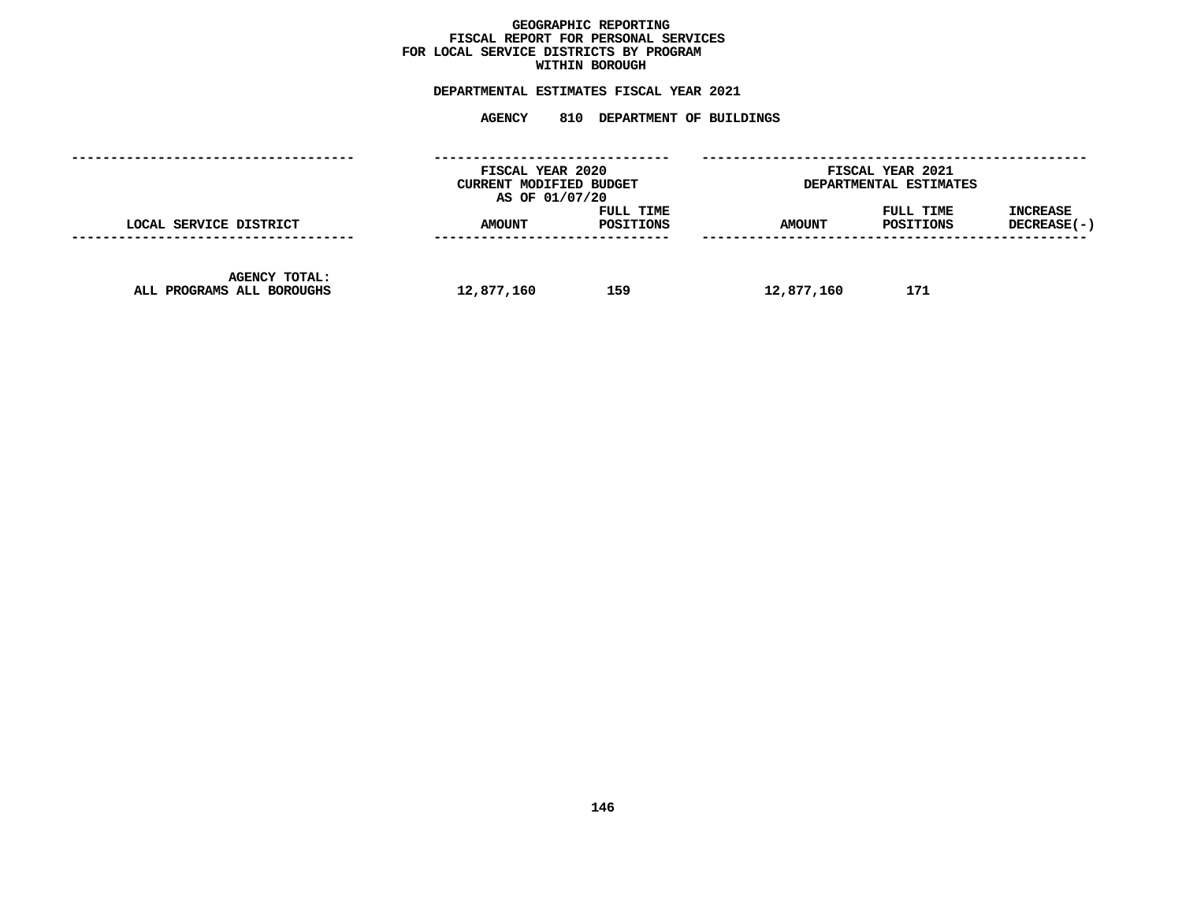**GEOGRAPHIC REPORTING**
**FISCAL REPORT FOR PERSONAL SERVICES**
**FOR LOCAL SERVICE DISTRICTS BY PROGRAM**
**WITHIN BOROUGH**

**DEPARTMENTAL ESTIMATES FISCAL YEAR 2021**

**AGENCY 810 DEPARTMENT OF BUILDINGS**

| | FISCAL YEAR 2020 CURRENT MODIFIED BUDGET AS OF 01/07/20 | | FISCAL YEAR 2021 DEPARTMENTAL ESTIMATES | | |
|---|---|---|---|---|---|
| LOCAL SERVICE DISTRICT | AMOUNT | FULL TIME POSITIONS | AMOUNT | FULL TIME POSITIONS | INCREASE DECREASE(-) |
| AGENCY TOTAL: ALL PROGRAMS ALL BOROUGHS | 12,877,160 | 159 | 12,877,160 | 171 | |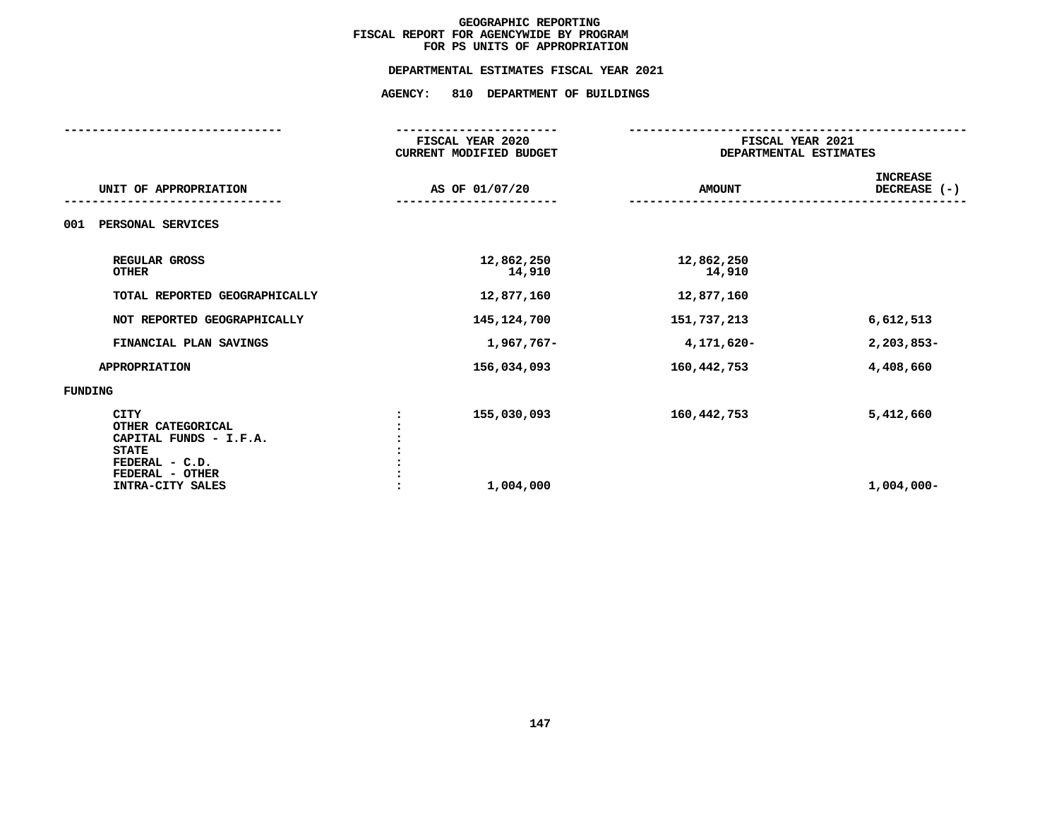# GEOGRAPHIC REPORTING
## FISCAL REPORT FOR AGENCYWIDE BY PROGRAM
## FOR PS UNITS OF APPROPRIATION

### DEPARTMENTAL ESTIMATES FISCAL YEAR 2021

### AGENCY: 810 DEPARTMENT OF BUILDINGS

| UNIT OF APPROPRIATION | | FISCAL YEAR 2020 CURRENT MODIFIED BUDGET AS OF 01/07/20 | FISCAL YEAR 2021 DEPARTMENTAL ESTIMATES AMOUNT | INCREASE DECREASE (-) |
|---|---|---|---|---|
| **001 PERSONAL SERVICES** | | | | |
| REGULAR GROSS | | 12,862,250 | 12,862,250 | |
| OTHER | | 14,910 | 14,910 | |
| TOTAL REPORTED GEOGRAPHICALLY | | 12,877,160 | 12,877,160 | |
| NOT REPORTED GEOGRAPHICALLY | | 145,124,700 | 151,737,213 | 6,612,513 |
| FINANCIAL PLAN SAVINGS | | 1,967,767- | 4,171,620- | 2,203,853- |
| APPROPRIATION | | 156,034,093 | 160,442,753 | 4,408,660 |
| **FUNDING** | | | | |
| CITY | : | 155,030,093 | 160,442,753 | 5,412,660 |
| OTHER CATEGORICAL | : | | | |
| CAPITAL FUNDS - I.F.A. | : | | | |
| STATE | : | | | |
| FEDERAL - C.D. | : | | | |
| FEDERAL - OTHER | : | | | |
| INTRA-CITY SALES | : | 1,004,000 | | 1,004,000- |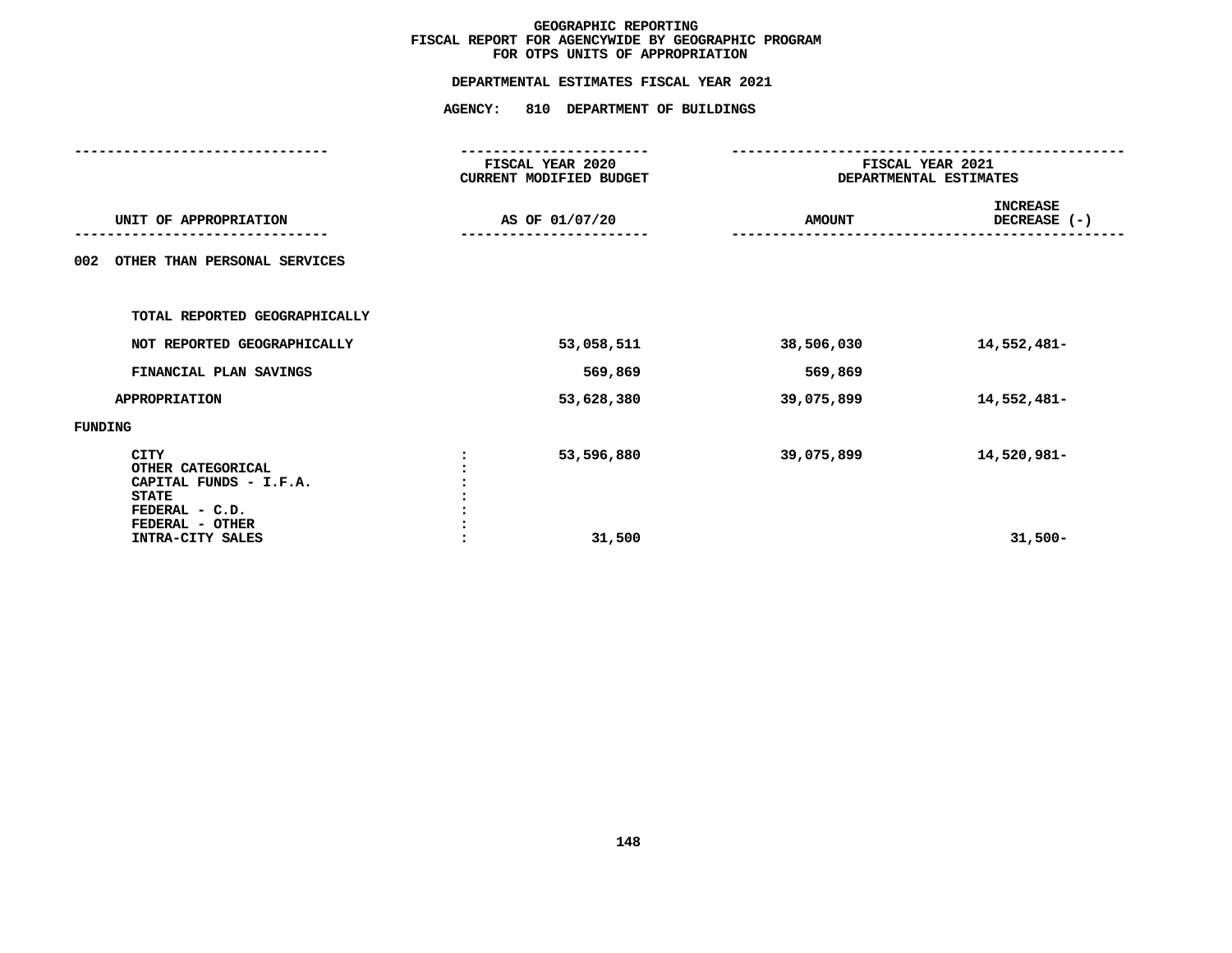# GEOGRAPHIC REPORTING
## FISCAL REPORT FOR AGENCYWIDE BY GEOGRAPHIC PROGRAM
## FOR OTPS UNITS OF APPROPRIATION

### DEPARTMENTAL ESTIMATES FISCAL YEAR 2021

### AGENCY: 810 DEPARTMENT OF BUILDINGS

| UNIT OF APPROPRIATION | FISCAL YEAR 2020 CURRENT MODIFIED BUDGET AS OF 01/07/20 | FISCAL YEAR 2021 DEPARTMENTAL ESTIMATES AMOUNT | FISCAL YEAR 2021 DEPARTMENTAL ESTIMATES INCREASE DECREASE (-) |
|---|---|---|---|
| 002 OTHER THAN PERSONAL SERVICES | | | |
| TOTAL REPORTED GEOGRAPHICALLY | | | |
| NOT REPORTED GEOGRAPHICALLY | 53,058,511 | 38,506,030 | 14,552,481- |
| FINANCIAL PLAN SAVINGS | 569,869 | 569,869 | |
| APPROPRIATION | 53,628,380 | 39,075,899 | 14,552,481- |
| FUNDING | | | |
| CITY | 53,596,880 | 39,075,899 | 14,520,981- |
| OTHER CATEGORICAL | | | |
| CAPITAL FUNDS - I.F.A. | | | |
| STATE | | | |
| FEDERAL - C.D. | | | |
| FEDERAL - OTHER | | | |
| INTRA-CITY SALES | 31,500 | | 31,500- |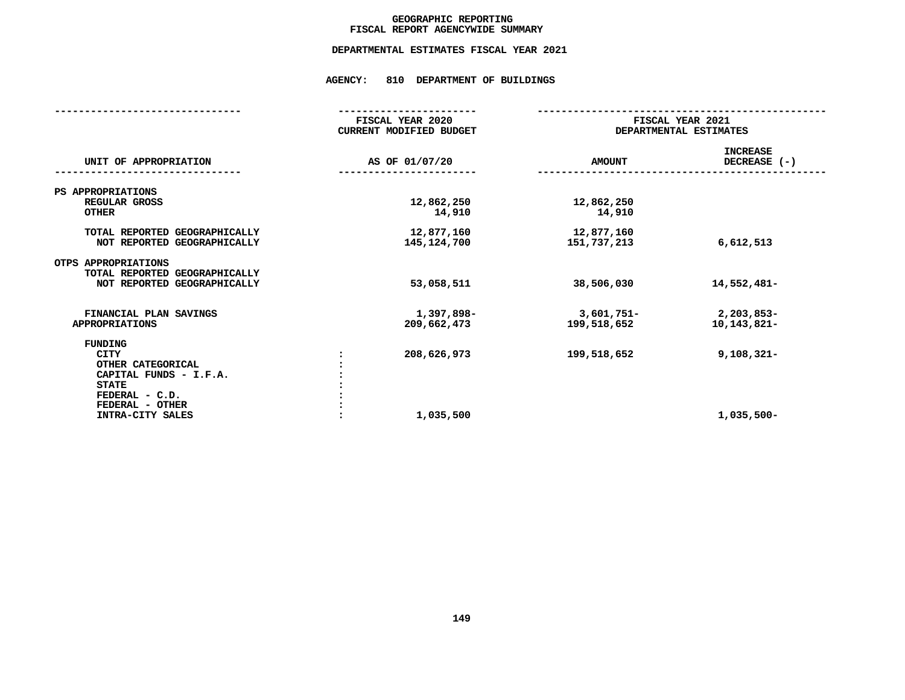# GEOGRAPHIC REPORTING
## FISCAL REPORT AGENCYWIDE SUMMARY

### DEPARTMENTAL ESTIMATES FISCAL YEAR 2021

### AGENCY: 810 DEPARTMENT OF BUILDINGS

| UNIT OF APPROPRIATION | | FISCAL YEAR 2020 CURRENT MODIFIED BUDGET AS OF 01/07/20 | FISCAL YEAR 2021 DEPARTMENTAL ESTIMATES AMOUNT | INCREASE DECREASE (-) |
|---|---|---|---|---|
| PS APPROPRIATIONS | | | | |
| REGULAR GROSS | | 12,862,250 | 12,862,250 | |
| OTHER | | 14,910 | 14,910 | |
| TOTAL REPORTED GEOGRAPHICALLY | | 12,877,160 | 12,877,160 | |
| NOT REPORTED GEOGRAPHICALLY | | 145,124,700 | 151,737,213 | 6,612,513 |
| OTPS APPROPRIATIONS | | | | |
| TOTAL REPORTED GEOGRAPHICALLY | | | | |
| NOT REPORTED GEOGRAPHICALLY | | 53,058,511 | 38,506,030 | 14,552,481- |
| FINANCIAL PLAN SAVINGS | | 1,397,898- | 3,601,751- | 2,203,853- |
| APPROPRIATIONS | | 209,662,473 | 199,518,652 | 10,143,821- |
| FUNDING | | | | |
| CITY | : | 208,626,973 | 199,518,652 | 9,108,321- |
| OTHER CATEGORICAL | : | | | |
| CAPITAL FUNDS - I.F.A. | : | | | |
| STATE | : | | | |
| FEDERAL - C.D. | : | | | |
| FEDERAL - OTHER | : | | | |
| INTRA-CITY SALES | : | 1,035,500 | | 1,035,500- |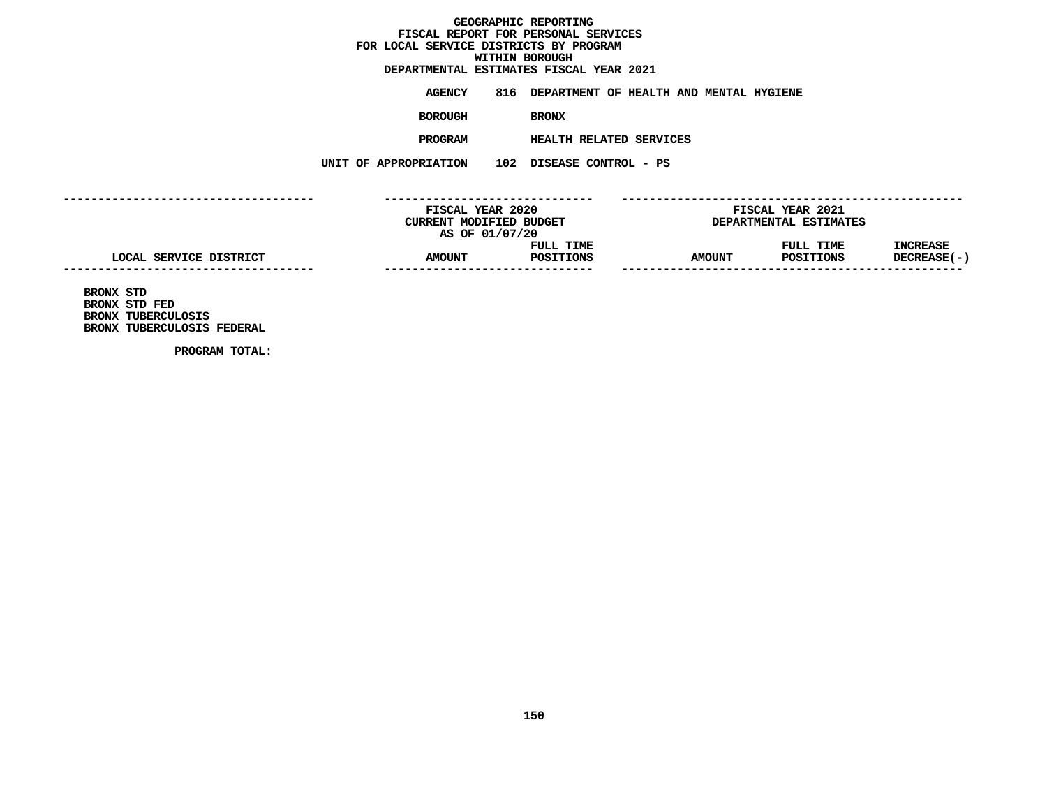# GEOGRAPHIC REPORTING
## FISCAL REPORT FOR PERSONAL SERVICES
## FOR LOCAL SERVICE DISTRICTS BY PROGRAM
## WITHIN BOROUGH
## DEPARTMENTAL ESTIMATES FISCAL YEAR 2021

**AGENCY** 816 DEPARTMENT OF HEALTH AND MENTAL HYGIENE

**BOROUGH** BRONX

**PROGRAM** HEALTH RELATED SERVICES

**UNIT OF APPROPRIATION** 102 DISEASE CONTROL - PS

| | FISCAL YEAR 2020 CURRENT MODIFIED BUDGET AS OF 01/07/20 | | FISCAL YEAR 2021 DEPARTMENTAL ESTIMATES | | |
|---|---|---|---|---|---|
| LOCAL SERVICE DISTRICT | AMOUNT | FULL TIME POSITIONS | AMOUNT | FULL TIME POSITIONS | INCREASE DECREASE(-) |
| BRONX STD | | | | | |
| BRONX STD FED | | | | | |
| BRONX TUBERCULOSIS | | | | | |
| BRONX TUBERCULOSIS FEDERAL | | | | | |
| PROGRAM TOTAL: | | | | | |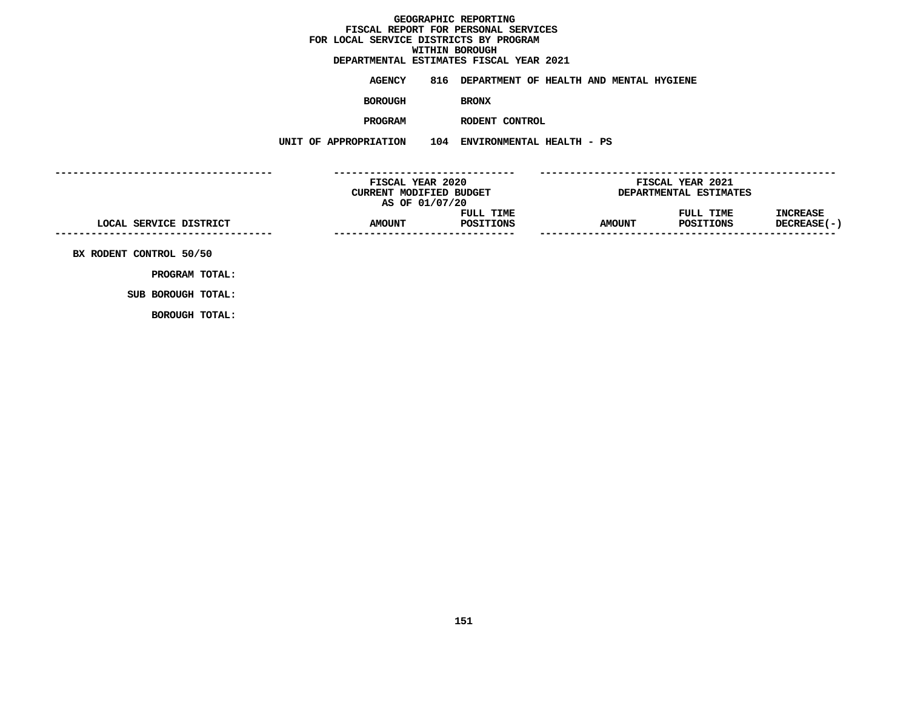GEOGRAPHIC REPORTING
FISCAL REPORT FOR PERSONAL SERVICES
FOR LOCAL SERVICE DISTRICTS BY PROGRAM
WITHIN BOROUGH
DEPARTMENTAL ESTIMATES FISCAL YEAR 2021

**AGENCY** 816 DEPARTMENT OF HEALTH AND MENTAL HYGIENE

**BOROUGH** BRONX

**PROGRAM** RODENT CONTROL

**UNIT OF APPROPRIATION** 104 ENVIRONMENTAL HEALTH - PS

| LOCAL SERVICE DISTRICT | FISCAL YEAR 2020 CURRENT MODIFIED BUDGET AS OF 01/07/20 AMOUNT | FULL TIME POSITIONS | FISCAL YEAR 2021 DEPARTMENTAL ESTIMATES AMOUNT | FULL TIME POSITIONS | INCREASE DECREASE(-) |
|---|---|---|---|---|---|
| BX RODENT CONTROL 50/50 | | | | | |
| PROGRAM TOTAL: | | | | | |
| SUB BOROUGH TOTAL: | | | | | |
| BOROUGH TOTAL: | | | | | |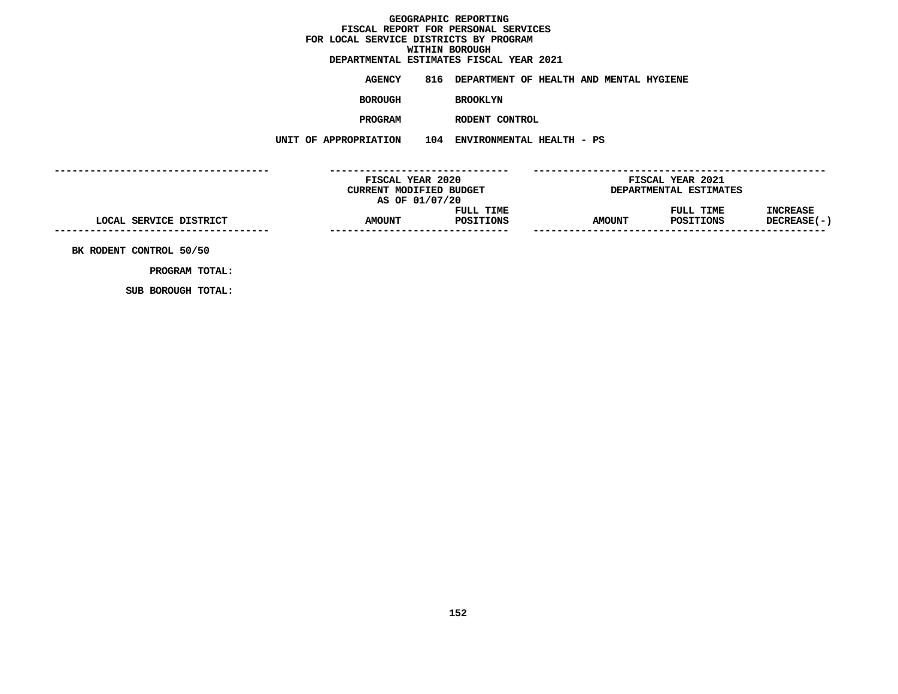# GEOGRAPHIC REPORTING
## FISCAL REPORT FOR PERSONAL SERVICES
## FOR LOCAL SERVICE DISTRICTS BY PROGRAM
## WITHIN BOROUGH
## DEPARTMENTAL ESTIMATES FISCAL YEAR 2021

**AGENCY** 816 DEPARTMENT OF HEALTH AND MENTAL HYGIENE

**BOROUGH** BROOKLYN

**PROGRAM** RODENT CONTROL

**UNIT OF APPROPRIATION** 104 ENVIRONMENTAL HEALTH - PS

| LOCAL SERVICE DISTRICT | FISCAL YEAR 2020 CURRENT MODIFIED BUDGET AS OF 01/07/20 AMOUNT | FULL TIME POSITIONS | FISCAL YEAR 2021 DEPARTMENTAL ESTIMATES AMOUNT | FULL TIME POSITIONS | INCREASE DECREASE(-) |
|---|---|---|---|---|---|
| BK RODENT CONTROL 50/50 | | | | | |
| PROGRAM TOTAL: | | | | | |
| SUB BOROUGH TOTAL: | | | | | |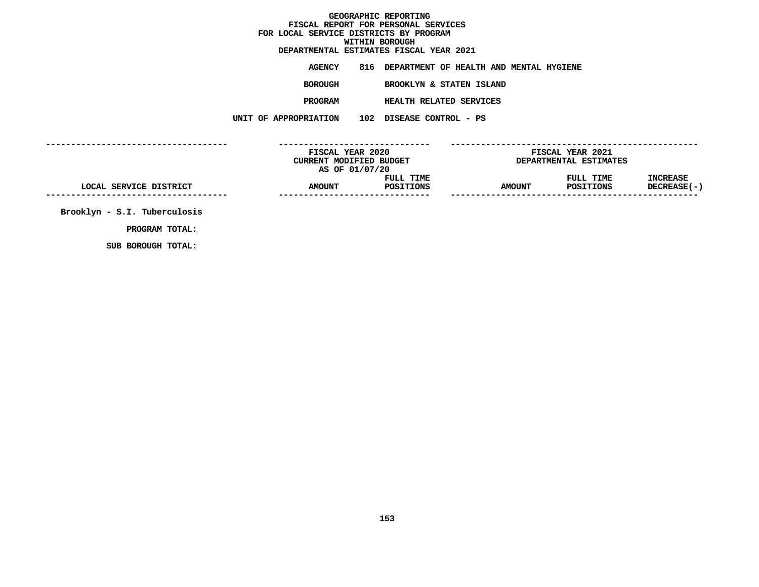# GEOGRAPHIC REPORTING
## FISCAL REPORT FOR PERSONAL SERVICES
## FOR LOCAL SERVICE DISTRICTS BY PROGRAM
## WITHIN BOROUGH
## DEPARTMENTAL ESTIMATES FISCAL YEAR 2021

**AGENCY** 816 DEPARTMENT OF HEALTH AND MENTAL HYGIENE

**BOROUGH** BROOKLYN & STATEN ISLAND

**PROGRAM** HEALTH RELATED SERVICES

**UNIT OF APPROPRIATION** 102 DISEASE CONTROL - PS

| LOCAL SERVICE DISTRICT | FISCAL YEAR 2020 CURRENT MODIFIED BUDGET AS OF 01/07/20 AMOUNT | FULL TIME POSITIONS | FISCAL YEAR 2021 DEPARTMENTAL ESTIMATES AMOUNT | FULL TIME POSITIONS | INCREASE DECREASE(-) |
|---|---|---|---|---|---|
| Brooklyn - S.I. Tuberculosis | | | | | |
| PROGRAM TOTAL: | | | | | |
| SUB BOROUGH TOTAL: | | | | | |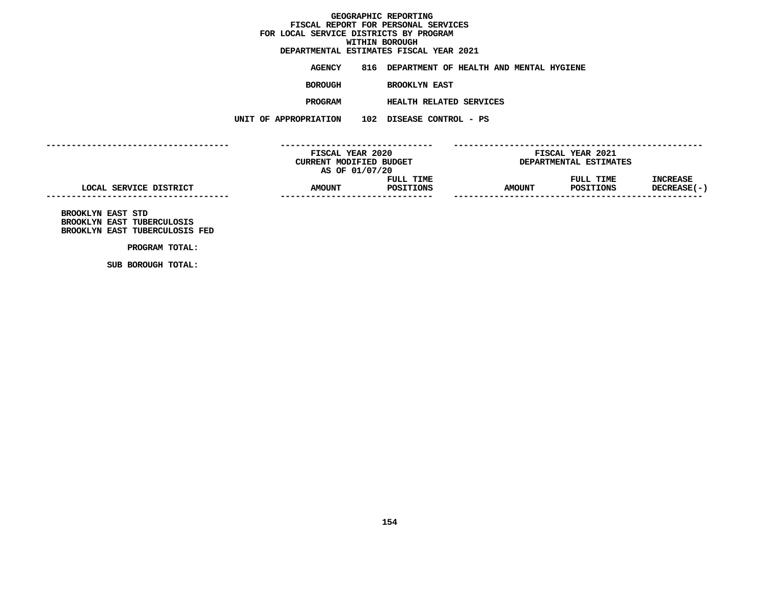# GEOGRAPHIC REPORTING
## FISCAL REPORT FOR PERSONAL SERVICES
## FOR LOCAL SERVICE DISTRICTS BY PROGRAM
## WITHIN BOROUGH
## DEPARTMENTAL ESTIMATES FISCAL YEAR 2021

**AGENCY** 816 DEPARTMENT OF HEALTH AND MENTAL HYGIENE

**BOROUGH** BROOKLYN EAST

**PROGRAM** HEALTH RELATED SERVICES

**UNIT OF APPROPRIATION** 102 DISEASE CONTROL - PS

| | FISCAL YEAR 2020 CURRENT MODIFIED BUDGET AS OF 01/07/20 | | FISCAL YEAR 2021 DEPARTMENTAL ESTIMATES | | |
|---|---|---|---|---|---|
| LOCAL SERVICE DISTRICT | AMOUNT | FULL TIME POSITIONS | AMOUNT | FULL TIME POSITIONS | INCREASE DECREASE(-) |
| BROOKLYN EAST STD | | | | | |
| BROOKLYN EAST TUBERCULOSIS | | | | | |
| BROOKLYN EAST TUBERCULOSIS FED | | | | | |
| PROGRAM TOTAL: | | | | | |
| SUB BOROUGH TOTAL: | | | | | |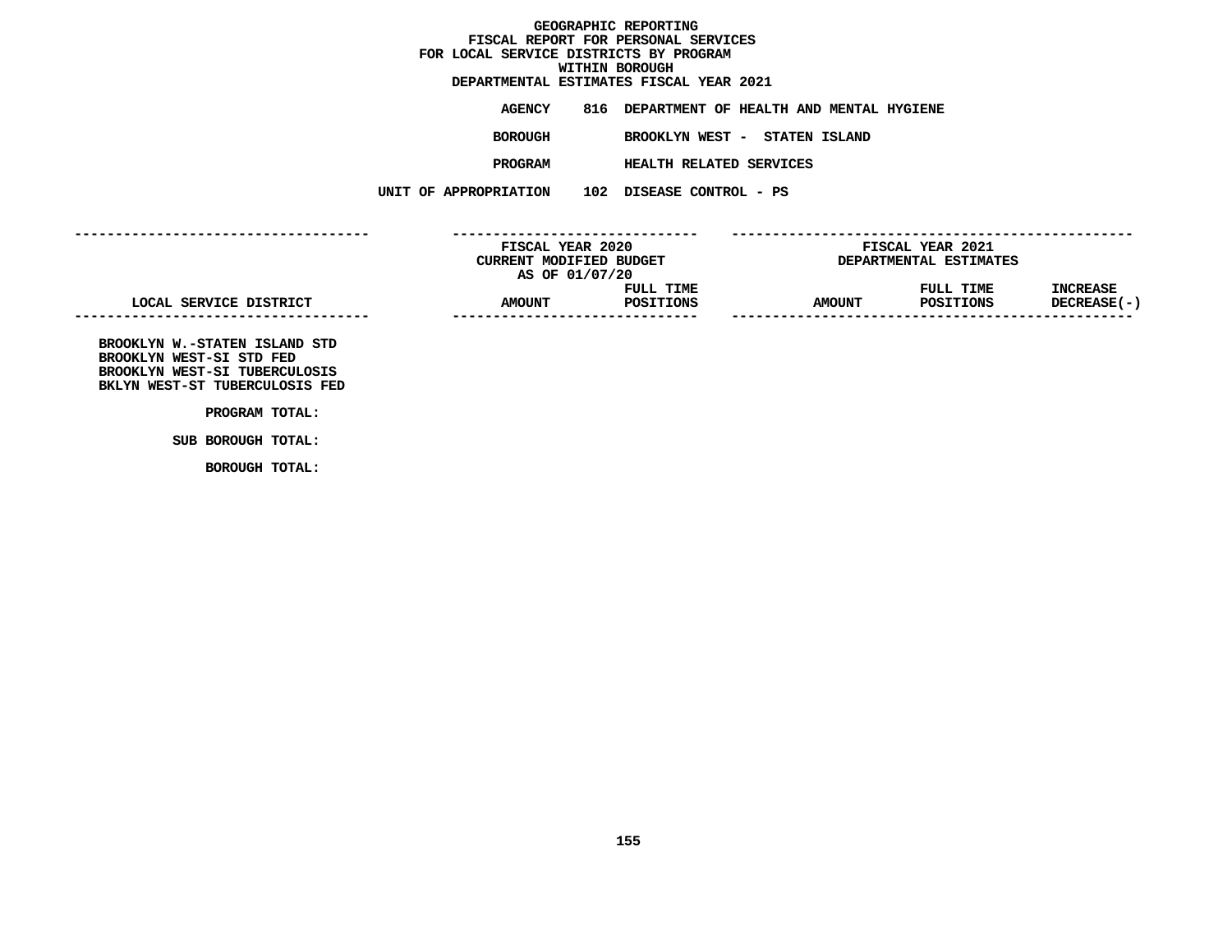GEOGRAPHIC REPORTING
FISCAL REPORT FOR PERSONAL SERVICES
FOR LOCAL SERVICE DISTRICTS BY PROGRAM
WITHIN BOROUGH
DEPARTMENTAL ESTIMATES FISCAL YEAR 2021

**AGENCY** 816 DEPARTMENT OF HEALTH AND MENTAL HYGIENE

**BOROUGH** BROOKLYN WEST - STATEN ISLAND

**PROGRAM** HEALTH RELATED SERVICES

**UNIT OF APPROPRIATION** 102 DISEASE CONTROL - PS

| | FISCAL YEAR 2020 CURRENT MODIFIED BUDGET AS OF 01/07/20 | | FISCAL YEAR 2021 DEPARTMENTAL ESTIMATES | | |
|---|---|---|---|---|---|
| LOCAL SERVICE DISTRICT | AMOUNT | FULL TIME POSITIONS | AMOUNT | FULL TIME POSITIONS | INCREASE DECREASE(-) |
| BROOKLYN W.-STATEN ISLAND STD | | | | | |
| BROOKLYN WEST-SI STD FED | | | | | |
| BROOKLYN WEST-SI TUBERCULOSIS | | | | | |
| BKLYN WEST-ST TUBERCULOSIS FED | | | | | |
| PROGRAM TOTAL: | | | | | |
| SUB BOROUGH TOTAL: | | | | | |
| BOROUGH TOTAL: | | | | | |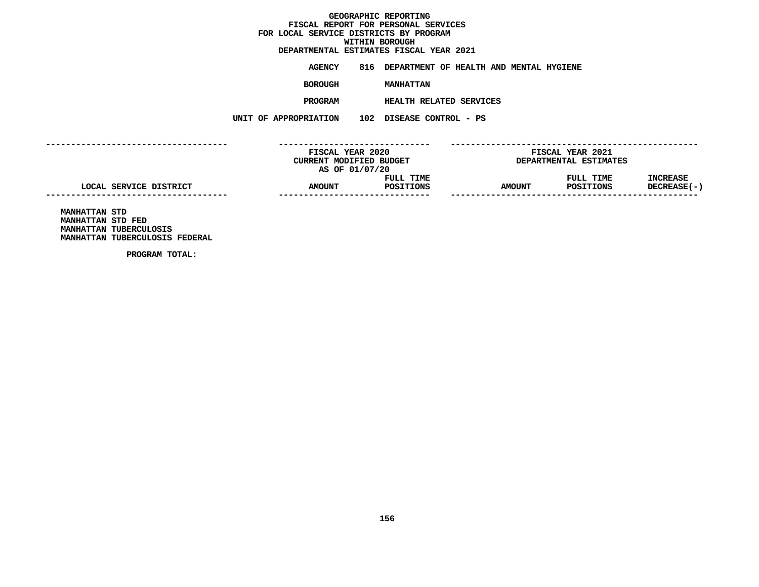**GEOGRAPHIC REPORTING**
**FISCAL REPORT FOR PERSONAL SERVICES**
**FOR LOCAL SERVICE DISTRICTS BY PROGRAM**
**WITHIN BOROUGH**
**DEPARTMENTAL ESTIMATES FISCAL YEAR 2021**

**AGENCY** 816 DEPARTMENT OF HEALTH AND MENTAL HYGIENE

**BOROUGH** MANHATTAN

**PROGRAM** HEALTH RELATED SERVICES

**UNIT OF APPROPRIATION** 102 DISEASE CONTROL - PS

| LOCAL SERVICE DISTRICT | FISCAL YEAR 2020 CURRENT MODIFIED BUDGET AS OF 01/07/20 AMOUNT | FULL TIME POSITIONS | FISCAL YEAR 2021 DEPARTMENTAL ESTIMATES AMOUNT | FULL TIME POSITIONS | INCREASE DECREASE(-) |
|---|---|---|---|---|---|
| MANHATTAN STD | | | | | |
| MANHATTAN STD FED | | | | | |
| MANHATTAN TUBERCULOSIS | | | | | |
| MANHATTAN TUBERCULOSIS FEDERAL | | | | | |
| PROGRAM TOTAL: | | | | | |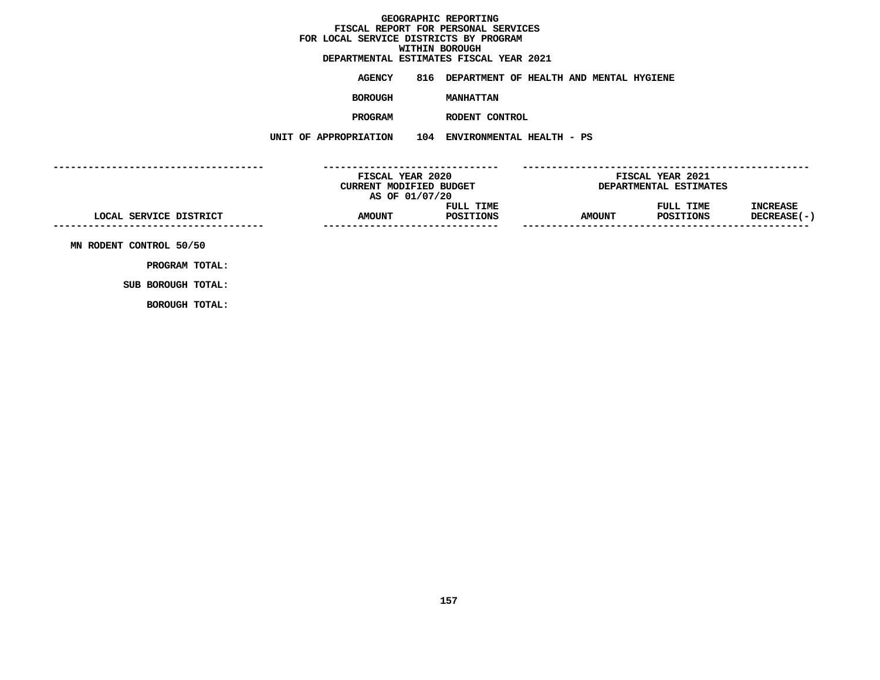GEOGRAPHIC REPORTING
FISCAL REPORT FOR PERSONAL SERVICES
FOR LOCAL SERVICE DISTRICTS BY PROGRAM
WITHIN BOROUGH
DEPARTMENTAL ESTIMATES FISCAL YEAR 2021

**AGENCY** 816 DEPARTMENT OF HEALTH AND MENTAL HYGIENE

**BOROUGH** MANHATTAN

**PROGRAM** RODENT CONTROL

**UNIT OF APPROPRIATION** 104 ENVIRONMENTAL HEALTH - PS

| | FISCAL YEAR 2020 CURRENT MODIFIED BUDGET AS OF 01/07/20 | | FISCAL YEAR 2021 DEPARTMENTAL ESTIMATES | | |
|---|---|---|---|---|---|
| LOCAL SERVICE DISTRICT | AMOUNT | FULL TIME POSITIONS | AMOUNT | FULL TIME POSITIONS | INCREASE DECREASE(-) |
| MN RODENT CONTROL 50/50 | | | | | |
| PROGRAM TOTAL: | | | | | |
| SUB BOROUGH TOTAL: | | | | | |
| BOROUGH TOTAL: | | | | | |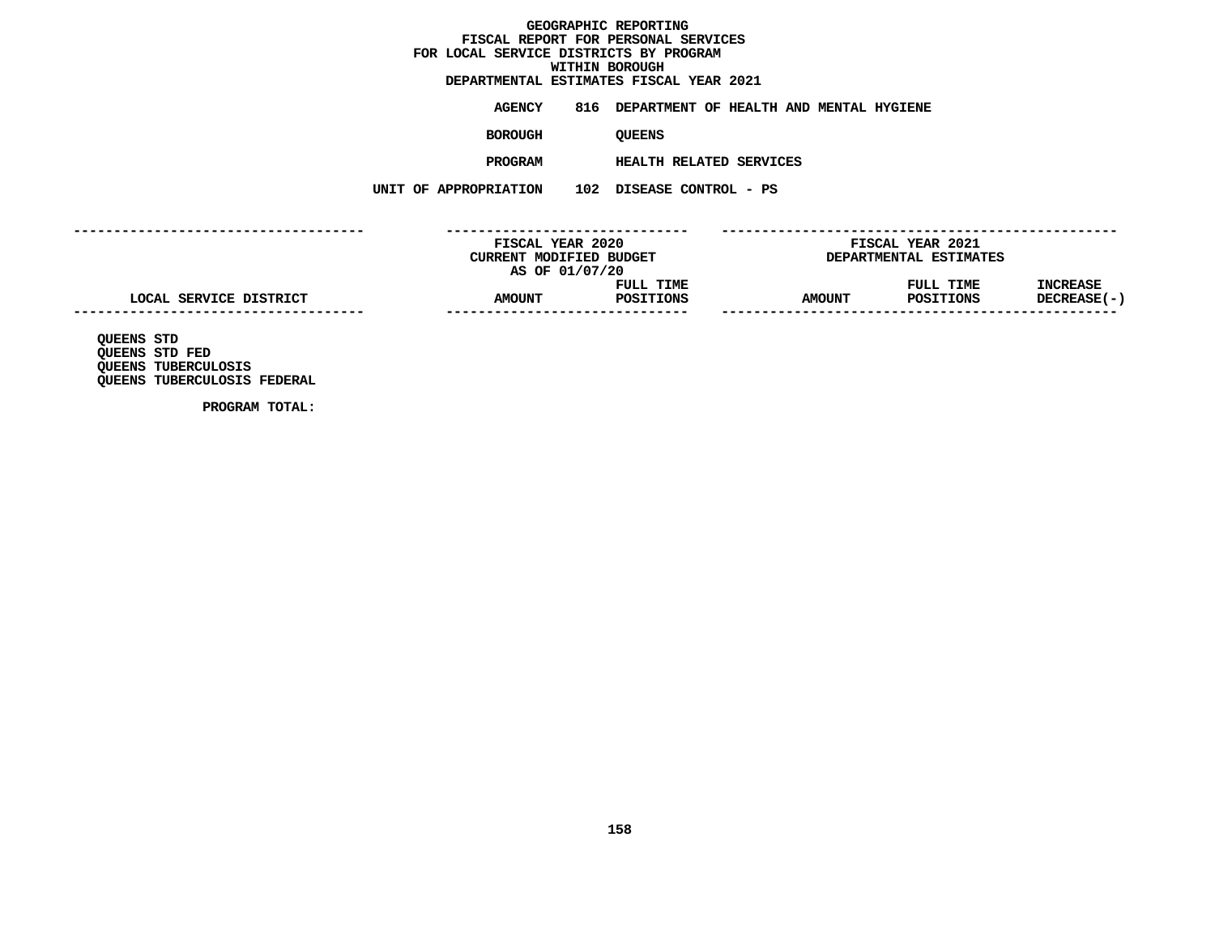# GEOGRAPHIC REPORTING
## FISCAL REPORT FOR PERSONAL SERVICES
## FOR LOCAL SERVICE DISTRICTS BY PROGRAM
## WITHIN BOROUGH
## DEPARTMENTAL ESTIMATES FISCAL YEAR 2021

**AGENCY** 816 DEPARTMENT OF HEALTH AND MENTAL HYGIENE

**BOROUGH** QUEENS

**PROGRAM** HEALTH RELATED SERVICES

**UNIT OF APPROPRIATION** 102 DISEASE CONTROL - PS

| | FISCAL YEAR 2020 CURRENT MODIFIED BUDGET AS OF 01/07/20 | | FISCAL YEAR 2021 DEPARTMENTAL ESTIMATES | | |
|---|---|---|---|---|---|
| LOCAL SERVICE DISTRICT | AMOUNT | FULL TIME POSITIONS | AMOUNT | FULL TIME POSITIONS | INCREASE DECREASE(-) |
| QUEENS STD | | | | | |
| QUEENS STD FED | | | | | |
| QUEENS TUBERCULOSIS | | | | | |
| QUEENS TUBERCULOSIS FEDERAL | | | | | |
| PROGRAM TOTAL: | | | | | |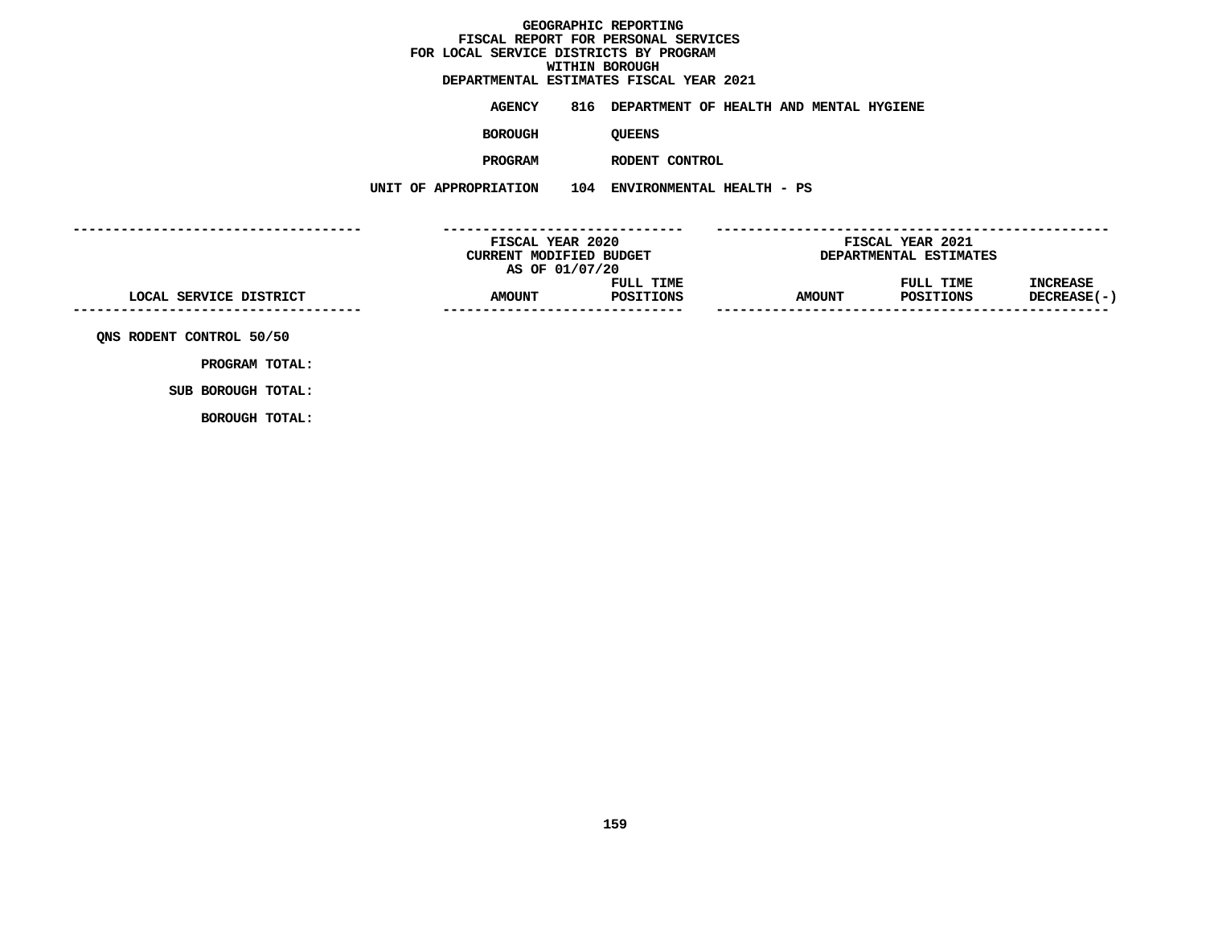GEOGRAPHIC REPORTING
FISCAL REPORT FOR PERSONAL SERVICES
FOR LOCAL SERVICE DISTRICTS BY PROGRAM
WITHIN BOROUGH
DEPARTMENTAL ESTIMATES FISCAL YEAR 2021

**AGENCY** 816 DEPARTMENT OF HEALTH AND MENTAL HYGIENE

**BOROUGH** QUEENS

**PROGRAM** RODENT CONTROL

**UNIT OF APPROPRIATION** 104 ENVIRONMENTAL HEALTH - PS

| LOCAL SERVICE DISTRICT | FISCAL YEAR 2020 CURRENT MODIFIED BUDGET AS OF 01/07/20 AMOUNT | FULL TIME POSITIONS | FISCAL YEAR 2021 DEPARTMENTAL ESTIMATES AMOUNT | FULL TIME POSITIONS | INCREASE DECREASE(-) |
|---|---|---|---|---|---|
| QNS RODENT CONTROL 50/50 | | | | | |
| PROGRAM TOTAL: | | | | | |
| SUB BOROUGH TOTAL: | | | | | |
| BOROUGH TOTAL: | | | | | |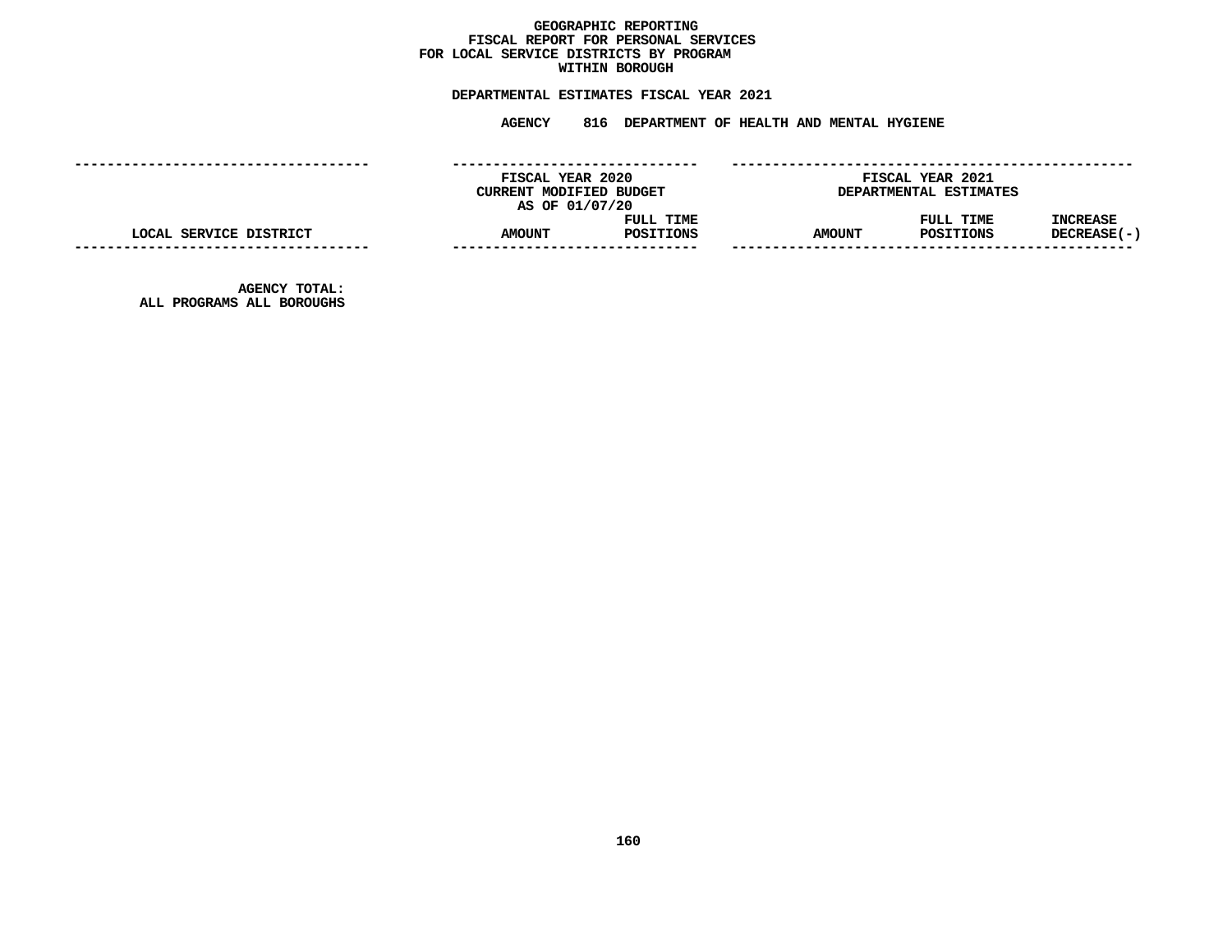# GEOGRAPHIC REPORTING
## FISCAL REPORT FOR PERSONAL SERVICES
## FOR LOCAL SERVICE DISTRICTS BY PROGRAM
## WITHIN BOROUGH

**DEPARTMENTAL ESTIMATES FISCAL YEAR 2021**

**AGENCY 816 DEPARTMENT OF HEALTH AND MENTAL HYGIENE**

| | FISCAL YEAR 2020 CURRENT MODIFIED BUDGET AS OF 01/07/20 | | FISCAL YEAR 2021 DEPARTMENTAL ESTIMATES | | |
|---|---|---|---|---|---|
| LOCAL SERVICE DISTRICT | AMOUNT | FULL TIME POSITIONS | AMOUNT | FULL TIME POSITIONS | INCREASE DECREASE(-) |
| AGENCY TOTAL: ALL PROGRAMS ALL BOROUGHS | | | | | |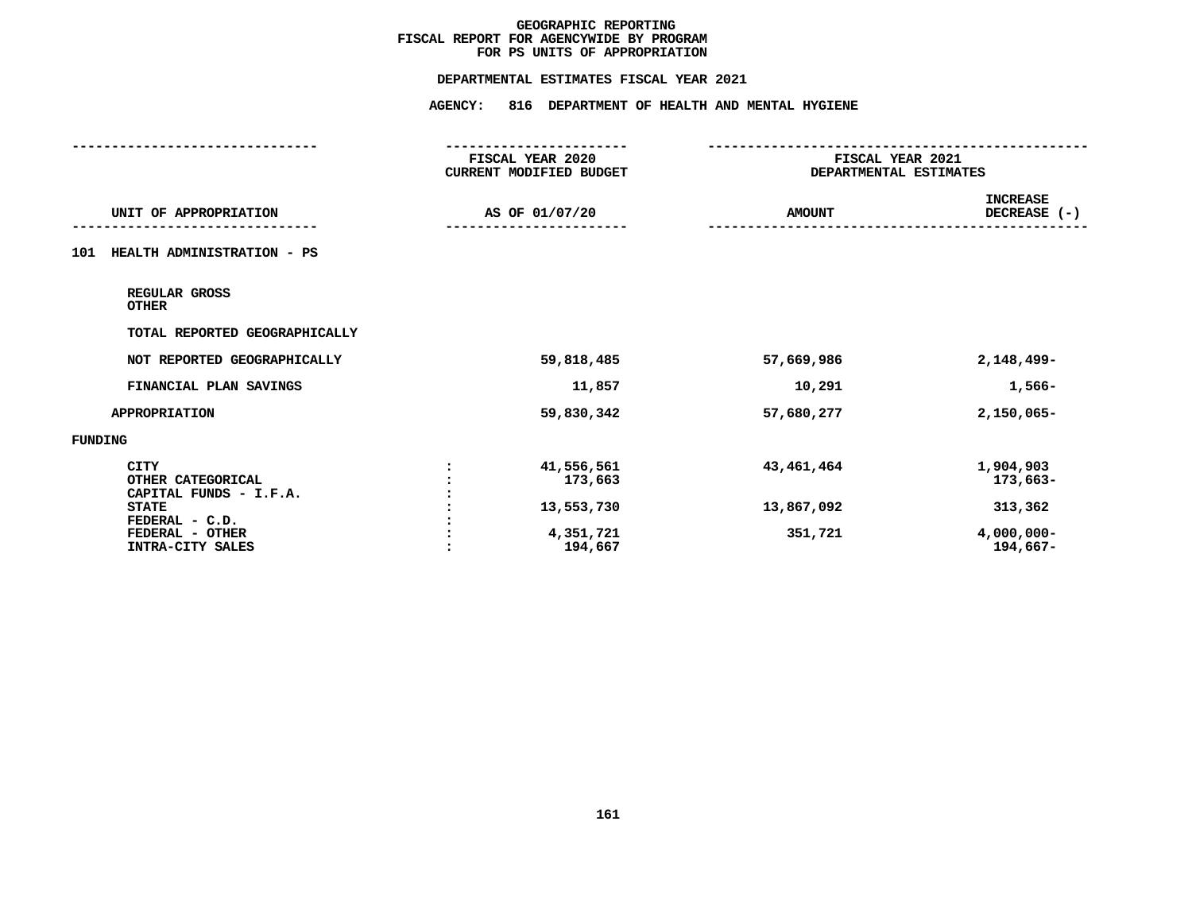# GEOGRAPHIC REPORTING
## FISCAL REPORT FOR AGENCYWIDE BY PROGRAM
## FOR PS UNITS OF APPROPRIATION

### DEPARTMENTAL ESTIMATES FISCAL YEAR 2021

### AGENCY: 816 DEPARTMENT OF HEALTH AND MENTAL HYGIENE

| UNIT OF APPROPRIATION | | FISCAL YEAR 2020 CURRENT MODIFIED BUDGET AS OF 01/07/20 | FISCAL YEAR 2021 DEPARTMENTAL ESTIMATES AMOUNT | INCREASE DECREASE (-) |
|---|---|---|---|---|
| **101 HEALTH ADMINISTRATION - PS** | | | | |
| REGULAR GROSS | | | | |
| OTHER | | | | |
| TOTAL REPORTED GEOGRAPHICALLY | | | | |
| NOT REPORTED GEOGRAPHICALLY | | 59,818,485 | 57,669,986 | 2,148,499- |
| FINANCIAL PLAN SAVINGS | | 11,857 | 10,291 | 1,566- |
| APPROPRIATION | | 59,830,342 | 57,680,277 | 2,150,065- |
| **FUNDING** | | | | |
| CITY | : | 41,556,561 | 43,461,464 | 1,904,903 |
| OTHER CATEGORICAL | : | 173,663 | | 173,663- |
| CAPITAL FUNDS - I.F.A. | : | | | |
| STATE | : | 13,553,730 | 13,867,092 | 313,362 |
| FEDERAL - C.D. | : | | | |
| FEDERAL - OTHER | : | 4,351,721 | 351,721 | 4,000,000- |
| INTRA-CITY SALES | : | 194,667 | | 194,667- |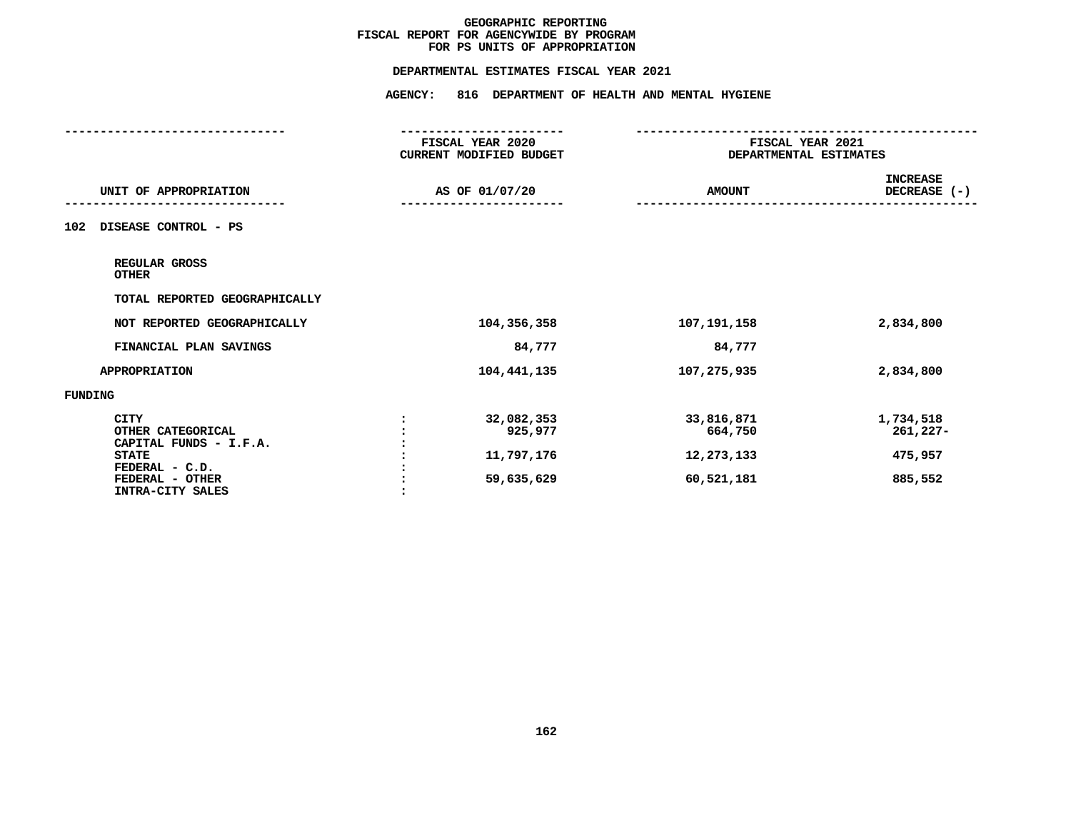# GEOGRAPHIC REPORTING
## FISCAL REPORT FOR AGENCYWIDE BY PROGRAM
## FOR PS UNITS OF APPROPRIATION

### DEPARTMENTAL ESTIMATES FISCAL YEAR 2021

### AGENCY: 816 DEPARTMENT OF HEALTH AND MENTAL HYGIENE

| UNIT OF APPROPRIATION | | FISCAL YEAR 2020 CURRENT MODIFIED BUDGET AS OF 01/07/20 | FISCAL YEAR 2021 DEPARTMENTAL ESTIMATES AMOUNT | INCREASE DECREASE (-) |
|---|---|---|---|---|
| **102 DISEASE CONTROL - PS** | | | | |
| REGULAR GROSS | | | | |
| OTHER | | | | |
| TOTAL REPORTED GEOGRAPHICALLY | | | | |
| NOT REPORTED GEOGRAPHICALLY | | 104,356,358 | 107,191,158 | 2,834,800 |
| FINANCIAL PLAN SAVINGS | | 84,777 | 84,777 | |
| APPROPRIATION | | 104,441,135 | 107,275,935 | 2,834,800 |
| **FUNDING** | | | | |
| CITY | : | 32,082,353 | 33,816,871 | 1,734,518 |
| OTHER CATEGORICAL | : | 925,977 | 664,750 | 261,227- |
| CAPITAL FUNDS - I.F.A. | : | | | |
| STATE | : | 11,797,176 | 12,273,133 | 475,957 |
| FEDERAL - C.D. | : | | | |
| FEDERAL - OTHER | : | 59,635,629 | 60,521,181 | 885,552 |
| INTRA-CITY SALES | : | | | |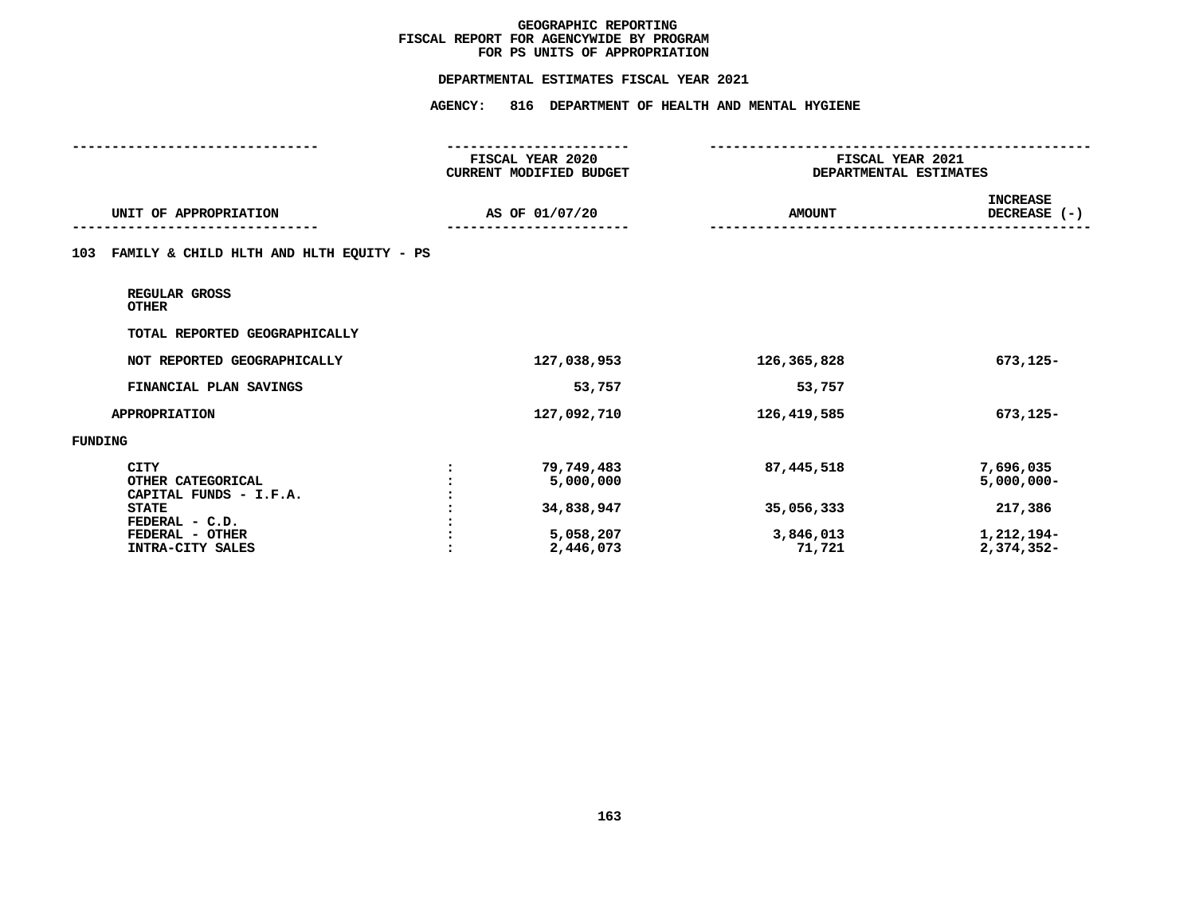# GEOGRAPHIC REPORTING
## FISCAL REPORT FOR AGENCYWIDE BY PROGRAM
## FOR PS UNITS OF APPROPRIATION

**DEPARTMENTAL ESTIMATES FISCAL YEAR 2021**

**AGENCY: 816 DEPARTMENT OF HEALTH AND MENTAL HYGIENE**

| UNIT OF APPROPRIATION | | FISCAL YEAR 2020 CURRENT MODIFIED BUDGET AS OF 01/07/20 | FISCAL YEAR 2021 DEPARTMENTAL ESTIMATES AMOUNT | INCREASE DECREASE (-) |
|---|---|---|---|---|
| **103 FAMILY & CHILD HLTH AND HLTH EQUITY - PS** | | | | |
| REGULAR GROSS | | | | |
| OTHER | | | | |
| TOTAL REPORTED GEOGRAPHICALLY | | | | |
| NOT REPORTED GEOGRAPHICALLY | | 127,038,953 | 126,365,828 | 673,125- |
| FINANCIAL PLAN SAVINGS | | 53,757 | 53,757 | |
| APPROPRIATION | | 127,092,710 | 126,419,585 | 673,125- |
| **FUNDING** | | | | |
| CITY | : | 79,749,483 | 87,445,518 | 7,696,035 |
| OTHER CATEGORICAL | : | 5,000,000 | | 5,000,000- |
| CAPITAL FUNDS - I.F.A. | : | | | |
| STATE | : | 34,838,947 | 35,056,333 | 217,386 |
| FEDERAL - C.D. | : | | | |
| FEDERAL - OTHER | : | 5,058,207 | 3,846,013 | 1,212,194- |
| INTRA-CITY SALES | : | 2,446,073 | 71,721 | 2,374,352- |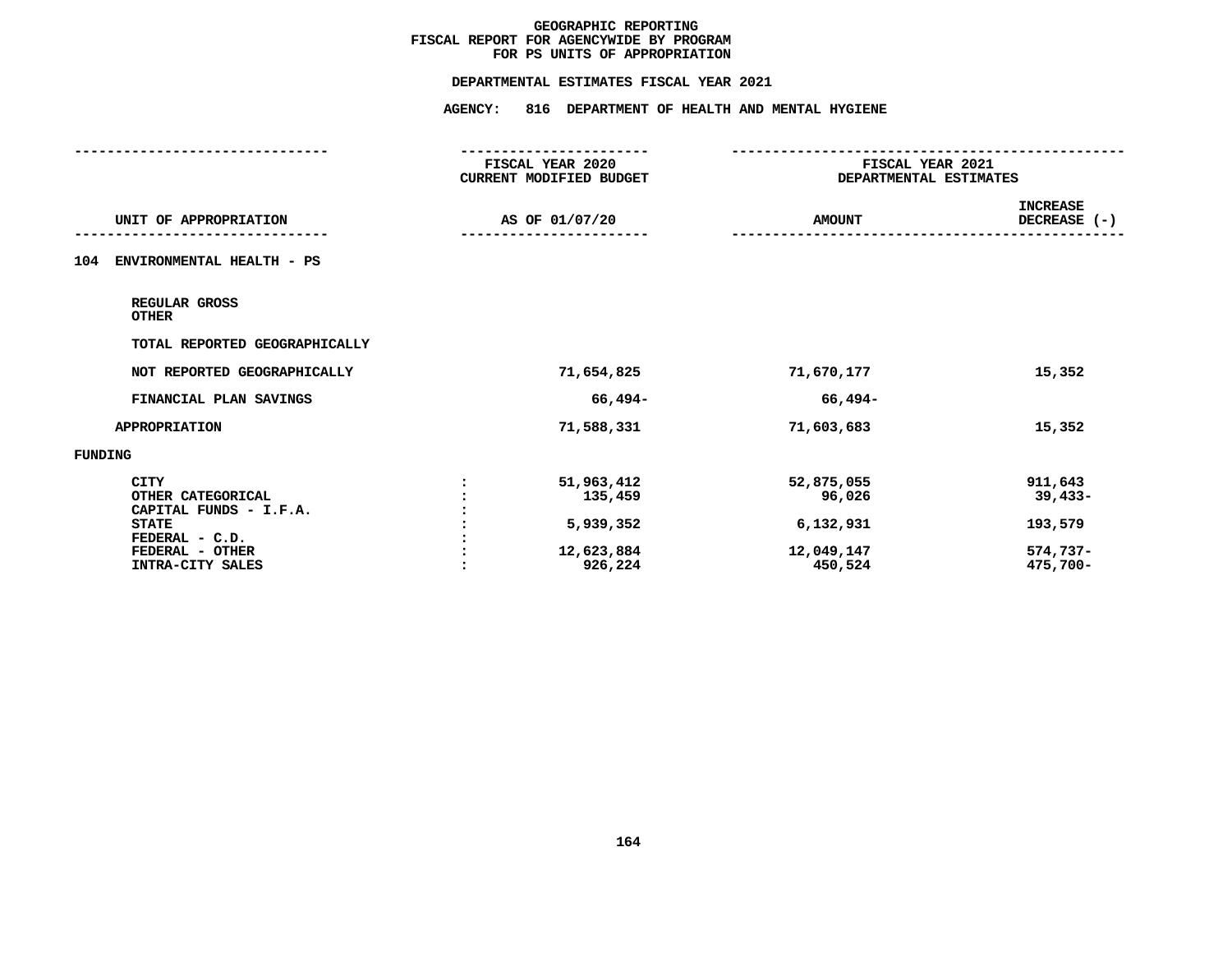# GEOGRAPHIC REPORTING
## FISCAL REPORT FOR AGENCYWIDE BY PROGRAM
## FOR PS UNITS OF APPROPRIATION

**DEPARTMENTAL ESTIMATES FISCAL YEAR 2021**

**AGENCY: 816 DEPARTMENT OF HEALTH AND MENTAL HYGIENE**

| UNIT OF APPROPRIATION | | FISCAL YEAR 2020 CURRENT MODIFIED BUDGET AS OF 01/07/20 | FISCAL YEAR 2021 DEPARTMENTAL ESTIMATES AMOUNT | INCREASE DECREASE (-) |
|---|---|---|---|---|
| **104 ENVIRONMENTAL HEALTH - PS** | | | | |
| REGULAR GROSS | | | | |
| OTHER | | | | |
| TOTAL REPORTED GEOGRAPHICALLY | | | | |
| NOT REPORTED GEOGRAPHICALLY | | 71,654,825 | 71,670,177 | 15,352 |
| FINANCIAL PLAN SAVINGS | | 66,494- | 66,494- | |
| APPROPRIATION | | 71,588,331 | 71,603,683 | 15,352 |
| FUNDING | | | | |
| CITY | : | 51,963,412 | 52,875,055 | 911,643 |
| OTHER CATEGORICAL | : | 135,459 | 96,026 | 39,433- |
| CAPITAL FUNDS - I.F.A. | : | | | |
| STATE | : | 5,939,352 | 6,132,931 | 193,579 |
| FEDERAL - C.D. | : | | | |
| FEDERAL - OTHER | : | 12,623,884 | 12,049,147 | 574,737- |
| INTRA-CITY SALES | : | 926,224 | 450,524 | 475,700- |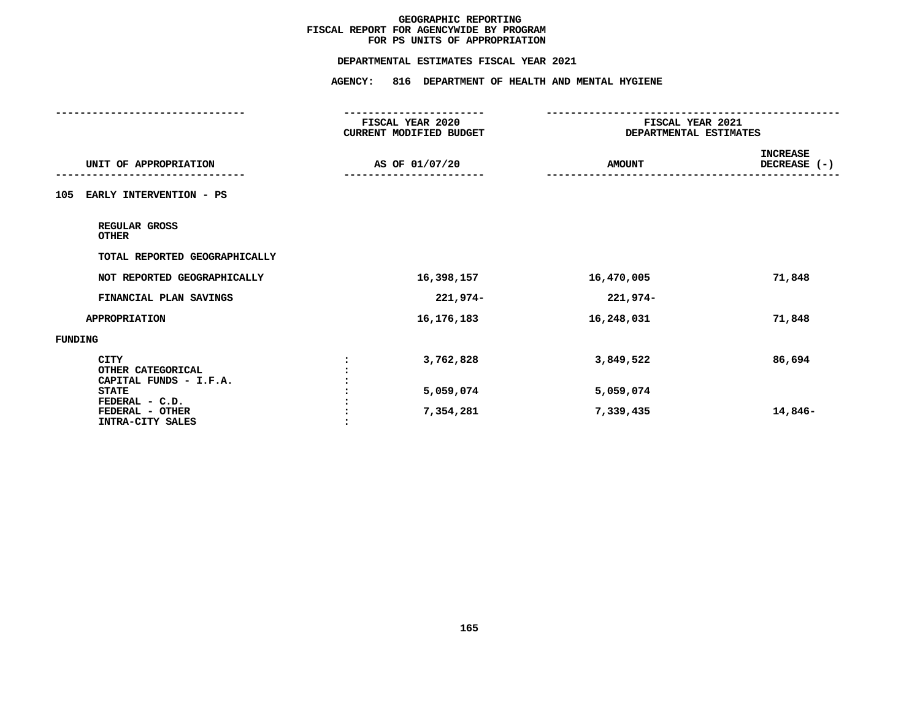# GEOGRAPHIC REPORTING
## FISCAL REPORT FOR AGENCYWIDE BY PROGRAM
## FOR PS UNITS OF APPROPRIATION

### DEPARTMENTAL ESTIMATES FISCAL YEAR 2021

### AGENCY: 816 DEPARTMENT OF HEALTH AND MENTAL HYGIENE

| UNIT OF APPROPRIATION | | FISCAL YEAR 2020 CURRENT MODIFIED BUDGET AS OF 01/07/20 | FISCAL YEAR 2021 DEPARTMENTAL ESTIMATES AMOUNT | INCREASE DECREASE (-) |
|---|---|---|---|---|
| **105 EARLY INTERVENTION - PS** | | | | |
| REGULAR GROSS | | | | |
| OTHER | | | | |
| TOTAL REPORTED GEOGRAPHICALLY | | | | |
| NOT REPORTED GEOGRAPHICALLY | | 16,398,157 | 16,470,005 | 71,848 |
| FINANCIAL PLAN SAVINGS | | 221,974- | 221,974- | |
| APPROPRIATION | | 16,176,183 | 16,248,031 | 71,848 |
| **FUNDING** | | | | |
| CITY | : | 3,762,828 | 3,849,522 | 86,694 |
| OTHER CATEGORICAL | : | | | |
| CAPITAL FUNDS - I.F.A. | : | | | |
| STATE | : | 5,059,074 | 5,059,074 | |
| FEDERAL - C.D. | : | | | |
| FEDERAL - OTHER | : | 7,354,281 | 7,339,435 | 14,846- |
| INTRA-CITY SALES | : | | | |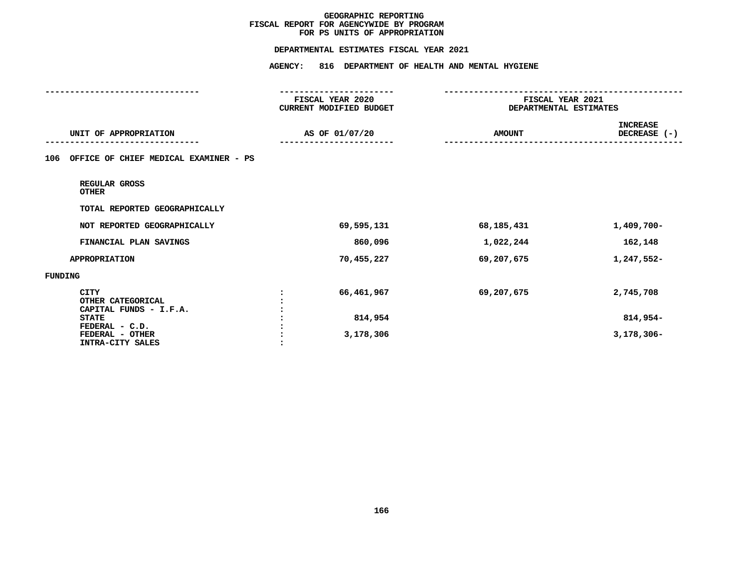# GEOGRAPHIC REPORTING
## FISCAL REPORT FOR AGENCYWIDE BY PROGRAM
## FOR PS UNITS OF APPROPRIATION

### DEPARTMENTAL ESTIMATES FISCAL YEAR 2021

### AGENCY: 816 DEPARTMENT OF HEALTH AND MENTAL HYGIENE

| UNIT OF APPROPRIATION | | FISCAL YEAR 2020 CURRENT MODIFIED BUDGET AS OF 01/07/20 | FISCAL YEAR 2021 DEPARTMENTAL ESTIMATES AMOUNT | INCREASE DECREASE (-) |
|---|---|---|---|---|
| **106 OFFICE OF CHIEF MEDICAL EXAMINER - PS** | | | | |
| REGULAR GROSS | | | | |
| OTHER | | | | |
| TOTAL REPORTED GEOGRAPHICALLY | | | | |
| NOT REPORTED GEOGRAPHICALLY | | 69,595,131 | 68,185,431 | 1,409,700- |
| FINANCIAL PLAN SAVINGS | | 860,096 | 1,022,244 | 162,148 |
| APPROPRIATION | | 70,455,227 | 69,207,675 | 1,247,552- |
| **FUNDING** | | | | |
| CITY | : | 66,461,967 | 69,207,675 | 2,745,708 |
| OTHER CATEGORICAL | : | | | |
| CAPITAL FUNDS - I.F.A. | : | | | |
| STATE | : | 814,954 | | 814,954- |
| FEDERAL - C.D. | : | | | |
| FEDERAL - OTHER | : | 3,178,306 | | 3,178,306- |
| INTRA-CITY SALES | : | | | |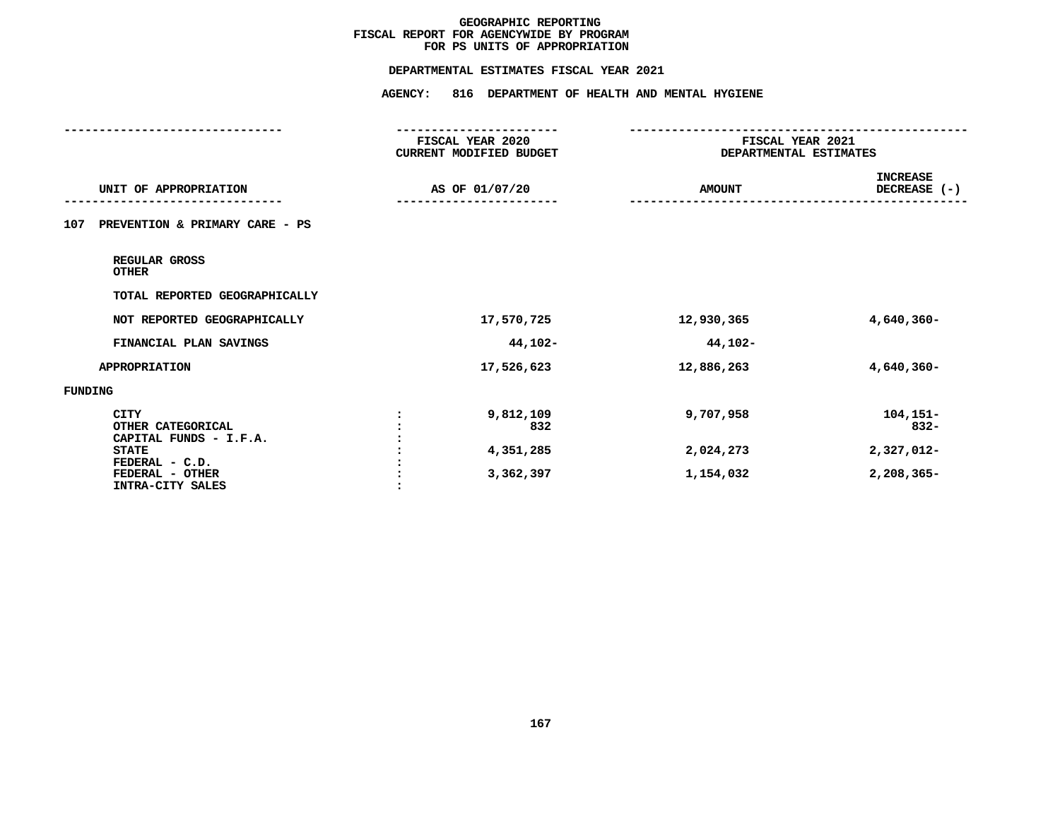# GEOGRAPHIC REPORTING
## FISCAL REPORT FOR AGENCYWIDE BY PROGRAM
## FOR PS UNITS OF APPROPRIATION

### DEPARTMENTAL ESTIMATES FISCAL YEAR 2021

### AGENCY: 816 DEPARTMENT OF HEALTH AND MENTAL HYGIENE

| UNIT OF APPROPRIATION | | FISCAL YEAR 2020 CURRENT MODIFIED BUDGET AS OF 01/07/20 | FISCAL YEAR 2021 DEPARTMENTAL ESTIMATES AMOUNT | INCREASE DECREASE (-) |
|---|---|---|---|---|
| **107 PREVENTION & PRIMARY CARE - PS** | | | | |
| REGULAR GROSS | | | | |
| OTHER | | | | |
| TOTAL REPORTED GEOGRAPHICALLY | | | | |
| NOT REPORTED GEOGRAPHICALLY | | 17,570,725 | 12,930,365 | 4,640,360- |
| FINANCIAL PLAN SAVINGS | | 44,102- | 44,102- | |
| APPROPRIATION | | 17,526,623 | 12,886,263 | 4,640,360- |
| **FUNDING** | | | | |
| CITY | : | 9,812,109 | 9,707,958 | 104,151- |
| OTHER CATEGORICAL | : | 832 | | 832- |
| CAPITAL FUNDS - I.F.A. | : | | | |
| STATE | : | 4,351,285 | 2,024,273 | 2,327,012- |
| FEDERAL - C.D. | : | | | |
| FEDERAL - OTHER | : | 3,362,397 | 1,154,032 | 2,208,365- |
| INTRA-CITY SALES | : | | | |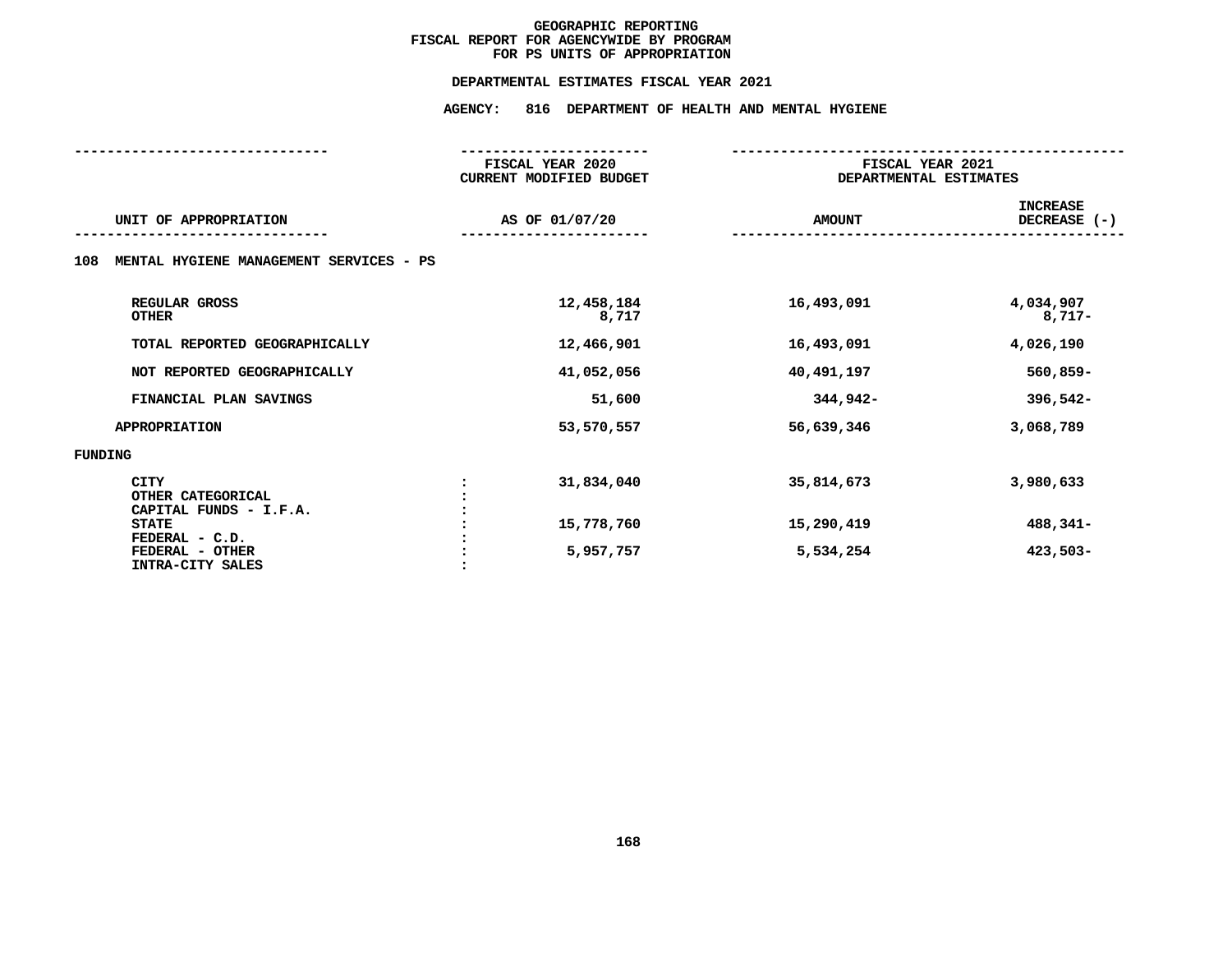# GEOGRAPHIC REPORTING
## FISCAL REPORT FOR AGENCYWIDE BY PROGRAM
## FOR PS UNITS OF APPROPRIATION

**DEPARTMENTAL ESTIMATES FISCAL YEAR 2021**

**AGENCY: 816 DEPARTMENT OF HEALTH AND MENTAL HYGIENE**

| UNIT OF APPROPRIATION | | FISCAL YEAR 2020 CURRENT MODIFIED BUDGET AS OF 01/07/20 | FISCAL YEAR 2021 DEPARTMENTAL ESTIMATES AMOUNT | INCREASE DECREASE (-) |
|---|---|---|---|---|
| **108 MENTAL HYGIENE MANAGEMENT SERVICES - PS** | | | | |
| REGULAR GROSS | | 12,458,184 | 16,493,091 | 4,034,907 |
| OTHER | | 8,717 | | 8,717- |
| TOTAL REPORTED GEOGRAPHICALLY | | 12,466,901 | 16,493,091 | 4,026,190 |
| NOT REPORTED GEOGRAPHICALLY | | 41,052,056 | 40,491,197 | 560,859- |
| FINANCIAL PLAN SAVINGS | | 51,600 | 344,942- | 396,542- |
| APPROPRIATION | | 53,570,557 | 56,639,346 | 3,068,789 |
| **FUNDING** | | | | |
| CITY | : | 31,834,040 | 35,814,673 | 3,980,633 |
| OTHER CATEGORICAL | : | | | |
| CAPITAL FUNDS - I.F.A. | : | | | |
| STATE | : | 15,778,760 | 15,290,419 | 488,341- |
| FEDERAL - C.D. | : | | | |
| FEDERAL - OTHER | : | 5,957,757 | 5,534,254 | 423,503- |
| INTRA-CITY SALES | : | | | |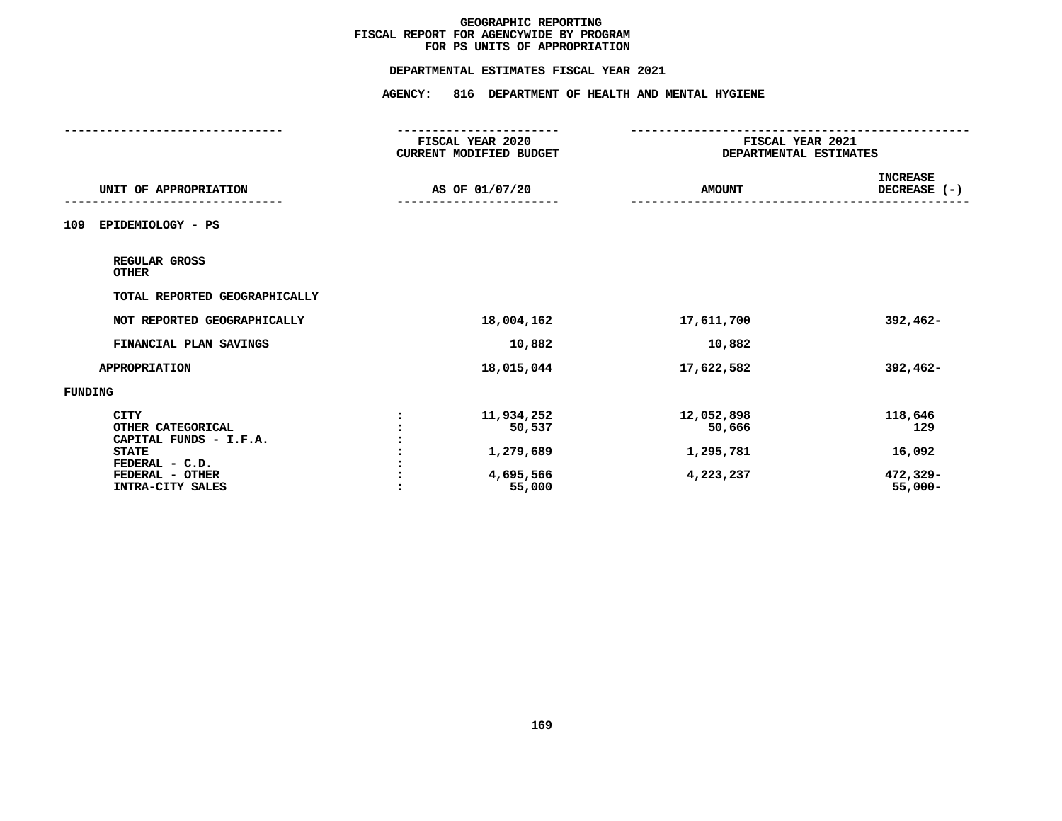# GEOGRAPHIC REPORTING
## FISCAL REPORT FOR AGENCYWIDE BY PROGRAM
## FOR PS UNITS OF APPROPRIATION

**DEPARTMENTAL ESTIMATES FISCAL YEAR 2021**

**AGENCY: 816 DEPARTMENT OF HEALTH AND MENTAL HYGIENE**

| UNIT OF APPROPRIATION | | FISCAL YEAR 2020 CURRENT MODIFIED BUDGET AS OF 01/07/20 | FISCAL YEAR 2021 DEPARTMENTAL ESTIMATES AMOUNT | INCREASE DECREASE (-) |
|---|---|---|---|---|
| **109 EPIDEMIOLOGY - PS** | | | | |
| REGULAR GROSS | | | | |
| OTHER | | | | |
| TOTAL REPORTED GEOGRAPHICALLY | | | | |
| NOT REPORTED GEOGRAPHICALLY | | 18,004,162 | 17,611,700 | 392,462- |
| FINANCIAL PLAN SAVINGS | | 10,882 | 10,882 | |
| APPROPRIATION | | 18,015,044 | 17,622,582 | 392,462- |
| **FUNDING** | | | | |
| CITY | : | 11,934,252 | 12,052,898 | 118,646 |
| OTHER CATEGORICAL | : | 50,537 | 50,666 | 129 |
| CAPITAL FUNDS - I.F.A. | : | | | |
| STATE | : | 1,279,689 | 1,295,781 | 16,092 |
| FEDERAL - C.D. | : | | | |
| FEDERAL - OTHER | : | 4,695,566 | 4,223,237 | 472,329- |
| INTRA-CITY SALES | : | 55,000 | | 55,000- |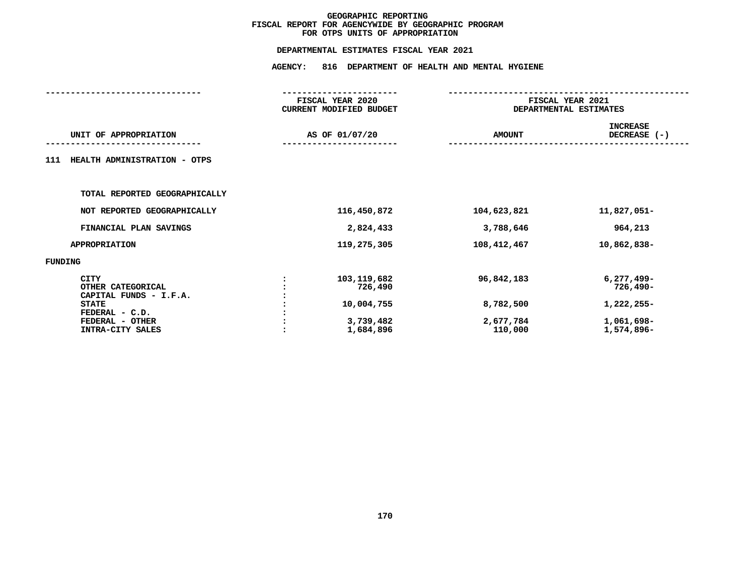# GEOGRAPHIC REPORTING
## FISCAL REPORT FOR AGENCYWIDE BY GEOGRAPHIC PROGRAM
## FOR OTPS UNITS OF APPROPRIATION

**DEPARTMENTAL ESTIMATES FISCAL YEAR 2021**

**AGENCY: 816 DEPARTMENT OF HEALTH AND MENTAL HYGIENE**

| UNIT OF APPROPRIATION | | FISCAL YEAR 2020 CURRENT MODIFIED BUDGET AS OF 01/07/20 | FISCAL YEAR 2021 DEPARTMENTAL ESTIMATES AMOUNT | INCREASE DECREASE (-) |
|---|---|---|---|---|
| **111 HEALTH ADMINISTRATION - OTPS** | | | | |
| TOTAL REPORTED GEOGRAPHICALLY | | | | |
| NOT REPORTED GEOGRAPHICALLY | | 116,450,872 | 104,623,821 | 11,827,051- |
| FINANCIAL PLAN SAVINGS | | 2,824,433 | 3,788,646 | 964,213 |
| APPROPRIATION | | 119,275,305 | 108,412,467 | 10,862,838- |
| **FUNDING** | | | | |
| CITY | : | 103,119,682 | 96,842,183 | 6,277,499- |
| OTHER CATEGORICAL | : | 726,490 | | 726,490- |
| CAPITAL FUNDS - I.F.A. | : | | | |
| STATE | : | 10,004,755 | 8,782,500 | 1,222,255- |
| FEDERAL - C.D. | : | | | |
| FEDERAL - OTHER | : | 3,739,482 | 2,677,784 | 1,061,698- |
| INTRA-CITY SALES | : | 1,684,896 | 110,000 | 1,574,896- |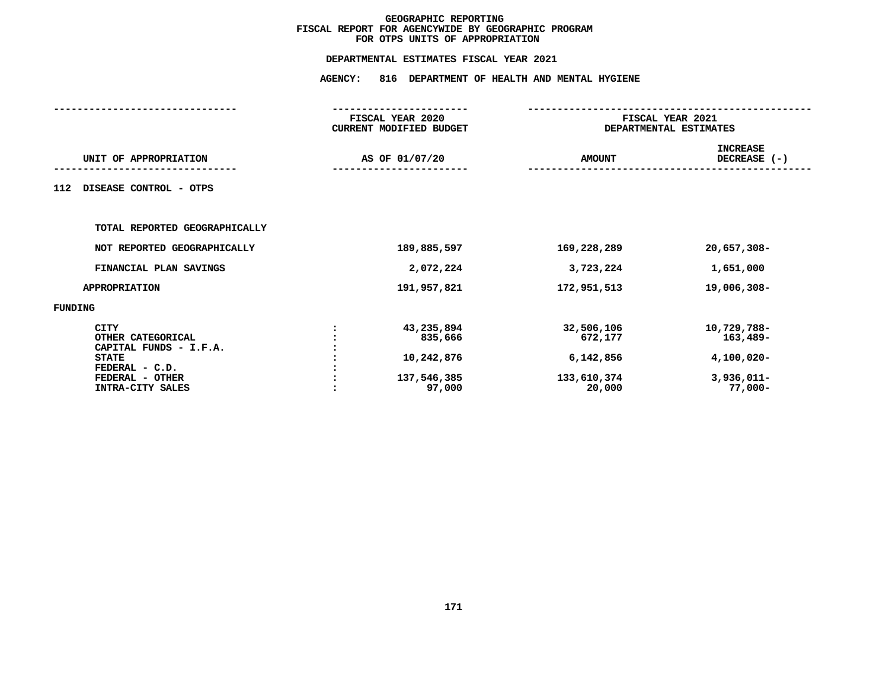# GEOGRAPHIC REPORTING
## FISCAL REPORT FOR AGENCYWIDE BY GEOGRAPHIC PROGRAM
## FOR OTPS UNITS OF APPROPRIATION

### DEPARTMENTAL ESTIMATES FISCAL YEAR 2021

### AGENCY: 816 DEPARTMENT OF HEALTH AND MENTAL HYGIENE

| UNIT OF APPROPRIATION | | FISCAL YEAR 2020 CURRENT MODIFIED BUDGET AS OF 01/07/20 | FISCAL YEAR 2021 DEPARTMENTAL ESTIMATES AMOUNT | INCREASE DECREASE (-) |
|---|---|---|---|---|
| **112 DISEASE CONTROL - OTPS** | | | | |
| TOTAL REPORTED GEOGRAPHICALLY | | | | |
| NOT REPORTED GEOGRAPHICALLY | | 189,885,597 | 169,228,289 | 20,657,308- |
| FINANCIAL PLAN SAVINGS | | 2,072,224 | 3,723,224 | 1,651,000 |
| APPROPRIATION | | 191,957,821 | 172,951,513 | 19,006,308- |
| **FUNDING** | | | | |
| CITY | : | 43,235,894 | 32,506,106 | 10,729,788- |
| OTHER CATEGORICAL | : | 835,666 | 672,177 | 163,489- |
| CAPITAL FUNDS - I.F.A. | : | | | |
| STATE | : | 10,242,876 | 6,142,856 | 4,100,020- |
| FEDERAL - C.D. | : | | | |
| FEDERAL - OTHER | : | 137,546,385 | 133,610,374 | 3,936,011- |
| INTRA-CITY SALES | : | 97,000 | 20,000 | 77,000- |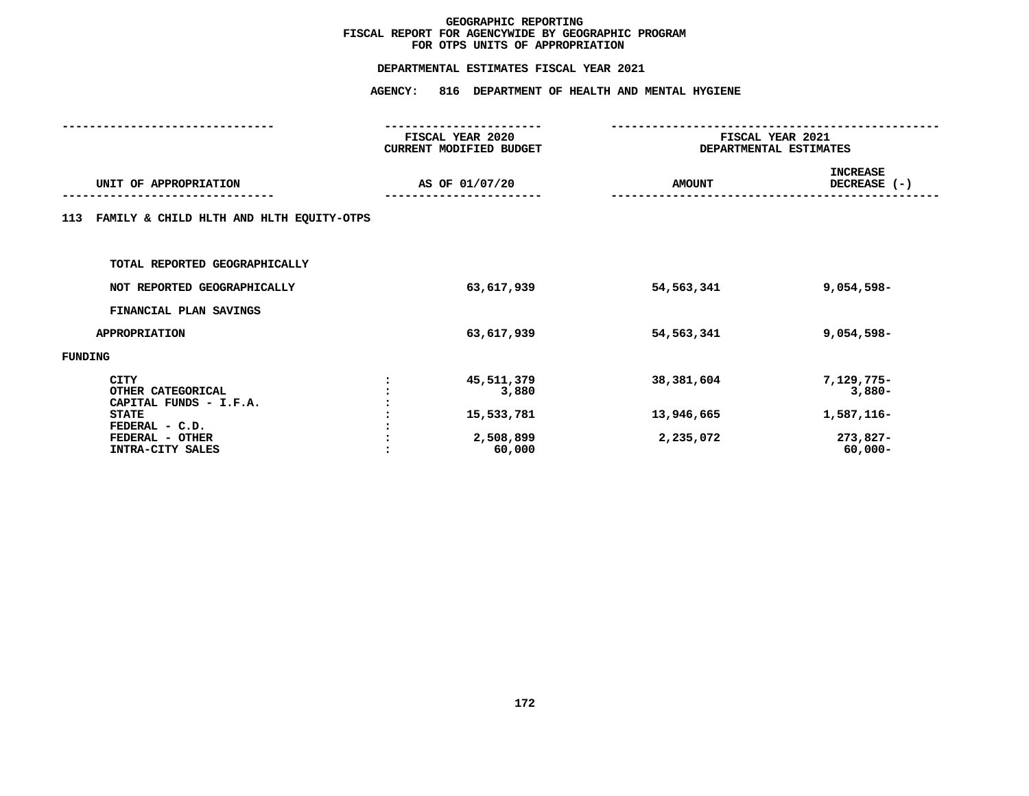# GEOGRAPHIC REPORTING
## FISCAL REPORT FOR AGENCYWIDE BY GEOGRAPHIC PROGRAM
## FOR OTPS UNITS OF APPROPRIATION

### DEPARTMENTAL ESTIMATES FISCAL YEAR 2021

### AGENCY: 816 DEPARTMENT OF HEALTH AND MENTAL HYGIENE

| UNIT OF APPROPRIATION | | FISCAL YEAR 2020 CURRENT MODIFIED BUDGET AS OF 01/07/20 | FISCAL YEAR 2021 DEPARTMENTAL ESTIMATES AMOUNT | INCREASE DECREASE (-) |
|---|---|---|---|---|
| **113 FAMILY & CHILD HLTH AND HLTH EQUITY-OTPS** | | | | |
| TOTAL REPORTED GEOGRAPHICALLY | | | | |
| NOT REPORTED GEOGRAPHICALLY | | 63,617,939 | 54,563,341 | 9,054,598- |
| FINANCIAL PLAN SAVINGS | | | | |
| APPROPRIATION | | 63,617,939 | 54,563,341 | 9,054,598- |
| FUNDING | | | | |
| CITY | : | 45,511,379 | 38,381,604 | 7,129,775- |
| OTHER CATEGORICAL | : | 3,880 | | 3,880- |
| CAPITAL FUNDS - I.F.A. | : | | | |
| STATE | : | 15,533,781 | 13,946,665 | 1,587,116- |
| FEDERAL - C.D. | : | | | |
| FEDERAL - OTHER | : | 2,508,899 | 2,235,072 | 273,827- |
| INTRA-CITY SALES | : | 60,000 | | 60,000- |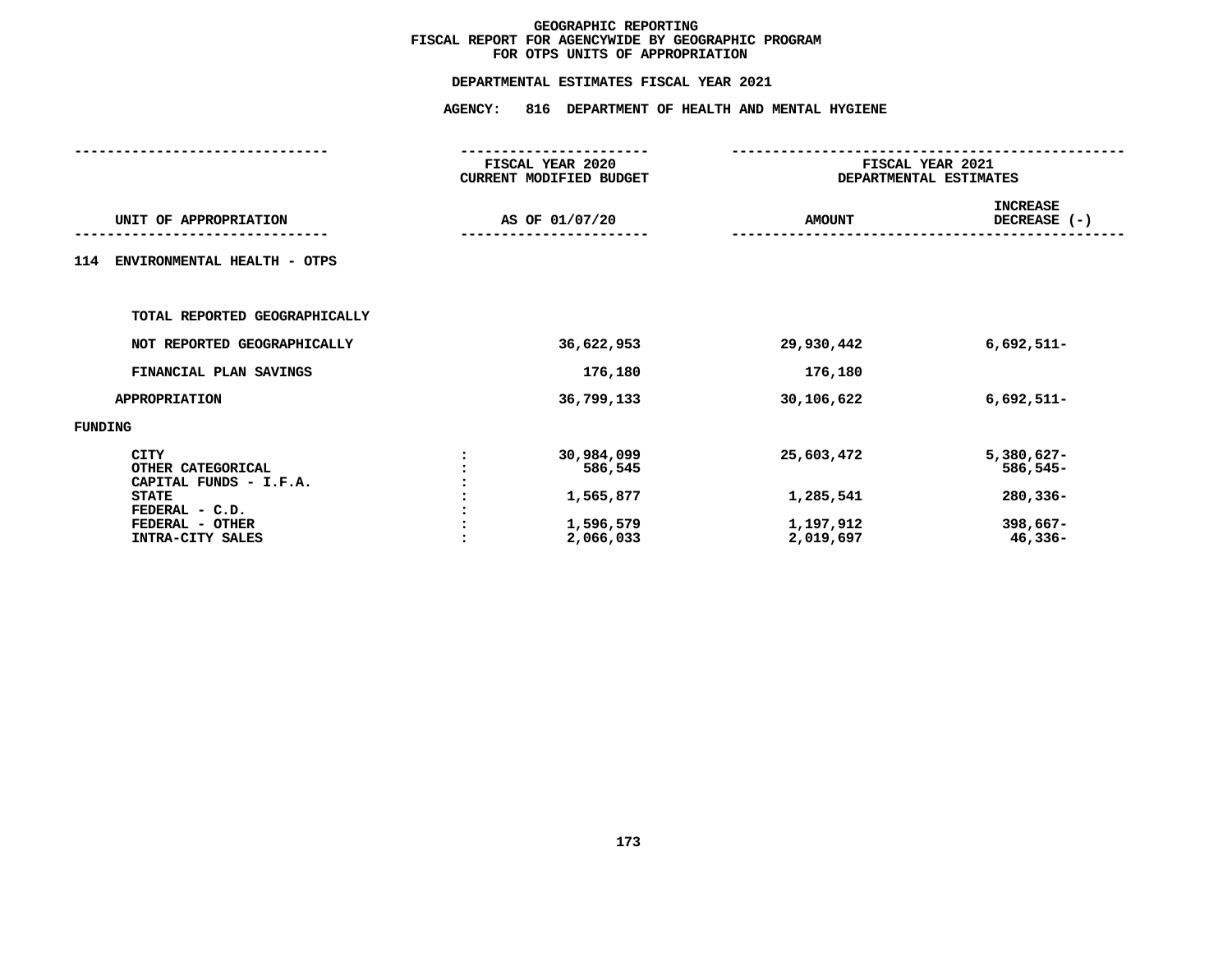# GEOGRAPHIC REPORTING
## FISCAL REPORT FOR AGENCYWIDE BY GEOGRAPHIC PROGRAM
## FOR OTPS UNITS OF APPROPRIATION

### DEPARTMENTAL ESTIMATES FISCAL YEAR 2021

### AGENCY: 816 DEPARTMENT OF HEALTH AND MENTAL HYGIENE

| UNIT OF APPROPRIATION | | FISCAL YEAR 2020 CURRENT MODIFIED BUDGET AS OF 01/07/20 | FISCAL YEAR 2021 DEPARTMENTAL ESTIMATES AMOUNT | INCREASE DECREASE (-) |
|---|---|---|---|---|
| **114 ENVIRONMENTAL HEALTH - OTPS** | | | | |
| TOTAL REPORTED GEOGRAPHICALLY | | | | |
| NOT REPORTED GEOGRAPHICALLY | | 36,622,953 | 29,930,442 | 6,692,511- |
| FINANCIAL PLAN SAVINGS | | 176,180 | 176,180 | |
| APPROPRIATION | | 36,799,133 | 30,106,622 | 6,692,511- |
| FUNDING | | | | |
| CITY | : | 30,984,099 | 25,603,472 | 5,380,627- |
| OTHER CATEGORICAL | : | 586,545 | | 586,545- |
| CAPITAL FUNDS - I.F.A. | : | | | |
| STATE | : | 1,565,877 | 1,285,541 | 280,336- |
| FEDERAL - C.D. | : | | | |
| FEDERAL - OTHER | : | 1,596,579 | 1,197,912 | 398,667- |
| INTRA-CITY SALES | : | 2,066,033 | 2,019,697 | 46,336- |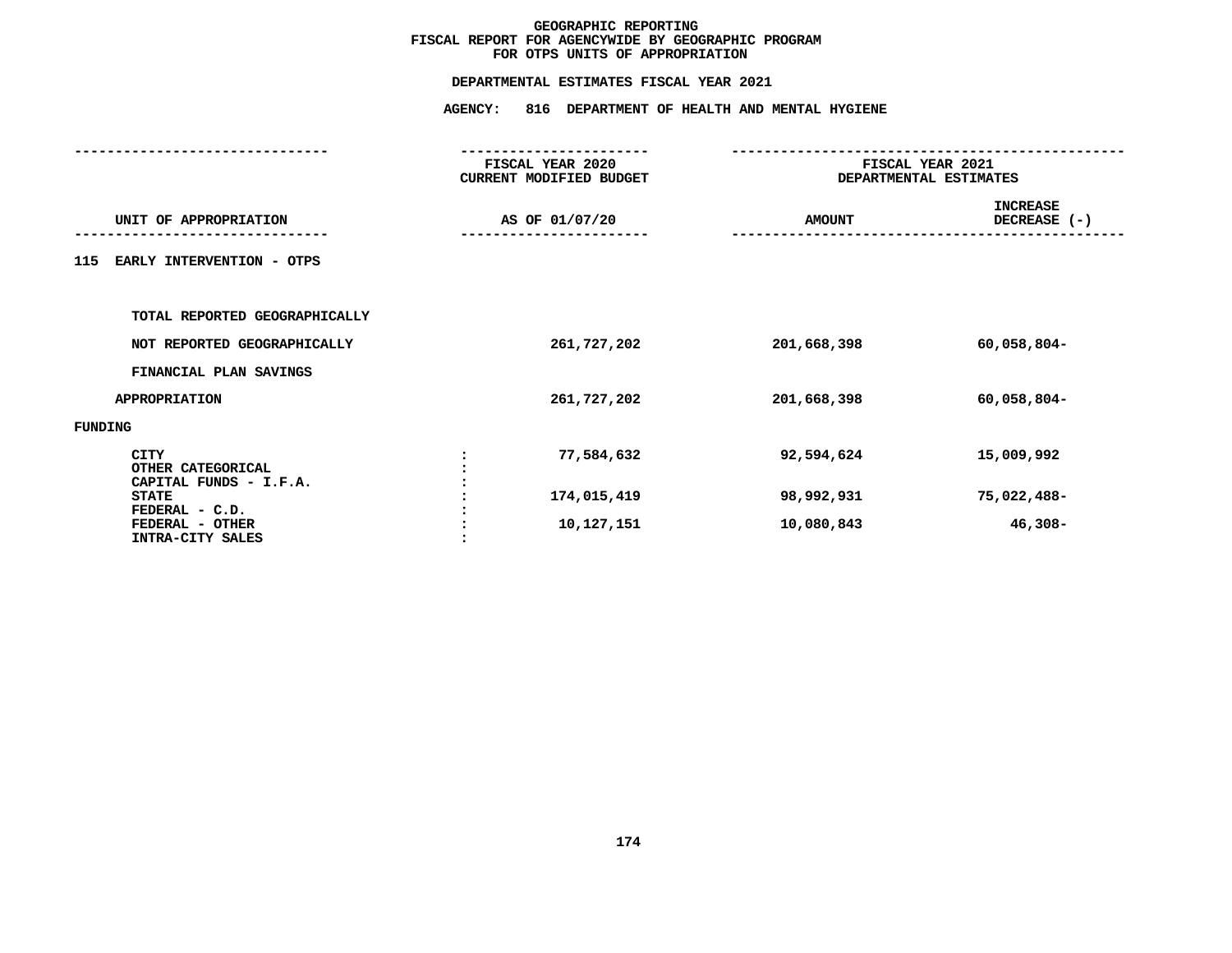# GEOGRAPHIC REPORTING
## FISCAL REPORT FOR AGENCYWIDE BY GEOGRAPHIC PROGRAM
## FOR OTPS UNITS OF APPROPRIATION

### DEPARTMENTAL ESTIMATES FISCAL YEAR 2021

### AGENCY: 816 DEPARTMENT OF HEALTH AND MENTAL HYGIENE

| UNIT OF APPROPRIATION | | FISCAL YEAR 2020 CURRENT MODIFIED BUDGET AS OF 01/07/20 | FISCAL YEAR 2021 DEPARTMENTAL ESTIMATES AMOUNT | INCREASE DECREASE (-) |
|---|---|---|---|---|
| 115 EARLY INTERVENTION - OTPS | | | | |
| TOTAL REPORTED GEOGRAPHICALLY | | | | |
| NOT REPORTED GEOGRAPHICALLY | | 261,727,202 | 201,668,398 | 60,058,804- |
| FINANCIAL PLAN SAVINGS | | | | |
| APPROPRIATION | | 261,727,202 | 201,668,398 | 60,058,804- |
| FUNDING | | | | |
| CITY | : | 77,584,632 | 92,594,624 | 15,009,992 |
| OTHER CATEGORICAL | : | | | |
| CAPITAL FUNDS - I.F.A. | : | | | |
| STATE | : | 174,015,419 | 98,992,931 | 75,022,488- |
| FEDERAL - C.D. | : | | | |
| FEDERAL - OTHER | : | 10,127,151 | 10,080,843 | 46,308- |
| INTRA-CITY SALES | : | | | |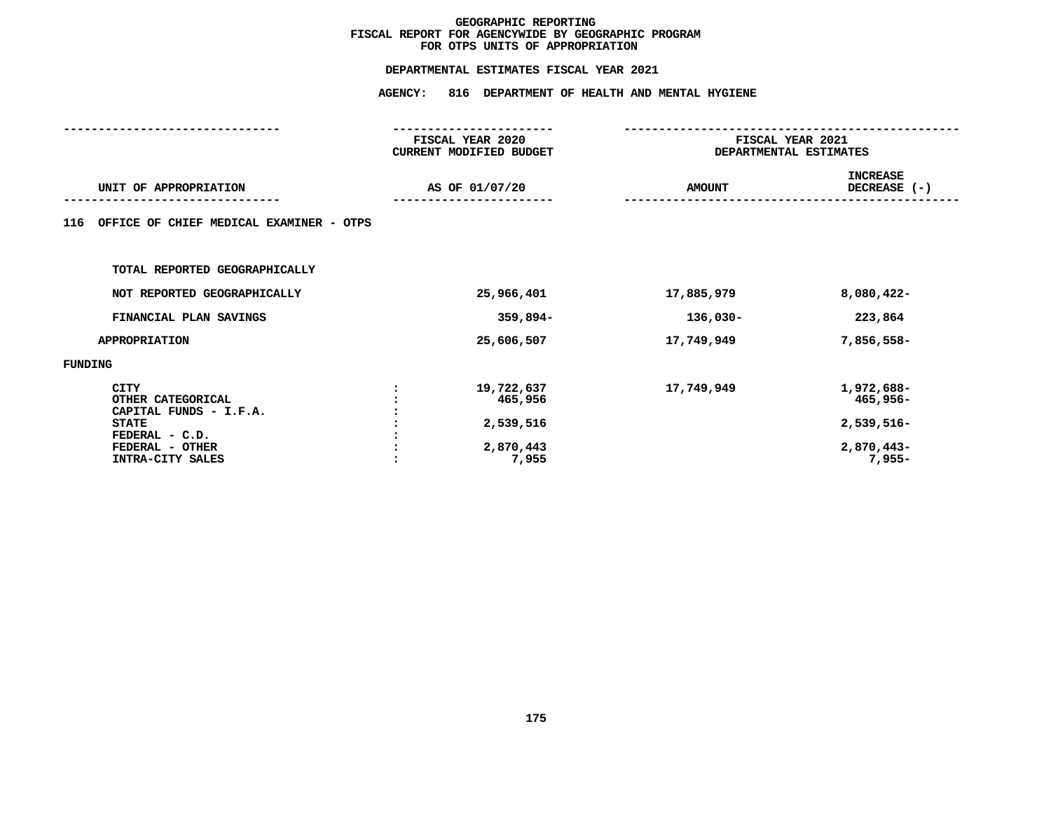# GEOGRAPHIC REPORTING
## FISCAL REPORT FOR AGENCYWIDE BY GEOGRAPHIC PROGRAM
## FOR OTPS UNITS OF APPROPRIATION

**DEPARTMENTAL ESTIMATES FISCAL YEAR 2021**

**AGENCY: 816 DEPARTMENT OF HEALTH AND MENTAL HYGIENE**

| UNIT OF APPROPRIATION | | FISCAL YEAR 2020 CURRENT MODIFIED BUDGET AS OF 01/07/20 | FISCAL YEAR 2021 DEPARTMENTAL ESTIMATES AMOUNT | INCREASE DECREASE (-) |
|---|---|---|---|---|
| **116 OFFICE OF CHIEF MEDICAL EXAMINER - OTPS** | | | | |
| TOTAL REPORTED GEOGRAPHICALLY | | | | |
| NOT REPORTED GEOGRAPHICALLY | | 25,966,401 | 17,885,979 | 8,080,422- |
| FINANCIAL PLAN SAVINGS | | 359,894- | 136,030- | 223,864 |
| APPROPRIATION | | 25,606,507 | 17,749,949 | 7,856,558- |
| FUNDING | | | | |
| CITY | : | 19,722,637 | 17,749,949 | 1,972,688- |
| OTHER CATEGORICAL | : | 465,956 | | 465,956- |
| CAPITAL FUNDS - I.F.A. | : | | | |
| STATE | : | 2,539,516 | | 2,539,516- |
| FEDERAL - C.D. | : | | | |
| FEDERAL - OTHER | : | 2,870,443 | | 2,870,443- |
| INTRA-CITY SALES | : | 7,955 | | 7,955- |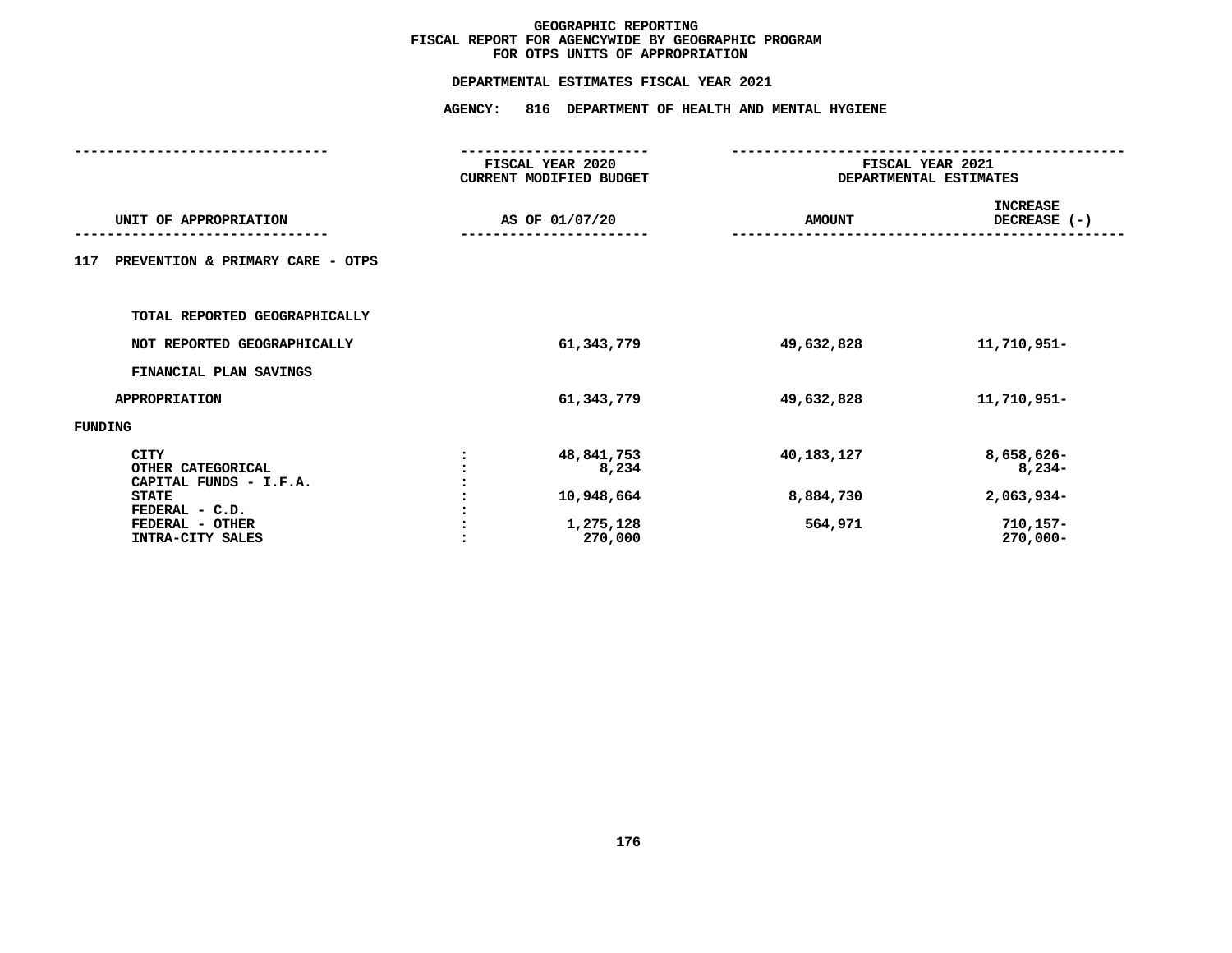# GEOGRAPHIC REPORTING
## FISCAL REPORT FOR AGENCYWIDE BY GEOGRAPHIC PROGRAM
## FOR OTPS UNITS OF APPROPRIATION

**DEPARTMENTAL ESTIMATES FISCAL YEAR 2021**

**AGENCY: 816 DEPARTMENT OF HEALTH AND MENTAL HYGIENE**

| UNIT OF APPROPRIATION | | FISCAL YEAR 2020 CURRENT MODIFIED BUDGET AS OF 01/07/20 | FISCAL YEAR 2021 DEPARTMENTAL ESTIMATES AMOUNT | INCREASE DECREASE (-) |
|---|---|---|---|---|
| 117 PREVENTION & PRIMARY CARE - OTPS | | | | |
| TOTAL REPORTED GEOGRAPHICALLY | | | | |
| NOT REPORTED GEOGRAPHICALLY | | 61,343,779 | 49,632,828 | 11,710,951- |
| FINANCIAL PLAN SAVINGS | | | | |
| APPROPRIATION | | 61,343,779 | 49,632,828 | 11,710,951- |
| FUNDING | | | | |
| CITY | : | 48,841,753 | 40,183,127 | 8,658,626- |
| OTHER CATEGORICAL | : | 8,234 | | 8,234- |
| CAPITAL FUNDS - I.F.A. | : | | | |
| STATE | : | 10,948,664 | 8,884,730 | 2,063,934- |
| FEDERAL - C.D. | : | | | |
| FEDERAL - OTHER | : | 1,275,128 | 564,971 | 710,157- |
| INTRA-CITY SALES | : | 270,000 | | 270,000- |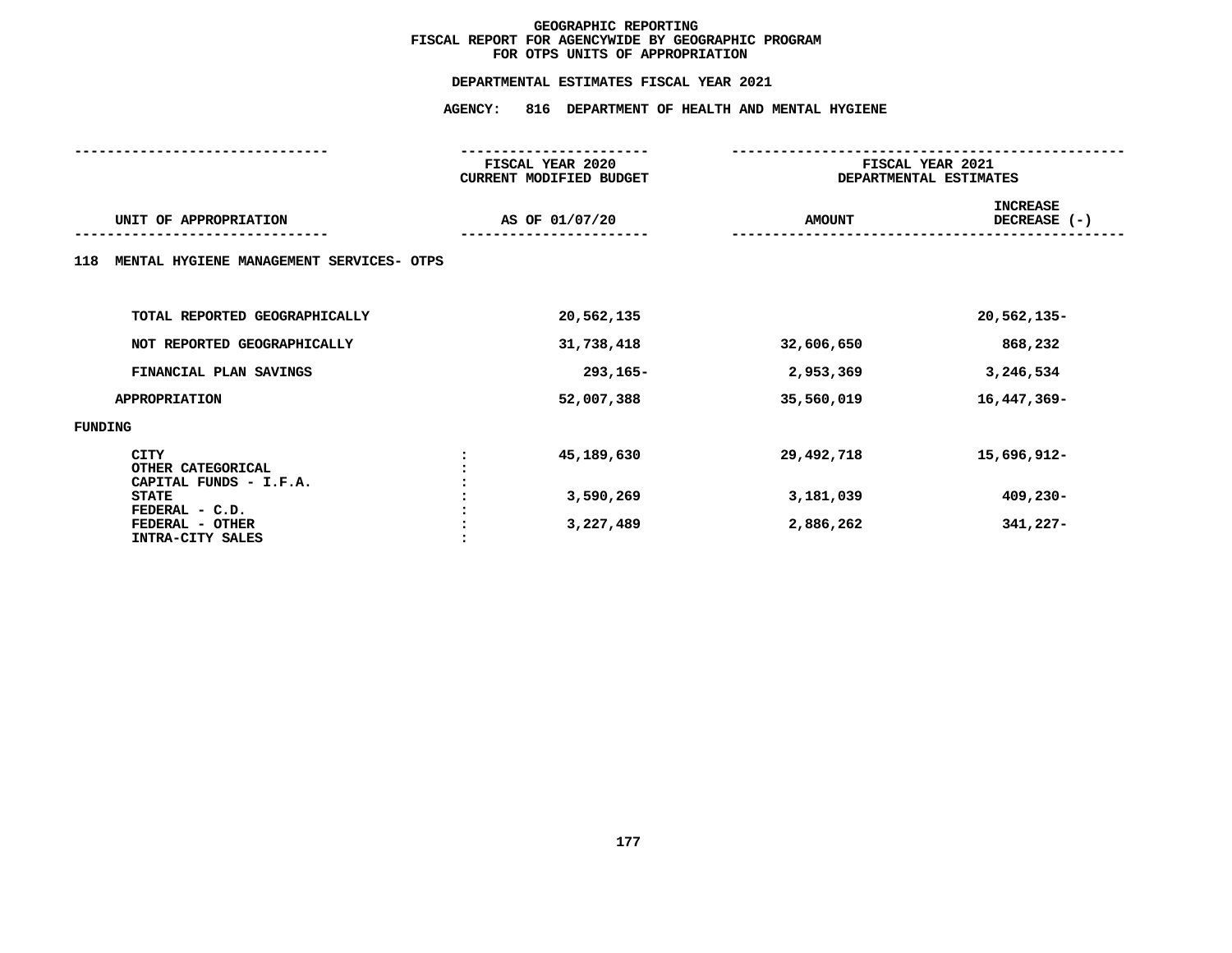# GEOGRAPHIC REPORTING
## FISCAL REPORT FOR AGENCYWIDE BY GEOGRAPHIC PROGRAM
## FOR OTPS UNITS OF APPROPRIATION

### DEPARTMENTAL ESTIMATES FISCAL YEAR 2021

### AGENCY: 816 DEPARTMENT OF HEALTH AND MENTAL HYGIENE

| UNIT OF APPROPRIATION | | FISCAL YEAR 2020 CURRENT MODIFIED BUDGET AS OF 01/07/20 | FISCAL YEAR 2021 DEPARTMENTAL ESTIMATES AMOUNT | INCREASE DECREASE (-) |
|---|---|---|---|---|
| **118 MENTAL HYGIENE MANAGEMENT SERVICES- OTPS** | | | | |
| TOTAL REPORTED GEOGRAPHICALLY | | 20,562,135 | | 20,562,135- |
| NOT REPORTED GEOGRAPHICALLY | | 31,738,418 | 32,606,650 | 868,232 |
| FINANCIAL PLAN SAVINGS | | 293,165- | 2,953,369 | 3,246,534 |
| APPROPRIATION | | 52,007,388 | 35,560,019 | 16,447,369- |
| FUNDING | | | | |
| CITY | : | 45,189,630 | 29,492,718 | 15,696,912- |
| OTHER CATEGORICAL | : | | | |
| CAPITAL FUNDS - I.F.A. | : | | | |
| STATE | : | 3,590,269 | 3,181,039 | 409,230- |
| FEDERAL - C.D. | : | | | |
| FEDERAL - OTHER | : | 3,227,489 | 2,886,262 | 341,227- |
| INTRA-CITY SALES | : | | | |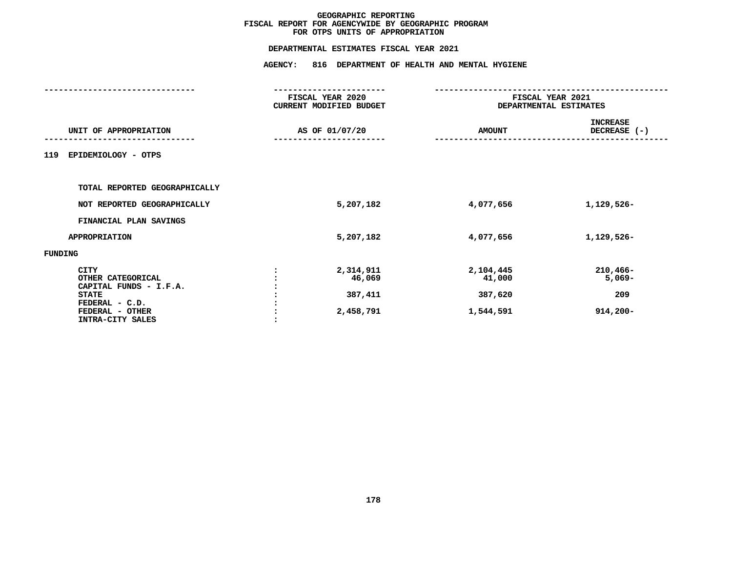# GEOGRAPHIC REPORTING
## FISCAL REPORT FOR AGENCYWIDE BY GEOGRAPHIC PROGRAM
## FOR OTPS UNITS OF APPROPRIATION

### DEPARTMENTAL ESTIMATES FISCAL YEAR 2021

### AGENCY: 816 DEPARTMENT OF HEALTH AND MENTAL HYGIENE

| UNIT OF APPROPRIATION | | FISCAL YEAR 2020 CURRENT MODIFIED BUDGET AS OF 01/07/20 | FISCAL YEAR 2021 DEPARTMENTAL ESTIMATES AMOUNT | INCREASE DECREASE (-) |
|---|---|---|---|---|
| 119 EPIDEMIOLOGY - OTPS | | | | |
| TOTAL REPORTED GEOGRAPHICALLY | | | | |
| NOT REPORTED GEOGRAPHICALLY | | 5,207,182 | 4,077,656 | 1,129,526- |
| FINANCIAL PLAN SAVINGS | | | | |
| APPROPRIATION | | 5,207,182 | 4,077,656 | 1,129,526- |
| FUNDING | | | | |
| CITY | : | 2,314,911 | 2,104,445 | 210,466- |
| OTHER CATEGORICAL | : | 46,069 | 41,000 | 5,069- |
| CAPITAL FUNDS - I.F.A. | : | | | |
| STATE | : | 387,411 | 387,620 | 209 |
| FEDERAL - C.D. | : | | | |
| FEDERAL - OTHER | : | 2,458,791 | 1,544,591 | 914,200- |
| INTRA-CITY SALES | : | | | |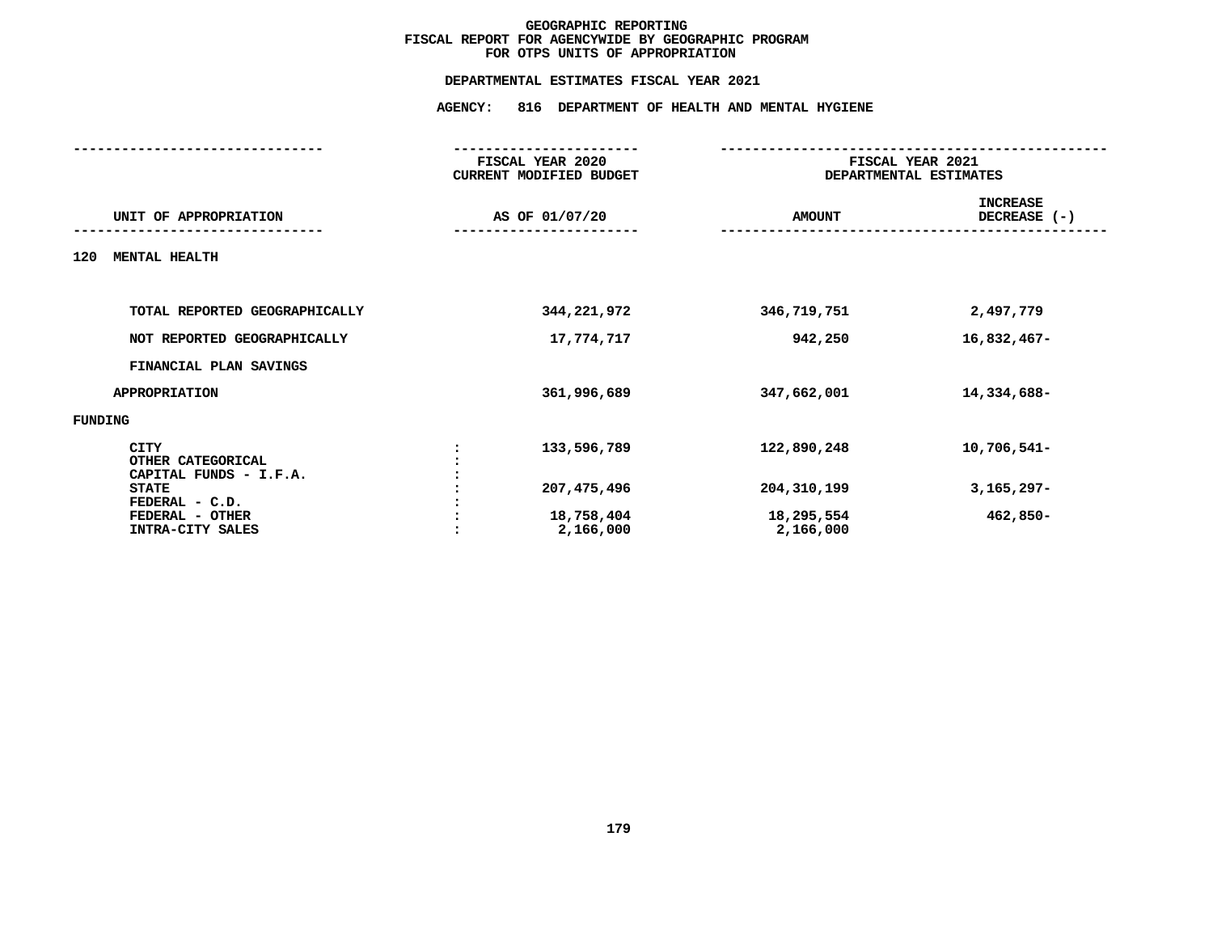# GEOGRAPHIC REPORTING
## FISCAL REPORT FOR AGENCYWIDE BY GEOGRAPHIC PROGRAM
## FOR OTPS UNITS OF APPROPRIATION

### DEPARTMENTAL ESTIMATES FISCAL YEAR 2021

### AGENCY: 816 DEPARTMENT OF HEALTH AND MENTAL HYGIENE

| UNIT OF APPROPRIATION | | FISCAL YEAR 2020 CURRENT MODIFIED BUDGET AS OF 01/07/20 | FISCAL YEAR 2021 DEPARTMENTAL ESTIMATES AMOUNT | INCREASE DECREASE (-) |
|---|---|---|---|---|
| **120 MENTAL HEALTH** | | | | |
| TOTAL REPORTED GEOGRAPHICALLY | | 344,221,972 | 346,719,751 | 2,497,779 |
| NOT REPORTED GEOGRAPHICALLY | | 17,774,717 | 942,250 | 16,832,467- |
| FINANCIAL PLAN SAVINGS | | | | |
| APPROPRIATION | | 361,996,689 | 347,662,001 | 14,334,688- |
| FUNDING | | | | |
| CITY | : | 133,596,789 | 122,890,248 | 10,706,541- |
| OTHER CATEGORICAL | : | | | |
| CAPITAL FUNDS - I.F.A. | : | | | |
| STATE | : | 207,475,496 | 204,310,199 | 3,165,297- |
| FEDERAL - C.D. | : | | | |
| FEDERAL - OTHER | : | 18,758,404 | 18,295,554 | 462,850- |
| INTRA-CITY SALES | : | 2,166,000 | 2,166,000 | |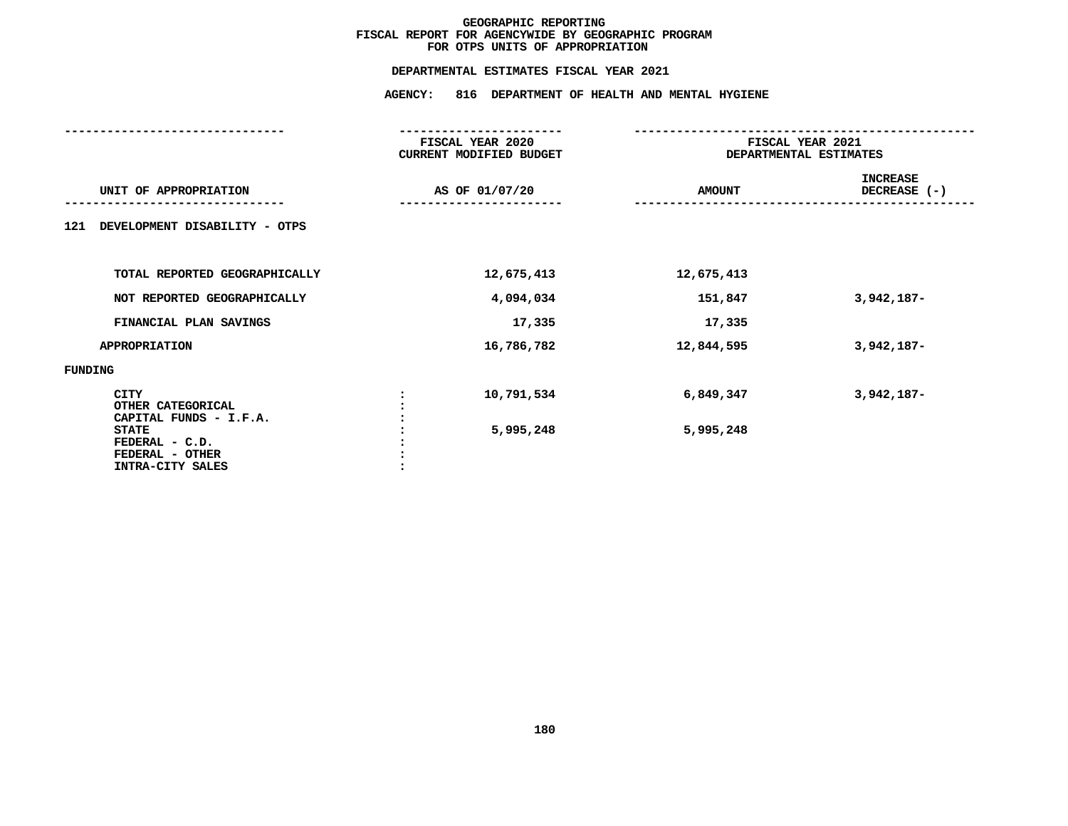# GEOGRAPHIC REPORTING
## FISCAL REPORT FOR AGENCYWIDE BY GEOGRAPHIC PROGRAM
## FOR OTPS UNITS OF APPROPRIATION

### DEPARTMENTAL ESTIMATES FISCAL YEAR 2021

### AGENCY: 816 DEPARTMENT OF HEALTH AND MENTAL HYGIENE

| UNIT OF APPROPRIATION | FISCAL YEAR 2020 CURRENT MODIFIED BUDGET AS OF 01/07/20 | FISCAL YEAR 2021 DEPARTMENTAL ESTIMATES AMOUNT | INCREASE DECREASE (-) |
|---|---|---|---|
| **121 DEVELOPMENT DISABILITY - OTPS** | | | |
| TOTAL REPORTED GEOGRAPHICALLY | 12,675,413 | 12,675,413 | |
| NOT REPORTED GEOGRAPHICALLY | 4,094,034 | 151,847 | 3,942,187- |
| FINANCIAL PLAN SAVINGS | 17,335 | 17,335 | |
| APPROPRIATION | 16,786,782 | 12,844,595 | 3,942,187- |
| **FUNDING** | | | |
| CITY | 10,791,534 | 6,849,347 | 3,942,187- |
| OTHER CATEGORICAL | | | |
| CAPITAL FUNDS - I.F.A. | | | |
| STATE | 5,995,248 | 5,995,248 | |
| FEDERAL - C.D. | | | |
| FEDERAL - OTHER | | | |
| INTRA-CITY SALES | | | |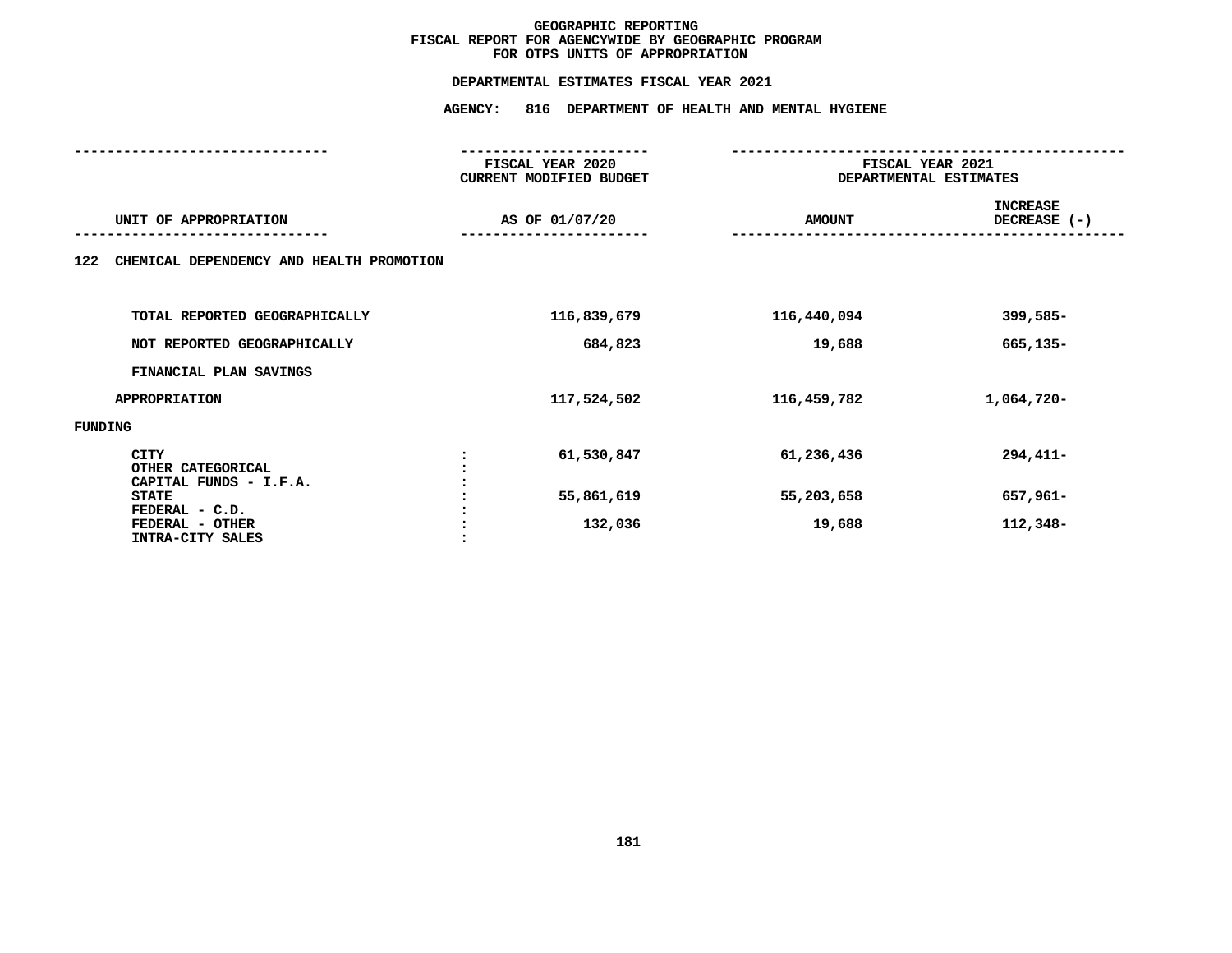# GEOGRAPHIC REPORTING
## FISCAL REPORT FOR AGENCYWIDE BY GEOGRAPHIC PROGRAM
## FOR OTPS UNITS OF APPROPRIATION

### DEPARTMENTAL ESTIMATES FISCAL YEAR 2021

### AGENCY: 816 DEPARTMENT OF HEALTH AND MENTAL HYGIENE

| UNIT OF APPROPRIATION | | FISCAL YEAR 2020 CURRENT MODIFIED BUDGET AS OF 01/07/20 | FISCAL YEAR 2021 DEPARTMENTAL ESTIMATES AMOUNT | INCREASE DECREASE (-) |
|---|---|---|---|---|
| **122 CHEMICAL DEPENDENCY AND HEALTH PROMOTION** | | | | |
| TOTAL REPORTED GEOGRAPHICALLY | | 116,839,679 | 116,440,094 | 399,585- |
| NOT REPORTED GEOGRAPHICALLY | | 684,823 | 19,688 | 665,135- |
| FINANCIAL PLAN SAVINGS | | | | |
| APPROPRIATION | | 117,524,502 | 116,459,782 | 1,064,720- |
| FUNDING | | | | |
| CITY | : | 61,530,847 | 61,236,436 | 294,411- |
| OTHER CATEGORICAL | : | | | |
| CAPITAL FUNDS - I.F.A. | : | | | |
| STATE | : | 55,861,619 | 55,203,658 | 657,961- |
| FEDERAL - C.D. | : | | | |
| FEDERAL - OTHER | : | 132,036 | 19,688 | 112,348- |
| INTRA-CITY SALES | : | | | |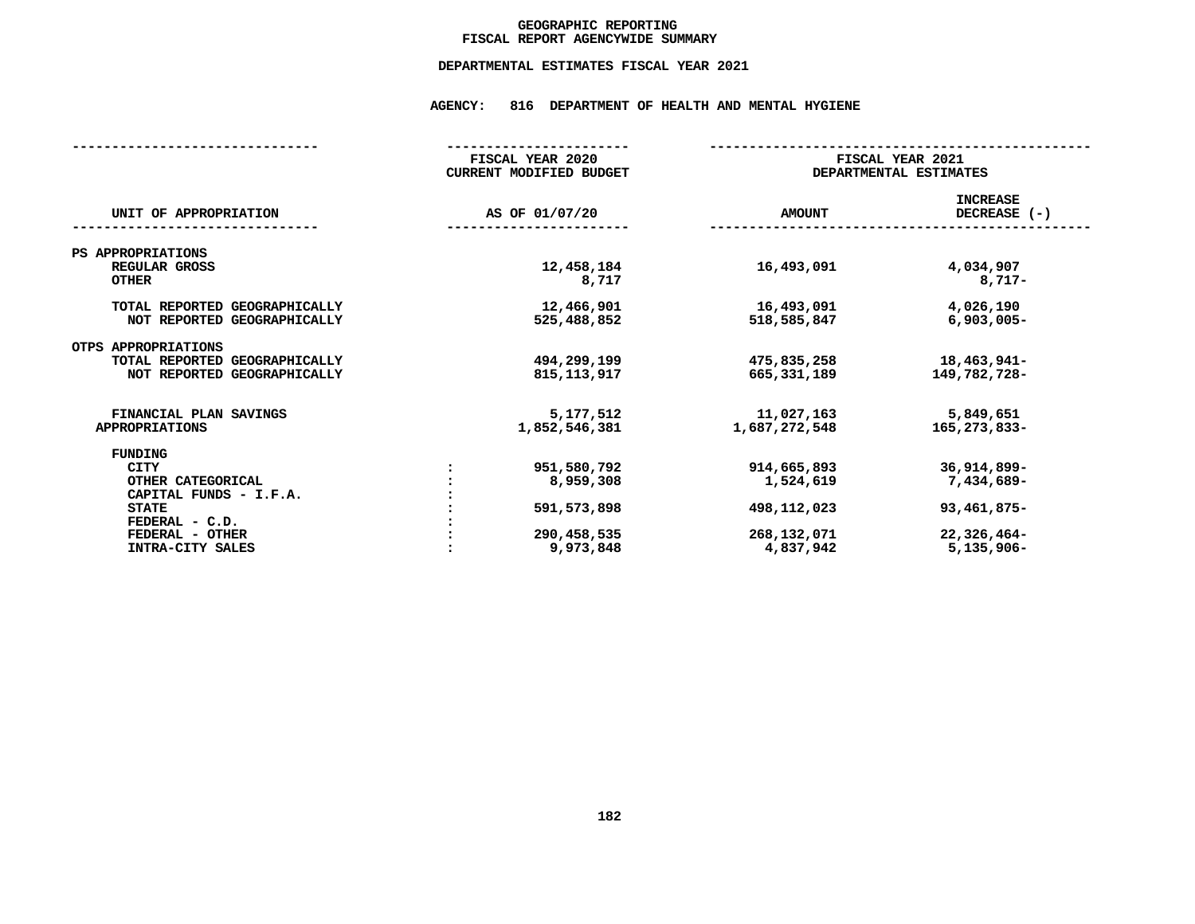# GEOGRAPHIC REPORTING
## FISCAL REPORT AGENCYWIDE SUMMARY

### DEPARTMENTAL ESTIMATES FISCAL YEAR 2021

### AGENCY: 816 DEPARTMENT OF HEALTH AND MENTAL HYGIENE

| UNIT OF APPROPRIATION | | FISCAL YEAR 2020 CURRENT MODIFIED BUDGET AS OF 01/07/20 | FISCAL YEAR 2021 DEPARTMENTAL ESTIMATES AMOUNT | INCREASE DECREASE (-) |
|---|---|---|---|---|
| PS APPROPRIATIONS | | | | |
| REGULAR GROSS | | 12,458,184 | 16,493,091 | 4,034,907 |
| OTHER | | 8,717 | | 8,717- |
| TOTAL REPORTED GEOGRAPHICALLY | | 12,466,901 | 16,493,091 | 4,026,190 |
| NOT REPORTED GEOGRAPHICALLY | | 525,488,852 | 518,585,847 | 6,903,005- |
| OTPS APPROPRIATIONS | | | | |
| TOTAL REPORTED GEOGRAPHICALLY | | 494,299,199 | 475,835,258 | 18,463,941- |
| NOT REPORTED GEOGRAPHICALLY | | 815,113,917 | 665,331,189 | 149,782,728- |
| FINANCIAL PLAN SAVINGS | | 5,177,512 | 11,027,163 | 5,849,651 |
| APPROPRIATIONS | | 1,852,546,381 | 1,687,272,548 | 165,273,833- |
| FUNDING | | | | |
| CITY | : | 951,580,792 | 914,665,893 | 36,914,899- |
| OTHER CATEGORICAL | : | 8,959,308 | 1,524,619 | 7,434,689- |
| CAPITAL FUNDS - I.F.A. | : | | | |
| STATE | : | 591,573,898 | 498,112,023 | 93,461,875- |
| FEDERAL - C.D. | : | | | |
| FEDERAL - OTHER | : | 290,458,535 | 268,132,071 | 22,326,464- |
| INTRA-CITY SALES | : | 9,973,848 | 4,837,942 | 5,135,906- |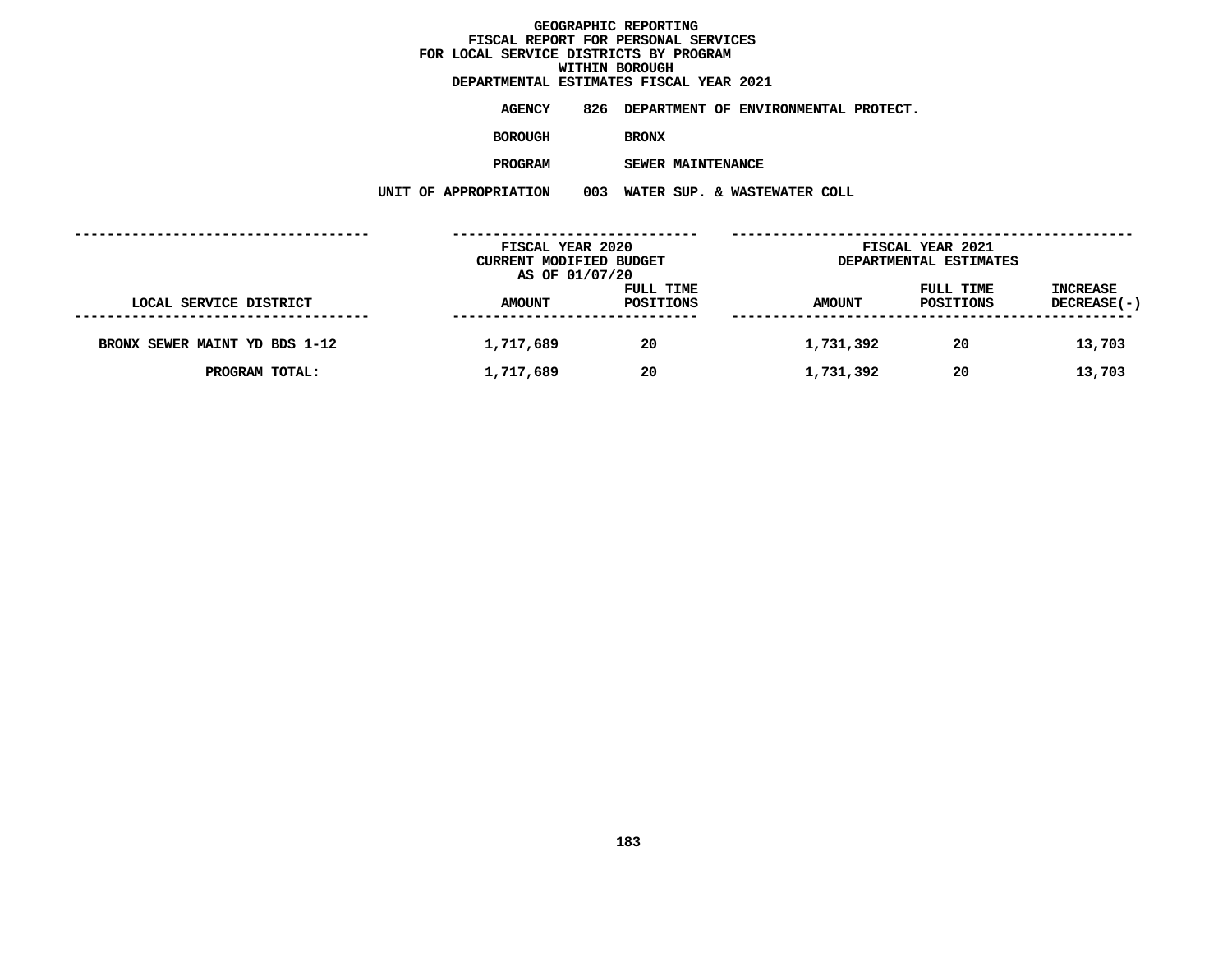# GEOGRAPHIC REPORTING
## FISCAL REPORT FOR PERSONAL SERVICES FOR LOCAL SERVICE DISTRICTS BY PROGRAM WITHIN BOROUGH
## DEPARTMENTAL ESTIMATES FISCAL YEAR 2021

**AGENCY** 826 DEPARTMENT OF ENVIRONMENTAL PROTECT.

**BOROUGH** BRONX

**PROGRAM** SEWER MAINTENANCE

**UNIT OF APPROPRIATION** 003 WATER SUP. & WASTEWATER COLL

| LOCAL SERVICE DISTRICT | FISCAL YEAR 2020 CURRENT MODIFIED BUDGET AS OF 01/07/20 AMOUNT | FULL TIME POSITIONS | FISCAL YEAR 2021 DEPARTMENTAL ESTIMATES AMOUNT | FULL TIME POSITIONS | INCREASE DECREASE(-) |
|---|---|---|---|---|---|
| BRONX SEWER MAINT YD BDS 1-12 | 1,717,689 | 20 | 1,731,392 | 20 | 13,703 |
| PROGRAM TOTAL: | 1,717,689 | 20 | 1,731,392 | 20 | 13,703 |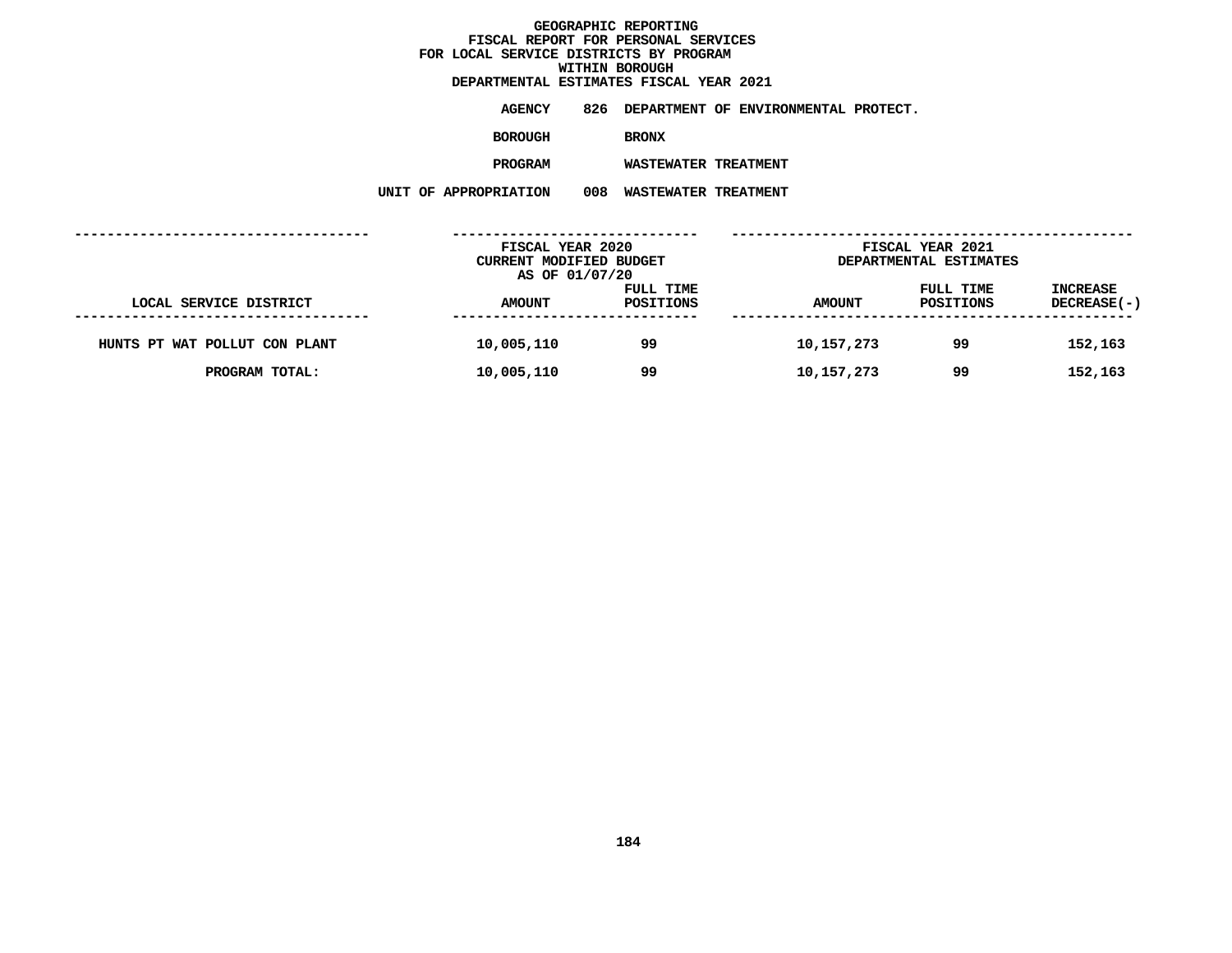# GEOGRAPHIC REPORTING
## FISCAL REPORT FOR PERSONAL SERVICES
## FOR LOCAL SERVICE DISTRICTS BY PROGRAM
## WITHIN BOROUGH
## DEPARTMENTAL ESTIMATES FISCAL YEAR 2021

**AGENCY** 826 DEPARTMENT OF ENVIRONMENTAL PROTECT.

**BOROUGH** BRONX

**PROGRAM** WASTEWATER TREATMENT

**UNIT OF APPROPRIATION** 008 WASTEWATER TREATMENT

| | FISCAL YEAR 2020 CURRENT MODIFIED BUDGET AS OF 01/07/20 | | FISCAL YEAR 2021 DEPARTMENTAL ESTIMATES | | |
|---|---|---|---|---|---|
| LOCAL SERVICE DISTRICT | AMOUNT | FULL TIME POSITIONS | AMOUNT | FULL TIME POSITIONS | INCREASE DECREASE(-) |
| HUNTS PT WAT POLLUT CON PLANT | 10,005,110 | 99 | 10,157,273 | 99 | 152,163 |
| PROGRAM TOTAL: | 10,005,110 | 99 | 10,157,273 | 99 | 152,163 |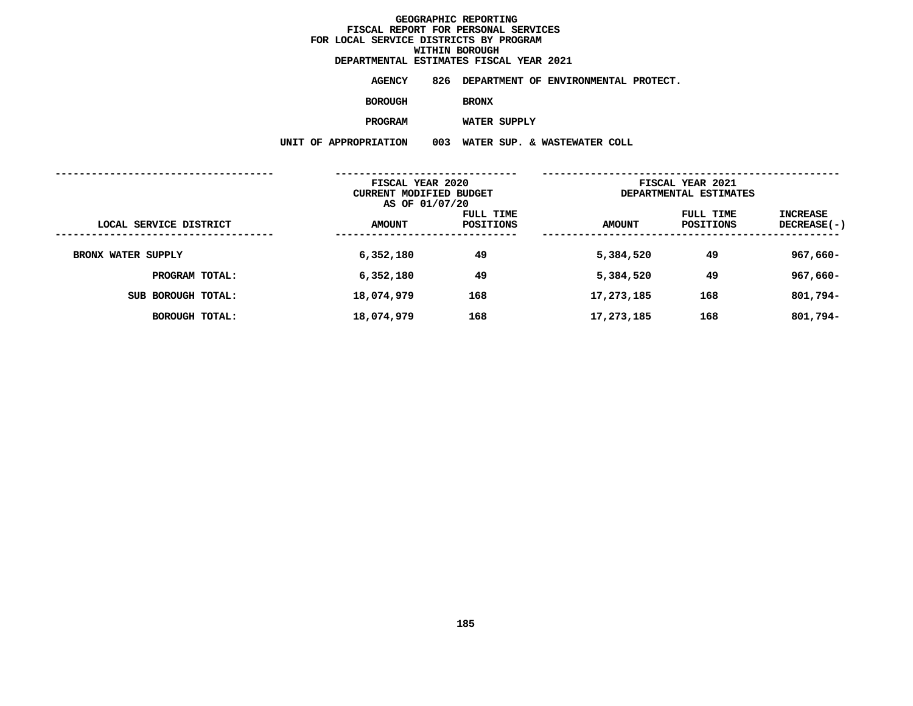# GEOGRAPHIC REPORTING
## FISCAL REPORT FOR PERSONAL SERVICES
## FOR LOCAL SERVICE DISTRICTS BY PROGRAM
## WITHIN BOROUGH
## DEPARTMENTAL ESTIMATES FISCAL YEAR 2021

**AGENCY** 826 DEPARTMENT OF ENVIRONMENTAL PROTECT.

**BOROUGH** BRONX

**PROGRAM** WATER SUPPLY

**UNIT OF APPROPRIATION** 003 WATER SUP. & WASTEWATER COLL

| | FISCAL YEAR 2020 CURRENT MODIFIED BUDGET AS OF 01/07/20 | | FISCAL YEAR 2021 DEPARTMENTAL ESTIMATES | | |
|---|---|---|---|---|---|
| LOCAL SERVICE DISTRICT | AMOUNT | FULL TIME POSITIONS | AMOUNT | FULL TIME POSITIONS | INCREASE DECREASE(-) |
| BRONX WATER SUPPLY | 6,352,180 | 49 | 5,384,520 | 49 | 967,660- |
| PROGRAM TOTAL: | 6,352,180 | 49 | 5,384,520 | 49 | 967,660- |
| SUB BOROUGH TOTAL: | 18,074,979 | 168 | 17,273,185 | 168 | 801,794- |
| BOROUGH TOTAL: | 18,074,979 | 168 | 17,273,185 | 168 | 801,794- |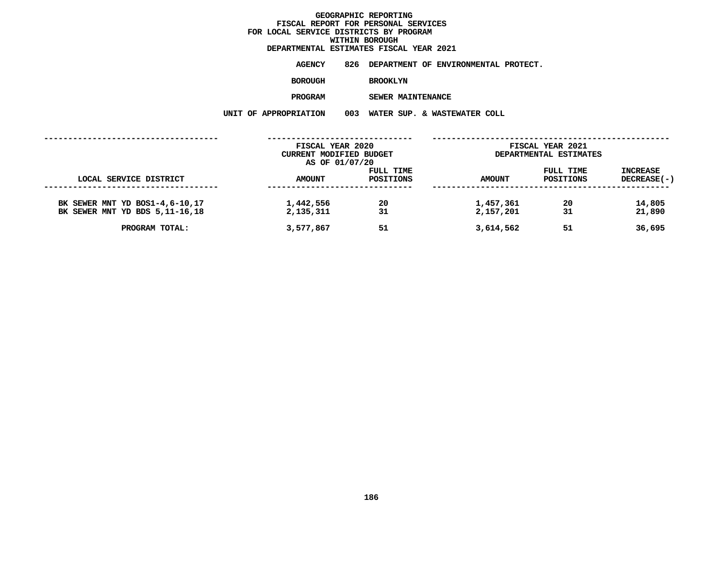# GEOGRAPHIC REPORTING
## FISCAL REPORT FOR PERSONAL SERVICES
## FOR LOCAL SERVICE DISTRICTS BY PROGRAM
## WITHIN BOROUGH
## DEPARTMENTAL ESTIMATES FISCAL YEAR 2021

**AGENCY** 826 DEPARTMENT OF ENVIRONMENTAL PROTECT.

**BOROUGH** BROOKLYN

**PROGRAM** SEWER MAINTENANCE

**UNIT OF APPROPRIATION** 003 WATER SUP. & WASTEWATER COLL

| LOCAL SERVICE DISTRICT | FISCAL YEAR 2020 CURRENT MODIFIED BUDGET AS OF 01/07/20 AMOUNT | FULL TIME POSITIONS | FISCAL YEAR 2021 DEPARTMENTAL ESTIMATES AMOUNT | FULL TIME POSITIONS | INCREASE DECREASE(-) |
|---|---|---|---|---|---|
| BK SEWER MNT YD BOS1-4,6-10,17 | 1,442,556 | 20 | 1,457,361 | 20 | 14,805 |
| BK SEWER MNT YD BDS 5,11-16,18 | 2,135,311 | 31 | 2,157,201 | 31 | 21,890 |
| PROGRAM TOTAL: | 3,577,867 | 51 | 3,614,562 | 51 | 36,695 |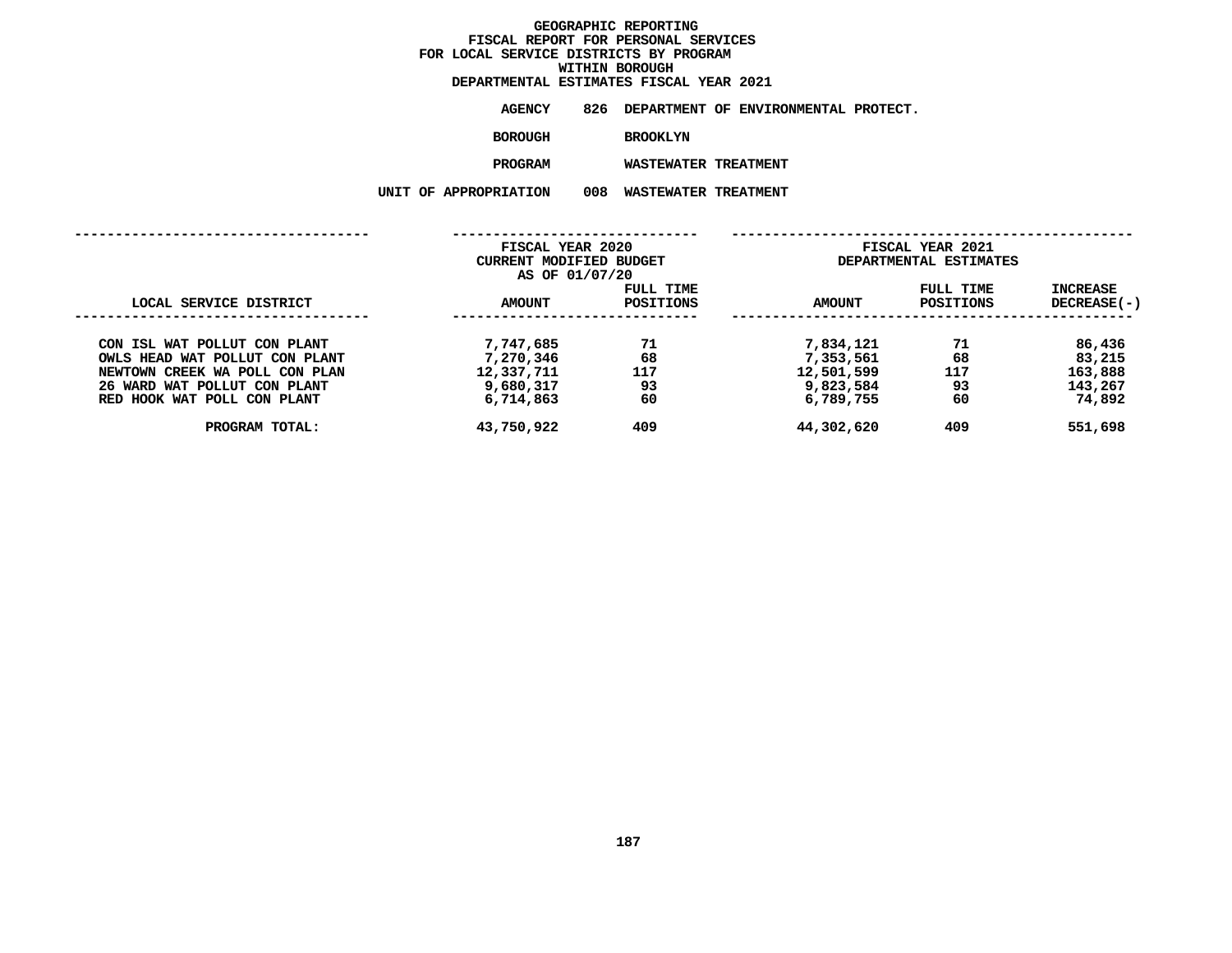# GEOGRAPHIC REPORTING
## FISCAL REPORT FOR PERSONAL SERVICES
## FOR LOCAL SERVICE DISTRICTS BY PROGRAM
## WITHIN BOROUGH
## DEPARTMENTAL ESTIMATES FISCAL YEAR 2021

**AGENCY** 826 DEPARTMENT OF ENVIRONMENTAL PROTECT.

**BOROUGH** BROOKLYN

**PROGRAM** WASTEWATER TREATMENT

**UNIT OF APPROPRIATION** 008 WASTEWATER TREATMENT

| | FISCAL YEAR 2020 CURRENT MODIFIED BUDGET AS OF 01/07/20 | | FISCAL YEAR 2021 DEPARTMENTAL ESTIMATES | | |
|---|---|---|---|---|---|
| LOCAL SERVICE DISTRICT | AMOUNT | FULL TIME POSITIONS | AMOUNT | FULL TIME POSITIONS | INCREASE DECREASE(-) |
| CON ISL WAT POLLUT CON PLANT | 7,747,685 | 71 | 7,834,121 | 71 | 86,436 |
| OWLS HEAD WAT POLLUT CON PLANT | 7,270,346 | 68 | 7,353,561 | 68 | 83,215 |
| NEWTOWN CREEK WA POLL CON PLAN | 12,337,711 | 117 | 12,501,599 | 117 | 163,888 |
| 26 WARD WAT POLLUT CON PLANT | 9,680,317 | 93 | 9,823,584 | 93 | 143,267 |
| RED HOOK WAT POLL CON PLANT | 6,714,863 | 60 | 6,789,755 | 60 | 74,892 |
| PROGRAM TOTAL: | 43,750,922 | 409 | 44,302,620 | 409 | 551,698 |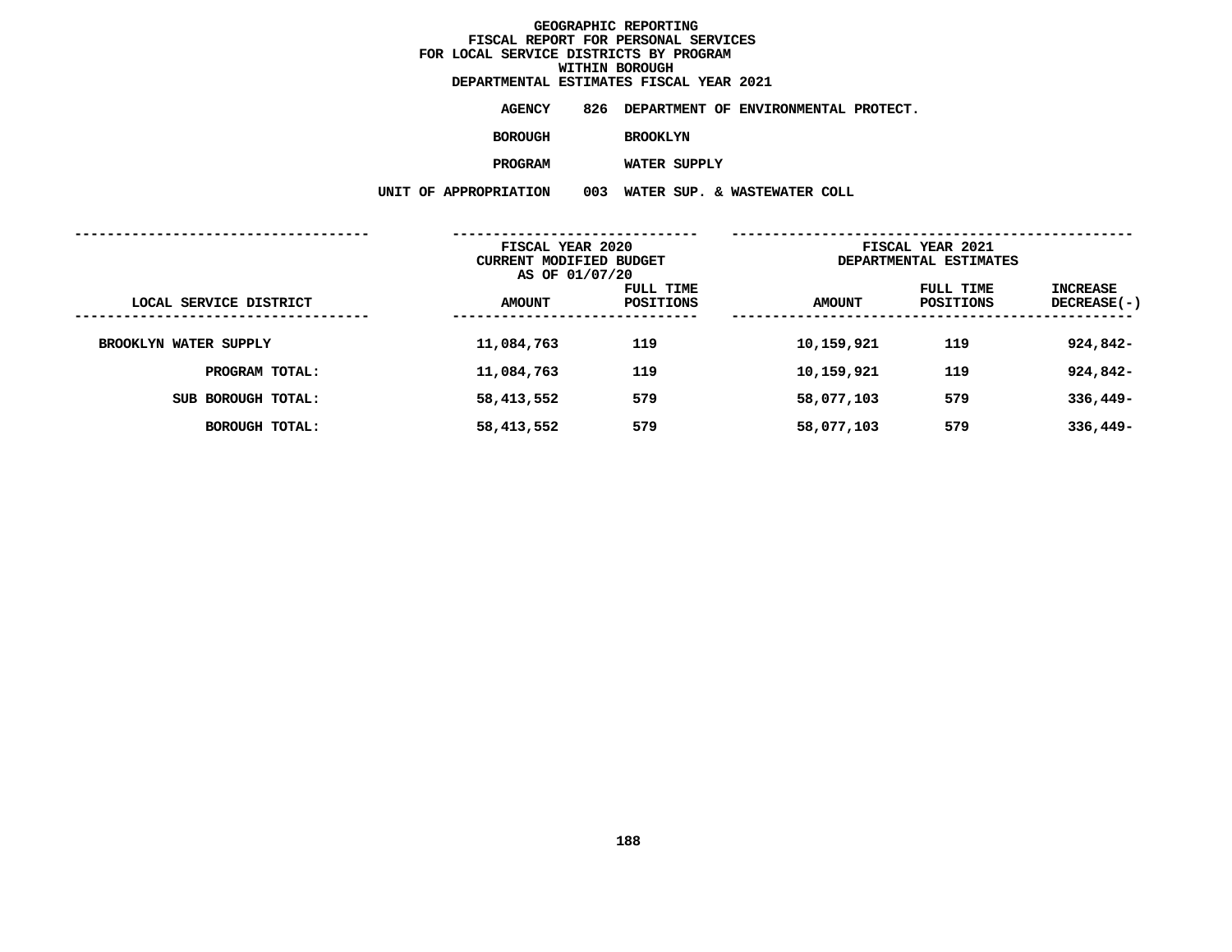# GEOGRAPHIC REPORTING
## FISCAL REPORT FOR PERSONAL SERVICES
## FOR LOCAL SERVICE DISTRICTS BY PROGRAM
## WITHIN BOROUGH
## DEPARTMENTAL ESTIMATES FISCAL YEAR 2021

**AGENCY** 826 DEPARTMENT OF ENVIRONMENTAL PROTECT.

**BOROUGH** BROOKLYN

**PROGRAM** WATER SUPPLY

**UNIT OF APPROPRIATION** 003 WATER SUP. & WASTEWATER COLL

| LOCAL SERVICE DISTRICT | FISCAL YEAR 2020 CURRENT MODIFIED BUDGET AS OF 01/07/20 AMOUNT | FULL TIME POSITIONS | FISCAL YEAR 2021 DEPARTMENTAL ESTIMATES AMOUNT | FULL TIME POSITIONS | INCREASE DECREASE(-) |
|---|---|---|---|---|---|
| BROOKLYN WATER SUPPLY | 11,084,763 | 119 | 10,159,921 | 119 | 924,842- |
| PROGRAM TOTAL: | 11,084,763 | 119 | 10,159,921 | 119 | 924,842- |
| SUB BOROUGH TOTAL: | 58,413,552 | 579 | 58,077,103 | 579 | 336,449- |
| BOROUGH TOTAL: | 58,413,552 | 579 | 58,077,103 | 579 | 336,449- |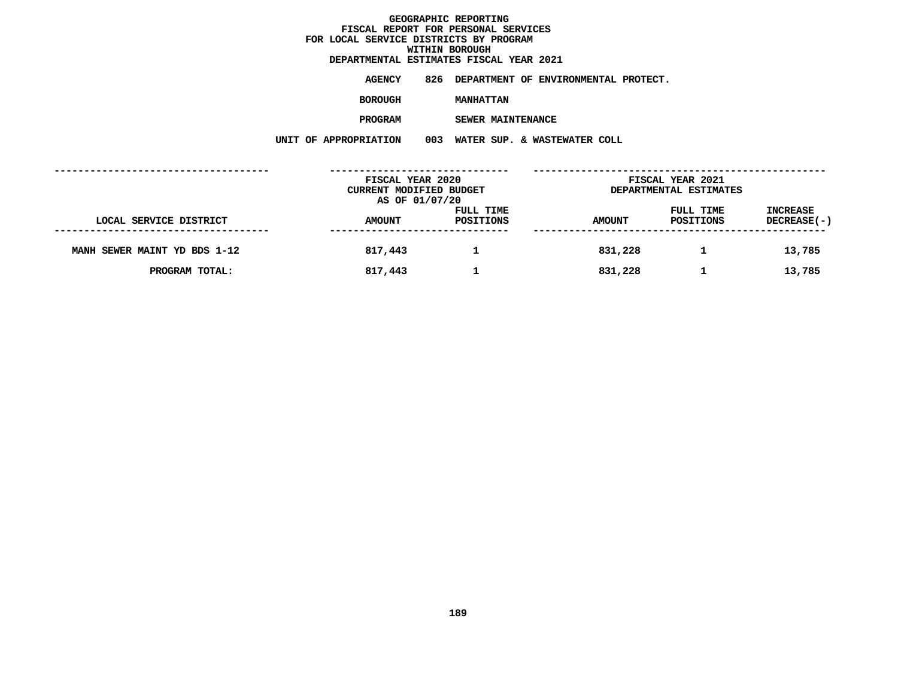# GEOGRAPHIC REPORTING
## FISCAL REPORT FOR PERSONAL SERVICES
## FOR LOCAL SERVICE DISTRICTS BY PROGRAM
## WITHIN BOROUGH
## DEPARTMENTAL ESTIMATES FISCAL YEAR 2021

**AGENCY** 826 DEPARTMENT OF ENVIRONMENTAL PROTECT.

**BOROUGH** MANHATTAN

**PROGRAM** SEWER MAINTENANCE

**UNIT OF APPROPRIATION** 003 WATER SUP. & WASTEWATER COLL

| | FISCAL YEAR 2020 CURRENT MODIFIED BUDGET AS OF 01/07/20 | | FISCAL YEAR 2021 DEPARTMENTAL ESTIMATES | | |
|---|---|---|---|---|---|
| LOCAL SERVICE DISTRICT | AMOUNT | FULL TIME POSITIONS | AMOUNT | FULL TIME POSITIONS | INCREASE DECREASE(-) |
| MANH SEWER MAINT YD BDS 1-12 | 817,443 | 1 | 831,228 | 1 | 13,785 |
| PROGRAM TOTAL: | 817,443 | 1 | 831,228 | 1 | 13,785 |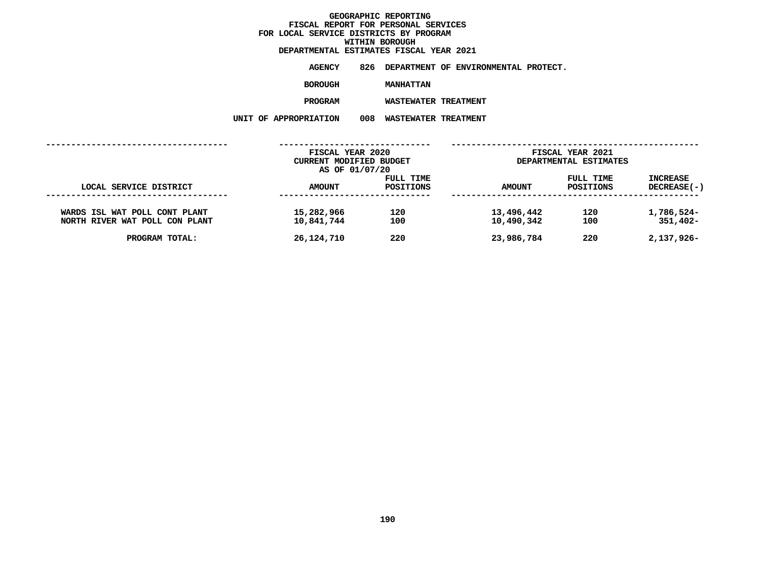# GEOGRAPHIC REPORTING
## FISCAL REPORT FOR PERSONAL SERVICES
## FOR LOCAL SERVICE DISTRICTS BY PROGRAM
## WITHIN BOROUGH
## DEPARTMENTAL ESTIMATES FISCAL YEAR 2021

**AGENCY** 826 DEPARTMENT OF ENVIRONMENTAL PROTECT.

**BOROUGH** MANHATTAN

**PROGRAM** WASTEWATER TREATMENT

**UNIT OF APPROPRIATION** 008 WASTEWATER TREATMENT

| LOCAL SERVICE DISTRICT | FISCAL YEAR 2020 CURRENT MODIFIED BUDGET AS OF 01/07/20 AMOUNT | FULL TIME POSITIONS | FISCAL YEAR 2021 DEPARTMENTAL ESTIMATES AMOUNT | FULL TIME POSITIONS | INCREASE DECREASE(-) |
|---|---|---|---|---|---|
| WARDS ISL WAT POLL CONT PLANT | 15,282,966 | 120 | 13,496,442 | 120 | 1,786,524- |
| NORTH RIVER WAT POLL CON PLANT | 10,841,744 | 100 | 10,490,342 | 100 | 351,402- |
| PROGRAM TOTAL: | 26,124,710 | 220 | 23,986,784 | 220 | 2,137,926- |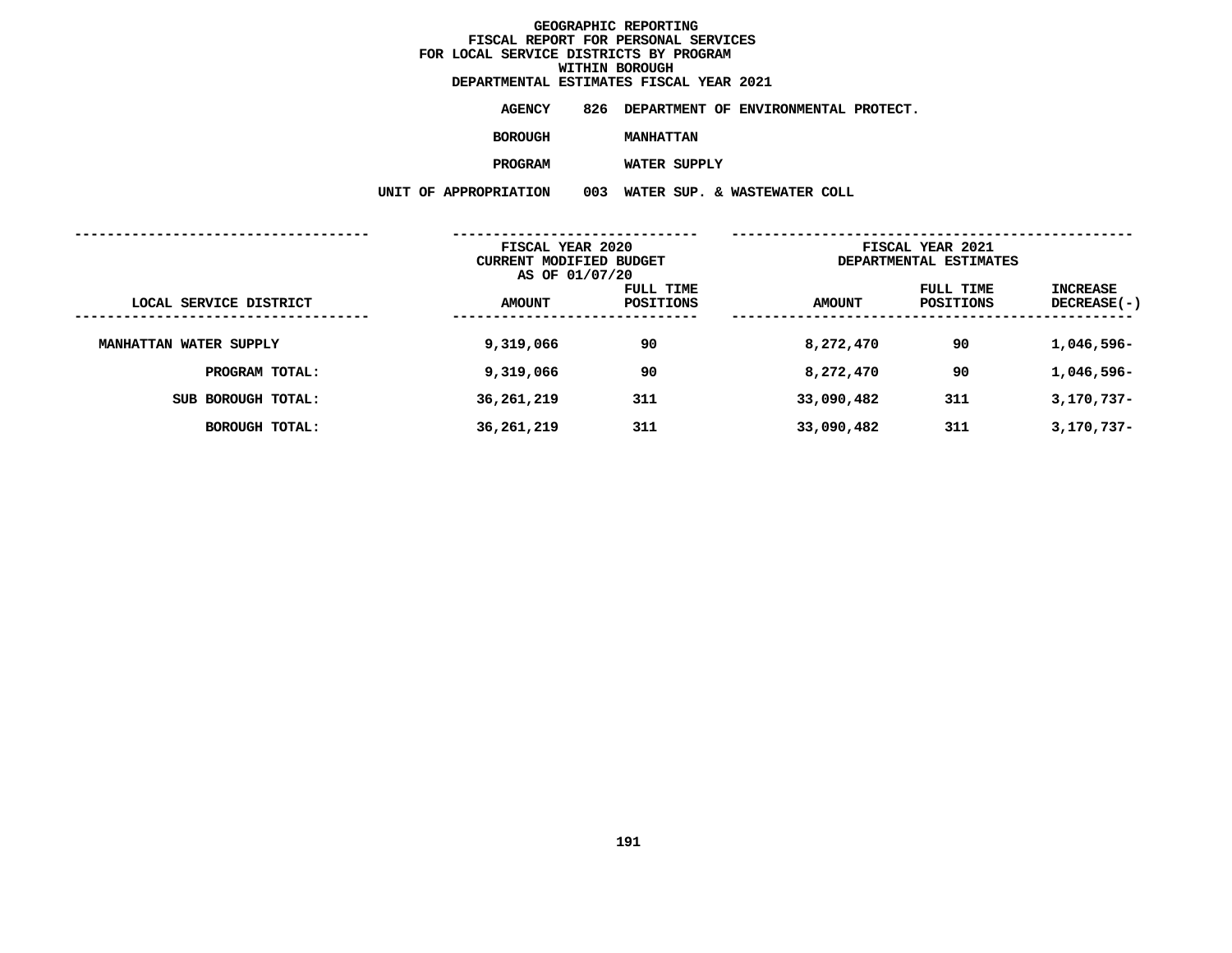# GEOGRAPHIC REPORTING
## FISCAL REPORT FOR PERSONAL SERVICES
## FOR LOCAL SERVICE DISTRICTS BY PROGRAM
## WITHIN BOROUGH
## DEPARTMENTAL ESTIMATES FISCAL YEAR 2021

**AGENCY** 826 DEPARTMENT OF ENVIRONMENTAL PROTECT.

**BOROUGH** MANHATTAN

**PROGRAM** WATER SUPPLY

**UNIT OF APPROPRIATION** 003 WATER SUP. & WASTEWATER COLL

| LOCAL SERVICE DISTRICT | FISCAL YEAR 2020 CURRENT MODIFIED BUDGET AS OF 01/07/20 AMOUNT | FULL TIME POSITIONS | FISCAL YEAR 2021 DEPARTMENTAL ESTIMATES AMOUNT | FULL TIME POSITIONS | INCREASE DECREASE(-) |
|---|---|---|---|---|---|
| MANHATTAN WATER SUPPLY | 9,319,066 | 90 | 8,272,470 | 90 | 1,046,596- |
| PROGRAM TOTAL: | 9,319,066 | 90 | 8,272,470 | 90 | 1,046,596- |
| SUB BOROUGH TOTAL: | 36,261,219 | 311 | 33,090,482 | 311 | 3,170,737- |
| BOROUGH TOTAL: | 36,261,219 | 311 | 33,090,482 | 311 | 3,170,737- |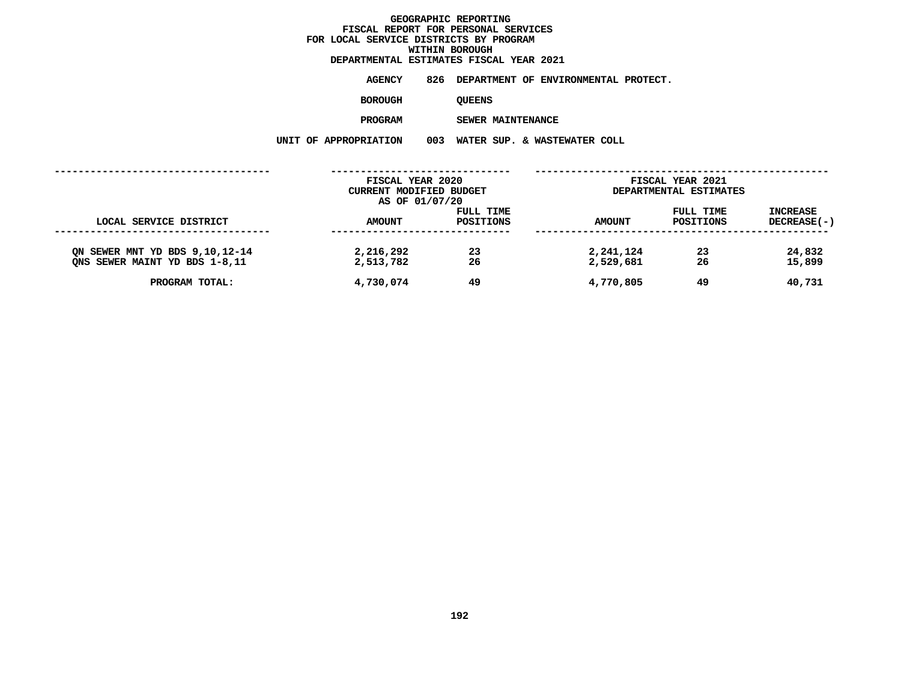# GEOGRAPHIC REPORTING
## FISCAL REPORT FOR PERSONAL SERVICES
## FOR LOCAL SERVICE DISTRICTS BY PROGRAM
## WITHIN BOROUGH
## DEPARTMENTAL ESTIMATES FISCAL YEAR 2021

**AGENCY** 826 DEPARTMENT OF ENVIRONMENTAL PROTECT.

**BOROUGH** QUEENS

**PROGRAM** SEWER MAINTENANCE

**UNIT OF APPROPRIATION** 003 WATER SUP. & WASTEWATER COLL

| LOCAL SERVICE DISTRICT | FISCAL YEAR 2020 CURRENT MODIFIED BUDGET AS OF 01/07/20 AMOUNT | FULL TIME POSITIONS | FISCAL YEAR 2021 DEPARTMENTAL ESTIMATES AMOUNT | FULL TIME POSITIONS | INCREASE DECREASE(-) |
|---|---|---|---|---|---|
| QN SEWER MNT YD BDS 9,10,12-14 | 2,216,292 | 23 | 2,241,124 | 23 | 24,832 |
| QNS SEWER MAINT YD BDS 1-8,11 | 2,513,782 | 26 | 2,529,681 | 26 | 15,899 |
| PROGRAM TOTAL: | 4,730,074 | 49 | 4,770,805 | 49 | 40,731 |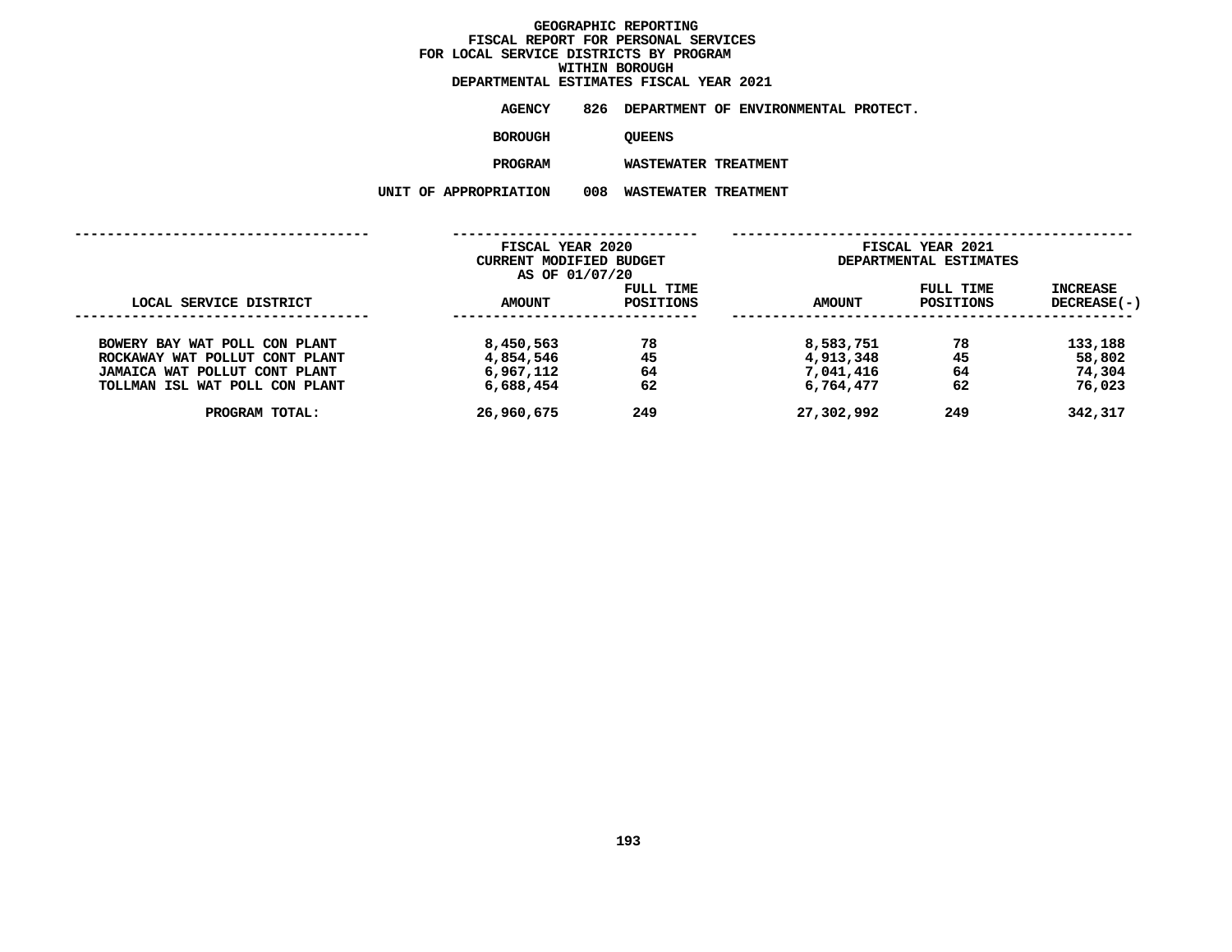# GEOGRAPHIC REPORTING
## FISCAL REPORT FOR PERSONAL SERVICES
## FOR LOCAL SERVICE DISTRICTS BY PROGRAM
## WITHIN BOROUGH
## DEPARTMENTAL ESTIMATES FISCAL YEAR 2021

**AGENCY** 826 DEPARTMENT OF ENVIRONMENTAL PROTECT.

**BOROUGH** QUEENS

**PROGRAM** WASTEWATER TREATMENT

**UNIT OF APPROPRIATION** 008 WASTEWATER TREATMENT

| LOCAL SERVICE DISTRICT | FISCAL YEAR 2020 CURRENT MODIFIED BUDGET AS OF 01/07/20 AMOUNT | FULL TIME POSITIONS | FISCAL YEAR 2021 DEPARTMENTAL ESTIMATES AMOUNT | FULL TIME POSITIONS | INCREASE DECREASE(-) |
|---|---|---|---|---|---|
| BOWERY BAY WAT POLL CON PLANT | 8,450,563 | 78 | 8,583,751 | 78 | 133,188 |
| ROCKAWAY WAT POLLUT CONT PLANT | 4,854,546 | 45 | 4,913,348 | 45 | 58,802 |
| JAMAICA WAT POLLUT CONT PLANT | 6,967,112 | 64 | 7,041,416 | 64 | 74,304 |
| TOLLMAN ISL WAT POLL CON PLANT | 6,688,454 | 62 | 6,764,477 | 62 | 76,023 |
| PROGRAM TOTAL: | 26,960,675 | 249 | 27,302,992 | 249 | 342,317 |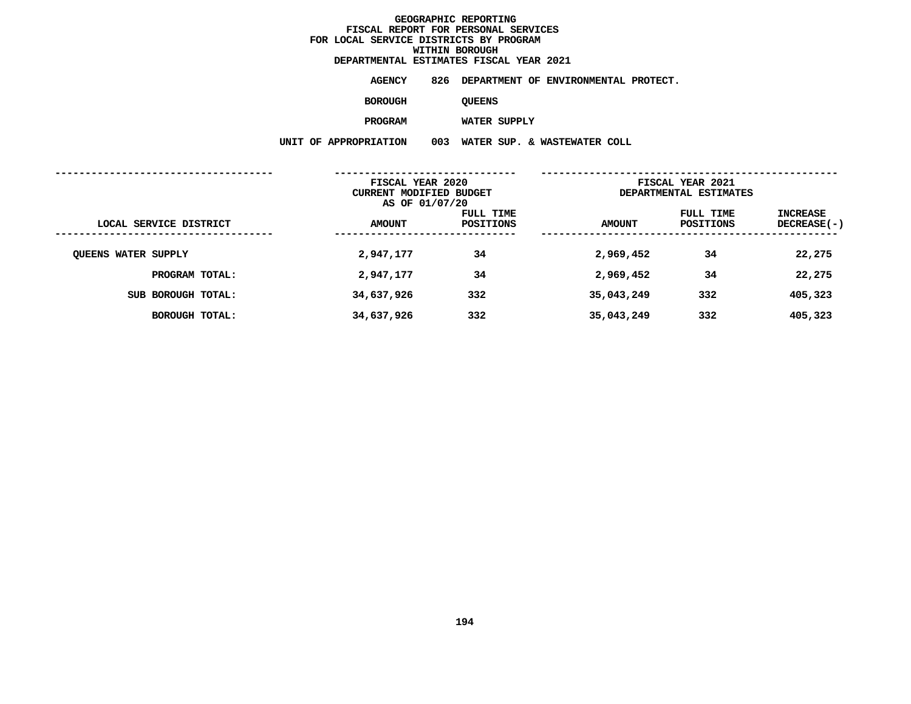# GEOGRAPHIC REPORTING
## FISCAL REPORT FOR PERSONAL SERVICES
## FOR LOCAL SERVICE DISTRICTS BY PROGRAM
## WITHIN BOROUGH
## DEPARTMENTAL ESTIMATES FISCAL YEAR 2021

**AGENCY** 826 DEPARTMENT OF ENVIRONMENTAL PROTECT.

**BOROUGH** QUEENS

**PROGRAM** WATER SUPPLY

**UNIT OF APPROPRIATION** 003 WATER SUP. & WASTEWATER COLL

| LOCAL SERVICE DISTRICT | FISCAL YEAR 2020 CURRENT MODIFIED BUDGET AS OF 01/07/20 AMOUNT | FULL TIME POSITIONS | FISCAL YEAR 2021 DEPARTMENTAL ESTIMATES AMOUNT | FULL TIME POSITIONS | INCREASE DECREASE(-) |
|---|---|---|---|---|---|
| QUEENS WATER SUPPLY | 2,947,177 | 34 | 2,969,452 | 34 | 22,275 |
| PROGRAM TOTAL: | 2,947,177 | 34 | 2,969,452 | 34 | 22,275 |
| SUB BOROUGH TOTAL: | 34,637,926 | 332 | 35,043,249 | 332 | 405,323 |
| BOROUGH TOTAL: | 34,637,926 | 332 | 35,043,249 | 332 | 405,323 |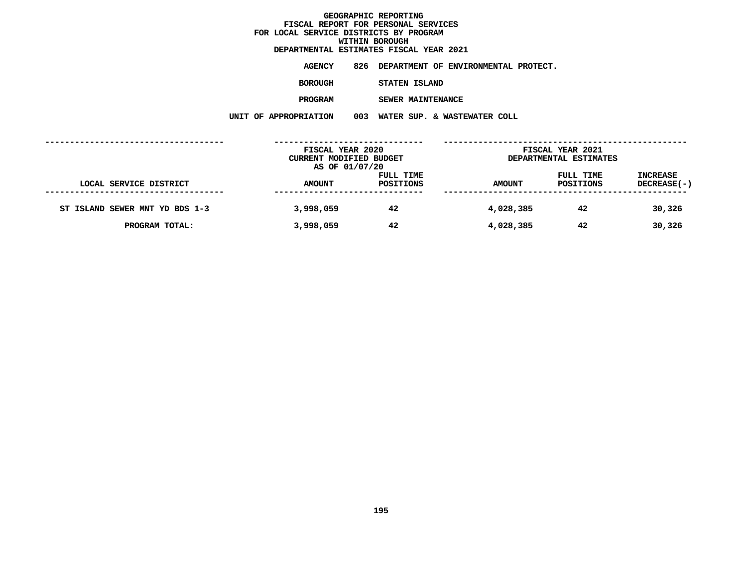# GEOGRAPHIC REPORTING
## FISCAL REPORT FOR PERSONAL SERVICES
## FOR LOCAL SERVICE DISTRICTS BY PROGRAM
## WITHIN BOROUGH
## DEPARTMENTAL ESTIMATES FISCAL YEAR 2021

**AGENCY** 826 DEPARTMENT OF ENVIRONMENTAL PROTECT.

**BOROUGH** STATEN ISLAND

**PROGRAM** SEWER MAINTENANCE

**UNIT OF APPROPRIATION** 003 WATER SUP. & WASTEWATER COLL

| | FISCAL YEAR 2020 CURRENT MODIFIED BUDGET AS OF 01/07/20 | | FISCAL YEAR 2021 DEPARTMENTAL ESTIMATES | | |
|---|---|---|---|---|---|
| LOCAL SERVICE DISTRICT | AMOUNT | FULL TIME POSITIONS | AMOUNT | FULL TIME POSITIONS | INCREASE DECREASE(-) |
| ST ISLAND SEWER MNT YD BDS 1-3 | 3,998,059 | 42 | 4,028,385 | 42 | 30,326 |
| PROGRAM TOTAL: | 3,998,059 | 42 | 4,028,385 | 42 | 30,326 |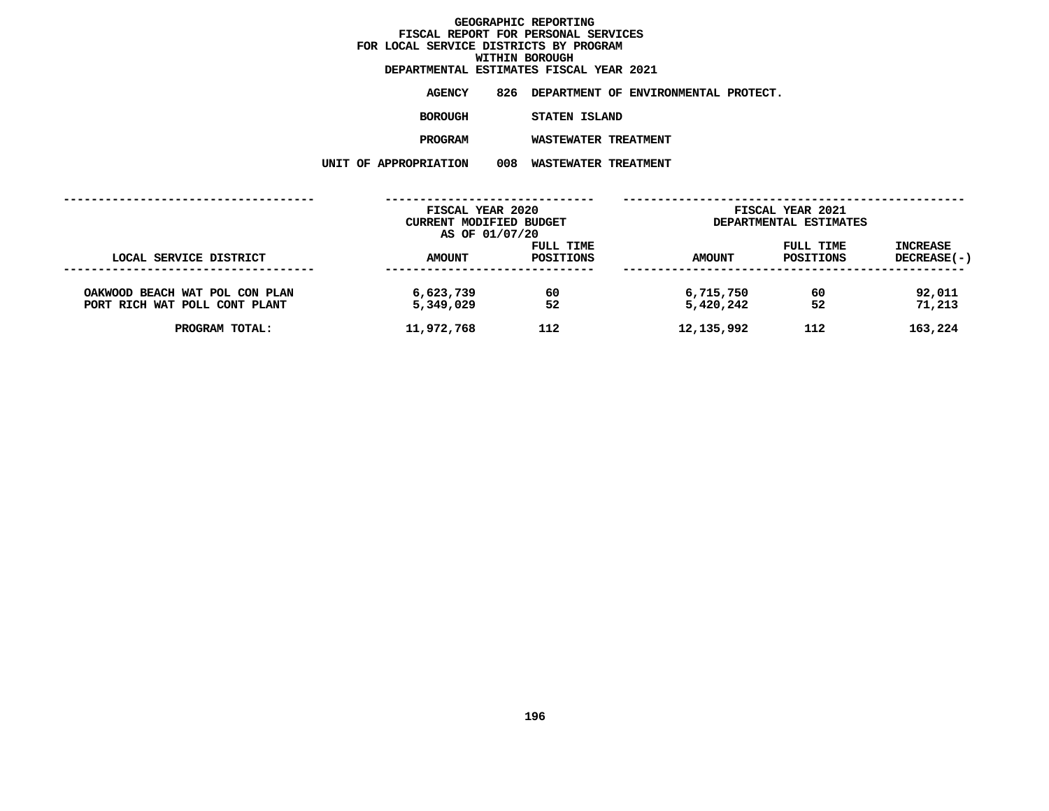**GEOGRAPHIC REPORTING**
**FISCAL REPORT FOR PERSONAL SERVICES**
**FOR LOCAL SERVICE DISTRICTS BY PROGRAM**
**WITHIN BOROUGH**
**DEPARTMENTAL ESTIMATES FISCAL YEAR 2021**

**AGENCY** 826 DEPARTMENT OF ENVIRONMENTAL PROTECT.

**BOROUGH** STATEN ISLAND

**PROGRAM** WASTEWATER TREATMENT

**UNIT OF APPROPRIATION** 008 WASTEWATER TREATMENT

| LOCAL SERVICE DISTRICT | FISCAL YEAR 2020 CURRENT MODIFIED BUDGET AS OF 01/07/20 AMOUNT | FULL TIME POSITIONS | FISCAL YEAR 2021 DEPARTMENTAL ESTIMATES AMOUNT | FULL TIME POSITIONS | INCREASE DECREASE(-) |
|---|---|---|---|---|---|
| OAKWOOD BEACH WAT POL CON PLAN | 6,623,739 | 60 | 6,715,750 | 60 | 92,011 |
| PORT RICH WAT POLL CONT PLANT | 5,349,029 | 52 | 5,420,242 | 52 | 71,213 |
| PROGRAM TOTAL: | 11,972,768 | 112 | 12,135,992 | 112 | 163,224 |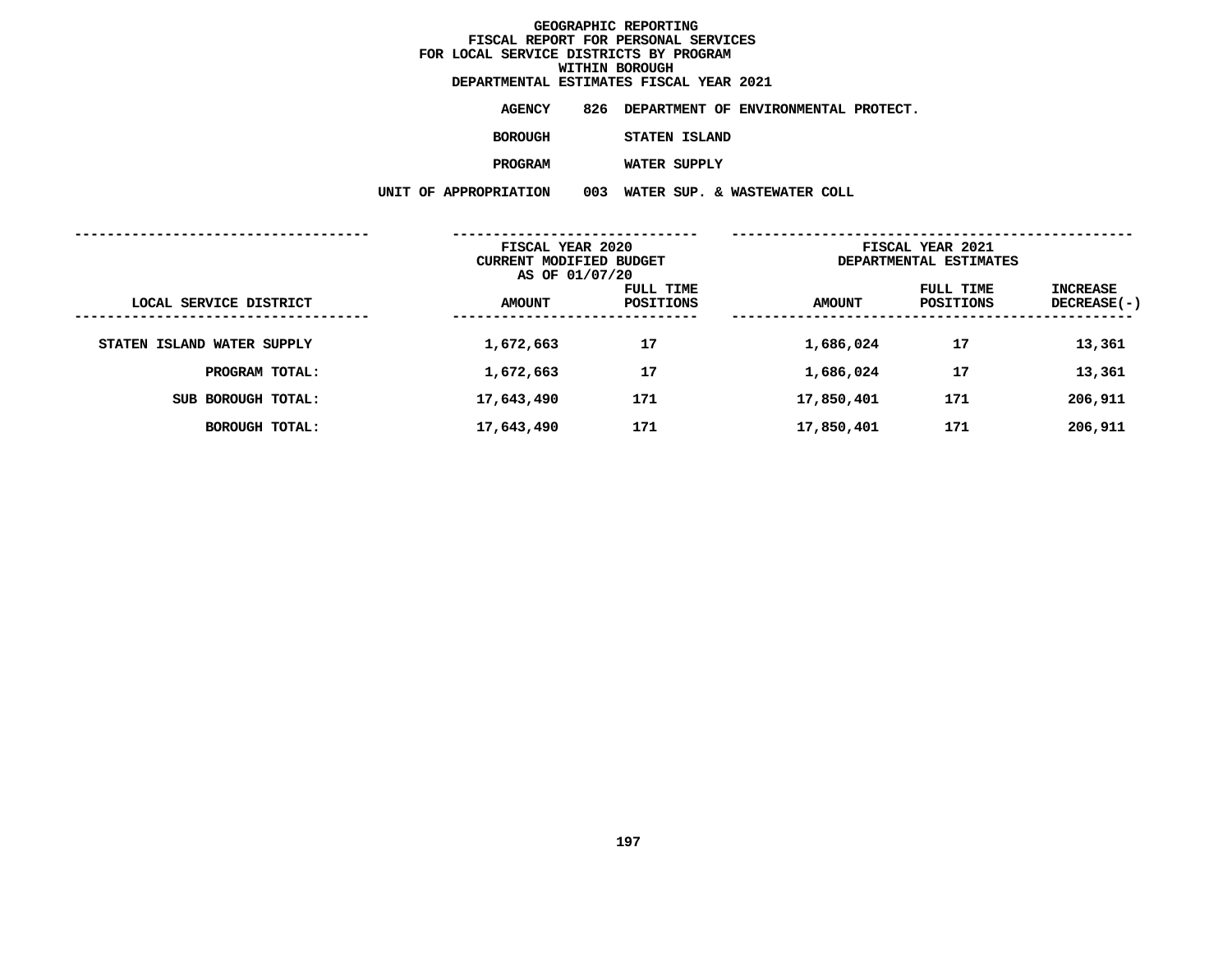# GEOGRAPHIC REPORTING
## FISCAL REPORT FOR PERSONAL SERVICES
## FOR LOCAL SERVICE DISTRICTS BY PROGRAM
## WITHIN BOROUGH
## DEPARTMENTAL ESTIMATES FISCAL YEAR 2021

**AGENCY** 826 DEPARTMENT OF ENVIRONMENTAL PROTECT.

**BOROUGH** STATEN ISLAND

**PROGRAM** WATER SUPPLY

**UNIT OF APPROPRIATION** 003 WATER SUP. & WASTEWATER COLL

| LOCAL SERVICE DISTRICT | FISCAL YEAR 2020 CURRENT MODIFIED BUDGET AS OF 01/07/20 AMOUNT | FULL TIME POSITIONS | FISCAL YEAR 2021 DEPARTMENTAL ESTIMATES AMOUNT | FULL TIME POSITIONS | INCREASE DECREASE(-) |
|---|---|---|---|---|---|
| STATEN ISLAND WATER SUPPLY | 1,672,663 | 17 | 1,686,024 | 17 | 13,361 |
| PROGRAM TOTAL: | 1,672,663 | 17 | 1,686,024 | 17 | 13,361 |
| SUB BOROUGH TOTAL: | 17,643,490 | 171 | 17,850,401 | 171 | 206,911 |
| BOROUGH TOTAL: | 17,643,490 | 171 | 17,850,401 | 171 | 206,911 |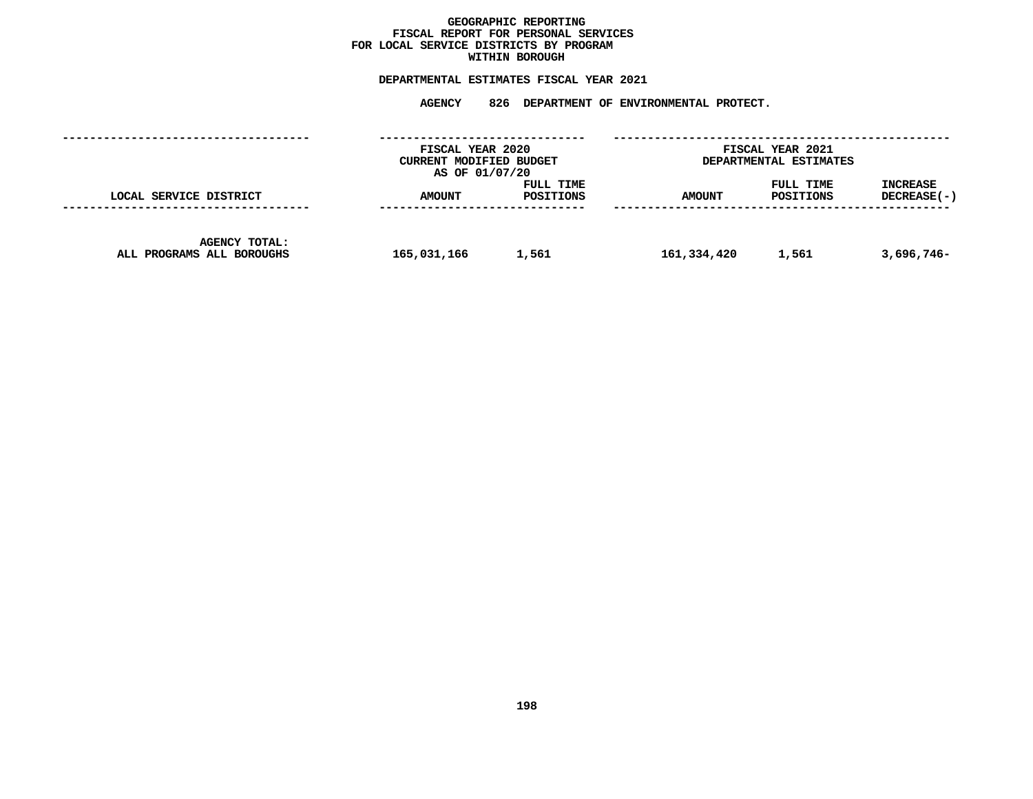# GEOGRAPHIC REPORTING
## FISCAL REPORT FOR PERSONAL SERVICES
## FOR LOCAL SERVICE DISTRICTS BY PROGRAM
## WITHIN BOROUGH

**DEPARTMENTAL ESTIMATES FISCAL YEAR 2021**

**AGENCY 826 DEPARTMENT OF ENVIRONMENTAL PROTECT.**

| LOCAL SERVICE DISTRICT | FISCAL YEAR 2020 CURRENT MODIFIED BUDGET AS OF 01/07/20 AMOUNT | FULL TIME POSITIONS | FISCAL YEAR 2021 DEPARTMENTAL ESTIMATES AMOUNT | FULL TIME POSITIONS | INCREASE DECREASE(-) |
|---|---|---|---|---|---|
| AGENCY TOTAL: ALL PROGRAMS ALL BOROUGHS | 165,031,166 | 1,561 | 161,334,420 | 1,561 | 3,696,746- |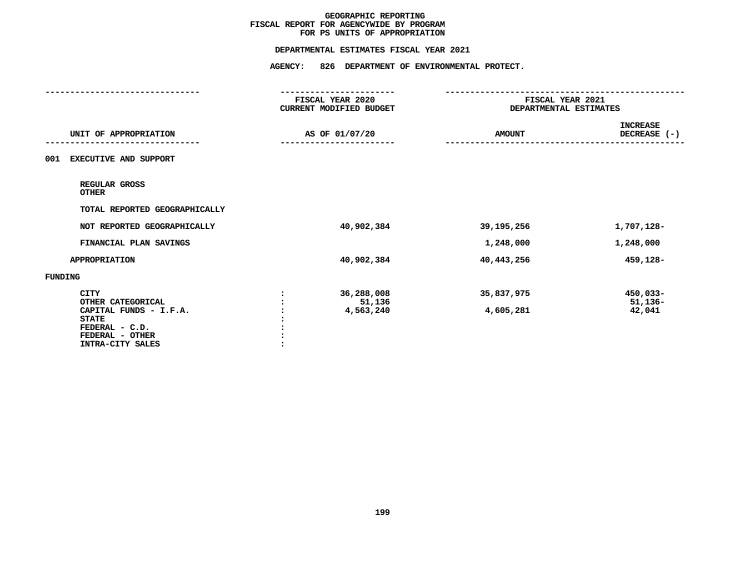# GEOGRAPHIC REPORTING
## FISCAL REPORT FOR AGENCYWIDE BY PROGRAM
## FOR PS UNITS OF APPROPRIATION

**DEPARTMENTAL ESTIMATES FISCAL YEAR 2021**

**AGENCY: 826 DEPARTMENT OF ENVIRONMENTAL PROTECT.**

| UNIT OF APPROPRIATION | FISCAL YEAR 2020 CURRENT MODIFIED BUDGET AS OF 01/07/20 | FISCAL YEAR 2021 DEPARTMENTAL ESTIMATES AMOUNT | INCREASE DECREASE (-) |
|---|---|---|---|
| 001 EXECUTIVE AND SUPPORT | | | |
| REGULAR GROSS | | | |
| OTHER | | | |
| TOTAL REPORTED GEOGRAPHICALLY | | | |
| NOT REPORTED GEOGRAPHICALLY | 40,902,384 | 39,195,256 | 1,707,128- |
| FINANCIAL PLAN SAVINGS | | 1,248,000 | 1,248,000 |
| APPROPRIATION | 40,902,384 | 40,443,256 | 459,128- |
| FUNDING | | | |
| CITY | 36,288,008 | 35,837,975 | 450,033- |
| OTHER CATEGORICAL | 51,136 | | 51,136- |
| CAPITAL FUNDS - I.F.A. | 4,563,240 | 4,605,281 | 42,041 |
| STATE | | | |
| FEDERAL - C.D. | | | |
| FEDERAL - OTHER | | | |
| INTRA-CITY SALES | | | |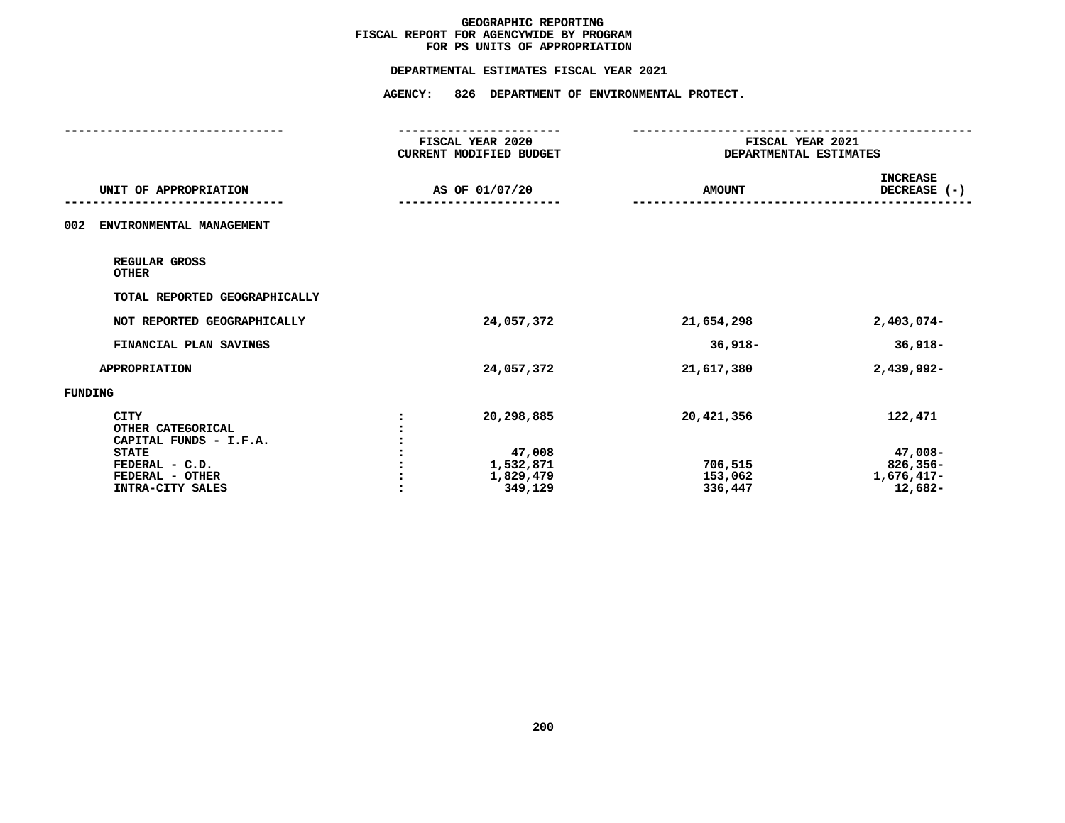# GEOGRAPHIC REPORTING
## FISCAL REPORT FOR AGENCYWIDE BY PROGRAM
## FOR PS UNITS OF APPROPRIATION

**DEPARTMENTAL ESTIMATES FISCAL YEAR 2021**

**AGENCY: 826 DEPARTMENT OF ENVIRONMENTAL PROTECT.**

| UNIT OF APPROPRIATION | | FISCAL YEAR 2020 CURRENT MODIFIED BUDGET AS OF 01/07/20 | FISCAL YEAR 2021 DEPARTMENTAL ESTIMATES AMOUNT | INCREASE DECREASE (-) |
|---|---|---|---|---|
| 002 ENVIRONMENTAL MANAGEMENT | | | | |
| REGULAR GROSS | | | | |
| OTHER | | | | |
| TOTAL REPORTED GEOGRAPHICALLY | | | | |
| NOT REPORTED GEOGRAPHICALLY | | 24,057,372 | 21,654,298 | 2,403,074- |
| FINANCIAL PLAN SAVINGS | | | 36,918- | 36,918- |
| APPROPRIATION | | 24,057,372 | 21,617,380 | 2,439,992- |
| FUNDING | | | | |
| CITY | : | 20,298,885 | 20,421,356 | 122,471 |
| OTHER CATEGORICAL | : | | | |
| CAPITAL FUNDS - I.F.A. | : | | | |
| STATE | : | 47,008 | | 47,008- |
| FEDERAL - C.D. | : | 1,532,871 | 706,515 | 826,356- |
| FEDERAL - OTHER | : | 1,829,479 | 153,062 | 1,676,417- |
| INTRA-CITY SALES | : | 349,129 | 336,447 | 12,682- |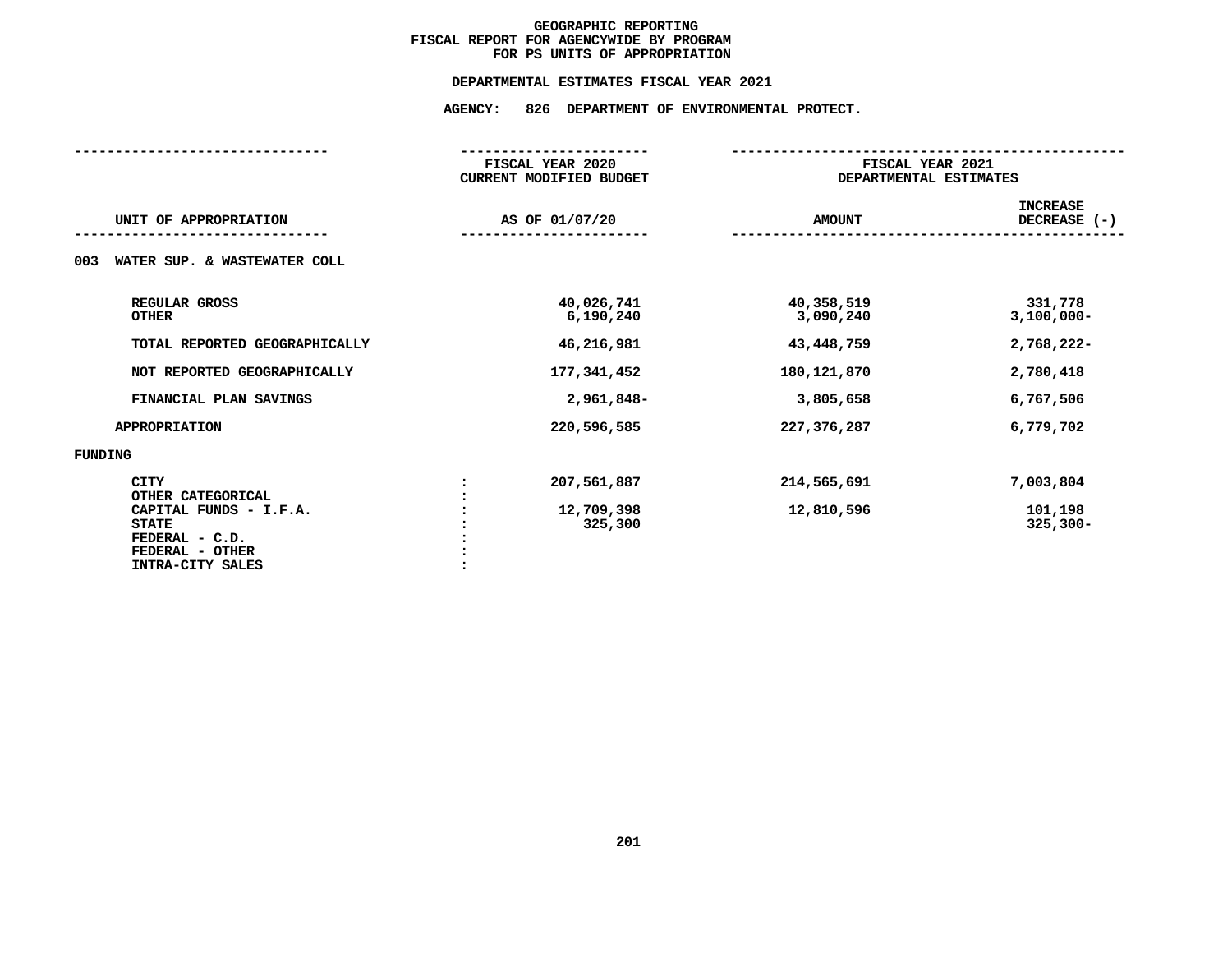# GEOGRAPHIC REPORTING
## FISCAL REPORT FOR AGENCYWIDE BY PROGRAM
## FOR PS UNITS OF APPROPRIATION

**DEPARTMENTAL ESTIMATES FISCAL YEAR 2021**

**AGENCY: 826 DEPARTMENT OF ENVIRONMENTAL PROTECT.**

| UNIT OF APPROPRIATION | | FISCAL YEAR 2020 CURRENT MODIFIED BUDGET AS OF 01/07/20 | FISCAL YEAR 2021 DEPARTMENTAL ESTIMATES AMOUNT | INCREASE DECREASE (-) |
|---|---|---|---|---|
| **003 WATER SUP. & WASTEWATER COLL** | | | | |
| REGULAR GROSS | | 40,026,741 | 40,358,519 | 331,778 |
| OTHER | | 6,190,240 | 3,090,240 | 3,100,000- |
| TOTAL REPORTED GEOGRAPHICALLY | | 46,216,981 | 43,448,759 | 2,768,222- |
| NOT REPORTED GEOGRAPHICALLY | | 177,341,452 | 180,121,870 | 2,780,418 |
| FINANCIAL PLAN SAVINGS | | 2,961,848- | 3,805,658 | 6,767,506 |
| APPROPRIATION | | 220,596,585 | 227,376,287 | 6,779,702 |
| **FUNDING** | | | | |
| CITY | : | 207,561,887 | 214,565,691 | 7,003,804 |
| OTHER CATEGORICAL | : | | | |
| CAPITAL FUNDS - I.F.A. | : | 12,709,398 | 12,810,596 | 101,198 |
| STATE | : | 325,300 | | 325,300- |
| FEDERAL - C.D. | : | | | |
| FEDERAL - OTHER | : | | | |
| INTRA-CITY SALES | : | | | |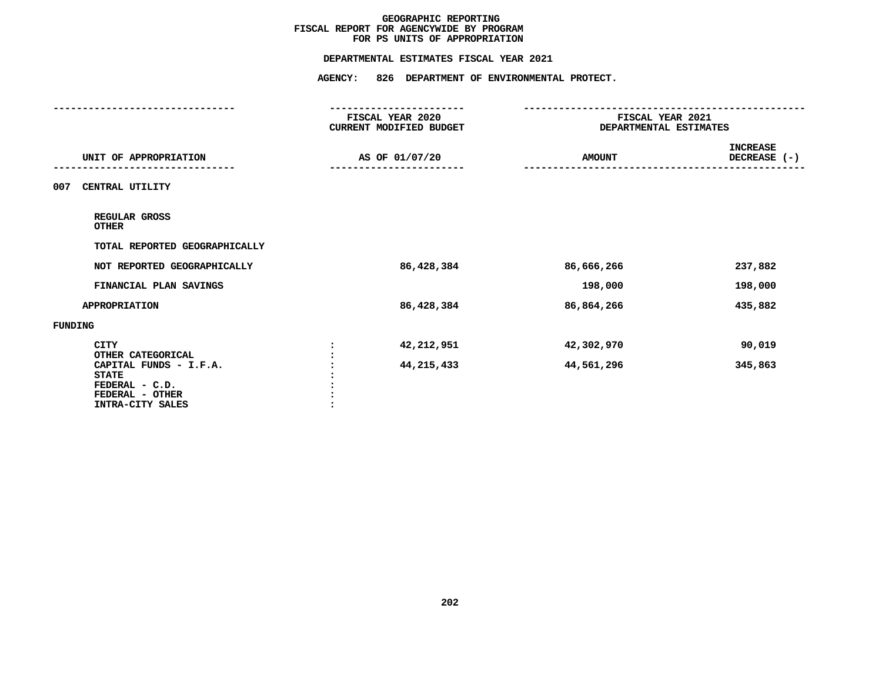# GEOGRAPHIC REPORTING
## FISCAL REPORT FOR AGENCYWIDE BY PROGRAM
## FOR PS UNITS OF APPROPRIATION

### DEPARTMENTAL ESTIMATES FISCAL YEAR 2021

### AGENCY: 826 DEPARTMENT OF ENVIRONMENTAL PROTECT.

| UNIT OF APPROPRIATION | | FISCAL YEAR 2020 CURRENT MODIFIED BUDGET AS OF 01/07/20 | FISCAL YEAR 2021 DEPARTMENTAL ESTIMATES AMOUNT | INCREASE DECREASE (-) |
|---|---|---|---|---|
| **007 CENTRAL UTILITY** | | | | |
| REGULAR GROSS | | | | |
| OTHER | | | | |
| TOTAL REPORTED GEOGRAPHICALLY | | | | |
| NOT REPORTED GEOGRAPHICALLY | | 86,428,384 | 86,666,266 | 237,882 |
| FINANCIAL PLAN SAVINGS | | | 198,000 | 198,000 |
| APPROPRIATION | | 86,428,384 | 86,864,266 | 435,882 |
| **FUNDING** | | | | |
| CITY | : | 42,212,951 | 42,302,970 | 90,019 |
| OTHER CATEGORICAL | : | | | |
| CAPITAL FUNDS - I.F.A. | : | 44,215,433 | 44,561,296 | 345,863 |
| STATE | : | | | |
| FEDERAL - C.D. | : | | | |
| FEDERAL - OTHER | : | | | |
| INTRA-CITY SALES | : | | | |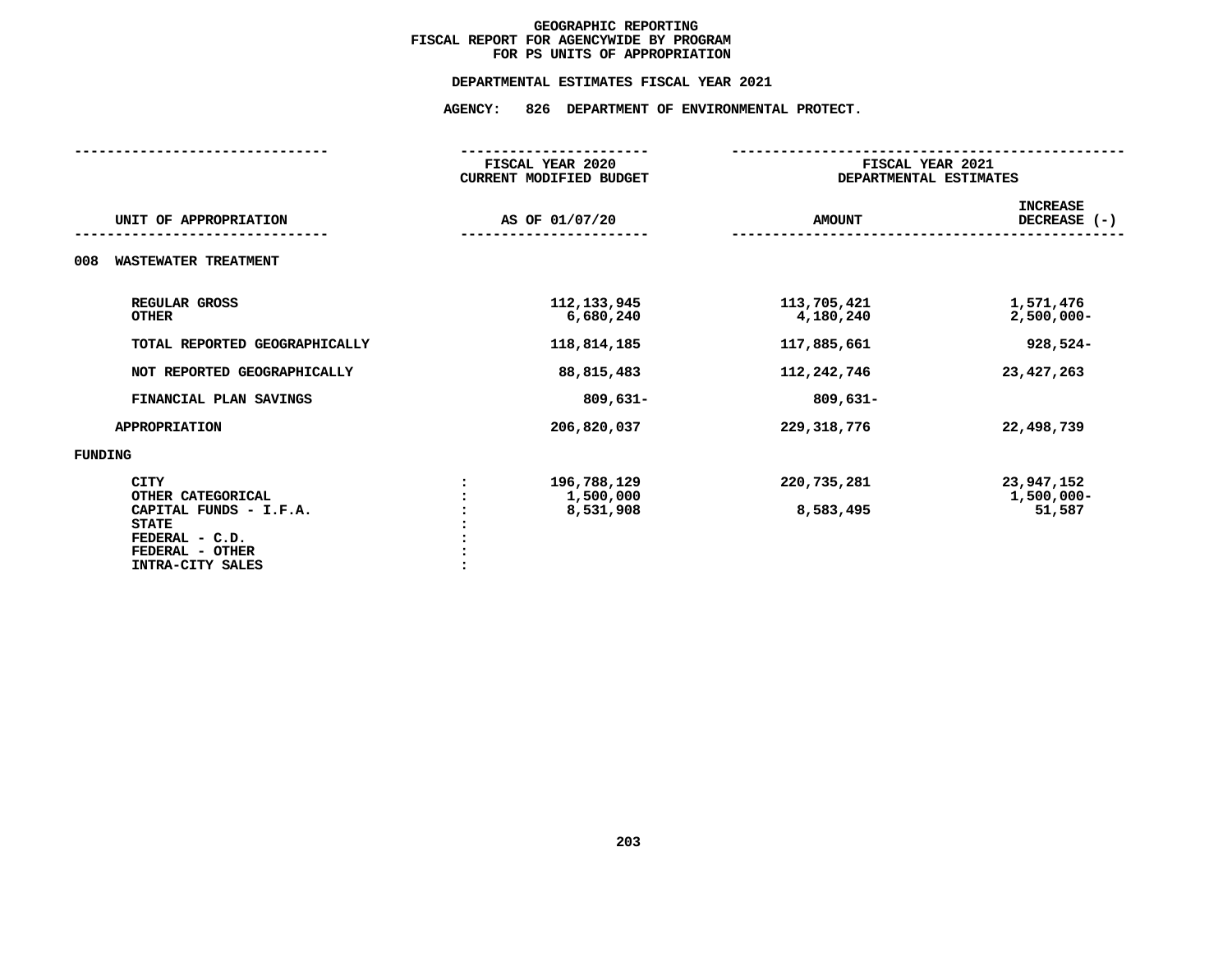# GEOGRAPHIC REPORTING
## FISCAL REPORT FOR AGENCYWIDE BY PROGRAM
## FOR PS UNITS OF APPROPRIATION

**DEPARTMENTAL ESTIMATES FISCAL YEAR 2021**

**AGENCY: 826 DEPARTMENT OF ENVIRONMENTAL PROTECT.**

| UNIT OF APPROPRIATION | FISCAL YEAR 2020 CURRENT MODIFIED BUDGET AS OF 01/07/20 | FISCAL YEAR 2021 DEPARTMENTAL ESTIMATES AMOUNT | INCREASE DECREASE (-) |
|---|---|---|---|
| **008 WASTEWATER TREATMENT** | | | |
| REGULAR GROSS | 112,133,945 | 113,705,421 | 1,571,476 |
| OTHER | 6,680,240 | 4,180,240 | 2,500,000- |
| TOTAL REPORTED GEOGRAPHICALLY | 118,814,185 | 117,885,661 | 928,524- |
| NOT REPORTED GEOGRAPHICALLY | 88,815,483 | 112,242,746 | 23,427,263 |
| FINANCIAL PLAN SAVINGS | 809,631- | 809,631- | |
| APPROPRIATION | 206,820,037 | 229,318,776 | 22,498,739 |
| **FUNDING** | | | |
| CITY | 196,788,129 | 220,735,281 | 23,947,152 |
| OTHER CATEGORICAL | 1,500,000 | | 1,500,000- |
| CAPITAL FUNDS - I.F.A. | 8,531,908 | 8,583,495 | 51,587 |
| STATE | | | |
| FEDERAL - C.D. | | | |
| FEDERAL - OTHER | | | |
| INTRA-CITY SALES | | | |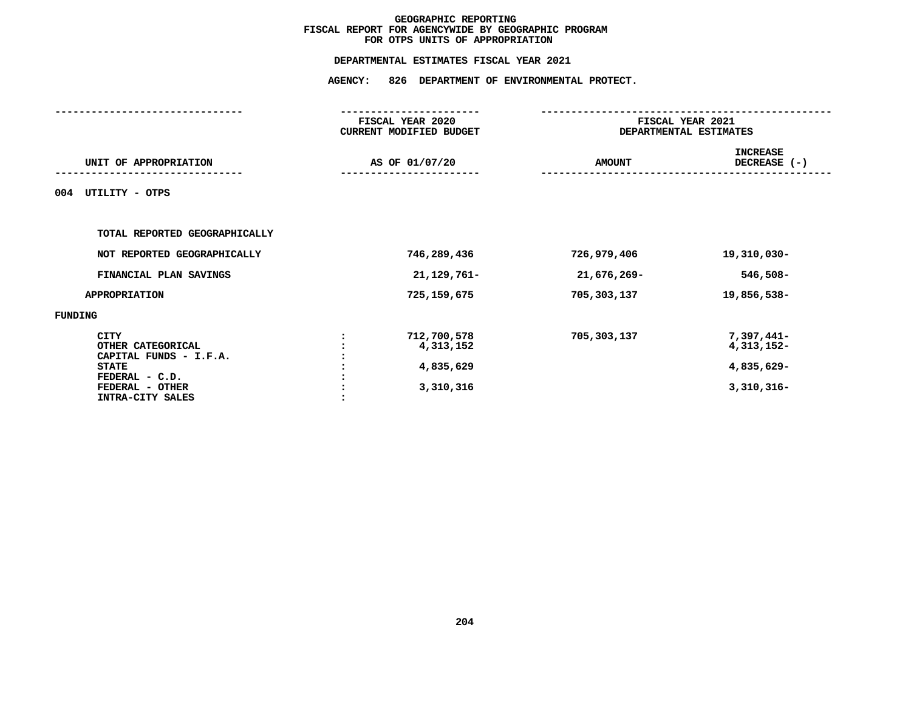# GEOGRAPHIC REPORTING
## FISCAL REPORT FOR AGENCYWIDE BY GEOGRAPHIC PROGRAM
## FOR OTPS UNITS OF APPROPRIATION

### DEPARTMENTAL ESTIMATES FISCAL YEAR 2021

### AGENCY: 826 DEPARTMENT OF ENVIRONMENTAL PROTECT.

| UNIT OF APPROPRIATION | | FISCAL YEAR 2020 CURRENT MODIFIED BUDGET AS OF 01/07/20 | FISCAL YEAR 2021 DEPARTMENTAL ESTIMATES AMOUNT | INCREASE DECREASE (-) |
|---|---|---|---|---|
| **004 UTILITY - OTPS** | | | | |
| TOTAL REPORTED GEOGRAPHICALLY | | | | |
| NOT REPORTED GEOGRAPHICALLY | | 746,289,436 | 726,979,406 | 19,310,030- |
| FINANCIAL PLAN SAVINGS | | 21,129,761- | 21,676,269- | 546,508- |
| APPROPRIATION | | 725,159,675 | 705,303,137 | 19,856,538- |
| FUNDING | | | | |
| CITY | : | 712,700,578 | 705,303,137 | 7,397,441- |
| OTHER CATEGORICAL | : | 4,313,152 | | 4,313,152- |
| CAPITAL FUNDS - I.F.A. | : | | | |
| STATE | : | 4,835,629 | | 4,835,629- |
| FEDERAL - C.D. | : | | | |
| FEDERAL - OTHER | : | 3,310,316 | | 3,310,316- |
| INTRA-CITY SALES | : | | | |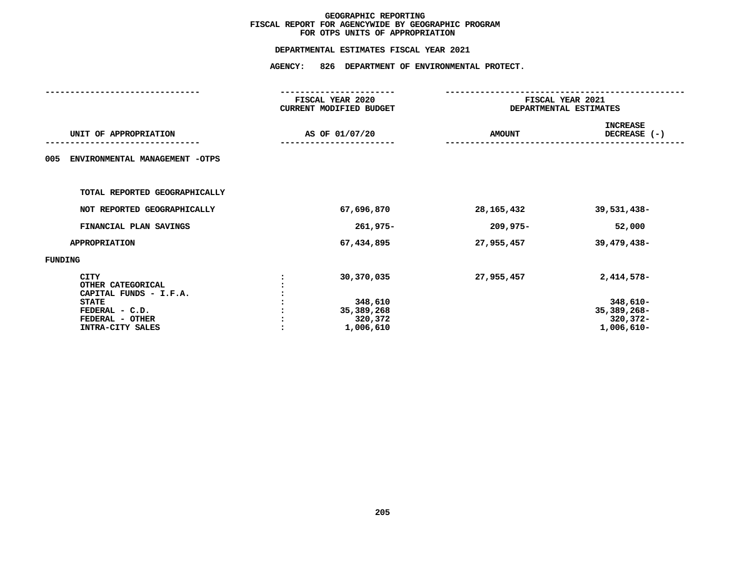# GEOGRAPHIC REPORTING
## FISCAL REPORT FOR AGENCYWIDE BY GEOGRAPHIC PROGRAM
## FOR OTPS UNITS OF APPROPRIATION

### DEPARTMENTAL ESTIMATES FISCAL YEAR 2021

### AGENCY: 826 DEPARTMENT OF ENVIRONMENTAL PROTECT.

| UNIT OF APPROPRIATION | | FISCAL YEAR 2020 CURRENT MODIFIED BUDGET AS OF 01/07/20 | FISCAL YEAR 2021 DEPARTMENTAL ESTIMATES AMOUNT | INCREASE DECREASE (-) |
|---|---|---|---|---|
| **005 ENVIRONMENTAL MANAGEMENT -OTPS** | | | | |
| TOTAL REPORTED GEOGRAPHICALLY | | | | |
| NOT REPORTED GEOGRAPHICALLY | | 67,696,870 | 28,165,432 | 39,531,438- |
| FINANCIAL PLAN SAVINGS | | 261,975- | 209,975- | 52,000 |
| APPROPRIATION | | 67,434,895 | 27,955,457 | 39,479,438- |
| FUNDING | | | | |
| CITY | : | 30,370,035 | 27,955,457 | 2,414,578- |
| OTHER CATEGORICAL | : | | | |
| CAPITAL FUNDS - I.F.A. | : | | | |
| STATE | : | 348,610 | | 348,610- |
| FEDERAL - C.D. | : | 35,389,268 | | 35,389,268- |
| FEDERAL - OTHER | : | 320,372 | | 320,372- |
| INTRA-CITY SALES | : | 1,006,610 | | 1,006,610- |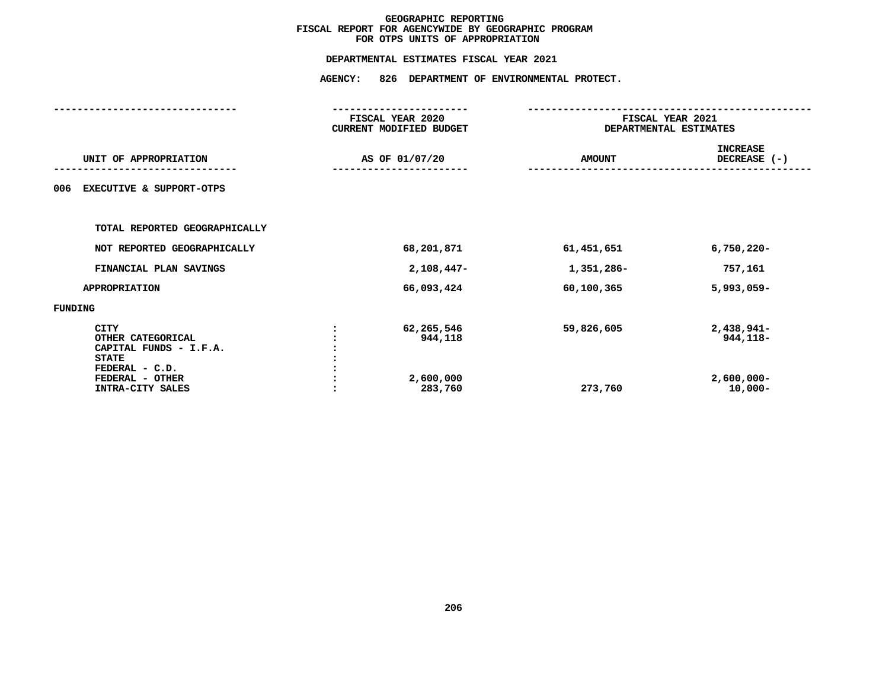# GEOGRAPHIC REPORTING
## FISCAL REPORT FOR AGENCYWIDE BY GEOGRAPHIC PROGRAM
## FOR OTPS UNITS OF APPROPRIATION

### DEPARTMENTAL ESTIMATES FISCAL YEAR 2021

### AGENCY: 826 DEPARTMENT OF ENVIRONMENTAL PROTECT.

| UNIT OF APPROPRIATION | | FISCAL YEAR 2020 CURRENT MODIFIED BUDGET AS OF 01/07/20 | FISCAL YEAR 2021 DEPARTMENTAL ESTIMATES AMOUNT | INCREASE DECREASE (-) |
|---|---|---|---|---|
| 006 EXECUTIVE & SUPPORT-OTPS | | | | |
| TOTAL REPORTED GEOGRAPHICALLY | | | | |
| NOT REPORTED GEOGRAPHICALLY | | 68,201,871 | 61,451,651 | 6,750,220- |
| FINANCIAL PLAN SAVINGS | | 2,108,447- | 1,351,286- | 757,161 |
| APPROPRIATION | | 66,093,424 | 60,100,365 | 5,993,059- |
| FUNDING | | | | |
| CITY | : | 62,265,546 | 59,826,605 | 2,438,941- |
| OTHER CATEGORICAL | : | 944,118 | | 944,118- |
| CAPITAL FUNDS - I.F.A. | : | | | |
| STATE | : | | | |
| FEDERAL - C.D. | : | | | |
| FEDERAL - OTHER | : | 2,600,000 | | 2,600,000- |
| INTRA-CITY SALES | : | 283,760 | 273,760 | 10,000- |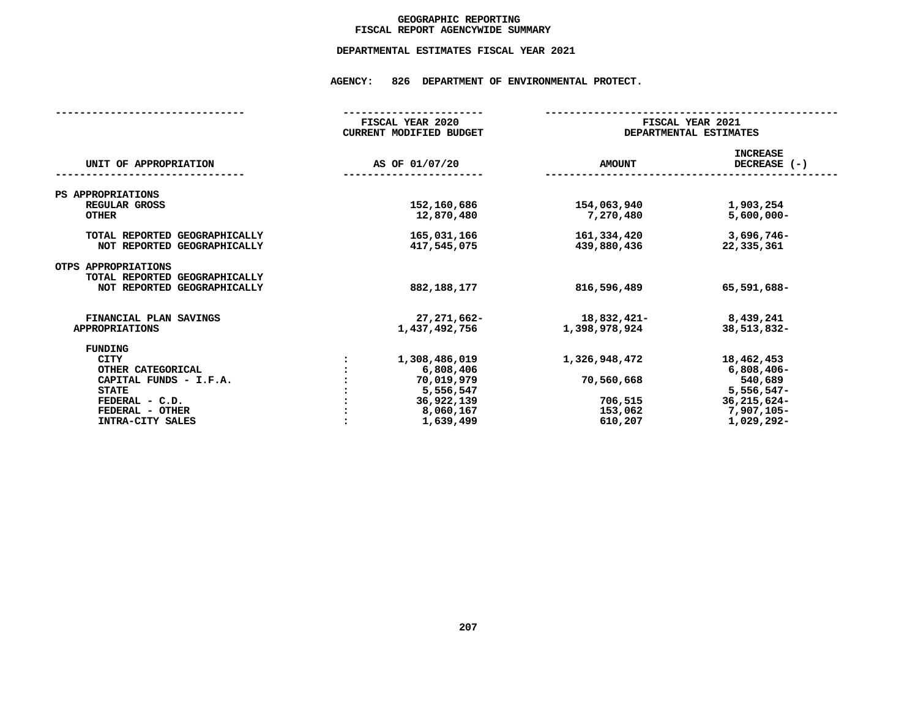# GEOGRAPHIC REPORTING
## FISCAL REPORT AGENCYWIDE SUMMARY

### DEPARTMENTAL ESTIMATES FISCAL YEAR 2021

### AGENCY: 826 DEPARTMENT OF ENVIRONMENTAL PROTECT.

| UNIT OF APPROPRIATION | FISCAL YEAR 2020 CURRENT MODIFIED BUDGET AS OF 01/07/20 | FISCAL YEAR 2021 DEPARTMENTAL ESTIMATES AMOUNT | INCREASE DECREASE (-) |
|---|---|---|---|
| **PS APPROPRIATIONS** | | | |
| REGULAR GROSS | 152,160,686 | 154,063,940 | 1,903,254 |
| OTHER | 12,870,480 | 7,270,480 | 5,600,000- |
| TOTAL REPORTED GEOGRAPHICALLY | 165,031,166 | 161,334,420 | 3,696,746- |
| NOT REPORTED GEOGRAPHICALLY | 417,545,075 | 439,880,436 | 22,335,361 |
| **OTPS APPROPRIATIONS** | | | |
| TOTAL REPORTED GEOGRAPHICALLY | | | |
| NOT REPORTED GEOGRAPHICALLY | 882,188,177 | 816,596,489 | 65,591,688- |
| FINANCIAL PLAN SAVINGS | 27,271,662- | 18,832,421- | 8,439,241 |
| APPROPRIATIONS | 1,437,492,756 | 1,398,978,924 | 38,513,832- |
| **FUNDING** | | | |
| CITY | 1,308,486,019 | 1,326,948,472 | 18,462,453 |
| OTHER CATEGORICAL | 6,808,406 | | 6,808,406- |
| CAPITAL FUNDS - I.F.A. | 70,019,979 | 70,560,668 | 540,689 |
| STATE | 5,556,547 | | 5,556,547- |
| FEDERAL - C.D. | 36,922,139 | 706,515 | 36,215,624- |
| FEDERAL - OTHER | 8,060,167 | 153,062 | 7,907,105- |
| INTRA-CITY SALES | 1,639,499 | 610,207 | 1,029,292- |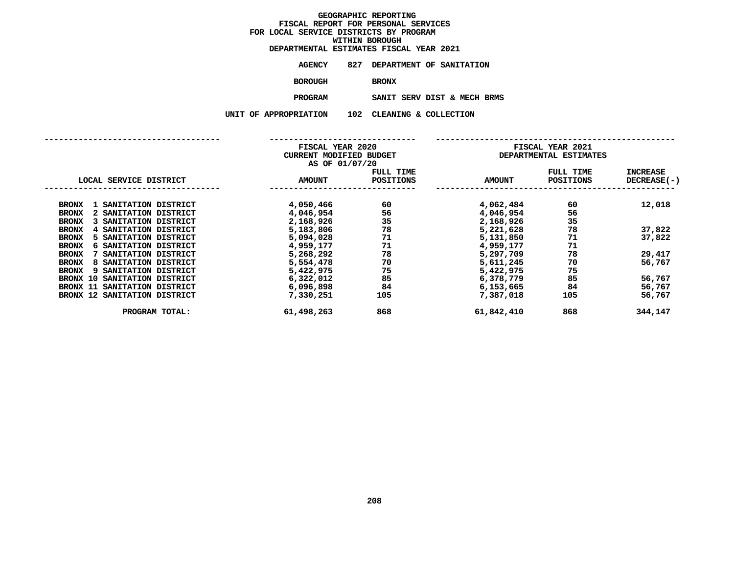# GEOGRAPHIC REPORTING
## FISCAL REPORT FOR PERSONAL SERVICES
## FOR LOCAL SERVICE DISTRICTS BY PROGRAM
## WITHIN BOROUGH
## DEPARTMENTAL ESTIMATES FISCAL YEAR 2021

**AGENCY** 827 DEPARTMENT OF SANITATION

**BOROUGH** BRONX

**PROGRAM** SANIT SERV DIST & MECH BRMS

**UNIT OF APPROPRIATION** 102 CLEANING & COLLECTION

| LOCAL SERVICE DISTRICT | FISCAL YEAR 2020 CURRENT MODIFIED BUDGET AS OF 01/07/20 AMOUNT | FULL TIME POSITIONS | FISCAL YEAR 2021 DEPARTMENTAL ESTIMATES AMOUNT | FULL TIME POSITIONS | INCREASE DECREASE(-) |
|---|---|---|---|---|---|
| BRONX 1 SANITATION DISTRICT | 4,050,466 | 60 | 4,062,484 | 60 | 12,018 |
| BRONX 2 SANITATION DISTRICT | 4,046,954 | 56 | 4,046,954 | 56 | |
| BRONX 3 SANITATION DISTRICT | 2,168,926 | 35 | 2,168,926 | 35 | |
| BRONX 4 SANITATION DISTRICT | 5,183,806 | 78 | 5,221,628 | 78 | 37,822 |
| BRONX 5 SANITATION DISTRICT | 5,094,028 | 71 | 5,131,850 | 71 | 37,822 |
| BRONX 6 SANITATION DISTRICT | 4,959,177 | 71 | 4,959,177 | 71 | |
| BRONX 7 SANITATION DISTRICT | 5,268,292 | 78 | 5,297,709 | 78 | 29,417 |
| BRONX 8 SANITATION DISTRICT | 5,554,478 | 70 | 5,611,245 | 70 | 56,767 |
| BRONX 9 SANITATION DISTRICT | 5,422,975 | 75 | 5,422,975 | 75 | |
| BRONX 10 SANITATION DISTRICT | 6,322,012 | 85 | 6,378,779 | 85 | 56,767 |
| BRONX 11 SANITATION DISTRICT | 6,096,898 | 84 | 6,153,665 | 84 | 56,767 |
| BRONX 12 SANITATION DISTRICT | 7,330,251 | 105 | 7,387,018 | 105 | 56,767 |
| PROGRAM TOTAL: | 61,498,263 | 868 | 61,842,410 | 868 | 344,147 |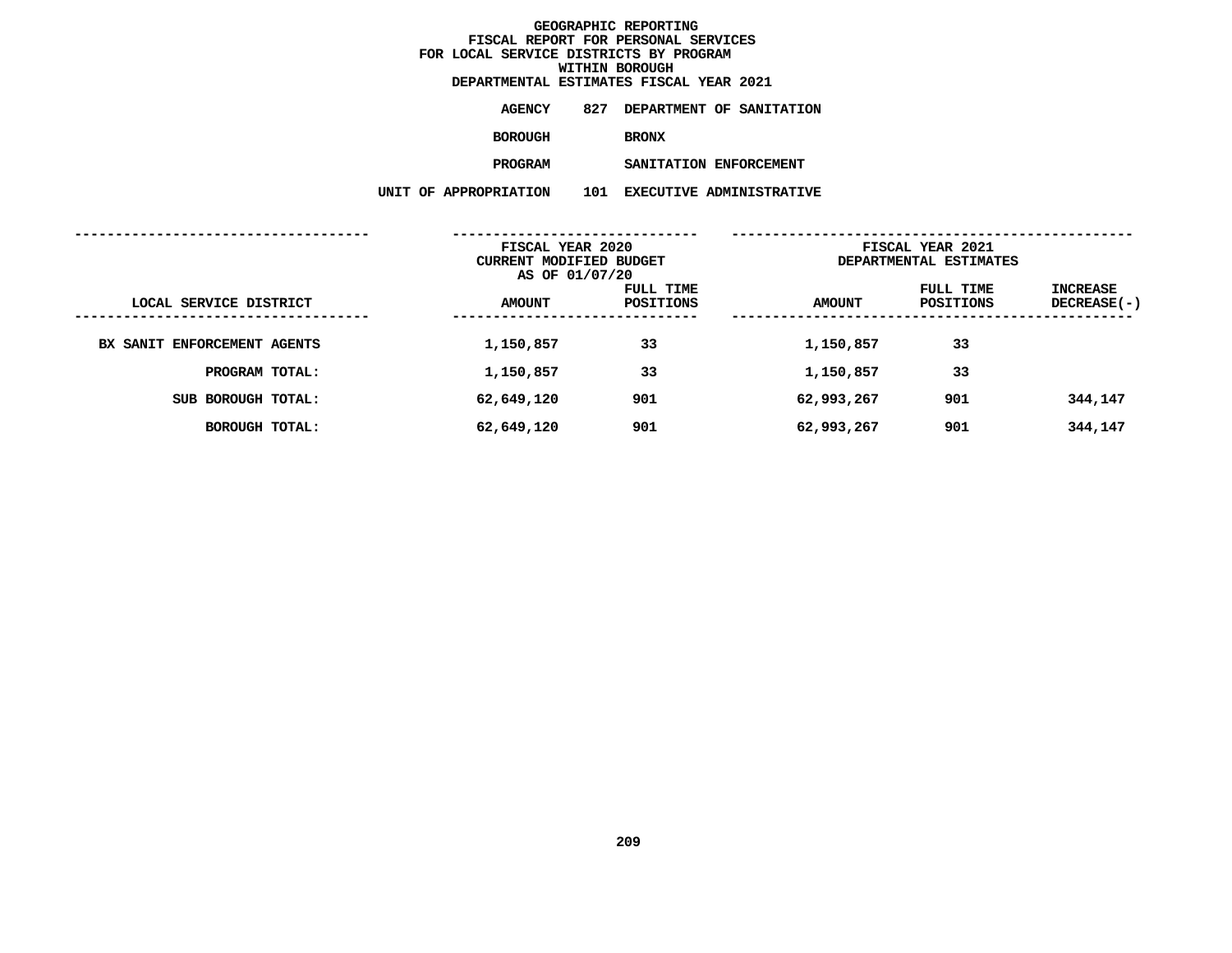# GEOGRAPHIC REPORTING
## FISCAL REPORT FOR PERSONAL SERVICES
## FOR LOCAL SERVICE DISTRICTS BY PROGRAM
## WITHIN BOROUGH
## DEPARTMENTAL ESTIMATES FISCAL YEAR 2021

**AGENCY** 827 DEPARTMENT OF SANITATION

**BOROUGH** BRONX

**PROGRAM** SANITATION ENFORCEMENT

**UNIT OF APPROPRIATION** 101 EXECUTIVE ADMINISTRATIVE

| | FISCAL YEAR 2020 CURRENT MODIFIED BUDGET AS OF 01/07/20 | | FISCAL YEAR 2021 DEPARTMENTAL ESTIMATES | | |
|---|---|---|---|---|---|
| LOCAL SERVICE DISTRICT | AMOUNT | FULL TIME POSITIONS | AMOUNT | FULL TIME POSITIONS | INCREASE DECREASE(-) |
| BX SANIT ENFORCEMENT AGENTS | 1,150,857 | 33 | 1,150,857 | 33 | |
| PROGRAM TOTAL: | 1,150,857 | 33 | 1,150,857 | 33 | |
| SUB BOROUGH TOTAL: | 62,649,120 | 901 | 62,993,267 | 901 | 344,147 |
| BOROUGH TOTAL: | 62,649,120 | 901 | 62,993,267 | 901 | 344,147 |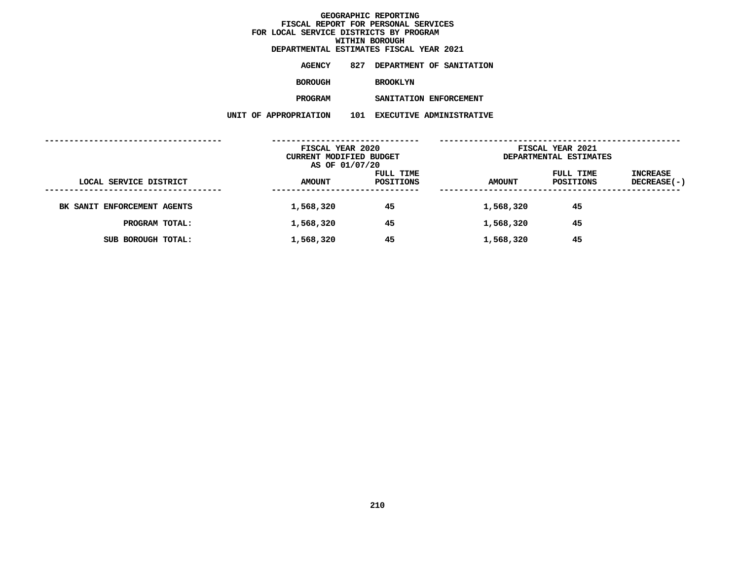# GEOGRAPHIC REPORTING
## FISCAL REPORT FOR PERSONAL SERVICES
## FOR LOCAL SERVICE DISTRICTS BY PROGRAM
## WITHIN BOROUGH
## DEPARTMENTAL ESTIMATES FISCAL YEAR 2021

**AGENCY** 827 DEPARTMENT OF SANITATION

**BOROUGH** BROOKLYN

**PROGRAM** SANITATION ENFORCEMENT

**UNIT OF APPROPRIATION** 101 EXECUTIVE ADMINISTRATIVE

| LOCAL SERVICE DISTRICT | FISCAL YEAR 2020 CURRENT MODIFIED BUDGET AS OF 01/07/20 AMOUNT | FULL TIME POSITIONS | FISCAL YEAR 2021 DEPARTMENTAL ESTIMATES AMOUNT | FULL TIME POSITIONS | INCREASE DECREASE(-) |
|---|---|---|---|---|---|
| BK SANIT ENFORCEMENT AGENTS | 1,568,320 | 45 | 1,568,320 | 45 | |
| PROGRAM TOTAL: | 1,568,320 | 45 | 1,568,320 | 45 | |
| SUB BOROUGH TOTAL: | 1,568,320 | 45 | 1,568,320 | 45 | |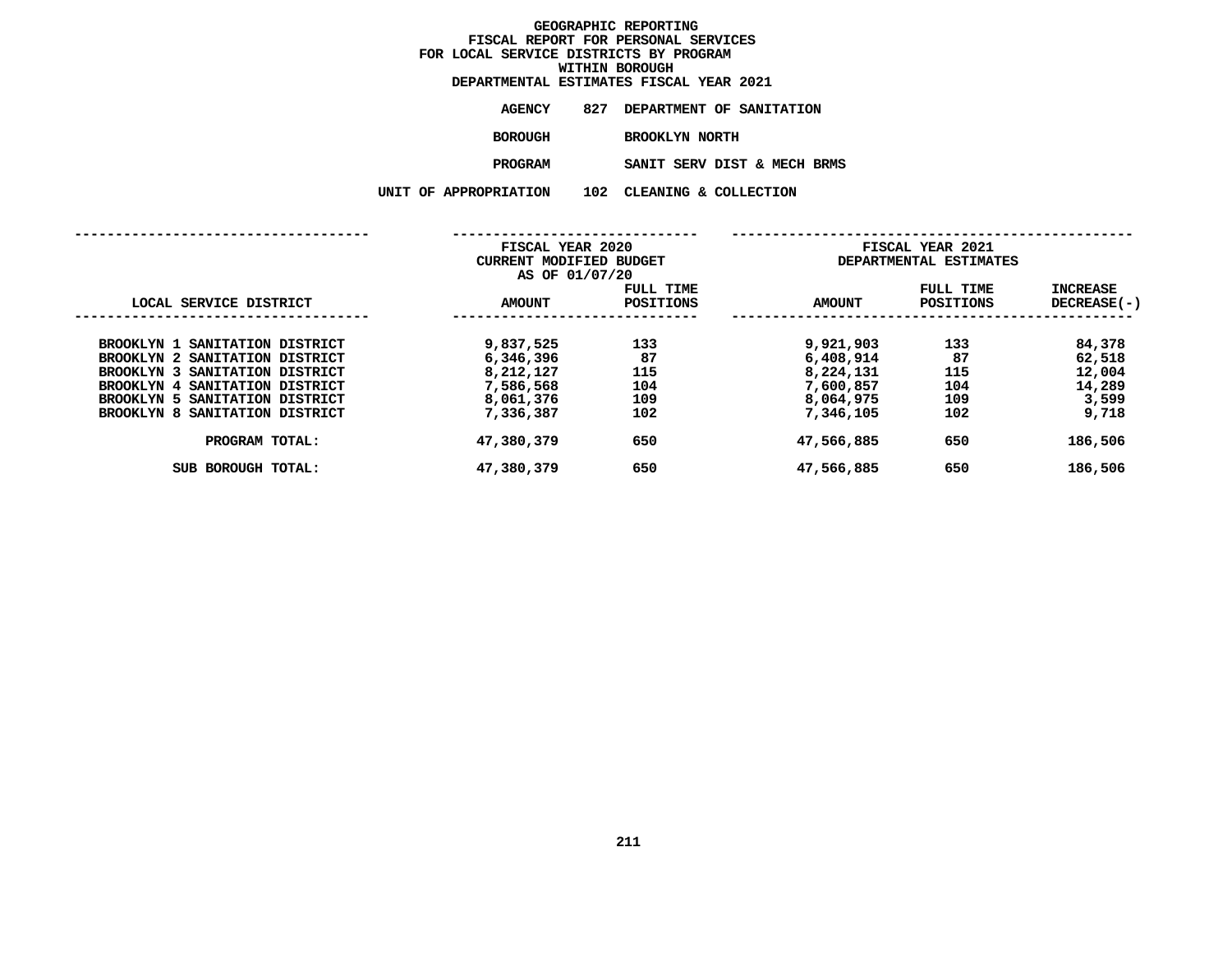# GEOGRAPHIC REPORTING
## FISCAL REPORT FOR PERSONAL SERVICES
## FOR LOCAL SERVICE DISTRICTS BY PROGRAM
## WITHIN BOROUGH
## DEPARTMENTAL ESTIMATES FISCAL YEAR 2021

**AGENCY** 827 DEPARTMENT OF SANITATION

**BOROUGH** BROOKLYN NORTH

**PROGRAM** SANIT SERV DIST & MECH BRMS

**UNIT OF APPROPRIATION** 102 CLEANING & COLLECTION

| | FISCAL YEAR 2020 CURRENT MODIFIED BUDGET AS OF 01/07/20 | | FISCAL YEAR 2021 DEPARTMENTAL ESTIMATES | | |
|---|---|---|---|---|---|
| LOCAL SERVICE DISTRICT | AMOUNT | FULL TIME POSITIONS | AMOUNT | FULL TIME POSITIONS | INCREASE DECREASE(-) |
| BROOKLYN 1 SANITATION DISTRICT | 9,837,525 | 133 | 9,921,903 | 133 | 84,378 |
| BROOKLYN 2 SANITATION DISTRICT | 6,346,396 | 87 | 6,408,914 | 87 | 62,518 |
| BROOKLYN 3 SANITATION DISTRICT | 8,212,127 | 115 | 8,224,131 | 115 | 12,004 |
| BROOKLYN 4 SANITATION DISTRICT | 7,586,568 | 104 | 7,600,857 | 104 | 14,289 |
| BROOKLYN 5 SANITATION DISTRICT | 8,061,376 | 109 | 8,064,975 | 109 | 3,599 |
| BROOKLYN 8 SANITATION DISTRICT | 7,336,387 | 102 | 7,346,105 | 102 | 9,718 |
| PROGRAM TOTAL: | 47,380,379 | 650 | 47,566,885 | 650 | 186,506 |
| SUB BOROUGH TOTAL: | 47,380,379 | 650 | 47,566,885 | 650 | 186,506 |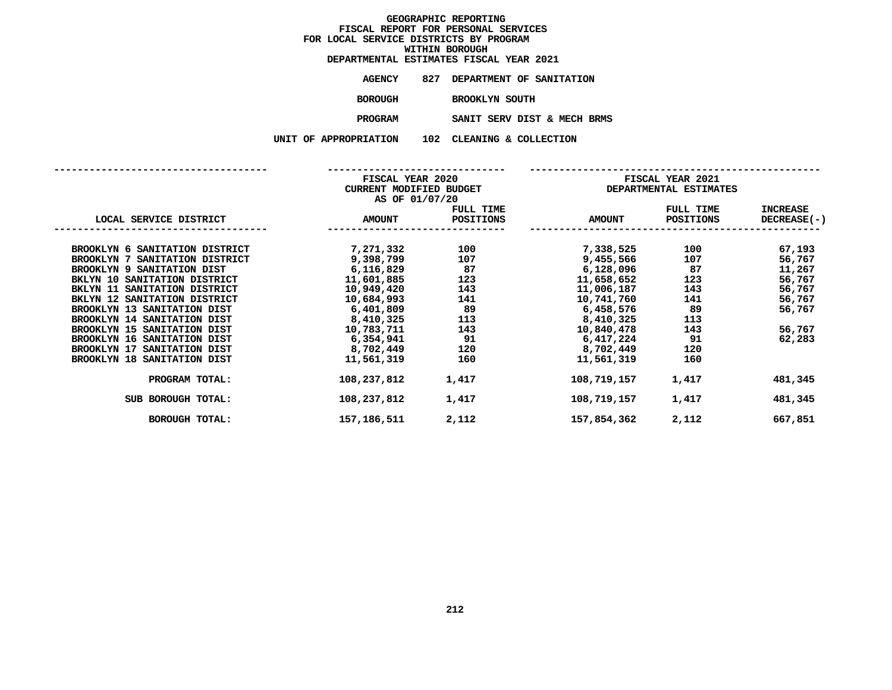# GEOGRAPHIC REPORTING
## FISCAL REPORT FOR PERSONAL SERVICES
## FOR LOCAL SERVICE DISTRICTS BY PROGRAM
## WITHIN BOROUGH
## DEPARTMENTAL ESTIMATES FISCAL YEAR 2021

**AGENCY** 827 DEPARTMENT OF SANITATION

**BOROUGH** BROOKLYN SOUTH

**PROGRAM** SANIT SERV DIST & MECH BRMS

**UNIT OF APPROPRIATION** 102 CLEANING & COLLECTION

| | FISCAL YEAR 2020 CURRENT MODIFIED BUDGET AS OF 01/07/20 | | FISCAL YEAR 2021 DEPARTMENTAL ESTIMATES | | |
|---|---|---|---|---|---|
| LOCAL SERVICE DISTRICT | AMOUNT | FULL TIME POSITIONS | AMOUNT | FULL TIME POSITIONS | INCREASE DECREASE(-) |
| BROOKLYN 6 SANITATION DISTRICT | 7,271,332 | 100 | 7,338,525 | 100 | 67,193 |
| BROOKLYN 7 SANITATION DISTRICT | 9,398,799 | 107 | 9,455,566 | 107 | 56,767 |
| BROOKLYN 9 SANITATION DIST | 6,116,829 | 87 | 6,128,096 | 87 | 11,267 |
| BKLYN 10 SANITATION DISTRICT | 11,601,885 | 123 | 11,658,652 | 123 | 56,767 |
| BKLYN 11 SANITATION DISTRICT | 10,949,420 | 143 | 11,006,187 | 143 | 56,767 |
| BKLYN 12 SANITATION DISTRICT | 10,684,993 | 141 | 10,741,760 | 141 | 56,767 |
| BROOKLYN 13 SANITATION DIST | 6,401,809 | 89 | 6,458,576 | 89 | 56,767 |
| BROOKLYN 14 SANITATION DIST | 8,410,325 | 113 | 8,410,325 | 113 | |
| BROOKLYN 15 SANITATION DIST | 10,783,711 | 143 | 10,840,478 | 143 | 56,767 |
| BROOKLYN 16 SANITATION DIST | 6,354,941 | 91 | 6,417,224 | 91 | 62,283 |
| BROOKLYN 17 SANITATION DIST | 8,702,449 | 120 | 8,702,449 | 120 | |
| BROOKLYN 18 SANITATION DIST | 11,561,319 | 160 | 11,561,319 | 160 | |
| PROGRAM TOTAL: | 108,237,812 | 1,417 | 108,719,157 | 1,417 | 481,345 |
| SUB BOROUGH TOTAL: | 108,237,812 | 1,417 | 108,719,157 | 1,417 | 481,345 |
| BOROUGH TOTAL: | 157,186,511 | 2,112 | 157,854,362 | 2,112 | 667,851 |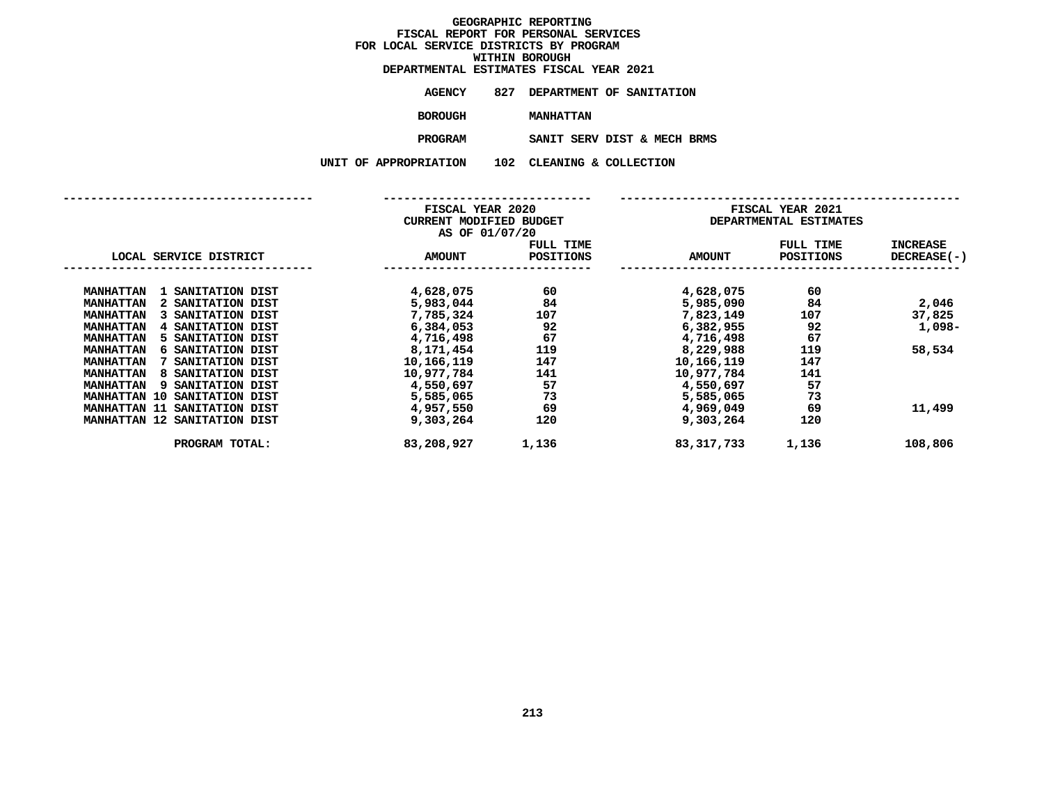# GEOGRAPHIC REPORTING
## FISCAL REPORT FOR PERSONAL SERVICES
## FOR LOCAL SERVICE DISTRICTS BY PROGRAM
## WITHIN BOROUGH
## DEPARTMENTAL ESTIMATES FISCAL YEAR 2021

**AGENCY** 827 DEPARTMENT OF SANITATION

**BOROUGH** MANHATTAN

**PROGRAM** SANIT SERV DIST & MECH BRMS

**UNIT OF APPROPRIATION** 102 CLEANING & COLLECTION

| LOCAL SERVICE DISTRICT | FISCAL YEAR 2020 CURRENT MODIFIED BUDGET AS OF 01/07/20 AMOUNT | FULL TIME POSITIONS | FISCAL YEAR 2021 DEPARTMENTAL ESTIMATES AMOUNT | FULL TIME POSITIONS | INCREASE DECREASE(-) |
|---|---|---|---|---|---|
| MANHATTAN 1 SANITATION DIST | 4,628,075 | 60 | 4,628,075 | 60 | |
| MANHATTAN 2 SANITATION DIST | 5,983,044 | 84 | 5,985,090 | 84 | 2,046 |
| MANHATTAN 3 SANITATION DIST | 7,785,324 | 107 | 7,823,149 | 107 | 37,825 |
| MANHATTAN 4 SANITATION DIST | 6,384,053 | 92 | 6,382,955 | 92 | 1,098- |
| MANHATTAN 5 SANITATION DIST | 4,716,498 | 67 | 4,716,498 | 67 | |
| MANHATTAN 6 SANITATION DIST | 8,171,454 | 119 | 8,229,988 | 119 | 58,534 |
| MANHATTAN 7 SANITATION DIST | 10,166,119 | 147 | 10,166,119 | 147 | |
| MANHATTAN 8 SANITATION DIST | 10,977,784 | 141 | 10,977,784 | 141 | |
| MANHATTAN 9 SANITATION DIST | 4,550,697 | 57 | 4,550,697 | 57 | |
| MANHATTAN 10 SANITATION DIST | 5,585,065 | 73 | 5,585,065 | 73 | |
| MANHATTAN 11 SANITATION DIST | 4,957,550 | 69 | 4,969,049 | 69 | 11,499 |
| MANHATTAN 12 SANITATION DIST | 9,303,264 | 120 | 9,303,264 | 120 | |
| PROGRAM TOTAL: | 83,208,927 | 1,136 | 83,317,733 | 1,136 | 108,806 |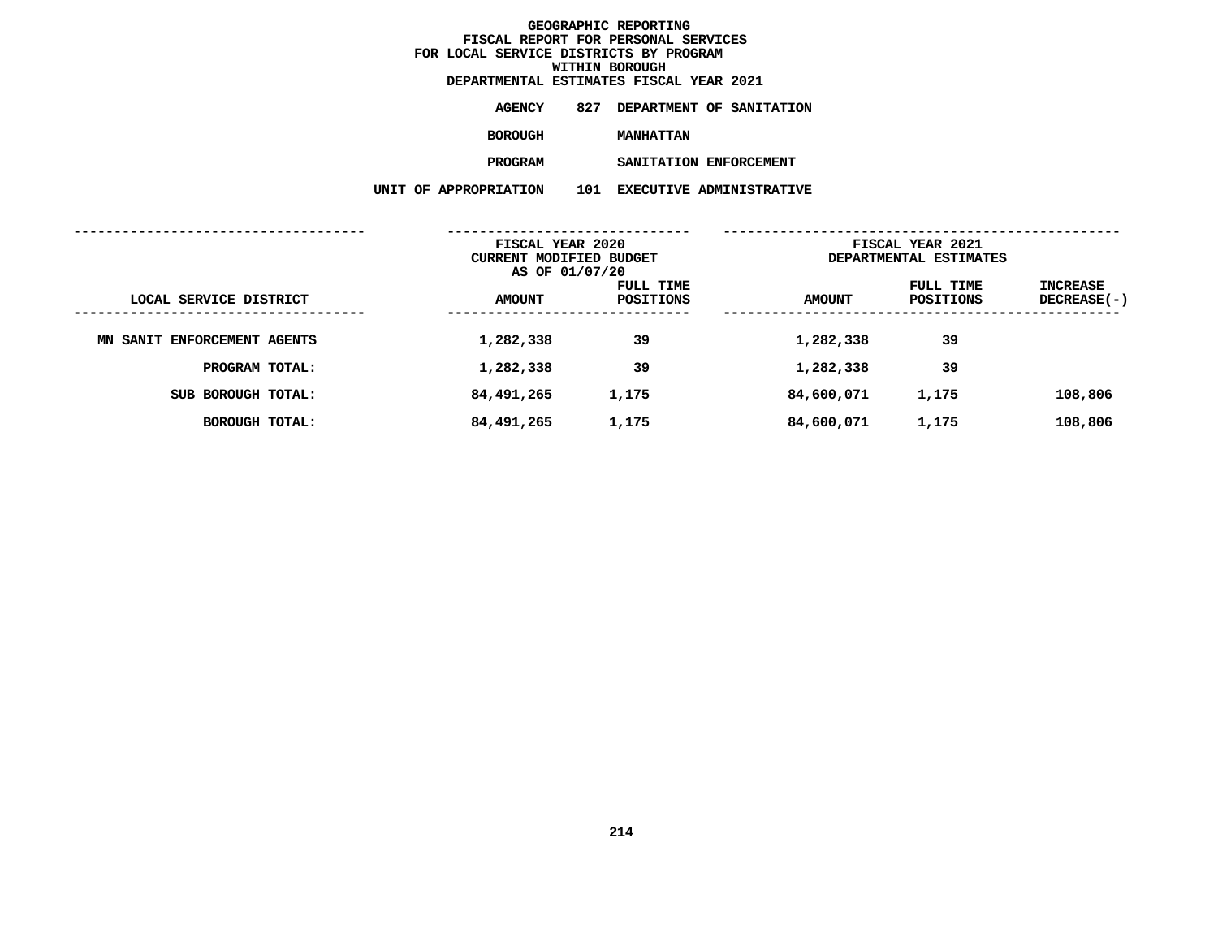# GEOGRAPHIC REPORTING
## FISCAL REPORT FOR PERSONAL SERVICES
## FOR LOCAL SERVICE DISTRICTS BY PROGRAM
## WITHIN BOROUGH
## DEPARTMENTAL ESTIMATES FISCAL YEAR 2021

**AGENCY** 827 DEPARTMENT OF SANITATION

**BOROUGH** MANHATTAN

**PROGRAM** SANITATION ENFORCEMENT

**UNIT OF APPROPRIATION** 101 EXECUTIVE ADMINISTRATIVE

| LOCAL SERVICE DISTRICT | FISCAL YEAR 2020 CURRENT MODIFIED BUDGET AS OF 01/07/20 AMOUNT | FULL TIME POSITIONS | FISCAL YEAR 2021 DEPARTMENTAL ESTIMATES AMOUNT | FULL TIME POSITIONS | INCREASE DECREASE(-) |
|---|---|---|---|---|---|
| MN SANIT ENFORCEMENT AGENTS | 1,282,338 | 39 | 1,282,338 | 39 | |
| PROGRAM TOTAL: | 1,282,338 | 39 | 1,282,338 | 39 | |
| SUB BOROUGH TOTAL: | 84,491,265 | 1,175 | 84,600,071 | 1,175 | 108,806 |
| BOROUGH TOTAL: | 84,491,265 | 1,175 | 84,600,071 | 1,175 | 108,806 |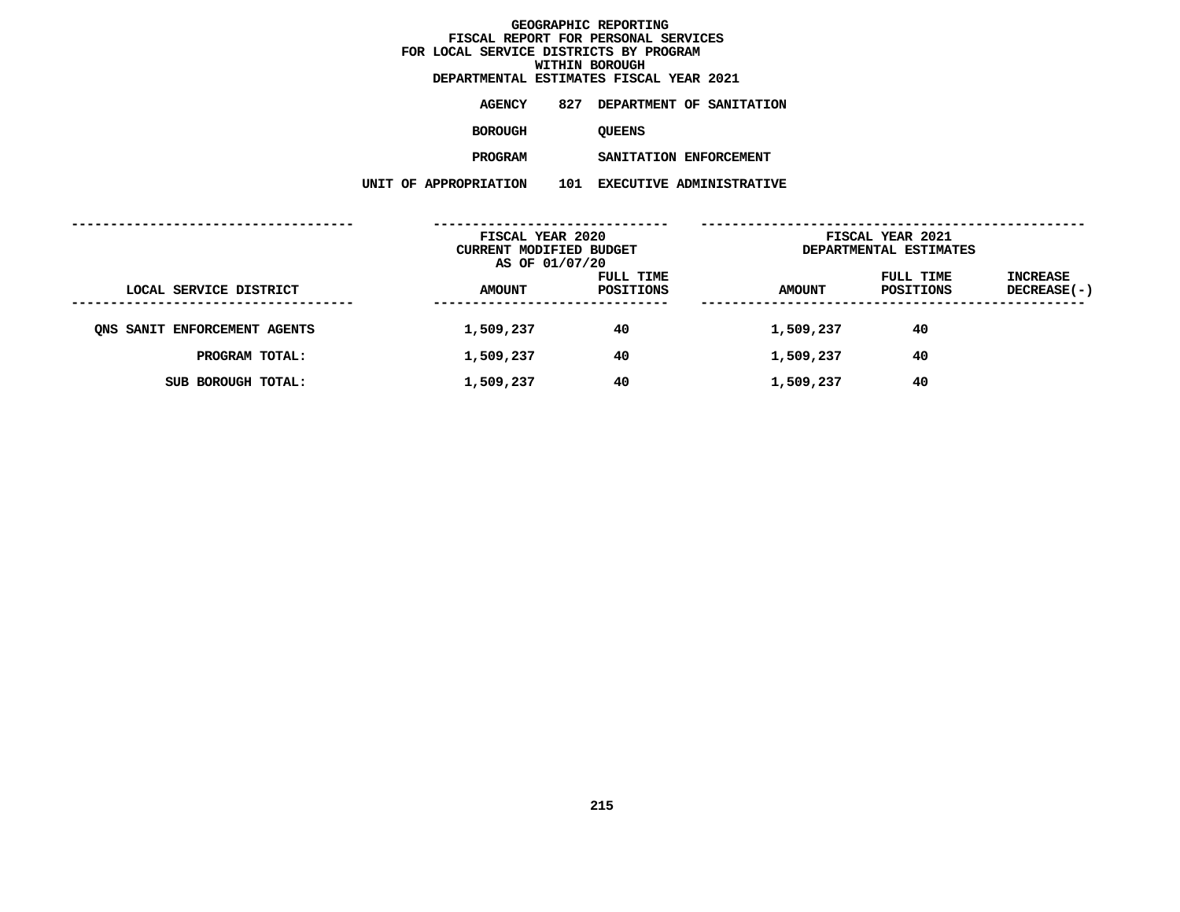**GEOGRAPHIC REPORTING**
**FISCAL REPORT FOR PERSONAL SERVICES**
**FOR LOCAL SERVICE DISTRICTS BY PROGRAM**
**WITHIN BOROUGH**
**DEPARTMENTAL ESTIMATES FISCAL YEAR 2021**

**AGENCY** 827 DEPARTMENT OF SANITATION

**BOROUGH** QUEENS

**PROGRAM** SANITATION ENFORCEMENT

**UNIT OF APPROPRIATION** 101 EXECUTIVE ADMINISTRATIVE

| | FISCAL YEAR 2020 CURRENT MODIFIED BUDGET AS OF 01/07/20 | | FISCAL YEAR 2021 DEPARTMENTAL ESTIMATES | | |
|---|---|---|---|---|---|
| LOCAL SERVICE DISTRICT | AMOUNT | FULL TIME POSITIONS | AMOUNT | FULL TIME POSITIONS | INCREASE DECREASE(-) |
| QNS SANIT ENFORCEMENT AGENTS | 1,509,237 | 40 | 1,509,237 | 40 | |
| PROGRAM TOTAL: | 1,509,237 | 40 | 1,509,237 | 40 | |
| SUB BOROUGH TOTAL: | 1,509,237 | 40 | 1,509,237 | 40 | |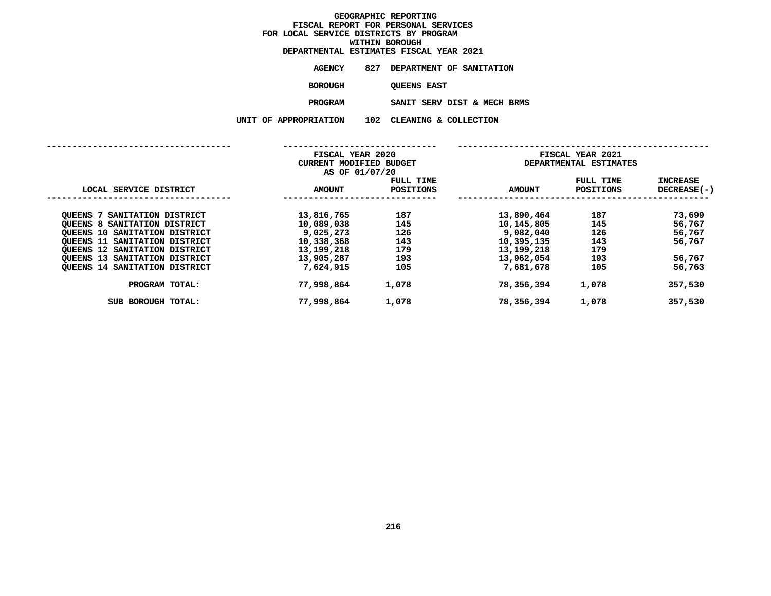**GEOGRAPHIC REPORTING**
**FISCAL REPORT FOR PERSONAL SERVICES**
**FOR LOCAL SERVICE DISTRICTS BY PROGRAM**
**WITHIN BOROUGH**
**DEPARTMENTAL ESTIMATES FISCAL YEAR 2021**

**AGENCY** 827 DEPARTMENT OF SANITATION

**BOROUGH** QUEENS EAST

**PROGRAM** SANIT SERV DIST & MECH BRMS

**UNIT OF APPROPRIATION** 102 CLEANING & COLLECTION

| LOCAL SERVICE DISTRICT | FISCAL YEAR 2020 CURRENT MODIFIED BUDGET AS OF 01/07/20 AMOUNT | FULL TIME POSITIONS | FISCAL YEAR 2021 DEPARTMENTAL ESTIMATES AMOUNT | FULL TIME POSITIONS | INCREASE DECREASE(-) |
|---|---|---|---|---|---|
| QUEENS 7 SANITATION DISTRICT | 13,816,765 | 187 | 13,890,464 | 187 | 73,699 |
| QUEENS 8 SANITATION DISTRICT | 10,089,038 | 145 | 10,145,805 | 145 | 56,767 |
| QUEENS 10 SANITATION DISTRICT | 9,025,273 | 126 | 9,082,040 | 126 | 56,767 |
| QUEENS 11 SANITATION DISTRICT | 10,338,368 | 143 | 10,395,135 | 143 | 56,767 |
| QUEENS 12 SANITATION DISTRICT | 13,199,218 | 179 | 13,199,218 | 179 | |
| QUEENS 13 SANITATION DISTRICT | 13,905,287 | 193 | 13,962,054 | 193 | 56,767 |
| QUEENS 14 SANITATION DISTRICT | 7,624,915 | 105 | 7,681,678 | 105 | 56,763 |
| PROGRAM TOTAL: | 77,998,864 | 1,078 | 78,356,394 | 1,078 | 357,530 |
| SUB BOROUGH TOTAL: | 77,998,864 | 1,078 | 78,356,394 | 1,078 | 357,530 |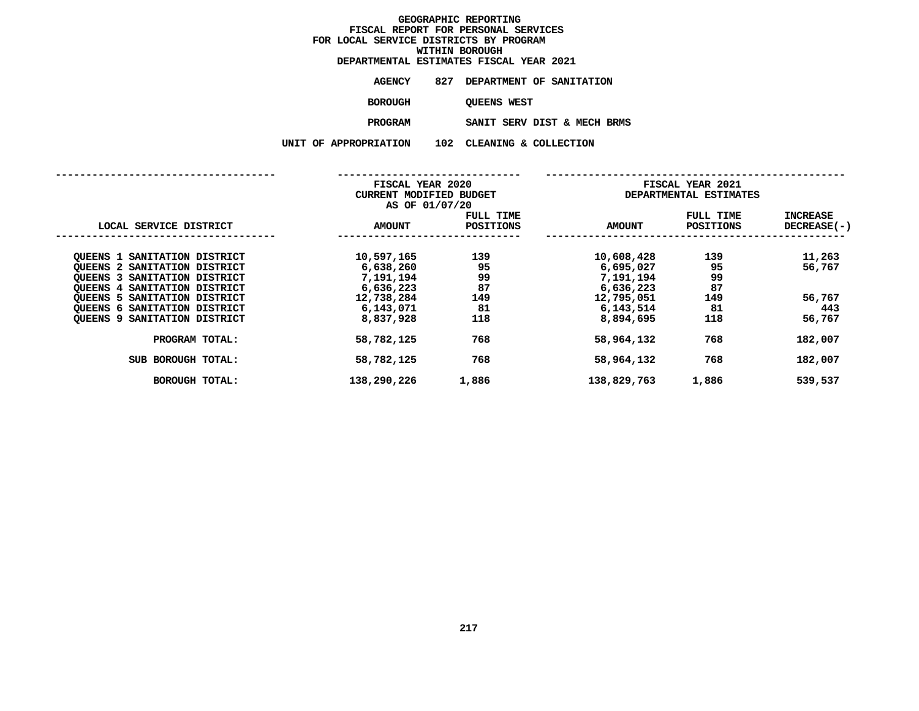# GEOGRAPHIC REPORTING
## FISCAL REPORT FOR PERSONAL SERVICES
## FOR LOCAL SERVICE DISTRICTS BY PROGRAM
## WITHIN BOROUGH
## DEPARTMENTAL ESTIMATES FISCAL YEAR 2021

**AGENCY** 827 DEPARTMENT OF SANITATION

**BOROUGH** QUEENS WEST

**PROGRAM** SANIT SERV DIST & MECH BRMS

**UNIT OF APPROPRIATION** 102 CLEANING & COLLECTION

| LOCAL SERVICE DISTRICT | FISCAL YEAR 2020 CURRENT MODIFIED BUDGET AS OF 01/07/20 AMOUNT | FULL TIME POSITIONS | FISCAL YEAR 2021 DEPARTMENTAL ESTIMATES AMOUNT | FULL TIME POSITIONS | INCREASE DECREASE(-) |
|---|---|---|---|---|---|
| QUEENS 1 SANITATION DISTRICT | 10,597,165 | 139 | 10,608,428 | 139 | 11,263 |
| QUEENS 2 SANITATION DISTRICT | 6,638,260 | 95 | 6,695,027 | 95 | 56,767 |
| QUEENS 3 SANITATION DISTRICT | 7,191,194 | 99 | 7,191,194 | 99 | |
| QUEENS 4 SANITATION DISTRICT | 6,636,223 | 87 | 6,636,223 | 87 | |
| QUEENS 5 SANITATION DISTRICT | 12,738,284 | 149 | 12,795,051 | 149 | 56,767 |
| QUEENS 6 SANITATION DISTRICT | 6,143,071 | 81 | 6,143,514 | 81 | 443 |
| QUEENS 9 SANITATION DISTRICT | 8,837,928 | 118 | 8,894,695 | 118 | 56,767 |
| PROGRAM TOTAL: | 58,782,125 | 768 | 58,964,132 | 768 | 182,007 |
| SUB BOROUGH TOTAL: | 58,782,125 | 768 | 58,964,132 | 768 | 182,007 |
| BOROUGH TOTAL: | 138,290,226 | 1,886 | 138,829,763 | 1,886 | 539,537 |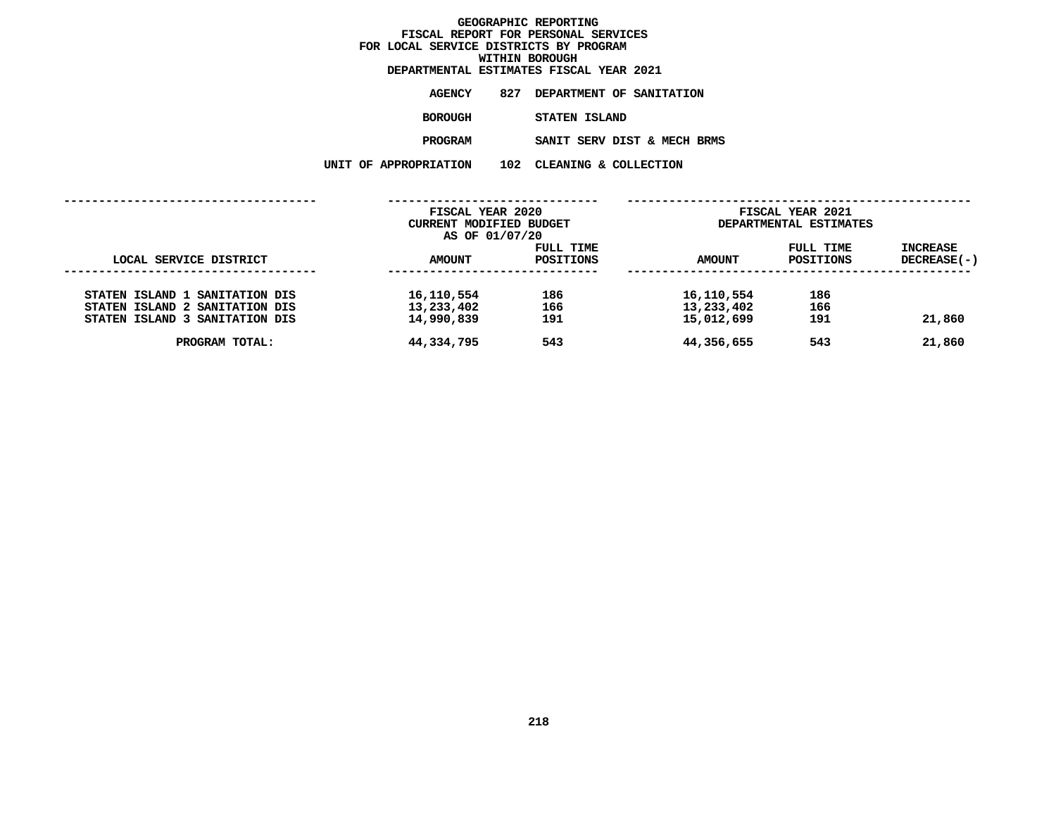GEOGRAPHIC REPORTING
FISCAL REPORT FOR PERSONAL SERVICES
FOR LOCAL SERVICE DISTRICTS BY PROGRAM
WITHIN BOROUGH
DEPARTMENTAL ESTIMATES FISCAL YEAR 2021

AGENCY 827 DEPARTMENT OF SANITATION

BOROUGH STATEN ISLAND

PROGRAM SANIT SERV DIST & MECH BRMS

UNIT OF APPROPRIATION 102 CLEANING & COLLECTION

| | FISCAL YEAR 2020 CURRENT MODIFIED BUDGET AS OF 01/07/20 | | FISCAL YEAR 2021 DEPARTMENTAL ESTIMATES | | |
|---|---|---|---|---|---|
| LOCAL SERVICE DISTRICT | AMOUNT | FULL TIME POSITIONS | AMOUNT | FULL TIME POSITIONS | INCREASE DECREASE(-) |
| STATEN ISLAND 1 SANITATION DIS | 16,110,554 | 186 | 16,110,554 | 186 | |
| STATEN ISLAND 2 SANITATION DIS | 13,233,402 | 166 | 13,233,402 | 166 | |
| STATEN ISLAND 3 SANITATION DIS | 14,990,839 | 191 | 15,012,699 | 191 | 21,860 |
| PROGRAM TOTAL: | 44,334,795 | 543 | 44,356,655 | 543 | 21,860 |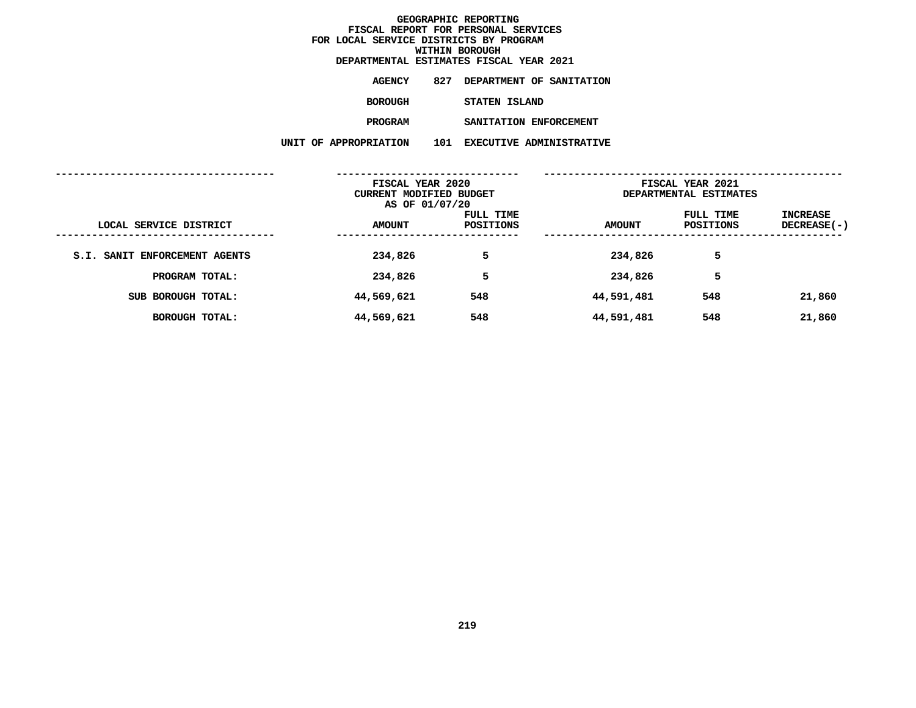**GEOGRAPHIC REPORTING**
**FISCAL REPORT FOR PERSONAL SERVICES**
**FOR LOCAL SERVICE DISTRICTS BY PROGRAM**
**WITHIN BOROUGH**
**DEPARTMENTAL ESTIMATES FISCAL YEAR 2021**

**AGENCY** 827 DEPARTMENT OF SANITATION

**BOROUGH** STATEN ISLAND

**PROGRAM** SANITATION ENFORCEMENT

**UNIT OF APPROPRIATION** 101 EXECUTIVE ADMINISTRATIVE

| LOCAL SERVICE DISTRICT | FISCAL YEAR 2020 CURRENT MODIFIED BUDGET AS OF 01/07/20 AMOUNT | FULL TIME POSITIONS | FISCAL YEAR 2021 DEPARTMENTAL ESTIMATES AMOUNT | FULL TIME POSITIONS | INCREASE DECREASE(-) |
|---|---|---|---|---|---|
| S.I. SANIT ENFORCEMENT AGENTS | 234,826 | 5 | 234,826 | 5 | |
| PROGRAM TOTAL: | 234,826 | 5 | 234,826 | 5 | |
| SUB BOROUGH TOTAL: | 44,569,621 | 548 | 44,591,481 | 548 | 21,860 |
| BOROUGH TOTAL: | 44,569,621 | 548 | 44,591,481 | 548 | 21,860 |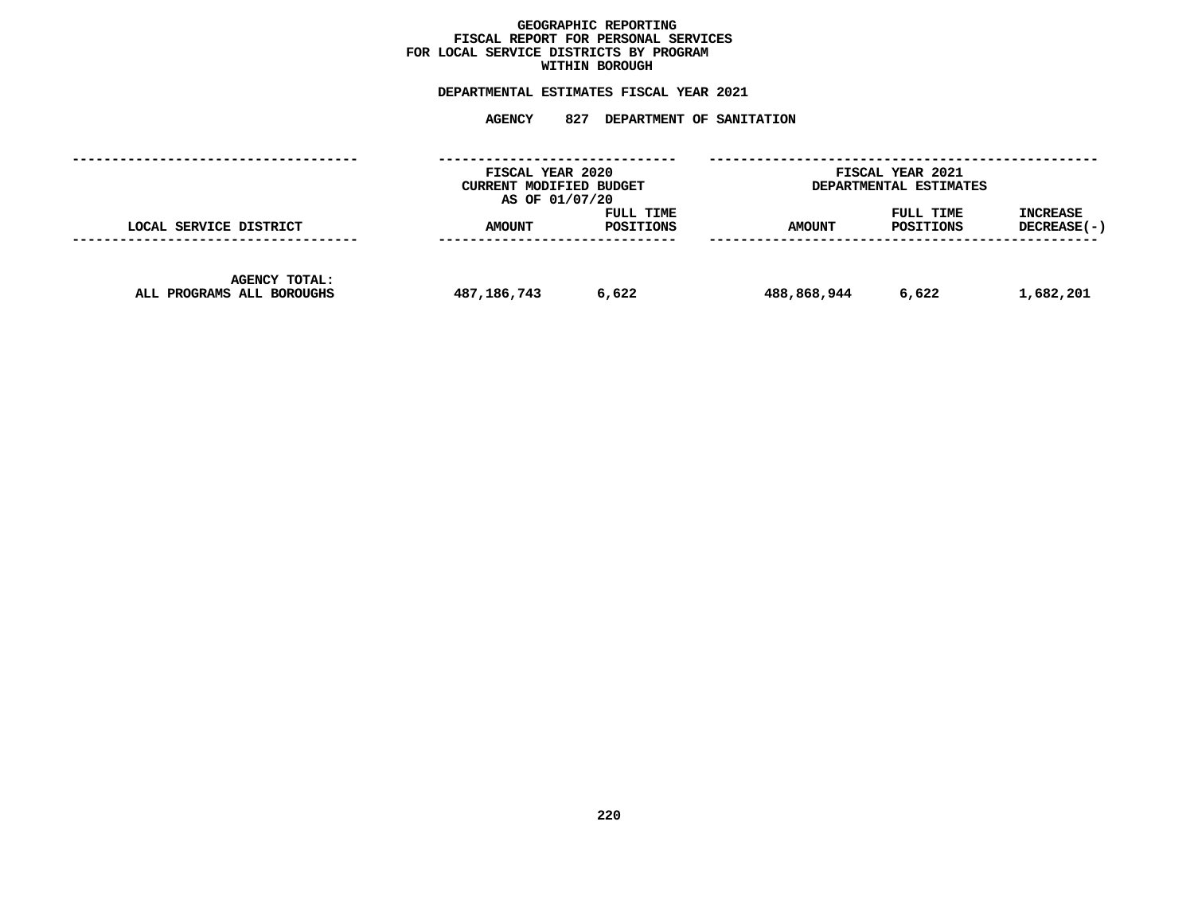# GEOGRAPHIC REPORTING
## FISCAL REPORT FOR PERSONAL SERVICES
## FOR LOCAL SERVICE DISTRICTS BY PROGRAM
## WITHIN BOROUGH

**DEPARTMENTAL ESTIMATES FISCAL YEAR 2021**

**AGENCY 827 DEPARTMENT OF SANITATION**

| | FISCAL YEAR 2020 CURRENT MODIFIED BUDGET AS OF 01/07/20 | | FISCAL YEAR 2021 DEPARTMENTAL ESTIMATES | | |
|---|---|---|---|---|---|
| LOCAL SERVICE DISTRICT | AMOUNT | FULL TIME POSITIONS | AMOUNT | FULL TIME POSITIONS | INCREASE DECREASE(-) |
| AGENCY TOTAL: ALL PROGRAMS ALL BOROUGHS | 487,186,743 | 6,622 | 488,868,944 | 6,622 | 1,682,201 |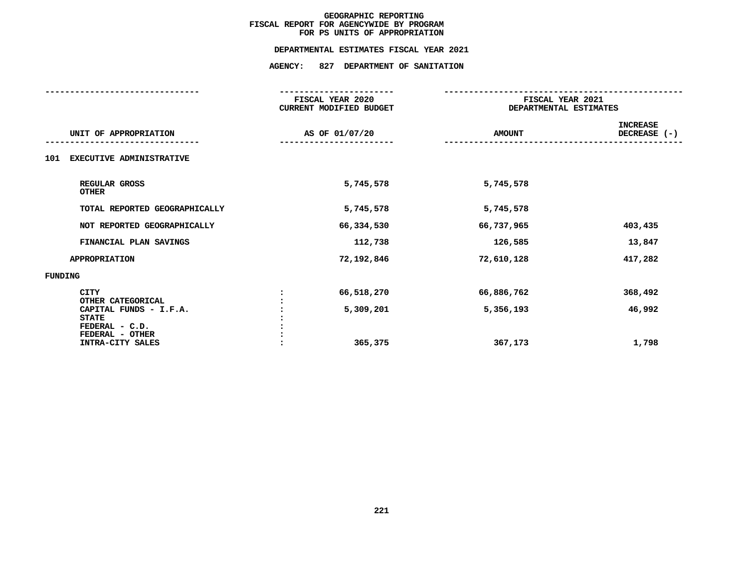# GEOGRAPHIC REPORTING
## FISCAL REPORT FOR AGENCYWIDE BY PROGRAM FOR PS UNITS OF APPROPRIATION

### DEPARTMENTAL ESTIMATES FISCAL YEAR 2021

### AGENCY: 827 DEPARTMENT OF SANITATION

| UNIT OF APPROPRIATION | | FISCAL YEAR 2020 CURRENT MODIFIED BUDGET AS OF 01/07/20 | FISCAL YEAR 2021 DEPARTMENTAL ESTIMATES AMOUNT | INCREASE DECREASE (-) |
|---|---|---|---|---|
| **101 EXECUTIVE ADMINISTRATIVE** | | | | |
| REGULAR GROSS | | 5,745,578 | 5,745,578 | |
| OTHER | | | | |
| TOTAL REPORTED GEOGRAPHICALLY | | 5,745,578 | 5,745,578 | |
| NOT REPORTED GEOGRAPHICALLY | | 66,334,530 | 66,737,965 | 403,435 |
| FINANCIAL PLAN SAVINGS | | 112,738 | 126,585 | 13,847 |
| APPROPRIATION | | 72,192,846 | 72,610,128 | 417,282 |
| **FUNDING** | | | | |
| CITY | : | 66,518,270 | 66,886,762 | 368,492 |
| OTHER CATEGORICAL | : | | | |
| CAPITAL FUNDS - I.F.A. | : | 5,309,201 | 5,356,193 | 46,992 |
| STATE | : | | | |
| FEDERAL - C.D. | : | | | |
| FEDERAL - OTHER | : | | | |
| INTRA-CITY SALES | : | 365,375 | 367,173 | 1,798 |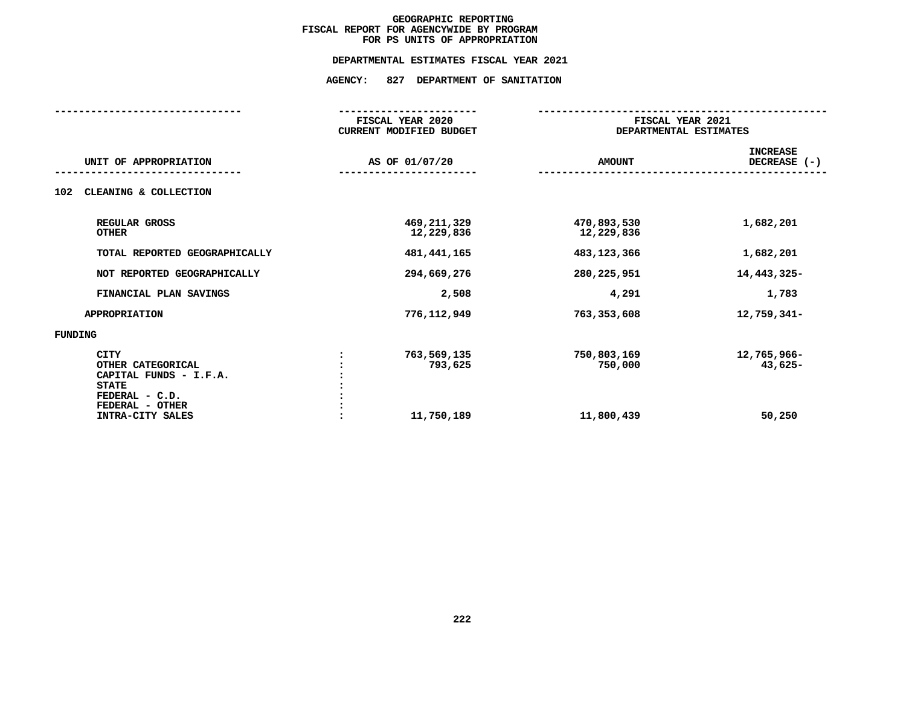**GEOGRAPHIC REPORTING**
**FISCAL REPORT FOR AGENCYWIDE BY PROGRAM**
**FOR PS UNITS OF APPROPRIATION**

**DEPARTMENTAL ESTIMATES FISCAL YEAR 2021**

**AGENCY: 827 DEPARTMENT OF SANITATION**

| UNIT OF APPROPRIATION | FISCAL YEAR 2020 CURRENT MODIFIED BUDGET AS OF 01/07/20 | FISCAL YEAR 2021 DEPARTMENTAL ESTIMATES AMOUNT | INCREASE DECREASE (-) |
|---|---|---|---|
| **102 CLEANING & COLLECTION** | | | |
| REGULAR GROSS | 469,211,329 | 470,893,530 | 1,682,201 |
| OTHER | 12,229,836 | 12,229,836 | |
| TOTAL REPORTED GEOGRAPHICALLY | 481,441,165 | 483,123,366 | 1,682,201 |
| NOT REPORTED GEOGRAPHICALLY | 294,669,276 | 280,225,951 | 14,443,325- |
| FINANCIAL PLAN SAVINGS | 2,508 | 4,291 | 1,783 |
| APPROPRIATION | 776,112,949 | 763,353,608 | 12,759,341- |
| **FUNDING** | | | |
| CITY | 763,569,135 | 750,803,169 | 12,765,966- |
| OTHER CATEGORICAL | 793,625 | 750,000 | 43,625- |
| CAPITAL FUNDS - I.F.A. | | | |
| STATE | | | |
| FEDERAL - C.D. | | | |
| FEDERAL - OTHER | | | |
| INTRA-CITY SALES | 11,750,189 | 11,800,439 | 50,250 |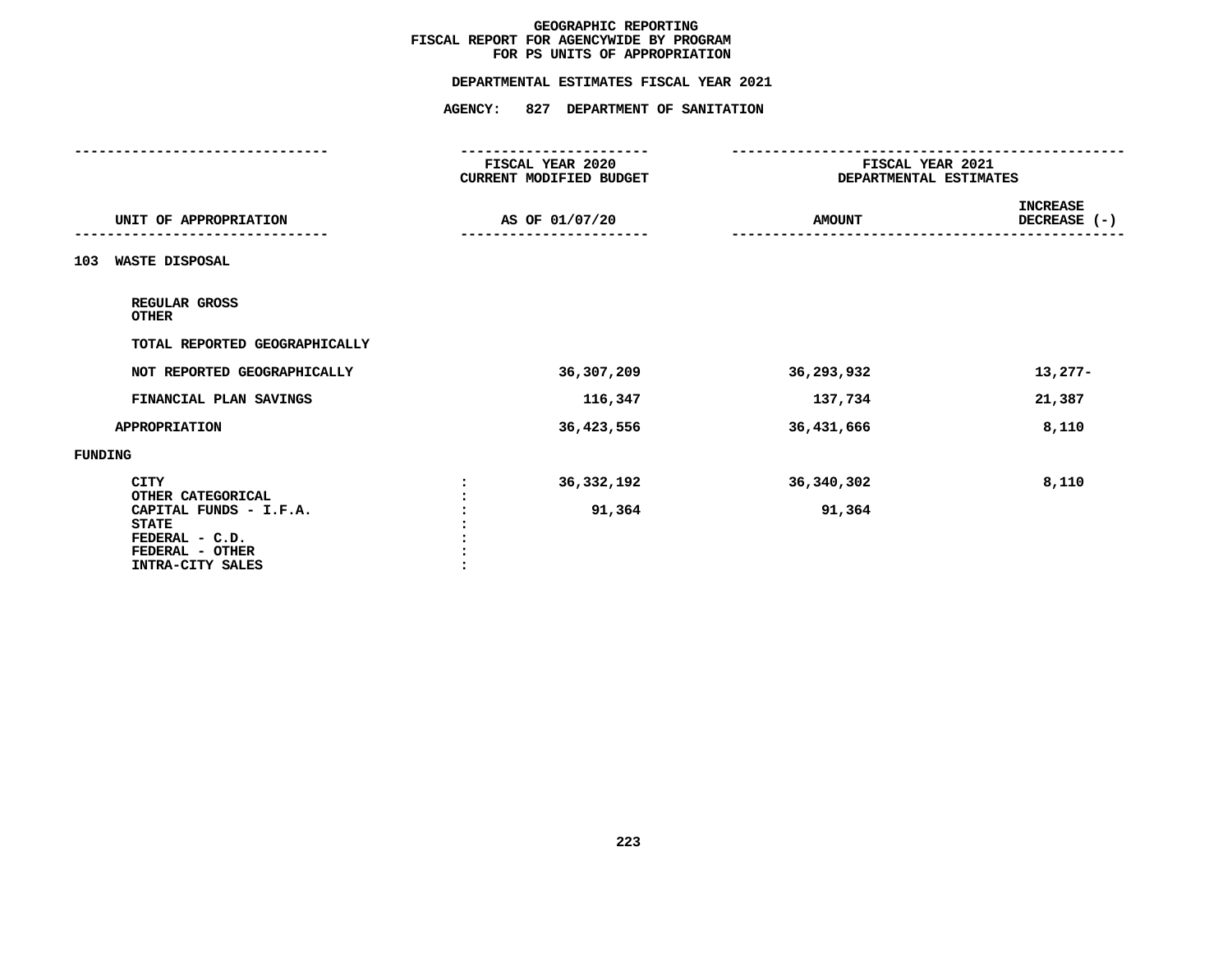# GEOGRAPHIC REPORTING
## FISCAL REPORT FOR AGENCYWIDE BY PROGRAM
## FOR PS UNITS OF APPROPRIATION

### DEPARTMENTAL ESTIMATES FISCAL YEAR 2021

### AGENCY: 827 DEPARTMENT OF SANITATION

| UNIT OF APPROPRIATION | FISCAL YEAR 2020 CURRENT MODIFIED BUDGET AS OF 01/07/20 | FISCAL YEAR 2021 DEPARTMENTAL ESTIMATES AMOUNT | INCREASE DECREASE (-) |
|---|---|---|---|
| **103 WASTE DISPOSAL** | | | |
| REGULAR GROSS | | | |
| OTHER | | | |
| TOTAL REPORTED GEOGRAPHICALLY | | | |
| NOT REPORTED GEOGRAPHICALLY | 36,307,209 | 36,293,932 | 13,277- |
| FINANCIAL PLAN SAVINGS | 116,347 | 137,734 | 21,387 |
| APPROPRIATION | 36,423,556 | 36,431,666 | 8,110 |
| **FUNDING** | | | |
| CITY | 36,332,192 | 36,340,302 | 8,110 |
| OTHER CATEGORICAL | | | |
| CAPITAL FUNDS - I.F.A. | 91,364 | 91,364 | |
| STATE | | | |
| FEDERAL - C.D. | | | |
| FEDERAL - OTHER | | | |
| INTRA-CITY SALES | | | |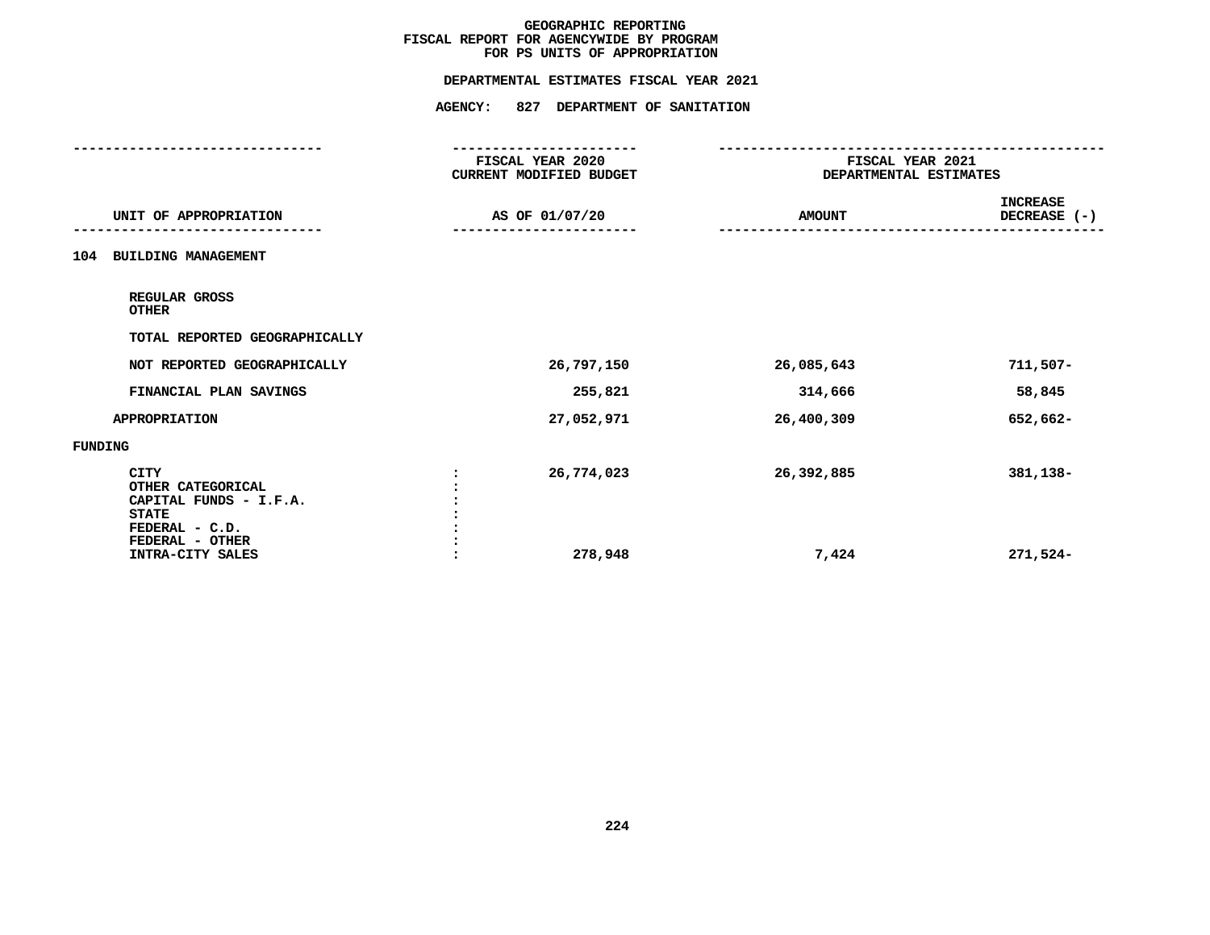# GEOGRAPHIC REPORTING
## FISCAL REPORT FOR AGENCYWIDE BY PROGRAM
## FOR PS UNITS OF APPROPRIATION

### DEPARTMENTAL ESTIMATES FISCAL YEAR 2021

### AGENCY: 827 DEPARTMENT OF SANITATION

| UNIT OF APPROPRIATION | | FISCAL YEAR 2020 CURRENT MODIFIED BUDGET AS OF 01/07/20 | FISCAL YEAR 2021 DEPARTMENTAL ESTIMATES AMOUNT | INCREASE DECREASE (-) |
|---|---|---|---|---|
| **104 BUILDING MANAGEMENT** | | | | |
| REGULAR GROSS | | | | |
| OTHER | | | | |
| TOTAL REPORTED GEOGRAPHICALLY | | | | |
| NOT REPORTED GEOGRAPHICALLY | | 26,797,150 | 26,085,643 | 711,507- |
| FINANCIAL PLAN SAVINGS | | 255,821 | 314,666 | 58,845 |
| APPROPRIATION | | 27,052,971 | 26,400,309 | 652,662- |
| **FUNDING** | | | | |
| CITY | : | 26,774,023 | 26,392,885 | 381,138- |
| OTHER CATEGORICAL | : | | | |
| CAPITAL FUNDS - I.F.A. | : | | | |
| STATE | : | | | |
| FEDERAL - C.D. | : | | | |
| FEDERAL - OTHER | : | | | |
| INTRA-CITY SALES | : | 278,948 | 7,424 | 271,524- |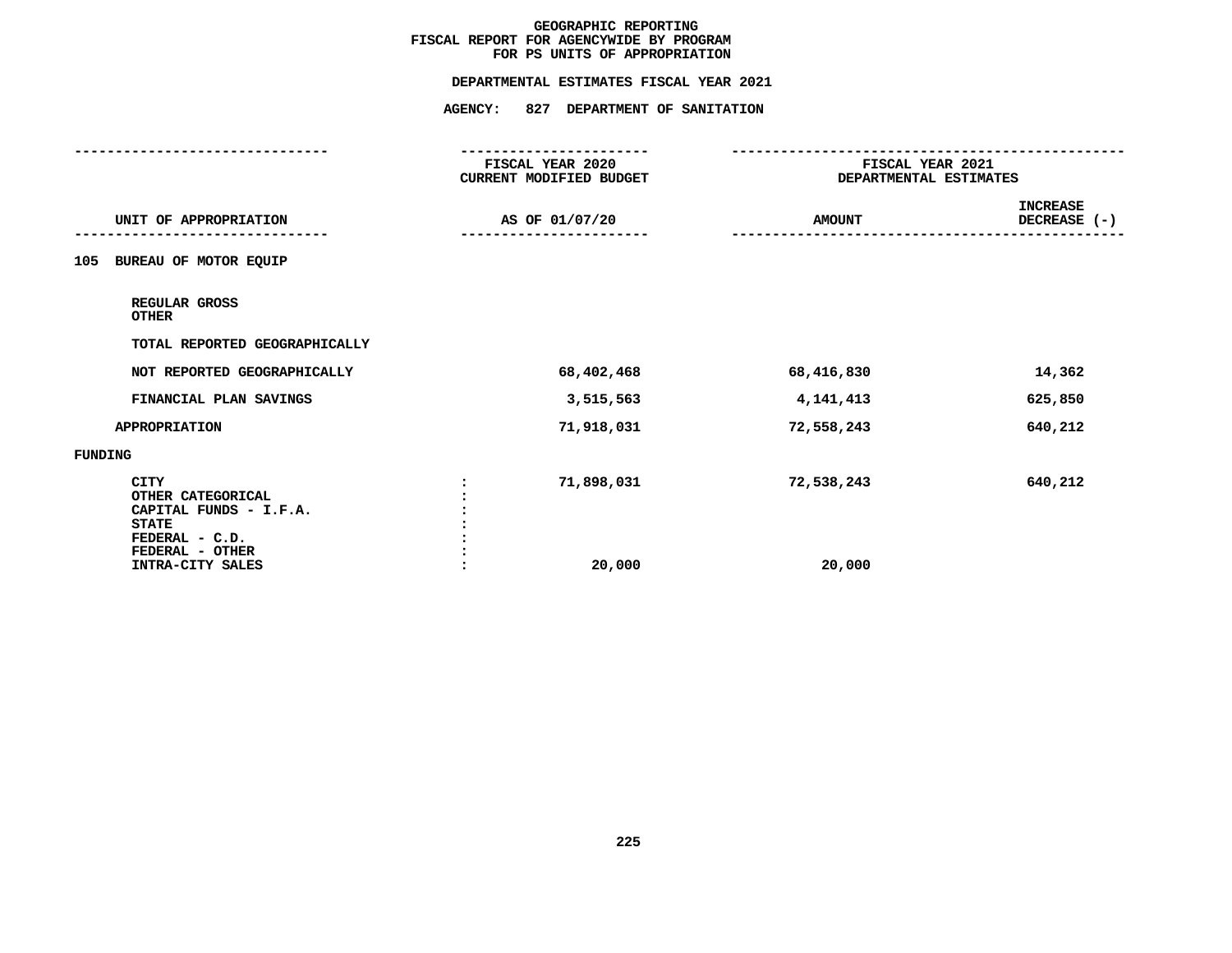# GEOGRAPHIC REPORTING
## FISCAL REPORT FOR AGENCYWIDE BY PROGRAM
## FOR PS UNITS OF APPROPRIATION

### DEPARTMENTAL ESTIMATES FISCAL YEAR 2021

### AGENCY: 827 DEPARTMENT OF SANITATION

| UNIT OF APPROPRIATION | | FISCAL YEAR 2020 CURRENT MODIFIED BUDGET AS OF 01/07/20 | FISCAL YEAR 2021 DEPARTMENTAL ESTIMATES AMOUNT | INCREASE DECREASE (-) |
|---|---|---|---|---|
| **105 BUREAU OF MOTOR EQUIP** | | | | |
| REGULAR GROSS | | | | |
| OTHER | | | | |
| TOTAL REPORTED GEOGRAPHICALLY | | | | |
| NOT REPORTED GEOGRAPHICALLY | | 68,402,468 | 68,416,830 | 14,362 |
| FINANCIAL PLAN SAVINGS | | 3,515,563 | 4,141,413 | 625,850 |
| APPROPRIATION | | 71,918,031 | 72,558,243 | 640,212 |
| **FUNDING** | | | | |
| CITY | : | 71,898,031 | 72,538,243 | 640,212 |
| OTHER CATEGORICAL | : | | | |
| CAPITAL FUNDS - I.F.A. | : | | | |
| STATE | : | | | |
| FEDERAL - C.D. | : | | | |
| FEDERAL - OTHER | : | | | |
| INTRA-CITY SALES | : | 20,000 | 20,000 | |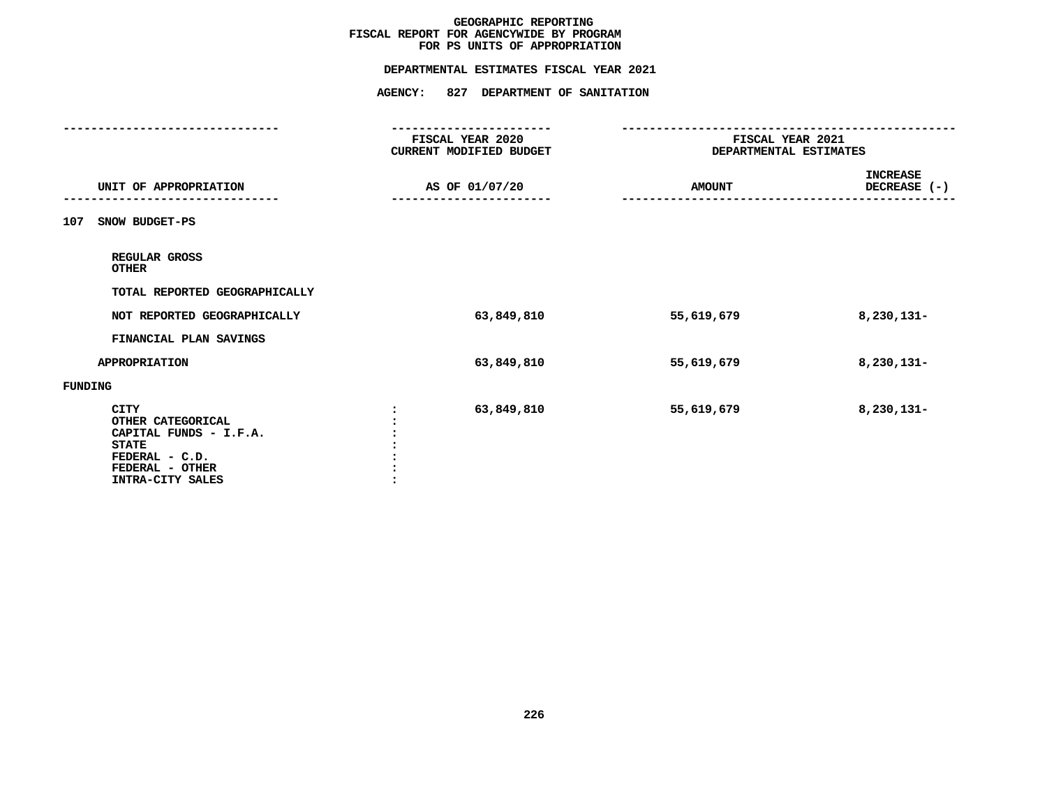# GEOGRAPHIC REPORTING
## FISCAL REPORT FOR AGENCYWIDE BY PROGRAM
## FOR PS UNITS OF APPROPRIATION

### DEPARTMENTAL ESTIMATES FISCAL YEAR 2021

### AGENCY: 827 DEPARTMENT OF SANITATION

| UNIT OF APPROPRIATION | FISCAL YEAR 2020 CURRENT MODIFIED BUDGET AS OF 01/07/20 | FISCAL YEAR 2021 DEPARTMENTAL ESTIMATES AMOUNT | INCREASE DECREASE (-) |
|---|---|---|---|
| **107 SNOW BUDGET-PS** | | | |
| REGULAR GROSS | | | |
| OTHER | | | |
| TOTAL REPORTED GEOGRAPHICALLY | | | |
| NOT REPORTED GEOGRAPHICALLY | 63,849,810 | 55,619,679 | 8,230,131- |
| FINANCIAL PLAN SAVINGS | | | |
| APPROPRIATION | 63,849,810 | 55,619,679 | 8,230,131- |
| **FUNDING** | | | |
| CITY | 63,849,810 | 55,619,679 | 8,230,131- |
| OTHER CATEGORICAL | | | |
| CAPITAL FUNDS - I.F.A. | | | |
| STATE | | | |
| FEDERAL - C.D. | | | |
| FEDERAL - OTHER | | | |
| INTRA-CITY SALES | | | |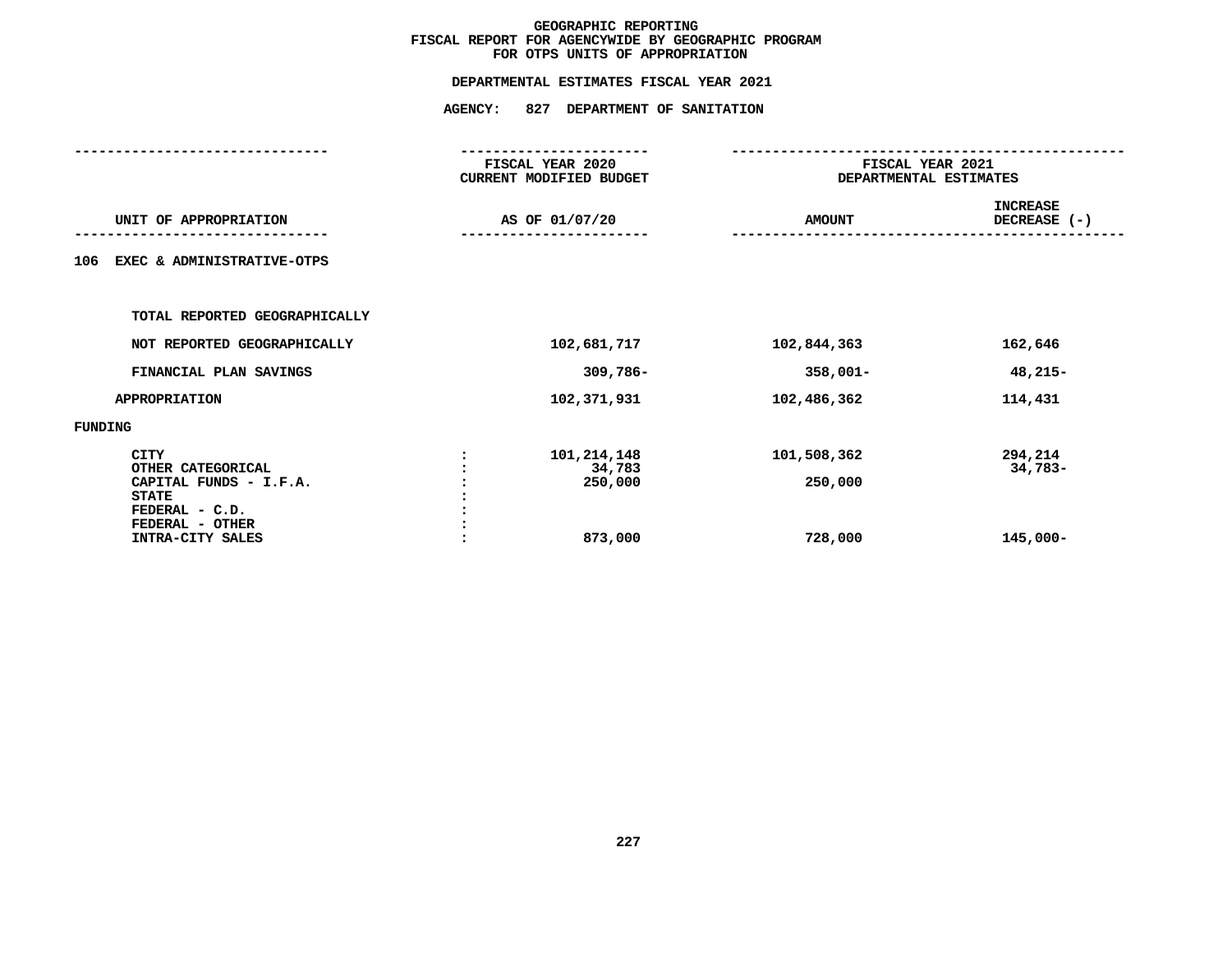# GEOGRAPHIC REPORTING
## FISCAL REPORT FOR AGENCYWIDE BY GEOGRAPHIC PROGRAM
## FOR OTPS UNITS OF APPROPRIATION

### DEPARTMENTAL ESTIMATES FISCAL YEAR 2021

### AGENCY: 827 DEPARTMENT OF SANITATION

| UNIT OF APPROPRIATION | | FISCAL YEAR 2020 CURRENT MODIFIED BUDGET AS OF 01/07/20 | FISCAL YEAR 2021 DEPARTMENTAL ESTIMATES AMOUNT | INCREASE DECREASE (-) |
|---|---|---|---|---|
| **106 EXEC & ADMINISTRATIVE-OTPS** | | | | |
| TOTAL REPORTED GEOGRAPHICALLY | | | | |
| NOT REPORTED GEOGRAPHICALLY | | 102,681,717 | 102,844,363 | 162,646 |
| FINANCIAL PLAN SAVINGS | | 309,786- | 358,001- | 48,215- |
| APPROPRIATION | | 102,371,931 | 102,486,362 | 114,431 |
| FUNDING | | | | |
| CITY | : | 101,214,148 | 101,508,362 | 294,214 |
| OTHER CATEGORICAL | : | 34,783 | | 34,783- |
| CAPITAL FUNDS - I.F.A. | : | 250,000 | 250,000 | |
| STATE | : | | | |
| FEDERAL - C.D. | : | | | |
| FEDERAL - OTHER | : | | | |
| INTRA-CITY SALES | : | 873,000 | 728,000 | 145,000- |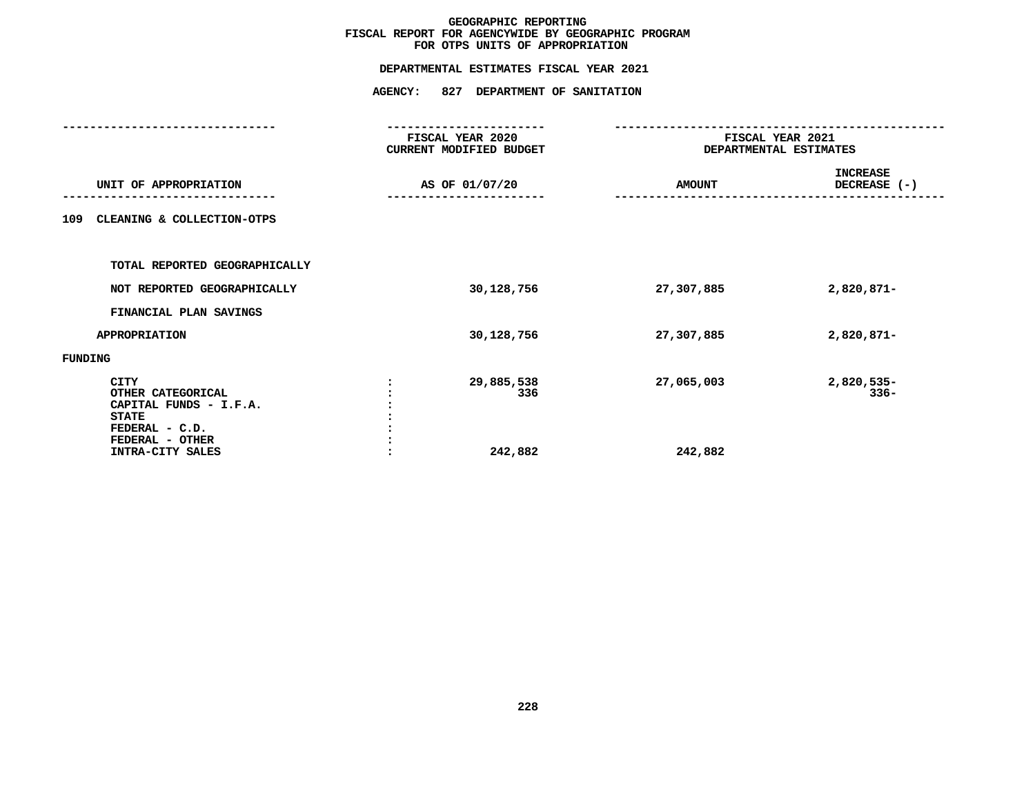# GEOGRAPHIC REPORTING
## FISCAL REPORT FOR AGENCYWIDE BY GEOGRAPHIC PROGRAM
## FOR OTPS UNITS OF APPROPRIATION

### DEPARTMENTAL ESTIMATES FISCAL YEAR 2021

### AGENCY: 827 DEPARTMENT OF SANITATION

| UNIT OF APPROPRIATION | | FISCAL YEAR 2020 CURRENT MODIFIED BUDGET AS OF 01/07/20 | FISCAL YEAR 2021 DEPARTMENTAL ESTIMATES AMOUNT | INCREASE DECREASE (-) |
|---|---|---|---|---|
| **109 CLEANING & COLLECTION-OTPS** | | | | |
| TOTAL REPORTED GEOGRAPHICALLY | | | | |
| NOT REPORTED GEOGRAPHICALLY | | 30,128,756 | 27,307,885 | 2,820,871- |
| FINANCIAL PLAN SAVINGS | | | | |
| APPROPRIATION | | 30,128,756 | 27,307,885 | 2,820,871- |
| FUNDING | | | | |
| CITY | : | 29,885,538 | 27,065,003 | 2,820,535- |
| OTHER CATEGORICAL | : | 336 | | 336- |
| CAPITAL FUNDS - I.F.A. | : | | | |
| STATE | : | | | |
| FEDERAL - C.D. | : | | | |
| FEDERAL - OTHER | : | | | |
| INTRA-CITY SALES | : | 242,882 | 242,882 | |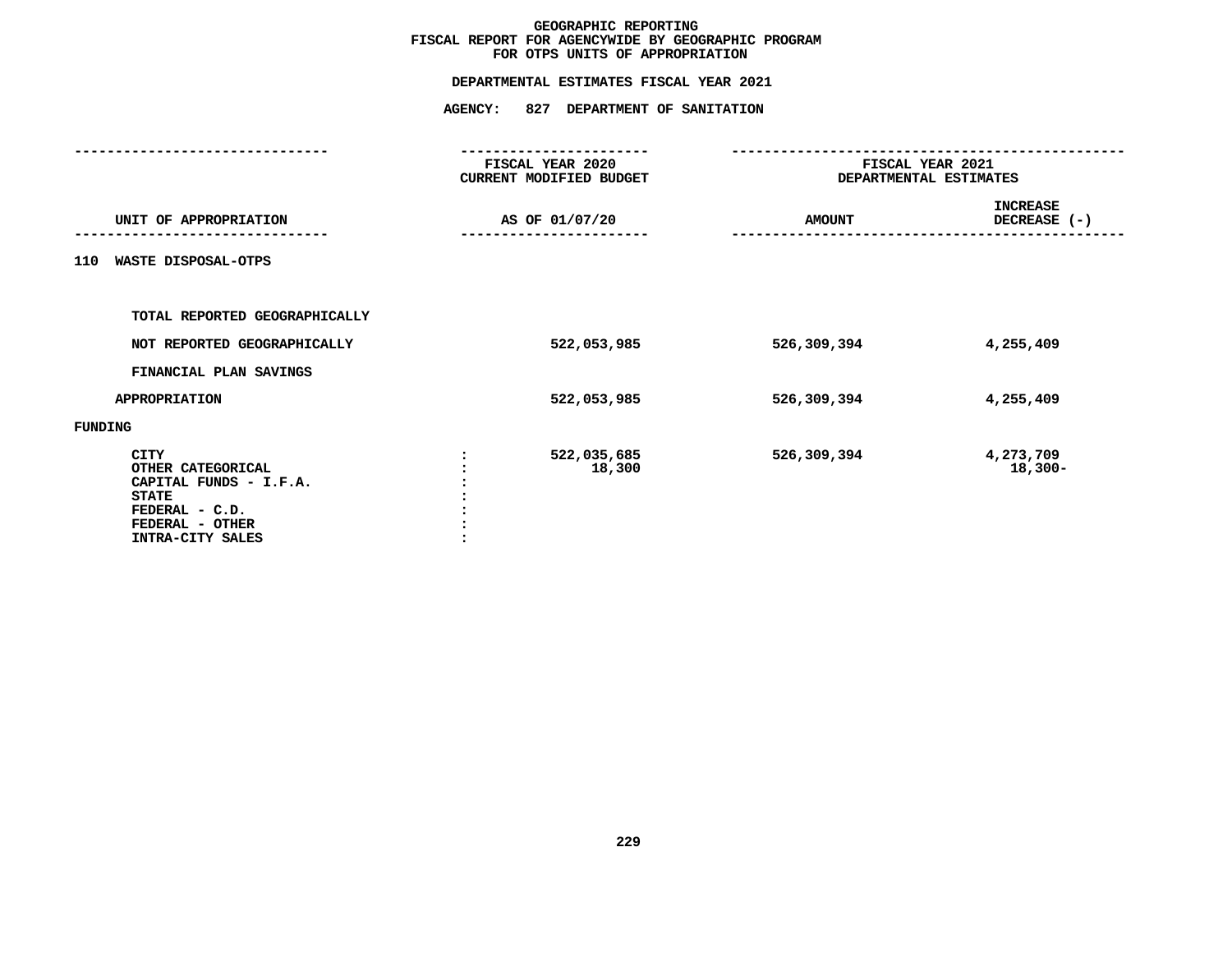GEOGRAPHIC REPORTING
FISCAL REPORT FOR AGENCYWIDE BY GEOGRAPHIC PROGRAM
FOR OTPS UNITS OF APPROPRIATION

DEPARTMENTAL ESTIMATES FISCAL YEAR 2021

AGENCY: 827 DEPARTMENT OF SANITATION

| UNIT OF APPROPRIATION | FISCAL YEAR 2020 CURRENT MODIFIED BUDGET AS OF 01/07/20 | FISCAL YEAR 2021 DEPARTMENTAL ESTIMATES AMOUNT | INCREASE DECREASE (-) |
|---|---|---|---|
| 110 WASTE DISPOSAL-OTPS | | | |
| TOTAL REPORTED GEOGRAPHICALLY | | | |
| NOT REPORTED GEOGRAPHICALLY | 522,053,985 | 526,309,394 | 4,255,409 |
| FINANCIAL PLAN SAVINGS | | | |
| APPROPRIATION | 522,053,985 | 526,309,394 | 4,255,409 |
| FUNDING | | | |
| CITY : | 522,035,685 | 526,309,394 | 4,273,709 |
| OTHER CATEGORICAL : | 18,300 | | 18,300- |
| CAPITAL FUNDS - I.F.A. : | | | |
| STATE : | | | |
| FEDERAL - C.D. : | | | |
| FEDERAL - OTHER : | | | |
| INTRA-CITY SALES : | | | |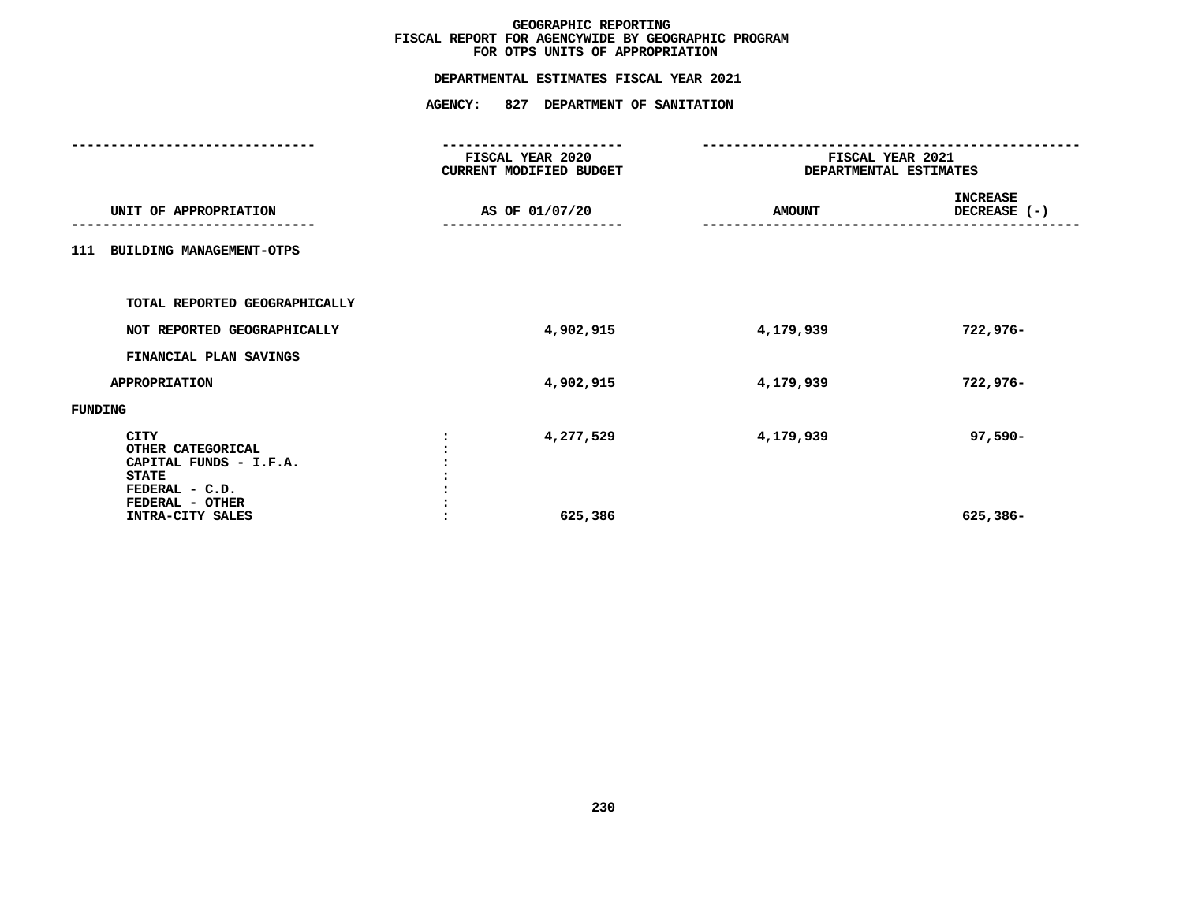# GEOGRAPHIC REPORTING
## FISCAL REPORT FOR AGENCYWIDE BY GEOGRAPHIC PROGRAM
## FOR OTPS UNITS OF APPROPRIATION

### DEPARTMENTAL ESTIMATES FISCAL YEAR 2021

### AGENCY: 827 DEPARTMENT OF SANITATION

| UNIT OF APPROPRIATION | FISCAL YEAR 2020 CURRENT MODIFIED BUDGET AS OF 01/07/20 | FISCAL YEAR 2021 DEPARTMENTAL ESTIMATES AMOUNT | INCREASE DECREASE (-) |
|---|---|---|---|
| **111 BUILDING MANAGEMENT-OTPS** | | | |
| TOTAL REPORTED GEOGRAPHICALLY | | | |
| NOT REPORTED GEOGRAPHICALLY | 4,902,915 | 4,179,939 | 722,976- |
| FINANCIAL PLAN SAVINGS | | | |
| APPROPRIATION | 4,902,915 | 4,179,939 | 722,976- |
| FUNDING | | | |
| CITY | 4,277,529 | 4,179,939 | 97,590- |
| OTHER CATEGORICAL | | | |
| CAPITAL FUNDS - I.F.A. | | | |
| STATE | | | |
| FEDERAL - C.D. | | | |
| FEDERAL - OTHER | | | |
| INTRA-CITY SALES | 625,386 | | 625,386- |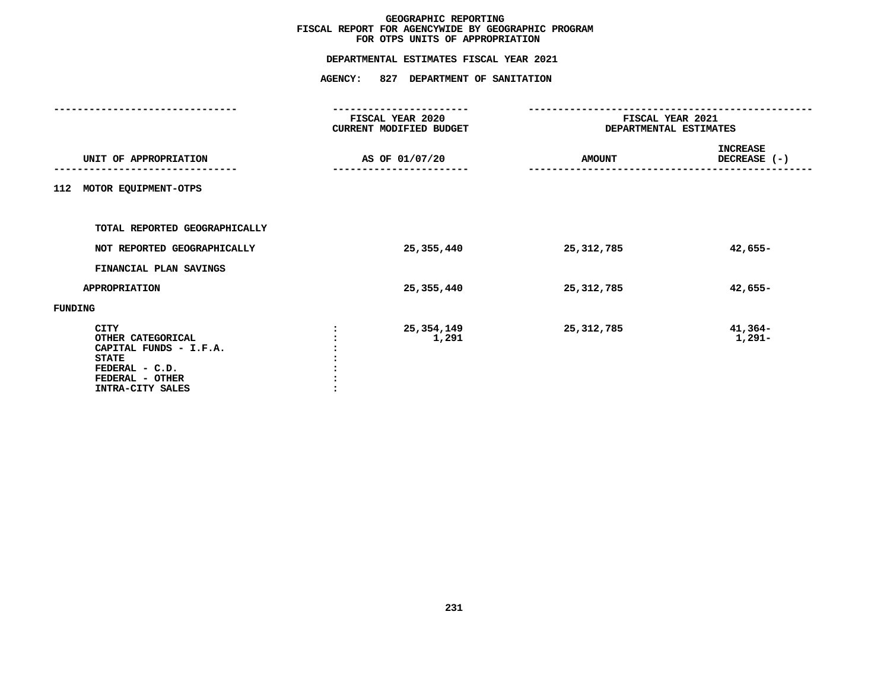# GEOGRAPHIC REPORTING
## FISCAL REPORT FOR AGENCYWIDE BY GEOGRAPHIC PROGRAM
## FOR OTPS UNITS OF APPROPRIATION

### DEPARTMENTAL ESTIMATES FISCAL YEAR 2021

### AGENCY: 827 DEPARTMENT OF SANITATION

| UNIT OF APPROPRIATION | | FISCAL YEAR 2020 CURRENT MODIFIED BUDGET AS OF 01/07/20 | FISCAL YEAR 2021 DEPARTMENTAL ESTIMATES AMOUNT | INCREASE DECREASE (-) |
|---|---|---|---|---|
| 112 MOTOR EQUIPMENT-OTPS | | | | |
| TOTAL REPORTED GEOGRAPHICALLY | | | | |
| NOT REPORTED GEOGRAPHICALLY | | 25,355,440 | 25,312,785 | 42,655- |
| FINANCIAL PLAN SAVINGS | | | | |
| APPROPRIATION | | 25,355,440 | 25,312,785 | 42,655- |
| FUNDING | | | | |
| CITY | : | 25,354,149 | 25,312,785 | 41,364- |
| OTHER CATEGORICAL | : | 1,291 | | 1,291- |
| CAPITAL FUNDS - I.F.A. | : | | | |
| STATE | : | | | |
| FEDERAL - C.D. | : | | | |
| FEDERAL - OTHER | : | | | |
| INTRA-CITY SALES | : | | | |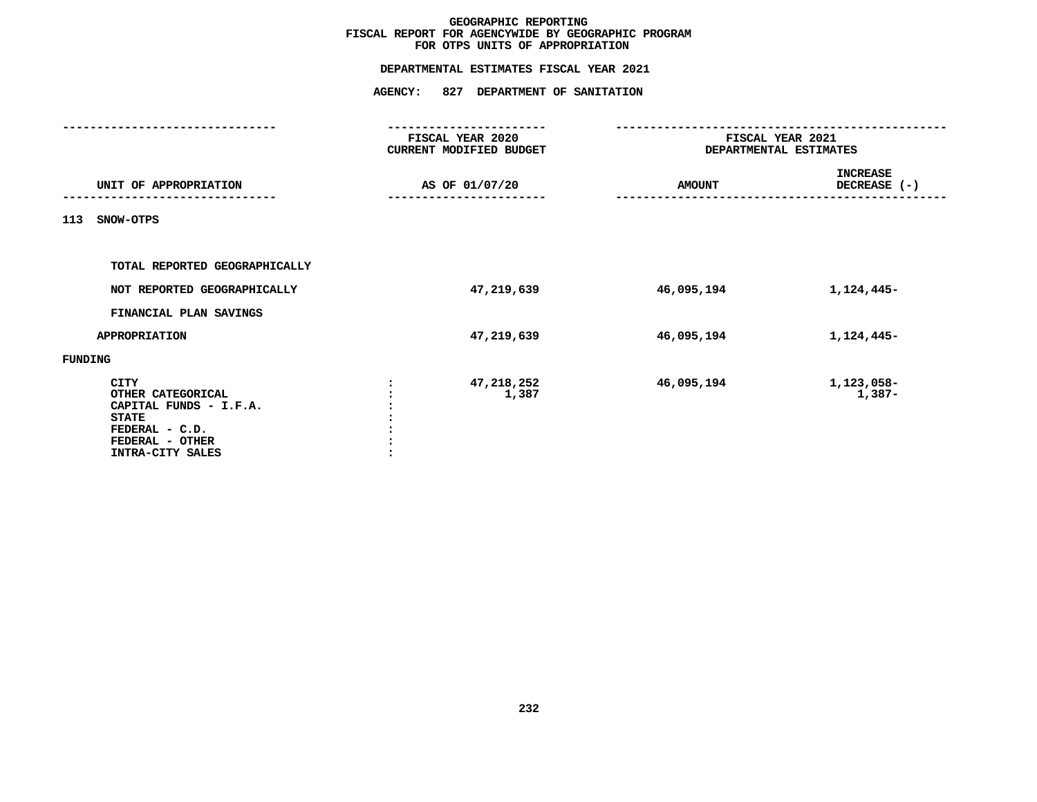# GEOGRAPHIC REPORTING
## FISCAL REPORT FOR AGENCYWIDE BY GEOGRAPHIC PROGRAM
## FOR OTPS UNITS OF APPROPRIATION

### DEPARTMENTAL ESTIMATES FISCAL YEAR 2021

### AGENCY: 827 DEPARTMENT OF SANITATION

| UNIT OF APPROPRIATION | | FISCAL YEAR 2020 CURRENT MODIFIED BUDGET AS OF 01/07/20 | FISCAL YEAR 2021 DEPARTMENTAL ESTIMATES AMOUNT | INCREASE DECREASE (-) |
|---|---|---|---|---|
| 113 SNOW-OTPS | | | | |
| TOTAL REPORTED GEOGRAPHICALLY | | | | |
| NOT REPORTED GEOGRAPHICALLY | | 47,219,639 | 46,095,194 | 1,124,445- |
| FINANCIAL PLAN SAVINGS | | | | |
| APPROPRIATION | | 47,219,639 | 46,095,194 | 1,124,445- |
| FUNDING | | | | |
| CITY | : | 47,218,252 | 46,095,194 | 1,123,058- |
| OTHER CATEGORICAL | : | 1,387 | | 1,387- |
| CAPITAL FUNDS - I.F.A. | : | | | |
| STATE | : | | | |
| FEDERAL - C.D. | : | | | |
| FEDERAL - OTHER | : | | | |
| INTRA-CITY SALES | : | | | |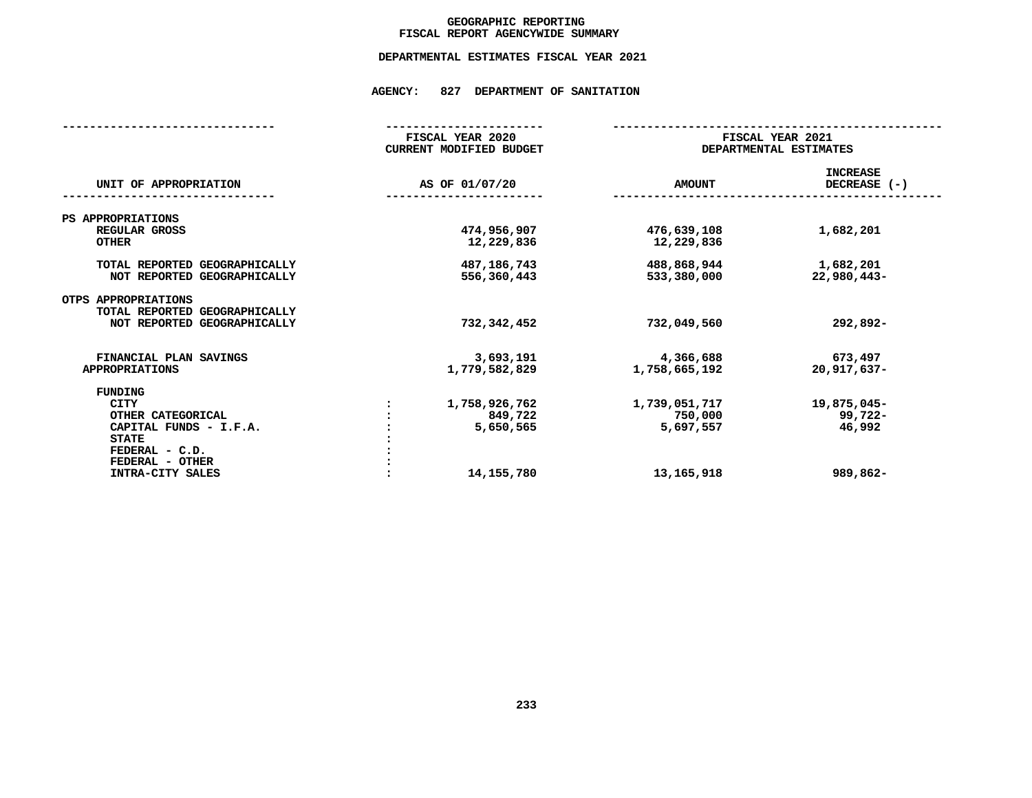# GEOGRAPHIC REPORTING
## FISCAL REPORT AGENCYWIDE SUMMARY

### DEPARTMENTAL ESTIMATES FISCAL YEAR 2021

### AGENCY: 827 DEPARTMENT OF SANITATION

| UNIT OF APPROPRIATION | FISCAL YEAR 2020 CURRENT MODIFIED BUDGET AS OF 01/07/20 | FISCAL YEAR 2021 DEPARTMENTAL ESTIMATES AMOUNT | INCREASE DECREASE (-) |
|---|---|---|---|
| **PS APPROPRIATIONS** | | | |
| REGULAR GROSS | 474,956,907 | 476,639,108 | 1,682,201 |
| OTHER | 12,229,836 | 12,229,836 | |
| TOTAL REPORTED GEOGRAPHICALLY | 487,186,743 | 488,868,944 | 1,682,201 |
| NOT REPORTED GEOGRAPHICALLY | 556,360,443 | 533,380,000 | 22,980,443- |
| **OTPS APPROPRIATIONS** | | | |
| TOTAL REPORTED GEOGRAPHICALLY | | | |
| NOT REPORTED GEOGRAPHICALLY | 732,342,452 | 732,049,560 | 292,892- |
| FINANCIAL PLAN SAVINGS | 3,693,191 | 4,366,688 | 673,497 |
| APPROPRIATIONS | 1,779,582,829 | 1,758,665,192 | 20,917,637- |
| **FUNDING** | | | |
| CITY | 1,758,926,762 | 1,739,051,717 | 19,875,045- |
| OTHER CATEGORICAL | 849,722 | 750,000 | 99,722- |
| CAPITAL FUNDS - I.F.A. | 5,650,565 | 5,697,557 | 46,992 |
| STATE | | | |
| FEDERAL - C.D. | | | |
| FEDERAL - OTHER | | | |
| INTRA-CITY SALES | 14,155,780 | 13,165,918 | 989,862- |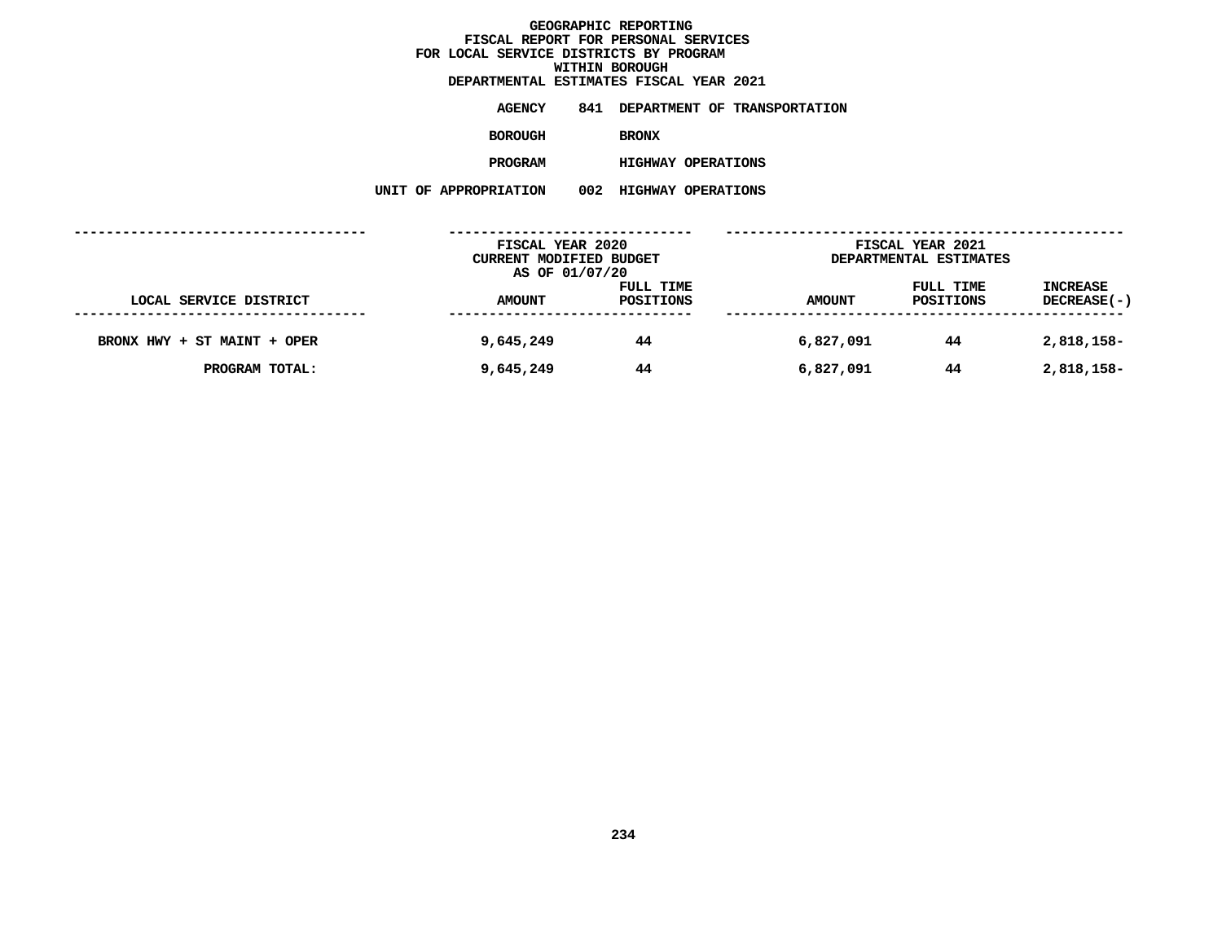# GEOGRAPHIC REPORTING
## FISCAL REPORT FOR PERSONAL SERVICES
## FOR LOCAL SERVICE DISTRICTS BY PROGRAM
## WITHIN BOROUGH
## DEPARTMENTAL ESTIMATES FISCAL YEAR 2021

**AGENCY** 841 DEPARTMENT OF TRANSPORTATION

**BOROUGH** BRONX

**PROGRAM** HIGHWAY OPERATIONS

**UNIT OF APPROPRIATION** 002 HIGHWAY OPERATIONS

| LOCAL SERVICE DISTRICT | FISCAL YEAR 2020 CURRENT MODIFIED BUDGET AS OF 01/07/20 AMOUNT | FULL TIME POSITIONS | FISCAL YEAR 2021 DEPARTMENTAL ESTIMATES AMOUNT | FULL TIME POSITIONS | INCREASE DECREASE(-) |
|---|---|---|---|---|---|
| BRONX HWY + ST MAINT + OPER | 9,645,249 | 44 | 6,827,091 | 44 | 2,818,158- |
| PROGRAM TOTAL: | 9,645,249 | 44 | 6,827,091 | 44 | 2,818,158- |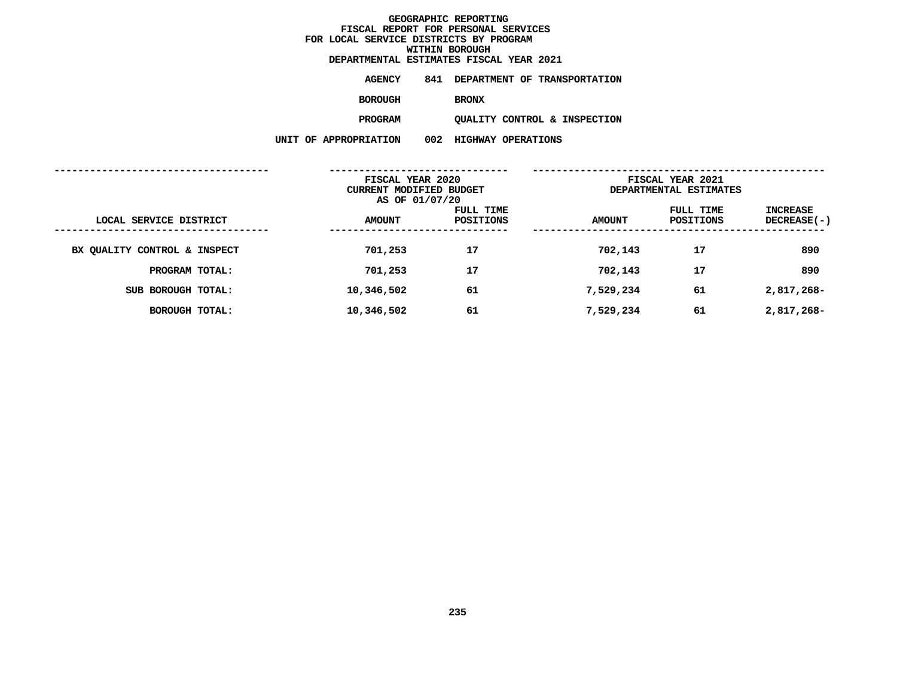**GEOGRAPHIC REPORTING**
**FISCAL REPORT FOR PERSONAL SERVICES**
**FOR LOCAL SERVICE DISTRICTS BY PROGRAM**
**WITHIN BOROUGH**
**DEPARTMENTAL ESTIMATES FISCAL YEAR 2021**

**AGENCY** 841 DEPARTMENT OF TRANSPORTATION

**BOROUGH** BRONX

**PROGRAM** QUALITY CONTROL & INSPECTION

**UNIT OF APPROPRIATION** 002 HIGHWAY OPERATIONS

| | FISCAL YEAR 2020 CURRENT MODIFIED BUDGET AS OF 01/07/20 | | FISCAL YEAR 2021 DEPARTMENTAL ESTIMATES | | |
|---|---|---|---|---|---|
| LOCAL SERVICE DISTRICT | AMOUNT | FULL TIME POSITIONS | AMOUNT | FULL TIME POSITIONS | INCREASE DECREASE(-) |
| BX QUALITY CONTROL & INSPECT | 701,253 | 17 | 702,143 | 17 | 890 |
| PROGRAM TOTAL: | 701,253 | 17 | 702,143 | 17 | 890 |
| SUB BOROUGH TOTAL: | 10,346,502 | 61 | 7,529,234 | 61 | 2,817,268- |
| BOROUGH TOTAL: | 10,346,502 | 61 | 7,529,234 | 61 | 2,817,268- |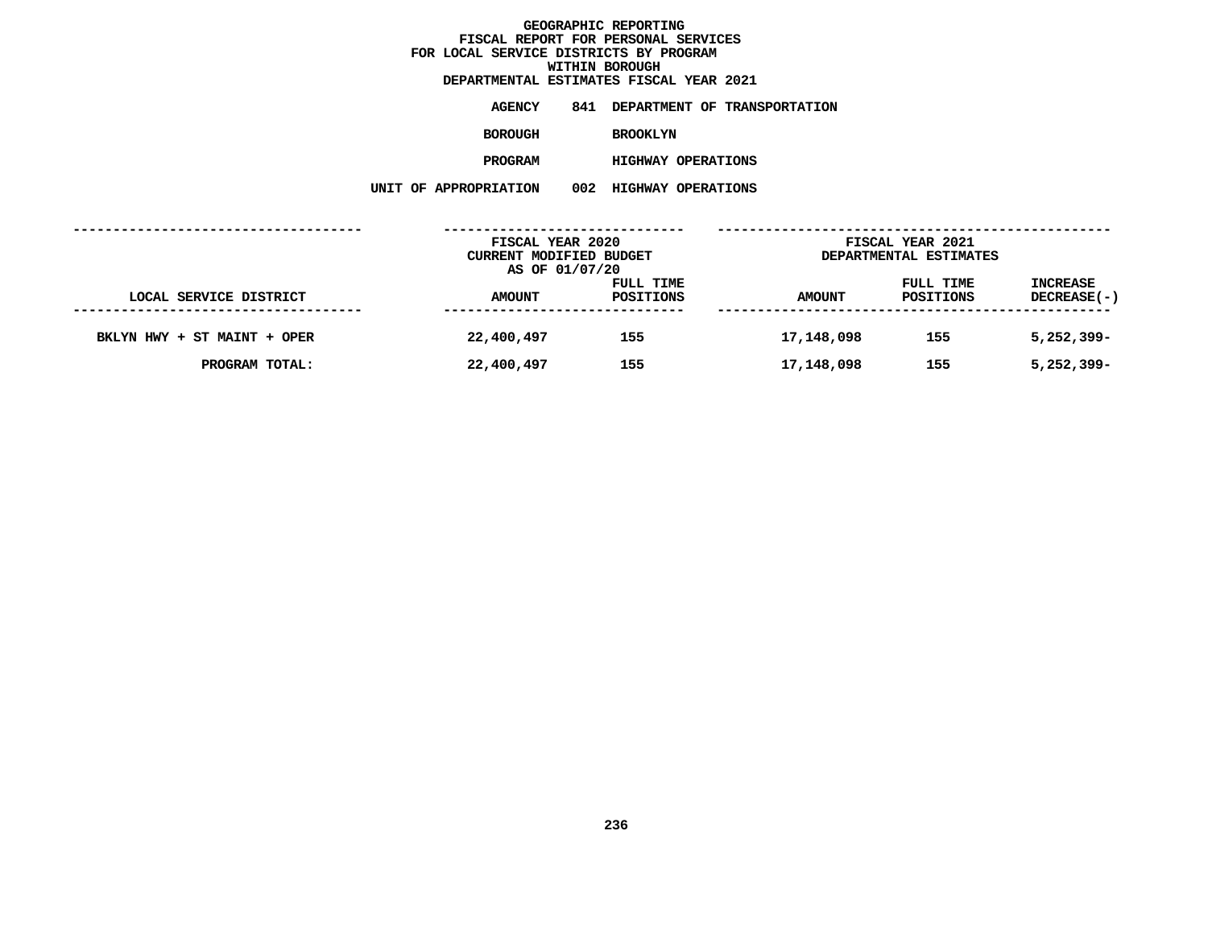# GEOGRAPHIC REPORTING
## FISCAL REPORT FOR PERSONAL SERVICES
## FOR LOCAL SERVICE DISTRICTS BY PROGRAM
## WITHIN BOROUGH
## DEPARTMENTAL ESTIMATES FISCAL YEAR 2021

**AGENCY** 841 DEPARTMENT OF TRANSPORTATION

**BOROUGH** BROOKLYN

**PROGRAM** HIGHWAY OPERATIONS

**UNIT OF APPROPRIATION** 002 HIGHWAY OPERATIONS

| LOCAL SERVICE DISTRICT | FISCAL YEAR 2020 CURRENT MODIFIED BUDGET AS OF 01/07/20 AMOUNT | FULL TIME POSITIONS | FISCAL YEAR 2021 DEPARTMENTAL ESTIMATES AMOUNT | FULL TIME POSITIONS | INCREASE DECREASE(-) |
|---|---|---|---|---|---|
| BKLYN HWY + ST MAINT + OPER | 22,400,497 | 155 | 17,148,098 | 155 | 5,252,399- |
| PROGRAM TOTAL: | 22,400,497 | 155 | 17,148,098 | 155 | 5,252,399- |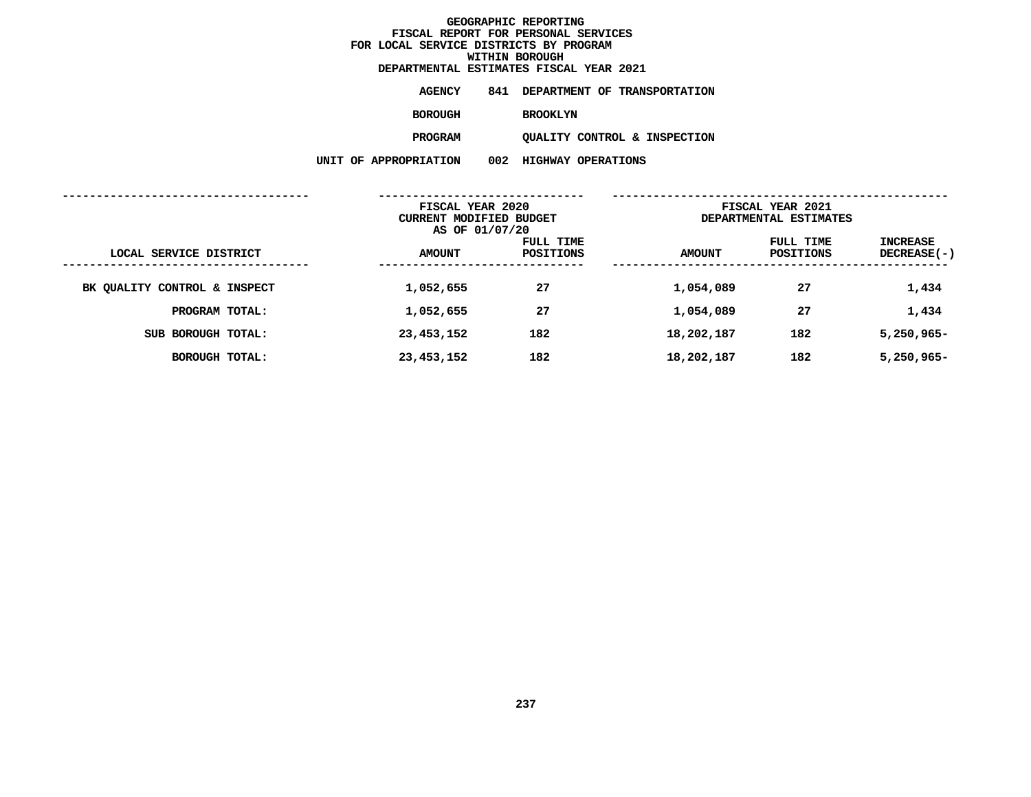# GEOGRAPHIC REPORTING
## FISCAL REPORT FOR PERSONAL SERVICES
## FOR LOCAL SERVICE DISTRICTS BY PROGRAM
## WITHIN BOROUGH
## DEPARTMENTAL ESTIMATES FISCAL YEAR 2021

**AGENCY** 841 DEPARTMENT OF TRANSPORTATION

**BOROUGH** BROOKLYN

**PROGRAM** QUALITY CONTROL & INSPECTION

**UNIT OF APPROPRIATION** 002 HIGHWAY OPERATIONS

| | FISCAL YEAR 2020 CURRENT MODIFIED BUDGET AS OF 01/07/20 | | FISCAL YEAR 2021 DEPARTMENTAL ESTIMATES | | |
|---|---|---|---|---|---|
| LOCAL SERVICE DISTRICT | AMOUNT | FULL TIME POSITIONS | AMOUNT | FULL TIME POSITIONS | INCREASE DECREASE(-) |
| BK QUALITY CONTROL & INSPECT | 1,052,655 | 27 | 1,054,089 | 27 | 1,434 |
| PROGRAM TOTAL: | 1,052,655 | 27 | 1,054,089 | 27 | 1,434 |
| SUB BOROUGH TOTAL: | 23,453,152 | 182 | 18,202,187 | 182 | 5,250,965- |
| BOROUGH TOTAL: | 23,453,152 | 182 | 18,202,187 | 182 | 5,250,965- |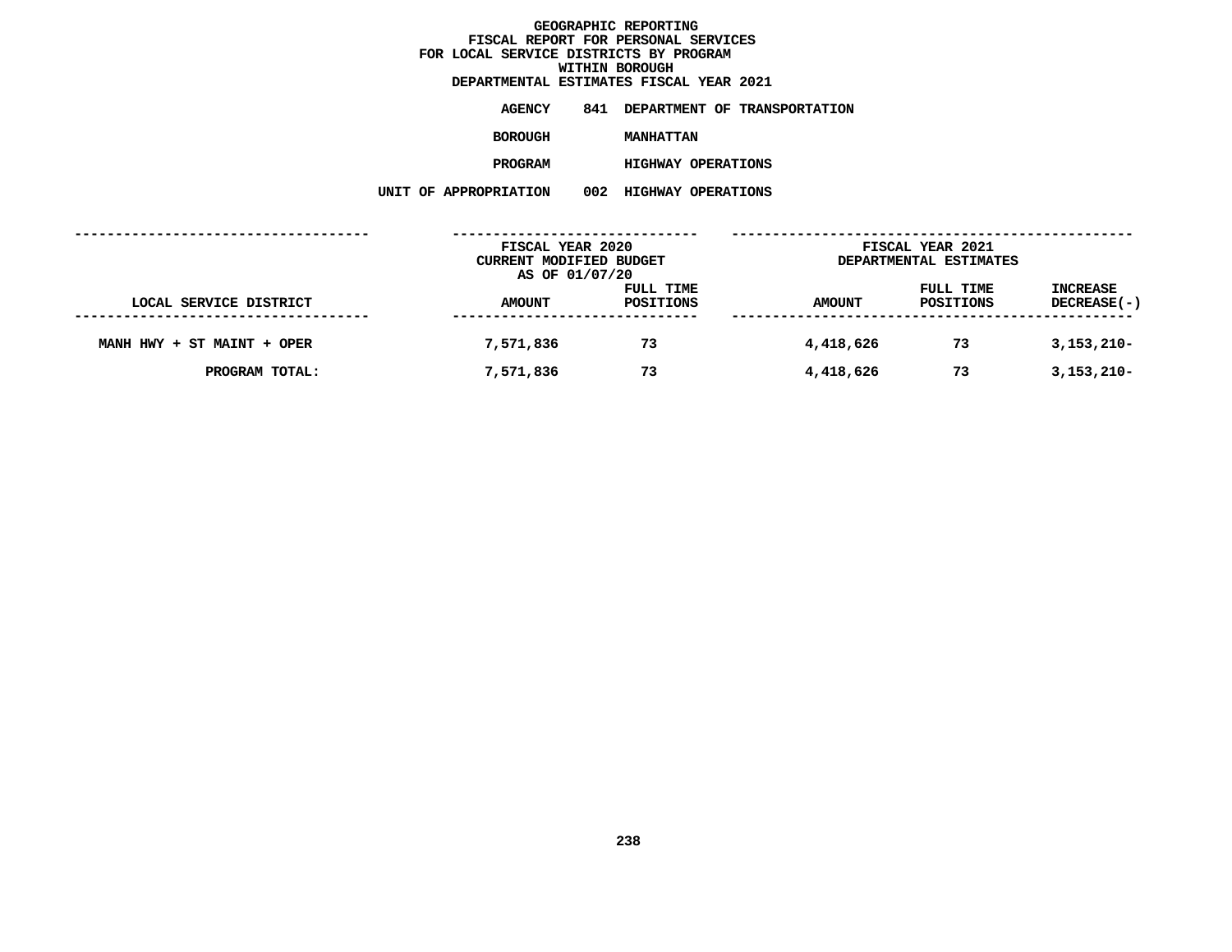# GEOGRAPHIC REPORTING
## FISCAL REPORT FOR PERSONAL SERVICES
## FOR LOCAL SERVICE DISTRICTS BY PROGRAM
## WITHIN BOROUGH
## DEPARTMENTAL ESTIMATES FISCAL YEAR 2021

**AGENCY** 841 DEPARTMENT OF TRANSPORTATION

**BOROUGH** MANHATTAN

**PROGRAM** HIGHWAY OPERATIONS

**UNIT OF APPROPRIATION** 002 HIGHWAY OPERATIONS

| LOCAL SERVICE DISTRICT | FISCAL YEAR 2020 CURRENT MODIFIED BUDGET AS OF 01/07/20 AMOUNT | FULL TIME POSITIONS | FISCAL YEAR 2021 DEPARTMENTAL ESTIMATES AMOUNT | FULL TIME POSITIONS | INCREASE DECREASE(-) |
|---|---|---|---|---|---|
| MANH HWY + ST MAINT + OPER | 7,571,836 | 73 | 4,418,626 | 73 | 3,153,210- |
| PROGRAM TOTAL: | 7,571,836 | 73 | 4,418,626 | 73 | 3,153,210- |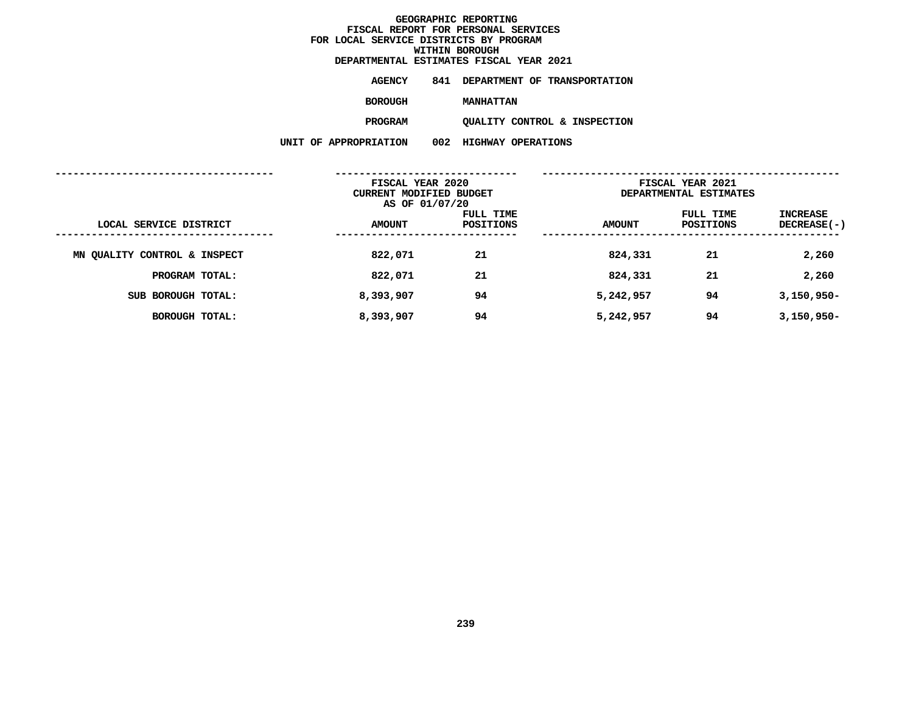# GEOGRAPHIC REPORTING
## FISCAL REPORT FOR PERSONAL SERVICES
## FOR LOCAL SERVICE DISTRICTS BY PROGRAM
## WITHIN BOROUGH
## DEPARTMENTAL ESTIMATES FISCAL YEAR 2021

**AGENCY** 841 DEPARTMENT OF TRANSPORTATION

**BOROUGH** MANHATTAN

**PROGRAM** QUALITY CONTROL & INSPECTION

**UNIT OF APPROPRIATION** 002 HIGHWAY OPERATIONS

| | FISCAL YEAR 2020 CURRENT MODIFIED BUDGET AS OF 01/07/20 | | FISCAL YEAR 2021 DEPARTMENTAL ESTIMATES | | |
|---|---|---|---|---|---|
| LOCAL SERVICE DISTRICT | AMOUNT | FULL TIME POSITIONS | AMOUNT | FULL TIME POSITIONS | INCREASE DECREASE(-) |
| MN QUALITY CONTROL & INSPECT | 822,071 | 21 | 824,331 | 21 | 2,260 |
| PROGRAM TOTAL: | 822,071 | 21 | 824,331 | 21 | 2,260 |
| SUB BOROUGH TOTAL: | 8,393,907 | 94 | 5,242,957 | 94 | 3,150,950- |
| BOROUGH TOTAL: | 8,393,907 | 94 | 5,242,957 | 94 | 3,150,950- |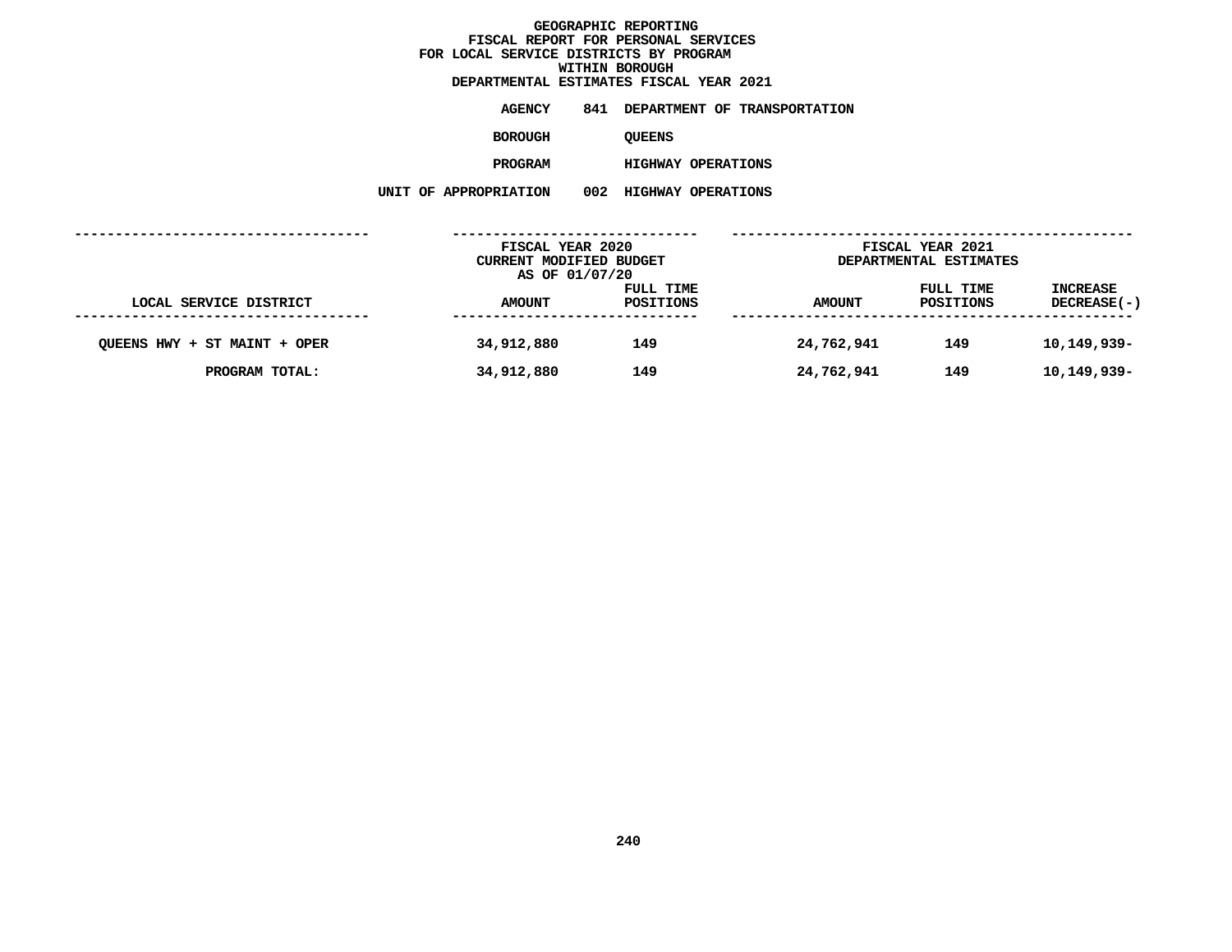# GEOGRAPHIC REPORTING
## FISCAL REPORT FOR PERSONAL SERVICES
## FOR LOCAL SERVICE DISTRICTS BY PROGRAM
## WITHIN BOROUGH
## DEPARTMENTAL ESTIMATES FISCAL YEAR 2021

**AGENCY** 841 DEPARTMENT OF TRANSPORTATION

**BOROUGH** QUEENS

**PROGRAM** HIGHWAY OPERATIONS

**UNIT OF APPROPRIATION** 002 HIGHWAY OPERATIONS

| | FISCAL YEAR 2020 CURRENT MODIFIED BUDGET AS OF 01/07/20 | | FISCAL YEAR 2021 DEPARTMENTAL ESTIMATES | | |
|---|---|---|---|---|---|
| LOCAL SERVICE DISTRICT | AMOUNT | FULL TIME POSITIONS | AMOUNT | FULL TIME POSITIONS | INCREASE DECREASE(-) |
| QUEENS HWY + ST MAINT + OPER | 34,912,880 | 149 | 24,762,941 | 149 | 10,149,939- |
| PROGRAM TOTAL: | 34,912,880 | 149 | 24,762,941 | 149 | 10,149,939- |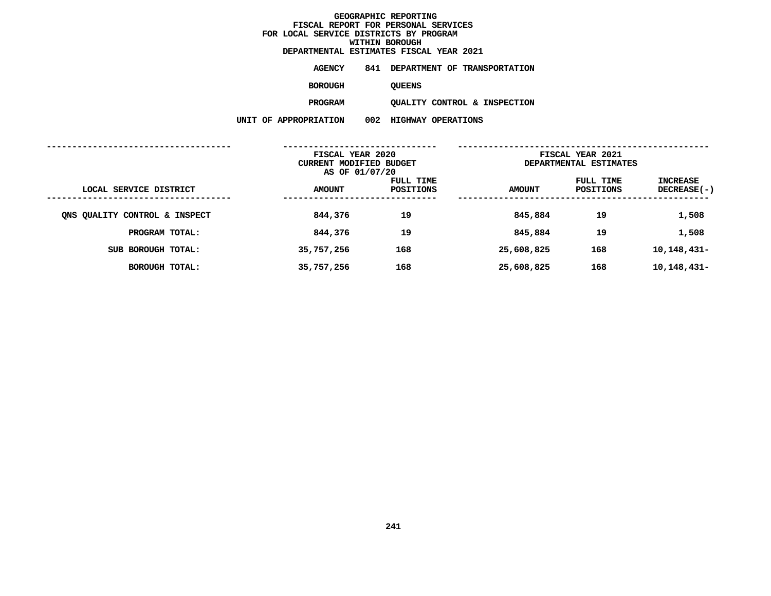# GEOGRAPHIC REPORTING
## FISCAL REPORT FOR PERSONAL SERVICES
## FOR LOCAL SERVICE DISTRICTS BY PROGRAM
## WITHIN BOROUGH
## DEPARTMENTAL ESTIMATES FISCAL YEAR 2021

**AGENCY** 841 DEPARTMENT OF TRANSPORTATION

**BOROUGH** QUEENS

**PROGRAM** QUALITY CONTROL & INSPECTION

**UNIT OF APPROPRIATION** 002 HIGHWAY OPERATIONS

| | FISCAL YEAR 2020 CURRENT MODIFIED BUDGET AS OF 01/07/20 | | FISCAL YEAR 2021 DEPARTMENTAL ESTIMATES | | |
|---|---|---|---|---|---|
| LOCAL SERVICE DISTRICT | AMOUNT | FULL TIME POSITIONS | AMOUNT | FULL TIME POSITIONS | INCREASE DECREASE(-) |
| QNS QUALITY CONTROL & INSPECT | 844,376 | 19 | 845,884 | 19 | 1,508 |
| PROGRAM TOTAL: | 844,376 | 19 | 845,884 | 19 | 1,508 |
| SUB BOROUGH TOTAL: | 35,757,256 | 168 | 25,608,825 | 168 | 10,148,431- |
| BOROUGH TOTAL: | 35,757,256 | 168 | 25,608,825 | 168 | 10,148,431- |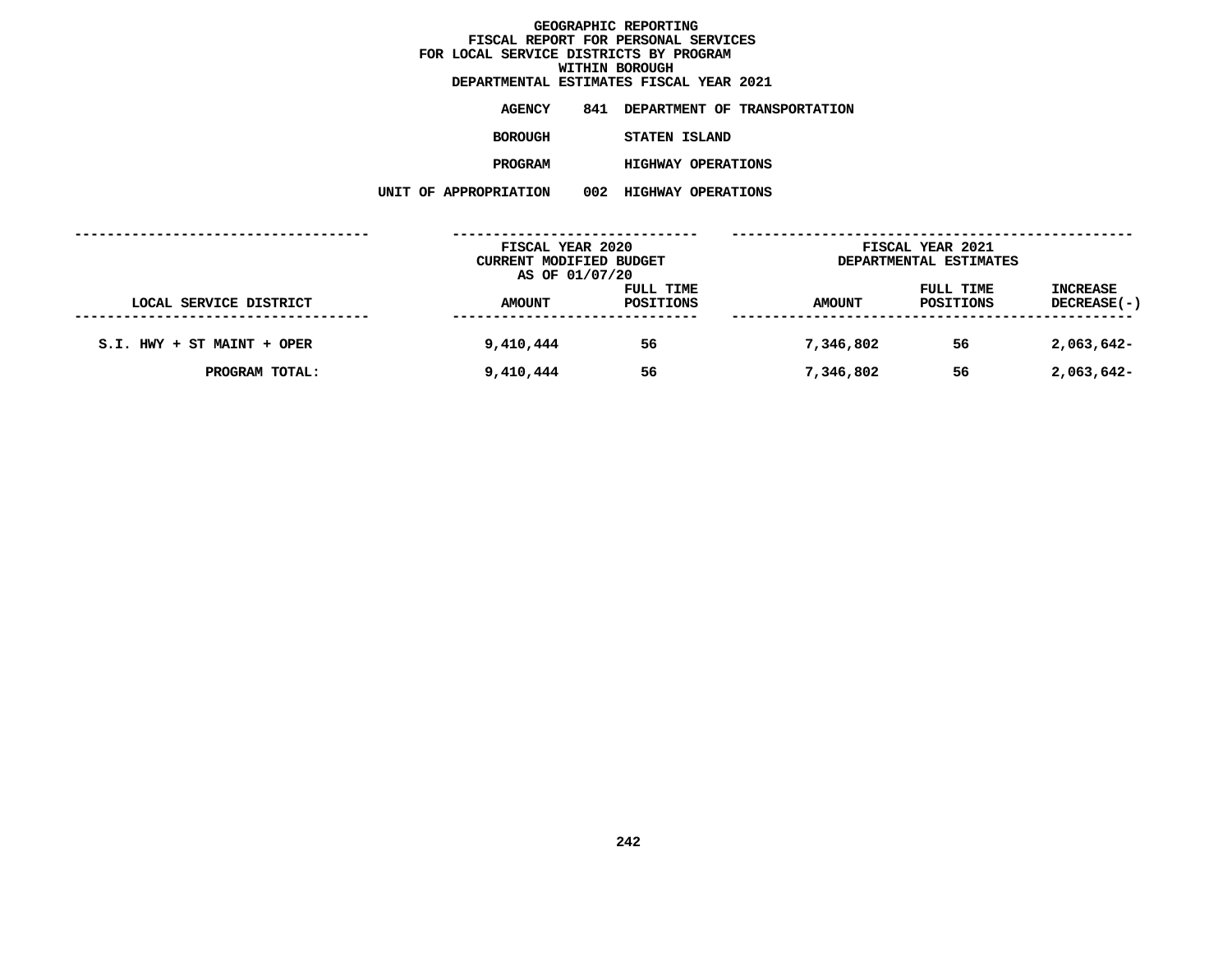# GEOGRAPHIC REPORTING
## FISCAL REPORT FOR PERSONAL SERVICES
## FOR LOCAL SERVICE DISTRICTS BY PROGRAM
## WITHIN BOROUGH
## DEPARTMENTAL ESTIMATES FISCAL YEAR 2021

**AGENCY** 841 DEPARTMENT OF TRANSPORTATION

**BOROUGH** STATEN ISLAND

**PROGRAM** HIGHWAY OPERATIONS

**UNIT OF APPROPRIATION** 002 HIGHWAY OPERATIONS

| LOCAL SERVICE DISTRICT | FISCAL YEAR 2020 CURRENT MODIFIED BUDGET AS OF 01/07/20 AMOUNT | FULL TIME POSITIONS | FISCAL YEAR 2021 DEPARTMENTAL ESTIMATES AMOUNT | FULL TIME POSITIONS | INCREASE DECREASE(-) |
|---|---|---|---|---|---|
| S.I. HWY + ST MAINT + OPER | 9,410,444 | 56 | 7,346,802 | 56 | 2,063,642- |
| PROGRAM TOTAL: | 9,410,444 | 56 | 7,346,802 | 56 | 2,063,642- |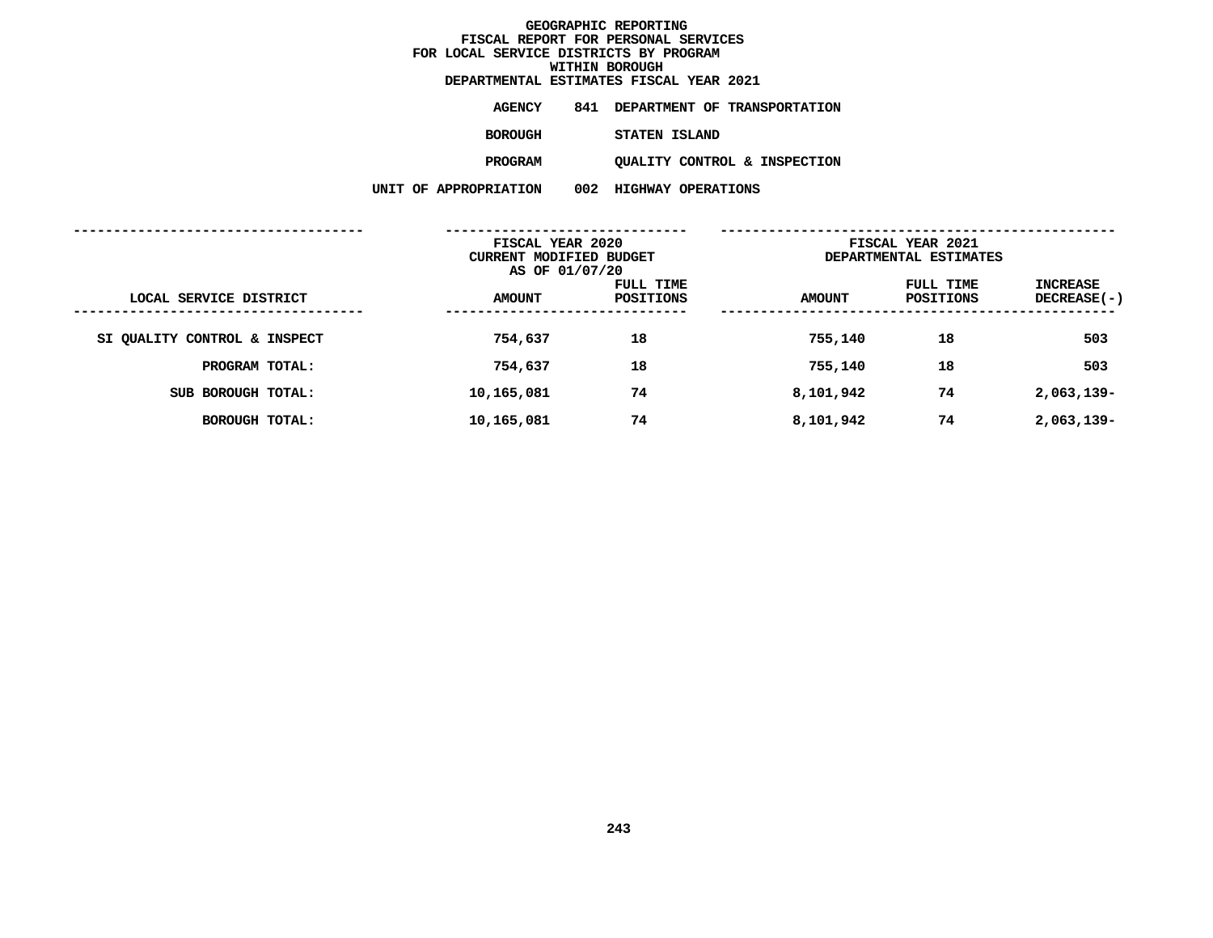# GEOGRAPHIC REPORTING
## FISCAL REPORT FOR PERSONAL SERVICES
## FOR LOCAL SERVICE DISTRICTS BY PROGRAM
## WITHIN BOROUGH
## DEPARTMENTAL ESTIMATES FISCAL YEAR 2021

**AGENCY** 841 DEPARTMENT OF TRANSPORTATION

**BOROUGH** STATEN ISLAND

**PROGRAM** QUALITY CONTROL & INSPECTION

**UNIT OF APPROPRIATION** 002 HIGHWAY OPERATIONS

| LOCAL SERVICE DISTRICT | FISCAL YEAR 2020 CURRENT MODIFIED BUDGET AS OF 01/07/20 AMOUNT | FULL TIME POSITIONS | FISCAL YEAR 2021 DEPARTMENTAL ESTIMATES AMOUNT | FULL TIME POSITIONS | INCREASE DECREASE(-) |
|---|---|---|---|---|---|
| SI QUALITY CONTROL & INSPECT | 754,637 | 18 | 755,140 | 18 | 503 |
| PROGRAM TOTAL: | 754,637 | 18 | 755,140 | 18 | 503 |
| SUB BOROUGH TOTAL: | 10,165,081 | 74 | 8,101,942 | 74 | 2,063,139- |
| BOROUGH TOTAL: | 10,165,081 | 74 | 8,101,942 | 74 | 2,063,139- |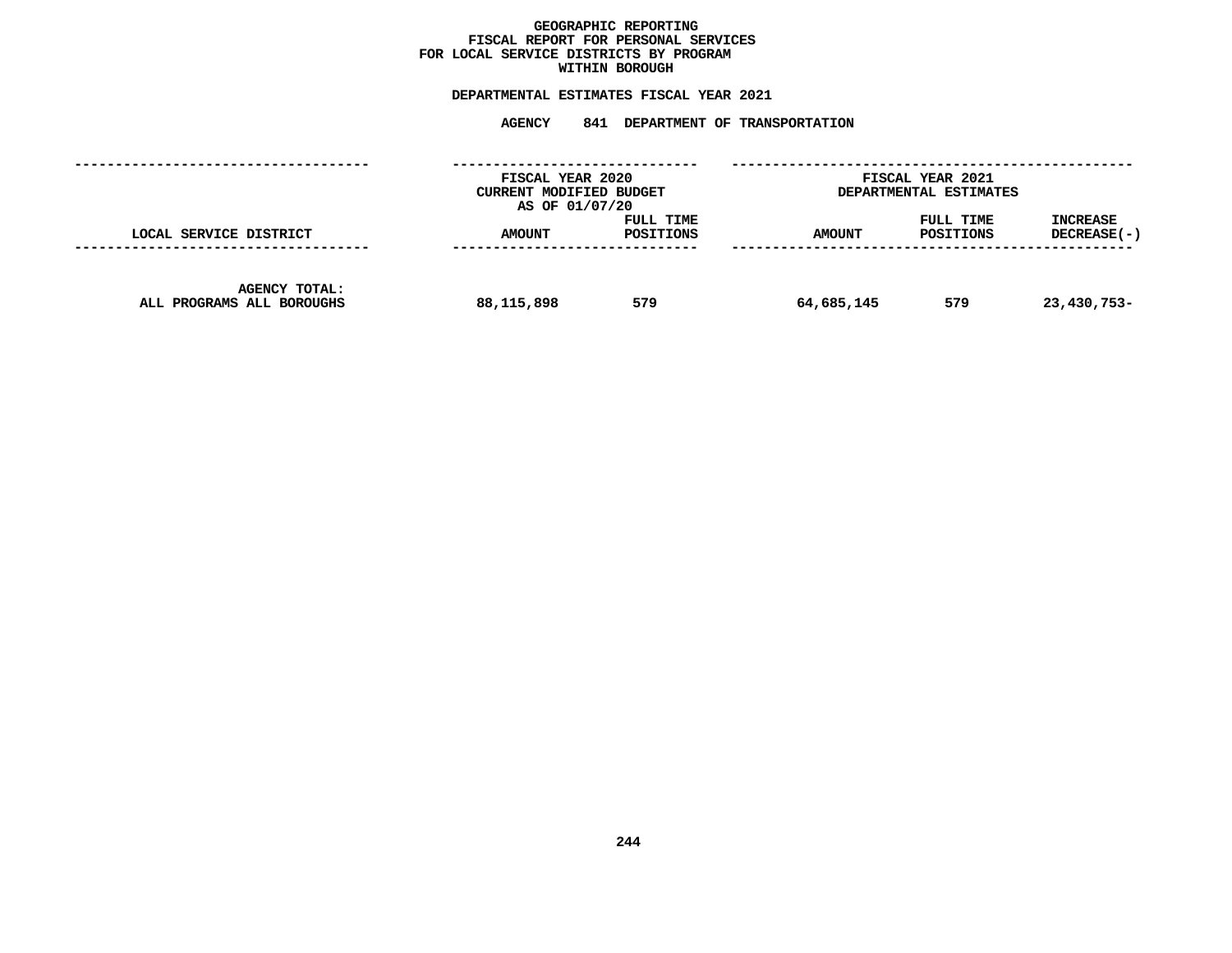# GEOGRAPHIC REPORTING
## FISCAL REPORT FOR PERSONAL SERVICES
## FOR LOCAL SERVICE DISTRICTS BY PROGRAM
## WITHIN BOROUGH

**DEPARTMENTAL ESTIMATES FISCAL YEAR 2021**

**AGENCY 841 DEPARTMENT OF TRANSPORTATION**

| | FISCAL YEAR 2020 CURRENT MODIFIED BUDGET AS OF 01/07/20 | | FISCAL YEAR 2021 DEPARTMENTAL ESTIMATES | | |
|---|---|---|---|---|---|
| LOCAL SERVICE DISTRICT | AMOUNT | FULL TIME POSITIONS | AMOUNT | FULL TIME POSITIONS | INCREASE DECREASE(-) |
| AGENCY TOTAL: ALL PROGRAMS ALL BOROUGHS | 88,115,898 | 579 | 64,685,145 | 579 | 23,430,753- |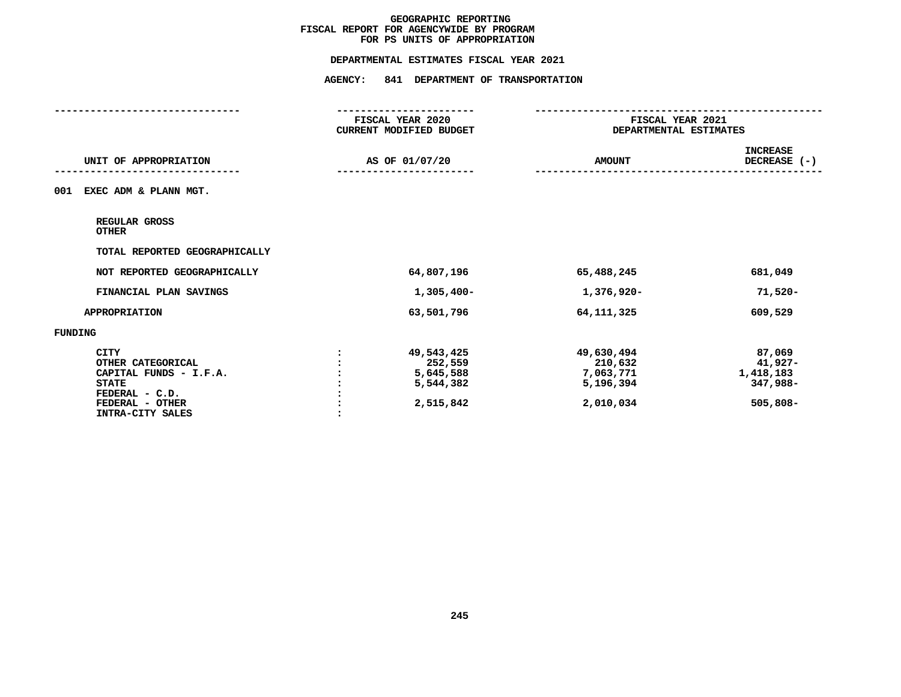# GEOGRAPHIC REPORTING
## FISCAL REPORT FOR AGENCYWIDE BY PROGRAM
## FOR PS UNITS OF APPROPRIATION

### DEPARTMENTAL ESTIMATES FISCAL YEAR 2021

### AGENCY: 841 DEPARTMENT OF TRANSPORTATION

| UNIT OF APPROPRIATION | FISCAL YEAR 2020 CURRENT MODIFIED BUDGET AS OF 01/07/20 | FISCAL YEAR 2021 DEPARTMENTAL ESTIMATES AMOUNT | INCREASE DECREASE (-) |
|---|---|---|---|
| **001 EXEC ADM & PLANN MGT.** | | | |
| REGULAR GROSS | | | |
| OTHER | | | |
| TOTAL REPORTED GEOGRAPHICALLY | | | |
| NOT REPORTED GEOGRAPHICALLY | 64,807,196 | 65,488,245 | 681,049 |
| FINANCIAL PLAN SAVINGS | 1,305,400- | 1,376,920- | 71,520- |
| APPROPRIATION | 63,501,796 | 64,111,325 | 609,529 |
| **FUNDING** | | | |
| CITY | 49,543,425 | 49,630,494 | 87,069 |
| OTHER CATEGORICAL | 252,559 | 210,632 | 41,927- |
| CAPITAL FUNDS - I.F.A. | 5,645,588 | 7,063,771 | 1,418,183 |
| STATE | 5,544,382 | 5,196,394 | 347,988- |
| FEDERAL - C.D. | | | |
| FEDERAL - OTHER | 2,515,842 | 2,010,034 | 505,808- |
| INTRA-CITY SALES | | | |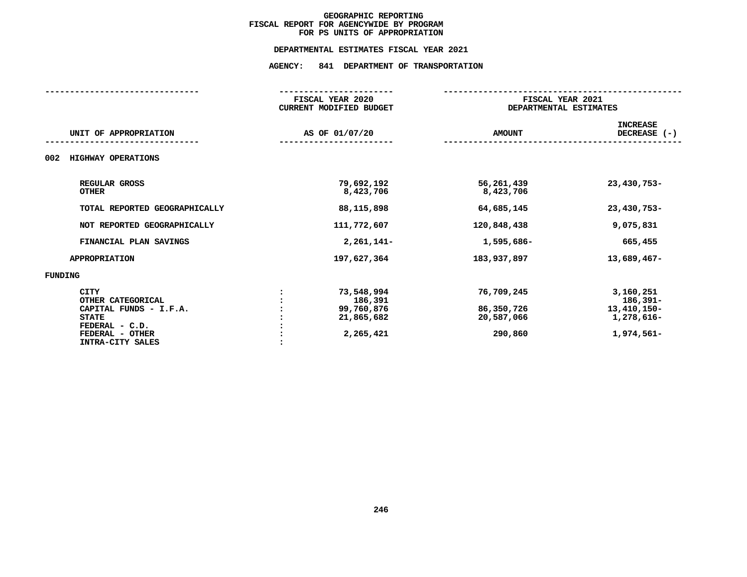# GEOGRAPHIC REPORTING
## FISCAL REPORT FOR AGENCYWIDE BY PROGRAM
## FOR PS UNITS OF APPROPRIATION

**DEPARTMENTAL ESTIMATES FISCAL YEAR 2021**

**AGENCY: 841 DEPARTMENT OF TRANSPORTATION**

| UNIT OF APPROPRIATION | | FISCAL YEAR 2020 CURRENT MODIFIED BUDGET AS OF 01/07/20 | FISCAL YEAR 2021 DEPARTMENTAL ESTIMATES AMOUNT | INCREASE DECREASE (-) |
|---|---|---|---|---|
| **002 HIGHWAY OPERATIONS** | | | | |
| REGULAR GROSS | | 79,692,192 | 56,261,439 | 23,430,753- |
| OTHER | | 8,423,706 | 8,423,706 | |
| TOTAL REPORTED GEOGRAPHICALLY | | 88,115,898 | 64,685,145 | 23,430,753- |
| NOT REPORTED GEOGRAPHICALLY | | 111,772,607 | 120,848,438 | 9,075,831 |
| FINANCIAL PLAN SAVINGS | | 2,261,141- | 1,595,686- | 665,455 |
| APPROPRIATION | | 197,627,364 | 183,937,897 | 13,689,467- |
| **FUNDING** | | | | |
| CITY | : | 73,548,994 | 76,709,245 | 3,160,251 |
| OTHER CATEGORICAL | : | 186,391 | | 186,391- |
| CAPITAL FUNDS - I.F.A. | : | 99,760,876 | 86,350,726 | 13,410,150- |
| STATE | : | 21,865,682 | 20,587,066 | 1,278,616- |
| FEDERAL - C.D. | : | | | |
| FEDERAL - OTHER | : | 2,265,421 | 290,860 | 1,974,561- |
| INTRA-CITY SALES | : | | | |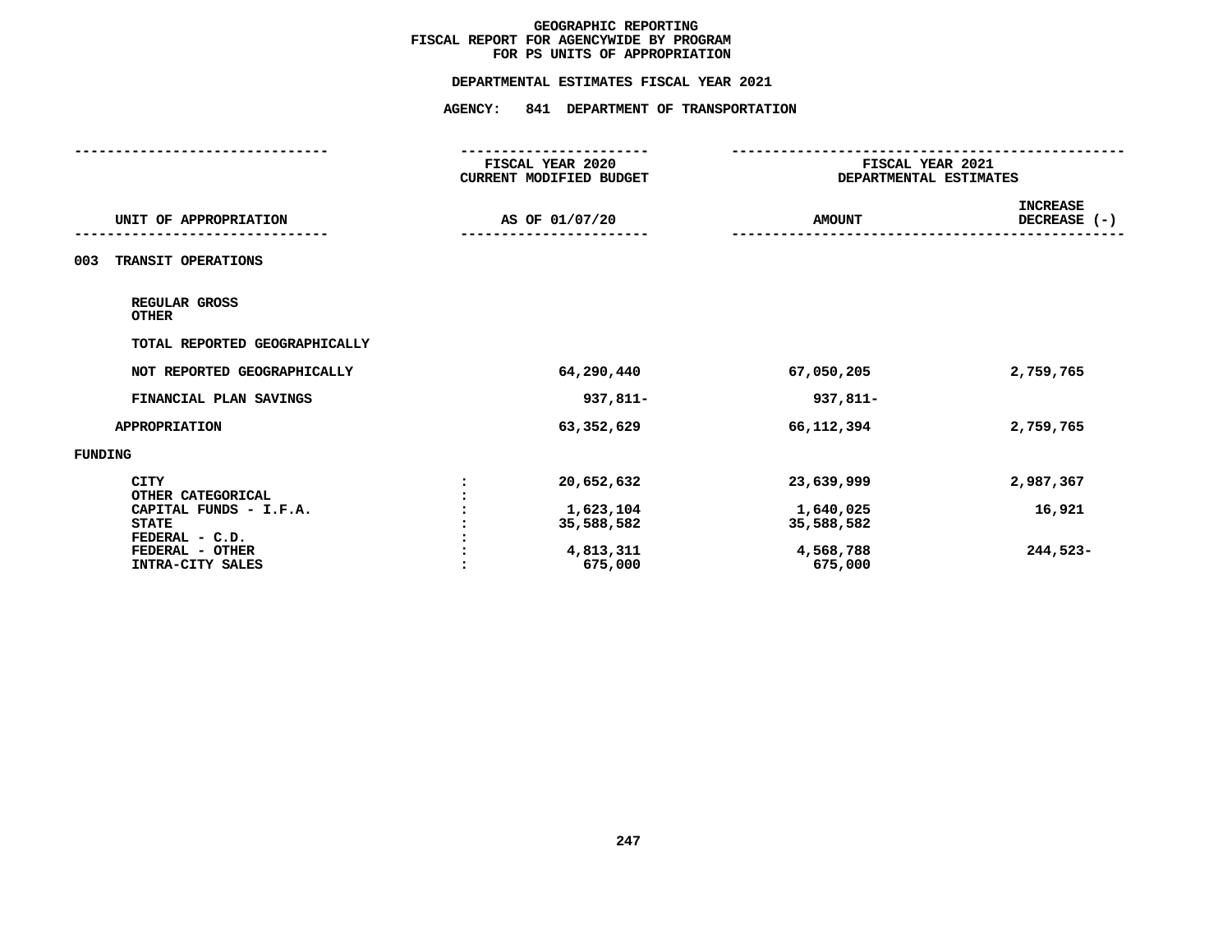# GEOGRAPHIC REPORTING
## FISCAL REPORT FOR AGENCYWIDE BY PROGRAM
## FOR PS UNITS OF APPROPRIATION

### DEPARTMENTAL ESTIMATES FISCAL YEAR 2021

### AGENCY: 841 DEPARTMENT OF TRANSPORTATION

| UNIT OF APPROPRIATION | | FISCAL YEAR 2020 CURRENT MODIFIED BUDGET AS OF 01/07/20 | FISCAL YEAR 2021 DEPARTMENTAL ESTIMATES AMOUNT | INCREASE DECREASE (-) |
|---|---|---|---|---|
| **003 TRANSIT OPERATIONS** | | | | |
| REGULAR GROSS | | | | |
| OTHER | | | | |
| TOTAL REPORTED GEOGRAPHICALLY | | | | |
| NOT REPORTED GEOGRAPHICALLY | | 64,290,440 | 67,050,205 | 2,759,765 |
| FINANCIAL PLAN SAVINGS | | 937,811- | 937,811- | |
| APPROPRIATION | | 63,352,629 | 66,112,394 | 2,759,765 |
| **FUNDING** | | | | |
| CITY | : | 20,652,632 | 23,639,999 | 2,987,367 |
| OTHER CATEGORICAL | : | | | |
| CAPITAL FUNDS - I.F.A. | : | 1,623,104 | 1,640,025 | 16,921 |
| STATE | : | 35,588,582 | 35,588,582 | |
| FEDERAL - C.D. | : | | | |
| FEDERAL - OTHER | : | 4,813,311 | 4,568,788 | 244,523- |
| INTRA-CITY SALES | : | 675,000 | 675,000 | |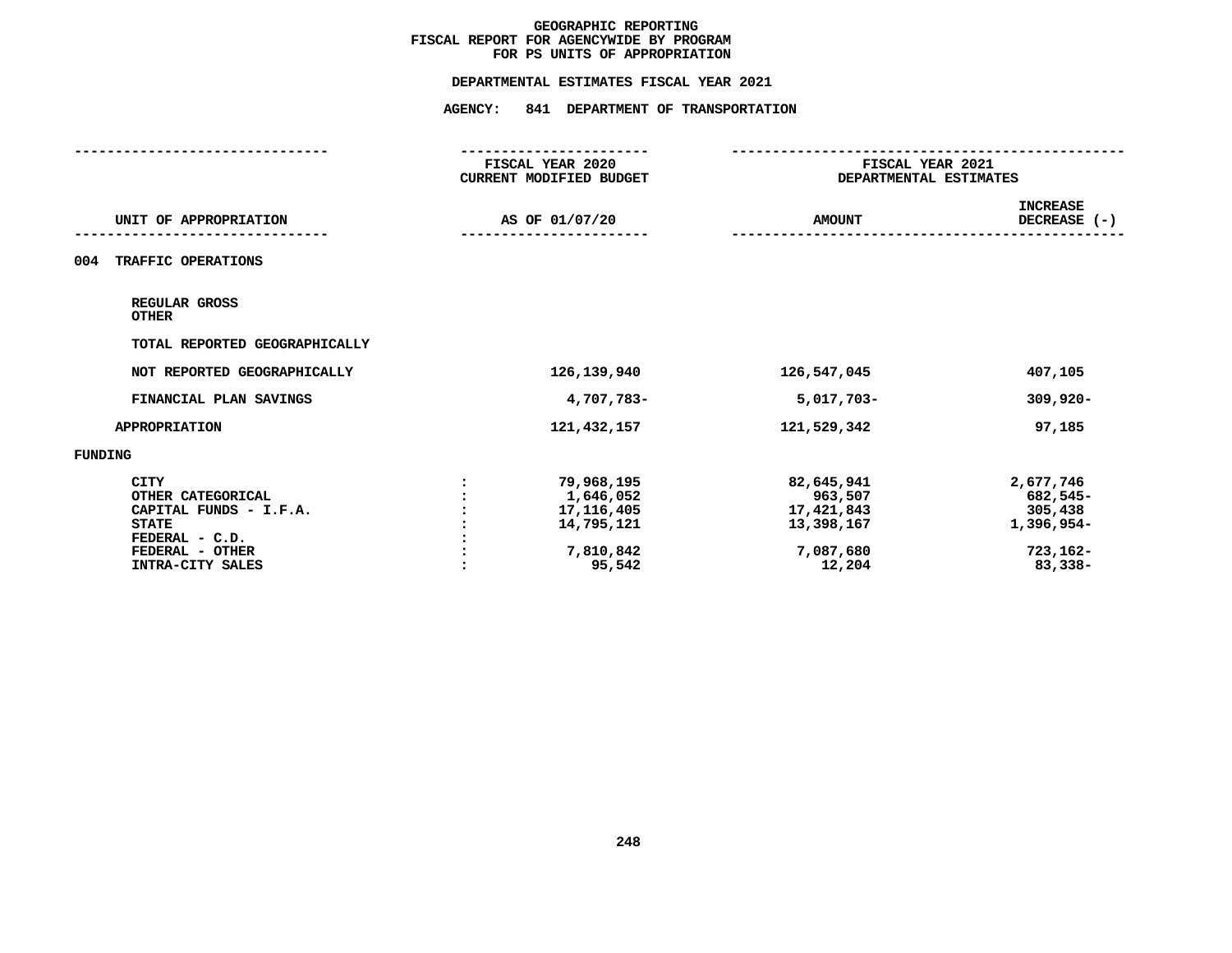# GEOGRAPHIC REPORTING
## FISCAL REPORT FOR AGENCYWIDE BY PROGRAM
## FOR PS UNITS OF APPROPRIATION

**DEPARTMENTAL ESTIMATES FISCAL YEAR 2021**

**AGENCY: 841 DEPARTMENT OF TRANSPORTATION**

| UNIT OF APPROPRIATION | | FISCAL YEAR 2020 CURRENT MODIFIED BUDGET AS OF 01/07/20 | FISCAL YEAR 2021 DEPARTMENTAL ESTIMATES AMOUNT | INCREASE DECREASE (-) |
|---|---|---|---|---|
| 004 TRAFFIC OPERATIONS | | | | |
| REGULAR GROSS | | | | |
| OTHER | | | | |
| TOTAL REPORTED GEOGRAPHICALLY | | | | |
| NOT REPORTED GEOGRAPHICALLY | | 126,139,940 | 126,547,045 | 407,105 |
| FINANCIAL PLAN SAVINGS | | 4,707,783- | 5,017,703- | 309,920- |
| APPROPRIATION | | 121,432,157 | 121,529,342 | 97,185 |
| FUNDING | | | | |
| CITY | : | 79,968,195 | 82,645,941 | 2,677,746 |
| OTHER CATEGORICAL | : | 1,646,052 | 963,507 | 682,545- |
| CAPITAL FUNDS - I.F.A. | : | 17,116,405 | 17,421,843 | 305,438 |
| STATE | : | 14,795,121 | 13,398,167 | 1,396,954- |
| FEDERAL - C.D. | : | | | |
| FEDERAL - OTHER | : | 7,810,842 | 7,087,680 | 723,162- |
| INTRA-CITY SALES | : | 95,542 | 12,204 | 83,338- |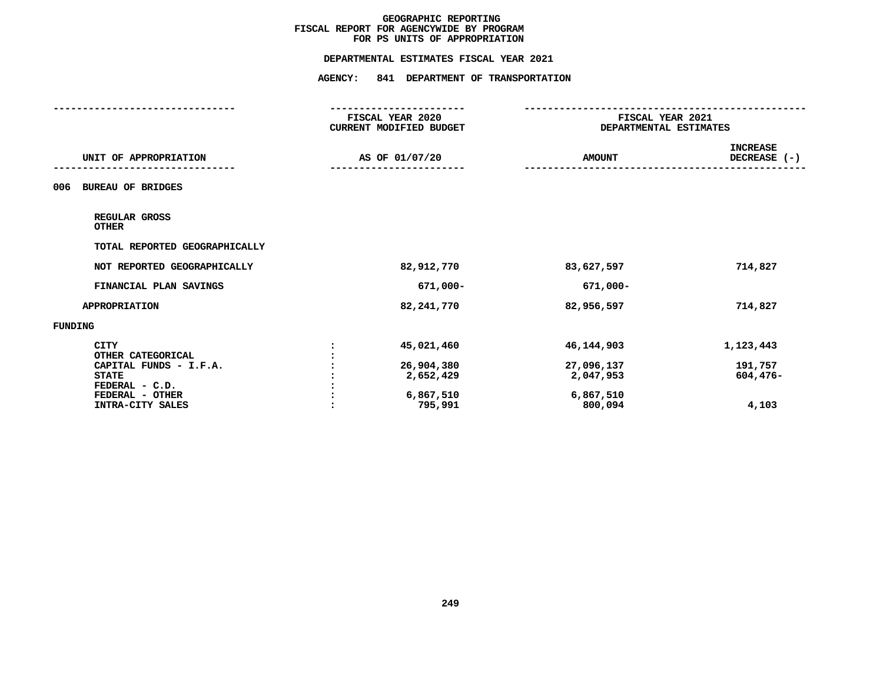# GEOGRAPHIC REPORTING
## FISCAL REPORT FOR AGENCYWIDE BY PROGRAM
## FOR PS UNITS OF APPROPRIATION

### DEPARTMENTAL ESTIMATES FISCAL YEAR 2021

### AGENCY: 841 DEPARTMENT OF TRANSPORTATION

| UNIT OF APPROPRIATION | | FISCAL YEAR 2020 CURRENT MODIFIED BUDGET AS OF 01/07/20 | FISCAL YEAR 2021 DEPARTMENTAL ESTIMATES AMOUNT | INCREASE DECREASE (-) |
|---|---|---|---|---|
| **006 BUREAU OF BRIDGES** | | | | |
| REGULAR GROSS | | | | |
| OTHER | | | | |
| TOTAL REPORTED GEOGRAPHICALLY | | | | |
| NOT REPORTED GEOGRAPHICALLY | | 82,912,770 | 83,627,597 | 714,827 |
| FINANCIAL PLAN SAVINGS | | 671,000- | 671,000- | |
| APPROPRIATION | | 82,241,770 | 82,956,597 | 714,827 |
| **FUNDING** | | | | |
| CITY | : | 45,021,460 | 46,144,903 | 1,123,443 |
| OTHER CATEGORICAL | : | | | |
| CAPITAL FUNDS - I.F.A. | : | 26,904,380 | 27,096,137 | 191,757 |
| STATE | : | 2,652,429 | 2,047,953 | 604,476- |
| FEDERAL - C.D. | : | | | |
| FEDERAL - OTHER | : | 6,867,510 | 6,867,510 | |
| INTRA-CITY SALES | : | 795,991 | 800,094 | 4,103 |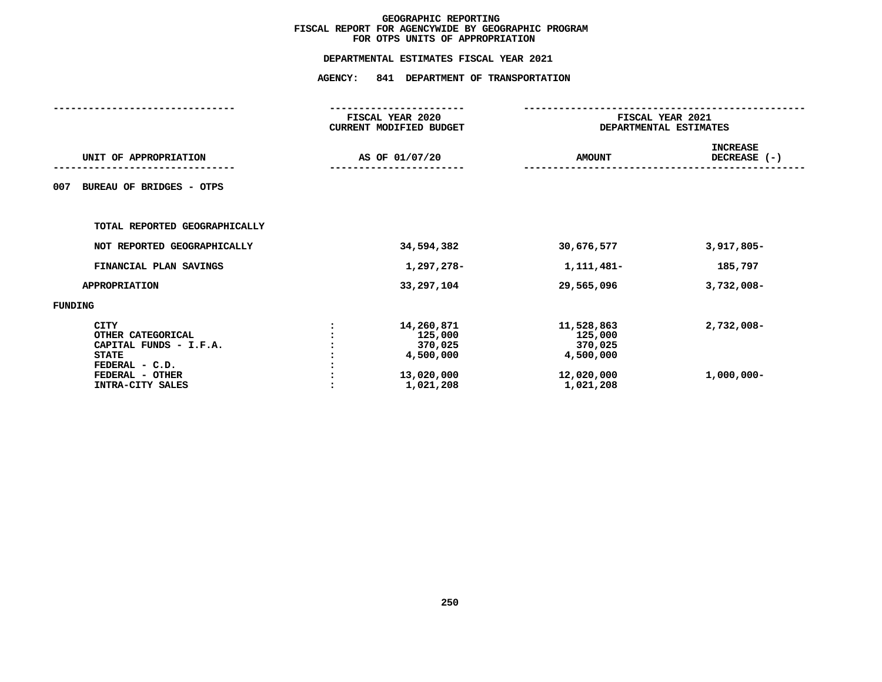# GEOGRAPHIC REPORTING
## FISCAL REPORT FOR AGENCYWIDE BY GEOGRAPHIC PROGRAM
## FOR OTPS UNITS OF APPROPRIATION

**DEPARTMENTAL ESTIMATES FISCAL YEAR 2021**

**AGENCY: 841 DEPARTMENT OF TRANSPORTATION**

| UNIT OF APPROPRIATION | | FISCAL YEAR 2020 CURRENT MODIFIED BUDGET AS OF 01/07/20 | FISCAL YEAR 2021 DEPARTMENTAL ESTIMATES AMOUNT | INCREASE DECREASE (-) |
|---|---|---|---|---|
| 007 BUREAU OF BRIDGES - OTPS | | | | |
| TOTAL REPORTED GEOGRAPHICALLY | | | | |
| NOT REPORTED GEOGRAPHICALLY | | 34,594,382 | 30,676,577 | 3,917,805- |
| FINANCIAL PLAN SAVINGS | | 1,297,278- | 1,111,481- | 185,797 |
| APPROPRIATION | | 33,297,104 | 29,565,096 | 3,732,008- |
| FUNDING | | | | |
| CITY | : | 14,260,871 | 11,528,863 | 2,732,008- |
| OTHER CATEGORICAL | : | 125,000 | 125,000 | |
| CAPITAL FUNDS - I.F.A. | : | 370,025 | 370,025 | |
| STATE | : | 4,500,000 | 4,500,000 | |
| FEDERAL - C.D. | : | | | |
| FEDERAL - OTHER | : | 13,020,000 | 12,020,000 | 1,000,000- |
| INTRA-CITY SALES | : | 1,021,208 | 1,021,208 | |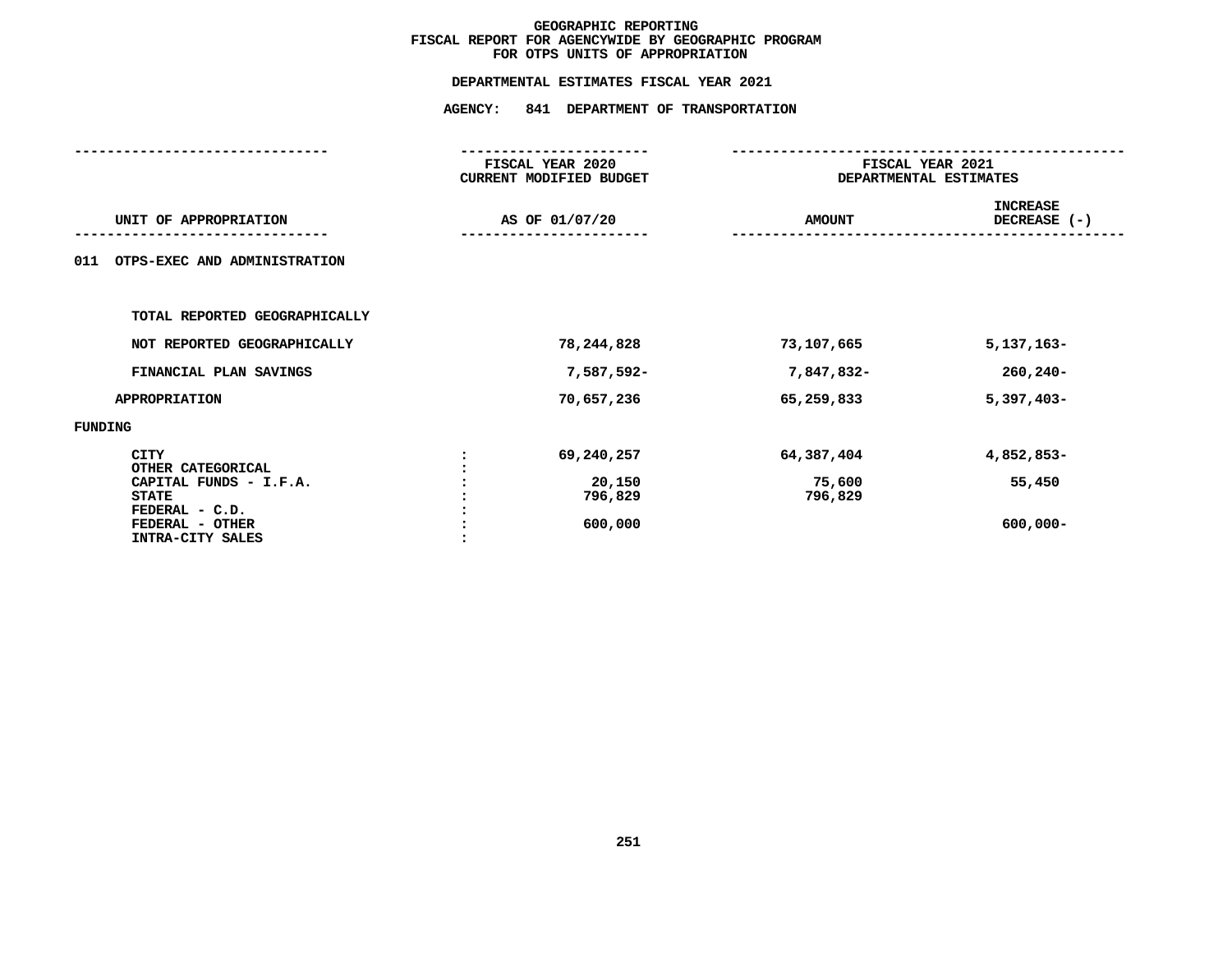# GEOGRAPHIC REPORTING
## FISCAL REPORT FOR AGENCYWIDE BY GEOGRAPHIC PROGRAM
## FOR OTPS UNITS OF APPROPRIATION

### DEPARTMENTAL ESTIMATES FISCAL YEAR 2021

### AGENCY: 841 DEPARTMENT OF TRANSPORTATION

| UNIT OF APPROPRIATION | | FISCAL YEAR 2020 CURRENT MODIFIED BUDGET AS OF 01/07/20 | FISCAL YEAR 2021 DEPARTMENTAL ESTIMATES AMOUNT | INCREASE DECREASE (-) |
|---|---|---|---|---|
| 011 OTPS-EXEC AND ADMINISTRATION | | | | |
| TOTAL REPORTED GEOGRAPHICALLY | | | | |
| NOT REPORTED GEOGRAPHICALLY | | 78,244,828 | 73,107,665 | 5,137,163- |
| FINANCIAL PLAN SAVINGS | | 7,587,592- | 7,847,832- | 260,240- |
| APPROPRIATION | | 70,657,236 | 65,259,833 | 5,397,403- |
| FUNDING | | | | |
| CITY | : | 69,240,257 | 64,387,404 | 4,852,853- |
| OTHER CATEGORICAL | : | | | |
| CAPITAL FUNDS - I.F.A. | : | 20,150 | 75,600 | 55,450 |
| STATE | : | 796,829 | 796,829 | |
| FEDERAL - C.D. | : | | | |
| FEDERAL - OTHER | : | 600,000 | | 600,000- |
| INTRA-CITY SALES | : | | | |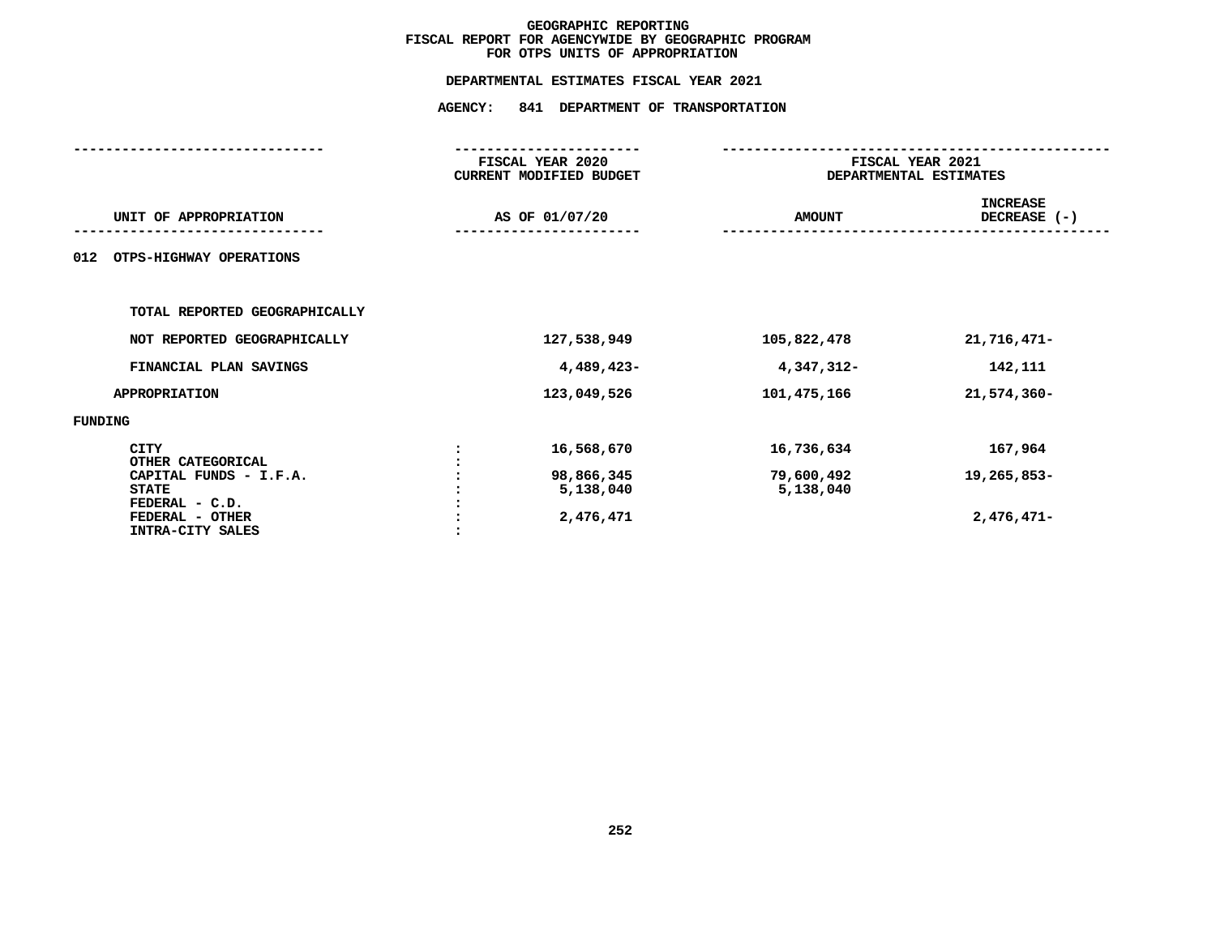# GEOGRAPHIC REPORTING
## FISCAL REPORT FOR AGENCYWIDE BY GEOGRAPHIC PROGRAM
## FOR OTPS UNITS OF APPROPRIATION

### DEPARTMENTAL ESTIMATES FISCAL YEAR 2021

### AGENCY: 841 DEPARTMENT OF TRANSPORTATION

| UNIT OF APPROPRIATION | | FISCAL YEAR 2020 CURRENT MODIFIED BUDGET AS OF 01/07/20 | FISCAL YEAR 2021 DEPARTMENTAL ESTIMATES AMOUNT | FISCAL YEAR 2021 DEPARTMENTAL ESTIMATES INCREASE DECREASE (-) |
|---|---|---|---|---|
| **012 OTPS-HIGHWAY OPERATIONS** | | | | |
| TOTAL REPORTED GEOGRAPHICALLY | | | | |
| NOT REPORTED GEOGRAPHICALLY | | 127,538,949 | 105,822,478 | 21,716,471- |
| FINANCIAL PLAN SAVINGS | | 4,489,423- | 4,347,312- | 142,111 |
| APPROPRIATION | | 123,049,526 | 101,475,166 | 21,574,360- |
| FUNDING | | | | |
| CITY | : | 16,568,670 | 16,736,634 | 167,964 |
| OTHER CATEGORICAL | : | | | |
| CAPITAL FUNDS - I.F.A. | : | 98,866,345 | 79,600,492 | 19,265,853- |
| STATE | : | 5,138,040 | 5,138,040 | |
| FEDERAL - C.D. | : | | | |
| FEDERAL - OTHER | : | 2,476,471 | | 2,476,471- |
| INTRA-CITY SALES | : | | | |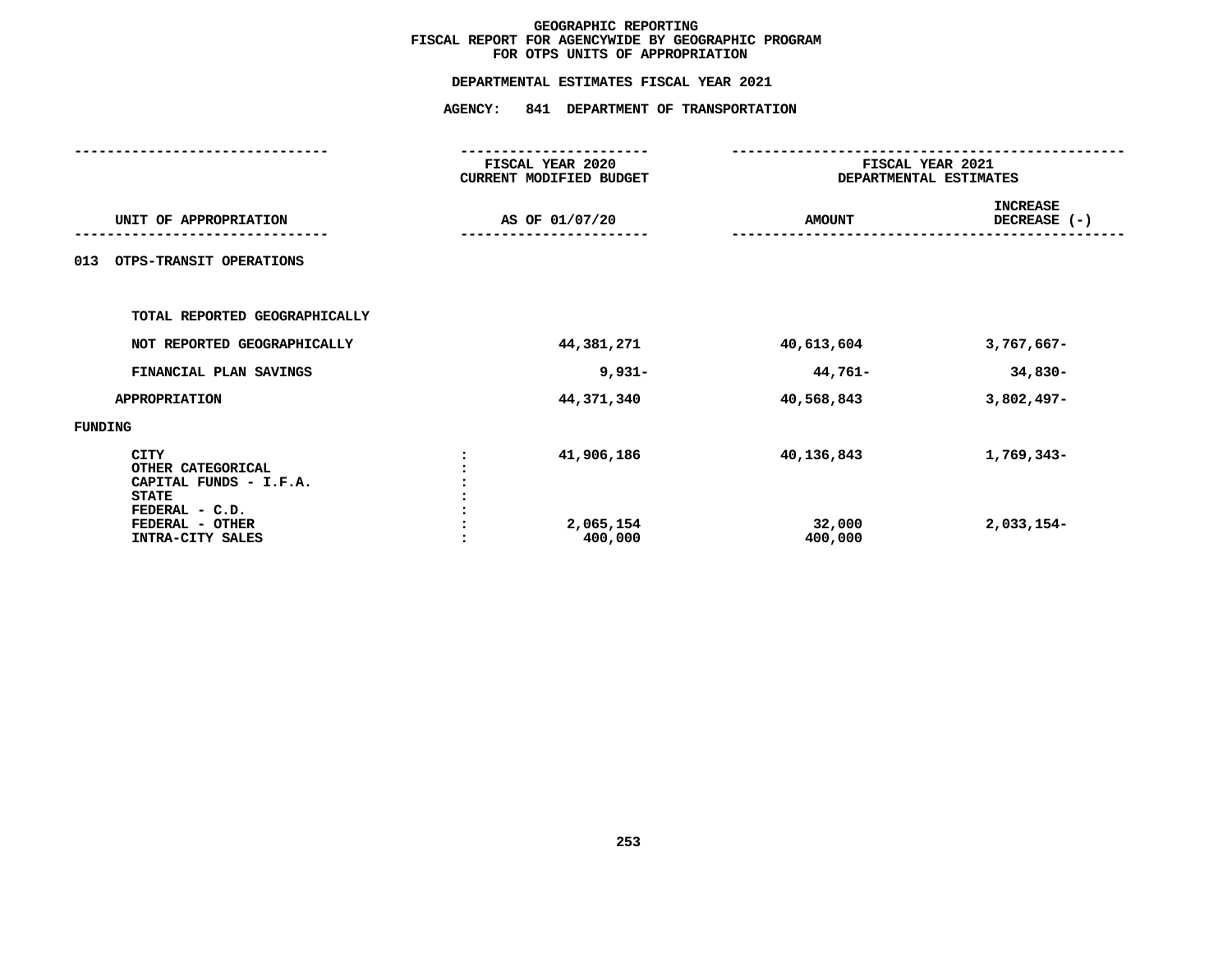# GEOGRAPHIC REPORTING
## FISCAL REPORT FOR AGENCYWIDE BY GEOGRAPHIC PROGRAM
## FOR OTPS UNITS OF APPROPRIATION

**DEPARTMENTAL ESTIMATES FISCAL YEAR 2021**

**AGENCY: 841 DEPARTMENT OF TRANSPORTATION**

| UNIT OF APPROPRIATION | | FISCAL YEAR 2020 CURRENT MODIFIED BUDGET AS OF 01/07/20 | FISCAL YEAR 2021 DEPARTMENTAL ESTIMATES AMOUNT | INCREASE DECREASE (-) |
|---|---|---|---|---|
| 013 OTPS-TRANSIT OPERATIONS | | | | |
| TOTAL REPORTED GEOGRAPHICALLY | | | | |
| NOT REPORTED GEOGRAPHICALLY | | 44,381,271 | 40,613,604 | 3,767,667- |
| FINANCIAL PLAN SAVINGS | | 9,931- | 44,761- | 34,830- |
| APPROPRIATION | | 44,371,340 | 40,568,843 | 3,802,497- |
| FUNDING | | | | |
| CITY | : | 41,906,186 | 40,136,843 | 1,769,343- |
| OTHER CATEGORICAL | : | | | |
| CAPITAL FUNDS - I.F.A. | : | | | |
| STATE | : | | | |
| FEDERAL - C.D. | : | | | |
| FEDERAL - OTHER | : | 2,065,154 | 32,000 | 2,033,154- |
| INTRA-CITY SALES | : | 400,000 | 400,000 | |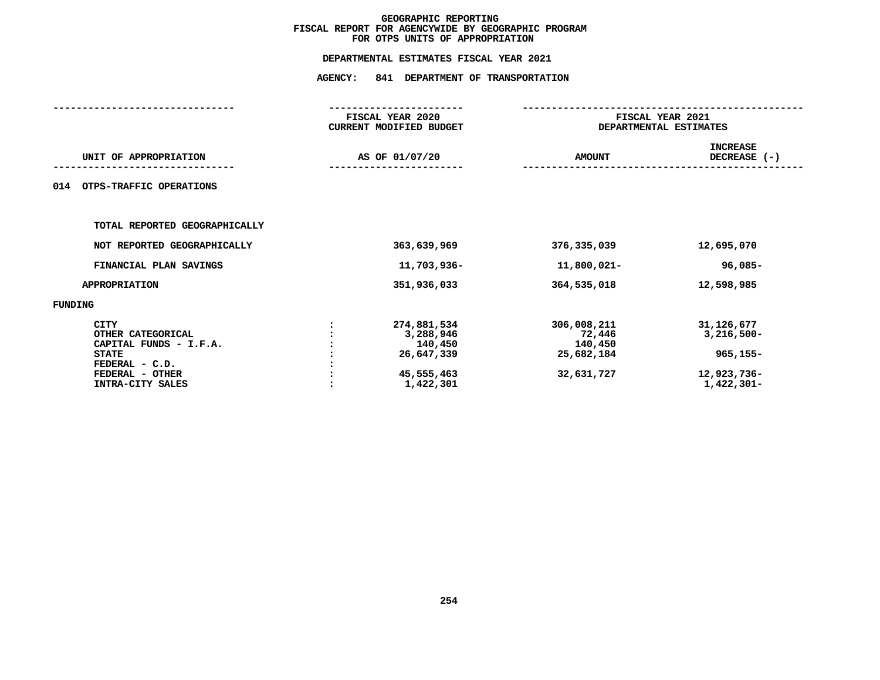# GEOGRAPHIC REPORTING
## FISCAL REPORT FOR AGENCYWIDE BY GEOGRAPHIC PROGRAM
## FOR OTPS UNITS OF APPROPRIATION

### DEPARTMENTAL ESTIMATES FISCAL YEAR 2021

### AGENCY: 841 DEPARTMENT OF TRANSPORTATION

| UNIT OF APPROPRIATION | | FISCAL YEAR 2020 CURRENT MODIFIED BUDGET AS OF 01/07/20 | FISCAL YEAR 2021 DEPARTMENTAL ESTIMATES AMOUNT | INCREASE DECREASE (-) |
|---|---|---|---|---|
| 014 OTPS-TRAFFIC OPERATIONS | | | | |
| TOTAL REPORTED GEOGRAPHICALLY | | | | |
| NOT REPORTED GEOGRAPHICALLY | | 363,639,969 | 376,335,039 | 12,695,070 |
| FINANCIAL PLAN SAVINGS | | 11,703,936- | 11,800,021- | 96,085- |
| APPROPRIATION | | 351,936,033 | 364,535,018 | 12,598,985 |
| FUNDING | | | | |
| CITY | : | 274,881,534 | 306,008,211 | 31,126,677 |
| OTHER CATEGORICAL | : | 3,288,946 | 72,446 | 3,216,500- |
| CAPITAL FUNDS - I.F.A. | : | 140,450 | 140,450 | |
| STATE | : | 26,647,339 | 25,682,184 | 965,155- |
| FEDERAL - C.D. | : | | | |
| FEDERAL - OTHER | : | 45,555,463 | 32,631,727 | 12,923,736- |
| INTRA-CITY SALES | : | 1,422,301 | | 1,422,301- |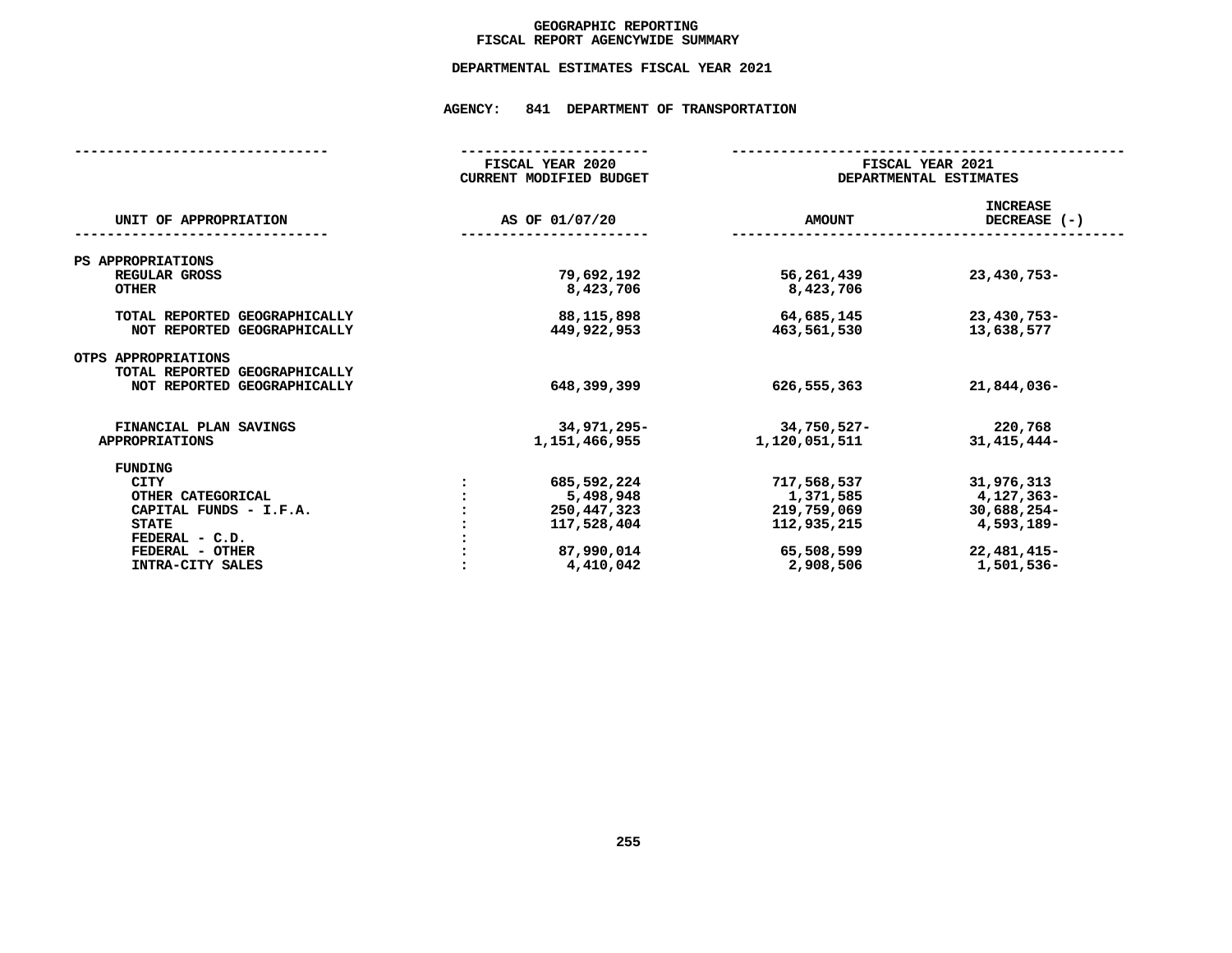# GEOGRAPHIC REPORTING
## FISCAL REPORT AGENCYWIDE SUMMARY

### DEPARTMENTAL ESTIMATES FISCAL YEAR 2021

### AGENCY: 841 DEPARTMENT OF TRANSPORTATION

| UNIT OF APPROPRIATION | FISCAL YEAR 2020 CURRENT MODIFIED BUDGET AS OF 01/07/20 | FISCAL YEAR 2021 DEPARTMENTAL ESTIMATES AMOUNT | INCREASE DECREASE (-) |
|---|---|---|---|
| **PS APPROPRIATIONS** | | | |
| REGULAR GROSS | 79,692,192 | 56,261,439 | 23,430,753- |
| OTHER | 8,423,706 | 8,423,706 | |
| TOTAL REPORTED GEOGRAPHICALLY | 88,115,898 | 64,685,145 | 23,430,753- |
| NOT REPORTED GEOGRAPHICALLY | 449,922,953 | 463,561,530 | 13,638,577 |
| **OTPS APPROPRIATIONS** | | | |
| TOTAL REPORTED GEOGRAPHICALLY | | | |
| NOT REPORTED GEOGRAPHICALLY | 648,399,399 | 626,555,363 | 21,844,036- |
| FINANCIAL PLAN SAVINGS | 34,971,295- | 34,750,527- | 220,768 |
| APPROPRIATIONS | 1,151,466,955 | 1,120,051,511 | 31,415,444- |
| **FUNDING** | | | |
| CITY | 685,592,224 | 717,568,537 | 31,976,313 |
| OTHER CATEGORICAL | 5,498,948 | 1,371,585 | 4,127,363- |
| CAPITAL FUNDS - I.F.A. | 250,447,323 | 219,759,069 | 30,688,254- |
| STATE | 117,528,404 | 112,935,215 | 4,593,189- |
| FEDERAL - C.D. | | | |
| FEDERAL - OTHER | 87,990,014 | 65,508,599 | 22,481,415- |
| INTRA-CITY SALES | 4,410,042 | 2,908,506 | 1,501,536- |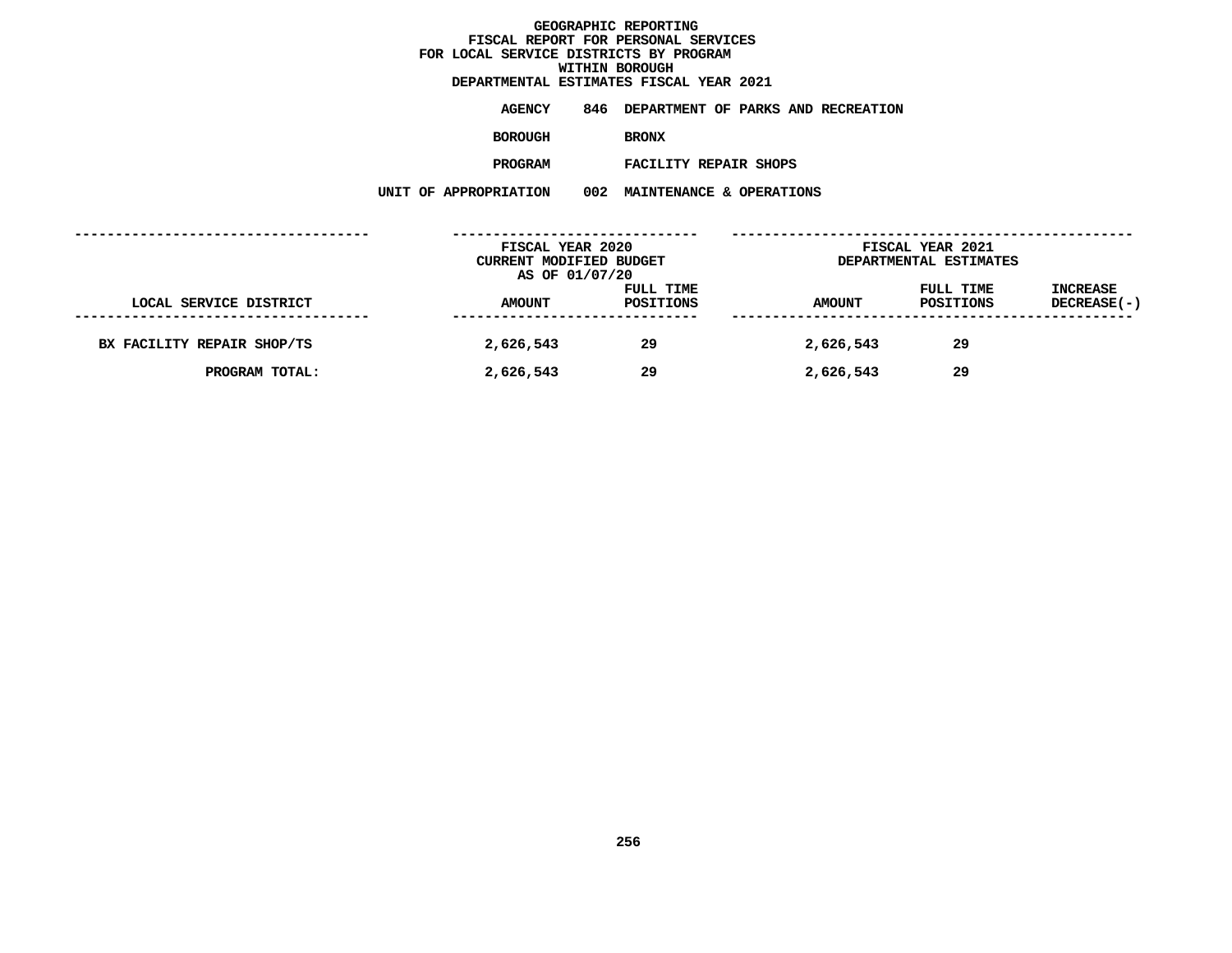# GEOGRAPHIC REPORTING
## FISCAL REPORT FOR PERSONAL SERVICES
## FOR LOCAL SERVICE DISTRICTS BY PROGRAM
## WITHIN BOROUGH
## DEPARTMENTAL ESTIMATES FISCAL YEAR 2021

**AGENCY** 846 DEPARTMENT OF PARKS AND RECREATION

**BOROUGH** BRONX

**PROGRAM** FACILITY REPAIR SHOPS

**UNIT OF APPROPRIATION** 002 MAINTENANCE & OPERATIONS

| | FISCAL YEAR 2020 CURRENT MODIFIED BUDGET AS OF 01/07/20 | | FISCAL YEAR 2021 DEPARTMENTAL ESTIMATES | | |
|---|---|---|---|---|---|
| LOCAL SERVICE DISTRICT | AMOUNT | FULL TIME POSITIONS | AMOUNT | FULL TIME POSITIONS | INCREASE DECREASE(-) |
| BX FACILITY REPAIR SHOP/TS | 2,626,543 | 29 | 2,626,543 | 29 | |
| PROGRAM TOTAL: | 2,626,543 | 29 | 2,626,543 | 29 | |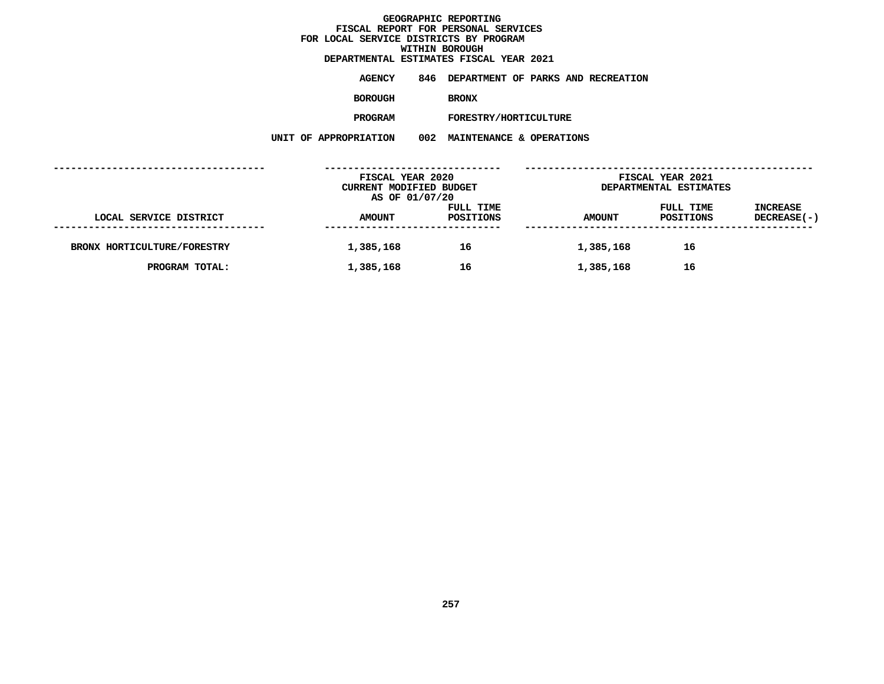# GEOGRAPHIC REPORTING
## FISCAL REPORT FOR PERSONAL SERVICES
## FOR LOCAL SERVICE DISTRICTS BY PROGRAM
## WITHIN BOROUGH
## DEPARTMENTAL ESTIMATES FISCAL YEAR 2021

**AGENCY** 846 DEPARTMENT OF PARKS AND RECREATION

**BOROUGH** BRONX

**PROGRAM** FORESTRY/HORTICULTURE

**UNIT OF APPROPRIATION** 002 MAINTENANCE & OPERATIONS

| | FISCAL YEAR 2020 CURRENT MODIFIED BUDGET AS OF 01/07/20 | | FISCAL YEAR 2021 DEPARTMENTAL ESTIMATES | | |
|---|---|---|---|---|---|
| LOCAL SERVICE DISTRICT | AMOUNT | FULL TIME POSITIONS | AMOUNT | FULL TIME POSITIONS | INCREASE DECREASE(-) |
| BRONX HORTICULTURE/FORESTRY | 1,385,168 | 16 | 1,385,168 | 16 | |
| PROGRAM TOTAL: | 1,385,168 | 16 | 1,385,168 | 16 | |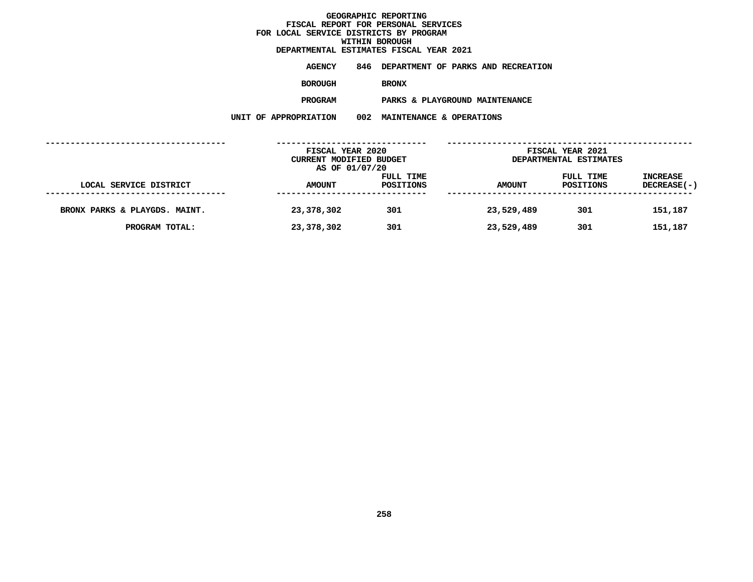# GEOGRAPHIC REPORTING
## FISCAL REPORT FOR PERSONAL SERVICES
## FOR LOCAL SERVICE DISTRICTS BY PROGRAM
## WITHIN BOROUGH
## DEPARTMENTAL ESTIMATES FISCAL YEAR 2021

**AGENCY** 846 DEPARTMENT OF PARKS AND RECREATION

**BOROUGH** BRONX

**PROGRAM** PARKS & PLAYGROUND MAINTENANCE

**UNIT OF APPROPRIATION** 002 MAINTENANCE & OPERATIONS

| | FISCAL YEAR 2020 CURRENT MODIFIED BUDGET AS OF 01/07/20 | | FISCAL YEAR 2021 DEPARTMENTAL ESTIMATES | | |
|---|---|---|---|---|---|
| LOCAL SERVICE DISTRICT | AMOUNT | FULL TIME POSITIONS | AMOUNT | FULL TIME POSITIONS | INCREASE DECREASE(-) |
| BRONX PARKS & PLAYGDS. MAINT. | 23,378,302 | 301 | 23,529,489 | 301 | 151,187 |
| PROGRAM TOTAL: | 23,378,302 | 301 | 23,529,489 | 301 | 151,187 |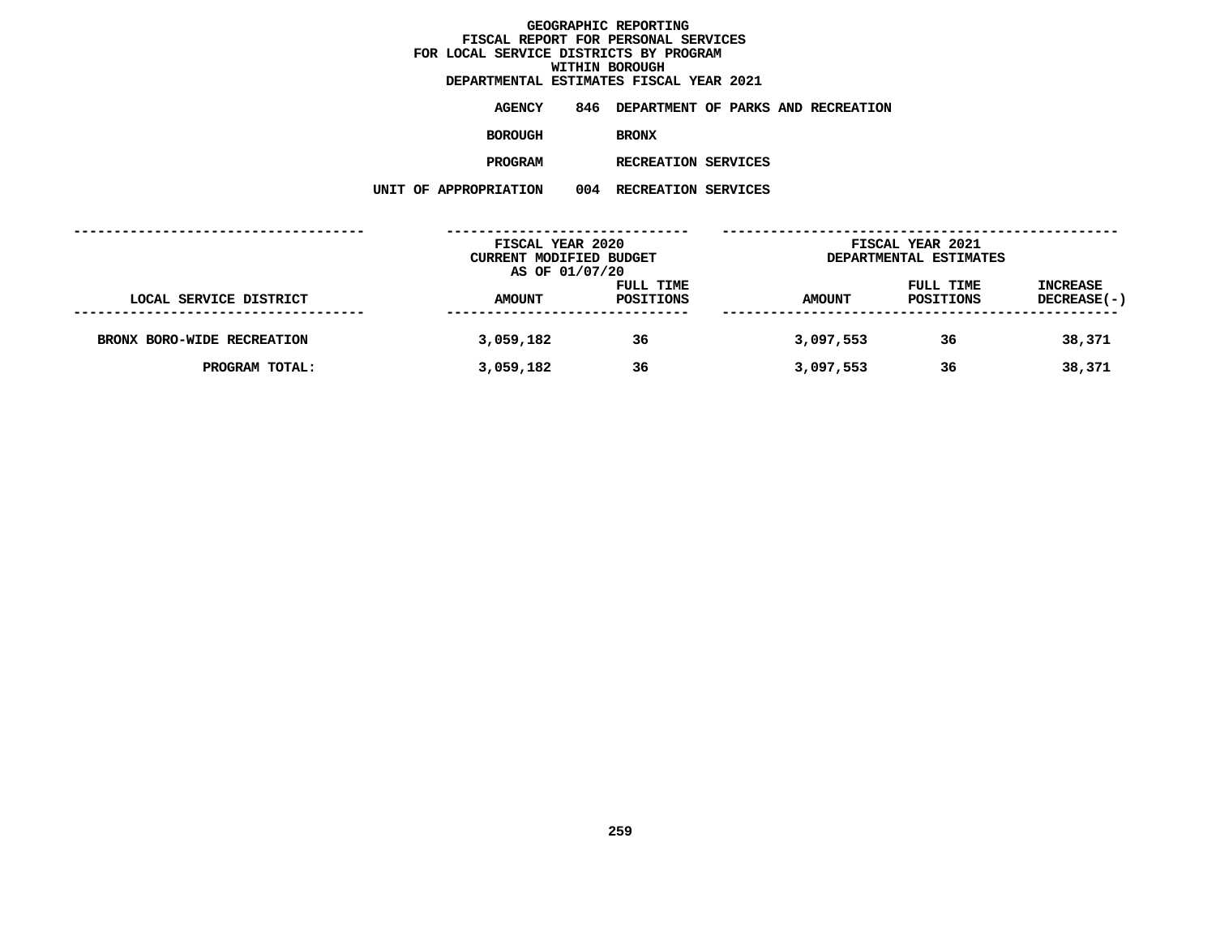# GEOGRAPHIC REPORTING
## FISCAL REPORT FOR PERSONAL SERVICES
## FOR LOCAL SERVICE DISTRICTS BY PROGRAM
## WITHIN BOROUGH
## DEPARTMENTAL ESTIMATES FISCAL YEAR 2021

**AGENCY** 846 DEPARTMENT OF PARKS AND RECREATION

**BOROUGH** BRONX

**PROGRAM** RECREATION SERVICES

**UNIT OF APPROPRIATION** 004 RECREATION SERVICES

| | FISCAL YEAR 2020 CURRENT MODIFIED BUDGET AS OF 01/07/20 | | FISCAL YEAR 2021 DEPARTMENTAL ESTIMATES | | |
|---|---|---|---|---|---|
| LOCAL SERVICE DISTRICT | AMOUNT | FULL TIME POSITIONS | AMOUNT | FULL TIME POSITIONS | INCREASE DECREASE(-) |
| BRONX BORO-WIDE RECREATION | 3,059,182 | 36 | 3,097,553 | 36 | 38,371 |
| PROGRAM TOTAL: | 3,059,182 | 36 | 3,097,553 | 36 | 38,371 |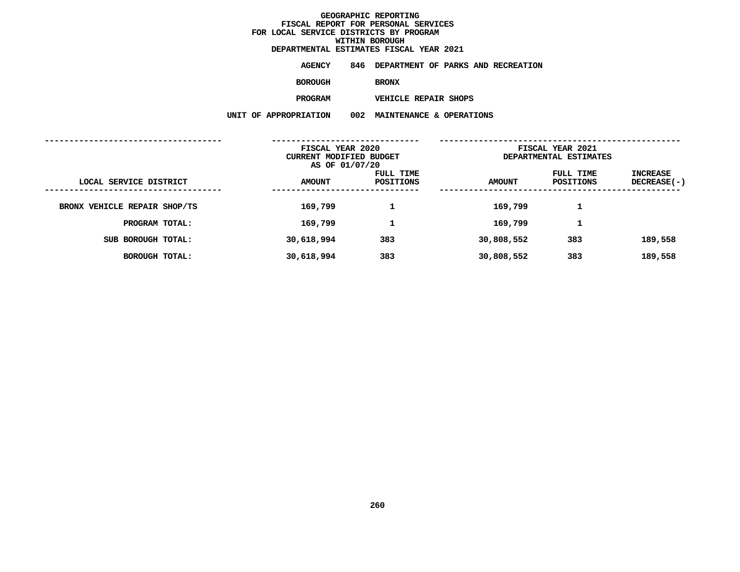**GEOGRAPHIC REPORTING**
**FISCAL REPORT FOR PERSONAL SERVICES**
**FOR LOCAL SERVICE DISTRICTS BY PROGRAM**
**WITHIN BOROUGH**
**DEPARTMENTAL ESTIMATES FISCAL YEAR 2021**

**AGENCY** 846 DEPARTMENT OF PARKS AND RECREATION

**BOROUGH** BRONX

**PROGRAM** VEHICLE REPAIR SHOPS

**UNIT OF APPROPRIATION** 002 MAINTENANCE & OPERATIONS

| LOCAL SERVICE DISTRICT | FISCAL YEAR 2020 CURRENT MODIFIED BUDGET AS OF 01/07/20 AMOUNT | FULL TIME POSITIONS | FISCAL YEAR 2021 DEPARTMENTAL ESTIMATES AMOUNT | FULL TIME POSITIONS | INCREASE DECREASE(-) |
|---|---|---|---|---|---|
| BRONX VEHICLE REPAIR SHOP/TS | 169,799 | 1 | 169,799 | 1 | |
| PROGRAM TOTAL: | 169,799 | 1 | 169,799 | 1 | |
| SUB BOROUGH TOTAL: | 30,618,994 | 383 | 30,808,552 | 383 | 189,558 |
| BOROUGH TOTAL: | 30,618,994 | 383 | 30,808,552 | 383 | 189,558 |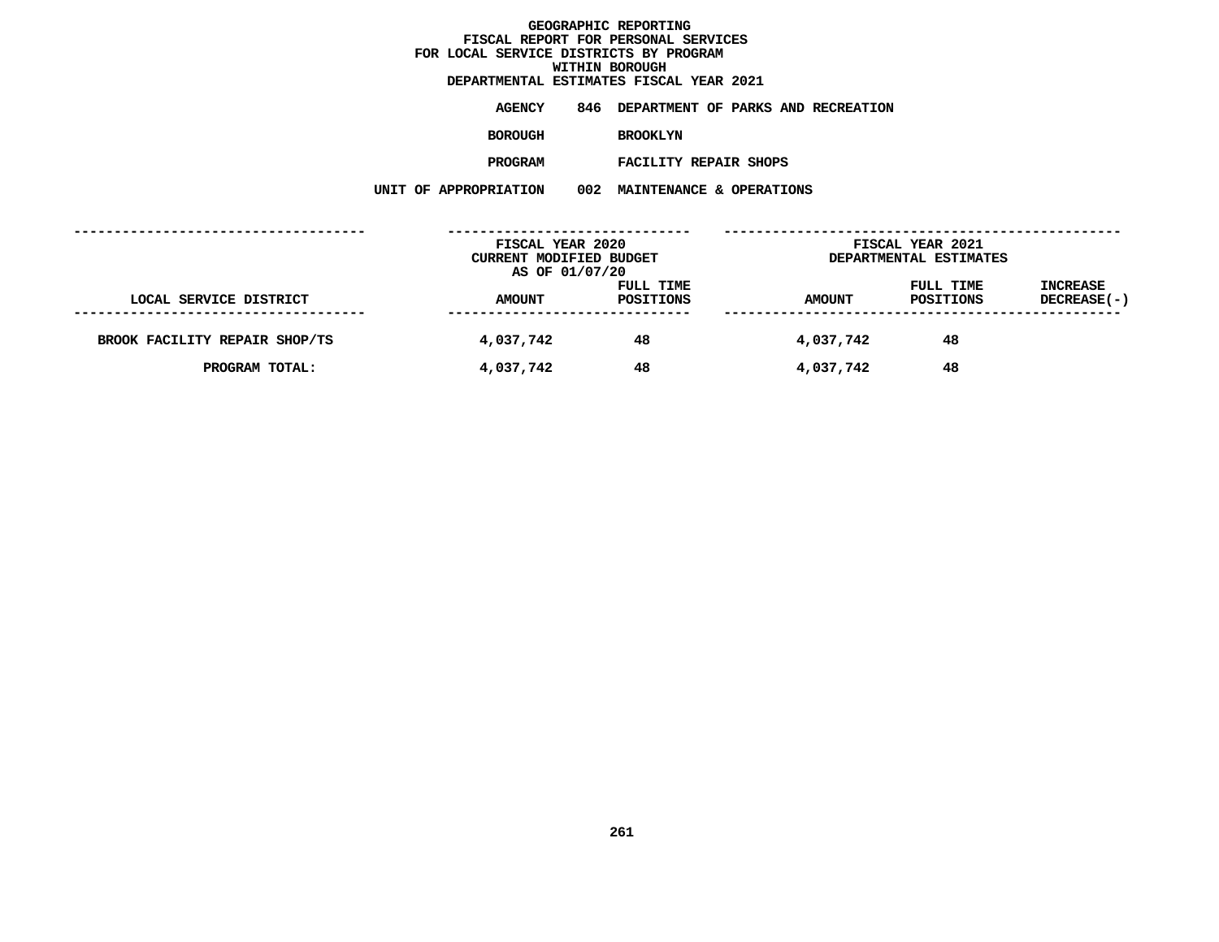GEOGRAPHIC REPORTING
FISCAL REPORT FOR PERSONAL SERVICES
FOR LOCAL SERVICE DISTRICTS BY PROGRAM
WITHIN BOROUGH
DEPARTMENTAL ESTIMATES FISCAL YEAR 2021

**AGENCY** 846 DEPARTMENT OF PARKS AND RECREATION

**BOROUGH** BROOKLYN

**PROGRAM** FACILITY REPAIR SHOPS

**UNIT OF APPROPRIATION** 002 MAINTENANCE & OPERATIONS

| LOCAL SERVICE DISTRICT | FISCAL YEAR 2020 CURRENT MODIFIED BUDGET AS OF 01/07/20 AMOUNT | FULL TIME POSITIONS | FISCAL YEAR 2021 DEPARTMENTAL ESTIMATES AMOUNT | FULL TIME POSITIONS | INCREASE DECREASE(-) |
|---|---|---|---|---|---|
| BROOK FACILITY REPAIR SHOP/TS | 4,037,742 | 48 | 4,037,742 | 48 | |
| PROGRAM TOTAL: | 4,037,742 | 48 | 4,037,742 | 48 | |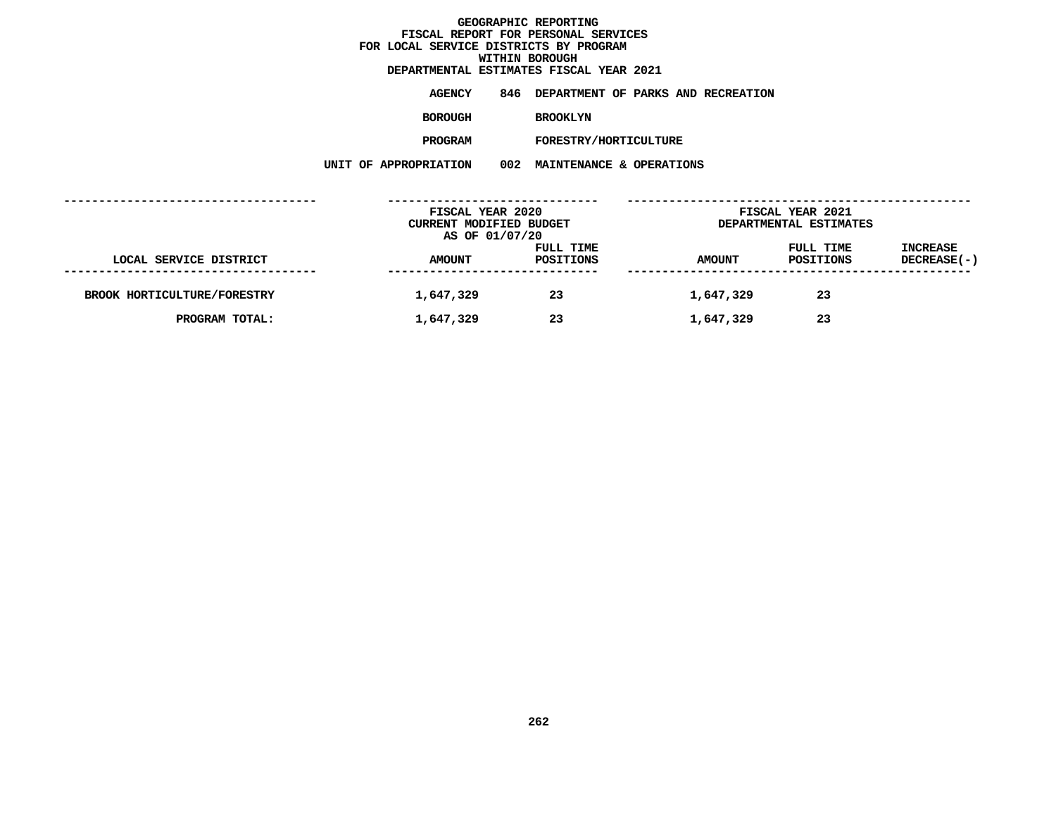# GEOGRAPHIC REPORTING
## FISCAL REPORT FOR PERSONAL SERVICES
## FOR LOCAL SERVICE DISTRICTS BY PROGRAM
## WITHIN BOROUGH
## DEPARTMENTAL ESTIMATES FISCAL YEAR 2021

**AGENCY** 846 DEPARTMENT OF PARKS AND RECREATION

**BOROUGH** BROOKLYN

**PROGRAM** FORESTRY/HORTICULTURE

**UNIT OF APPROPRIATION** 002 MAINTENANCE & OPERATIONS

| | FISCAL YEAR 2020 CURRENT MODIFIED BUDGET AS OF 01/07/20 | | FISCAL YEAR 2021 DEPARTMENTAL ESTIMATES | | |
|---|---|---|---|---|---|
| LOCAL SERVICE DISTRICT | AMOUNT | FULL TIME POSITIONS | AMOUNT | FULL TIME POSITIONS | INCREASE DECREASE(-) |
| BROOK HORTICULTURE/FORESTRY | 1,647,329 | 23 | 1,647,329 | 23 | |
| PROGRAM TOTAL: | 1,647,329 | 23 | 1,647,329 | 23 | |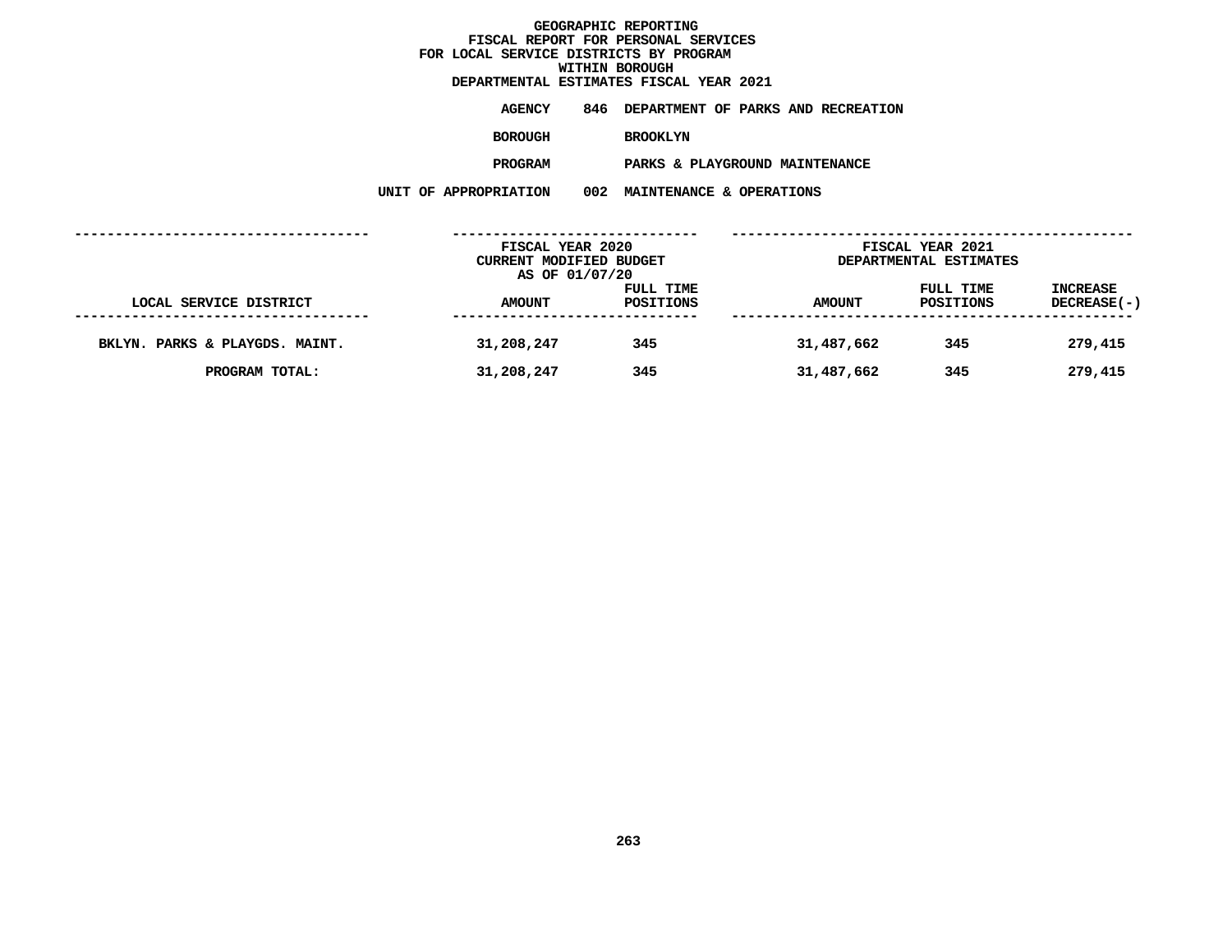# GEOGRAPHIC REPORTING
## FISCAL REPORT FOR PERSONAL SERVICES
## FOR LOCAL SERVICE DISTRICTS BY PROGRAM
## WITHIN BOROUGH
## DEPARTMENTAL ESTIMATES FISCAL YEAR 2021

**AGENCY** 846 DEPARTMENT OF PARKS AND RECREATION

**BOROUGH** BROOKLYN

**PROGRAM** PARKS & PLAYGROUND MAINTENANCE

**UNIT OF APPROPRIATION** 002 MAINTENANCE & OPERATIONS

| | FISCAL YEAR 2020 CURRENT MODIFIED BUDGET AS OF 01/07/20 | | FISCAL YEAR 2021 DEPARTMENTAL ESTIMATES | | |
|---|---|---|---|---|---|
| LOCAL SERVICE DISTRICT | AMOUNT | FULL TIME POSITIONS | AMOUNT | FULL TIME POSITIONS | INCREASE DECREASE(-) |
| BKLYN. PARKS & PLAYGDS. MAINT. | 31,208,247 | 345 | 31,487,662 | 345 | 279,415 |
| PROGRAM TOTAL: | 31,208,247 | 345 | 31,487,662 | 345 | 279,415 |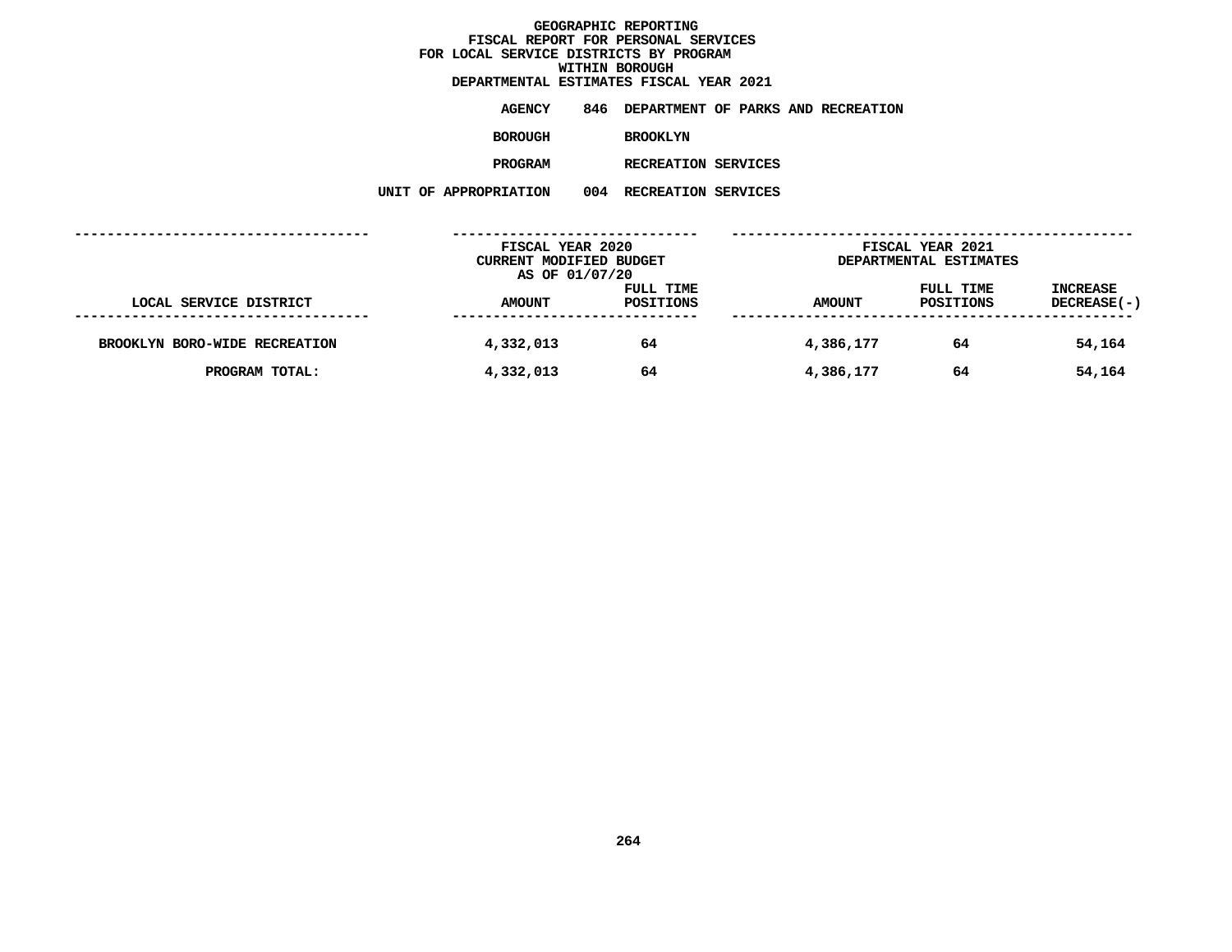# GEOGRAPHIC REPORTING
## FISCAL REPORT FOR PERSONAL SERVICES
## FOR LOCAL SERVICE DISTRICTS BY PROGRAM
## WITHIN BOROUGH
## DEPARTMENTAL ESTIMATES FISCAL YEAR 2021

**AGENCY** 846 DEPARTMENT OF PARKS AND RECREATION

**BOROUGH** BROOKLYN

**PROGRAM** RECREATION SERVICES

**UNIT OF APPROPRIATION** 004 RECREATION SERVICES

| | FISCAL YEAR 2020 CURRENT MODIFIED BUDGET AS OF 01/07/20 | | FISCAL YEAR 2021 DEPARTMENTAL ESTIMATES | | |
|---|---|---|---|---|---|
| LOCAL SERVICE DISTRICT | AMOUNT | FULL TIME POSITIONS | AMOUNT | FULL TIME POSITIONS | INCREASE DECREASE(-) |
| BROOKLYN BORO-WIDE RECREATION | 4,332,013 | 64 | 4,386,177 | 64 | 54,164 |
| PROGRAM TOTAL: | 4,332,013 | 64 | 4,386,177 | 64 | 54,164 |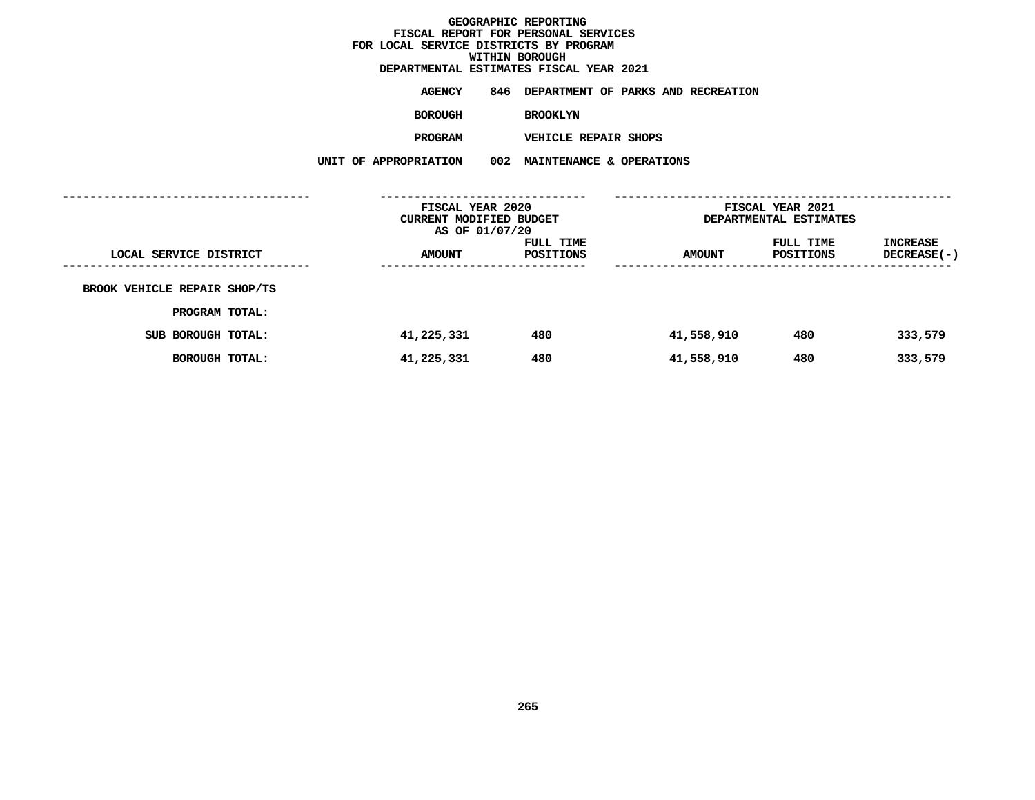# GEOGRAPHIC REPORTING
## FISCAL REPORT FOR PERSONAL SERVICES
## FOR LOCAL SERVICE DISTRICTS BY PROGRAM
## WITHIN BOROUGH
## DEPARTMENTAL ESTIMATES FISCAL YEAR 2021

**AGENCY** 846 DEPARTMENT OF PARKS AND RECREATION

**BOROUGH** BROOKLYN

**PROGRAM** VEHICLE REPAIR SHOPS

**UNIT OF APPROPRIATION** 002 MAINTENANCE & OPERATIONS

| | FISCAL YEAR 2020 CURRENT MODIFIED BUDGET AS OF 01/07/20 | | FISCAL YEAR 2021 DEPARTMENTAL ESTIMATES | | |
|---|---|---|---|---|---|
| LOCAL SERVICE DISTRICT | AMOUNT | FULL TIME POSITIONS | AMOUNT | FULL TIME POSITIONS | INCREASE DECREASE(-) |
| BROOK VEHICLE REPAIR SHOP/TS | | | | | |
| PROGRAM TOTAL: | | | | | |
| SUB BOROUGH TOTAL: | 41,225,331 | 480 | 41,558,910 | 480 | 333,579 |
| BOROUGH TOTAL: | 41,225,331 | 480 | 41,558,910 | 480 | 333,579 |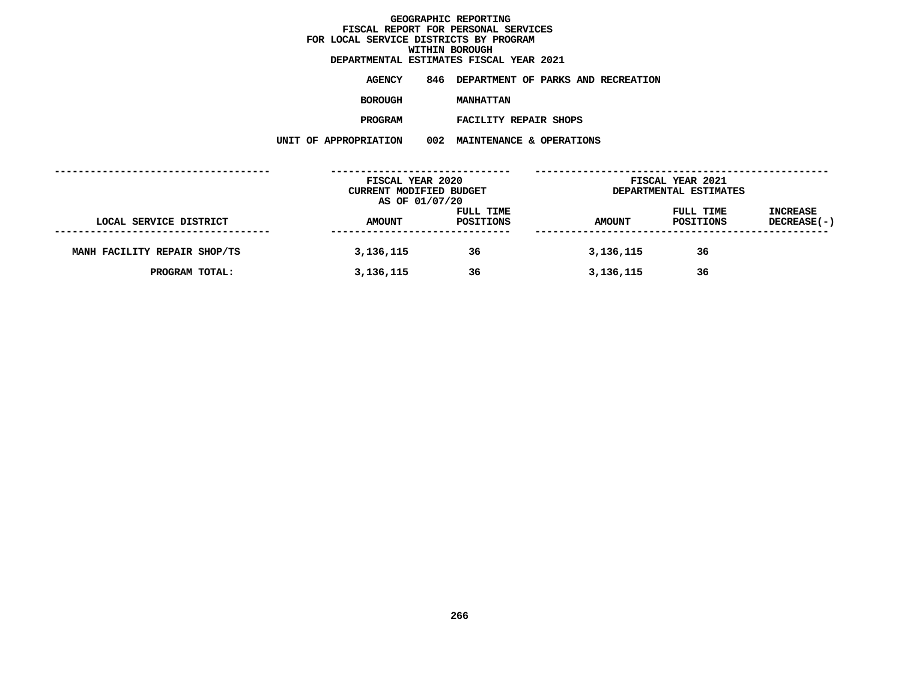# GEOGRAPHIC REPORTING
## FISCAL REPORT FOR PERSONAL SERVICES
## FOR LOCAL SERVICE DISTRICTS BY PROGRAM
## WITHIN BOROUGH
## DEPARTMENTAL ESTIMATES FISCAL YEAR 2021

**AGENCY** 846 DEPARTMENT OF PARKS AND RECREATION

**BOROUGH** MANHATTAN

**PROGRAM** FACILITY REPAIR SHOPS

**UNIT OF APPROPRIATION** 002 MAINTENANCE & OPERATIONS

| | FISCAL YEAR 2020 CURRENT MODIFIED BUDGET AS OF 01/07/20 | | FISCAL YEAR 2021 DEPARTMENTAL ESTIMATES | | |
|---|---|---|---|---|---|
| LOCAL SERVICE DISTRICT | AMOUNT | FULL TIME POSITIONS | AMOUNT | FULL TIME POSITIONS | INCREASE DECREASE(-) |
| MANH FACILITY REPAIR SHOP/TS | 3,136,115 | 36 | 3,136,115 | 36 | |
| PROGRAM TOTAL: | 3,136,115 | 36 | 3,136,115 | 36 | |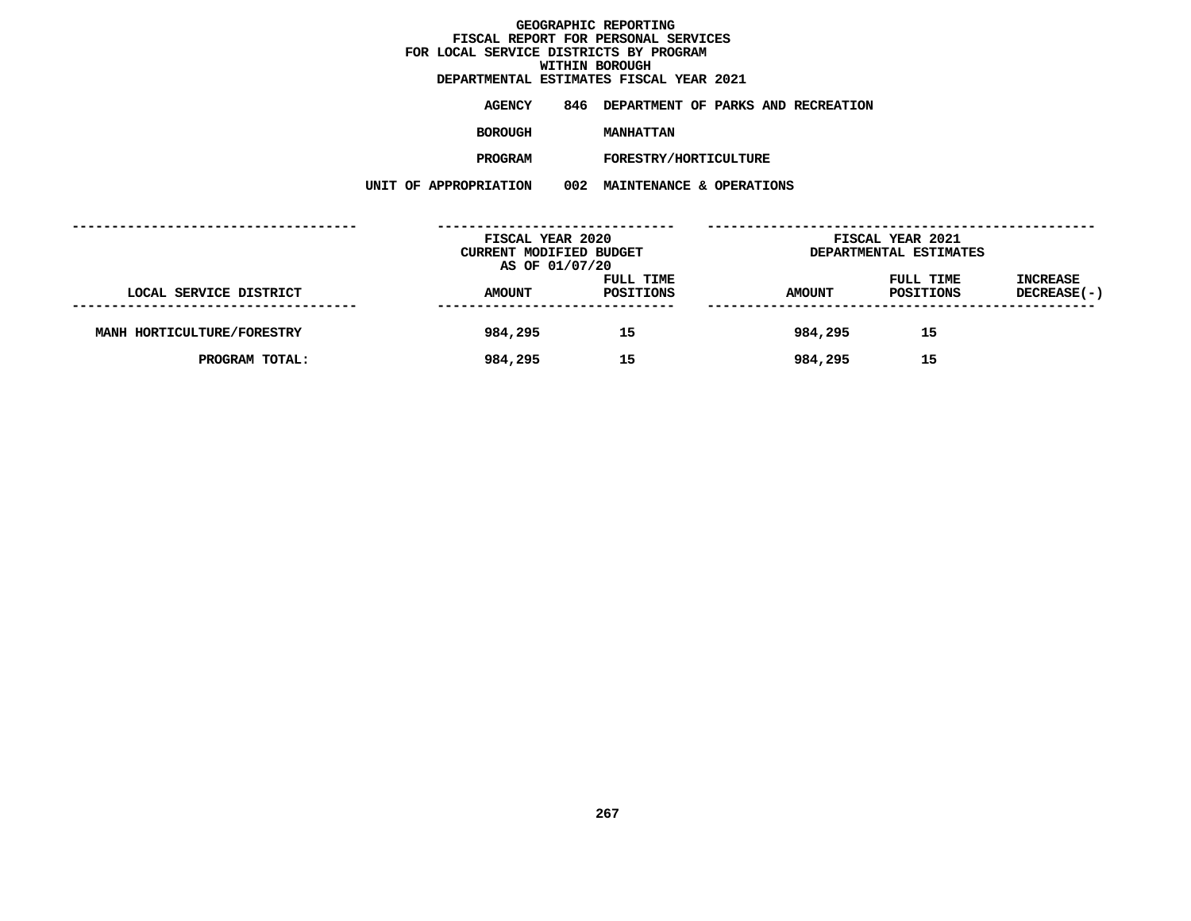# GEOGRAPHIC REPORTING
## FISCAL REPORT FOR PERSONAL SERVICES
## FOR LOCAL SERVICE DISTRICTS BY PROGRAM
## WITHIN BOROUGH
## DEPARTMENTAL ESTIMATES FISCAL YEAR 2021

**AGENCY** 846 DEPARTMENT OF PARKS AND RECREATION

**BOROUGH** MANHATTAN

**PROGRAM** FORESTRY/HORTICULTURE

**UNIT OF APPROPRIATION** 002 MAINTENANCE & OPERATIONS

| LOCAL SERVICE DISTRICT | FISCAL YEAR 2020 CURRENT MODIFIED BUDGET AS OF 01/07/20 AMOUNT | FULL TIME POSITIONS | FISCAL YEAR 2021 DEPARTMENTAL ESTIMATES AMOUNT | FULL TIME POSITIONS | INCREASE DECREASE(-) |
|---|---|---|---|---|---|
| MANH HORTICULTURE/FORESTRY | 984,295 | 15 | 984,295 | 15 | |
| PROGRAM TOTAL: | 984,295 | 15 | 984,295 | 15 | |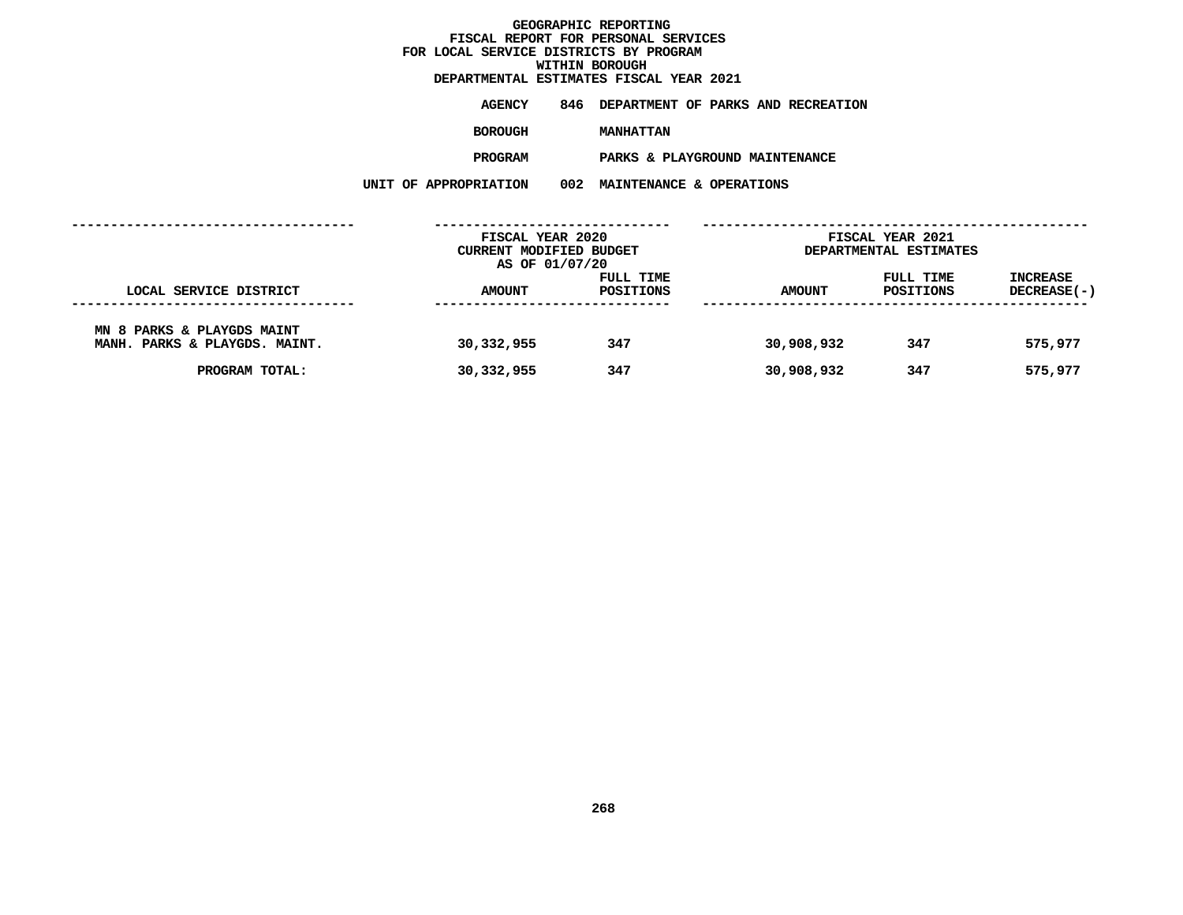# GEOGRAPHIC REPORTING
## FISCAL REPORT FOR PERSONAL SERVICES
## FOR LOCAL SERVICE DISTRICTS BY PROGRAM
## WITHIN BOROUGH
## DEPARTMENTAL ESTIMATES FISCAL YEAR 2021

**AGENCY** 846 DEPARTMENT OF PARKS AND RECREATION

**BOROUGH** MANHATTAN

**PROGRAM** PARKS & PLAYGROUND MAINTENANCE

**UNIT OF APPROPRIATION** 002 MAINTENANCE & OPERATIONS

| LOCAL SERVICE DISTRICT | FISCAL YEAR 2020 CURRENT MODIFIED BUDGET AS OF 01/07/20 AMOUNT | FULL TIME POSITIONS | FISCAL YEAR 2021 DEPARTMENTAL ESTIMATES AMOUNT | FULL TIME POSITIONS | INCREASE DECREASE(-) |
|---|---|---|---|---|---|
| MN 8 PARKS & PLAYGDS MAINT | | | | | |
| MANH. PARKS & PLAYGDS. MAINT. | 30,332,955 | 347 | 30,908,932 | 347 | 575,977 |
| PROGRAM TOTAL: | 30,332,955 | 347 | 30,908,932 | 347 | 575,977 |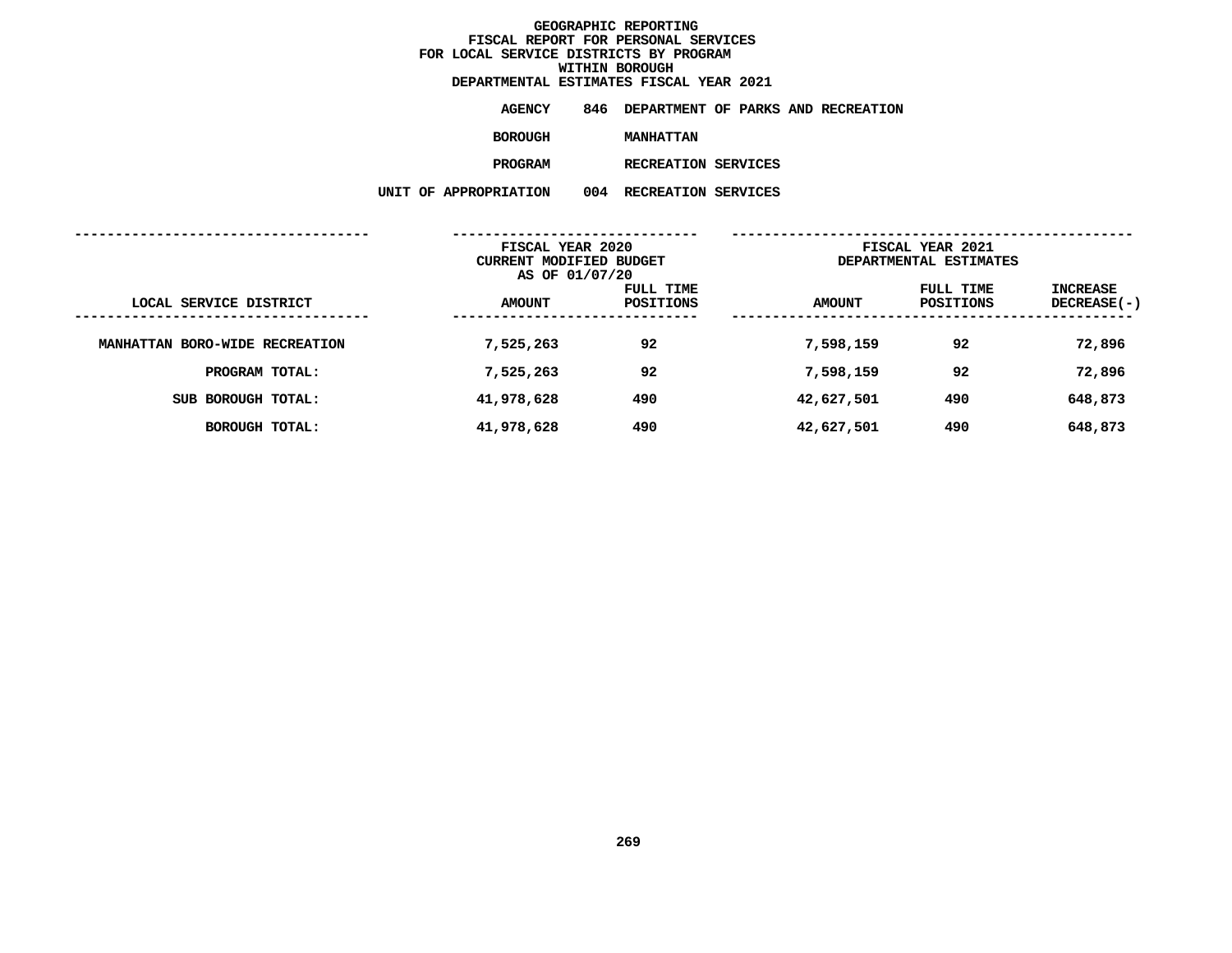# GEOGRAPHIC REPORTING
## FISCAL REPORT FOR PERSONAL SERVICES
## FOR LOCAL SERVICE DISTRICTS BY PROGRAM
## WITHIN BOROUGH
## DEPARTMENTAL ESTIMATES FISCAL YEAR 2021

**AGENCY** 846 DEPARTMENT OF PARKS AND RECREATION

**BOROUGH** MANHATTAN

**PROGRAM** RECREATION SERVICES

**UNIT OF APPROPRIATION** 004 RECREATION SERVICES

| | FISCAL YEAR 2020 CURRENT MODIFIED BUDGET AS OF 01/07/20 | | FISCAL YEAR 2021 DEPARTMENTAL ESTIMATES | | |
|---|---|---|---|---|---|
| LOCAL SERVICE DISTRICT | AMOUNT | FULL TIME POSITIONS | AMOUNT | FULL TIME POSITIONS | INCREASE DECREASE(-) |
| MANHATTAN BORO-WIDE RECREATION | 7,525,263 | 92 | 7,598,159 | 92 | 72,896 |
| PROGRAM TOTAL: | 7,525,263 | 92 | 7,598,159 | 92 | 72,896 |
| SUB BOROUGH TOTAL: | 41,978,628 | 490 | 42,627,501 | 490 | 648,873 |
| BOROUGH TOTAL: | 41,978,628 | 490 | 42,627,501 | 490 | 648,873 |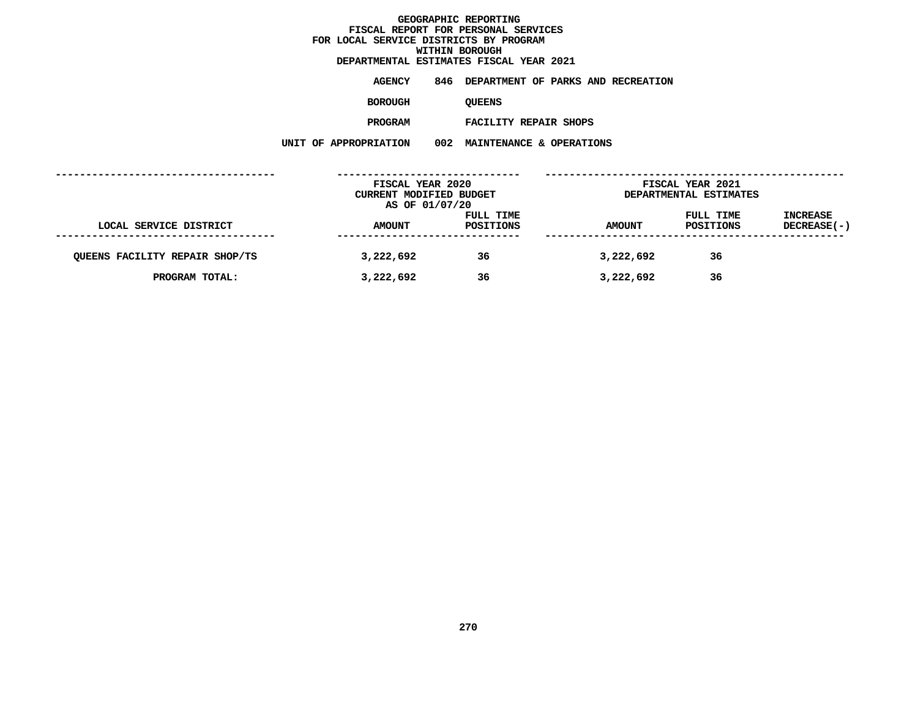# GEOGRAPHIC REPORTING
## FISCAL REPORT FOR PERSONAL SERVICES
## FOR LOCAL SERVICE DISTRICTS BY PROGRAM
## WITHIN BOROUGH
## DEPARTMENTAL ESTIMATES FISCAL YEAR 2021

**AGENCY** 846 DEPARTMENT OF PARKS AND RECREATION

**BOROUGH** QUEENS

**PROGRAM** FACILITY REPAIR SHOPS

**UNIT OF APPROPRIATION** 002 MAINTENANCE & OPERATIONS

| | FISCAL YEAR 2020 CURRENT MODIFIED BUDGET AS OF 01/07/20 | | FISCAL YEAR 2021 DEPARTMENTAL ESTIMATES | | |
|---|---|---|---|---|---|
| LOCAL SERVICE DISTRICT | AMOUNT | FULL TIME POSITIONS | AMOUNT | FULL TIME POSITIONS | INCREASE DECREASE(-) |
| QUEENS FACILITY REPAIR SHOP/TS | 3,222,692 | 36 | 3,222,692 | 36 | |
| PROGRAM TOTAL: | 3,222,692 | 36 | 3,222,692 | 36 | |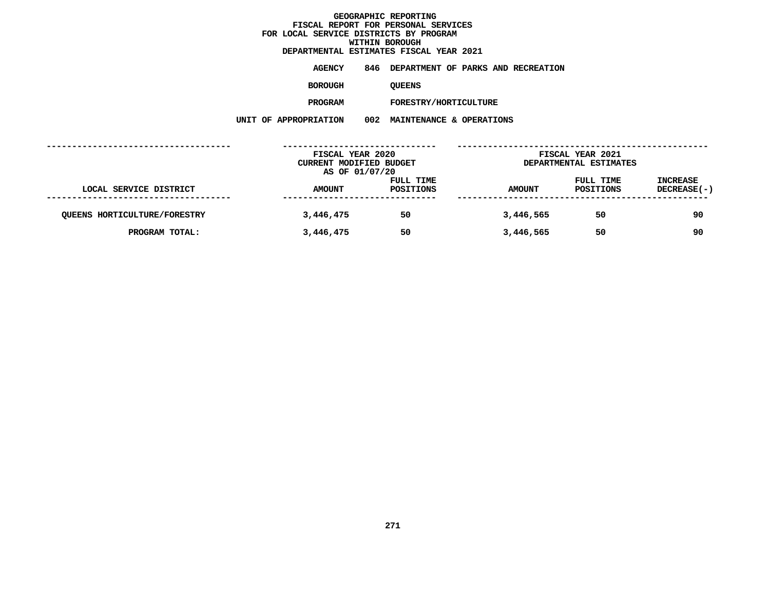# GEOGRAPHIC REPORTING
## FISCAL REPORT FOR PERSONAL SERVICES
## FOR LOCAL SERVICE DISTRICTS BY PROGRAM
## WITHIN BOROUGH
## DEPARTMENTAL ESTIMATES FISCAL YEAR 2021

**AGENCY** 846 DEPARTMENT OF PARKS AND RECREATION

**BOROUGH** QUEENS

**PROGRAM** FORESTRY/HORTICULTURE

**UNIT OF APPROPRIATION** 002 MAINTENANCE & OPERATIONS

| | FISCAL YEAR 2020 CURRENT MODIFIED BUDGET AS OF 01/07/20 | | FISCAL YEAR 2021 DEPARTMENTAL ESTIMATES | | |
|---|---|---|---|---|---|
| LOCAL SERVICE DISTRICT | AMOUNT | FULL TIME POSITIONS | AMOUNT | FULL TIME POSITIONS | INCREASE DECREASE(-) |
| QUEENS HORTICULTURE/FORESTRY | 3,446,475 | 50 | 3,446,565 | 50 | 90 |
| PROGRAM TOTAL: | 3,446,475 | 50 | 3,446,565 | 50 | 90 |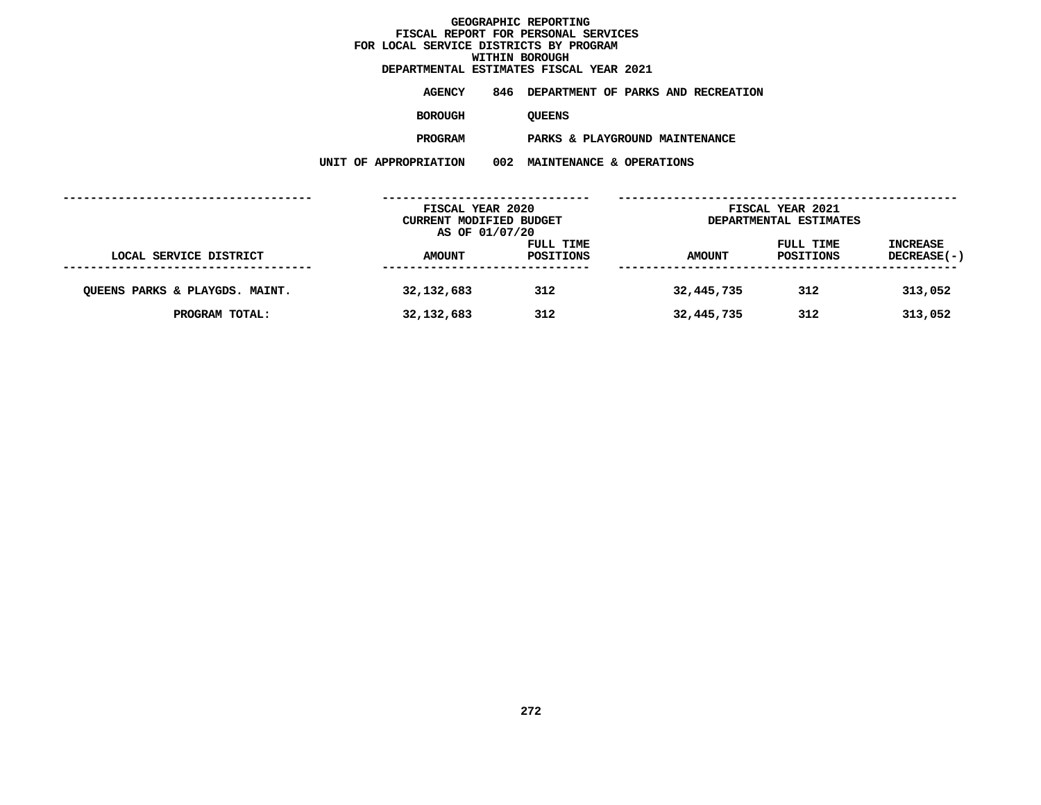# GEOGRAPHIC REPORTING
## FISCAL REPORT FOR PERSONAL SERVICES
## FOR LOCAL SERVICE DISTRICTS BY PROGRAM
## WITHIN BOROUGH
## DEPARTMENTAL ESTIMATES FISCAL YEAR 2021

**AGENCY** 846 DEPARTMENT OF PARKS AND RECREATION

**BOROUGH** QUEENS

**PROGRAM** PARKS & PLAYGROUND MAINTENANCE

**UNIT OF APPROPRIATION** 002 MAINTENANCE & OPERATIONS

| LOCAL SERVICE DISTRICT | FISCAL YEAR 2020 CURRENT MODIFIED BUDGET AS OF 01/07/20 AMOUNT | FULL TIME POSITIONS | FISCAL YEAR 2021 DEPARTMENTAL ESTIMATES AMOUNT | FULL TIME POSITIONS | INCREASE DECREASE(-) |
|---|---|---|---|---|---|
| QUEENS PARKS & PLAYGDS. MAINT. | 32,132,683 | 312 | 32,445,735 | 312 | 313,052 |
| PROGRAM TOTAL: | 32,132,683 | 312 | 32,445,735 | 312 | 313,052 |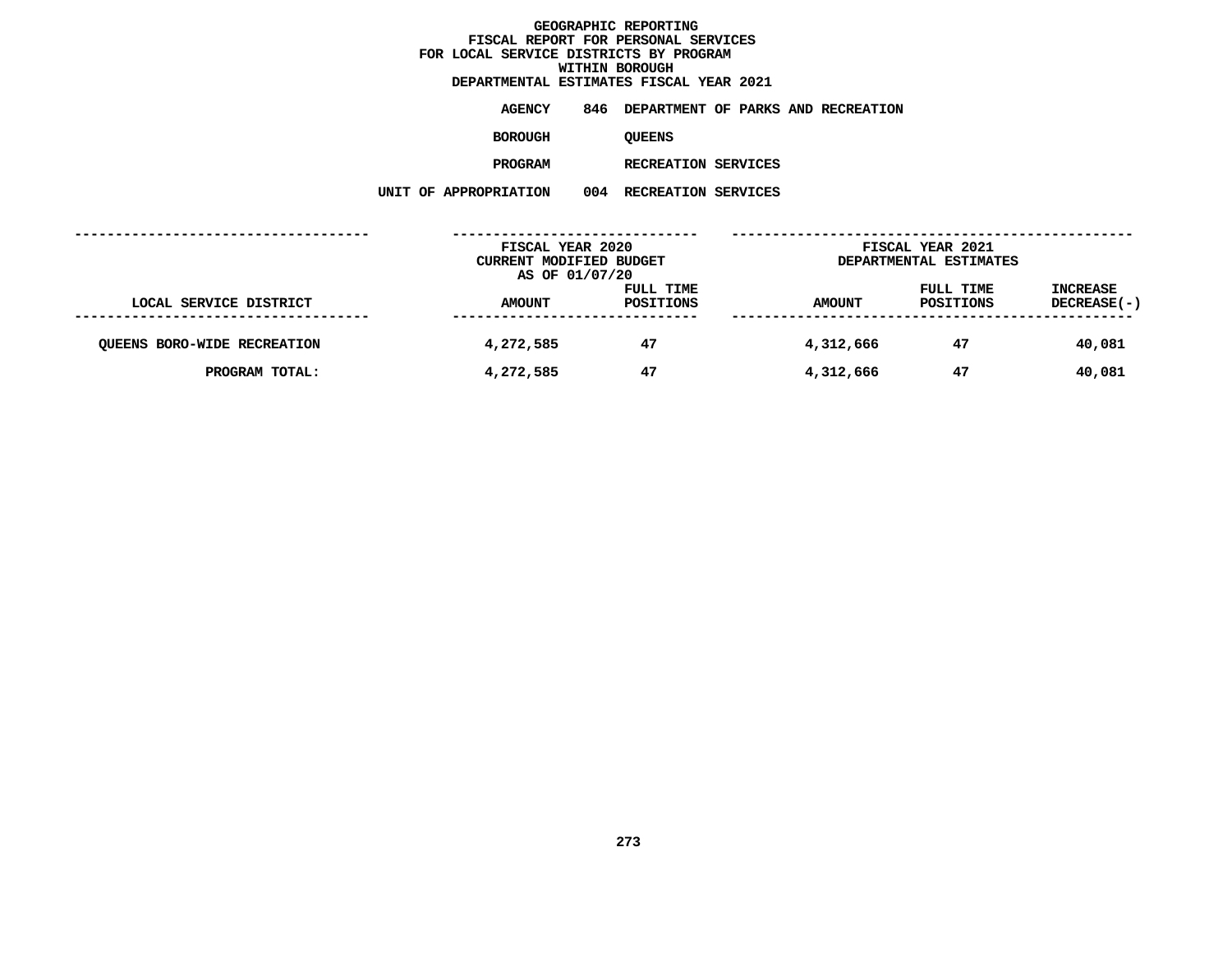# GEOGRAPHIC REPORTING
## FISCAL REPORT FOR PERSONAL SERVICES
## FOR LOCAL SERVICE DISTRICTS BY PROGRAM
## WITHIN BOROUGH
## DEPARTMENTAL ESTIMATES FISCAL YEAR 2021

**AGENCY** 846 DEPARTMENT OF PARKS AND RECREATION

**BOROUGH** QUEENS

**PROGRAM** RECREATION SERVICES

**UNIT OF APPROPRIATION** 004 RECREATION SERVICES

| LOCAL SERVICE DISTRICT | FISCAL YEAR 2020 CURRENT MODIFIED BUDGET AS OF 01/07/20 AMOUNT | FULL TIME POSITIONS | FISCAL YEAR 2021 DEPARTMENTAL ESTIMATES AMOUNT | FULL TIME POSITIONS | INCREASE DECREASE(-) |
|---|---|---|---|---|---|
| QUEENS BORO-WIDE RECREATION | 4,272,585 | 47 | 4,312,666 | 47 | 40,081 |
| PROGRAM TOTAL: | 4,272,585 | 47 | 4,312,666 | 47 | 40,081 |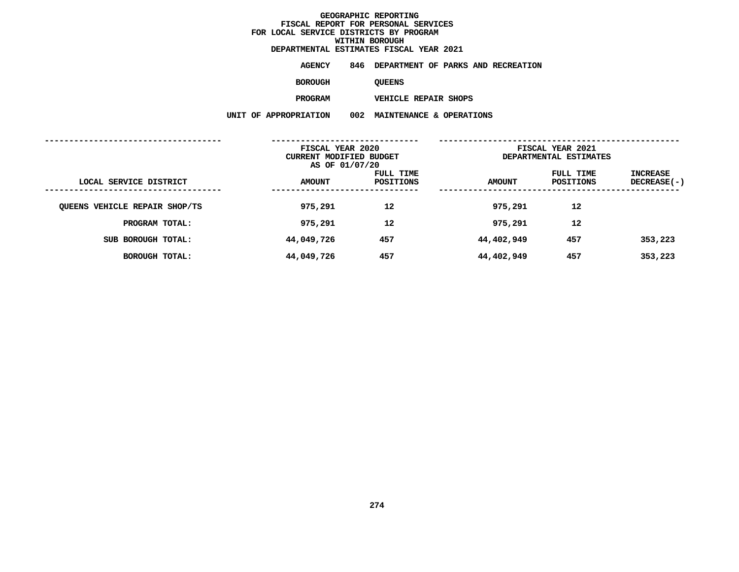# GEOGRAPHIC REPORTING
## FISCAL REPORT FOR PERSONAL SERVICES
## FOR LOCAL SERVICE DISTRICTS BY PROGRAM
## WITHIN BOROUGH
## DEPARTMENTAL ESTIMATES FISCAL YEAR 2021

**AGENCY** 846 DEPARTMENT OF PARKS AND RECREATION

**BOROUGH** QUEENS

**PROGRAM** VEHICLE REPAIR SHOPS

**UNIT OF APPROPRIATION** 002 MAINTENANCE & OPERATIONS

| | FISCAL YEAR 2020 CURRENT MODIFIED BUDGET AS OF 01/07/20 | | FISCAL YEAR 2021 DEPARTMENTAL ESTIMATES | | |
|---|---|---|---|---|---|
| LOCAL SERVICE DISTRICT | AMOUNT | FULL TIME POSITIONS | AMOUNT | FULL TIME POSITIONS | INCREASE DECREASE(-) |
| QUEENS VEHICLE REPAIR SHOP/TS | 975,291 | 12 | 975,291 | 12 | |
| PROGRAM TOTAL: | 975,291 | 12 | 975,291 | 12 | |
| SUB BOROUGH TOTAL: | 44,049,726 | 457 | 44,402,949 | 457 | 353,223 |
| BOROUGH TOTAL: | 44,049,726 | 457 | 44,402,949 | 457 | 353,223 |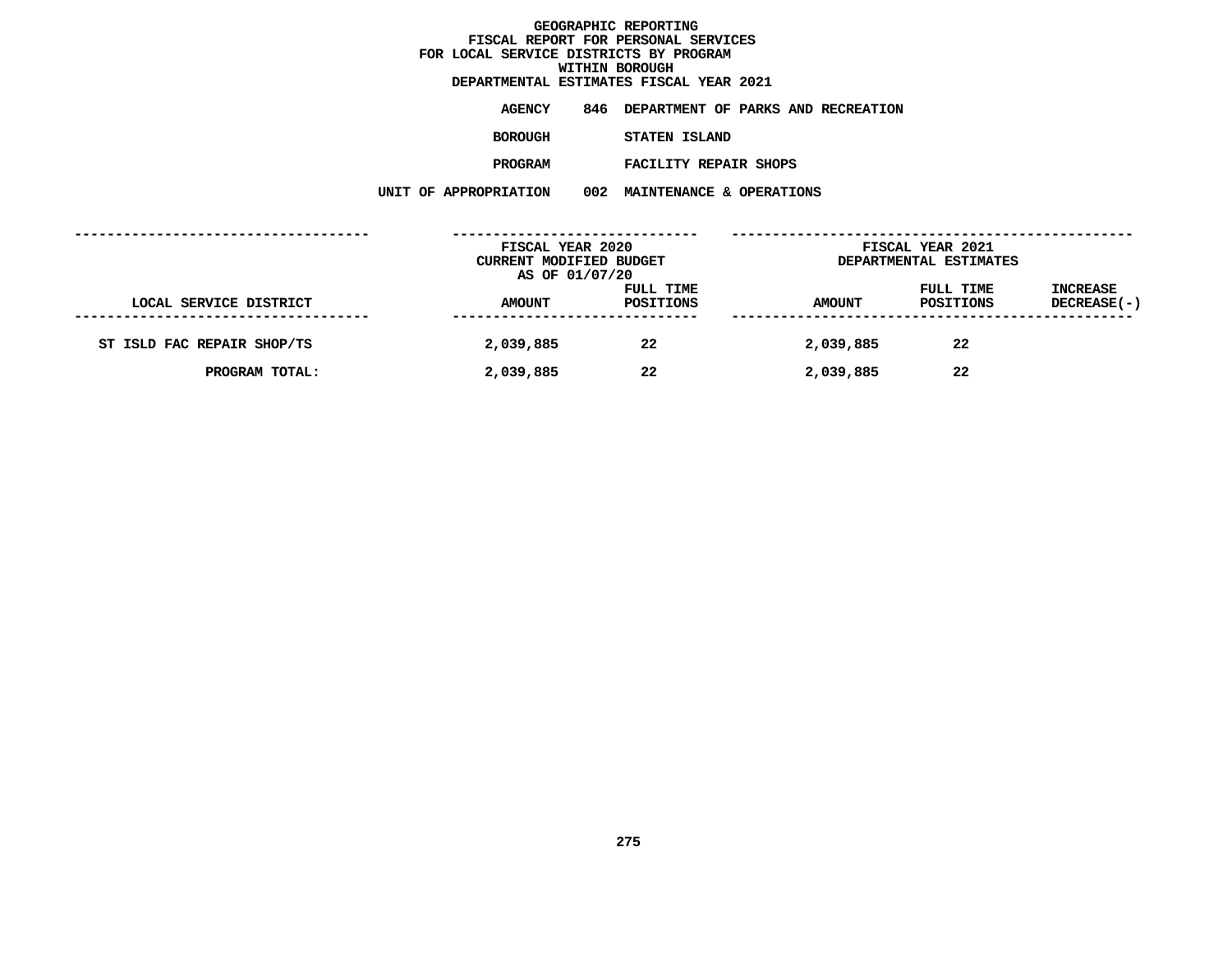# GEOGRAPHIC REPORTING
## FISCAL REPORT FOR PERSONAL SERVICES
## FOR LOCAL SERVICE DISTRICTS BY PROGRAM
## WITHIN BOROUGH
## DEPARTMENTAL ESTIMATES FISCAL YEAR 2021

**AGENCY** 846 DEPARTMENT OF PARKS AND RECREATION

**BOROUGH** STATEN ISLAND

**PROGRAM** FACILITY REPAIR SHOPS

**UNIT OF APPROPRIATION** 002 MAINTENANCE & OPERATIONS

| | FISCAL YEAR 2020 CURRENT MODIFIED BUDGET AS OF 01/07/20 | | FISCAL YEAR 2021 DEPARTMENTAL ESTIMATES | | |
|---|---|---|---|---|---|
| LOCAL SERVICE DISTRICT | AMOUNT | FULL TIME POSITIONS | AMOUNT | FULL TIME POSITIONS | INCREASE DECREASE(-) |
| ST ISLD FAC REPAIR SHOP/TS | 2,039,885 | 22 | 2,039,885 | 22 | |
| PROGRAM TOTAL: | 2,039,885 | 22 | 2,039,885 | 22 | |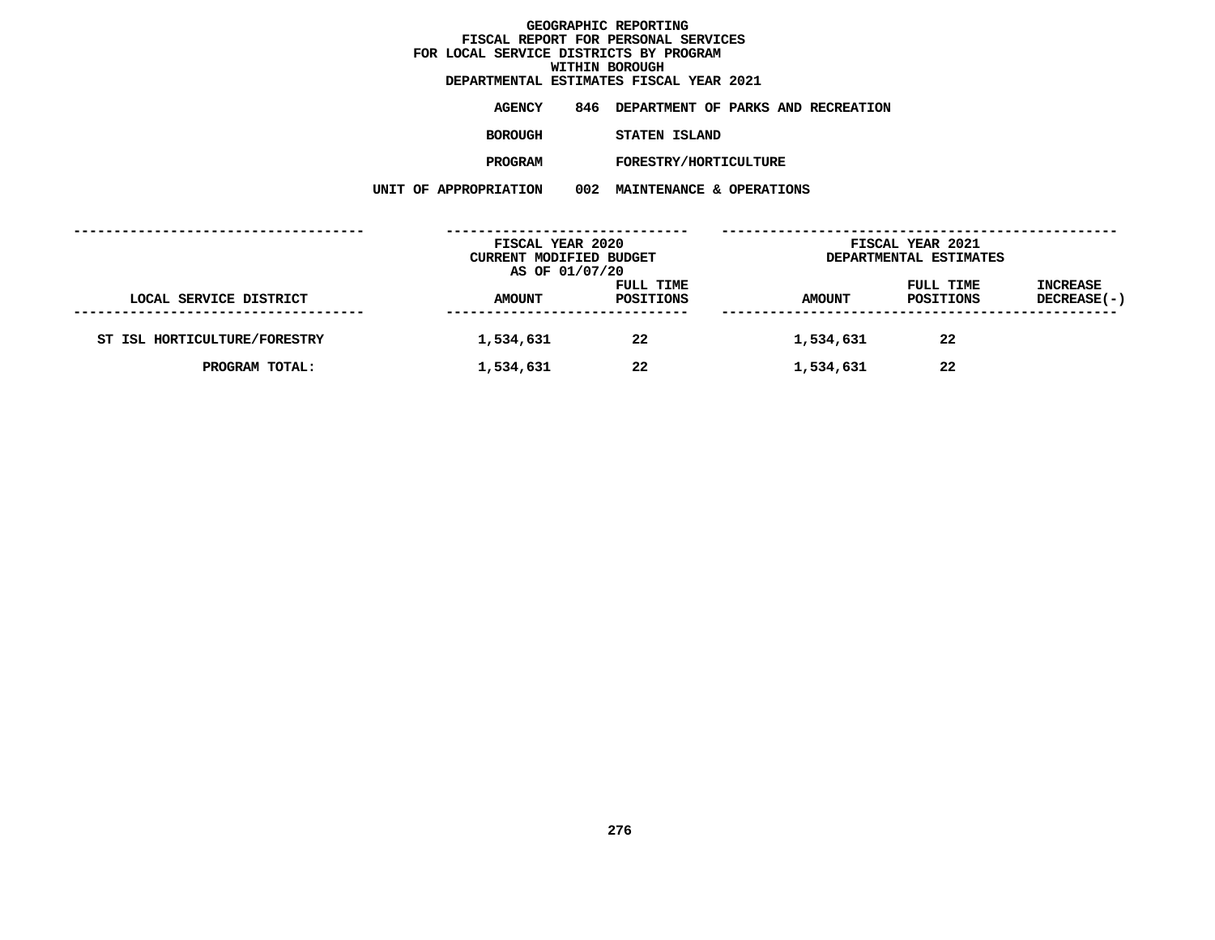# GEOGRAPHIC REPORTING
## FISCAL REPORT FOR PERSONAL SERVICES
## FOR LOCAL SERVICE DISTRICTS BY PROGRAM
## WITHIN BOROUGH
## DEPARTMENTAL ESTIMATES FISCAL YEAR 2021

**AGENCY** 846 DEPARTMENT OF PARKS AND RECREATION

**BOROUGH** STATEN ISLAND

**PROGRAM** FORESTRY/HORTICULTURE

**UNIT OF APPROPRIATION** 002 MAINTENANCE & OPERATIONS

| LOCAL SERVICE DISTRICT | FISCAL YEAR 2020 CURRENT MODIFIED BUDGET AS OF 01/07/20 | | FISCAL YEAR 2021 DEPARTMENTAL ESTIMATES | | |
|---|---|---|---|---|---|
| | AMOUNT | FULL TIME POSITIONS | AMOUNT | FULL TIME POSITIONS | INCREASE DECREASE(-) |
| ST ISL HORTICULTURE/FORESTRY | 1,534,631 | 22 | 1,534,631 | 22 | |
| PROGRAM TOTAL: | 1,534,631 | 22 | 1,534,631 | 22 | |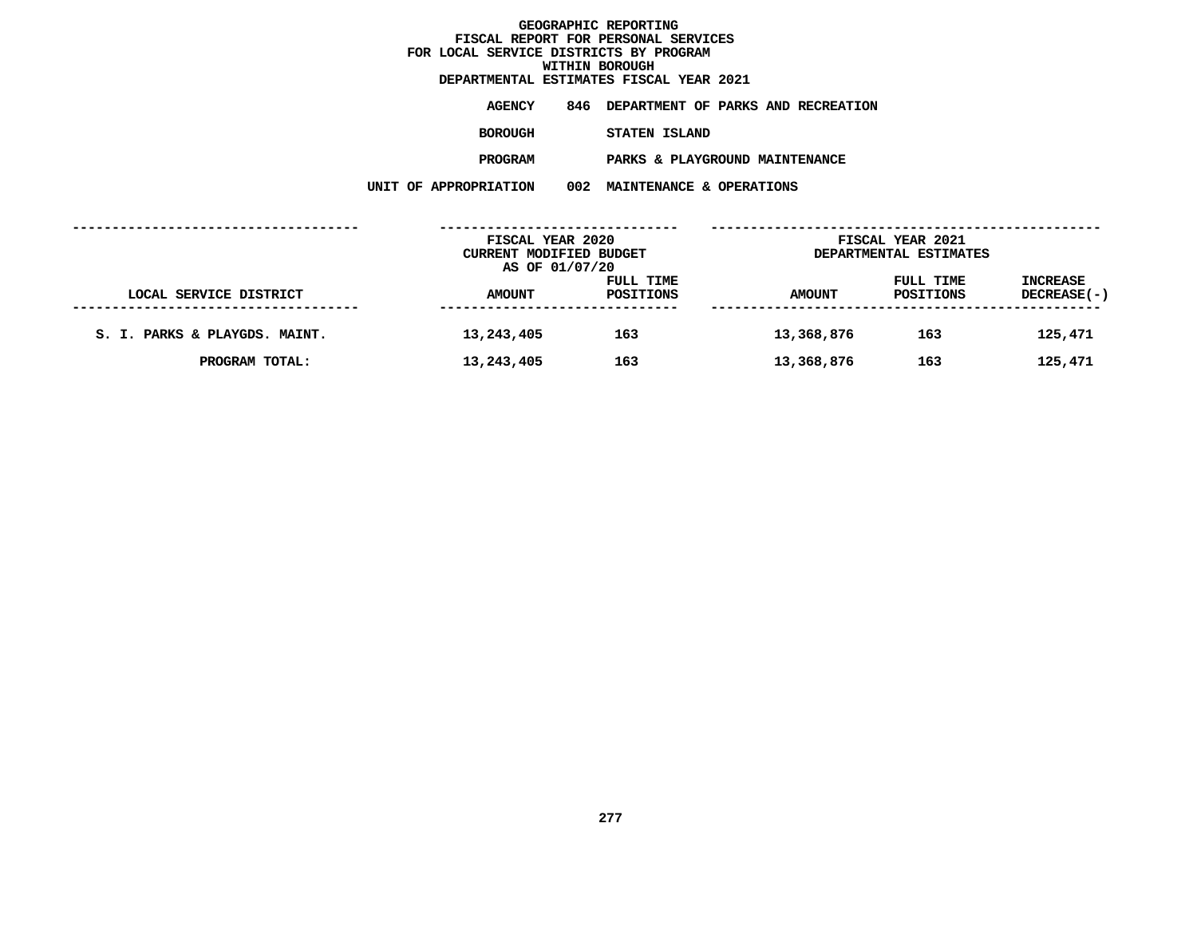# GEOGRAPHIC REPORTING
## FISCAL REPORT FOR PERSONAL SERVICES
## FOR LOCAL SERVICE DISTRICTS BY PROGRAM
## WITHIN BOROUGH
## DEPARTMENTAL ESTIMATES FISCAL YEAR 2021

**AGENCY** 846 DEPARTMENT OF PARKS AND RECREATION

**BOROUGH** STATEN ISLAND

**PROGRAM** PARKS & PLAYGROUND MAINTENANCE

**UNIT OF APPROPRIATION** 002 MAINTENANCE & OPERATIONS

| LOCAL SERVICE DISTRICT | FISCAL YEAR 2020 CURRENT MODIFIED BUDGET AS OF 01/07/20 AMOUNT | FULL TIME POSITIONS | FISCAL YEAR 2021 DEPARTMENTAL ESTIMATES AMOUNT | FULL TIME POSITIONS | INCREASE DECREASE(-) |
|---|---|---|---|---|---|
| S. I. PARKS & PLAYGDS. MAINT. | 13,243,405 | 163 | 13,368,876 | 163 | 125,471 |
| PROGRAM TOTAL: | 13,243,405 | 163 | 13,368,876 | 163 | 125,471 |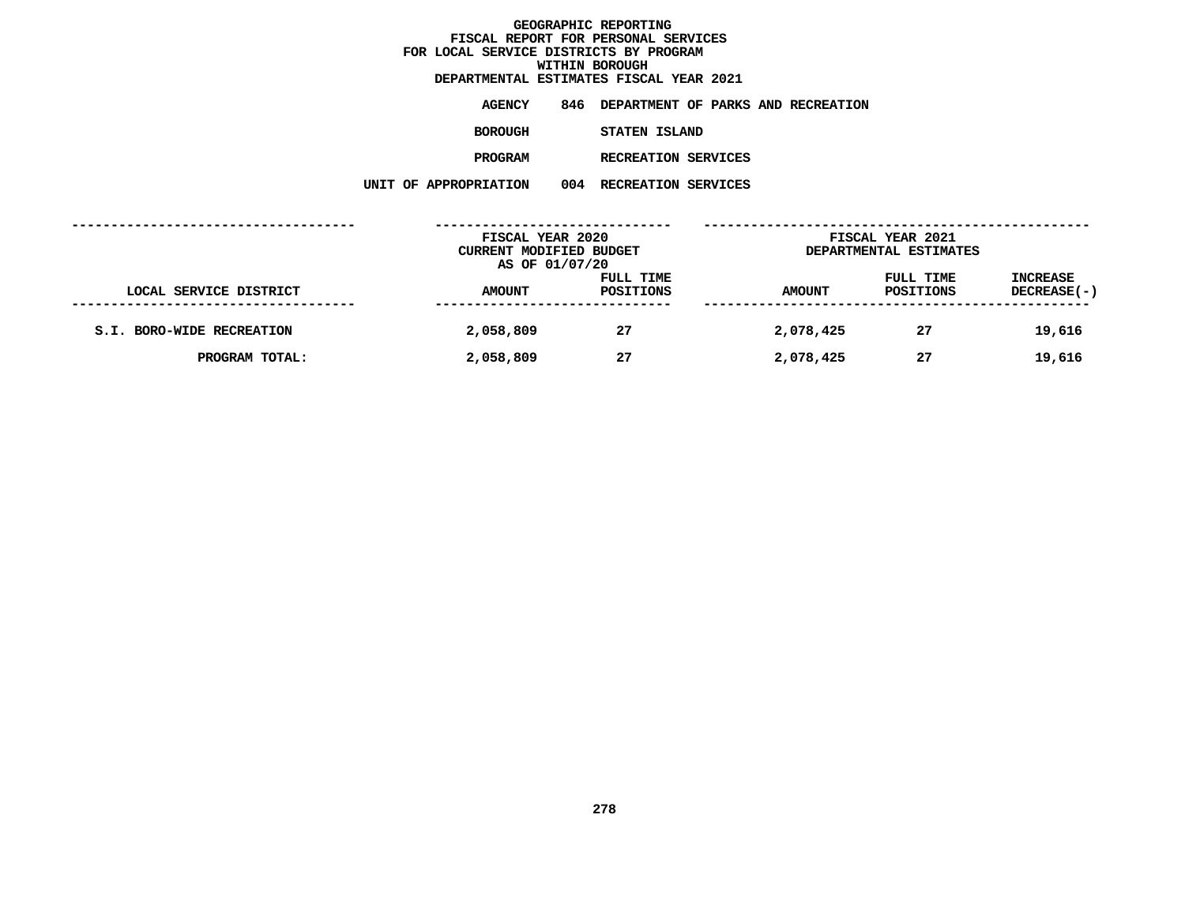# GEOGRAPHIC REPORTING
## FISCAL REPORT FOR PERSONAL SERVICES
## FOR LOCAL SERVICE DISTRICTS BY PROGRAM
## WITHIN BOROUGH
## DEPARTMENTAL ESTIMATES FISCAL YEAR 2021

**AGENCY** 846 DEPARTMENT OF PARKS AND RECREATION

**BOROUGH** STATEN ISLAND

**PROGRAM** RECREATION SERVICES

**UNIT OF APPROPRIATION** 004 RECREATION SERVICES

| | FISCAL YEAR 2020 CURRENT MODIFIED BUDGET AS OF 01/07/20 | | FISCAL YEAR 2021 DEPARTMENTAL ESTIMATES | | |
|---|---|---|---|---|---|
| LOCAL SERVICE DISTRICT | AMOUNT | FULL TIME POSITIONS | AMOUNT | FULL TIME POSITIONS | INCREASE DECREASE(-) |
| S.I. BORO-WIDE RECREATION | 2,058,809 | 27 | 2,078,425 | 27 | 19,616 |
| PROGRAM TOTAL: | 2,058,809 | 27 | 2,078,425 | 27 | 19,616 |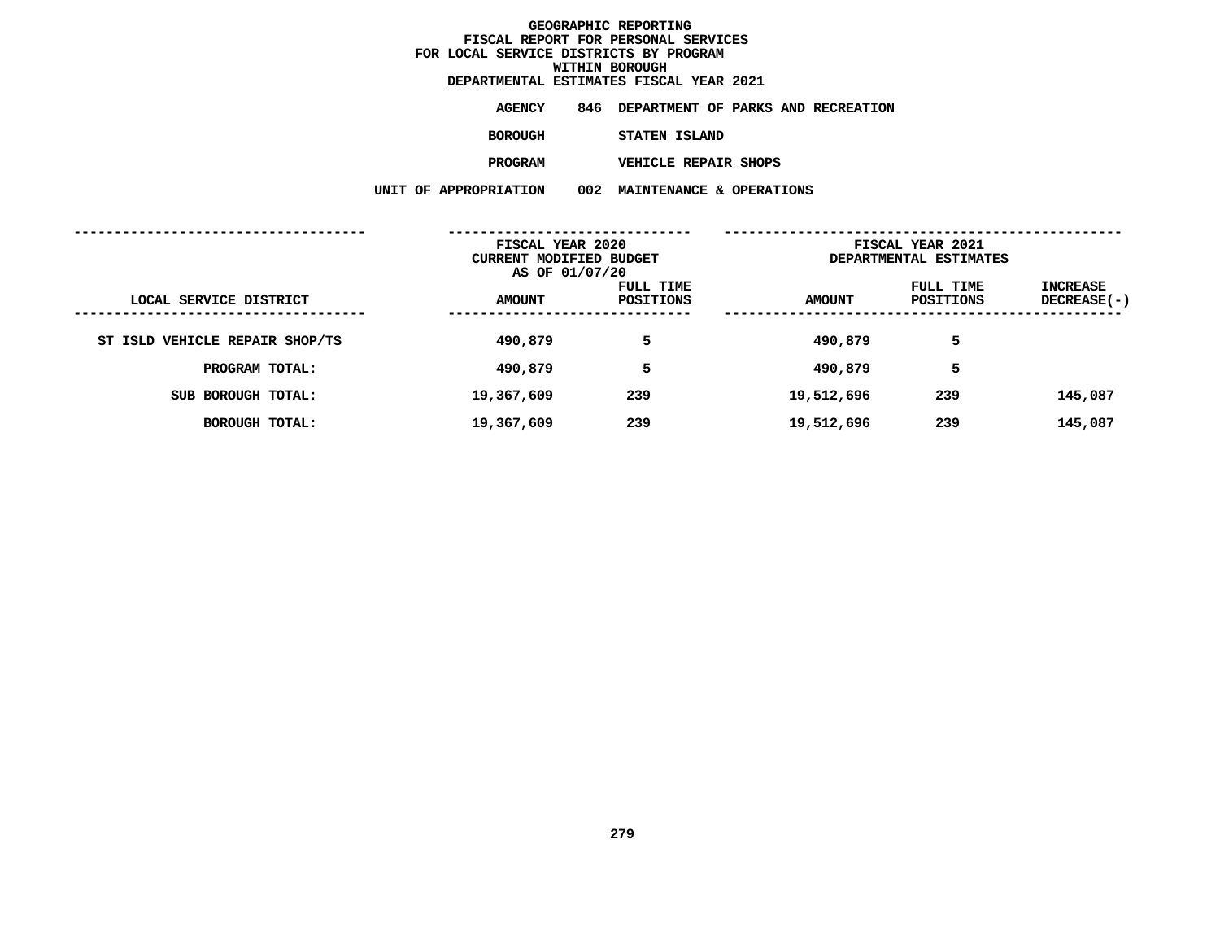# GEOGRAPHIC REPORTING
## FISCAL REPORT FOR PERSONAL SERVICES
## FOR LOCAL SERVICE DISTRICTS BY PROGRAM
## WITHIN BOROUGH
## DEPARTMENTAL ESTIMATES FISCAL YEAR 2021

**AGENCY** 846 DEPARTMENT OF PARKS AND RECREATION

**BOROUGH** STATEN ISLAND

**PROGRAM** VEHICLE REPAIR SHOPS

**UNIT OF APPROPRIATION** 002 MAINTENANCE & OPERATIONS

| | FISCAL YEAR 2020 CURRENT MODIFIED BUDGET AS OF 01/07/20 | | FISCAL YEAR 2021 DEPARTMENTAL ESTIMATES | | |
|---|---|---|---|---|---|
| LOCAL SERVICE DISTRICT | AMOUNT | FULL TIME POSITIONS | AMOUNT | FULL TIME POSITIONS | INCREASE DECREASE(-) |
| ST ISLD VEHICLE REPAIR SHOP/TS | 490,879 | 5 | 490,879 | 5 | |
| PROGRAM TOTAL: | 490,879 | 5 | 490,879 | 5 | |
| SUB BOROUGH TOTAL: | 19,367,609 | 239 | 19,512,696 | 239 | 145,087 |
| BOROUGH TOTAL: | 19,367,609 | 239 | 19,512,696 | 239 | 145,087 |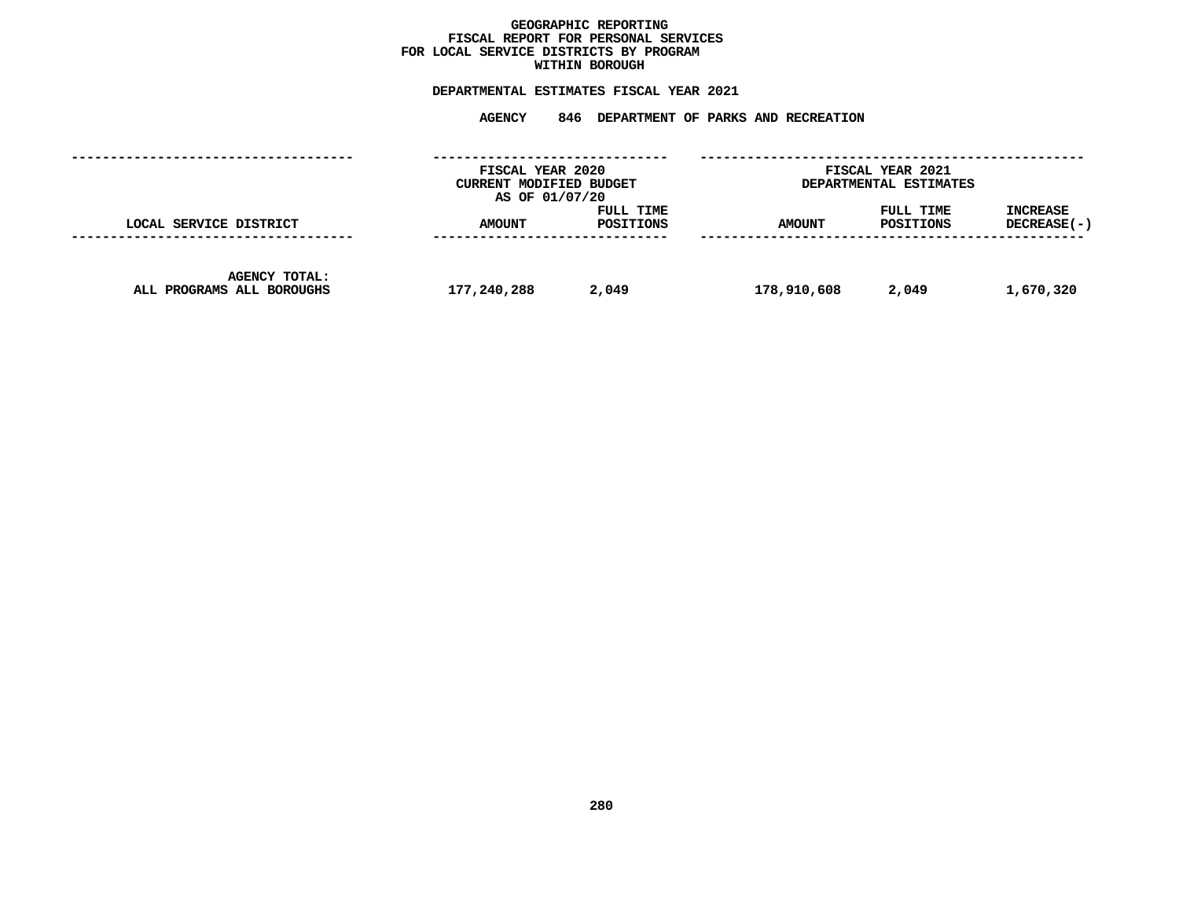# GEOGRAPHIC REPORTING
## FISCAL REPORT FOR PERSONAL SERVICES
## FOR LOCAL SERVICE DISTRICTS BY PROGRAM
## WITHIN BOROUGH

**DEPARTMENTAL ESTIMATES FISCAL YEAR 2021**

**AGENCY 846 DEPARTMENT OF PARKS AND RECREATION**

| LOCAL SERVICE DISTRICT | FISCAL YEAR 2020 CURRENT MODIFIED BUDGET AS OF 01/07/20 AMOUNT | FULL TIME POSITIONS | FISCAL YEAR 2021 DEPARTMENTAL ESTIMATES AMOUNT | FULL TIME POSITIONS | INCREASE DECREASE(-) |
|---|---|---|---|---|---|
| AGENCY TOTAL: ALL PROGRAMS ALL BOROUGHS | 177,240,288 | 2,049 | 178,910,608 | 2,049 | 1,670,320 |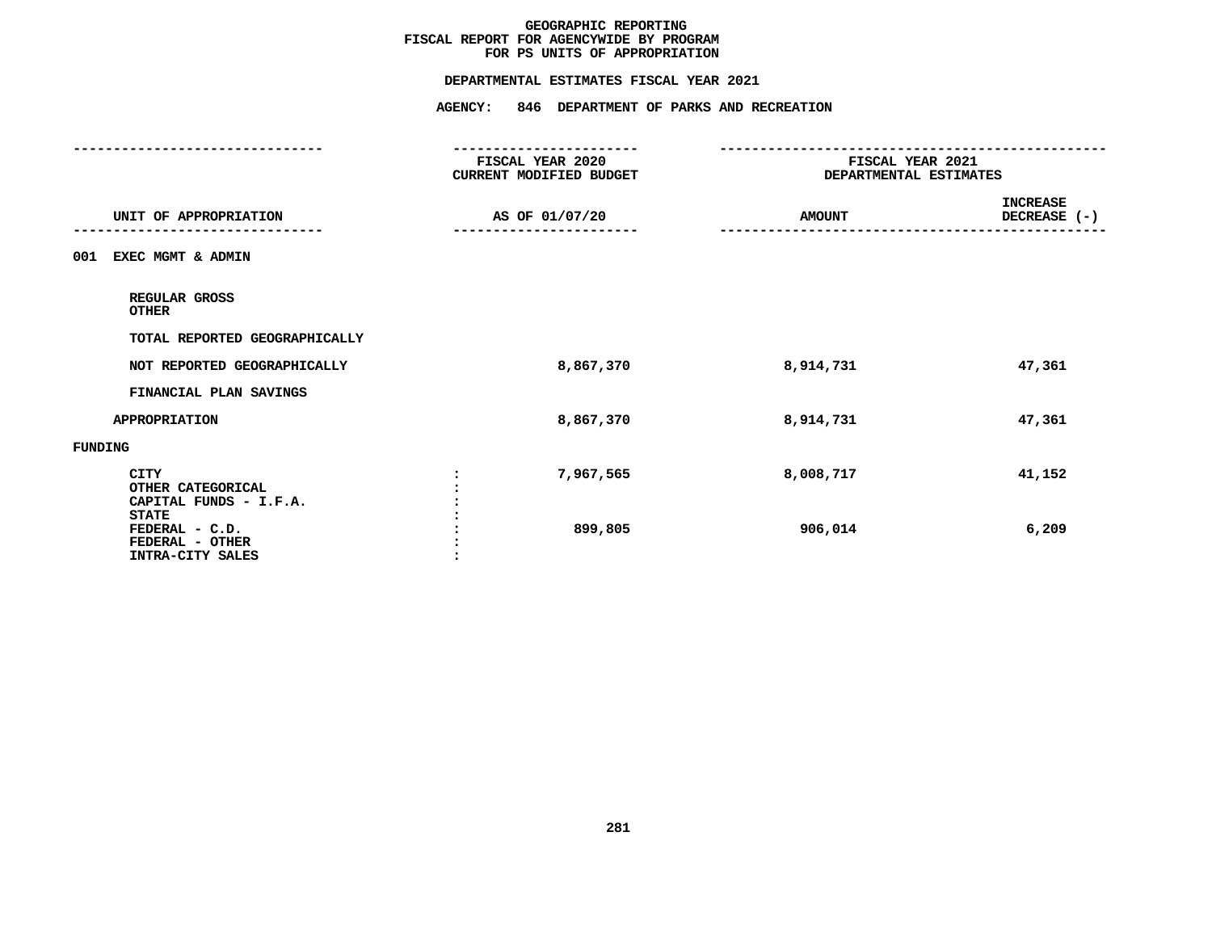# GEOGRAPHIC REPORTING
## FISCAL REPORT FOR AGENCYWIDE BY PROGRAM
## FOR PS UNITS OF APPROPRIATION

**DEPARTMENTAL ESTIMATES FISCAL YEAR 2021**

**AGENCY: 846 DEPARTMENT OF PARKS AND RECREATION**

| UNIT OF APPROPRIATION | FISCAL YEAR 2020 CURRENT MODIFIED BUDGET AS OF 01/07/20 | FISCAL YEAR 2021 DEPARTMENTAL ESTIMATES AMOUNT | INCREASE DECREASE (-) |
|---|---|---|---|
| 001 EXEC MGMT & ADMIN | | | |
| REGULAR GROSS | | | |
| OTHER | | | |
| TOTAL REPORTED GEOGRAPHICALLY | | | |
| NOT REPORTED GEOGRAPHICALLY | 8,867,370 | 8,914,731 | 47,361 |
| FINANCIAL PLAN SAVINGS | | | |
| APPROPRIATION | 8,867,370 | 8,914,731 | 47,361 |
| FUNDING | | | |
| CITY | 7,967,565 | 8,008,717 | 41,152 |
| OTHER CATEGORICAL | | | |
| CAPITAL FUNDS - I.F.A. | | | |
| STATE | | | |
| FEDERAL - C.D. | 899,805 | 906,014 | 6,209 |
| FEDERAL - OTHER | | | |
| INTRA-CITY SALES | | | |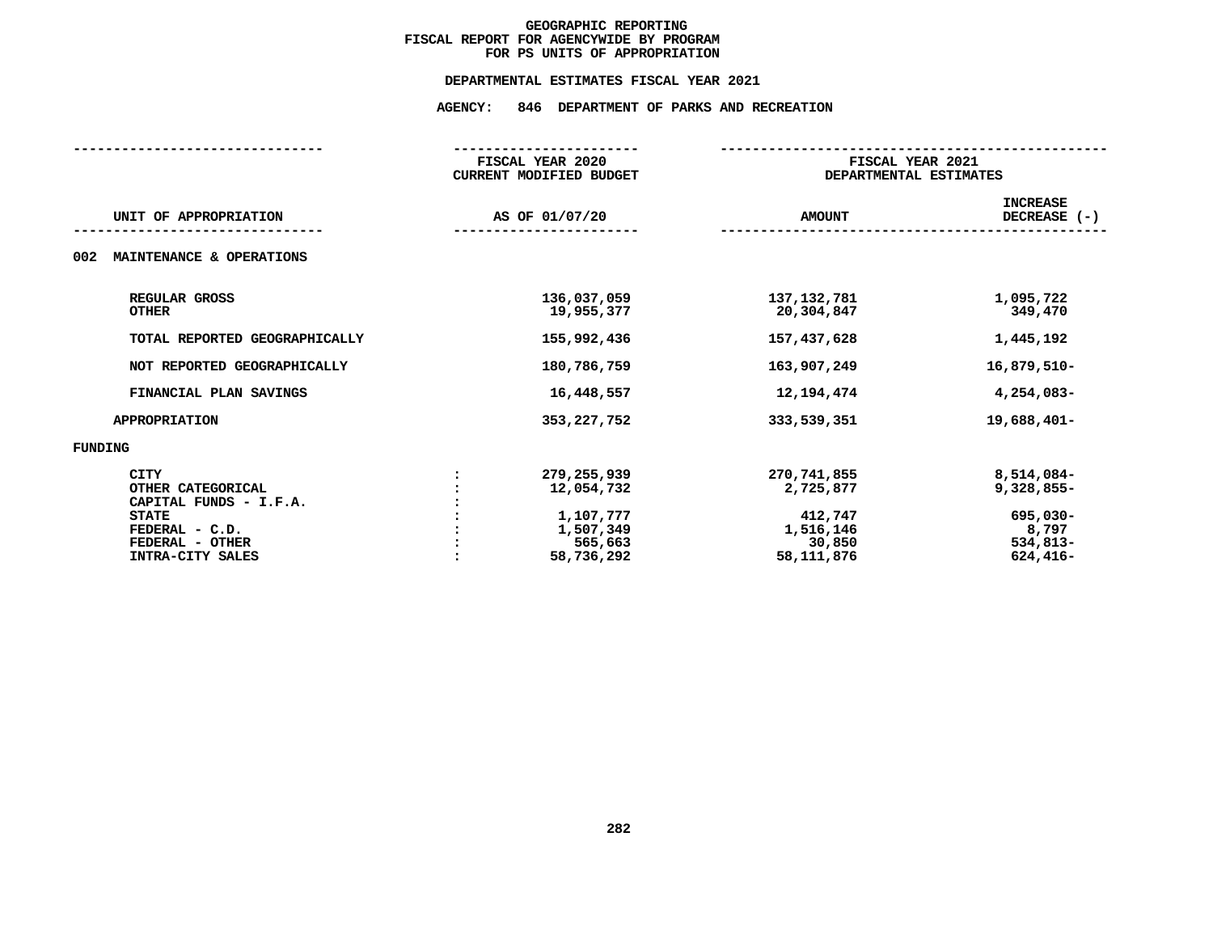# GEOGRAPHIC REPORTING
## FISCAL REPORT FOR AGENCYWIDE BY PROGRAM
## FOR PS UNITS OF APPROPRIATION

### DEPARTMENTAL ESTIMATES FISCAL YEAR 2021

### AGENCY: 846 DEPARTMENT OF PARKS AND RECREATION

| UNIT OF APPROPRIATION | | FISCAL YEAR 2020 CURRENT MODIFIED BUDGET AS OF 01/07/20 | FISCAL YEAR 2021 DEPARTMENTAL ESTIMATES AMOUNT | INCREASE DECREASE (-) |
|---|---|---|---|---|
| **002 MAINTENANCE & OPERATIONS** | | | | |
| REGULAR GROSS | | 136,037,059 | 137,132,781 | 1,095,722 |
| OTHER | | 19,955,377 | 20,304,847 | 349,470 |
| TOTAL REPORTED GEOGRAPHICALLY | | 155,992,436 | 157,437,628 | 1,445,192 |
| NOT REPORTED GEOGRAPHICALLY | | 180,786,759 | 163,907,249 | 16,879,510- |
| FINANCIAL PLAN SAVINGS | | 16,448,557 | 12,194,474 | 4,254,083- |
| APPROPRIATION | | 353,227,752 | 333,539,351 | 19,688,401- |
| **FUNDING** | | | | |
| CITY | : | 279,255,939 | 270,741,855 | 8,514,084- |
| OTHER CATEGORICAL | : | 12,054,732 | 2,725,877 | 9,328,855- |
| CAPITAL FUNDS - I.F.A. | : | | | |
| STATE | : | 1,107,777 | 412,747 | 695,030- |
| FEDERAL - C.D. | : | 1,507,349 | 1,516,146 | 8,797 |
| FEDERAL - OTHER | : | 565,663 | 30,850 | 534,813- |
| INTRA-CITY SALES | : | 58,736,292 | 58,111,876 | 624,416- |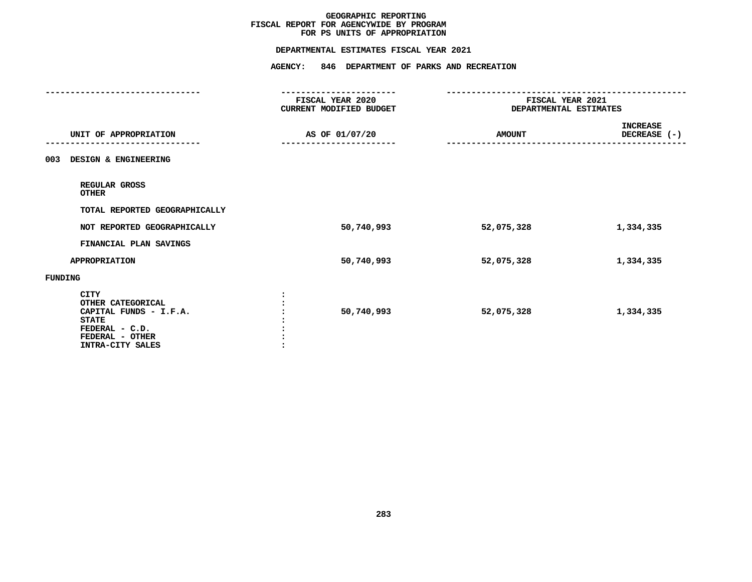# GEOGRAPHIC REPORTING
## FISCAL REPORT FOR AGENCYWIDE BY PROGRAM
## FOR PS UNITS OF APPROPRIATION

**DEPARTMENTAL ESTIMATES FISCAL YEAR 2021**

**AGENCY: 846 DEPARTMENT OF PARKS AND RECREATION**

| UNIT OF APPROPRIATION | FISCAL YEAR 2020 CURRENT MODIFIED BUDGET AS OF 01/07/20 | FISCAL YEAR 2021 DEPARTMENTAL ESTIMATES AMOUNT | INCREASE DECREASE (-) |
|---|---|---|---|
| **003 DESIGN & ENGINEERING** | | | |
| REGULAR GROSS | | | |
| OTHER | | | |
| TOTAL REPORTED GEOGRAPHICALLY | | | |
| NOT REPORTED GEOGRAPHICALLY | 50,740,993 | 52,075,328 | 1,334,335 |
| FINANCIAL PLAN SAVINGS | | | |
| APPROPRIATION | 50,740,993 | 52,075,328 | 1,334,335 |
| **FUNDING** | | | |
| CITY | | | |
| OTHER CATEGORICAL | | | |
| CAPITAL FUNDS - I.F.A. | 50,740,993 | 52,075,328 | 1,334,335 |
| STATE | | | |
| FEDERAL - C.D. | | | |
| FEDERAL - OTHER | | | |
| INTRA-CITY SALES | | | |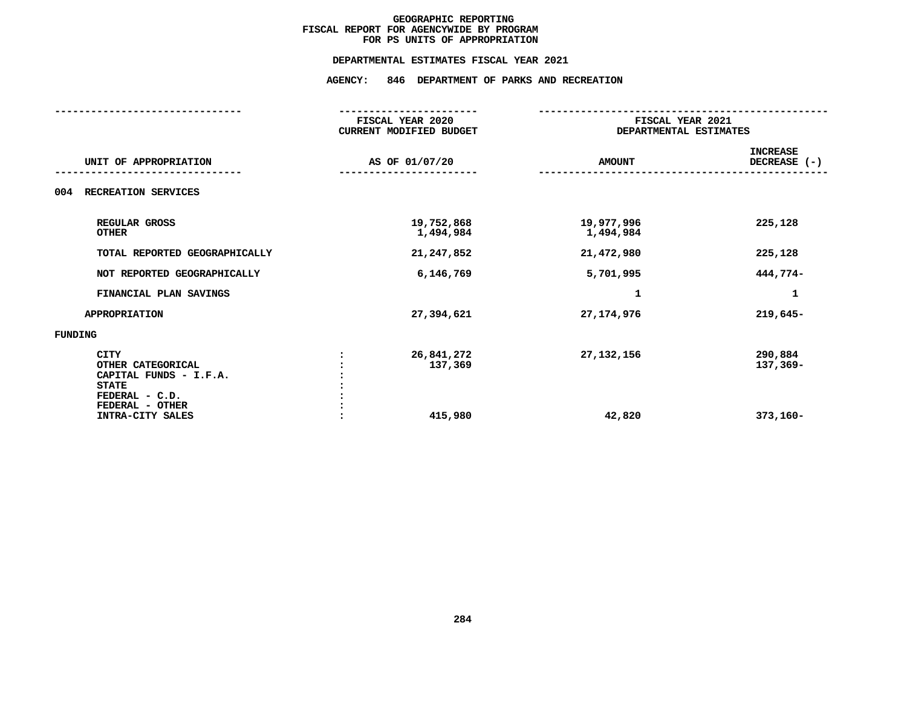# GEOGRAPHIC REPORTING
## FISCAL REPORT FOR AGENCYWIDE BY PROGRAM
## FOR PS UNITS OF APPROPRIATION

### DEPARTMENTAL ESTIMATES FISCAL YEAR 2021

### AGENCY: 846 DEPARTMENT OF PARKS AND RECREATION

| UNIT OF APPROPRIATION | FISCAL YEAR 2020 CURRENT MODIFIED BUDGET AS OF 01/07/20 | FISCAL YEAR 2021 DEPARTMENTAL ESTIMATES AMOUNT | INCREASE DECREASE (-) |
|---|---|---|---|
| **004 RECREATION SERVICES** | | | |
| REGULAR GROSS | 19,752,868 | 19,977,996 | 225,128 |
| OTHER | 1,494,984 | 1,494,984 | |
| TOTAL REPORTED GEOGRAPHICALLY | 21,247,852 | 21,472,980 | 225,128 |
| NOT REPORTED GEOGRAPHICALLY | 6,146,769 | 5,701,995 | 444,774- |
| FINANCIAL PLAN SAVINGS | | 1 | 1 |
| APPROPRIATION | 27,394,621 | 27,174,976 | 219,645- |
| **FUNDING** | | | |
| CITY | 26,841,272 | 27,132,156 | 290,884 |
| OTHER CATEGORICAL | 137,369 | | 137,369- |
| CAPITAL FUNDS - I.F.A. | | | |
| STATE | | | |
| FEDERAL - C.D. | | | |
| FEDERAL - OTHER | | | |
| INTRA-CITY SALES | 415,980 | 42,820 | 373,160- |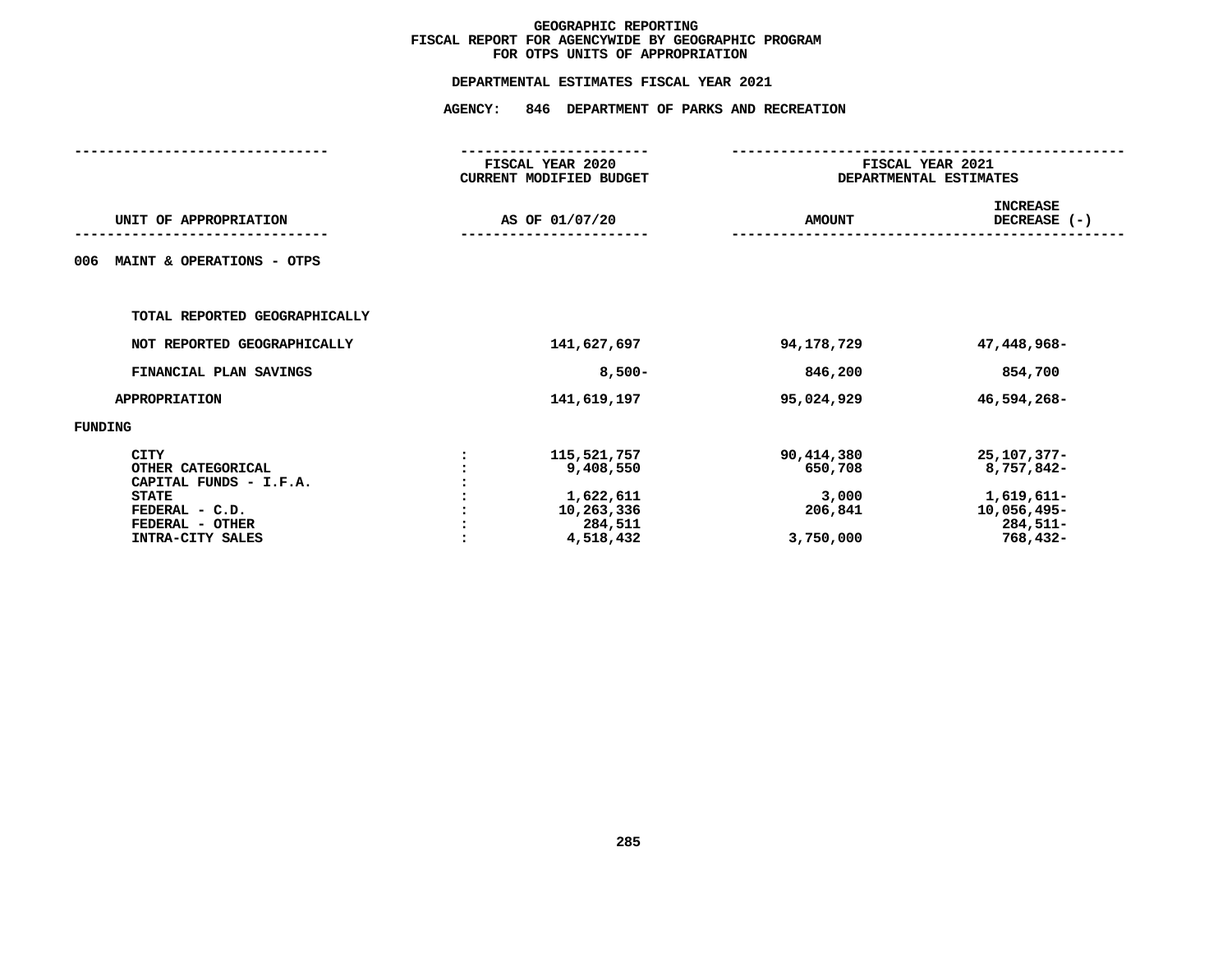# GEOGRAPHIC REPORTING
## FISCAL REPORT FOR AGENCYWIDE BY GEOGRAPHIC PROGRAM
## FOR OTPS UNITS OF APPROPRIATION

### DEPARTMENTAL ESTIMATES FISCAL YEAR 2021

### AGENCY: 846 DEPARTMENT OF PARKS AND RECREATION

| UNIT OF APPROPRIATION | | FISCAL YEAR 2020 CURRENT MODIFIED BUDGET AS OF 01/07/20 | FISCAL YEAR 2021 DEPARTMENTAL ESTIMATES AMOUNT | INCREASE DECREASE (-) |
|---|---|---|---|---|
| **006 MAINT & OPERATIONS - OTPS** | | | | |
| TOTAL REPORTED GEOGRAPHICALLY | | | | |
| NOT REPORTED GEOGRAPHICALLY | | 141,627,697 | 94,178,729 | 47,448,968- |
| FINANCIAL PLAN SAVINGS | | 8,500- | 846,200 | 854,700 |
| APPROPRIATION | | 141,619,197 | 95,024,929 | 46,594,268- |
| **FUNDING** | | | | |
| CITY | : | 115,521,757 | 90,414,380 | 25,107,377- |
| OTHER CATEGORICAL | : | 9,408,550 | 650,708 | 8,757,842- |
| CAPITAL FUNDS - I.F.A. | : | | | |
| STATE | : | 1,622,611 | 3,000 | 1,619,611- |
| FEDERAL - C.D. | : | 10,263,336 | 206,841 | 10,056,495- |
| FEDERAL - OTHER | : | 284,511 | | 284,511- |
| INTRA-CITY SALES | : | 4,518,432 | 3,750,000 | 768,432- |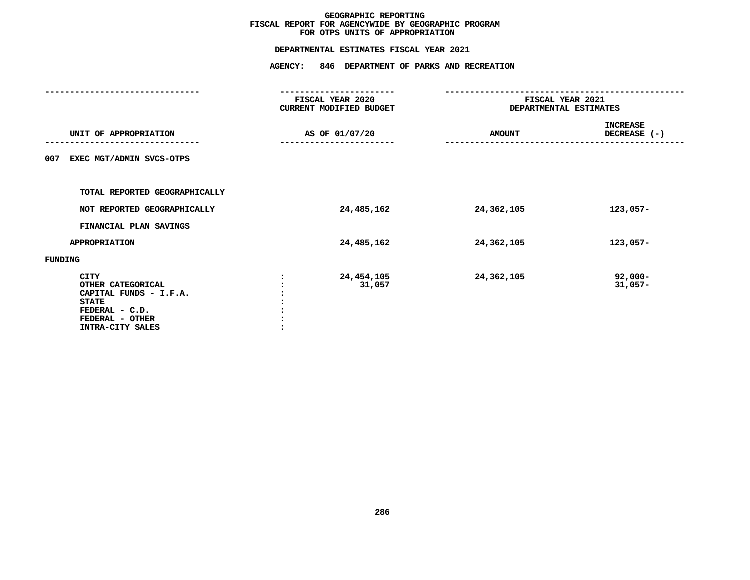# GEOGRAPHIC REPORTING
## FISCAL REPORT FOR AGENCYWIDE BY GEOGRAPHIC PROGRAM
## FOR OTPS UNITS OF APPROPRIATION

### DEPARTMENTAL ESTIMATES FISCAL YEAR 2021

### AGENCY: 846 DEPARTMENT OF PARKS AND RECREATION

| UNIT OF APPROPRIATION | FISCAL YEAR 2020 CURRENT MODIFIED BUDGET AS OF 01/07/20 | FISCAL YEAR 2021 DEPARTMENTAL ESTIMATES AMOUNT | INCREASE DECREASE (-) |
|---|---|---|---|
| 007 EXEC MGT/ADMIN SVCS-OTPS | | | |
| TOTAL REPORTED GEOGRAPHICALLY | | | |
| NOT REPORTED GEOGRAPHICALLY | 24,485,162 | 24,362,105 | 123,057- |
| FINANCIAL PLAN SAVINGS | | | |
| APPROPRIATION | 24,485,162 | 24,362,105 | 123,057- |
| FUNDING | | | |
| CITY | 24,454,105 | 24,362,105 | 92,000- |
| OTHER CATEGORICAL | 31,057 | | 31,057- |
| CAPITAL FUNDS - I.F.A. | | | |
| STATE | | | |
| FEDERAL - C.D. | | | |
| FEDERAL - OTHER | | | |
| INTRA-CITY SALES | | | |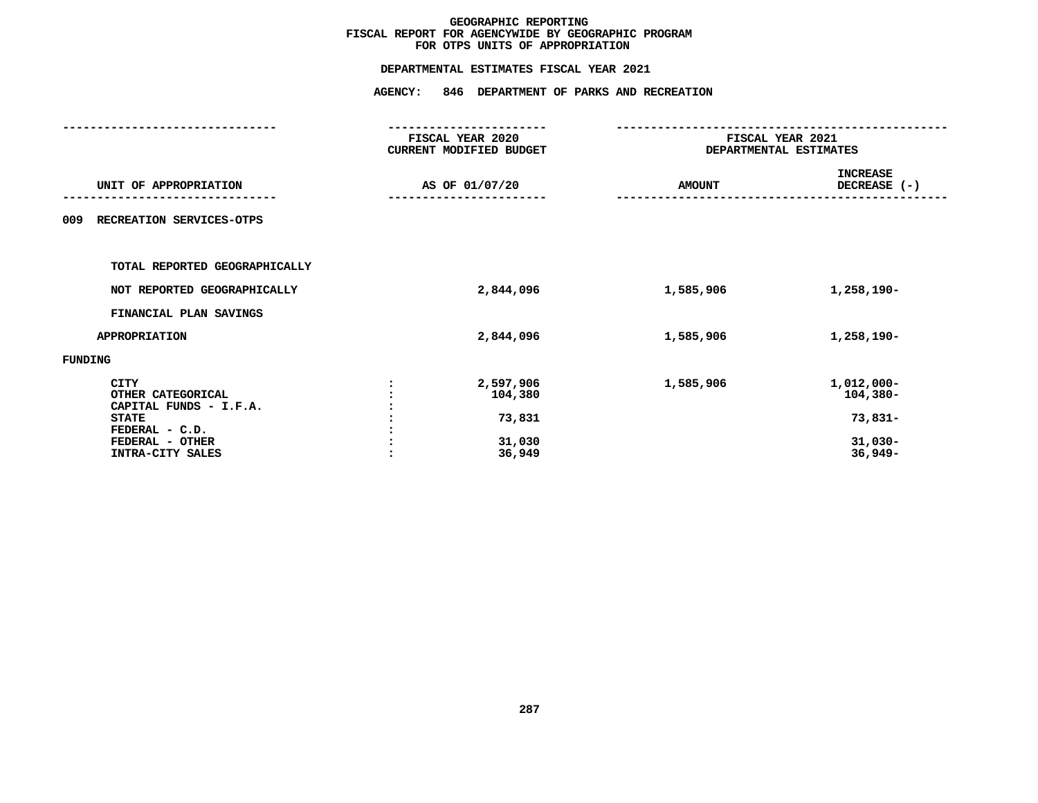# GEOGRAPHIC REPORTING
## FISCAL REPORT FOR AGENCYWIDE BY GEOGRAPHIC PROGRAM
## FOR OTPS UNITS OF APPROPRIATION

### DEPARTMENTAL ESTIMATES FISCAL YEAR 2021

### AGENCY: 846 DEPARTMENT OF PARKS AND RECREATION

| UNIT OF APPROPRIATION | | FISCAL YEAR 2020 CURRENT MODIFIED BUDGET AS OF 01/07/20 | FISCAL YEAR 2021 DEPARTMENTAL ESTIMATES AMOUNT | INCREASE DECREASE (-) |
|---|---|---|---|---|
| 009 RECREATION SERVICES-OTPS | | | | |
| TOTAL REPORTED GEOGRAPHICALLY | | | | |
| NOT REPORTED GEOGRAPHICALLY | | 2,844,096 | 1,585,906 | 1,258,190- |
| FINANCIAL PLAN SAVINGS | | | | |
| APPROPRIATION | | 2,844,096 | 1,585,906 | 1,258,190- |
| FUNDING | | | | |
| CITY | : | 2,597,906 | 1,585,906 | 1,012,000- |
| OTHER CATEGORICAL | : | 104,380 | | 104,380- |
| CAPITAL FUNDS - I.F.A. | : | | | |
| STATE | : | 73,831 | | 73,831- |
| FEDERAL - C.D. | : | | | |
| FEDERAL - OTHER | : | 31,030 | | 31,030- |
| INTRA-CITY SALES | : | 36,949 | | 36,949- |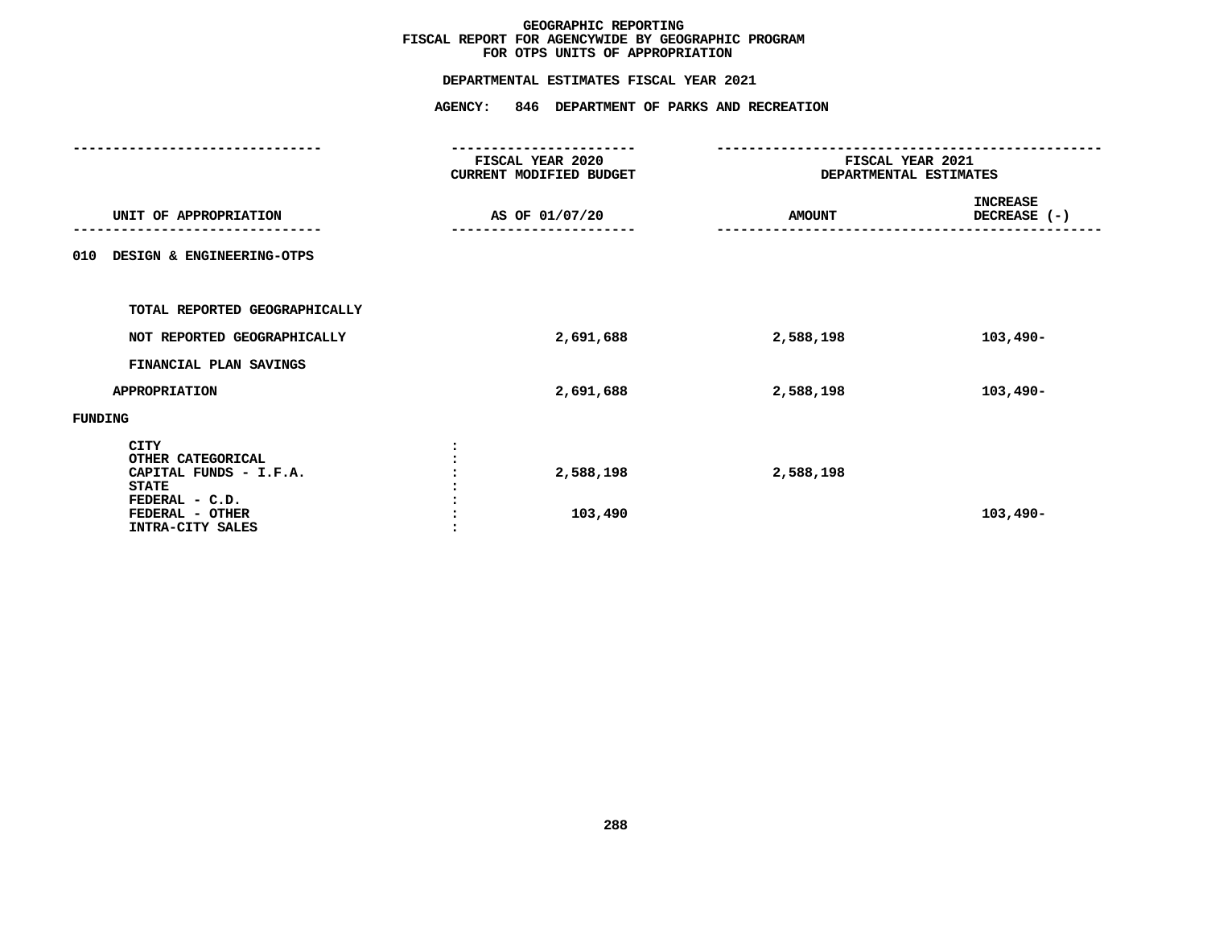# GEOGRAPHIC REPORTING
## FISCAL REPORT FOR AGENCYWIDE BY GEOGRAPHIC PROGRAM
## FOR OTPS UNITS OF APPROPRIATION

### DEPARTMENTAL ESTIMATES FISCAL YEAR 2021

### AGENCY: 846 DEPARTMENT OF PARKS AND RECREATION

| UNIT OF APPROPRIATION | FISCAL YEAR 2020 CURRENT MODIFIED BUDGET AS OF 01/07/20 | FISCAL YEAR 2021 DEPARTMENTAL ESTIMATES AMOUNT | INCREASE DECREASE (-) |
|---|---|---|---|
| **010 DESIGN & ENGINEERING-OTPS** | | | |
| TOTAL REPORTED GEOGRAPHICALLY | | | |
| NOT REPORTED GEOGRAPHICALLY | 2,691,688 | 2,588,198 | 103,490- |
| FINANCIAL PLAN SAVINGS | | | |
| APPROPRIATION | 2,691,688 | 2,588,198 | 103,490- |
| **FUNDING** | | | |
| CITY | | | |
| OTHER CATEGORICAL | | | |
| CAPITAL FUNDS - I.F.A. | 2,588,198 | 2,588,198 | |
| STATE | | | |
| FEDERAL - C.D. | | | |
| FEDERAL - OTHER | 103,490 | | 103,490- |
| INTRA-CITY SALES | | | |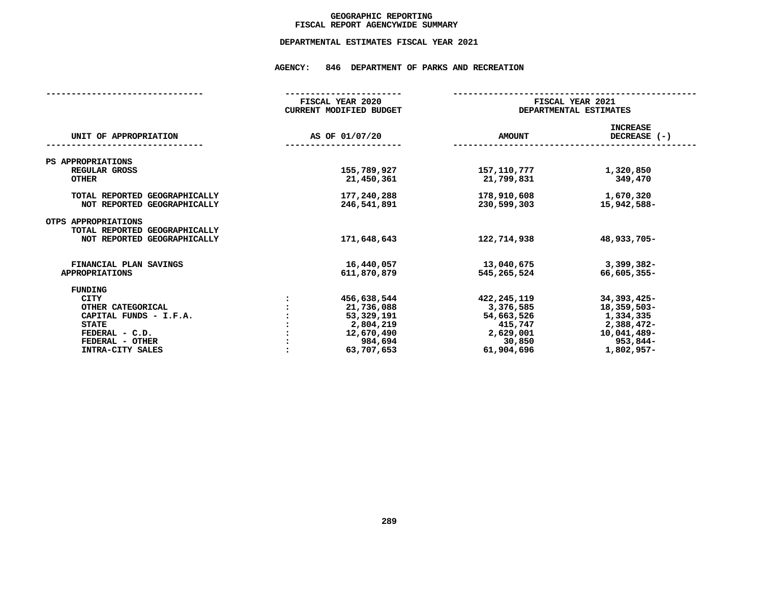# GEOGRAPHIC REPORTING
## FISCAL REPORT AGENCYWIDE SUMMARY

### DEPARTMENTAL ESTIMATES FISCAL YEAR 2021

### AGENCY: 846 DEPARTMENT OF PARKS AND RECREATION

| UNIT OF APPROPRIATION | FISCAL YEAR 2020 CURRENT MODIFIED BUDGET AS OF 01/07/20 | FISCAL YEAR 2021 DEPARTMENTAL ESTIMATES AMOUNT | FISCAL YEAR 2021 DEPARTMENTAL ESTIMATES INCREASE DECREASE (-) |
|---|---|---|---|
| PS APPROPRIATIONS | | | |
| REGULAR GROSS | 155,789,927 | 157,110,777 | 1,320,850 |
| OTHER | 21,450,361 | 21,799,831 | 349,470 |
| TOTAL REPORTED GEOGRAPHICALLY | 177,240,288 | 178,910,608 | 1,670,320 |
| NOT REPORTED GEOGRAPHICALLY | 246,541,891 | 230,599,303 | 15,942,588- |
| OTPS APPROPRIATIONS | | | |
| TOTAL REPORTED GEOGRAPHICALLY | | | |
| NOT REPORTED GEOGRAPHICALLY | 171,648,643 | 122,714,938 | 48,933,705- |
| FINANCIAL PLAN SAVINGS | 16,440,057 | 13,040,675 | 3,399,382- |
| APPROPRIATIONS | 611,870,879 | 545,265,524 | 66,605,355- |
| FUNDING | | | |
| CITY | 456,638,544 | 422,245,119 | 34,393,425- |
| OTHER CATEGORICAL | 21,736,088 | 3,376,585 | 18,359,503- |
| CAPITAL FUNDS - I.F.A. | 53,329,191 | 54,663,526 | 1,334,335 |
| STATE | 2,804,219 | 415,747 | 2,388,472- |
| FEDERAL - C.D. | 12,670,490 | 2,629,001 | 10,041,489- |
| FEDERAL - OTHER | 984,694 | 30,850 | 953,844- |
| INTRA-CITY SALES | 63,707,653 | 61,904,696 | 1,802,957- |